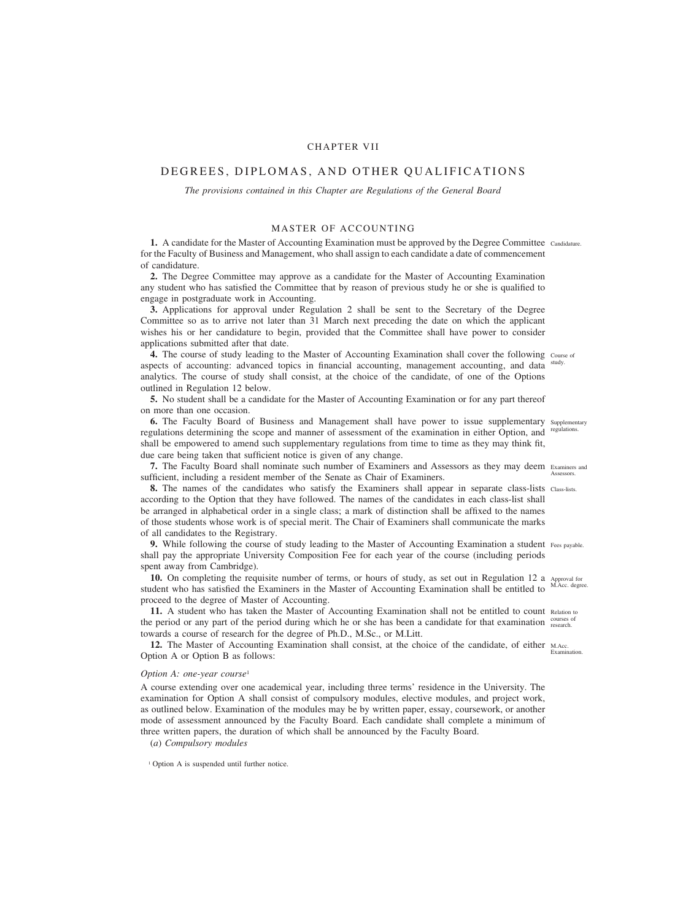# CHAPTER VII

# DEGREES, DIPLOMAS, AND OTHER QUALIFICATIONS

*The provisions contained in this Chapter are Regulations of the General Board*

## MASTER OF ACCOUNTING

**1.** A candidate for the Master of Accounting Examination must be approved by the Degree Committee for the Faculty of Business and Management, who shall assign to each candidate a date of commencement of candidature. *Candidature.*

**2.** The Degree Committee may approve as a candidate for the Master of Accounting Examination any student who has satisfied the Committee that by reason of previous study he or she is qualified to engage in postgraduate work in Accounting.

**3.** Applications for approval under Regulation 2 shall be sent to the Secretary of the Degree Committee so as to arrive not later than 31 March next preceding the date on which the applicant wishes his or her candidature to begin, provided that the Committee shall have power to consider applications submitted after that date.

**4.** The course of study leading to the Master of Accounting Examination shall cover the following aspects of accounting: advanced topics in financial accounting, management accounting, and data analytics. The course of study shall consist, at the choice of the candidate, of one of the Options outlined in Regulation 12 below. *Course of study.*

**5.** No student shall be a candidate for the Master of Accounting Examination or for any part thereof on more than one occasion.

**6.** The Faculty Board of Business and Management shall have power to issue supplementary regulations determining the scope and manner of assessment of the examination in either Option, and shall be empowered to amend such supplementary regulations from time to time as they may think fit, due care being taken that sufficient notice is given of any change. *Supplementary regulations.*

**7.** The Faculty Board shall nominate such number of Examiners and Assessors as they may deem sufficient, including a resident member of the Senate as Chair of Examiners. *Examiners and Assessors.*

**8.** The names of the candidates who satisfy the Examiners shall appear in separate class-lists according to the Option that they have followed. The names of the candidates in each class-list shall be arranged in alphabetical order in a single class; a mark of distinction shall be affixed to the names of those students whose work is of special merit. The Chair of Examiners shall communicate the marks of all candidates to the Registrary. *Class-lists.*

**9.** While following the course of study leading to the Master of Accounting Examination a student shall pay the appropriate University Composition Fee for each year of the course (including periods spent away from Cambridge). *Fees payable.*

**10.** On completing the requisite number of terms, or hours of study, as set out in Regulation 12 a student who has satisfied the Examiners in the Master of Accounting Examination shall be entitled to proceed to the degree of Master of Accounting. *Approval for M.Acc. degree.*

**11.** A student who has taken the Master of Accounting Examination shall not be entitled to count the period or any part of the period during which he or she has been a candidate for that examination towards a course of research for the degree of Ph.D., M.Sc., or M.Litt. *Relation to courses of research.*

**12.** The Master of Accounting Examination shall consist, at the choice of the candidate, of either Option A or Option B as follows: *M.Acc. Examination.*

*Option A: one-year course*[1]

A course extending over one academical year, including three terms' residence in the University. The examination for Option A shall consist of compulsory modules, elective modules, and project work, as outlined below. Examination of the modules may be by written paper, essay, coursework, or another mode of assessment announced by the Faculty Board. Each candidate shall complete a minimum of three written papers, the duration of which shall be announced by the Faculty Board.

(*a*) *Compulsory modules*

[1] Option A is suspended until further notice.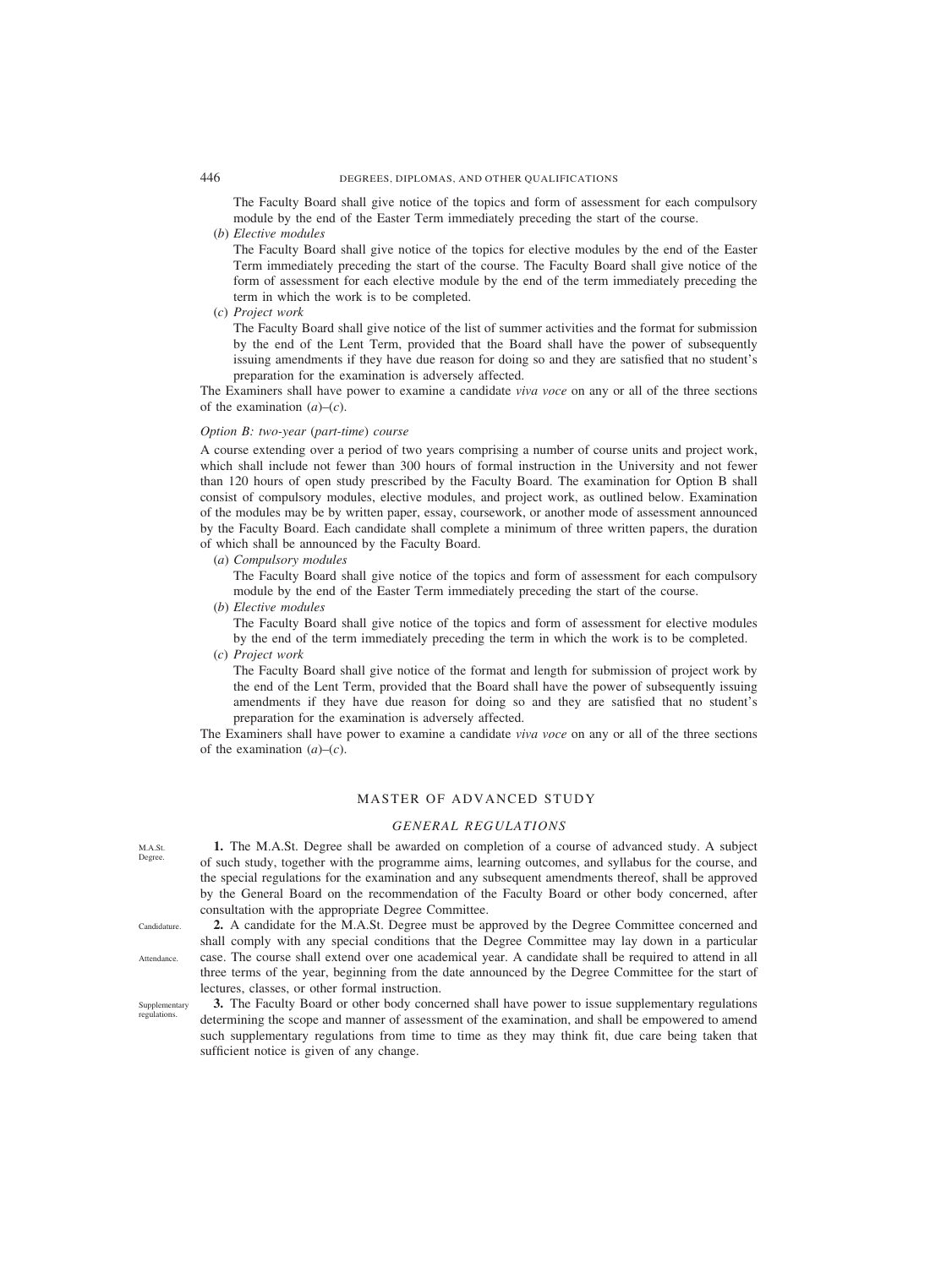The Faculty Board shall give notice of the topics and form of assessment for each compulsory module by the end of the Easter Term immediately preceding the start of the course.

(*b*) *Elective modules*

The Faculty Board shall give notice of the topics for elective modules by the end of the Easter Term immediately preceding the start of the course. The Faculty Board shall give notice of the form of assessment for each elective module by the end of the term immediately preceding the term in which the work is to be completed.

(*c*) *Project work*

The Faculty Board shall give notice of the list of summer activities and the format for submission by the end of the Lent Term, provided that the Board shall have the power of subsequently issuing amendments if they have due reason for doing so and they are satisfied that no student's preparation for the examination is adversely affected.

The Examiners shall have power to examine a candidate *viva voce* on any or all of the three sections of the examination (*a*)–(*c*).

*Option B: two-year (part-time) course*

A course extending over a period of two years comprising a number of course units and project work, which shall include not fewer than 300 hours of formal instruction in the University and not fewer than 120 hours of open study prescribed by the Faculty Board. The examination for Option B shall consist of compulsory modules, elective modules, and project work, as outlined below. Examination of the modules may be by written paper, essay, coursework, or another mode of assessment announced by the Faculty Board. Each candidate shall complete a minimum of three written papers, the duration of which shall be announced by the Faculty Board.

(*a*) *Compulsory modules*

The Faculty Board shall give notice of the topics and form of assessment for each compulsory module by the end of the Easter Term immediately preceding the start of the course.

(*b*) *Elective modules*

The Faculty Board shall give notice of the topics and form of assessment for elective modules by the end of the term immediately preceding the term in which the work is to be completed.

(*c*) *Project work*

The Faculty Board shall give notice of the format and length for submission of project work by the end of the Lent Term, provided that the Board shall have the power of subsequently issuing amendments if they have due reason for doing so and they are satisfied that no student's preparation for the examination is adversely affected.

The Examiners shall have power to examine a candidate *viva voce* on any or all of the three sections of the examination (*a*)–(*c*).

## MASTER OF ADVANCED STUDY

### *GENERAL REGULATIONS*

*M.A.St. Degree.*

**1.** The M.A.St. Degree shall be awarded on completion of a course of advanced study. A subject of such study, together with the programme aims, learning outcomes, and syllabus for the course, and the special regulations for the examination and any subsequent amendments thereof, shall be approved by the General Board on the recommendation of the Faculty Board or other body concerned, after consultation with the appropriate Degree Committee.

*Candidature. Attendance.*

**2.** A candidate for the M.A.St. Degree must be approved by the Degree Committee concerned and shall comply with any special conditions that the Degree Committee may lay down in a particular case. The course shall extend over one academical year. A candidate shall be required to attend in all three terms of the year, beginning from the date announced by the Degree Committee for the start of lectures, classes, or other formal instruction.

*Supplementary regulations.*

**3.** The Faculty Board or other body concerned shall have power to issue supplementary regulations determining the scope and manner of assessment of the examination, and shall be empowered to amend such supplementary regulations from time to time as they may think fit, due care being taken that sufficient notice is given of any change.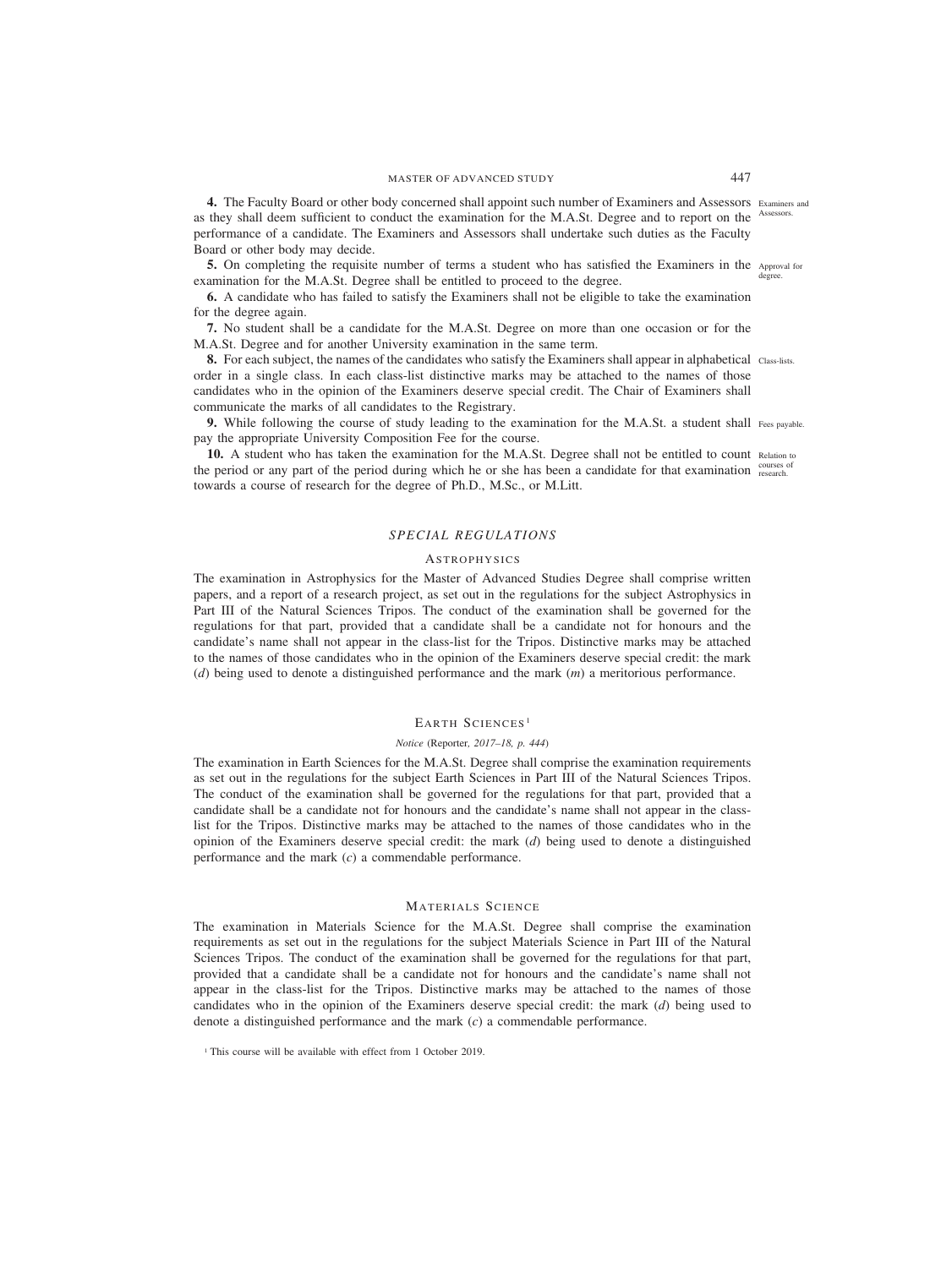**4.** The Faculty Board or other body concerned shall appoint such number of Examiners and Assessors as they shall deem sufficient to conduct the examination for the M.A.St. Degree and to report on the performance of a candidate. The Examiners and Assessors shall undertake such duties as the Faculty Board or other body may decide.

*Examiners and Assessors.*

**5.** On completing the requisite number of terms a student who has satisfied the Examiners in the examination for the M.A.St. Degree shall be entitled to proceed to the degree.

*Approval for degree.*

**6.** A candidate who has failed to satisfy the Examiners shall not be eligible to take the examination for the degree again.

**7.** No student shall be a candidate for the M.A.St. Degree on more than one occasion or for the M.A.St. Degree and for another University examination in the same term.

**8.** For each subject, the names of the candidates who satisfy the Examiners shall appear in alphabetical order in a single class. In each class-list distinctive marks may be attached to the names of those candidates who in the opinion of the Examiners deserve special credit. The Chair of Examiners shall communicate the marks of all candidates to the Registrary.

*Class-lists.*

**9.** While following the course of study leading to the examination for the M.A.St. a student shall pay the appropriate University Composition Fee for the course.

*Fees payable.*

**10.** A student who has taken the examination for the M.A.St. Degree shall not be entitled to count the period or any part of the period during which he or she has been a candidate for that examination towards a course of research for the degree of Ph.D., M.Sc., or M.Litt.

*Relation to courses of research.*

## *SPECIAL REGULATIONS*

### ASTROPHYSICS

The examination in Astrophysics for the Master of Advanced Studies Degree shall comprise written papers, and a report of a research project, as set out in the regulations for the subject Astrophysics in Part III of the Natural Sciences Tripos. The conduct of the examination shall be governed for the regulations for that part, provided that a candidate shall be a candidate not for honours and the candidate's name shall not appear in the class-list for the Tripos. Distinctive marks may be attached to the names of those candidates who in the opinion of the Examiners deserve special credit: the mark (*d*) being used to denote a distinguished performance and the mark (*m*) a meritorious performance.

### EARTH SCIENCES[1]

*Notice* (Reporter, *2017–18, p. 444*)

The examination in Earth Sciences for the M.A.St. Degree shall comprise the examination requirements as set out in the regulations for the subject Earth Sciences in Part III of the Natural Sciences Tripos. The conduct of the examination shall be governed for the regulations for that part, provided that a candidate shall be a candidate not for honours and the candidate's name shall not appear in the class-list for the Tripos. Distinctive marks may be attached to the names of those candidates who in the opinion of the Examiners deserve special credit: the mark (*d*) being used to denote a distinguished performance and the mark (*c*) a commendable performance.

### MATERIALS SCIENCE

The examination in Materials Science for the M.A.St. Degree shall comprise the examination requirements as set out in the regulations for the subject Materials Science in Part III of the Natural Sciences Tripos. The conduct of the examination shall be governed for the regulations for that part, provided that a candidate shall be a candidate not for honours and the candidate's name shall not appear in the class-list for the Tripos. Distinctive marks may be attached to the names of those candidates who in the opinion of the Examiners deserve special credit: the mark (*d*) being used to denote a distinguished performance and the mark (*c*) a commendable performance.

[1] This course will be available with effect from 1 October 2019.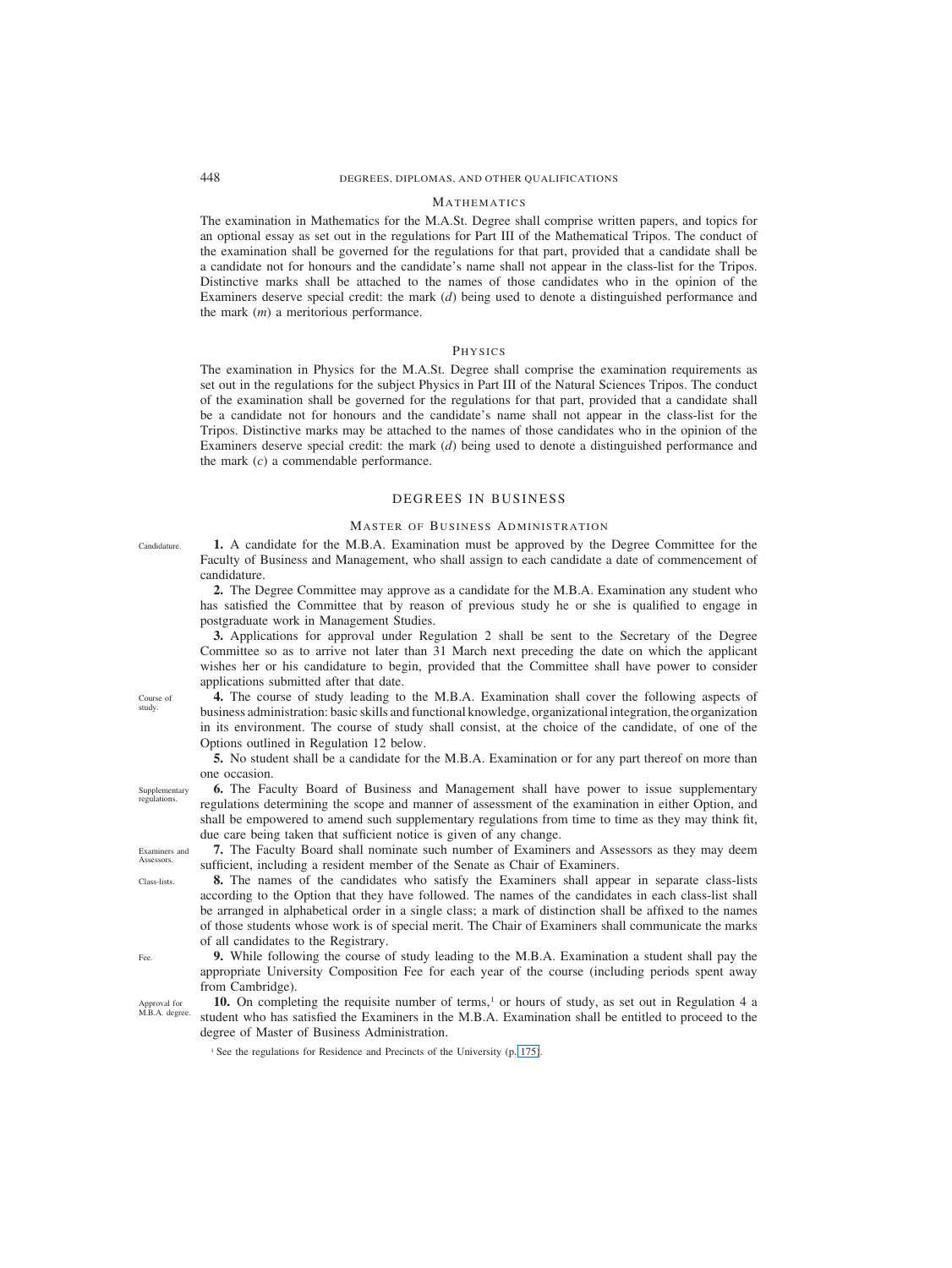### MATHEMATICS

The examination in Mathematics for the M.A.St. Degree shall comprise written papers, and topics for an optional essay as set out in the regulations for Part III of the Mathematical Tripos. The conduct of the examination shall be governed for the regulations for that part, provided that a candidate shall be a candidate not for honours and the candidate's name shall not appear in the class-list for the Tripos. Distinctive marks shall be attached to the names of those candidates who in the opinion of the Examiners deserve special credit: the mark (*d*) being used to denote a distinguished performance and the mark (*m*) a meritorious performance.

### PHYSICS

The examination in Physics for the M.A.St. Degree shall comprise the examination requirements as set out in the regulations for the subject Physics in Part III of the Natural Sciences Tripos. The conduct of the examination shall be governed for the regulations for that part, provided that a candidate shall be a candidate not for honours and the candidate's name shall not appear in the class-list for the Tripos. Distinctive marks may be attached to the names of those candidates who in the opinion of the Examiners deserve special credit: the mark (*d*) being used to denote a distinguished performance and the mark (*c*) a commendable performance.

## DEGREES IN BUSINESS

### MASTER OF BUSINESS ADMINISTRATION

Candidature.

**1.** A candidate for the M.B.A. Examination must be approved by the Degree Committee for the Faculty of Business and Management, who shall assign to each candidate a date of commencement of candidature.

**2.** The Degree Committee may approve as a candidate for the M.B.A. Examination any student who has satisfied the Committee that by reason of previous study he or she is qualified to engage in postgraduate work in Management Studies.

**3.** Applications for approval under Regulation 2 shall be sent to the Secretary of the Degree Committee so as to arrive not later than 31 March next preceding the date on which the applicant wishes her or his candidature to begin, provided that the Committee shall have power to consider applications submitted after that date.

Course of study.

**4.** The course of study leading to the M.B.A. Examination shall cover the following aspects of business administration: basic skills and functional knowledge, organizational integration, the organization in its environment. The course of study shall consist, at the choice of the candidate, of one of the Options outlined in Regulation 12 below.

**5.** No student shall be a candidate for the M.B.A. Examination or for any part thereof on more than one occasion.

Supplementary regulations.

**6.** The Faculty Board of Business and Management shall have power to issue supplementary regulations determining the scope and manner of assessment of the examination in either Option, and shall be empowered to amend such supplementary regulations from time to time as they may think fit, due care being taken that sufficient notice is given of any change.

Examiners and Assessors.

**7.** The Faculty Board shall nominate such number of Examiners and Assessors as they may deem sufficient, including a resident member of the Senate as Chair of Examiners.

Class-lists.

**8.** The names of the candidates who satisfy the Examiners shall appear in separate class-lists according to the Option that they have followed. The names of the candidates in each class-list shall be arranged in alphabetical order in a single class; a mark of distinction shall be affixed to the names of those students whose work is of special merit. The Chair of Examiners shall communicate the marks of all candidates to the Registrary.

Fee.

**9.** While following the course of study leading to the M.B.A. Examination a student shall pay the appropriate University Composition Fee for each year of the course (including periods spent away from Cambridge).

Approval for M.B.A. degree.

**10.** On completing the requisite number of terms,[1] or hours of study, as set out in Regulation 4 a student who has satisfied the Examiners in the M.B.A. Examination shall be entitled to proceed to the degree of Master of Business Administration.

[1] See the regulations for Residence and Precincts of the University (p. 175).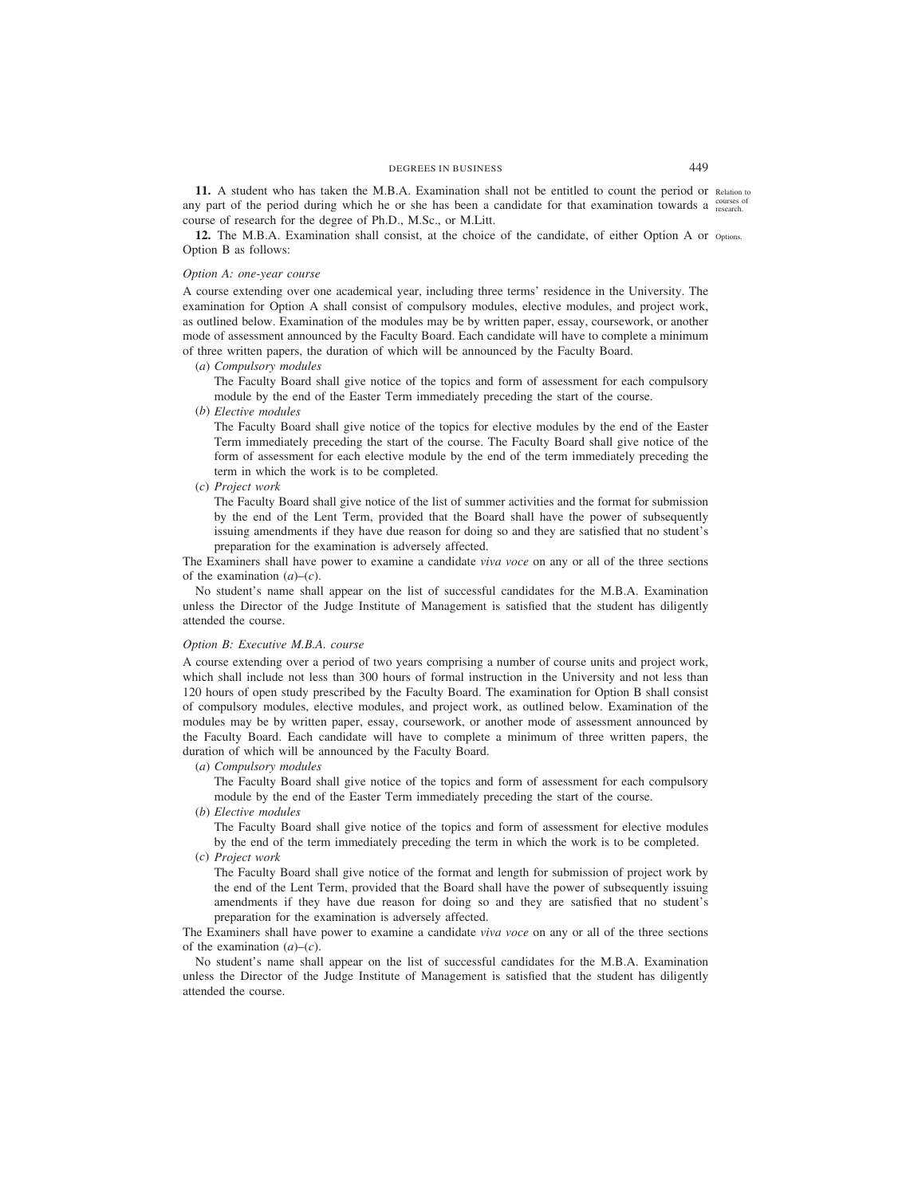**11.** A student who has taken the M.B.A. Examination shall not be entitled to count the period or any part of the period during which he or she has been a candidate for that examination towards a course of research for the degree of Ph.D., M.Sc., or M.Litt.

Relation to courses of research.

**12.** The M.B.A. Examination shall consist, at the choice of the candidate, of either Option A or Option B as follows:

Options.

*Option A: one-year course*

A course extending over one academical year, including three terms' residence in the University. The examination for Option A shall consist of compulsory modules, elective modules, and project work, as outlined below. Examination of the modules may be by written paper, essay, coursework, or another mode of assessment announced by the Faculty Board. Each candidate will have to complete a minimum of three written papers, the duration of which will be announced by the Faculty Board.

(*a*) *Compulsory modules*

The Faculty Board shall give notice of the topics and form of assessment for each compulsory module by the end of the Easter Term immediately preceding the start of the course.

(*b*) *Elective modules*

The Faculty Board shall give notice of the topics for elective modules by the end of the Easter Term immediately preceding the start of the course. The Faculty Board shall give notice of the form of assessment for each elective module by the end of the term immediately preceding the term in which the work is to be completed.

(*c*) *Project work*

The Faculty Board shall give notice of the list of summer activities and the format for submission by the end of the Lent Term, provided that the Board shall have the power of subsequently issuing amendments if they have due reason for doing so and they are satisfied that no student's preparation for the examination is adversely affected.

The Examiners shall have power to examine a candidate *viva voce* on any or all of the three sections of the examination (*a*)–(*c*).

No student's name shall appear on the list of successful candidates for the M.B.A. Examination unless the Director of the Judge Institute of Management is satisfied that the student has diligently attended the course.

*Option B: Executive M.B.A. course*

A course extending over a period of two years comprising a number of course units and project work, which shall include not less than 300 hours of formal instruction in the University and not less than 120 hours of open study prescribed by the Faculty Board. The examination for Option B shall consist of compulsory modules, elective modules, and project work, as outlined below. Examination of the modules may be by written paper, essay, coursework, or another mode of assessment announced by the Faculty Board. Each candidate will have to complete a minimum of three written papers, the duration of which will be announced by the Faculty Board.

(*a*) *Compulsory modules*

The Faculty Board shall give notice of the topics and form of assessment for each compulsory module by the end of the Easter Term immediately preceding the start of the course.

(*b*) *Elective modules*

The Faculty Board shall give notice of the topics and form of assessment for elective modules by the end of the term immediately preceding the term in which the work is to be completed.

(*c*) *Project work*

The Faculty Board shall give notice of the format and length for submission of project work by the end of the Lent Term, provided that the Board shall have the power of subsequently issuing amendments if they have due reason for doing so and they are satisfied that no student's preparation for the examination is adversely affected.

The Examiners shall have power to examine a candidate *viva voce* on any or all of the three sections of the examination (*a*)–(*c*).

No student's name shall appear on the list of successful candidates for the M.B.A. Examination unless the Director of the Judge Institute of Management is satisfied that the student has diligently attended the course.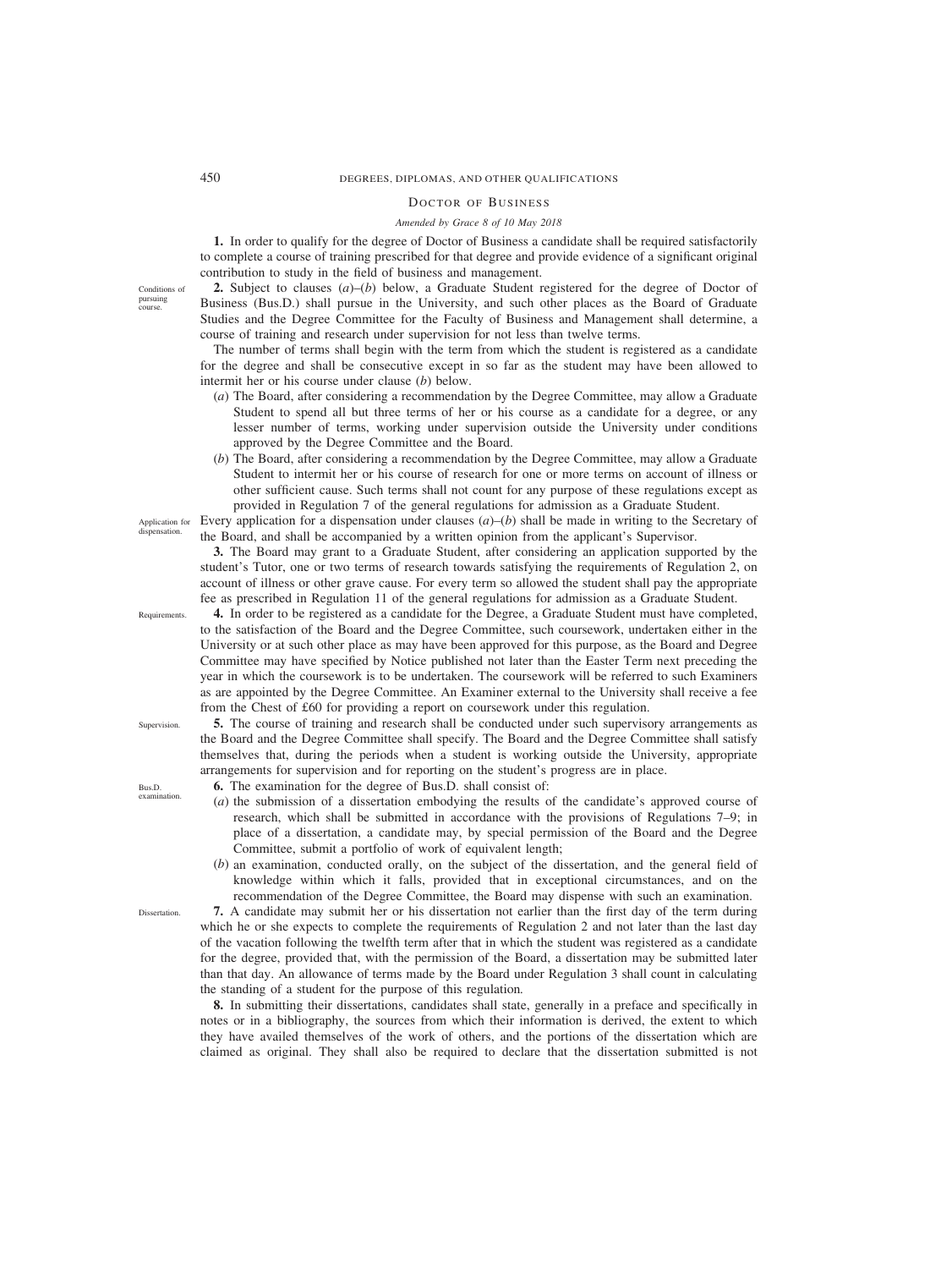## Doctor of Business

*Amended by Grace 8 of 10 May 2018*

**1.** In order to qualify for the degree of Doctor of Business a candidate shall be required satisfactorily to complete a course of training prescribed for that degree and provide evidence of a significant original contribution to study in the field of business and management.

Conditions of pursuing course.

**2.** Subject to clauses (*a*)–(*b*) below, a Graduate Student registered for the degree of Doctor of Business (Bus.D.) shall pursue in the University, and such other places as the Board of Graduate Studies and the Degree Committee for the Faculty of Business and Management shall determine, a course of training and research under supervision for not less than twelve terms.

The number of terms shall begin with the term from which the student is registered as a candidate for the degree and shall be consecutive except in so far as the student may have been allowed to intermit her or his course under clause (*b*) below.

(*a*) The Board, after considering a recommendation by the Degree Committee, may allow a Graduate Student to spend all but three terms of her or his course as a candidate for a degree, or any lesser number of terms, working under supervision outside the University under conditions approved by the Degree Committee and the Board.

(*b*) The Board, after considering a recommendation by the Degree Committee, may allow a Graduate Student to intermit her or his course of research for one or more terms on account of illness or other sufficient cause. Such terms shall not count for any purpose of these regulations except as provided in Regulation 7 of the general regulations for admission as a Graduate Student.

Application for dispensation.

Every application for a dispensation under clauses (*a*)–(*b*) shall be made in writing to the Secretary of the Board, and shall be accompanied by a written opinion from the applicant's Supervisor.

**3.** The Board may grant to a Graduate Student, after considering an application supported by the student's Tutor, one or two terms of research towards satisfying the requirements of Regulation 2, on account of illness or other grave cause. For every term so allowed the student shall pay the appropriate fee as prescribed in Regulation 11 of the general regulations for admission as a Graduate Student.

Requirements.

**4.** In order to be registered as a candidate for the Degree, a Graduate Student must have completed, to the satisfaction of the Board and the Degree Committee, such coursework, undertaken either in the University or at such other place as may have been approved for this purpose, as the Board and Degree Committee may have specified by Notice published not later than the Easter Term next preceding the year in which the coursework is to be undertaken. The coursework will be referred to such Examiners as are appointed by the Degree Committee. An Examiner external to the University shall receive a fee from the Chest of £60 for providing a report on coursework under this regulation.

Supervision.

**5.** The course of training and research shall be conducted under such supervisory arrangements as the Board and the Degree Committee shall specify. The Board and the Degree Committee shall satisfy themselves that, during the periods when a student is working outside the University, appropriate arrangements for supervision and for reporting on the student's progress are in place.

Bus.D. examination.

**6.** The examination for the degree of Bus.D. shall consist of:

(*a*) the submission of a dissertation embodying the results of the candidate's approved course of research, which shall be submitted in accordance with the provisions of Regulations 7–9; in place of a dissertation, a candidate may, by special permission of the Board and the Degree Committee, submit a portfolio of work of equivalent length;

(*b*) an examination, conducted orally, on the subject of the dissertation, and the general field of knowledge within which it falls, provided that in exceptional circumstances, and on the recommendation of the Degree Committee, the Board may dispense with such an examination.

Dissertation.

**7.** A candidate may submit her or his dissertation not earlier than the first day of the term during which he or she expects to complete the requirements of Regulation 2 and not later than the last day of the vacation following the twelfth term after that in which the student was registered as a candidate for the degree, provided that, with the permission of the Board, a dissertation may be submitted later than that day. An allowance of terms made by the Board under Regulation 3 shall count in calculating the standing of a student for the purpose of this regulation.

**8.** In submitting their dissertations, candidates shall state, generally in a preface and specifically in notes or in a bibliography, the sources from which their information is derived, the extent to which they have availed themselves of the work of others, and the portions of the dissertation which are claimed as original. They shall also be required to declare that the dissertation submitted is not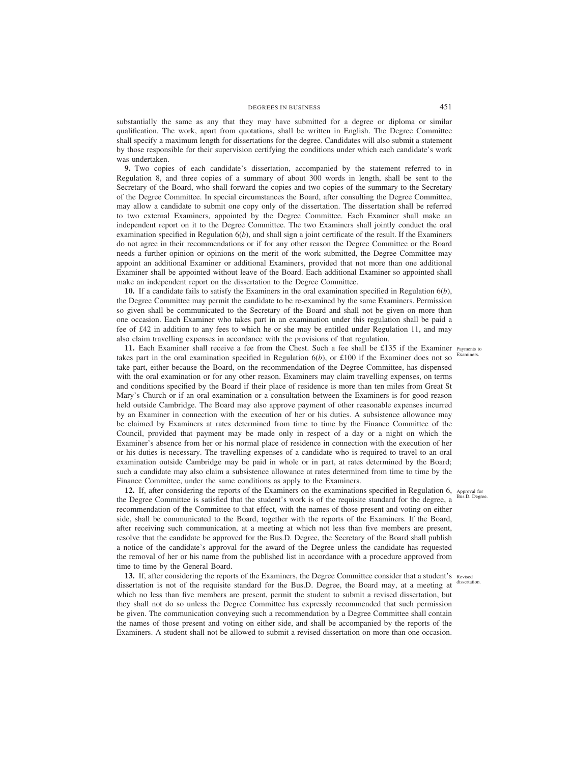substantially the same as any that they may have submitted for a degree or diploma or similar qualification. The work, apart from quotations, shall be written in English. The Degree Committee shall specify a maximum length for dissertations for the degree. Candidates will also submit a statement by those responsible for their supervision certifying the conditions under which each candidate's work was undertaken.

**9.** Two copies of each candidate's dissertation, accompanied by the statement referred to in Regulation 8, and three copies of a summary of about 300 words in length, shall be sent to the Secretary of the Board, who shall forward the copies and two copies of the summary to the Secretary of the Degree Committee. In special circumstances the Board, after consulting the Degree Committee, may allow a candidate to submit one copy only of the dissertation. The dissertation shall be referred to two external Examiners, appointed by the Degree Committee. Each Examiner shall make an independent report on it to the Degree Committee. The two Examiners shall jointly conduct the oral examination specified in Regulation 6(*b*), and shall sign a joint certificate of the result. If the Examiners do not agree in their recommendations or if for any other reason the Degree Committee or the Board needs a further opinion or opinions on the merit of the work submitted, the Degree Committee may appoint an additional Examiner or additional Examiners, provided that not more than one additional Examiner shall be appointed without leave of the Board. Each additional Examiner so appointed shall make an independent report on the dissertation to the Degree Committee.

**10.** If a candidate fails to satisfy the Examiners in the oral examination specified in Regulation 6(*b*), the Degree Committee may permit the candidate to be re-examined by the same Examiners. Permission so given shall be communicated to the Secretary of the Board and shall not be given on more than one occasion. Each Examiner who takes part in an examination under this regulation shall be paid a fee of £42 in addition to any fees to which he or she may be entitled under Regulation 11, and may also claim travelling expenses in accordance with the provisions of that regulation.

*Payments to Examiners.*

**11.** Each Examiner shall receive a fee from the Chest. Such a fee shall be £135 if the Examiner takes part in the oral examination specified in Regulation 6(*b*), or £100 if the Examiner does not so take part, either because the Board, on the recommendation of the Degree Committee, has dispensed with the oral examination or for any other reason. Examiners may claim travelling expenses, on terms and conditions specified by the Board if their place of residence is more than ten miles from Great St Mary's Church or if an oral examination or a consultation between the Examiners is for good reason held outside Cambridge. The Board may also approve payment of other reasonable expenses incurred by an Examiner in connection with the execution of her or his duties. A subsistence allowance may be claimed by Examiners at rates determined from time to time by the Finance Committee of the Council, provided that payment may be made only in respect of a day or a night on which the Examiner's absence from her or his normal place of residence in connection with the execution of her or his duties is necessary. The travelling expenses of a candidate who is required to travel to an oral examination outside Cambridge may be paid in whole or in part, at rates determined by the Board; such a candidate may also claim a subsistence allowance at rates determined from time to time by the Finance Committee, under the same conditions as apply to the Examiners.

*Approval for Bus.D. Degree.*

**12.** If, after considering the reports of the Examiners on the examinations specified in Regulation 6, the Degree Committee is satisfied that the student's work is of the requisite standard for the degree, a recommendation of the Committee to that effect, with the names of those present and voting on either side, shall be communicated to the Board, together with the reports of the Examiners. If the Board, after receiving such communication, at a meeting at which not less than five members are present, resolve that the candidate be approved for the Bus.D. Degree, the Secretary of the Board shall publish a notice of the candidate's approval for the award of the Degree unless the candidate has requested the removal of her or his name from the published list in accordance with a procedure approved from time to time by the General Board.

*Revised dissertation.*

**13.** If, after considering the reports of the Examiners, the Degree Committee consider that a student's dissertation is not of the requisite standard for the Bus.D. Degree, the Board may, at a meeting at which no less than five members are present, permit the student to submit a revised dissertation, but they shall not do so unless the Degree Committee has expressly recommended that such permission be given. The communication conveying such a recommendation by a Degree Committee shall contain the names of those present and voting on either side, and shall be accompanied by the reports of the Examiners. A student shall not be allowed to submit a revised dissertation on more than one occasion.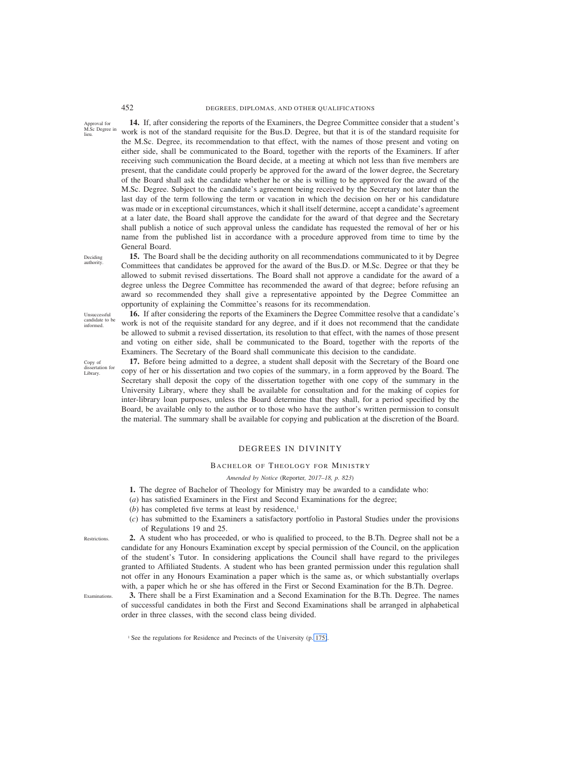Approval for M.Sc Degree in lieu.

**14.** If, after considering the reports of the Examiners, the Degree Committee consider that a student's work is not of the standard requisite for the Bus.D. Degree, but that it is of the standard requisite for the M.Sc. Degree, its recommendation to that effect, with the names of those present and voting on either side, shall be communicated to the Board, together with the reports of the Examiners. If after receiving such communication the Board decide, at a meeting at which not less than five members are present, that the candidate could properly be approved for the award of the lower degree, the Secretary of the Board shall ask the candidate whether he or she is willing to be approved for the award of the M.Sc. Degree. Subject to the candidate's agreement being received by the Secretary not later than the last day of the term following the term or vacation in which the decision on her or his candidature was made or in exceptional circumstances, which it shall itself determine, accept a candidate's agreement at a later date, the Board shall approve the candidate for the award of that degree and the Secretary shall publish a notice of such approval unless the candidate has requested the removal of her or his name from the published list in accordance with a procedure approved from time to time by the General Board.

Deciding authority.

**15.** The Board shall be the deciding authority on all recommendations communicated to it by Degree Committees that candidates be approved for the award of the Bus.D. or M.Sc. Degree or that they be allowed to submit revised dissertations. The Board shall not approve a candidate for the award of a degree unless the Degree Committee has recommended the award of that degree; before refusing an award so recommended they shall give a representative appointed by the Degree Committee an opportunity of explaining the Committee's reasons for its recommendation.

Unsuccessful candidate to be informed.

**16.** If after considering the reports of the Examiners the Degree Committee resolve that a candidate's work is not of the requisite standard for any degree, and if it does not recommend that the candidate be allowed to submit a revised dissertation, its resolution to that effect, with the names of those present and voting on either side, shall be communicated to the Board, together with the reports of the Examiners. The Secretary of the Board shall communicate this decision to the candidate.

Copy of dissertation for Library.

**17.** Before being admitted to a degree, a student shall deposit with the Secretary of the Board one copy of her or his dissertation and two copies of the summary, in a form approved by the Board. The Secretary shall deposit the copy of the dissertation together with one copy of the summary in the University Library, where they shall be available for consultation and for the making of copies for inter-library loan purposes, unless the Board determine that they shall, for a period specified by the Board, be available only to the author or to those who have the author's written permission to consult the material. The summary shall be available for copying and publication at the discretion of the Board.

## DEGREES IN DIVINITY

### Bachelor of Theology for Ministry

*Amended by Notice* (Reporter*, 2017–18, p. 823*)

**1.** The degree of Bachelor of Theology for Ministry may be awarded to a candidate who:

(*a*) has satisfied Examiners in the First and Second Examinations for the degree;

(*b*) has completed five terms at least by residence,[1]

(*c*) has submitted to the Examiners a satisfactory portfolio in Pastoral Studies under the provisions of Regulations 19 and 25.

Restrictions.

**2.** A student who has proceeded, or who is qualified to proceed, to the B.Th. Degree shall not be a candidate for any Honours Examination except by special permission of the Council, on the application of the student's Tutor. In considering applications the Council shall have regard to the privileges granted to Affiliated Students. A student who has been granted permission under this regulation shall not offer in any Honours Examination a paper which is the same as, or which substantially overlaps with, a paper which he or she has offered in the First or Second Examination for the B.Th. Degree.

Examinations.

**3.** There shall be a First Examination and a Second Examination for the B.Th. Degree. The names of successful candidates in both the First and Second Examinations shall be arranged in alphabetical order in three classes, with the second class being divided.

[1] See the regulations for Residence and Precincts of the University (p. 175).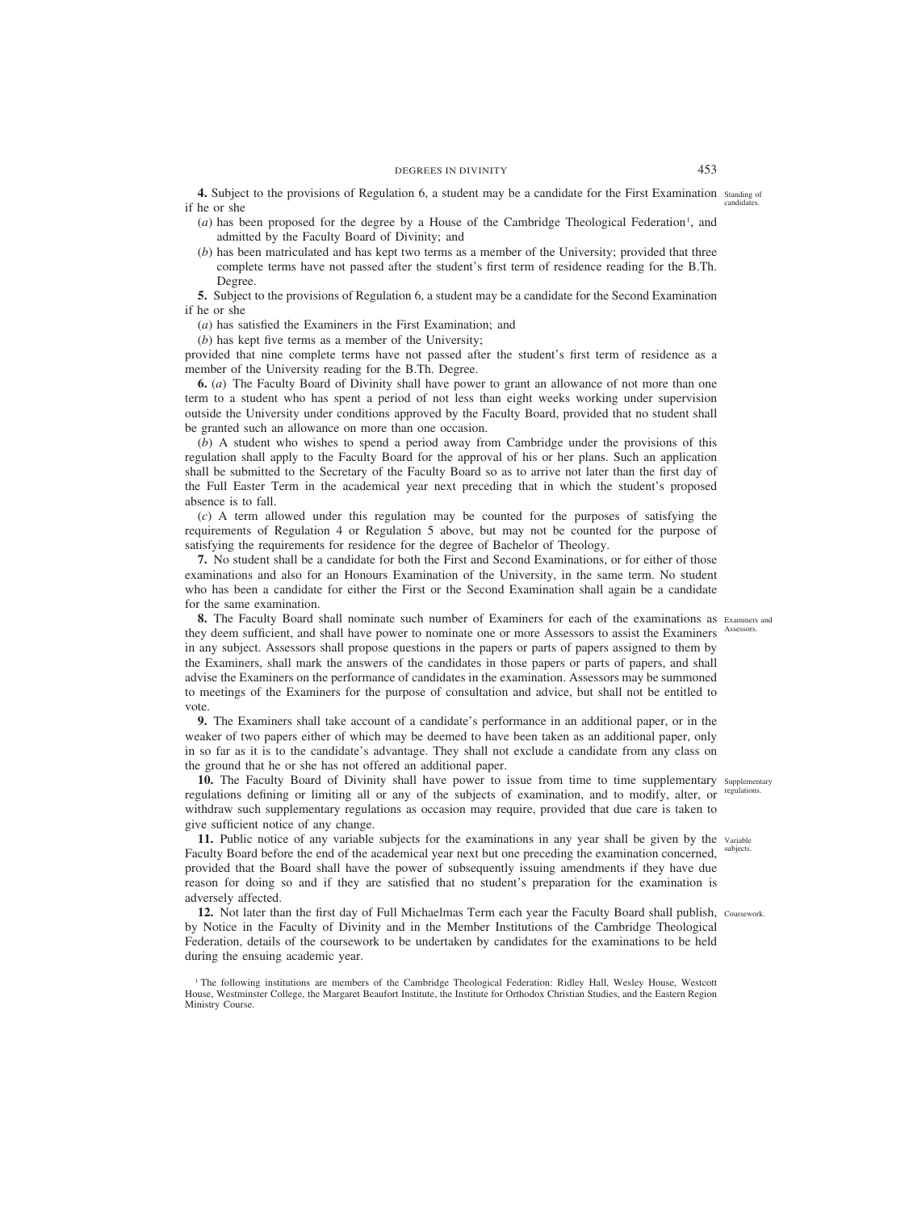**4.** Subject to the provisions of Regulation 6, a student may be a candidate for the First Examination if he or she

Standing of candidates.

(*a*) has been proposed for the degree by a House of the Cambridge Theological Federation[1], and admitted by the Faculty Board of Divinity; and

(*b*) has been matriculated and has kept two terms as a member of the University; provided that three complete terms have not passed after the student's first term of residence reading for the B.Th. Degree.

**5.** Subject to the provisions of Regulation 6, a student may be a candidate for the Second Examination if he or she

(*a*) has satisfied the Examiners in the First Examination; and

(*b*) has kept five terms as a member of the University;

provided that nine complete terms have not passed after the student's first term of residence as a member of the University reading for the B.Th. Degree.

**6.** (*a*) The Faculty Board of Divinity shall have power to grant an allowance of not more than one term to a student who has spent a period of not less than eight weeks working under supervision outside the University under conditions approved by the Faculty Board, provided that no student shall be granted such an allowance on more than one occasion.

(*b*) A student who wishes to spend a period away from Cambridge under the provisions of this regulation shall apply to the Faculty Board for the approval of his or her plans. Such an application shall be submitted to the Secretary of the Faculty Board so as to arrive not later than the first day of the Full Easter Term in the academical year next preceding that in which the student's proposed absence is to fall.

(*c*) A term allowed under this regulation may be counted for the purposes of satisfying the requirements of Regulation 4 or Regulation 5 above, but may not be counted for the purpose of satisfying the requirements for residence for the degree of Bachelor of Theology.

**7.** No student shall be a candidate for both the First and Second Examinations, or for either of those examinations and also for an Honours Examination of the University, in the same term. No student who has been a candidate for either the First or the Second Examination shall again be a candidate for the same examination.

**8.** The Faculty Board shall nominate such number of Examiners for each of the examinations as they deem sufficient, and shall have power to nominate one or more Assessors to assist the Examiners in any subject. Assessors shall propose questions in the papers or parts of papers assigned to them by the Examiners, shall mark the answers of the candidates in those papers or parts of papers, and shall advise the Examiners on the performance of candidates in the examination. Assessors may be summoned to meetings of the Examiners for the purpose of consultation and advice, but shall not be entitled to vote.

Examiners and Assessors.

**9.** The Examiners shall take account of a candidate's performance in an additional paper, or in the weaker of two papers either of which may be deemed to have been taken as an additional paper, only in so far as it is to the candidate's advantage. They shall not exclude a candidate from any class on the ground that he or she has not offered an additional paper.

**10.** The Faculty Board of Divinity shall have power to issue from time to time supplementary regulations defining or limiting all or any of the subjects of examination, and to modify, alter, or withdraw such supplementary regulations as occasion may require, provided that due care is taken to give sufficient notice of any change.

Supplementary regulations.

**11.** Public notice of any variable subjects for the examinations in any year shall be given by the Faculty Board before the end of the academical year next but one preceding the examination concerned, provided that the Board shall have the power of subsequently issuing amendments if they have due reason for doing so and if they are satisfied that no student's preparation for the examination is adversely affected.

Variable subjects.

**12.** Not later than the first day of Full Michaelmas Term each year the Faculty Board shall publish, by Notice in the Faculty of Divinity and in the Member Institutions of the Cambridge Theological Federation, details of the coursework to be undertaken by candidates for the examinations to be held during the ensuing academic year.

Coursework.

[1] The following institutions are members of the Cambridge Theological Federation: Ridley Hall, Wesley House, Westcott House, Westminster College, the Margaret Beaufort Institute, the Institute for Orthodox Christian Studies, and the Eastern Region Ministry Course.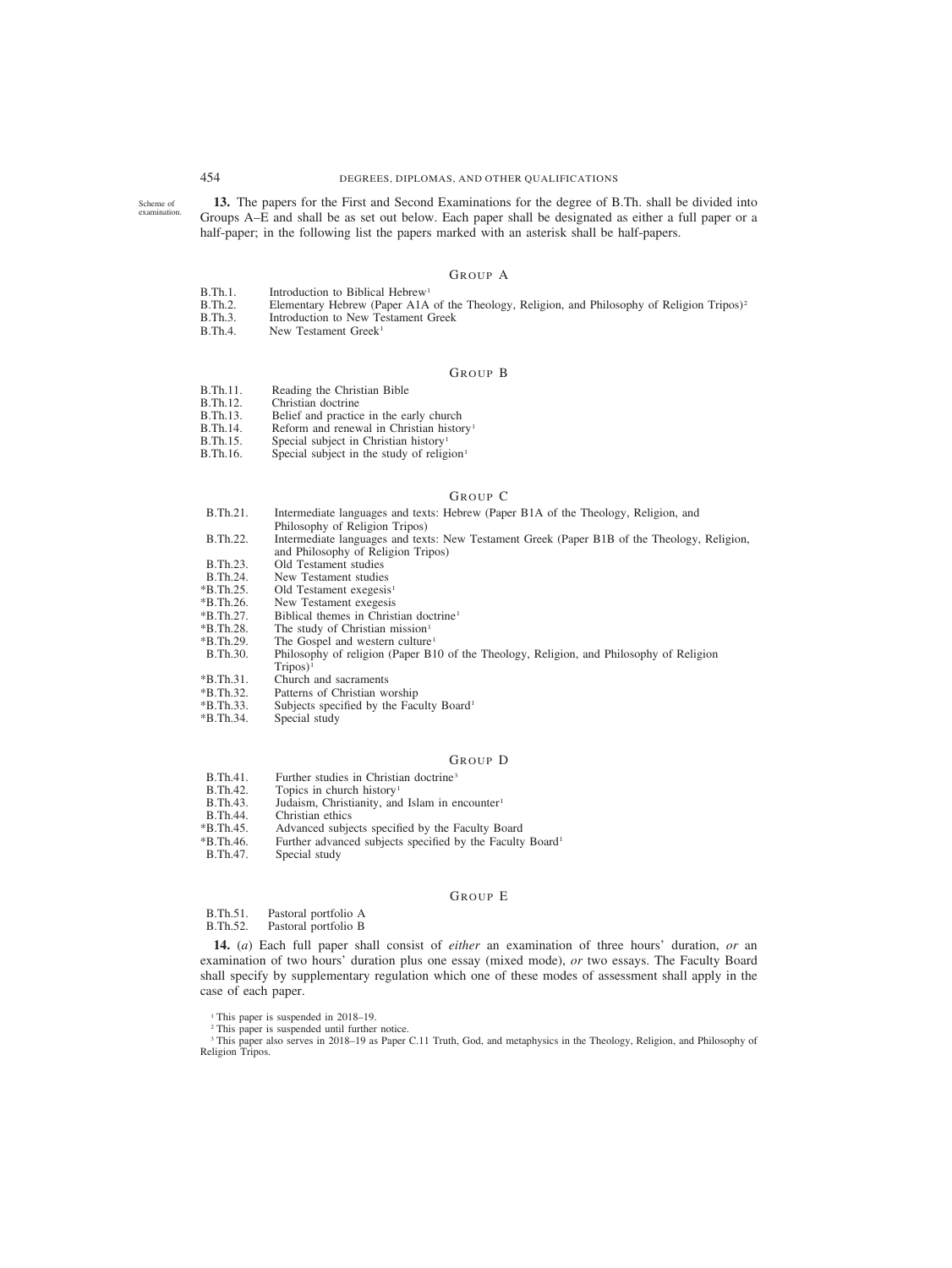Scheme of examination.

**13.** The papers for the First and Second Examinations for the degree of B.Th. shall be divided into Groups A–E and shall be as set out below. Each paper shall be designated as either a full paper or a half-paper; in the following list the papers marked with an asterisk shall be half-papers.

### Group A

| | |
|---|---|
| B.Th.1. | Introduction to Biblical Hebrew[1] |
| B.Th.2. | Elementary Hebrew (Paper A1A of the Theology, Religion, and Philosophy of Religion Tripos)[2] |
| B.Th.3. | Introduction to New Testament Greek |
| B.Th.4. | New Testament Greek[1] |

### Group B

| | |
|---|---|
| B.Th.11. | Reading the Christian Bible |
| B.Th.12. | Christian doctrine |
| B.Th.13. | Belief and practice in the early church |
| B.Th.14. | Reform and renewal in Christian history[1] |
| B.Th.15. | Special subject in Christian history[1] |
| B.Th.16. | Special subject in the study of religion[1] |

### Group C

| | |
|---|---|
| B.Th.21. | Intermediate languages and texts: Hebrew (Paper B1A of the Theology, Religion, and Philosophy of Religion Tripos) |
| B.Th.22. | Intermediate languages and texts: New Testament Greek (Paper B1B of the Theology, Religion, and Philosophy of Religion Tripos) |
| B.Th.23. | Old Testament studies |
| B.Th.24. | New Testament studies |
| *B.Th.25. | Old Testament exegesis[1] |
| *B.Th.26. | New Testament exegesis |
| *B.Th.27. | Biblical themes in Christian doctrine[1] |
| *B.Th.28. | The study of Christian mission[1] |
| *B.Th.29. | The Gospel and western culture[1] |
| B.Th.30. | Philosophy of religion (Paper B10 of the Theology, Religion, and Philosophy of Religion Tripos)[1] |
| *B.Th.31. | Church and sacraments |
| *B.Th.32. | Patterns of Christian worship |
| *B.Th.33. | Subjects specified by the Faculty Board[1] |
| *B.Th.34. | Special study |

### Group D

| | |
|---|---|
| B.Th.41. | Further studies in Christian doctrine[3] |
| B.Th.42. | Topics in church history[1] |
| B.Th.43. | Judaism, Christianity, and Islam in encounter[1] |
| B.Th.44. | Christian ethics |
| *B.Th.45. | Advanced subjects specified by the Faculty Board |
| *B.Th.46. | Further advanced subjects specified by the Faculty Board[1] |
| B.Th.47. | Special study |

### Group E

| | |
|---|---|
| B.Th.51. | Pastoral portfolio A |
| B.Th.52. | Pastoral portfolio B |

**14.** (*a*) Each full paper shall consist of *either* an examination of three hours' duration, *or* an examination of two hours' duration plus one essay (mixed mode), *or* two essays. The Faculty Board shall specify by supplementary regulation which one of these modes of assessment shall apply in the case of each paper.

[1] This paper is suspended in 2018–19.

[2] This paper is suspended until further notice.

[3] This paper also serves in 2018–19 as Paper C.11 Truth, God, and metaphysics in the Theology, Religion, and Philosophy of Religion Tripos.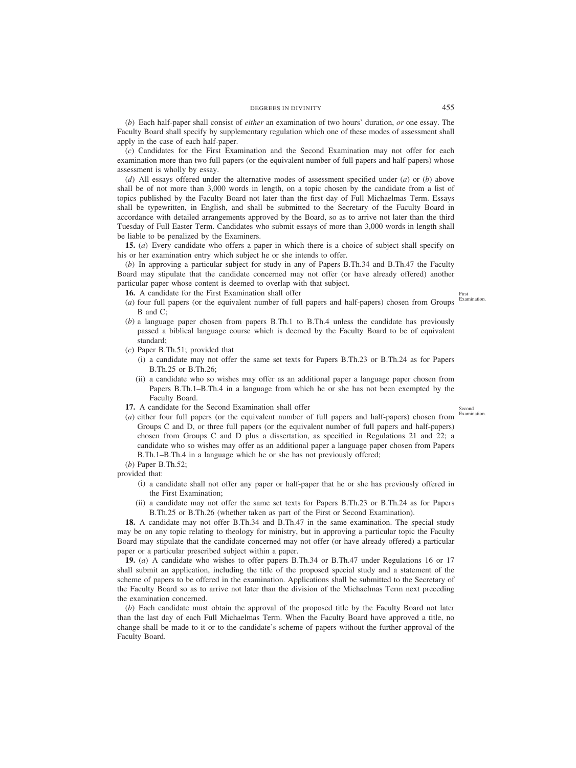(*b*) Each half-paper shall consist of *either* an examination of two hours' duration, *or* one essay. The Faculty Board shall specify by supplementary regulation which one of these modes of assessment shall apply in the case of each half-paper.

(*c*) Candidates for the First Examination and the Second Examination may not offer for each examination more than two full papers (or the equivalent number of full papers and half-papers) whose assessment is wholly by essay.

(*d*) All essays offered under the alternative modes of assessment specified under (*a*) or (*b*) above shall be of not more than 3,000 words in length, on a topic chosen by the candidate from a list of topics published by the Faculty Board not later than the first day of Full Michaelmas Term. Essays shall be typewritten, in English, and shall be submitted to the Secretary of the Faculty Board in accordance with detailed arrangements approved by the Board, so as to arrive not later than the third Tuesday of Full Easter Term. Candidates who submit essays of more than 3,000 words in length shall be liable to be penalized by the Examiners.

**15.** (*a*) Every candidate who offers a paper in which there is a choice of subject shall specify on his or her examination entry which subject he or she intends to offer.

(*b*) In approving a particular subject for study in any of Papers B.Th.34 and B.Th.47 the Faculty Board may stipulate that the candidate concerned may not offer (or have already offered) another particular paper whose content is deemed to overlap with that subject.

*First Examination.*

**16.** A candidate for the First Examination shall offer

(*a*) four full papers (or the equivalent number of full papers and half-papers) chosen from Groups B and C;

(*b*) a language paper chosen from papers B.Th.1 to B.Th.4 unless the candidate has previously passed a biblical language course which is deemed by the Faculty Board to be of equivalent standard;

(*c*) Paper B.Th.51; provided that

- (i) a candidate may not offer the same set texts for Papers B.Th.23 or B.Th.24 as for Papers B.Th.25 or B.Th.26;
- (ii) a candidate who so wishes may offer as an additional paper a language paper chosen from Papers B.Th.1–B.Th.4 in a language from which he or she has not been exempted by the Faculty Board.

*Second Examination.*

**17.** A candidate for the Second Examination shall offer

(*a*) either four full papers (or the equivalent number of full papers and half-papers) chosen from Groups C and D, or three full papers (or the equivalent number of full papers and half-papers) chosen from Groups C and D plus a dissertation, as specified in Regulations 21 and 22; a candidate who so wishes may offer as an additional paper a language paper chosen from Papers B.Th.1–B.Th.4 in a language which he or she has not previously offered;

(*b*) Paper B.Th.52;

provided that:

- (i) a candidate shall not offer any paper or half-paper that he or she has previously offered in the First Examination;
- (ii) a candidate may not offer the same set texts for Papers B.Th.23 or B.Th.24 as for Papers B.Th.25 or B.Th.26 (whether taken as part of the First or Second Examination).

**18.** A candidate may not offer B.Th.34 and B.Th.47 in the same examination. The special study may be on any topic relating to theology for ministry, but in approving a particular topic the Faculty Board may stipulate that the candidate concerned may not offer (or have already offered) a particular paper or a particular prescribed subject within a paper.

**19.** (*a*) A candidate who wishes to offer papers B.Th.34 or B.Th.47 under Regulations 16 or 17 shall submit an application, including the title of the proposed special study and a statement of the scheme of papers to be offered in the examination. Applications shall be submitted to the Secretary of the Faculty Board so as to arrive not later than the division of the Michaelmas Term next preceding the examination concerned.

(*b*) Each candidate must obtain the approval of the proposed title by the Faculty Board not later than the last day of each Full Michaelmas Term. When the Faculty Board have approved a title, no change shall be made to it or to the candidate's scheme of papers without the further approval of the Faculty Board.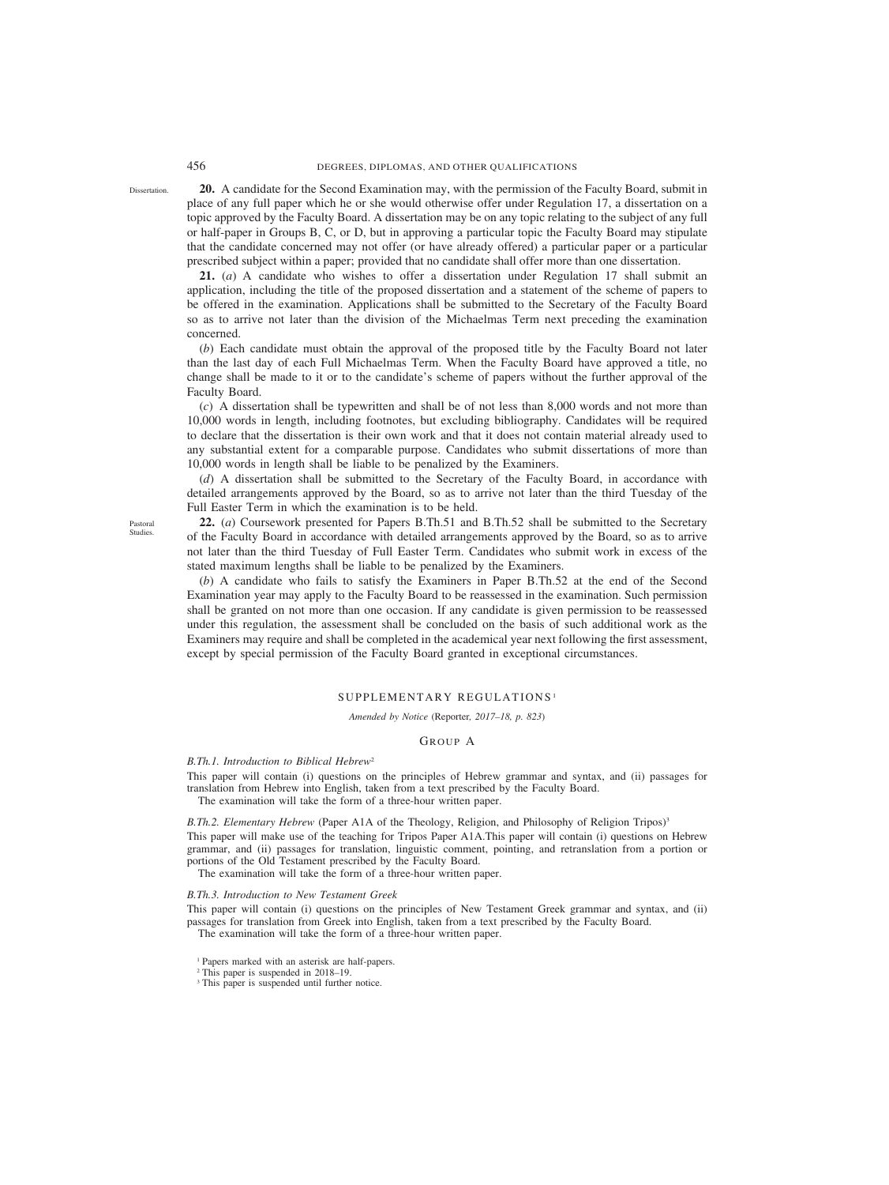*Dissertation.*

**20.** A candidate for the Second Examination may, with the permission of the Faculty Board, submit in place of any full paper which he or she would otherwise offer under Regulation 17, a dissertation on a topic approved by the Faculty Board. A dissertation may be on any topic relating to the subject of any full or half-paper in Groups B, C, or D, but in approving a particular topic the Faculty Board may stipulate that the candidate concerned may not offer (or have already offered) a particular paper or a particular prescribed subject within a paper; provided that no candidate shall offer more than one dissertation.

**21.** (*a*) A candidate who wishes to offer a dissertation under Regulation 17 shall submit an application, including the title of the proposed dissertation and a statement of the scheme of papers to be offered in the examination. Applications shall be submitted to the Secretary of the Faculty Board so as to arrive not later than the division of the Michaelmas Term next preceding the examination concerned.

(*b*) Each candidate must obtain the approval of the proposed title by the Faculty Board not later than the last day of each Full Michaelmas Term. When the Faculty Board have approved a title, no change shall be made to it or to the candidate's scheme of papers without the further approval of the Faculty Board.

(*c*) A dissertation shall be typewritten and shall be of not less than 8,000 words and not more than 10,000 words in length, including footnotes, but excluding bibliography. Candidates will be required to declare that the dissertation is their own work and that it does not contain material already used to any substantial extent for a comparable purpose. Candidates who submit dissertations of more than 10,000 words in length shall be liable to be penalized by the Examiners.

(*d*) A dissertation shall be submitted to the Secretary of the Faculty Board, in accordance with detailed arrangements approved by the Board, so as to arrive not later than the third Tuesday of the Full Easter Term in which the examination is to be held.

*Pastoral Studies.*

**22.** (*a*) Coursework presented for Papers B.Th.51 and B.Th.52 shall be submitted to the Secretary of the Faculty Board in accordance with detailed arrangements approved by the Board, so as to arrive not later than the third Tuesday of Full Easter Term. Candidates who submit work in excess of the stated maximum lengths shall be liable to be penalized by the Examiners.

(*b*) A candidate who fails to satisfy the Examiners in Paper B.Th.52 at the end of the Second Examination year may apply to the Faculty Board to be reassessed in the examination. Such permission shall be granted on not more than one occasion. If any candidate is given permission to be reassessed under this regulation, the assessment shall be concluded on the basis of such additional work as the Examiners may require and shall be completed in the academical year next following the first assessment, except by special permission of the Faculty Board granted in exceptional circumstances.

## SUPPLEMENTARY REGULATIONS[1]

*Amended by Notice* (Reporter, *2017–18, p. 823*)

### GROUP A

*B.Th.1. Introduction to Biblical Hebrew*[2]

This paper will contain (i) questions on the principles of Hebrew grammar and syntax, and (ii) passages for translation from Hebrew into English, taken from a text prescribed by the Faculty Board.

The examination will take the form of a three-hour written paper.

*B.Th.2. Elementary Hebrew* (Paper A1A of the Theology, Religion, and Philosophy of Religion Tripos)[3]

This paper will make use of the teaching for Tripos Paper A1A.This paper will contain (i) questions on Hebrew grammar, and (ii) passages for translation, linguistic comment, pointing, and retranslation from a portion or portions of the Old Testament prescribed by the Faculty Board.

The examination will take the form of a three-hour written paper.

*B.Th.3. Introduction to New Testament Greek*

This paper will contain (i) questions on the principles of New Testament Greek grammar and syntax, and (ii) passages for translation from Greek into English, taken from a text prescribed by the Faculty Board.

The examination will take the form of a three-hour written paper.

[1] Papers marked with an asterisk are half-papers.
[2] This paper is suspended in 2018–19.
[3] This paper is suspended until further notice.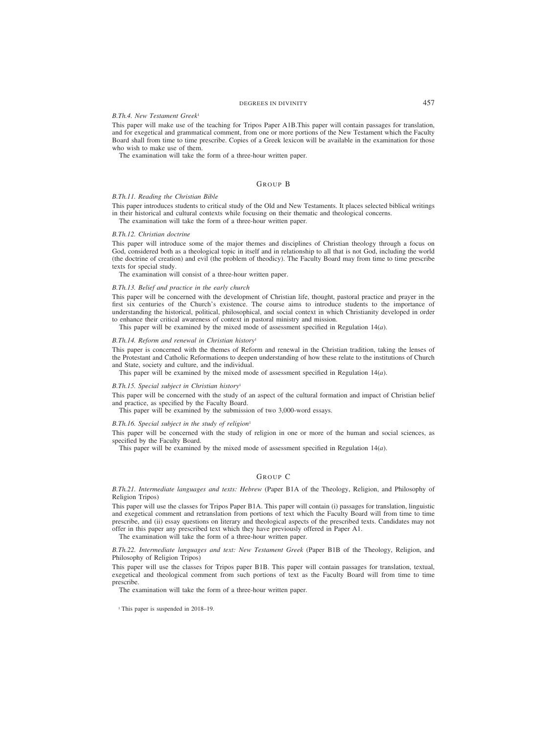*B.Th.4. New Testament Greek*[1]

This paper will make use of the teaching for Tripos Paper A1B.This paper will contain passages for translation, and for exegetical and grammatical comment, from one or more portions of the New Testament which the Faculty Board shall from time to time prescribe. Copies of a Greek lexicon will be available in the examination for those who wish to make use of them.

The examination will take the form of a three-hour written paper.

## Group B

*B.Th.11. Reading the Christian Bible*

This paper introduces students to critical study of the Old and New Testaments. It places selected biblical writings in their historical and cultural contexts while focusing on their thematic and theological concerns.

The examination will take the form of a three-hour written paper.

*B.Th.12. Christian doctrine*

This paper will introduce some of the major themes and disciplines of Christian theology through a focus on God, considered both as a theological topic in itself and in relationship to all that is not God, including the world (the doctrine of creation) and evil (the problem of theodicy). The Faculty Board may from time to time prescribe texts for special study.

The examination will consist of a three-hour written paper.

*B.Th.13. Belief and practice in the early church*

This paper will be concerned with the development of Christian life, thought, pastoral practice and prayer in the first six centuries of the Church's existence. The course aims to introduce students to the importance of understanding the historical, political, philosophical, and social context in which Christianity developed in order to enhance their critical awareness of context in pastoral ministry and mission.

This paper will be examined by the mixed mode of assessment specified in Regulation 14(*a*).

*B.Th.14. Reform and renewal in Christian history*[1]

This paper is concerned with the themes of Reform and renewal in the Christian tradition, taking the lenses of the Protestant and Catholic Reformations to deepen understanding of how these relate to the institutions of Church and State, society and culture, and the individual.

This paper will be examined by the mixed mode of assessment specified in Regulation 14(*a*).

*B.Th.15. Special subject in Christian history*[1]

This paper will be concerned with the study of an aspect of the cultural formation and impact of Christian belief and practice, as specified by the Faculty Board.

This paper will be examined by the submission of two 3,000-word essays.

*B.Th.16. Special subject in the study of religion*[1]

This paper will be concerned with the study of religion in one or more of the human and social sciences, as specified by the Faculty Board.

This paper will be examined by the mixed mode of assessment specified in Regulation 14(*a*).

## Group C

*B.Th.21. Intermediate languages and texts: Hebrew* (Paper B1A of the Theology, Religion, and Philosophy of Religion Tripos)

This paper will use the classes for Tripos Paper B1A. This paper will contain (i) passages for translation, linguistic and exegetical comment and retranslation from portions of text which the Faculty Board will from time to time prescribe, and (ii) essay questions on literary and theological aspects of the prescribed texts. Candidates may not offer in this paper any prescribed text which they have previously offered in Paper A1.

The examination will take the form of a three-hour written paper.

*B.Th.22. Intermediate languages and text: New Testament Greek* (Paper B1B of the Theology, Religion, and Philosophy of Religion Tripos)

This paper will use the classes for Tripos paper B1B. This paper will contain passages for translation, textual, exegetical and theological comment from such portions of text as the Faculty Board will from time to time prescribe.

The examination will take the form of a three-hour written paper.

[1] This paper is suspended in 2018–19.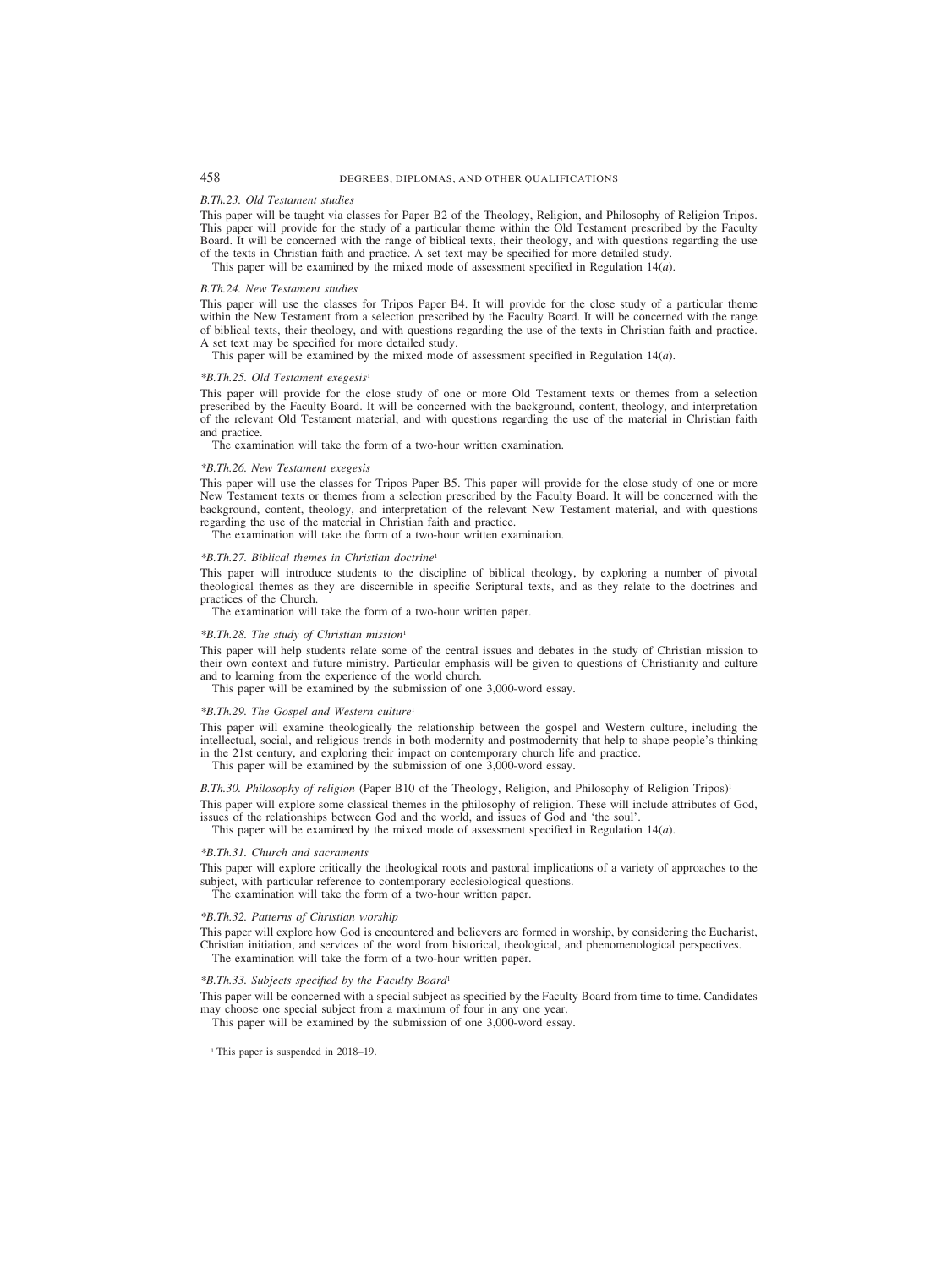*B.Th.23. Old Testament studies*

This paper will be taught via classes for Paper B2 of the Theology, Religion, and Philosophy of Religion Tripos. This paper will provide for the study of a particular theme within the Old Testament prescribed by the Faculty Board. It will be concerned with the range of biblical texts, their theology, and with questions regarding the use of the texts in Christian faith and practice. A set text may be specified for more detailed study.

This paper will be examined by the mixed mode of assessment specified in Regulation 14(*a*).

*B.Th.24. New Testament studies*

This paper will use the classes for Tripos Paper B4. It will provide for the close study of a particular theme within the New Testament from a selection prescribed by the Faculty Board. It will be concerned with the range of biblical texts, their theology, and with questions regarding the use of the texts in Christian faith and practice. A set text may be specified for more detailed study.

This paper will be examined by the mixed mode of assessment specified in Regulation 14(*a*).

*\*B.Th.25. Old Testament exegesis*[1]

This paper will provide for the close study of one or more Old Testament texts or themes from a selection prescribed by the Faculty Board. It will be concerned with the background, content, theology, and interpretation of the relevant Old Testament material, and with questions regarding the use of the material in Christian faith and practice.

The examination will take the form of a two-hour written examination.

*\*B.Th.26. New Testament exegesis*

This paper will use the classes for Tripos Paper B5. This paper will provide for the close study of one or more New Testament texts or themes from a selection prescribed by the Faculty Board. It will be concerned with the background, content, theology, and interpretation of the relevant New Testament material, and with questions regarding the use of the material in Christian faith and practice.

The examination will take the form of a two-hour written examination.

*\*B.Th.27. Biblical themes in Christian doctrine*[1]

This paper will introduce students to the discipline of biblical theology, by exploring a number of pivotal theological themes as they are discernible in specific Scriptural texts, and as they relate to the doctrines and practices of the Church.

The examination will take the form of a two-hour written paper.

*\*B.Th.28. The study of Christian mission*[1]

This paper will help students relate some of the central issues and debates in the study of Christian mission to their own context and future ministry. Particular emphasis will be given to questions of Christianity and culture and to learning from the experience of the world church.

This paper will be examined by the submission of one 3,000-word essay.

*\*B.Th.29. The Gospel and Western culture*[1]

This paper will examine theologically the relationship between the gospel and Western culture, including the intellectual, social, and religious trends in both modernity and postmodernity that help to shape people's thinking in the 21st century, and exploring their impact on contemporary church life and practice.

This paper will be examined by the submission of one 3,000-word essay.

*B.Th.30. Philosophy of religion* (Paper B10 of the Theology, Religion, and Philosophy of Religion Tripos)[1]

This paper will explore some classical themes in the philosophy of religion. These will include attributes of God, issues of the relationships between God and the world, and issues of God and 'the soul'.

This paper will be examined by the mixed mode of assessment specified in Regulation 14(*a*).

*\*B.Th.31. Church and sacraments*

This paper will explore critically the theological roots and pastoral implications of a variety of approaches to the subject, with particular reference to contemporary ecclesiological questions.

The examination will take the form of a two-hour written paper.

*\*B.Th.32. Patterns of Christian worship*

This paper will explore how God is encountered and believers are formed in worship, by considering the Eucharist, Christian initiation, and services of the word from historical, theological, and phenomenological perspectives.

The examination will take the form of a two-hour written paper.

*\*B.Th.33. Subjects specified by the Faculty Board*[1]

This paper will be concerned with a special subject as specified by the Faculty Board from time to time. Candidates may choose one special subject from a maximum of four in any one year.

This paper will be examined by the submission of one 3,000-word essay.

[1] This paper is suspended in 2018–19.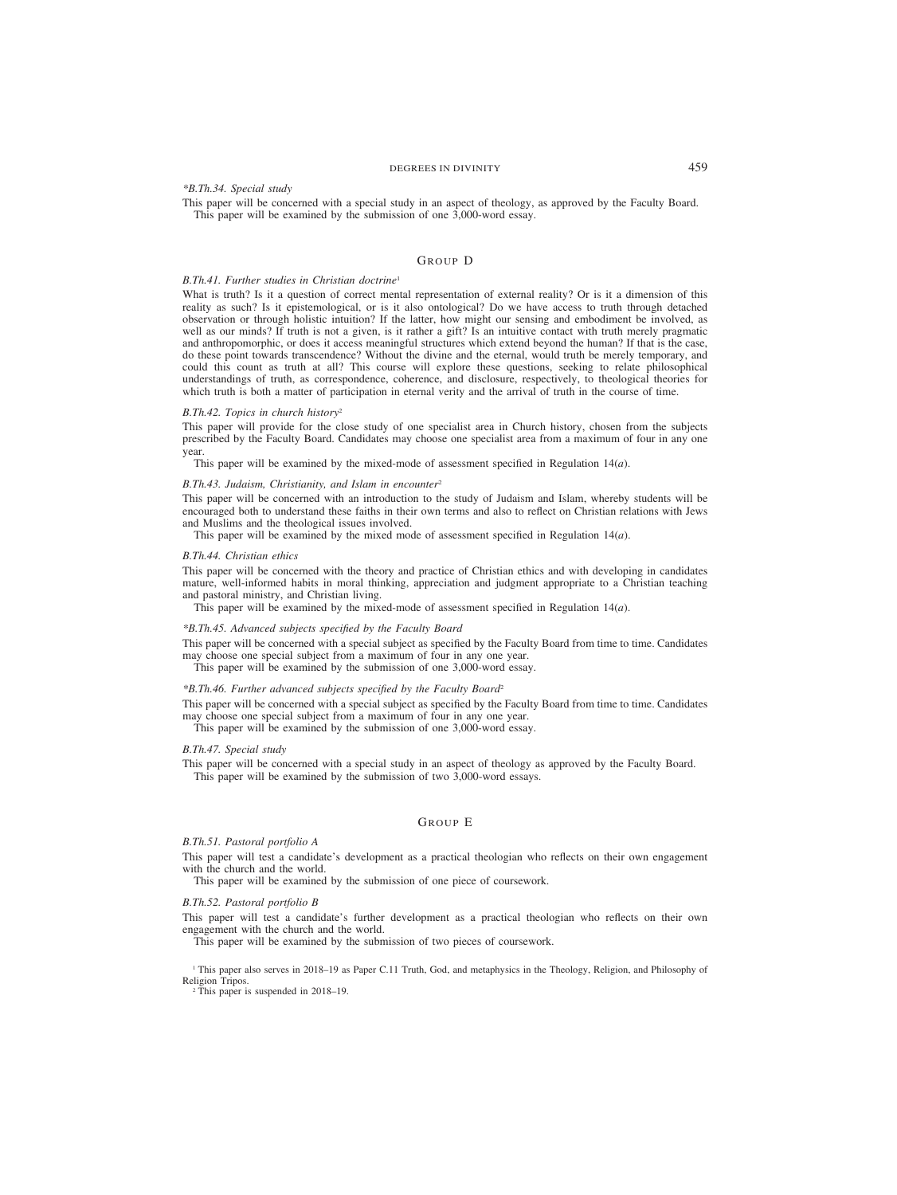*\*B.Th.34. Special study*

This paper will be concerned with a special study in an aspect of theology, as approved by the Faculty Board.

This paper will be examined by the submission of one 3,000-word essay.

## GROUP D

*B.Th.41. Further studies in Christian doctrine*[1]

What is truth? Is it a question of correct mental representation of external reality? Or is it a dimension of this reality as such? Is it epistemological, or is it also ontological? Do we have access to truth through detached observation or through holistic intuition? If the latter, how might our sensing and embodiment be involved, as well as our minds? If truth is not a given, is it rather a gift? Is an intuitive contact with truth merely pragmatic and anthropomorphic, or does it access meaningful structures which extend beyond the human? If that is the case, do these point towards transcendence? Without the divine and the eternal, would truth be merely temporary, and could this count as truth at all? This course will explore these questions, seeking to relate philosophical understandings of truth, as correspondence, coherence, and disclosure, respectively, to theological theories for which truth is both a matter of participation in eternal verity and the arrival of truth in the course of time.

*B.Th.42. Topics in church history*[2]

This paper will provide for the close study of one specialist area in Church history, chosen from the subjects prescribed by the Faculty Board. Candidates may choose one specialist area from a maximum of four in any one year.

This paper will be examined by the mixed-mode of assessment specified in Regulation 14(*a*).

*B.Th.43. Judaism, Christianity, and Islam in encounter*[2]

This paper will be concerned with an introduction to the study of Judaism and Islam, whereby students will be encouraged both to understand these faiths in their own terms and also to reflect on Christian relations with Jews and Muslims and the theological issues involved.

This paper will be examined by the mixed mode of assessment specified in Regulation 14(*a*).

*B.Th.44. Christian ethics*

This paper will be concerned with the theory and practice of Christian ethics and with developing in candidates mature, well-informed habits in moral thinking, appreciation and judgment appropriate to a Christian teaching and pastoral ministry, and Christian living.

This paper will be examined by the mixed-mode of assessment specified in Regulation 14(*a*).

*\*B.Th.45. Advanced subjects specified by the Faculty Board*

This paper will be concerned with a special subject as specified by the Faculty Board from time to time. Candidates may choose one special subject from a maximum of four in any one year.

This paper will be examined by the submission of one 3,000-word essay.

*\*B.Th.46. Further advanced subjects specified by the Faculty Board*[2]

This paper will be concerned with a special subject as specified by the Faculty Board from time to time. Candidates may choose one special subject from a maximum of four in any one year.

This paper will be examined by the submission of one 3,000-word essay.

*B.Th.47. Special study*

This paper will be concerned with a special study in an aspect of theology as approved by the Faculty Board.

This paper will be examined by the submission of two 3,000-word essays.

## GROUP E

*B.Th.51. Pastoral portfolio A*

This paper will test a candidate's development as a practical theologian who reflects on their own engagement with the church and the world.

This paper will be examined by the submission of one piece of coursework.

*B.Th.52. Pastoral portfolio B*

This paper will test a candidate's further development as a practical theologian who reflects on their own engagement with the church and the world.

This paper will be examined by the submission of two pieces of coursework.

[1] This paper also serves in 2018–19 as Paper C.11 Truth, God, and metaphysics in the Theology, Religion, and Philosophy of Religion Tripos.

[2] This paper is suspended in 2018–19.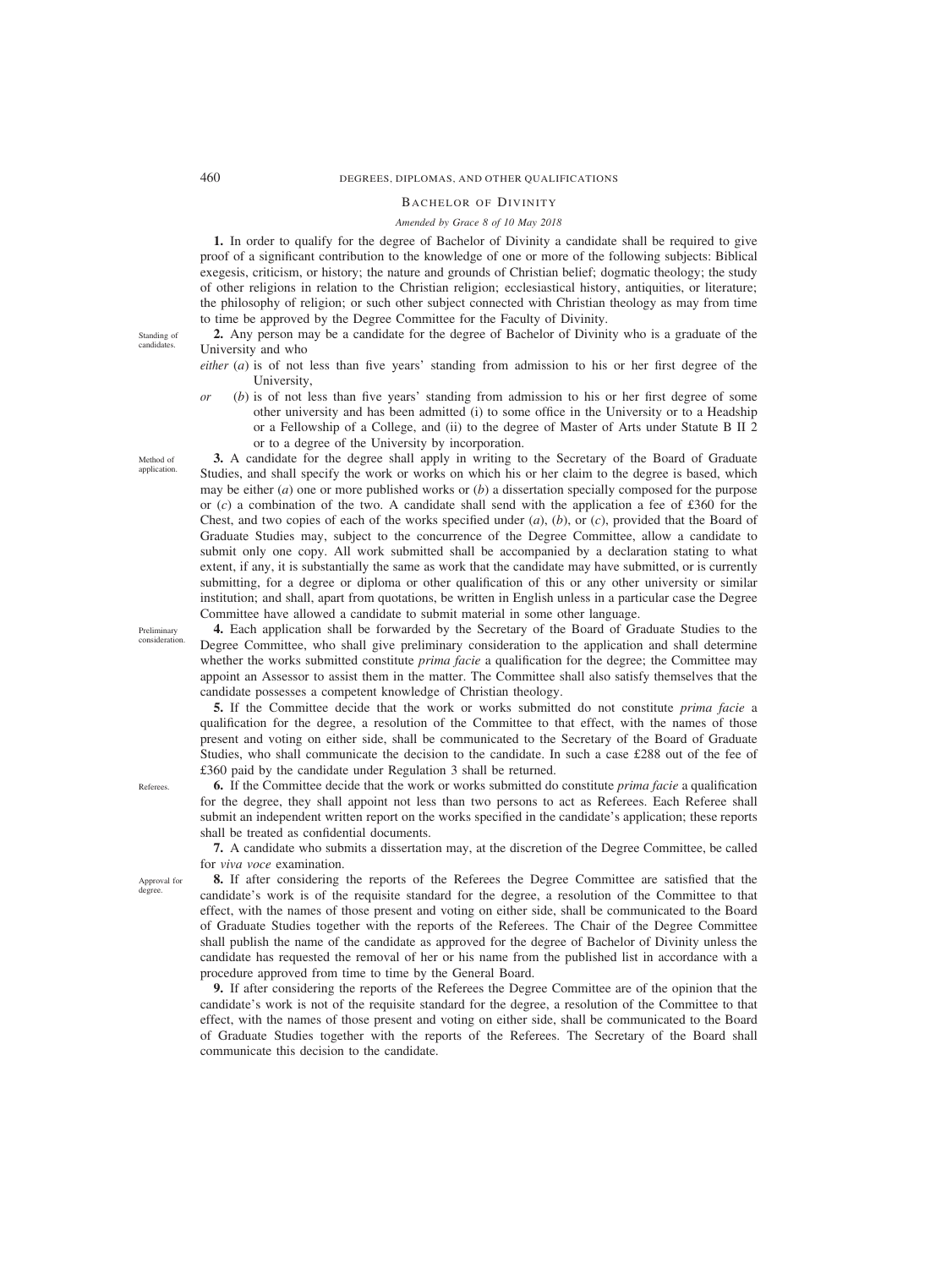## Bachelor of Divinity

*Amended by Grace 8 of 10 May 2018*

**1.** In order to qualify for the degree of Bachelor of Divinity a candidate shall be required to give proof of a significant contribution to the knowledge of one or more of the following subjects: Biblical exegesis, criticism, or history; the nature and grounds of Christian belief; dogmatic theology; the study of other religions in relation to the Christian religion; ecclesiastical history, antiquities, or literature; the philosophy of religion; or such other subject connected with Christian theology as may from time to time be approved by the Degree Committee for the Faculty of Divinity.

Standing of candidates.

**2.** Any person may be a candidate for the degree of Bachelor of Divinity who is a graduate of the University and who

*either* (*a*) is of not less than five years' standing from admission to his or her first degree of the University,

*or* (*b*) is of not less than five years' standing from admission to his or her first degree of some other university and has been admitted (i) to some office in the University or to a Headship or a Fellowship of a College, and (ii) to the degree of Master of Arts under Statute B II 2 or to a degree of the University by incorporation.

Method of application.

**3.** A candidate for the degree shall apply in writing to the Secretary of the Board of Graduate Studies, and shall specify the work or works on which his or her claim to the degree is based, which may be either (*a*) one or more published works or (*b*) a dissertation specially composed for the purpose or (*c*) a combination of the two. A candidate shall send with the application a fee of £360 for the Chest, and two copies of each of the works specified under (*a*), (*b*), or (*c*), provided that the Board of Graduate Studies may, subject to the concurrence of the Degree Committee, allow a candidate to submit only one copy. All work submitted shall be accompanied by a declaration stating to what extent, if any, it is substantially the same as work that the candidate may have submitted, or is currently submitting, for a degree or diploma or other qualification of this or any other university or similar institution; and shall, apart from quotations, be written in English unless in a particular case the Degree Committee have allowed a candidate to submit material in some other language.

Preliminary consideration.

**4.** Each application shall be forwarded by the Secretary of the Board of Graduate Studies to the Degree Committee, who shall give preliminary consideration to the application and shall determine whether the works submitted constitute *prima facie* a qualification for the degree; the Committee may appoint an Assessor to assist them in the matter. The Committee shall also satisfy themselves that the candidate possesses a competent knowledge of Christian theology.

**5.** If the Committee decide that the work or works submitted do not constitute *prima facie* a qualification for the degree, a resolution of the Committee to that effect, with the names of those present and voting on either side, shall be communicated to the Secretary of the Board of Graduate Studies, who shall communicate the decision to the candidate. In such a case £288 out of the fee of £360 paid by the candidate under Regulation 3 shall be returned.

Referees.

**6.** If the Committee decide that the work or works submitted do constitute *prima facie* a qualification for the degree, they shall appoint not less than two persons to act as Referees. Each Referee shall submit an independent written report on the works specified in the candidate's application; these reports shall be treated as confidential documents.

**7.** A candidate who submits a dissertation may, at the discretion of the Degree Committee, be called for *viva voce* examination.

Approval for degree.

**8.** If after considering the reports of the Referees the Degree Committee are satisfied that the candidate's work is of the requisite standard for the degree, a resolution of the Committee to that effect, with the names of those present and voting on either side, shall be communicated to the Board of Graduate Studies together with the reports of the Referees. The Chair of the Degree Committee shall publish the name of the candidate as approved for the degree of Bachelor of Divinity unless the candidate has requested the removal of her or his name from the published list in accordance with a procedure approved from time to time by the General Board.

**9.** If after considering the reports of the Referees the Degree Committee are of the opinion that the candidate's work is not of the requisite standard for the degree, a resolution of the Committee to that effect, with the names of those present and voting on either side, shall be communicated to the Board of Graduate Studies together with the reports of the Referees. The Secretary of the Board shall communicate this decision to the candidate.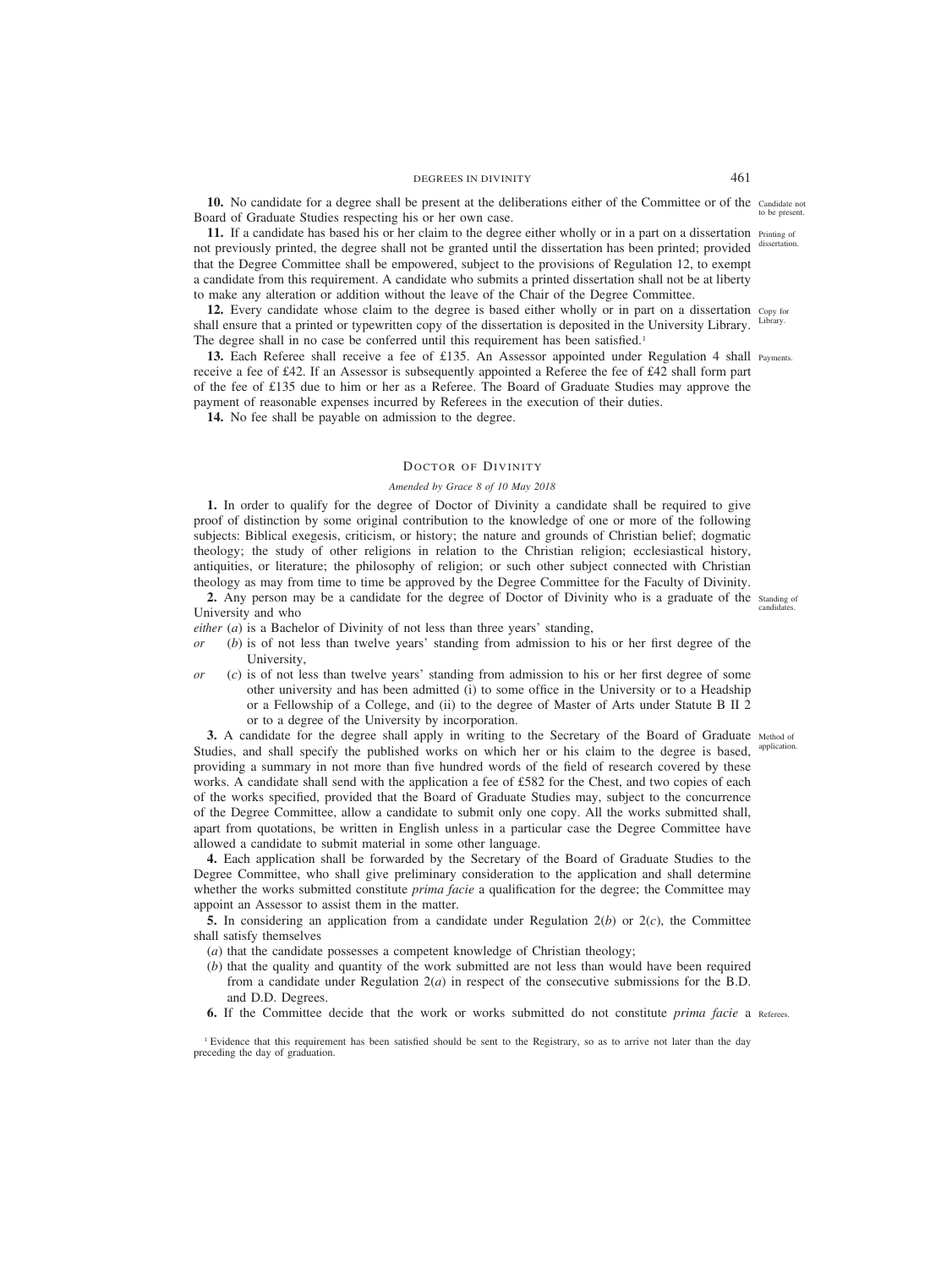**10.** No candidate for a degree shall be present at the deliberations either of the Committee or of the Board of Graduate Studies respecting his or her own case.

Candidate not to be present.

**11.** If a candidate has based his or her claim to the degree either wholly or in a part on a dissertation not previously printed, the degree shall not be granted until the dissertation has been printed; provided that the Degree Committee shall be empowered, subject to the provisions of Regulation 12, to exempt a candidate from this requirement. A candidate who submits a printed dissertation shall not be at liberty to make any alteration or addition without the leave of the Chair of the Degree Committee.

Printing of dissertation.

**12.** Every candidate whose claim to the degree is based either wholly or in part on a dissertation shall ensure that a printed or typewritten copy of the dissertation is deposited in the University Library. The degree shall in no case be conferred until this requirement has been satisfied.[1]

Copy for Library.

**13.** Each Referee shall receive a fee of £135. An Assessor appointed under Regulation 4 shall receive a fee of £42. If an Assessor is subsequently appointed a Referee the fee of £42 shall form part of the fee of £135 due to him or her as a Referee. The Board of Graduate Studies may approve the payment of reasonable expenses incurred by Referees in the execution of their duties.

Payments.

**14.** No fee shall be payable on admission to the degree.

## Doctor of Divinity

*Amended by Grace 8 of 10 May 2018*

**1.** In order to qualify for the degree of Doctor of Divinity a candidate shall be required to give proof of distinction by some original contribution to the knowledge of one or more of the following subjects: Biblical exegesis, criticism, or history; the nature and grounds of Christian belief; dogmatic theology; the study of other religions in relation to the Christian religion; ecclesiastical history, antiquities, or literature; the philosophy of religion; or such other subject connected with Christian theology as may from time to time be approved by the Degree Committee for the Faculty of Divinity.

**2.** Any person may be a candidate for the degree of Doctor of Divinity who is a graduate of the University and who

Standing of candidates.

*either* (*a*) is a Bachelor of Divinity of not less than three years' standing,

*or* (*b*) is of not less than twelve years' standing from admission to his or her first degree of the University,

*or* (*c*) is of not less than twelve years' standing from admission to his or her first degree of some other university and has been admitted (i) to some office in the University or to a Headship or a Fellowship of a College, and (ii) to the degree of Master of Arts under Statute B II 2 or to a degree of the University by incorporation.

**3.** A candidate for the degree shall apply in writing to the Secretary of the Board of Graduate Studies, and shall specify the published works on which her or his claim to the degree is based, providing a summary in not more than five hundred words of the field of research covered by these works. A candidate shall send with the application a fee of £582 for the Chest, and two copies of each of the works specified, provided that the Board of Graduate Studies may, subject to the concurrence of the Degree Committee, allow a candidate to submit only one copy. All the works submitted shall, apart from quotations, be written in English unless in a particular case the Degree Committee have allowed a candidate to submit material in some other language.

Method of application.

**4.** Each application shall be forwarded by the Secretary of the Board of Graduate Studies to the Degree Committee, who shall give preliminary consideration to the application and shall determine whether the works submitted constitute *prima facie* a qualification for the degree; the Committee may appoint an Assessor to assist them in the matter.

**5.** In considering an application from a candidate under Regulation 2(*b*) or 2(*c*), the Committee shall satisfy themselves

(*a*) that the candidate possesses a competent knowledge of Christian theology;

(*b*) that the quality and quantity of the work submitted are not less than would have been required from a candidate under Regulation 2(*a*) in respect of the consecutive submissions for the B.D. and D.D. Degrees.

**6.** If the Committee decide that the work or works submitted do not constitute *prima facie* a

Referees.

[1] Evidence that this requirement has been satisfied should be sent to the Registrary, so as to arrive not later than the day preceding the day of graduation.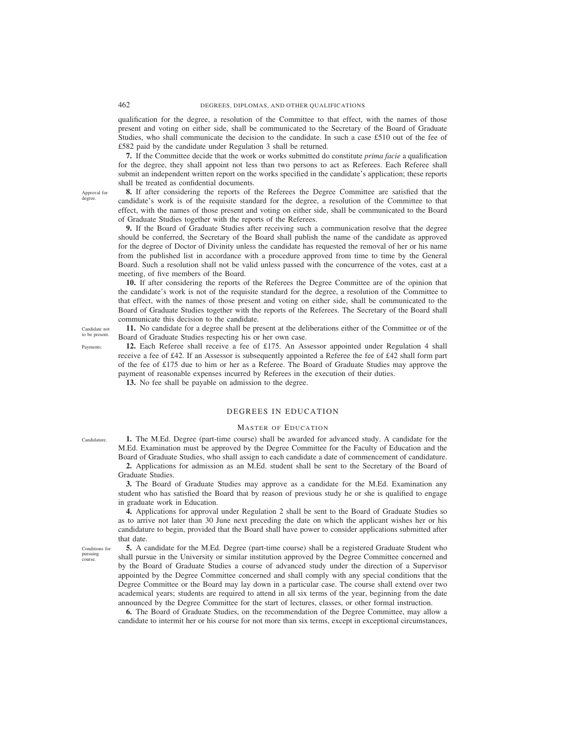qualification for the degree, a resolution of the Committee to that effect, with the names of those present and voting on either side, shall be communicated to the Secretary of the Board of Graduate Studies, who shall communicate the decision to the candidate. In such a case £510 out of the fee of £582 paid by the candidate under Regulation 3 shall be returned.

**7.** If the Committee decide that the work or works submitted do constitute *prima facie* a qualification for the degree, they shall appoint not less than two persons to act as Referees. Each Referee shall submit an independent written report on the works specified in the candidate's application; these reports shall be treated as confidential documents.

Approval for degree.

**8.** If after considering the reports of the Referees the Degree Committee are satisfied that the candidate's work is of the requisite standard for the degree, a resolution of the Committee to that effect, with the names of those present and voting on either side, shall be communicated to the Board of Graduate Studies together with the reports of the Referees.

**9.** If the Board of Graduate Studies after receiving such a communication resolve that the degree should be conferred, the Secretary of the Board shall publish the name of the candidate as approved for the degree of Doctor of Divinity unless the candidate has requested the removal of her or his name from the published list in accordance with a procedure approved from time to time by the General Board. Such a resolution shall not be valid unless passed with the concurrence of the votes, cast at a meeting, of five members of the Board.

**10.** If after considering the reports of the Referees the Degree Committee are of the opinion that the candidate's work is not of the requisite standard for the degree, a resolution of the Committee to that effect, with the names of those present and voting on either side, shall be communicated to the Board of Graduate Studies together with the reports of the Referees. The Secretary of the Board shall communicate this decision to the candidate.

Candidate not to be present.

**11.** No candidate for a degree shall be present at the deliberations either of the Committee or of the Board of Graduate Studies respecting his or her own case.

Payments.

**12.** Each Referee shall receive a fee of £175. An Assessor appointed under Regulation 4 shall receive a fee of £42. If an Assessor is subsequently appointed a Referee the fee of £42 shall form part of the fee of £175 due to him or her as a Referee. The Board of Graduate Studies may approve the payment of reasonable expenses incurred by Referees in the execution of their duties.

**13.** No fee shall be payable on admission to the degree.

## DEGREES IN EDUCATION

### MASTER OF EDUCATION

Candidature.

**1.** The M.Ed. Degree (part-time course) shall be awarded for advanced study. A candidate for the M.Ed. Examination must be approved by the Degree Committee for the Faculty of Education and the Board of Graduate Studies, who shall assign to each candidate a date of commencement of candidature.

**2.** Applications for admission as an M.Ed. student shall be sent to the Secretary of the Board of Graduate Studies.

**3.** The Board of Graduate Studies may approve as a candidate for the M.Ed. Examination any student who has satisfied the Board that by reason of previous study he or she is qualified to engage in graduate work in Education.

**4.** Applications for approval under Regulation 2 shall be sent to the Board of Graduate Studies so as to arrive not later than 30 June next preceding the date on which the applicant wishes her or his candidature to begin, provided that the Board shall have power to consider applications submitted after that date.

Conditions for pursuing course.

**5.** A candidate for the M.Ed. Degree (part-time course) shall be a registered Graduate Student who shall pursue in the University or similar institution approved by the Degree Committee concerned and by the Board of Graduate Studies a course of advanced study under the direction of a Supervisor appointed by the Degree Committee concerned and shall comply with any special conditions that the Degree Committee or the Board may lay down in a particular case. The course shall extend over two academical years; students are required to attend in all six terms of the year, beginning from the date announced by the Degree Committee for the start of lectures, classes, or other formal instruction.

**6.** The Board of Graduate Studies, on the recommendation of the Degree Committee, may allow a candidate to intermit her or his course for not more than six terms, except in exceptional circumstances,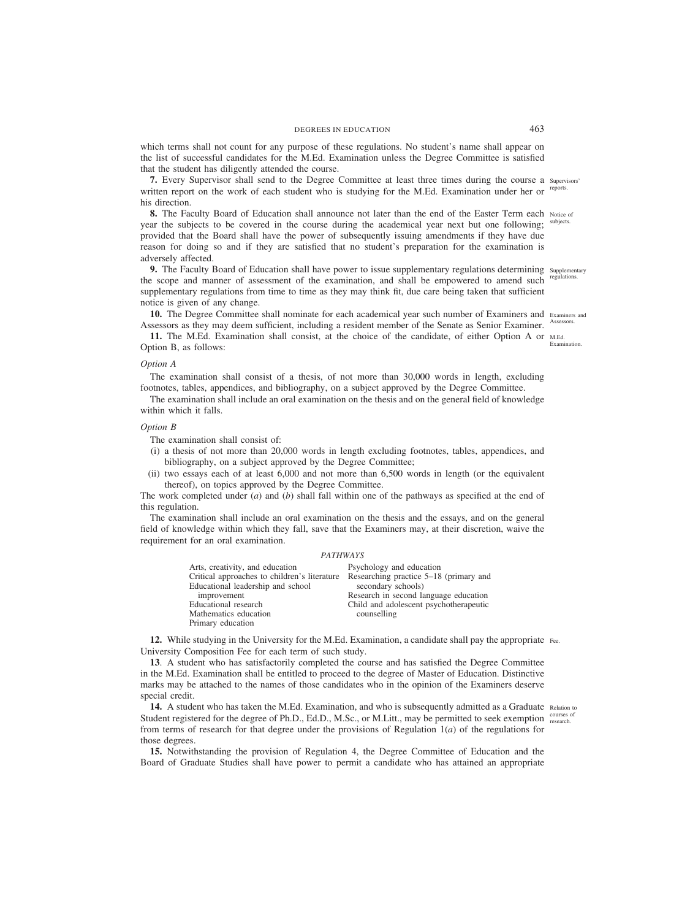which terms shall not count for any purpose of these regulations. No student's name shall appear on the list of successful candidates for the M.Ed. Examination unless the Degree Committee is satisfied that the student has diligently attended the course.

**7.** Every Supervisor shall send to the Degree Committee at least three times during the course a written report on the work of each student who is studying for the M.Ed. Examination under her or his direction. *Supervisors' reports.*

**8.** The Faculty Board of Education shall announce not later than the end of the Easter Term each year the subjects to be covered in the course during the academical year next but one following; provided that the Board shall have the power of subsequently issuing amendments if they have due reason for doing so and if they are satisfied that no student's preparation for the examination is adversely affected. *Notice of subjects.*

**9.** The Faculty Board of Education shall have power to issue supplementary regulations determining the scope and manner of assessment of the examination, and shall be empowered to amend such supplementary regulations from time to time as they may think fit, due care being taken that sufficient notice is given of any change. *Supplementary regulations.*

**10.** The Degree Committee shall nominate for each academical year such number of Examiners and Assessors as they may deem sufficient, including a resident member of the Senate as Senior Examiner. *Examiners and Assessors.*

**11.** The M.Ed. Examination shall consist, at the choice of the candidate, of either Option A or Option B, as follows: *M.Ed. Examination.*

*Option A*

The examination shall consist of a thesis, of not more than 30,000 words in length, excluding footnotes, tables, appendices, and bibliography, on a subject approved by the Degree Committee.

The examination shall include an oral examination on the thesis and on the general field of knowledge within which it falls.

*Option B*

The examination shall consist of:

(i) a thesis of not more than 20,000 words in length excluding footnotes, tables, appendices, and bibliography, on a subject approved by the Degree Committee;

(ii) two essays each of at least 6,000 and not more than 6,500 words in length (or the equivalent thereof), on topics approved by the Degree Committee.

The work completed under (*a*) and (*b*) shall fall within one of the pathways as specified at the end of this regulation.

The examination shall include an oral examination on the thesis and the essays, and on the general field of knowledge within which they fall, save that the Examiners may, at their discretion, waive the requirement for an oral examination.

*PATHWAYS*

Arts, creativity, and education
Critical approaches to children's literature
Educational leadership and school improvement
Educational research
Mathematics education
Primary education
Psychology and education
Researching practice 5–18 (primary and secondary schools)
Research in second language education
Child and adolescent psychotherapeutic counselling

**12.** While studying in the University for the M.Ed. Examination, a candidate shall pay the appropriate University Composition Fee for each term of such study. *Fee.*

**13**. A student who has satisfactorily completed the course and has satisfied the Degree Committee in the M.Ed. Examination shall be entitled to proceed to the degree of Master of Education. Distinctive marks may be attached to the names of those candidates who in the opinion of the Examiners deserve special credit.

**14.** A student who has taken the M.Ed. Examination, and who is subsequently admitted as a Graduate Student registered for the degree of Ph.D., Ed.D., M.Sc., or M.Litt., may be permitted to seek exemption from terms of research for that degree under the provisions of Regulation 1(*a*) of the regulations for those degrees. *Relation to courses of research.*

**15.** Notwithstanding the provision of Regulation 4, the Degree Committee of Education and the Board of Graduate Studies shall have power to permit a candidate who has attained an appropriate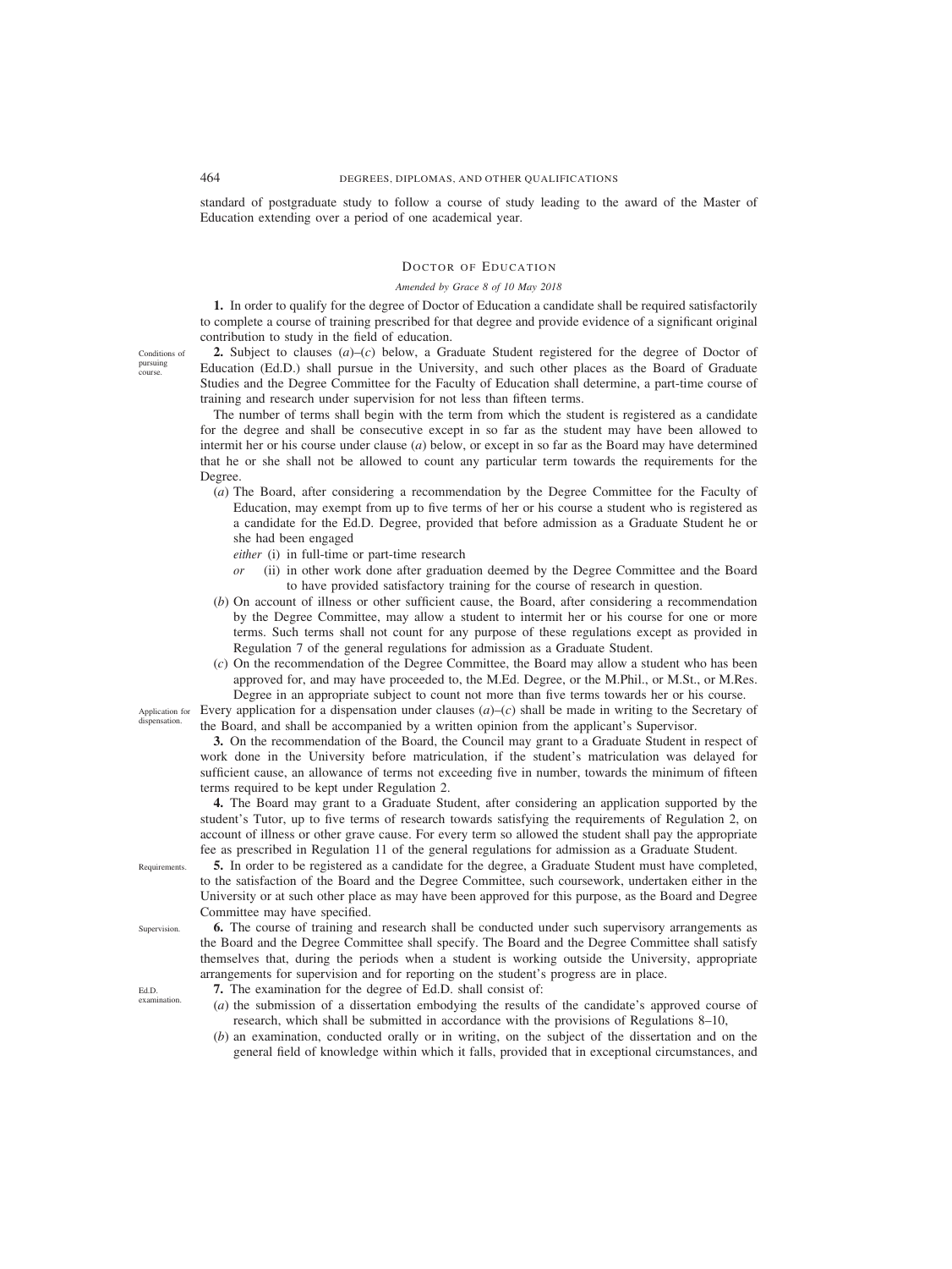standard of postgraduate study to follow a course of study leading to the award of the Master of Education extending over a period of one academical year.

## Doctor of Education

*Amended by Grace 8 of 10 May 2018*

**1.** In order to qualify for the degree of Doctor of Education a candidate shall be required satisfactorily to complete a course of training prescribed for that degree and provide evidence of a significant original contribution to study in the field of education.

Conditions of pursuing course.

**2.** Subject to clauses (*a*)–(*c*) below, a Graduate Student registered for the degree of Doctor of Education (Ed.D.) shall pursue in the University, and such other places as the Board of Graduate Studies and the Degree Committee for the Faculty of Education shall determine, a part-time course of training and research under supervision for not less than fifteen terms.

The number of terms shall begin with the term from which the student is registered as a candidate for the degree and shall be consecutive except in so far as the student may have been allowed to intermit her or his course under clause (*a*) below, or except in so far as the Board may have determined that he or she shall not be allowed to count any particular term towards the requirements for the Degree.

(*a*) The Board, after considering a recommendation by the Degree Committee for the Faculty of Education, may exempt from up to five terms of her or his course a student who is registered as a candidate for the Ed.D. Degree, provided that before admission as a Graduate Student he or she had been engaged

*either* (i) in full-time or part-time research

*or* (ii) in other work done after graduation deemed by the Degree Committee and the Board to have provided satisfactory training for the course of research in question.

(*b*) On account of illness or other sufficient cause, the Board, after considering a recommendation by the Degree Committee, may allow a student to intermit her or his course for one or more terms. Such terms shall not count for any purpose of these regulations except as provided in Regulation 7 of the general regulations for admission as a Graduate Student.

(*c*) On the recommendation of the Degree Committee, the Board may allow a student who has been approved for, and may have proceeded to, the M.Ed. Degree, or the M.Phil., or M.St., or M.Res. Degree in an appropriate subject to count not more than five terms towards her or his course.

Application for dispensation.

Every application for a dispensation under clauses (*a*)–(*c*) shall be made in writing to the Secretary of the Board, and shall be accompanied by a written opinion from the applicant's Supervisor.

**3.** On the recommendation of the Board, the Council may grant to a Graduate Student in respect of work done in the University before matriculation, if the student's matriculation was delayed for sufficient cause, an allowance of terms not exceeding five in number, towards the minimum of fifteen terms required to be kept under Regulation 2.

**4.** The Board may grant to a Graduate Student, after considering an application supported by the student's Tutor, up to five terms of research towards satisfying the requirements of Regulation 2, on account of illness or other grave cause. For every term so allowed the student shall pay the appropriate fee as prescribed in Regulation 11 of the general regulations for admission as a Graduate Student.

Requirements.

**5.** In order to be registered as a candidate for the degree, a Graduate Student must have completed, to the satisfaction of the Board and the Degree Committee, such coursework, undertaken either in the University or at such other place as may have been approved for this purpose, as the Board and Degree Committee may have specified.

Supervision.

**6.** The course of training and research shall be conducted under such supervisory arrangements as the Board and the Degree Committee shall specify. The Board and the Degree Committee shall satisfy themselves that, during the periods when a student is working outside the University, appropriate arrangements for supervision and for reporting on the student's progress are in place.

Ed.D. examination.

**7.** The examination for the degree of Ed.D. shall consist of:

(*a*) the submission of a dissertation embodying the results of the candidate's approved course of research, which shall be submitted in accordance with the provisions of Regulations 8–10,

(*b*) an examination, conducted orally or in writing, on the subject of the dissertation and on the general field of knowledge within which it falls, provided that in exceptional circumstances, and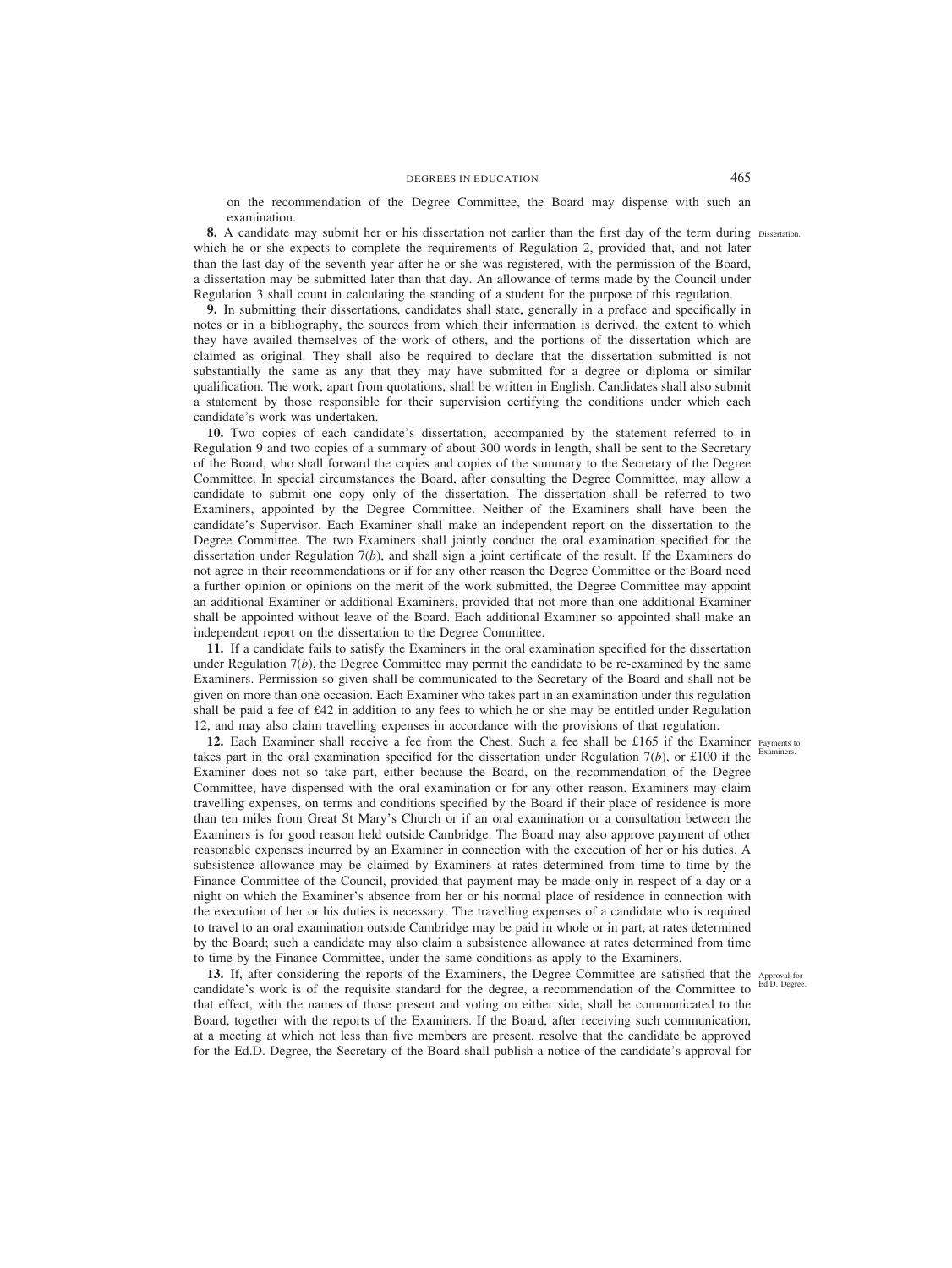on the recommendation of the Degree Committee, the Board may dispense with such an examination.

**8.** A candidate may submit her or his dissertation not earlier than the first day of the term during which he or she expects to complete the requirements of Regulation 2, provided that, and not later than the last day of the seventh year after he or she was registered, with the permission of the Board, a dissertation may be submitted later than that day. An allowance of terms made by the Council under Regulation 3 shall count in calculating the standing of a student for the purpose of this regulation. Dissertation.

**9.** In submitting their dissertations, candidates shall state, generally in a preface and specifically in notes or in a bibliography, the sources from which their information is derived, the extent to which they have availed themselves of the work of others, and the portions of the dissertation which are claimed as original. They shall also be required to declare that the dissertation submitted is not substantially the same as any that they may have submitted for a degree or diploma or similar qualification. The work, apart from quotations, shall be written in English. Candidates shall also submit a statement by those responsible for their supervision certifying the conditions under which each candidate's work was undertaken.

**10.** Two copies of each candidate's dissertation, accompanied by the statement referred to in Regulation 9 and two copies of a summary of about 300 words in length, shall be sent to the Secretary of the Board, who shall forward the copies and copies of the summary to the Secretary of the Degree Committee. In special circumstances the Board, after consulting the Degree Committee, may allow a candidate to submit one copy only of the dissertation. The dissertation shall be referred to two Examiners, appointed by the Degree Committee. Neither of the Examiners shall have been the candidate's Supervisor. Each Examiner shall make an independent report on the dissertation to the Degree Committee. The two Examiners shall jointly conduct the oral examination specified for the dissertation under Regulation 7(*b*), and shall sign a joint certificate of the result. If the Examiners do not agree in their recommendations or if for any other reason the Degree Committee or the Board need a further opinion or opinions on the merit of the work submitted, the Degree Committee may appoint an additional Examiner or additional Examiners, provided that not more than one additional Examiner shall be appointed without leave of the Board. Each additional Examiner so appointed shall make an independent report on the dissertation to the Degree Committee.

**11.** If a candidate fails to satisfy the Examiners in the oral examination specified for the dissertation under Regulation 7(*b*), the Degree Committee may permit the candidate to be re-examined by the same Examiners. Permission so given shall be communicated to the Secretary of the Board and shall not be given on more than one occasion. Each Examiner who takes part in an examination under this regulation shall be paid a fee of £42 in addition to any fees to which he or she may be entitled under Regulation 12, and may also claim travelling expenses in accordance with the provisions of that regulation.

**12.** Each Examiner shall receive a fee from the Chest. Such a fee shall be £165 if the Examiner takes part in the oral examination specified for the dissertation under Regulation 7(*b*), or £100 if the Examiner does not so take part, either because the Board, on the recommendation of the Degree Committee, have dispensed with the oral examination or for any other reason. Examiners may claim travelling expenses, on terms and conditions specified by the Board if their place of residence is more than ten miles from Great St Mary's Church or if an oral examination or a consultation between the Examiners is for good reason held outside Cambridge. The Board may also approve payment of other reasonable expenses incurred by an Examiner in connection with the execution of her or his duties. A subsistence allowance may be claimed by Examiners at rates determined from time to time by the Finance Committee of the Council, provided that payment may be made only in respect of a day or a night on which the Examiner's absence from her or his normal place of residence in connection with the execution of her or his duties is necessary. The travelling expenses of a candidate who is required to travel to an oral examination outside Cambridge may be paid in whole or in part, at rates determined by the Board; such a candidate may also claim a subsistence allowance at rates determined from time to time by the Finance Committee, under the same conditions as apply to the Examiners. Payments to Examiners.

**13.** If, after considering the reports of the Examiners, the Degree Committee are satisfied that the candidate's work is of the requisite standard for the degree, a recommendation of the Committee to that effect, with the names of those present and voting on either side, shall be communicated to the Board, together with the reports of the Examiners. If the Board, after receiving such communication, at a meeting at which not less than five members are present, resolve that the candidate be approved for the Ed.D. Degree, the Secretary of the Board shall publish a notice of the candidate's approval for Approval for Ed.D. Degree.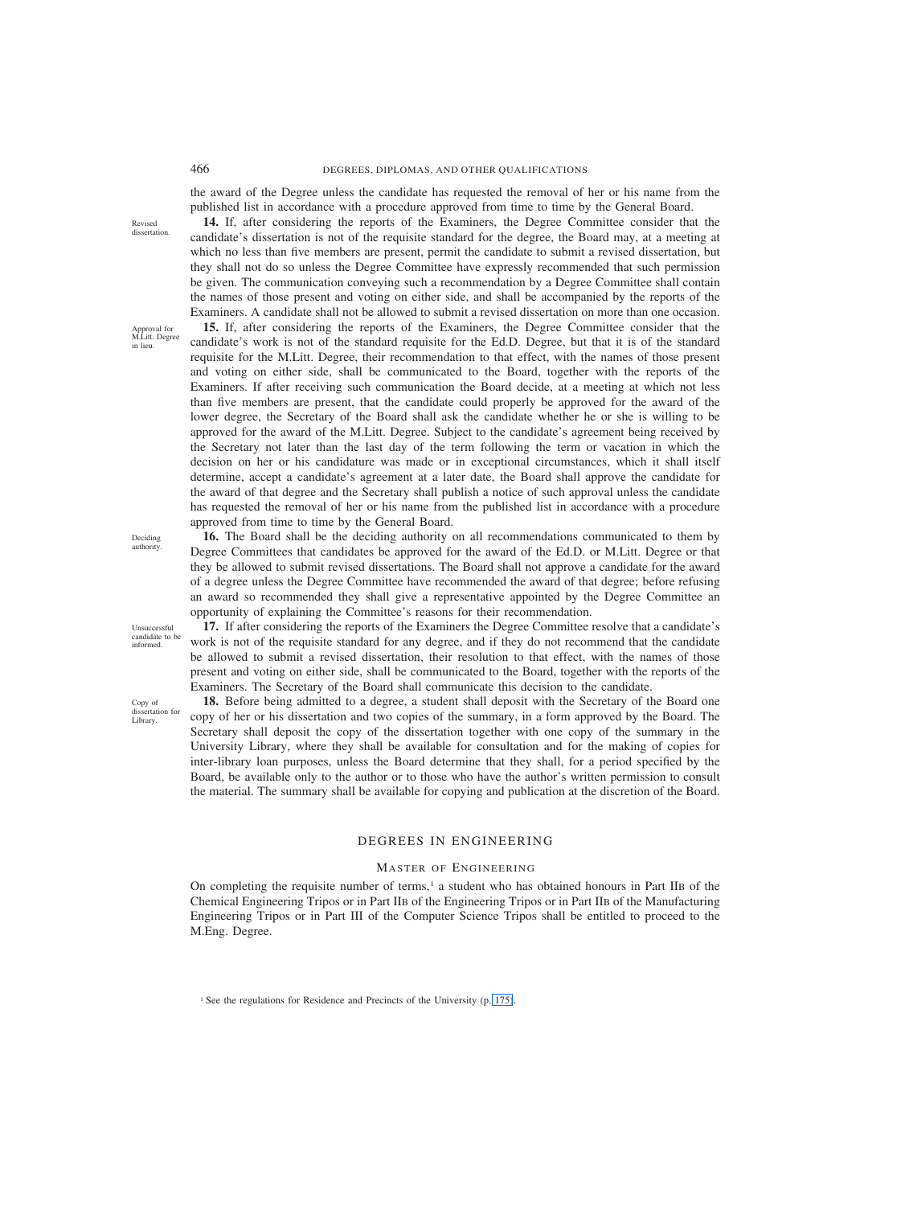the award of the Degree unless the candidate has requested the removal of her or his name from the published list in accordance with a procedure approved from time to time by the General Board.

*Revised dissertation.*

**14.** If, after considering the reports of the Examiners, the Degree Committee consider that the candidate's dissertation is not of the requisite standard for the degree, the Board may, at a meeting at which no less than five members are present, permit the candidate to submit a revised dissertation, but they shall not do so unless the Degree Committee have expressly recommended that such permission be given. The communication conveying such a recommendation by a Degree Committee shall contain the names of those present and voting on either side, and shall be accompanied by the reports of the Examiners. A candidate shall not be allowed to submit a revised dissertation on more than one occasion.

*Approval for M.Litt. Degree in lieu.*

**15.** If, after considering the reports of the Examiners, the Degree Committee consider that the candidate's work is not of the standard requisite for the Ed.D. Degree, but that it is of the standard requisite for the M.Litt. Degree, their recommendation to that effect, with the names of those present and voting on either side, shall be communicated to the Board, together with the reports of the Examiners. If after receiving such communication the Board decide, at a meeting at which not less than five members are present, that the candidate could properly be approved for the award of the lower degree, the Secretary of the Board shall ask the candidate whether he or she is willing to be approved for the award of the M.Litt. Degree. Subject to the candidate's agreement being received by the Secretary not later than the last day of the term following the term or vacation in which the decision on her or his candidature was made or in exceptional circumstances, which it shall itself determine, accept a candidate's agreement at a later date, the Board shall approve the candidate for the award of that degree and the Secretary shall publish a notice of such approval unless the candidate has requested the removal of her or his name from the published list in accordance with a procedure approved from time to time by the General Board.

*Deciding authority.*

**16.** The Board shall be the deciding authority on all recommendations communicated to them by Degree Committees that candidates be approved for the award of the Ed.D. or M.Litt. Degree or that they be allowed to submit revised dissertations. The Board shall not approve a candidate for the award of a degree unless the Degree Committee have recommended the award of that degree; before refusing an award so recommended they shall give a representative appointed by the Degree Committee an opportunity of explaining the Committee's reasons for their recommendation.

*Unsuccessful candidate to be informed.*

**17.** If after considering the reports of the Examiners the Degree Committee resolve that a candidate's work is not of the requisite standard for any degree, and if they do not recommend that the candidate be allowed to submit a revised dissertation, their resolution to that effect, with the names of those present and voting on either side, shall be communicated to the Board, together with the reports of the Examiners. The Secretary of the Board shall communicate this decision to the candidate.

*Copy of dissertation for Library.*

**18.** Before being admitted to a degree, a student shall deposit with the Secretary of the Board one copy of her or his dissertation and two copies of the summary, in a form approved by the Board. The Secretary shall deposit the copy of the dissertation together with one copy of the summary in the University Library, where they shall be available for consultation and for the making of copies for inter-library loan purposes, unless the Board determine that they shall, for a period specified by the Board, be available only to the author or to those who have the author's written permission to consult the material. The summary shall be available for copying and publication at the discretion of the Board.

## DEGREES IN ENGINEERING

### MASTER OF ENGINEERING

On completing the requisite number of terms,[1] a student who has obtained honours in Part IIB of the Chemical Engineering Tripos or in Part IIB of the Engineering Tripos or in Part IIB of the Manufacturing Engineering Tripos or in Part III of the Computer Science Tripos shall be entitled to proceed to the M.Eng. Degree.

[1] See the regulations for Residence and Precincts of the University (p. 175).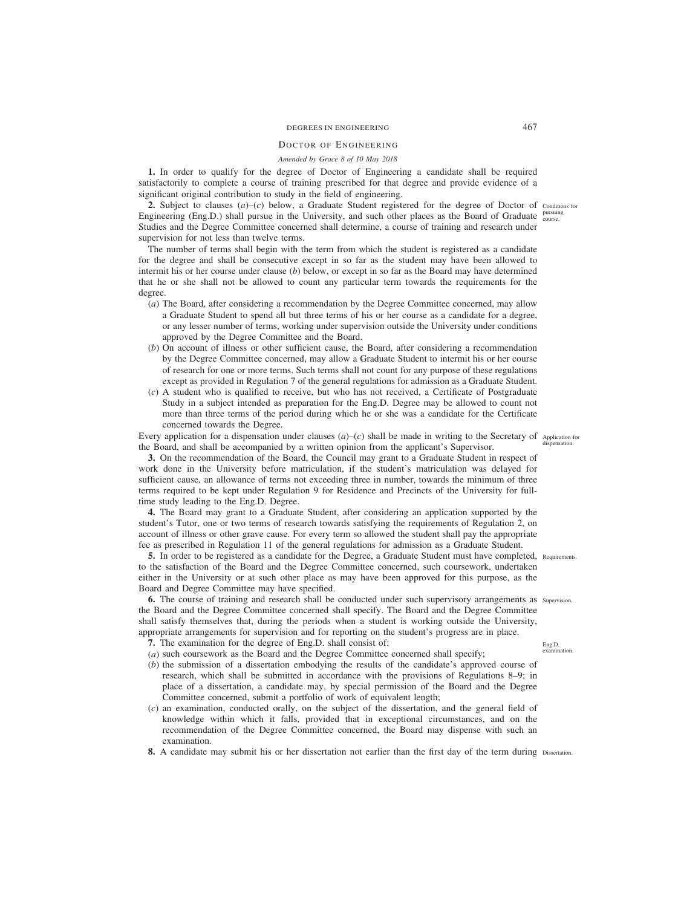## Doctor of Engineering

*Amended by Grace 8 of 10 May 2018*

**1.** In order to qualify for the degree of Doctor of Engineering a candidate shall be required satisfactorily to complete a course of training prescribed for that degree and provide evidence of a significant original contribution to study in the field of engineering.

**2.** Subject to clauses (*a*)–(*c*) below, a Graduate Student registered for the degree of Doctor of Engineering (Eng.D.) shall pursue in the University, and such other places as the Board of Graduate Studies and the Degree Committee concerned shall determine, a course of training and research under supervision for not less than twelve terms. *Conditions for pursuing course.*

The number of terms shall begin with the term from which the student is registered as a candidate for the degree and shall be consecutive except in so far as the student may have been allowed to intermit his or her course under clause (*b*) below, or except in so far as the Board may have determined that he or she shall not be allowed to count any particular term towards the requirements for the degree.

(*a*) The Board, after considering a recommendation by the Degree Committee concerned, may allow a Graduate Student to spend all but three terms of his or her course as a candidate for a degree, or any lesser number of terms, working under supervision outside the University under conditions approved by the Degree Committee and the Board.

(*b*) On account of illness or other sufficient cause, the Board, after considering a recommendation by the Degree Committee concerned, may allow a Graduate Student to intermit his or her course of research for one or more terms. Such terms shall not count for any purpose of these regulations except as provided in Regulation 7 of the general regulations for admission as a Graduate Student.

(*c*) A student who is qualified to receive, but who has not received, a Certificate of Postgraduate Study in a subject intended as preparation for the Eng.D. Degree may be allowed to count not more than three terms of the period during which he or she was a candidate for the Certificate concerned towards the Degree.

Every application for a dispensation under clauses (*a*)–(*c*) shall be made in writing to the Secretary of the Board, and shall be accompanied by a written opinion from the applicant's Supervisor. *Application for dispensation.*

**3.** On the recommendation of the Board, the Council may grant to a Graduate Student in respect of work done in the University before matriculation, if the student's matriculation was delayed for sufficient cause, an allowance of terms not exceeding three in number, towards the minimum of three terms required to be kept under Regulation 9 for Residence and Precincts of the University for full-time study leading to the Eng.D. Degree.

**4.** The Board may grant to a Graduate Student, after considering an application supported by the student's Tutor, one or two terms of research towards satisfying the requirements of Regulation 2, on account of illness or other grave cause. For every term so allowed the student shall pay the appropriate fee as prescribed in Regulation 11 of the general regulations for admission as a Graduate Student.

**5.** In order to be registered as a candidate for the Degree, a Graduate Student must have completed, to the satisfaction of the Board and the Degree Committee concerned, such coursework, undertaken either in the University or at such other place as may have been approved for this purpose, as the Board and Degree Committee may have specified. *Requirements.*

**6.** The course of training and research shall be conducted under such supervisory arrangements as the Board and the Degree Committee concerned shall specify. The Board and the Degree Committee shall satisfy themselves that, during the periods when a student is working outside the University, appropriate arrangements for supervision and for reporting on the student's progress are in place. *Supervision.*

**7.** The examination for the degree of Eng.D. shall consist of: *Eng.D. examination.*

(*a*) such coursework as the Board and the Degree Committee concerned shall specify;

(*b*) the submission of a dissertation embodying the results of the candidate's approved course of research, which shall be submitted in accordance with the provisions of Regulations 8–9; in place of a dissertation, a candidate may, by special permission of the Board and the Degree Committee concerned, submit a portfolio of work of equivalent length;

(*c*) an examination, conducted orally, on the subject of the dissertation, and the general field of knowledge within which it falls, provided that in exceptional circumstances, and on the recommendation of the Degree Committee concerned, the Board may dispense with such an examination.

**8.** A candidate may submit his or her dissertation not earlier than the first day of the term during *Dissertation.*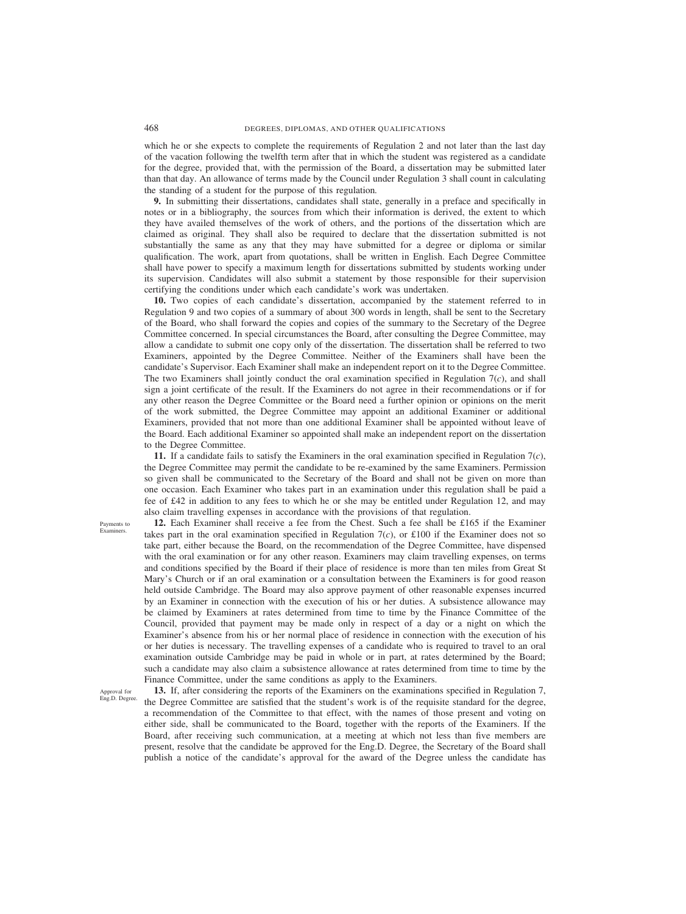which he or she expects to complete the requirements of Regulation 2 and not later than the last day of the vacation following the twelfth term after that in which the student was registered as a candidate for the degree, provided that, with the permission of the Board, a dissertation may be submitted later than that day. An allowance of terms made by the Council under Regulation 3 shall count in calculating the standing of a student for the purpose of this regulation.

**9.** In submitting their dissertations, candidates shall state, generally in a preface and specifically in notes or in a bibliography, the sources from which their information is derived, the extent to which they have availed themselves of the work of others, and the portions of the dissertation which are claimed as original. They shall also be required to declare that the dissertation submitted is not substantially the same as any that they may have submitted for a degree or diploma or similar qualification. The work, apart from quotations, shall be written in English. Each Degree Committee shall have power to specify a maximum length for dissertations submitted by students working under its supervision. Candidates will also submit a statement by those responsible for their supervision certifying the conditions under which each candidate's work was undertaken.

**10.** Two copies of each candidate's dissertation, accompanied by the statement referred to in Regulation 9 and two copies of a summary of about 300 words in length, shall be sent to the Secretary of the Board, who shall forward the copies and copies of the summary to the Secretary of the Degree Committee concerned. In special circumstances the Board, after consulting the Degree Committee, may allow a candidate to submit one copy only of the dissertation. The dissertation shall be referred to two Examiners, appointed by the Degree Committee. Neither of the Examiners shall have been the candidate's Supervisor. Each Examiner shall make an independent report on it to the Degree Committee. The two Examiners shall jointly conduct the oral examination specified in Regulation 7(*c*), and shall sign a joint certificate of the result. If the Examiners do not agree in their recommendations or if for any other reason the Degree Committee or the Board need a further opinion or opinions on the merit of the work submitted, the Degree Committee may appoint an additional Examiner or additional Examiners, provided that not more than one additional Examiner shall be appointed without leave of the Board. Each additional Examiner so appointed shall make an independent report on the dissertation to the Degree Committee.

**11.** If a candidate fails to satisfy the Examiners in the oral examination specified in Regulation 7(*c*), the Degree Committee may permit the candidate to be re-examined by the same Examiners. Permission so given shall be communicated to the Secretary of the Board and shall not be given on more than one occasion. Each Examiner who takes part in an examination under this regulation shall be paid a fee of £42 in addition to any fees to which he or she may be entitled under Regulation 12, and may also claim travelling expenses in accordance with the provisions of that regulation.

*Payments to Examiners.*

**12.** Each Examiner shall receive a fee from the Chest. Such a fee shall be £165 if the Examiner takes part in the oral examination specified in Regulation 7(*c*), or £100 if the Examiner does not so take part, either because the Board, on the recommendation of the Degree Committee, have dispensed with the oral examination or for any other reason. Examiners may claim travelling expenses, on terms and conditions specified by the Board if their place of residence is more than ten miles from Great St Mary's Church or if an oral examination or a consultation between the Examiners is for good reason held outside Cambridge. The Board may also approve payment of other reasonable expenses incurred by an Examiner in connection with the execution of his or her duties. A subsistence allowance may be claimed by Examiners at rates determined from time to time by the Finance Committee of the Council, provided that payment may be made only in respect of a day or a night on which the Examiner's absence from his or her normal place of residence in connection with the execution of his or her duties is necessary. The travelling expenses of a candidate who is required to travel to an oral examination outside Cambridge may be paid in whole or in part, at rates determined by the Board; such a candidate may also claim a subsistence allowance at rates determined from time to time by the Finance Committee, under the same conditions as apply to the Examiners.

*Approval for Eng.D. Degree.*

**13.** If, after considering the reports of the Examiners on the examinations specified in Regulation 7, the Degree Committee are satisfied that the student's work is of the requisite standard for the degree, a recommendation of the Committee to that effect, with the names of those present and voting on either side, shall be communicated to the Board, together with the reports of the Examiners. If the Board, after receiving such communication, at a meeting at which not less than five members are present, resolve that the candidate be approved for the Eng.D. Degree, the Secretary of the Board shall publish a notice of the candidate's approval for the award of the Degree unless the candidate has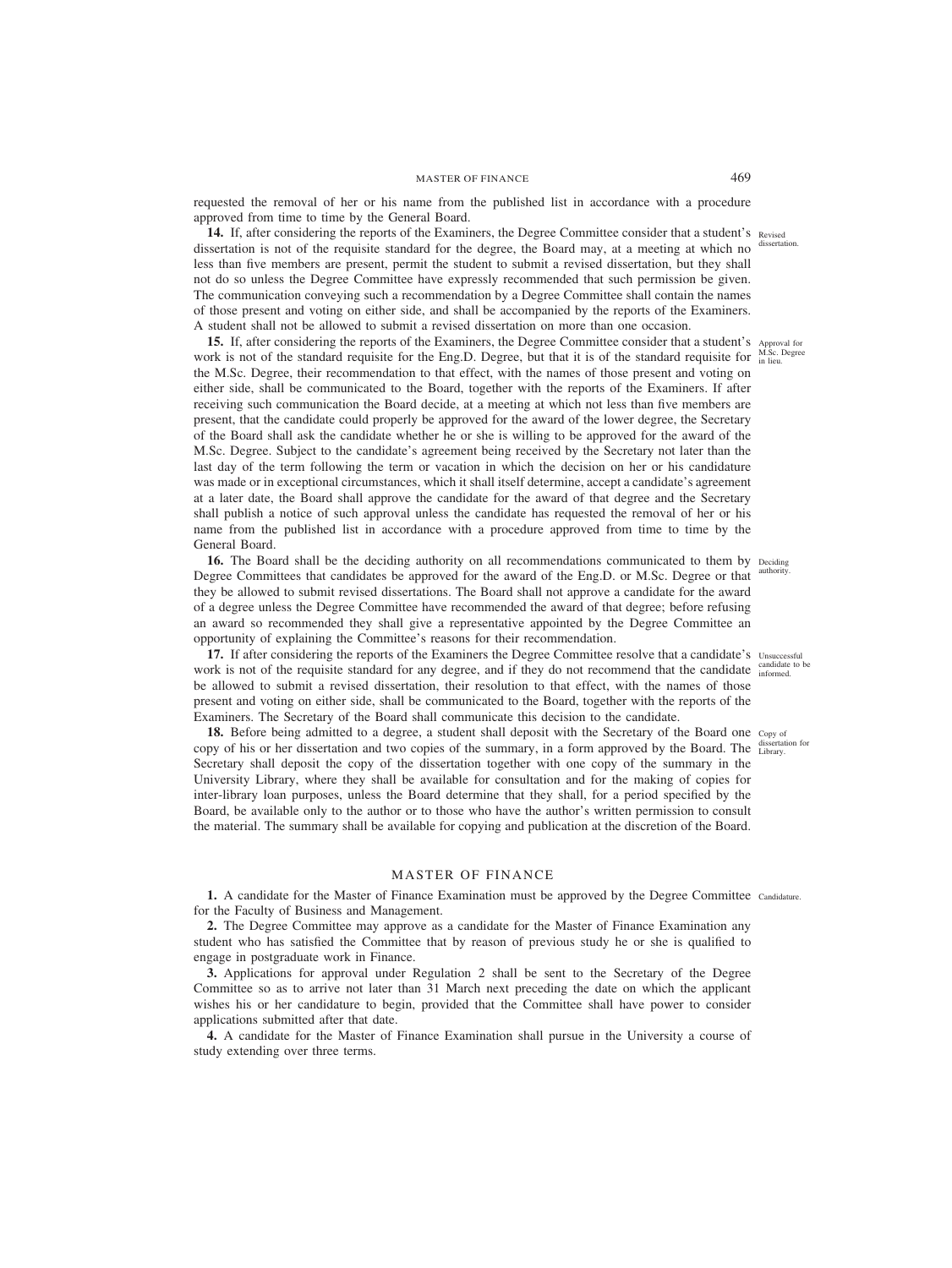requested the removal of her or his name from the published list in accordance with a procedure approved from time to time by the General Board.

**14.** If, after considering the reports of the Examiners, the Degree Committee consider that a student's dissertation is not of the requisite standard for the degree, the Board may, at a meeting at which no less than five members are present, permit the student to submit a revised dissertation, but they shall not do so unless the Degree Committee have expressly recommended that such permission be given. The communication conveying such a recommendation by a Degree Committee shall contain the names of those present and voting on either side, and shall be accompanied by the reports of the Examiners. A student shall not be allowed to submit a revised dissertation on more than one occasion.

Revised dissertation.

**15.** If, after considering the reports of the Examiners, the Degree Committee consider that a student's work is not of the standard requisite for the Eng.D. Degree, but that it is of the standard requisite for the M.Sc. Degree, their recommendation to that effect, with the names of those present and voting on either side, shall be communicated to the Board, together with the reports of the Examiners. If after receiving such communication the Board decide, at a meeting at which not less than five members are present, that the candidate could properly be approved for the award of the lower degree, the Secretary of the Board shall ask the candidate whether he or she is willing to be approved for the award of the M.Sc. Degree. Subject to the candidate's agreement being received by the Secretary not later than the last day of the term following the term or vacation in which the decision on her or his candidature was made or in exceptional circumstances, which it shall itself determine, accept a candidate's agreement at a later date, the Board shall approve the candidate for the award of that degree and the Secretary shall publish a notice of such approval unless the candidate has requested the removal of her or his name from the published list in accordance with a procedure approved from time to time by the General Board.

Approval for M.Sc. Degree in lieu.

**16.** The Board shall be the deciding authority on all recommendations communicated to them by Degree Committees that candidates be approved for the award of the Eng.D. or M.Sc. Degree or that they be allowed to submit revised dissertations. The Board shall not approve a candidate for the award of a degree unless the Degree Committee have recommended the award of that degree; before refusing an award so recommended they shall give a representative appointed by the Degree Committee an opportunity of explaining the Committee's reasons for their recommendation.

Deciding authority.

**17.** If after considering the reports of the Examiners the Degree Committee resolve that a candidate's work is not of the requisite standard for any degree, and if they do not recommend that the candidate be allowed to submit a revised dissertation, their resolution to that effect, with the names of those present and voting on either side, shall be communicated to the Board, together with the reports of the Examiners. The Secretary of the Board shall communicate this decision to the candidate.

Unsuccessful candidate to be informed.

**18.** Before being admitted to a degree, a student shall deposit with the Secretary of the Board one copy of his or her dissertation and two copies of the summary, in a form approved by the Board. The Secretary shall deposit the copy of the dissertation together with one copy of the summary in the University Library, where they shall be available for consultation and for the making of copies for inter-library loan purposes, unless the Board determine that they shall, for a period specified by the Board, be available only to the author or to those who have the author's written permission to consult the material. The summary shall be available for copying and publication at the discretion of the Board.

Copy of dissertation for Library.

## MASTER OF FINANCE

**1.** A candidate for the Master of Finance Examination must be approved by the Degree Committee for the Faculty of Business and Management.

Candidature.

**2.** The Degree Committee may approve as a candidate for the Master of Finance Examination any student who has satisfied the Committee that by reason of previous study he or she is qualified to engage in postgraduate work in Finance.

**3.** Applications for approval under Regulation 2 shall be sent to the Secretary of the Degree Committee so as to arrive not later than 31 March next preceding the date on which the applicant wishes his or her candidature to begin, provided that the Committee shall have power to consider applications submitted after that date.

**4.** A candidate for the Master of Finance Examination shall pursue in the University a course of study extending over three terms.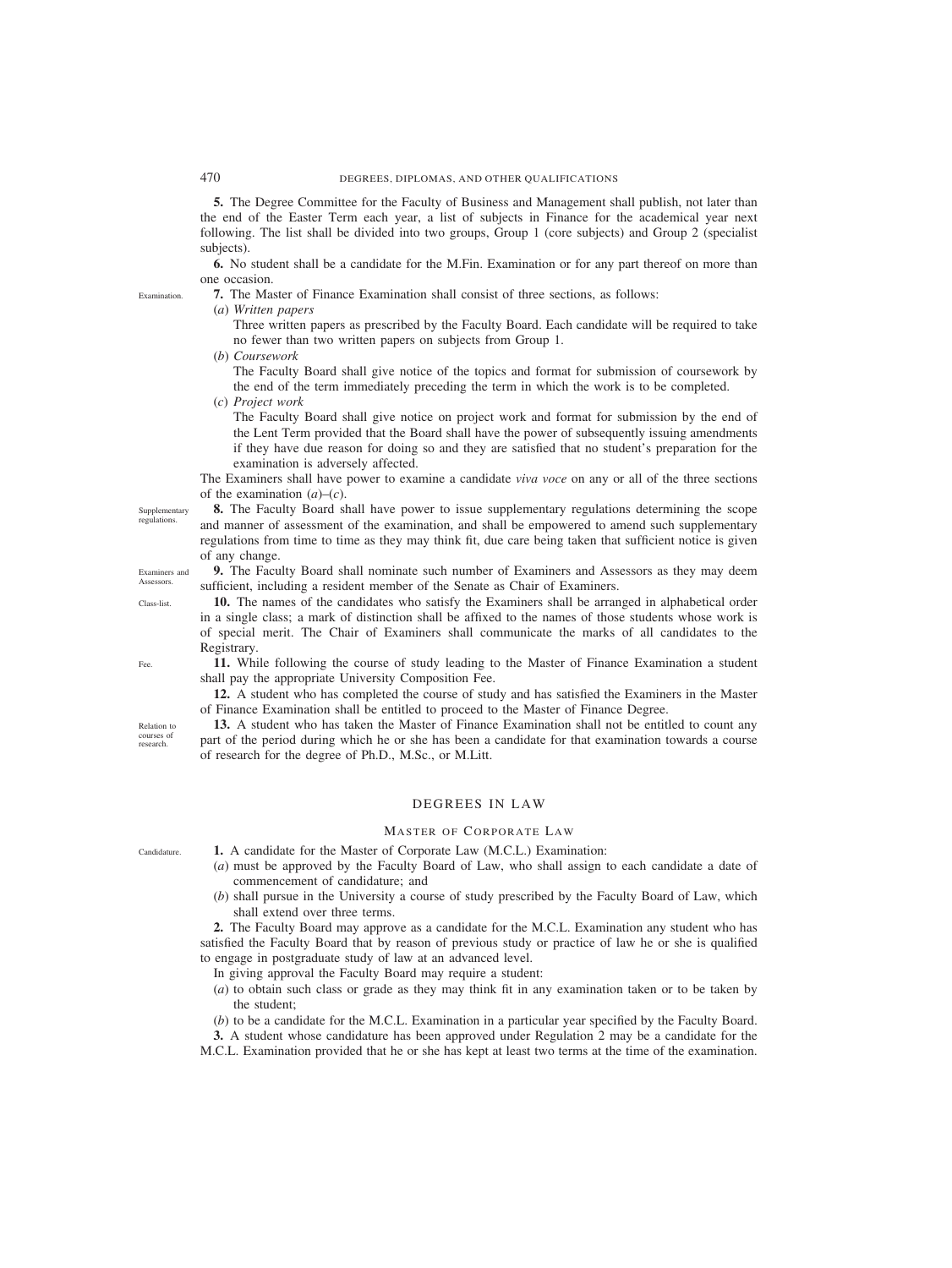**5.** The Degree Committee for the Faculty of Business and Management shall publish, not later than the end of the Easter Term each year, a list of subjects in Finance for the academical year next following. The list shall be divided into two groups, Group 1 (core subjects) and Group 2 (specialist subjects).

**6.** No student shall be a candidate for the M.Fin. Examination or for any part thereof on more than one occasion.

Examination.

**7.** The Master of Finance Examination shall consist of three sections, as follows:

(*a*) *Written papers*

Three written papers as prescribed by the Faculty Board. Each candidate will be required to take no fewer than two written papers on subjects from Group 1.

(*b*) *Coursework*

The Faculty Board shall give notice of the topics and format for submission of coursework by the end of the term immediately preceding the term in which the work is to be completed.

(*c*) *Project work*

The Faculty Board shall give notice on project work and format for submission by the end of the Lent Term provided that the Board shall have the power of subsequently issuing amendments if they have due reason for doing so and they are satisfied that no student's preparation for the examination is adversely affected.

The Examiners shall have power to examine a candidate *viva voce* on any or all of the three sections of the examination (*a*)–(*c*).

Supplementary regulations.

**8.** The Faculty Board shall have power to issue supplementary regulations determining the scope and manner of assessment of the examination, and shall be empowered to amend such supplementary regulations from time to time as they may think fit, due care being taken that sufficient notice is given of any change.

Examiners and Assessors.

**9.** The Faculty Board shall nominate such number of Examiners and Assessors as they may deem sufficient, including a resident member of the Senate as Chair of Examiners.

Class-list.

**10.** The names of the candidates who satisfy the Examiners shall be arranged in alphabetical order in a single class; a mark of distinction shall be affixed to the names of those students whose work is of special merit. The Chair of Examiners shall communicate the marks of all candidates to the Registrary.

Fee.

**11.** While following the course of study leading to the Master of Finance Examination a student shall pay the appropriate University Composition Fee.

**12.** A student who has completed the course of study and has satisfied the Examiners in the Master of Finance Examination shall be entitled to proceed to the Master of Finance Degree.

Relation to courses of research.

**13.** A student who has taken the Master of Finance Examination shall not be entitled to count any part of the period during which he or she has been a candidate for that examination towards a course of research for the degree of Ph.D., M.Sc., or M.Litt.

## DEGREES IN LAW

### MASTER OF CORPORATE LAW

Candidature.

**1.** A candidate for the Master of Corporate Law (M.C.L.) Examination:

(*a*) must be approved by the Faculty Board of Law, who shall assign to each candidate a date of commencement of candidature; and

(*b*) shall pursue in the University a course of study prescribed by the Faculty Board of Law, which shall extend over three terms.

**2.** The Faculty Board may approve as a candidate for the M.C.L. Examination any student who has satisfied the Faculty Board that by reason of previous study or practice of law he or she is qualified to engage in postgraduate study of law at an advanced level.

In giving approval the Faculty Board may require a student:

(*a*) to obtain such class or grade as they may think fit in any examination taken or to be taken by the student;

(*b*) to be a candidate for the M.C.L. Examination in a particular year specified by the Faculty Board.

**3.** A student whose candidature has been approved under Regulation 2 may be a candidate for the M.C.L. Examination provided that he or she has kept at least two terms at the time of the examination.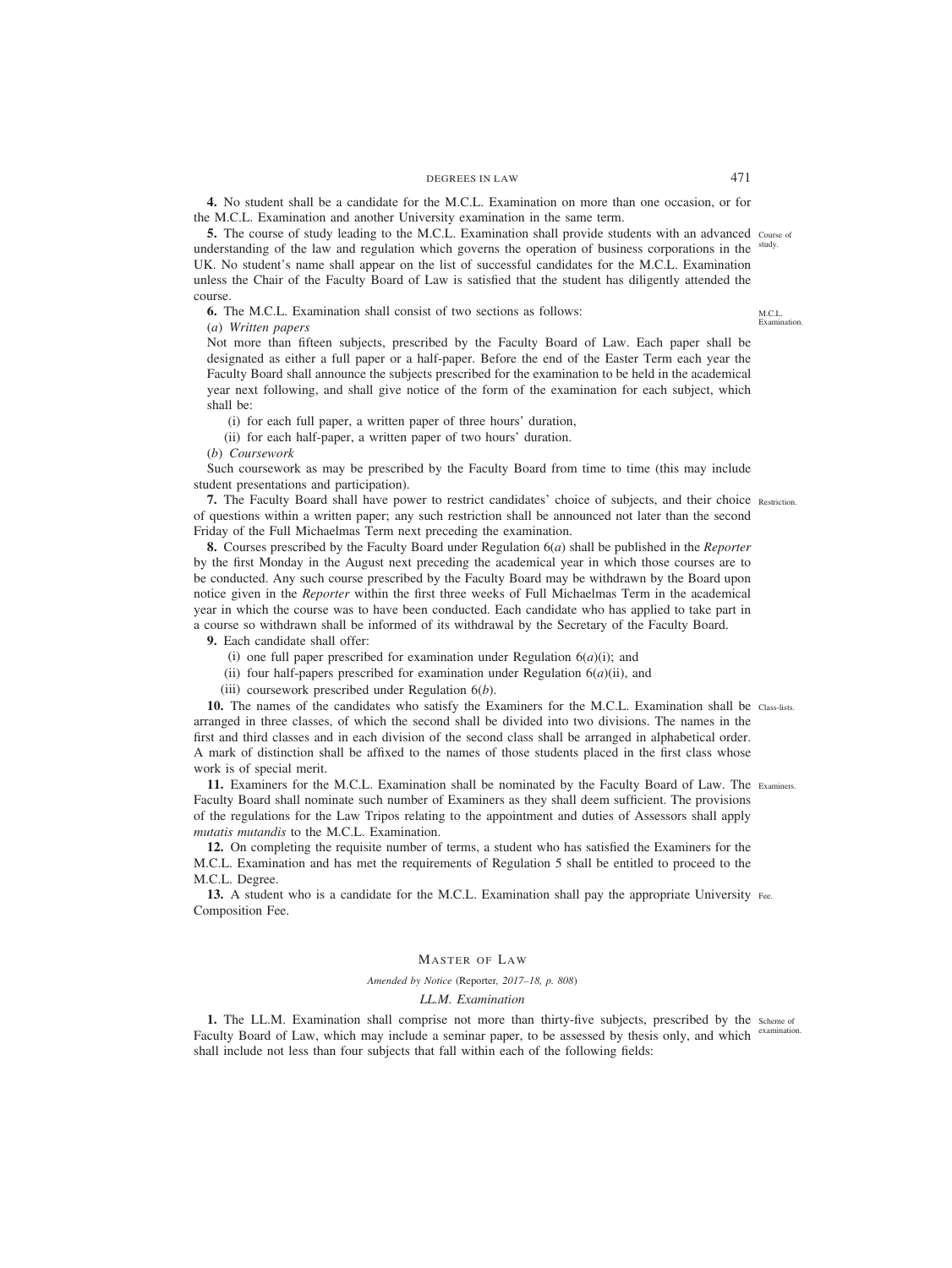**4.** No student shall be a candidate for the M.C.L. Examination on more than one occasion, or for the M.C.L. Examination and another University examination in the same term.

**5.** The course of study leading to the M.C.L. Examination shall provide students with an advanced understanding of the law and regulation which governs the operation of business corporations in the UK. No student's name shall appear on the list of successful candidates for the M.C.L. Examination unless the Chair of the Faculty Board of Law is satisfied that the student has diligently attended the course.

Course of study.

**6.** The M.C.L. Examination shall consist of two sections as follows:

M.C.L. Examination.

(*a*) *Written papers*

Not more than fifteen subjects, prescribed by the Faculty Board of Law. Each paper shall be designated as either a full paper or a half-paper. Before the end of the Easter Term each year the Faculty Board shall announce the subjects prescribed for the examination to be held in the academical year next following, and shall give notice of the form of the examination for each subject, which shall be:

(i) for each full paper, a written paper of three hours' duration,

(ii) for each half-paper, a written paper of two hours' duration.

(*b*) *Coursework*

Such coursework as may be prescribed by the Faculty Board from time to time (this may include student presentations and participation).

**7.** The Faculty Board shall have power to restrict candidates' choice of subjects, and their choice of questions within a written paper; any such restriction shall be announced not later than the second Friday of the Full Michaelmas Term next preceding the examination.

Restriction.

**8.** Courses prescribed by the Faculty Board under Regulation 6(*a*) shall be published in the *Reporter* by the first Monday in the August next preceding the academical year in which those courses are to be conducted. Any such course prescribed by the Faculty Board may be withdrawn by the Board upon notice given in the *Reporter* within the first three weeks of Full Michaelmas Term in the academical year in which the course was to have been conducted. Each candidate who has applied to take part in a course so withdrawn shall be informed of its withdrawal by the Secretary of the Faculty Board.

**9.** Each candidate shall offer:

(i) one full paper prescribed for examination under Regulation 6(*a*)(i); and

(ii) four half-papers prescribed for examination under Regulation 6(*a*)(ii), and

(iii) coursework prescribed under Regulation 6(*b*).

**10.** The names of the candidates who satisfy the Examiners for the M.C.L. Examination shall be arranged in three classes, of which the second shall be divided into two divisions. The names in the first and third classes and in each division of the second class shall be arranged in alphabetical order. A mark of distinction shall be affixed to the names of those students placed in the first class whose work is of special merit.

Class-lists.

**11.** Examiners for the M.C.L. Examination shall be nominated by the Faculty Board of Law. The Faculty Board shall nominate such number of Examiners as they shall deem sufficient. The provisions of the regulations for the Law Tripos relating to the appointment and duties of Assessors shall apply *mutatis mutandis* to the M.C.L. Examination.

Examiners.

**12.** On completing the requisite number of terms, a student who has satisfied the Examiners for the M.C.L. Examination and has met the requirements of Regulation 5 shall be entitled to proceed to the M.C.L. Degree.

**13.** A student who is a candidate for the M.C.L. Examination shall pay the appropriate University Composition Fee.

Fee.

## Master of Law

*Amended by Notice* (Reporter*, 2017–18, p. 808*)

### *LL.M. Examination*

**1.** The LL.M. Examination shall comprise not more than thirty-five subjects, prescribed by the Faculty Board of Law, which may include a seminar paper, to be assessed by thesis only, and which shall include not less than four subjects that fall within each of the following fields:

Scheme of examination.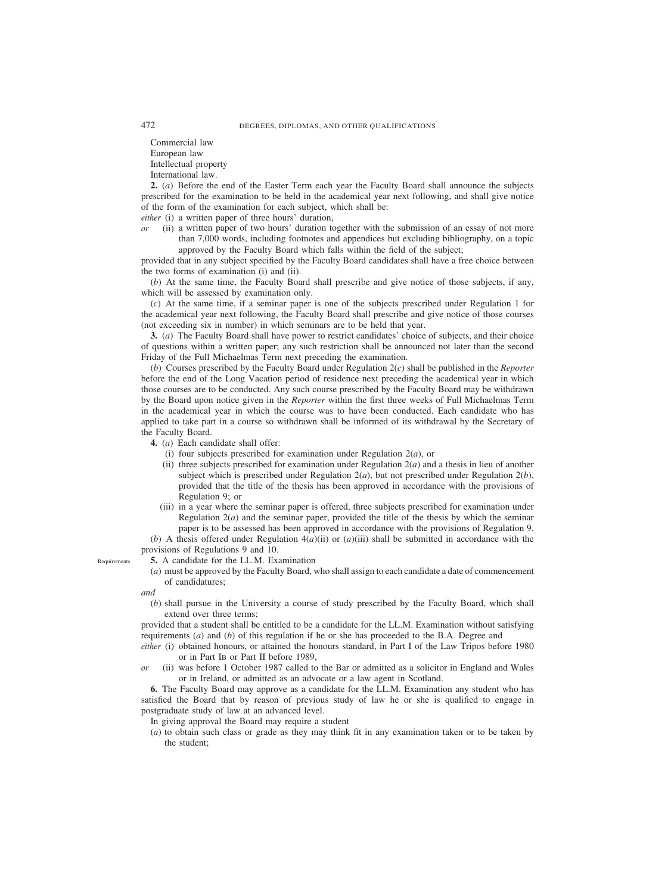Commercial law
European law
Intellectual property
International law.

**2.** (*a*) Before the end of the Easter Term each year the Faculty Board shall announce the subjects prescribed for the examination to be held in the academical year next following, and shall give notice of the form of the examination for each subject, which shall be:

*either* (i) a written paper of three hours' duration,

*or* (ii) a written paper of two hours' duration together with the submission of an essay of not more than 7,000 words, including footnotes and appendices but excluding bibliography, on a topic approved by the Faculty Board which falls within the field of the subject;

provided that in any subject specified by the Faculty Board candidates shall have a free choice between the two forms of examination (i) and (ii).

(*b*) At the same time, the Faculty Board shall prescribe and give notice of those subjects, if any, which will be assessed by examination only.

(*c*) At the same time, if a seminar paper is one of the subjects prescribed under Regulation 1 for the academical year next following, the Faculty Board shall prescribe and give notice of those courses (not exceeding six in number) in which seminars are to be held that year.

**3.** (*a*) The Faculty Board shall have power to restrict candidates' choice of subjects, and their choice of questions within a written paper; any such restriction shall be announced not later than the second Friday of the Full Michaelmas Term next preceding the examination.

(*b*) Courses prescribed by the Faculty Board under Regulation 2(*c*) shall be published in the *Reporter* before the end of the Long Vacation period of residence next preceding the academical year in which those courses are to be conducted. Any such course prescribed by the Faculty Board may be withdrawn by the Board upon notice given in the *Reporter* within the first three weeks of Full Michaelmas Term in the academical year in which the course was to have been conducted. Each candidate who has applied to take part in a course so withdrawn shall be informed of its withdrawal by the Secretary of the Faculty Board.

**4.** (*a*) Each candidate shall offer:

(i) four subjects prescribed for examination under Regulation 2(*a*), or

(ii) three subjects prescribed for examination under Regulation 2(*a*) and a thesis in lieu of another subject which is prescribed under Regulation 2(*a*), but not prescribed under Regulation 2(*b*), provided that the title of the thesis has been approved in accordance with the provisions of Regulation 9; or

(iii) in a year where the seminar paper is offered, three subjects prescribed for examination under Regulation 2(*a*) and the seminar paper, provided the title of the thesis by which the seminar paper is to be assessed has been approved in accordance with the provisions of Regulation 9.

(*b*) A thesis offered under Regulation 4(*a*)(ii) or (*a*)(iii) shall be submitted in accordance with the provisions of Regulations 9 and 10.

Requirements.

**5.** A candidate for the LL.M. Examination

(*a*) must be approved by the Faculty Board, who shall assign to each candidate a date of commencement of candidatures;

*and*

(*b*) shall pursue in the University a course of study prescribed by the Faculty Board, which shall extend over three terms;

provided that a student shall be entitled to be a candidate for the LL.M. Examination without satisfying requirements (*a*) and (*b*) of this regulation if he or she has proceeded to the B.A. Degree and

*either* (i) obtained honours, or attained the honours standard, in Part I of the Law Triposs before 1980 or in Part IB or Part II before 1989,

*or* (ii) was before 1 October 1987 called to the Bar or admitted as a solicitor in England and Wales or in Ireland, or admitted as an advocate or a law agent in Scotland.

**6.** The Faculty Board may approve as a candidate for the LL.M. Examination any student who has satisfied the Board that by reason of previous study of law he or she is qualified to engage in postgraduate study of law at an advanced level.

In giving approval the Board may require a student

(*a*) to obtain such class or grade as they may think fit in any examination taken or to be taken by the student;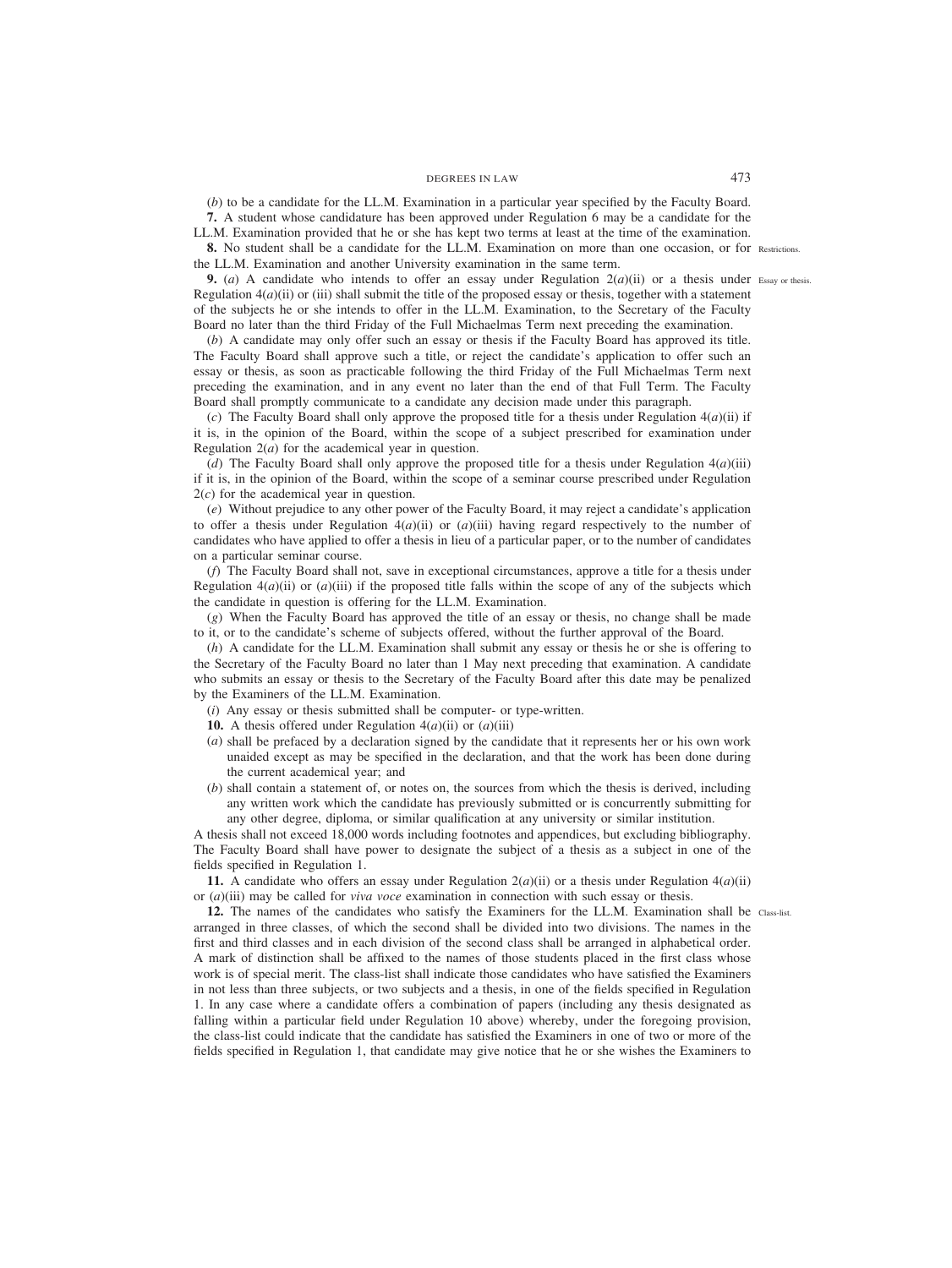(*b*) to be a candidate for the LL.M. Examination in a particular year specified by the Faculty Board.

**7.** A student whose candidature has been approved under Regulation 6 may be a candidate for the LL.M. Examination provided that he or she has kept two terms at least at the time of the examination.

**8.** No student shall be a candidate for the LL.M. Examination on more than one occasion, or for the LL.M. Examination and another University examination in the same term. Restrictions.

**9.** (*a*) A candidate who intends to offer an essay under Regulation 2(*a*)(ii) or a thesis under Regulation 4(*a*)(ii) or (iii) shall submit the title of the proposed essay or thesis, together with a statement of the subjects he or she intends to offer in the LL.M. Examination, to the Secretary of the Faculty Board no later than the third Friday of the Full Michaelmas Term next preceding the examination. Essay or thesis.

(*b*) A candidate may only offer such an essay or thesis if the Faculty Board has approved its title. The Faculty Board shall approve such a title, or reject the candidate's application to offer such an essay or thesis, as soon as practicable following the third Friday of the Full Michaelmas Term next preceding the examination, and in any event no later than the end of that Full Term. The Faculty Board shall promptly communicate to a candidate any decision made under this paragraph.

(*c*) The Faculty Board shall only approve the proposed title for a thesis under Regulation 4(*a*)(ii) if it is, in the opinion of the Board, within the scope of a subject prescribed for examination under Regulation 2(*a*) for the academical year in question.

(*d*) The Faculty Board shall only approve the proposed title for a thesis under Regulation 4(*a*)(iii) if it is, in the opinion of the Board, within the scope of a seminar course prescribed under Regulation 2(*c*) for the academical year in question.

(*e*) Without prejudice to any other power of the Faculty Board, it may reject a candidate's application to offer a thesis under Regulation 4(*a*)(ii) or (*a*)(iii) having regard respectively to the number of candidates who have applied to offer a thesis in lieu of a particular paper, or to the number of candidates on a particular seminar course.

(*f*) The Faculty Board shall not, save in exceptional circumstances, approve a title for a thesis under Regulation 4(*a*)(ii) or (*a*)(iii) if the proposed title falls within the scope of any of the subjects which the candidate in question is offering for the LL.M. Examination.

(*g*) When the Faculty Board has approved the title of an essay or thesis, no change shall be made to it, or to the candidate's scheme of subjects offered, without the further approval of the Board.

(*h*) A candidate for the LL.M. Examination shall submit any essay or thesis he or she is offering to the Secretary of the Faculty Board no later than 1 May next preceding that examination. A candidate who submits an essay or thesis to the Secretary of the Faculty Board after this date may be penalized by the Examiners of the LL.M. Examination.

(*i*) Any essay or thesis submitted shall be computer- or type-written.

**10.** A thesis offered under Regulation 4(*a*)(ii) or (*a*)(iii)

(*a*) shall be prefaced by a declaration signed by the candidate that it represents her or his own work unaided except as may be specified in the declaration, and that the work has been done during the current academical year; and

(*b*) shall contain a statement of, or notes on, the sources from which the thesis is derived, including any written work which the candidate has previously submitted or is concurrently submitting for any other degree, diploma, or similar qualification at any university or similar institution.

A thesis shall not exceed 18,000 words including footnotes and appendices, but excluding bibliography. The Faculty Board shall have power to designate the subject of a thesis as a subject in one of the fields specified in Regulation 1.

**11.** A candidate who offers an essay under Regulation 2(*a*)(ii) or a thesis under Regulation 4(*a*)(ii) or (*a*)(iii) may be called for *viva voce* examination in connection with such essay or thesis.

**12.** The names of the candidates who satisfy the Examiners for the LL.M. Examination shall be arranged in three classes, of which the second shall be divided into two divisions. The names in the first and third classes and in each division of the second class shall be arranged in alphabetical order. A mark of distinction shall be affixed to the names of those students placed in the first class whose work is of special merit. The class-list shall indicate those candidates who have satisfied the Examiners in not less than three subjects, or two subjects and a thesis, in one of the fields specified in Regulation 1. In any case where a candidate offers a combination of papers (including any thesis designated as falling within a particular field under Regulation 10 above) whereby, under the foregoing provision, the class-list could indicate that the candidate has satisfied the Examiners in one of two or more of the fields specified in Regulation 1, that candidate may give notice that he or she wishes the Examiners to Class-list.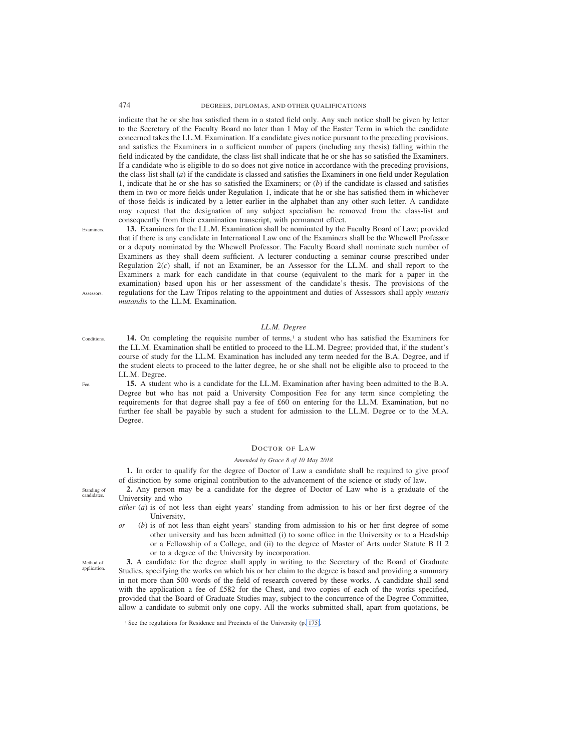indicate that he or she has satisfied them in a stated field only. Any such notice shall be given by letter to the Secretary of the Faculty Board no later than 1 May of the Easter Term in which the candidate concerned takes the LL.M. Examination. If a candidate gives notice pursuant to the preceding provisions, and satisfies the Examiners in a sufficient number of papers (including any thesis) falling within the field indicated by the candidate, the class-list shall indicate that he or she has so satisfied the Examiners. If a candidate who is eligible to do so does not give notice in accordance with the preceding provisions, the class-list shall (*a*) if the candidate is classed and satisfies the Examiners in one field under Regulation 1, indicate that he or she has so satisfied the Examiners; or (*b*) if the candidate is classed and satisfies them in two or more fields under Regulation 1, indicate that he or she has satisfied them in whichever of those fields is indicated by a letter earlier in the alphabet than any other such letter. A candidate may request that the designation of any subject specialism be removed from the class-list and consequently from their examination transcript, with permanent effect.

Examiners.

**13.** Examiners for the LL.M. Examination shall be nominated by the Faculty Board of Law; provided that if there is any candidate in International Law one of the Examiners shall be the Whewell Professor or a deputy nominated by the Whewell Professor. The Faculty Board shall nominate such number of Examiners as they shall deem sufficient. A lecturer conducting a seminar course prescribed under Regulation 2(*c*) shall, if not an Examiner, be an Assessor for the LL.M. and shall report to the Examiners a mark for each candidate in that course (equivalent to the mark for a paper in the examination) based upon his or her assessment of the candidate's thesis. The provisions of the regulations for the Law Tripos relating to the appointment and duties of Assessors shall apply *mutatis mutandis* to the LL.M. Examination.

Assessors.

### *LL.M. Degree*

Conditions.

**14.** On completing the requisite number of terms,[1] a student who has satisfied the Examiners for the LL.M. Examination shall be entitled to proceed to the LL.M. Degree; provided that, if the student's course of study for the LL.M. Examination has included any term needed for the B.A. Degree, and if the student elects to proceed to the latter degree, he or she shall not be eligible also to proceed to the LL.M. Degree.

Fee.

**15.** A student who is a candidate for the LL.M. Examination after having been admitted to the B.A. Degree but who has not paid a University Composition Fee for any term since completing the requirements for that degree shall pay a fee of £60 on entering for the LL.M. Examination, but no further fee shall be payable by such a student for admission to the LL.M. Degree or to the M.A. Degree.

## Doctor of Law

*Amended by Grace 8 of 10 May 2018*

**1.** In order to qualify for the degree of Doctor of Law a candidate shall be required to give proof of distinction by some original contribution to the advancement of the science or study of law.

Standing of candidates.

**2.** Any person may be a candidate for the degree of Doctor of Law who is a graduate of the University and who

*either* (*a*) is of not less than eight years' standing from admission to his or her first degree of the University,

*or* (*b*) is of not less than eight years' standing from admission to his or her first degree of some other university and has been admitted (i) to some office in the University or to a Headship or a Fellowship of a College, and (ii) to the degree of Master of Arts under Statute B II 2 or to a degree of the University by incorporation.

Method of application.

**3.** A candidate for the degree shall apply in writing to the Secretary of the Board of Graduate Studies, specifying the works on which his or her claim to the degree is based and providing a summary in not more than 500 words of the field of research covered by these works. A candidate shall send with the application a fee of £582 for the Chest, and two copies of each of the works specified, provided that the Board of Graduate Studies may, subject to the concurrence of the Degree Committee, allow a candidate to submit only one copy. All the works submitted shall, apart from quotations, be

[1] See the regulations for Residence and Precincts of the University (p. 175).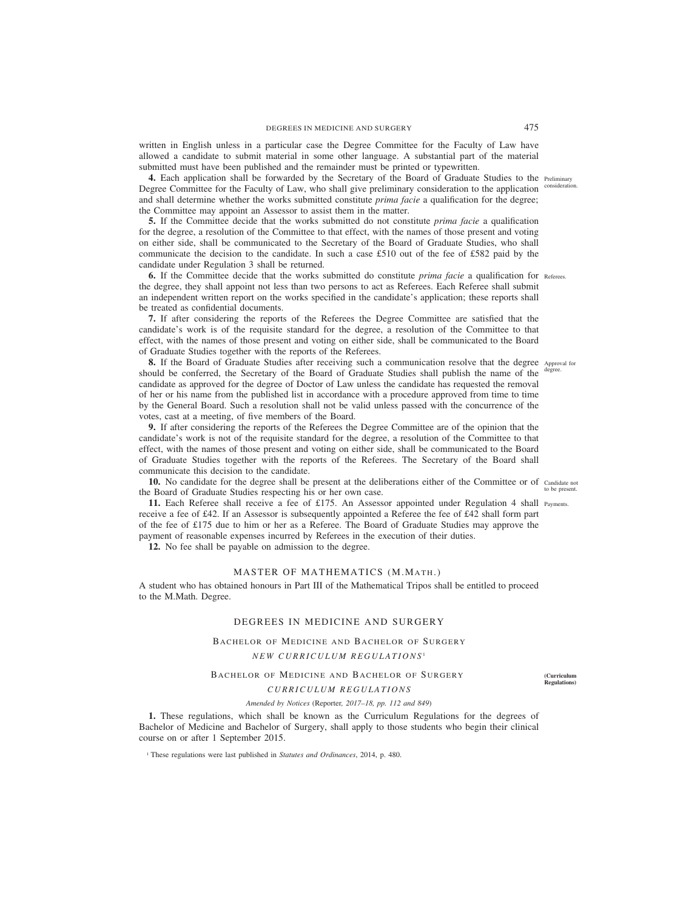written in English unless in a particular case the Degree Committee for the Faculty of Law have allowed a candidate to submit material in some other language. A substantial part of the material submitted must have been published and the remainder must be printed or typewritten.

**4.** Each application shall be forwarded by the Secretary of the Board of Graduate Studies to the Degree Committee for the Faculty of Law, who shall give preliminary consideration to the application and shall determine whether the works submitted constitute *prima facie* a qualification for the degree; the Committee may appoint an Assessor to assist them in the matter.

Preliminary consideration.

**5.** If the Committee decide that the works submitted do not constitute *prima facie* a qualification for the degree, a resolution of the Committee to that effect, with the names of those present and voting on either side, shall be communicated to the Secretary of the Board of Graduate Studies, who shall communicate the decision to the candidate. In such a case £510 out of the fee of £582 paid by the candidate under Regulation 3 shall be returned.

**6.** If the Committee decide that the works submitted do constitute *prima facie* a qualification for the degree, they shall appoint not less than two persons to act as Referees. Each Referee shall submit an independent written report on the works specified in the candidate's application; these reports shall be treated as confidential documents.

Referees.

**7.** If after considering the reports of the Referees the Degree Committee are satisfied that the candidate's work is of the requisite standard for the degree, a resolution of the Committee to that effect, with the names of those present and voting on either side, shall be communicated to the Board of Graduate Studies together with the reports of the Referees.

**8.** If the Board of Graduate Studies after receiving such a communication resolve that the degree should be conferred, the Secretary of the Board of Graduate Studies shall publish the name of the candidate as approved for the degree of Doctor of Law unless the candidate has requested the removal of her or his name from the published list in accordance with a procedure approved from time to time by the General Board. Such a resolution shall not be valid unless passed with the concurrence of the votes, cast at a meeting, of five members of the Board.

Approval for degree.

**9.** If after considering the reports of the Referees the Degree Committee are of the opinion that the candidate's work is not of the requisite standard for the degree, a resolution of the Committee to that effect, with the names of those present and voting on either side, shall be communicated to the Board of Graduate Studies together with the reports of the Referees. The Secretary of the Board shall communicate this decision to the candidate.

**10.** No candidate for the degree shall be present at the deliberations either of the Committee or of the Board of Graduate Studies respecting his or her own case.

Candidate not to be present.

**11.** Each Referee shall receive a fee of £175. An Assessor appointed under Regulation 4 shall receive a fee of £42. If an Assessor is subsequently appointed a Referee the fee of £42 shall form part of the fee of £175 due to him or her as a Referee. The Board of Graduate Studies may approve the payment of reasonable expenses incurred by Referees in the execution of their duties.

Payments.

**12.** No fee shall be payable on admission to the degree.

## MASTER OF MATHEMATICS (M.MATH.)

A student who has obtained honours in Part III of the Mathematical Tripos shall be entitled to proceed to the M.Math. Degree.

## DEGREES IN MEDICINE AND SURGERY

### BACHELOR OF MEDICINE AND BACHELOR OF SURGERY

*NEW CURRICULUM REGULATIONS*[1]

### BACHELOR OF MEDICINE AND BACHELOR OF SURGERY

**(Curriculum Regulations)**

*CURRICULUM REGULATIONS*

*Amended by Notices* (Reporter, *2017–18, pp. 112 and 849*)

**1.** These regulations, which shall be known as the Curriculum Regulations for the degrees of Bachelor of Medicine and Bachelor of Surgery, shall apply to those students who begin their clinical course on or after 1 September 2015.

[1] These regulations were last published in *Statutes and Ordinances*, 2014, p. 480.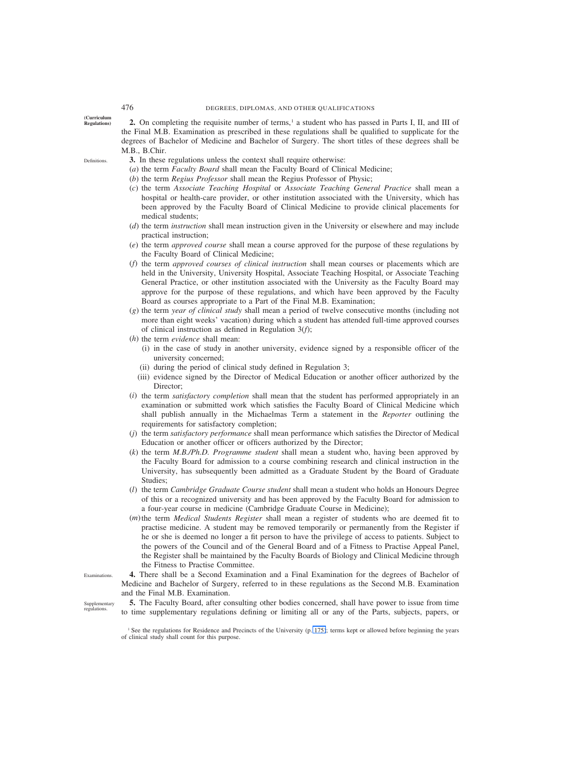(Curriculum Regulations)

**2.** On completing the requisite number of terms,[1] a student who has passed in Parts I, II, and III of the Final M.B. Examination as prescribed in these regulations shall be qualified to supplicate for the degrees of Bachelor of Medicine and Bachelor of Surgery. The short titles of these degrees shall be M.B., B.Chir.

Definitions.

**3.** In these regulations unless the context shall require otherwise:

(*a*) the term *Faculty Board* shall mean the Faculty Board of Clinical Medicine;

(*b*) the term *Regius Professor* shall mean the Regius Professor of Physic;

(*c*) the term *Associate Teaching Hospital* or *Associate Teaching General Practice* shall mean a hospital or health-care provider, or other institution associated with the University, which has been approved by the Faculty Board of Clinical Medicine to provide clinical placements for medical students;

(*d*) the term *instruction* shall mean instruction given in the University or elsewhere and may include practical instruction;

(*e*) the term *approved course* shall mean a course approved for the purpose of these regulations by the Faculty Board of Clinical Medicine;

(*f*) the term *approved courses of clinical instruction* shall mean courses or placements which are held in the University, University Hospital, Associate Teaching Hospital, or Associate Teaching General Practice, or other institution associated with the University as the Faculty Board may approve for the purpose of these regulations, and which have been approved by the Faculty Board as courses appropriate to a Part of the Final M.B. Examination;

(*g*) the term *year of clinical study* shall mean a period of twelve consecutive months (including not more than eight weeks' vacation) during which a student has attended full-time approved courses of clinical instruction as defined in Regulation 3(*f*);

(*h*) the term *evidence* shall mean:

(i) in the case of study in another university, evidence signed by a responsible officer of the university concerned;

(ii) during the period of clinical study defined in Regulation 3;

(iii) evidence signed by the Director of Medical Education or another officer authorized by the Director;

(*i*) the term *satisfactory completion* shall mean that the student has performed appropriately in an examination or submitted work which satisfies the Faculty Board of Clinical Medicine which shall publish annually in the Michaelmas Term a statement in the *Reporter* outlining the requirements for satisfactory completion;

(*j*) the term *satisfactory performance* shall mean performance which satisfies the Director of Medical Education or another officer or officers authorized by the Director;

(*k*) the term *M.B./Ph.D. Programme student* shall mean a student who, having been approved by the Faculty Board for admission to a course combining research and clinical instruction in the University, has subsequently been admitted as a Graduate Student by the Board of Graduate Studies;

(*l*) the term *Cambridge Graduate Course student* shall mean a student who holds an Honours Degree of this or a recognized university and has been approved by the Faculty Board for admission to a four-year course in medicine (Cambridge Graduate Course in Medicine);

(*m*) the term *Medical Students Register* shall mean a register of students who are deemed fit to practise medicine. A student may be removed temporarily or permanently from the Register if he or she is deemed no longer a fit person to have the privilege of access to patients. Subject to the powers of the Council and of the General Board and of a Fitness to Practise Appeal Panel, the Register shall be maintained by the Faculty Boards of Biology and Clinical Medicine through the Fitness to Practise Committee.

Examinations.

**4.** There shall be a Second Examination and a Final Examination for the degrees of Bachelor of Medicine and Bachelor of Surgery, referred to in these regulations as the Second M.B. Examination and the Final M.B. Examination.

Supplementary regulations.

**5.** The Faculty Board, after consulting other bodies concerned, shall have power to issue from time to time supplementary regulations defining or limiting all or any of the Parts, subjects, papers, or

[1] See the regulations for Residence and Precincts of the University (p. 175); terms kept or allowed before beginning the years of clinical study shall count for this purpose.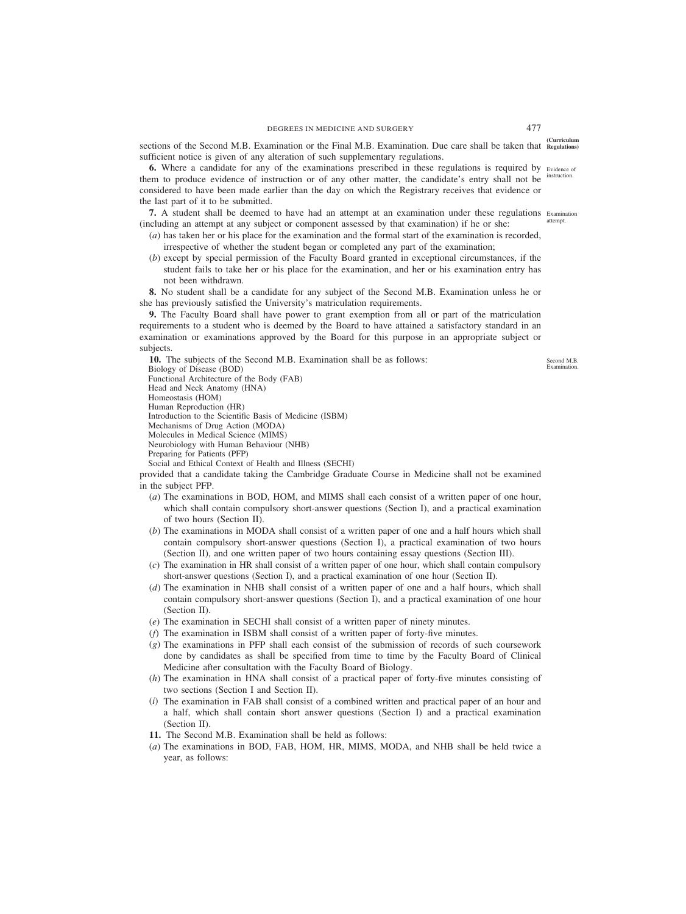sections of the Second M.B. Examination or the Final M.B. Examination. Due care shall be taken that sufficient notice is given of any alteration of such supplementary regulations.

**6.** Where a candidate for any of the examinations prescribed in these regulations is required by them to produce evidence of instruction or of any other matter, the candidate's entry shall not be considered to have been made earlier than the day on which the Registrary receives that evidence or the last part of it to be submitted.

**7.** A student shall be deemed to have had an attempt at an examination under these regulations (including an attempt at any subject or component assessed by that examination) if he or she:

(*a*) has taken her or his place for the examination and the formal start of the examination is recorded, irrespective of whether the student began or completed any part of the examination;

(*b*) except by special permission of the Faculty Board granted in exceptional circumstances, if the student fails to take her or his place for the examination, and her or his examination entry has not been withdrawn.

**8.** No student shall be a candidate for any subject of the Second M.B. Examination unless he or she has previously satisfied the University's matriculation requirements.

**9.** The Faculty Board shall have power to grant exemption from all or part of the matriculation requirements to a student who is deemed by the Board to have attained a satisfactory standard in an examination or examinations approved by the Board for this purpose in an appropriate subject or subjects.

**10.** The subjects of the Second M.B. Examination shall be as follows:

Biology of Disease (BOD)
Functional Architecture of the Body (FAB)
Head and Neck Anatomy (HNA)
Homeostasis (HOM)
Human Reproduction (HR)
Introduction to the Scientific Basis of Medicine (ISBM)
Mechanisms of Drug Action (MODA)
Molecules in Medical Science (MIMS)
Neurobiology with Human Behaviour (NHB)
Preparing for Patients (PFP)
Social and Ethical Context of Health and Illness (SECHI)

provided that a candidate taking the Cambridge Graduate Course in Medicine shall not be examined in the subject PFP.

(*a*) The examinations in BOD, HOM, and MIMS shall each consist of a written paper of one hour, which shall contain compulsory short-answer questions (Section I), and a practical examination of two hours (Section II).

(*b*) The examinations in MODA shall consist of a written paper of one and a half hours which shall contain compulsory short-answer questions (Section I), a practical examination of two hours (Section II), and one written paper of two hours containing essay questions (Section III).

(*c*) The examination in HR shall consist of a written paper of one hour, which shall contain compulsory short-answer questions (Section I), and a practical examination of one hour (Section II).

(*d*) The examination in NHB shall consist of a written paper of one and a half hours, which shall contain compulsory short-answer questions (Section I), and a practical examination of one hour (Section II).

(*e*) The examination in SECHI shall consist of a written paper of ninety minutes.

(*f*) The examination in ISBM shall consist of a written paper of forty-five minutes.

(*g*) The examinations in PFP shall each consist of the submission of records of such coursework done by candidates as shall be specified from time to time by the Faculty Board of Clinical Medicine after consultation with the Faculty Board of Biology.

(*h*) The examination in HNA shall consist of a practical paper of forty-five minutes consisting of two sections (Section I and Section II).

(*i*) The examination in FAB shall consist of a combined written and practical paper of an hour and a half, which shall contain short answer questions (Section I) and a practical examination (Section II).

**11.** The Second M.B. Examination shall be held as follows:

(*a*) The examinations in BOD, FAB, HOM, HR, MIMS, MODA, and NHB shall be held twice a year, as follows: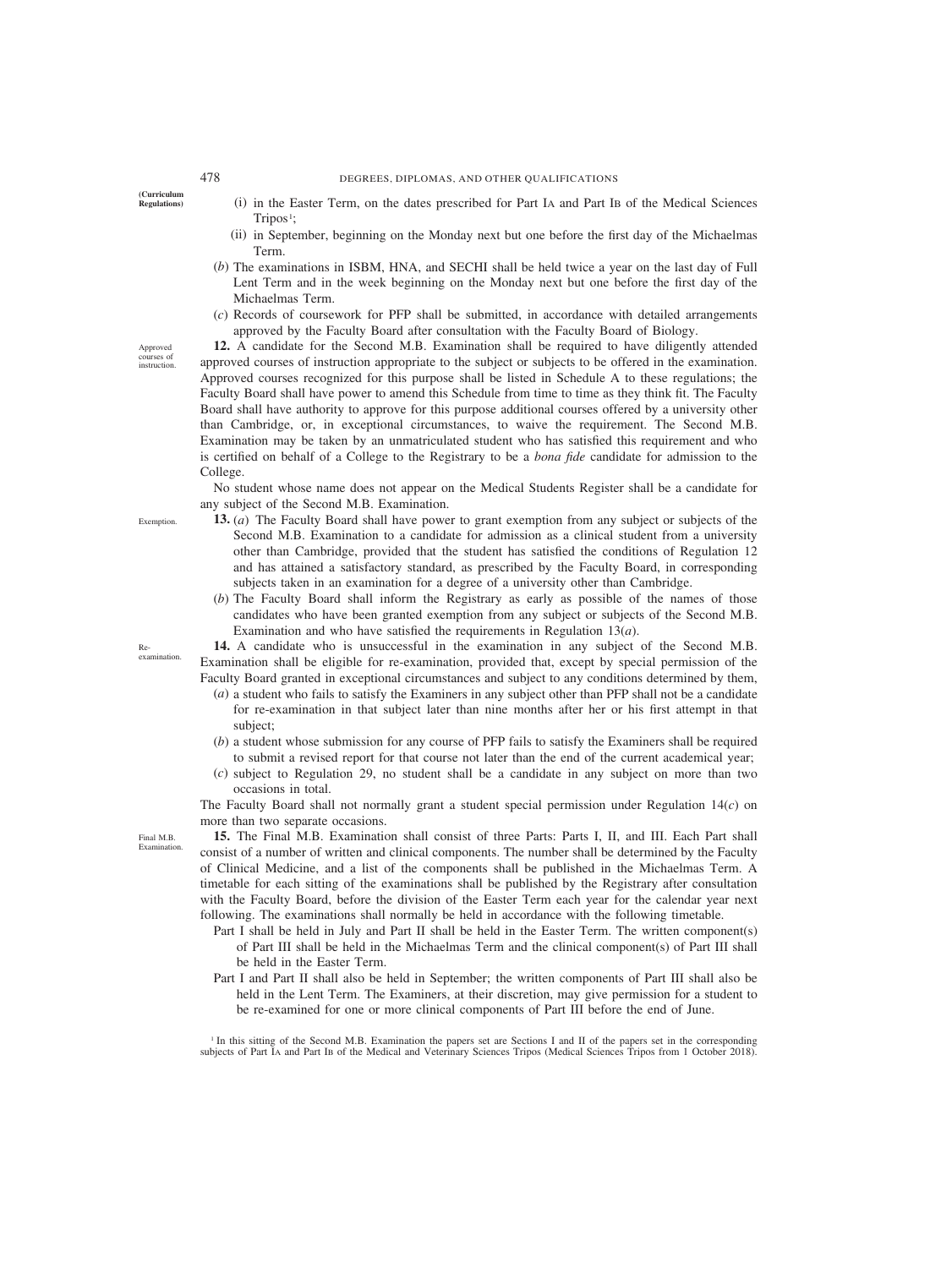(i) in the Easter Term, on the dates prescribed for Part IA and Part IB of the Medical Sciences Tripos[1];

(ii) in September, beginning on the Monday next but one before the first day of the Michaelmas Term.

(*b*) The examinations in ISBM, HNA, and SECHI shall be held twice a year on the last day of Full Lent Term and in the week beginning on the Monday next but one before the first day of the Michaelmas Term.

(*c*) Records of coursework for PFP shall be submitted, in accordance with detailed arrangements approved by the Faculty Board after consultation with the Faculty Board of Biology.

*Approved courses of instruction.*

**12.** A candidate for the Second M.B. Examination shall be required to have diligently attended approved courses of instruction appropriate to the subject or subjects to be offered in the examination. Approved courses recognized for this purpose shall be listed in Schedule A to these regulations; the Faculty Board shall have power to amend this Schedule from time to time as they think fit. The Faculty Board shall have authority to approve for this purpose additional courses offered by a university other than Cambridge, or, in exceptional circumstances, to waive the requirement. The Second M.B. Examination may be taken by an unmatriculated student who has satisfied this requirement and who is certified on behalf of a College to the Registrary to be a *bona fide* candidate for admission to the College.

No student whose name does not appear on the Medical Students Register shall be a candidate for any subject of the Second M.B. Examination.

*Exemption.*

**13.** (*a*) The Faculty Board shall have power to grant exemption from any subject or subjects of the Second M.B. Examination to a candidate for admission as a clinical student from a university other than Cambridge, provided that the student has satisfied the conditions of Regulation 12 and has attained a satisfactory standard, as prescribed by the Faculty Board, in corresponding subjects taken in an examination for a degree of a university other than Cambridge.

(*b*) The Faculty Board shall inform the Registrary as early as possible of the names of those candidates who have been granted exemption from any subject or subjects of the Second M.B. Examination and who have satisfied the requirements in Regulation 13(*a*).

*Re-examination.*

**14.** A candidate who is unsuccessful in the examination in any subject of the Second M.B. Examination shall be eligible for re-examination, provided that, except by special permission of the Faculty Board granted in exceptional circumstances and subject to any conditions determined by them,

(*a*) a student who fails to satisfy the Examiners in any subject other than PFP shall not be a candidate for re-examination in that subject later than nine months after her or his first attempt in that subject;

(*b*) a student whose submission for any course of PFP fails to satisfy the Examiners shall be required to submit a revised report for that course not later than the end of the current academical year;

(*c*) subject to Regulation 29, no student shall be a candidate in any subject on more than two occasions in total.

The Faculty Board shall not normally grant a student special permission under Regulation 14(*c*) on more than two separate occasions.

*Final M.B. Examination.*

**15.** The Final M.B. Examination shall consist of three Parts: Parts I, II, and III. Each Part shall consist of a number of written and clinical components. The number shall be determined by the Faculty of Clinical Medicine, and a list of the components shall be published in the Michaelmas Term. A timetable for each sitting of the examinations shall be published by the Registrary after consultation with the Faculty Board, before the division of the Easter Term each year for the calendar year next following. The examinations shall normally be held in accordance with the following timetable.

Part I shall be held in July and Part II shall be held in the Easter Term. The written component(s) of Part III shall be held in the Michaelmas Term and the clinical component(s) of Part III shall be held in the Easter Term.

Part I and Part II shall also be held in September; the written components of Part III shall also be held in the Lent Term. The Examiners, at their discretion, may give permission for a student to be re-examined for one or more clinical components of Part III before the end of June.

[1] In this sitting of the Second M.B. Examination the papers set are Sections I and II of the papers set in the corresponding subjects of Part IA and Part IB of the Medical and Veterinary Sciences Tripos (Medical Sciences Tripos from 1 October 2018).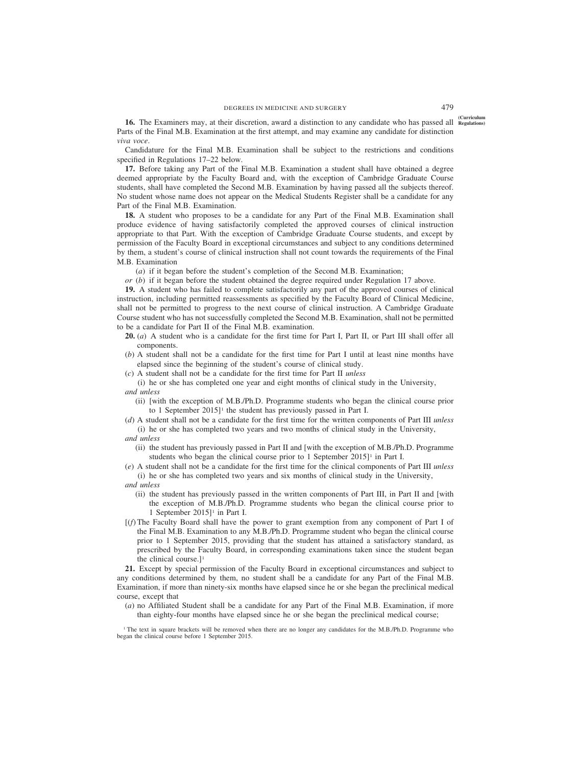**16.** The Examiners may, at their discretion, award a distinction to any candidate who has passed all Parts of the Final M.B. Examination at the first attempt, and may examine any candidate for distinction *viva voce*.

Candidature for the Final M.B. Examination shall be subject to the restrictions and conditions specified in Regulations 17–22 below.

**17.** Before taking any Part of the Final M.B. Examination a student shall have obtained a degree deemed appropriate by the Faculty Board and, with the exception of Cambridge Graduate Course students, shall have completed the Second M.B. Examination by having passed all the subjects thereof. No student whose name does not appear on the Medical Students Register shall be a candidate for any Part of the Final M.B. Examination.

**18.** A student who proposes to be a candidate for any Part of the Final M.B. Examination shall produce evidence of having satisfactorily completed the approved courses of clinical instruction appropriate to that Part. With the exception of Cambridge Graduate Course students, and except by permission of the Faculty Board in exceptional circumstances and subject to any conditions determined by them, a student's course of clinical instruction shall not count towards the requirements of the Final M.B. Examination

(*a*) if it began before the student's completion of the Second M.B. Examination;

*or* (*b*) if it began before the student obtained the degree required under Regulation 17 above.

**19.** A student who has failed to complete satisfactorily any part of the approved courses of clinical instruction, including permitted reassessments as specified by the Faculty Board of Clinical Medicine, shall not be permitted to progress to the next course of clinical instruction. A Cambridge Graduate Course student who has not successfully completed the Second M.B. Examination, shall not be permitted to be a candidate for Part II of the Final M.B. examination.

**20.** (*a*) A student who is a candidate for the first time for Part I, Part II, or Part III shall offer all components.

(*b*) A student shall not be a candidate for the first time for Part I until at least nine months have elapsed since the beginning of the student's course of clinical study.

(*c*) A student shall not be a candidate for the first time for Part II *unless*

(i) he or she has completed one year and eight months of clinical study in the University,

*and unless*

(ii) [with the exception of M.B./Ph.D. Programme students who began the clinical course prior to 1 September 2015][1] the student has previously passed in Part I.

(*d*) A student shall not be a candidate for the first time for the written components of Part III *unless*

(i) he or she has completed two years and two months of clinical study in the University,

*and unless*

(ii) the student has previously passed in Part II and [with the exception of M.B./Ph.D. Programme students who began the clinical course prior to 1 September 2015][1] in Part I.

(*e*) A student shall not be a candidate for the first time for the clinical components of Part III *unless*

(i) he or she has completed two years and six months of clinical study in the University,

*and unless*

(ii) the student has previously passed in the written components of Part III, in Part II and [with the exception of M.B./Ph.D. Programme students who began the clinical course prior to 1 September 2015][1] in Part I.

[(*f*) The Faculty Board shall have the power to grant exemption from any component of Part I of the Final M.B. Examination to any M.B./Ph.D. Programme student who began the clinical course prior to 1 September 2015, providing that the student has attained a satisfactory standard, as prescribed by the Faculty Board, in corresponding examinations taken since the student began the clinical course.][1]

**21.** Except by special permission of the Faculty Board in exceptional circumstances and subject to any conditions determined by them, no student shall be a candidate for any Part of the Final M.B. Examination, if more than ninety-six months have elapsed since he or she began the preclinical medical course, except that

(*a*) no Affiliated Student shall be a candidate for any Part of the Final M.B. Examination, if more than eighty-four months have elapsed since he or she began the preclinical medical course;

[1] The text in square brackets will be removed when there are no longer any candidates for the M.B./Ph.D. Programme who began the clinical course before 1 September 2015.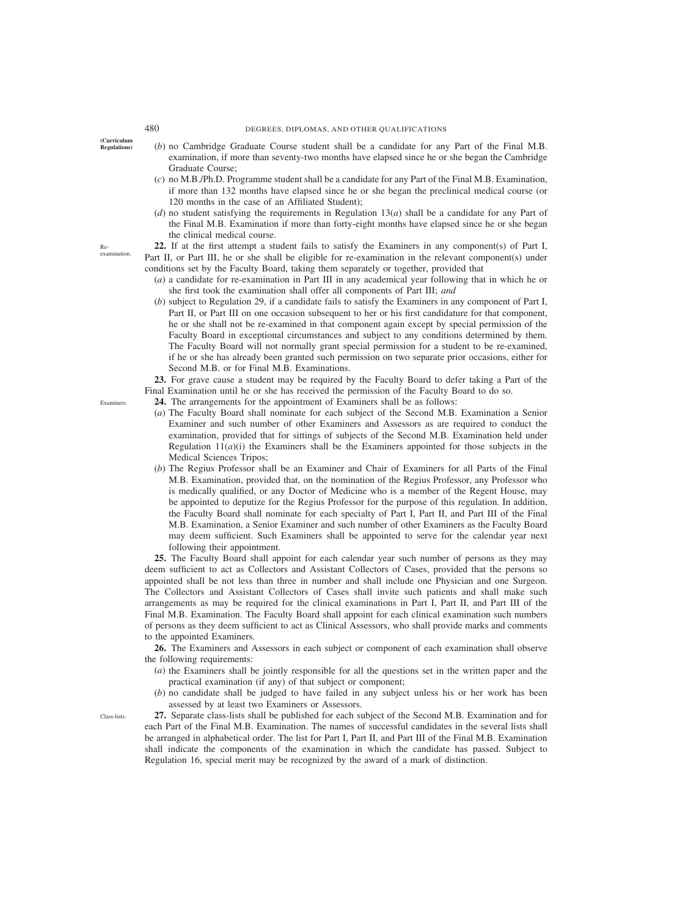(*b*) no Cambridge Graduate Course student shall be a candidate for any Part of the Final M.B. examination, if more than seventy-two months have elapsed since he or she began the Cambridge Graduate Course;

(*c*) no M.B./Ph.D. Programme student shall be a candidate for any Part of the Final M.B. Examination, if more than 132 months have elapsed since he or she began the preclinical medical course (or 120 months in the case of an Affiliated Student);

(*d*) no student satisfying the requirements in Regulation 13(*a*) shall be a candidate for any Part of the Final M.B. Examination if more than forty-eight months have elapsed since he or she began the clinical medical course.

Re-examination.

**22.** If at the first attempt a student fails to satisfy the Examiners in any component(s) of Part I, Part II, or Part III, he or she shall be eligible for re-examination in the relevant component(s) under conditions set by the Faculty Board, taking them separately or together, provided that

(*a*) a candidate for re-examination in Part III in any academical year following that in which he or she first took the examination shall offer all components of Part III; *and*

(*b*) subject to Regulation 29, if a candidate fails to satisfy the Examiners in any component of Part I, Part II, or Part III on one occasion subsequent to her or his first candidature for that component, he or she shall not be re-examined in that component again except by special permission of the Faculty Board in exceptional circumstances and subject to any conditions determined by them. The Faculty Board will not normally grant special permission for a student to be re-examined, if he or she has already been granted such permission on two separate prior occasions, either for Second M.B. or for Final M.B. Examinations.

**23.** For grave cause a student may be required by the Faculty Board to defer taking a Part of the Final Examination until he or she has received the permission of the Faculty Board to do so.

Examiners.

**24.** The arrangements for the appointment of Examiners shall be as follows:

(*a*) The Faculty Board shall nominate for each subject of the Second M.B. Examination a Senior Examiner and such number of other Examiners and Assessors as are required to conduct the examination, provided that for sittings of subjects of the Second M.B. Examination held under Regulation 11(*a*)(i) the Examiners shall be the Examiners appointed for those subjects in the Medical Sciences Tripos;

(*b*) The Regius Professor shall be an Examiner and Chair of Examiners for all Parts of the Final M.B. Examination, provided that, on the nomination of the Regius Professor, any Professor who is medically qualified, or any Doctor of Medicine who is a member of the Regent House, may be appointed to deputize for the Regius Professor for the purpose of this regulation. In addition, the Faculty Board shall nominate for each specialty of Part I, Part II, and Part III of the Final M.B. Examination, a Senior Examiner and such number of other Examiners as the Faculty Board may deem sufficient. Such Examiners shall be appointed to serve for the calendar year next following their appointment.

**25.** The Faculty Board shall appoint for each calendar year such number of persons as they may deem sufficient to act as Collectors and Assistant Collectors of Cases, provided that the persons so appointed shall be not less than three in number and shall include one Physician and one Surgeon. The Collectors and Assistant Collectors of Cases shall invite such patients and shall make such arrangements as may be required for the clinical examinations in Part I, Part II, and Part III of the Final M.B. Examination. The Faculty Board shall appoint for each clinical examination such numbers of persons as they deem sufficient to act as Clinical Assessors, who shall provide marks and comments to the appointed Examiners.

**26.** The Examiners and Assessors in each subject or component of each examination shall observe the following requirements:

(*a*) the Examiners shall be jointly responsible for all the questions set in the written paper and the practical examination (if any) of that subject or component;

(*b*) no candidate shall be judged to have failed in any subject unless his or her work has been assessed by at least two Examiners or Assessors.

Class-lists.

**27.** Separate class-lists shall be published for each subject of the Second M.B. Examination and for each Part of the Final M.B. Examination. The names of successful candidates in the several lists shall be arranged in alphabetical order. The list for Part I, Part II, and Part III of the Final M.B. Examination shall indicate the components of the examination in which the candidate has passed. Subject to Regulation 16, special merit may be recognized by the award of a mark of distinction.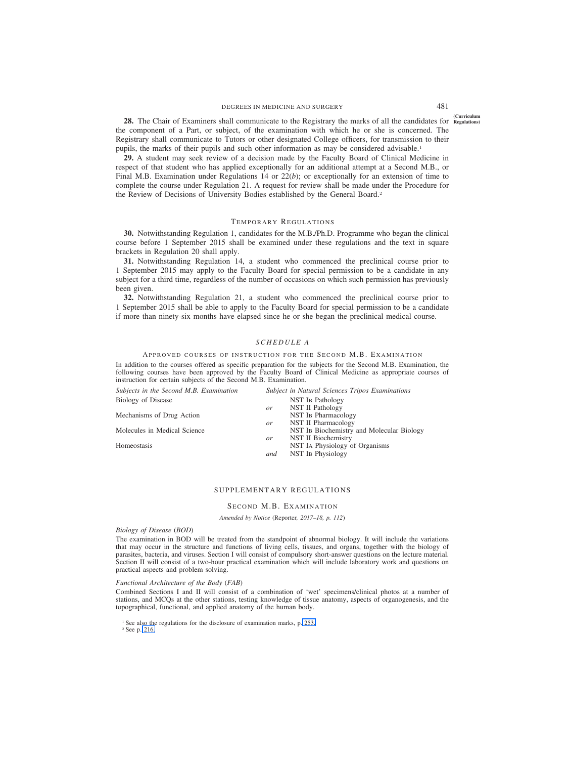**28.** The Chair of Examiners shall communicate to the Registrary the marks of all the candidates for the component of a Part, or subject, of the examination with which he or she is concerned. The Registrary shall communicate to Tutors or other designated College officers, for transmission to their pupils, the marks of their pupils and such other information as may be considered advisable.[1]

**29.** A student may seek review of a decision made by the Faculty Board of Clinical Medicine in respect of that student who has applied exceptionally for an additional attempt at a Second M.B., or Final M.B. Examination under Regulations 14 or 22(*b*); or exceptionally for an extension of time to complete the course under Regulation 21. A request for review shall be made under the Procedure for the Review of Decisions of University Bodies established by the General Board.[2]

## Temporary Regulations

**30.** Notwithstanding Regulation 1, candidates for the M.B./Ph.D. Programme who began the clinical course before 1 September 2015 shall be examined under these regulations and the text in square brackets in Regulation 20 shall apply.

**31.** Notwithstanding Regulation 14, a student who commenced the preclinical course prior to 1 September 2015 may apply to the Faculty Board for special permission to be a candidate in any subject for a third time, regardless of the number of occasions on which such permission has previously been given.

**32.** Notwithstanding Regulation 21, a student who commenced the preclinical course prior to 1 September 2015 shall be able to apply to the Faculty Board for special permission to be a candidate if more than ninety-six months have elapsed since he or she began the preclinical medical course.

## *SCHEDULE A*

### Approved courses of instruction for the Second M.B. Examination

In addition to the courses offered as specific preparation for the subjects for the Second M.B. Examination, the following courses have been approved by the Faculty Board of Clinical Medicine as appropriate courses of instruction for certain subjects of the Second M.B. Examination.

| *Subjects in the Second M.B. Examination* | | *Subject in Natural Sciences Tripos Examinations* |
|---|---|---|
| Biology of Disease | | NST IB Pathology |
| | *or* | NST II Pathology |
| Mechanisms of Drug Action | | NST IB Pharmacology |
| | *or* | NST II Pharmacology |
| Molecules in Medical Science | | NST IB Biochemistry and Molecular Biology |
| | *or* | NST II Biochemistry |
| Homeostasis | | NST IA Physiology of Organisms |
| | *and* | NST IB Physiology |

## SUPPLEMENTARY REGULATIONS

### Second M.B. Examination

*Amended by Notice* (Reporter*, 2017–18, p. 112*)

*Biology of Disease* (*BOD*)

The examination in BOD will be treated from the standpoint of abnormal biology. It will include the variations that may occur in the structure and functions of living cells, tissues, and organs, together with the biology of parasites, bacteria, and viruses. Section I will consist of compulsory short-answer questions on the lecture material. Section II will consist of a two-hour practical examination which will include laboratory work and questions on practical aspects and problem solving.

*Functional Architecture of the Body* (*FAB*)

Combined Sections I and II will consist of a combination of 'wet' specimens/clinical photos at a number of stations, and MCQs at the other stations, testing knowledge of tissue anatomy, aspects of organogenesis, and the topographical, functional, and applied anatomy of the human body.

[1] See also the regulations for the disclosure of examination marks, p. 253.

[2] See p. 216.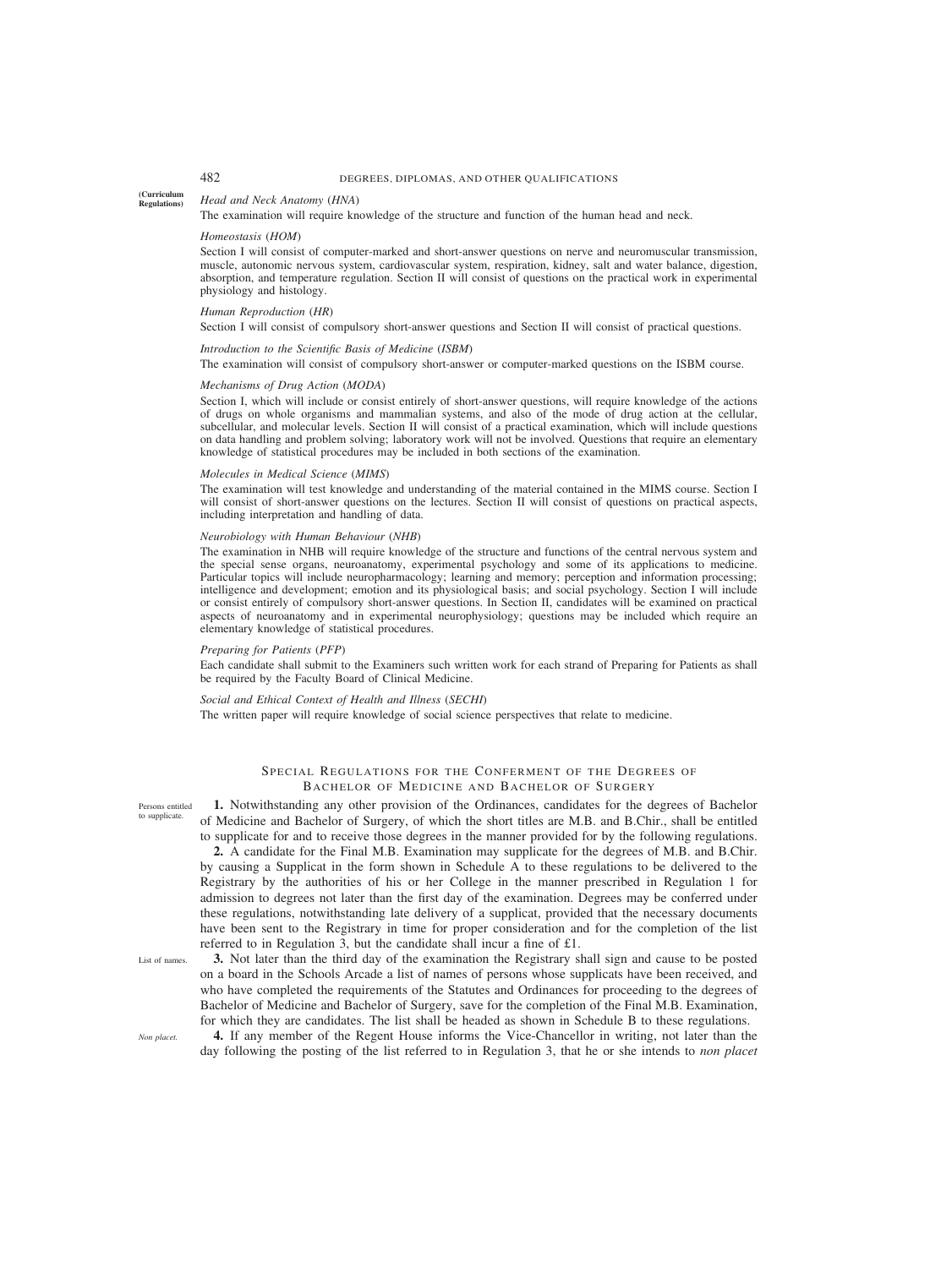*Head and Neck Anatomy* (*HNA*)

The examination will require knowledge of the structure and function of the human head and neck.

*Homeostasis* (*HOM*)

Section I will consist of computer-marked and short-answer questions on nerve and neuromuscular transmission, muscle, autonomic nervous system, cardiovascular system, respiration, kidney, salt and water balance, digestion, absorption, and temperature regulation. Section II will consist of questions on the practical work in experimental physiology and histology.

*Human Reproduction* (*HR*)

Section I will consist of compulsory short-answer questions and Section II will consist of practical questions.

*Introduction to the Scientific Basis of Medicine* (*ISBM*)

The examination will consist of compulsory short-answer or computer-marked questions on the ISBM course.

*Mechanisms of Drug Action* (*MODA*)

Section I, which will include or consist entirely of short-answer questions, will require knowledge of the actions of drugs on whole organisms and mammalian systems, and also of the mode of drug action at the cellular, subcellular, and molecular levels. Section II will consist of a practical examination, which will include questions on data handling and problem solving; laboratory work will not be involved. Questions that require an elementary knowledge of statistical procedures may be included in both sections of the examination.

*Molecules in Medical Science* (*MIMS*)

The examination will test knowledge and understanding of the material contained in the MIMS course. Section I will consist of short-answer questions on the lectures. Section II will consist of questions on practical aspects, including interpretation and handling of data.

*Neurobiology with Human Behaviour* (*NHB*)

The examination in NHB will require knowledge of the structure and functions of the central nervous system and the special sense organs, neuroanatomy, experimental psychology and some of its applications to medicine. Particular topics will include neuropharmacology; learning and memory; perception and information processing; intelligence and development; emotion and its physiological basis; and social psychology. Section I will include or consist entirely of compulsory short-answer questions. In Section II, candidates will be examined on practical aspects of neuroanatomy and in experimental neurophysiology; questions may be included which require an elementary knowledge of statistical procedures.

*Preparing for Patients* (*PFP*)

Each candidate shall submit to the Examiners such written work for each strand of Preparing for Patients as shall be required by the Faculty Board of Clinical Medicine.

*Social and Ethical Context of Health and Illness* (*SECHI*)

The written paper will require knowledge of social science perspectives that relate to medicine.

## Special Regulations for the Conferment of the Degrees of Bachelor of Medicine and Bachelor of Surgery

*Persons entitled to supplicate.*

**1.** Notwithstanding any other provision of the Ordinances, candidates for the degrees of Bachelor of Medicine and Bachelor of Surgery, of which the short titles are M.B. and B.Chir., shall be entitled to supplicate for and to receive those degrees in the manner provided for by the following regulations.

**2.** A candidate for the Final M.B. Examination may supplicate for the degrees of M.B. and B.Chir. by causing a Supplicat in the form shown in Schedule A to these regulations to be delivered to the Registrary by the authorities of his or her College in the manner prescribed in Regulation 1 for admission to degrees not later than the first day of the examination. Degrees may be conferred under these regulations, notwithstanding late delivery of a supplicat, provided that the necessary documents have been sent to the Registrary in time for proper consideration and for the completion of the list referred to in Regulation 3, but the candidate shall incur a fine of £1.

*List of names.*

**3.** Not later than the third day of the examination the Registrary shall sign and cause to be posted on a board in the Schools Arcade a list of names of persons whose supplicats have been received, and who have completed the requirements of the Statutes and Ordinances for proceeding to the degrees of Bachelor of Medicine and Bachelor of Surgery, save for the completion of the Final M.B. Examination, for which they are candidates. The list shall be headed as shown in Schedule B to these regulations.

*Non placet.*

**4.** If any member of the Regent House informs the Vice-Chancellor in writing, not later than the day following the posting of the list referred to in Regulation 3, that he or she intends to *non placet*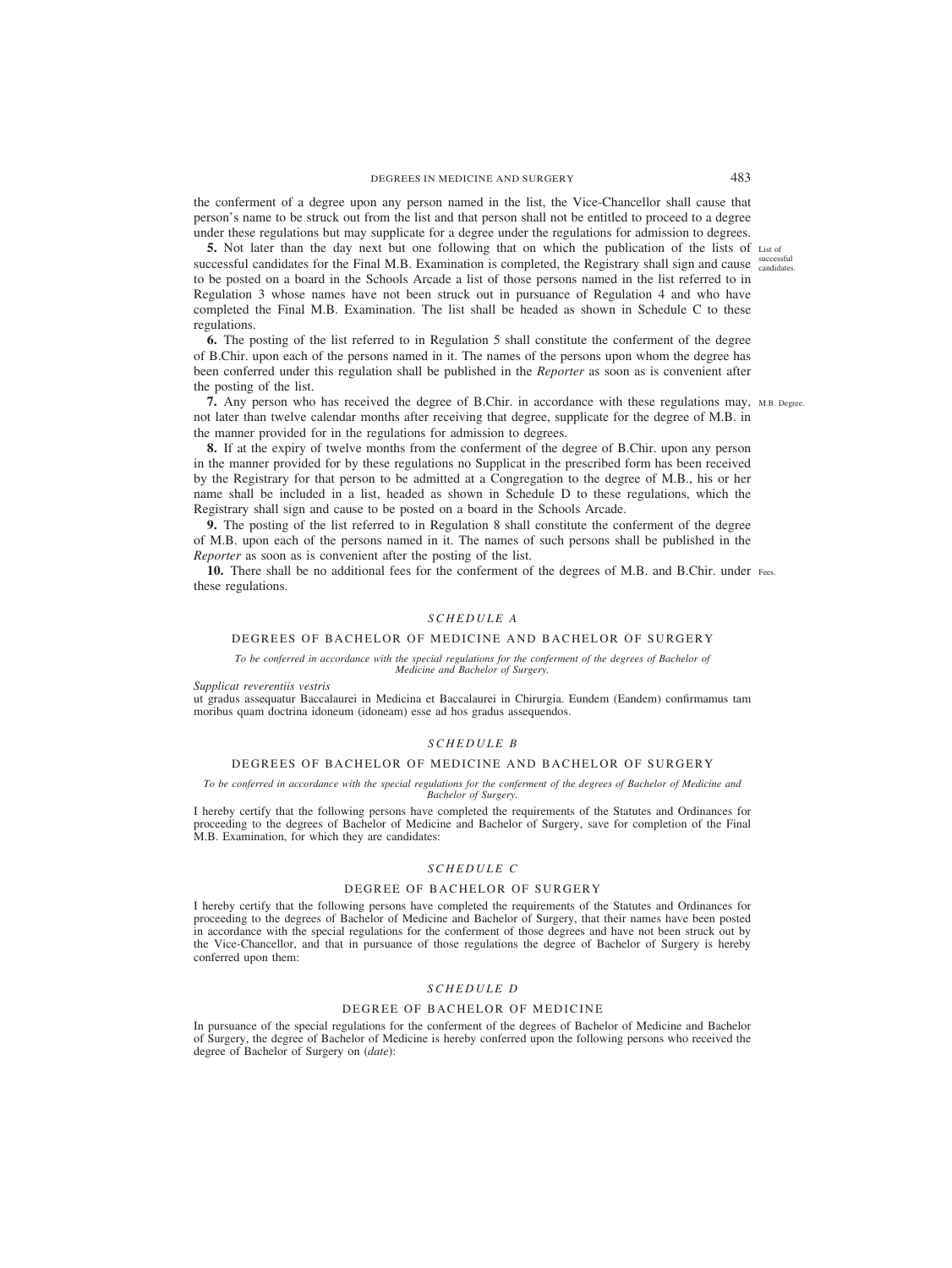the conferment of a degree upon any person named in the list, the Vice-Chancellor shall cause that person's name to be struck out from the list and that person shall not be entitled to proceed to a degree under these regulations but may supplicate for a degree under the regulations for admission to degrees.

**5.** Not later than the day next but one following that on which the publication of the lists of successful candidates for the Final M.B. Examination is completed, the Registrary shall sign and cause to be posted on a board in the Schools Arcade a list of those persons named in the list referred to in Regulation 3 whose names have not been struck out in pursuance of Regulation 4 and who have completed the Final M.B. Examination. The list shall be headed as shown in Schedule C to these regulations. List of successful candidates.

**6.** The posting of the list referred to in Regulation 5 shall constitute the conferment of the degree of B.Chir. upon each of the persons named in it. The names of the persons upon whom the degree has been conferred under this regulation shall be published in the *Reporter* as soon as is convenient after the posting of the list.

**7.** Any person who has received the degree of B.Chir. in accordance with these regulations may, not later than twelve calendar months after receiving that degree, supplicate for the degree of M.B. in the manner provided for in the regulations for admission to degrees. M.B. Degree.

**8.** If at the expiry of twelve months from the conferment of the degree of B.Chir. upon any person in the manner provided for by these regulations no Supplicat in the prescribed form has been received by the Registrary for that person to be admitted at a Congregation to the degree of M.B., his or her name shall be included in a list, headed as shown in Schedule D to these regulations, which the Registrary shall sign and cause to be posted on a board in the Schools Arcade.

**9.** The posting of the list referred to in Regulation 8 shall constitute the conferment of the degree of M.B. upon each of the persons named in it. The names of such persons shall be published in the *Reporter* as soon as is convenient after the posting of the list.

**10.** There shall be no additional fees for the conferment of the degrees of M.B. and B.Chir. under these regulations. Fees.

### *SCHEDULE A*

#### DEGREES OF BACHELOR OF MEDICINE AND BACHELOR OF SURGERY

*To be conferred in accordance with the special regulations for the conferment of the degrees of Bachelor of Medicine and Bachelor of Surgery.*

*Supplicat reverentiis vestris*
ut gradus assequatur Baccalaurei in Medicina et Baccalaurei in Chirurgia. Eundem (Eandem) confirmamus tam moribus quam doctrina idoneum (idoneam) esse ad hos gradus assequendos.

### *SCHEDULE B*

#### DEGREES OF BACHELOR OF MEDICINE AND BACHELOR OF SURGERY

*To be conferred in accordance with the special regulations for the conferment of the degrees of Bachelor of Medicine and Bachelor of Surgery.*

I hereby certify that the following persons have completed the requirements of the Statutes and Ordinances for proceeding to the degrees of Bachelor of Medicine and Bachelor of Surgery, save for completion of the Final M.B. Examination, for which they are candidates:

### *SCHEDULE C*

#### DEGREE OF BACHELOR OF SURGERY

I hereby certify that the following persons have completed the requirements of the Statutes and Ordinances for proceeding to the degrees of Bachelor of Medicine and Bachelor of Surgery, that their names have been posted in accordance with the special regulations for the conferment of those degrees and have not been struck out by the Vice-Chancellor, and that in pursuance of those regulations the degree of Bachelor of Surgery is hereby conferred upon them:

### *SCHEDULE D*

#### DEGREE OF BACHELOR OF MEDICINE

In pursuance of the special regulations for the conferment of the degrees of Bachelor of Medicine and Bachelor of Surgery, the degree of Bachelor of Medicine is hereby conferred upon the following persons who received the degree of Bachelor of Surgery on (*date*):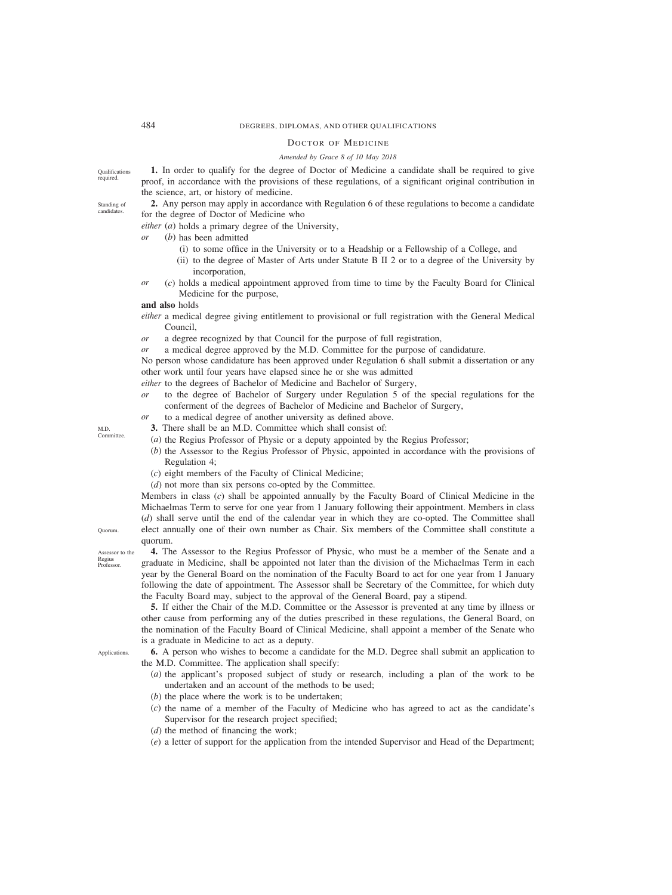## DOCTOR OF MEDICINE

*Amended by Grace 8 of 10 May 2018*

Qualifications required.

**1.** In order to qualify for the degree of Doctor of Medicine a candidate shall be required to give proof, in accordance with the provisions of these regulations, of a significant original contribution in the science, art, or history of medicine.

Standing of candidates.

**2.** Any person may apply in accordance with Regulation 6 of these regulations to become a candidate for the degree of Doctor of Medicine who

*either* (*a*) holds a primary degree of the University,

*or* (*b*) has been admitted

(i) to some office in the University or to a Headship or a Fellowship of a College, and

(ii) to the degree of Master of Arts under Statute B II 2 or to a degree of the University by incorporation,

*or* (*c*) holds a medical appointment approved from time to time by the Faculty Board for Clinical Medicine for the purpose,

**and also** holds

*either* a medical degree giving entitlement to provisional or full registration with the General Medical Council,

*or* a degree recognized by that Council for the purpose of full registration,

*or* a medical degree approved by the M.D. Committee for the purpose of candidature.

No person whose candidature has been approved under Regulation 6 shall submit a dissertation or any other work until four years have elapsed since he or she was admitted

*either* to the degrees of Bachelor of Medicine and Bachelor of Surgery,

*or* to the degree of Bachelor of Surgery under Regulation 5 of the special regulations for the conferment of the degrees of Bachelor of Medicine and Bachelor of Surgery,

*or* to a medical degree of another university as defined above.

M.D. Committee.

**3.** There shall be an M.D. Committee which shall consist of:

(*a*) the Regius Professor of Physic or a deputy appointed by the Regius Professor;

(*b*) the Assessor to the Regius Professor of Physic, appointed in accordance with the provisions of Regulation 4;

(*c*) eight members of the Faculty of Clinical Medicine;

(*d*) not more than six persons co-opted by the Committee.

Members in class (*c*) shall be appointed annually by the Faculty Board of Clinical Medicine in the Michaelmas Term to serve for one year from 1 January following their appointment. Members in class (*d*) shall serve until the end of the calendar year in which they are co-opted. The Committee shall elect annually one of their own number as Chair. Six members of the Committee shall constitute a quorum.

Quorum.

Assessor to the Regius Professor.

**4.** The Assessor to the Regius Professor of Physic, who must be a member of the Senate and a graduate in Medicine, shall be appointed not later than the division of the Michaelmas Term in each year by the General Board on the nomination of the Faculty Board to act for one year from 1 January following the date of appointment. The Assessor shall be Secretary of the Committee, for which duty the Faculty Board may, subject to the approval of the General Board, pay a stipend.

**5.** If either the Chair of the M.D. Committee or the Assessor is prevented at any time by illness or other cause from performing any of the duties prescribed in these regulations, the General Board, on the nomination of the Faculty Board of Clinical Medicine, shall appoint a member of the Senate who is a graduate in Medicine to act as a deputy.

Applications.

**6.** A person who wishes to become a candidate for the M.D. Degree shall submit an application to the M.D. Committee. The application shall specify:

(*a*) the applicant's proposed subject of study or research, including a plan of the work to be undertaken and an account of the methods to be used;

(*b*) the place where the work is to be undertaken;

(*c*) the name of a member of the Faculty of Medicine who has agreed to act as the candidate's Supervisor for the research project specified;

(*d*) the method of financing the work;

(*e*) a letter of support for the application from the intended Supervisor and Head of the Department;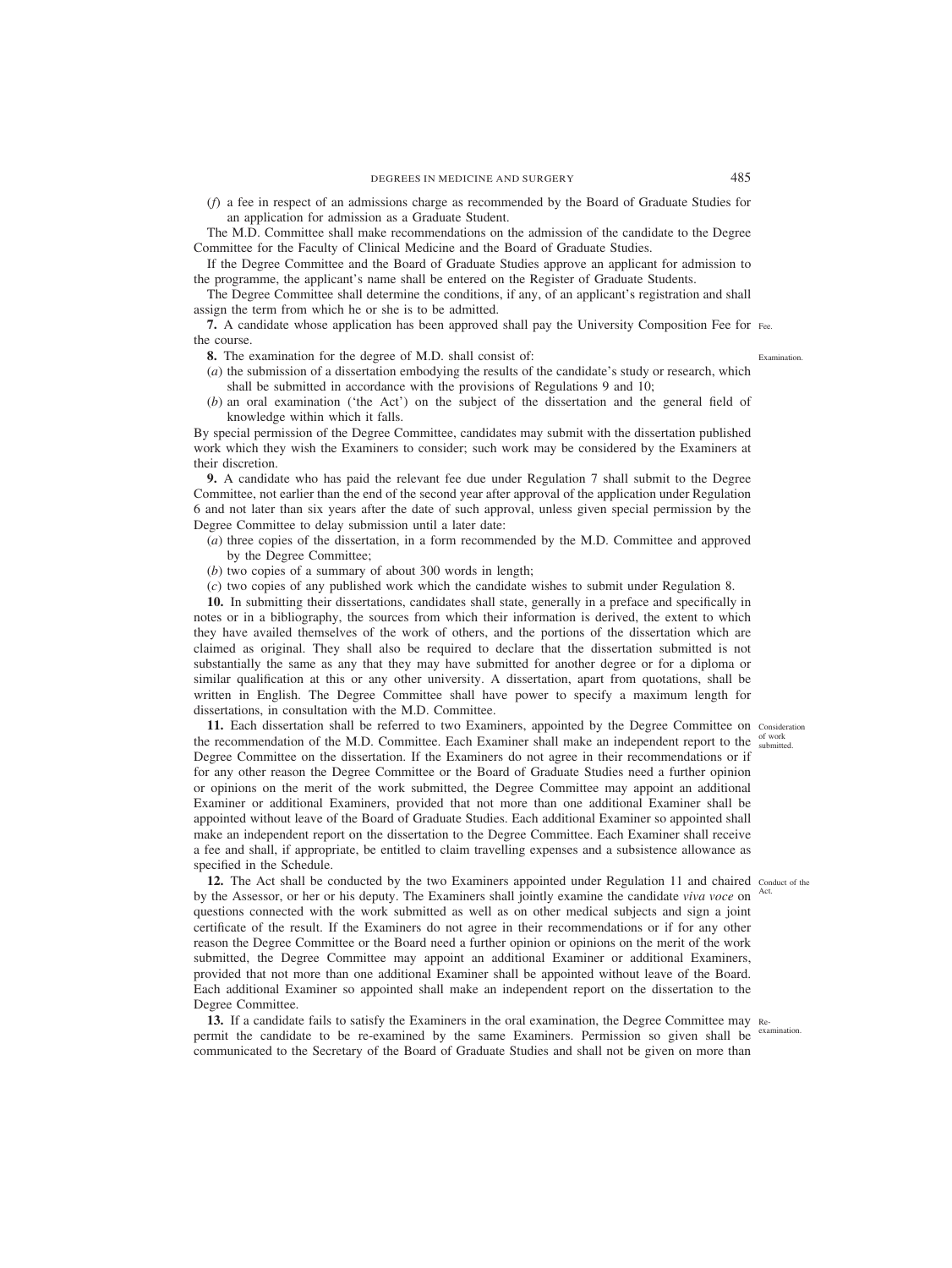(*f*) a fee in respect of an admissions charge as recommended by the Board of Graduate Studies for an application for admission as a Graduate Student.

The M.D. Committee shall make recommendations on the admission of the candidate to the Degree Committee for the Faculty of Clinical Medicine and the Board of Graduate Studies.

If the Degree Committee and the Board of Graduate Studies approve an applicant for admission to the programme, the applicant's name shall be entered on the Register of Graduate Students.

The Degree Committee shall determine the conditions, if any, of an applicant's registration and shall assign the term from which he or she is to be admitted.

**7.** A candidate whose application has been approved shall pay the University Composition Fee for the course. *Fee.*

**8.** The examination for the degree of M.D. shall consist of: *Examination.*

(*a*) the submission of a dissertation embodying the results of the candidate's study or research, which shall be submitted in accordance with the provisions of Regulations 9 and 10;

(*b*) an oral examination ('the Act') on the subject of the dissertation and the general field of knowledge within which it falls.

By special permission of the Degree Committee, candidates may submit with the dissertation published work which they wish the Examiners to consider; such work may be considered by the Examiners at their discretion.

**9.** A candidate who has paid the relevant fee due under Regulation 7 shall submit to the Degree Committee, not earlier than the end of the second year after approval of the application under Regulation 6 and not later than six years after the date of such approval, unless given special permission by the Degree Committee to delay submission until a later date:

(*a*) three copies of the dissertation, in a form recommended by the M.D. Committee and approved by the Degree Committee;

(*b*) two copies of a summary of about 300 words in length;

(*c*) two copies of any published work which the candidate wishes to submit under Regulation 8.

**10.** In submitting their dissertations, candidates shall state, generally in a preface and specifically in notes or in a bibliography, the sources from which their information is derived, the extent to which they have availed themselves of the work of others, and the portions of the dissertation which are claimed as original. They shall also be required to declare that the dissertation submitted is not substantially the same as any that they may have submitted for another degree or for a diploma or similar qualification at this or any other university. A dissertation, apart from quotations, shall be written in English. The Degree Committee shall have power to specify a maximum length for dissertations, in consultation with the M.D. Committee.

**11.** Each dissertation shall be referred to two Examiners, appointed by the Degree Committee on the recommendation of the M.D. Committee. Each Examiner shall make an independent report to the Degree Committee on the dissertation. If the Examiners do not agree in their recommendations or if for any other reason the Degree Committee or the Board of Graduate Studies need a further opinion or opinions on the merit of the work submitted, the Degree Committee may appoint an additional Examiner or additional Examiners, provided that not more than one additional Examiner shall be appointed without leave of the Board of Graduate Studies. Each additional Examiner so appointed shall make an independent report on the dissertation to the Degree Committee. Each Examiner shall receive a fee and shall, if appropriate, be entitled to claim travelling expenses and a subsistence allowance as specified in the Schedule. *Consideration of work submitted.*

**12.** The Act shall be conducted by the two Examiners appointed under Regulation 11 and chaired by the Assessor, or her or his deputy. The Examiners shall jointly examine the candidate *viva voce* on questions connected with the work submitted as well as on other medical subjects and sign a joint certificate of the result. If the Examiners do not agree in their recommendations or if for any other reason the Degree Committee or the Board need a further opinion or opinions on the merit of the work submitted, the Degree Committee may appoint an additional Examiner or additional Examiners, provided that not more than one additional Examiner shall be appointed without leave of the Board. Each additional Examiner so appointed shall make an independent report on the dissertation to the Degree Committee. *Conduct of the Act.*

**13.** If a candidate fails to satisfy the Examiners in the oral examination, the Degree Committee may permit the candidate to be re-examined by the same Examiners. Permission so given shall be communicated to the Secretary of the Board of Graduate Studies and shall not be given on more than *Re-examination.*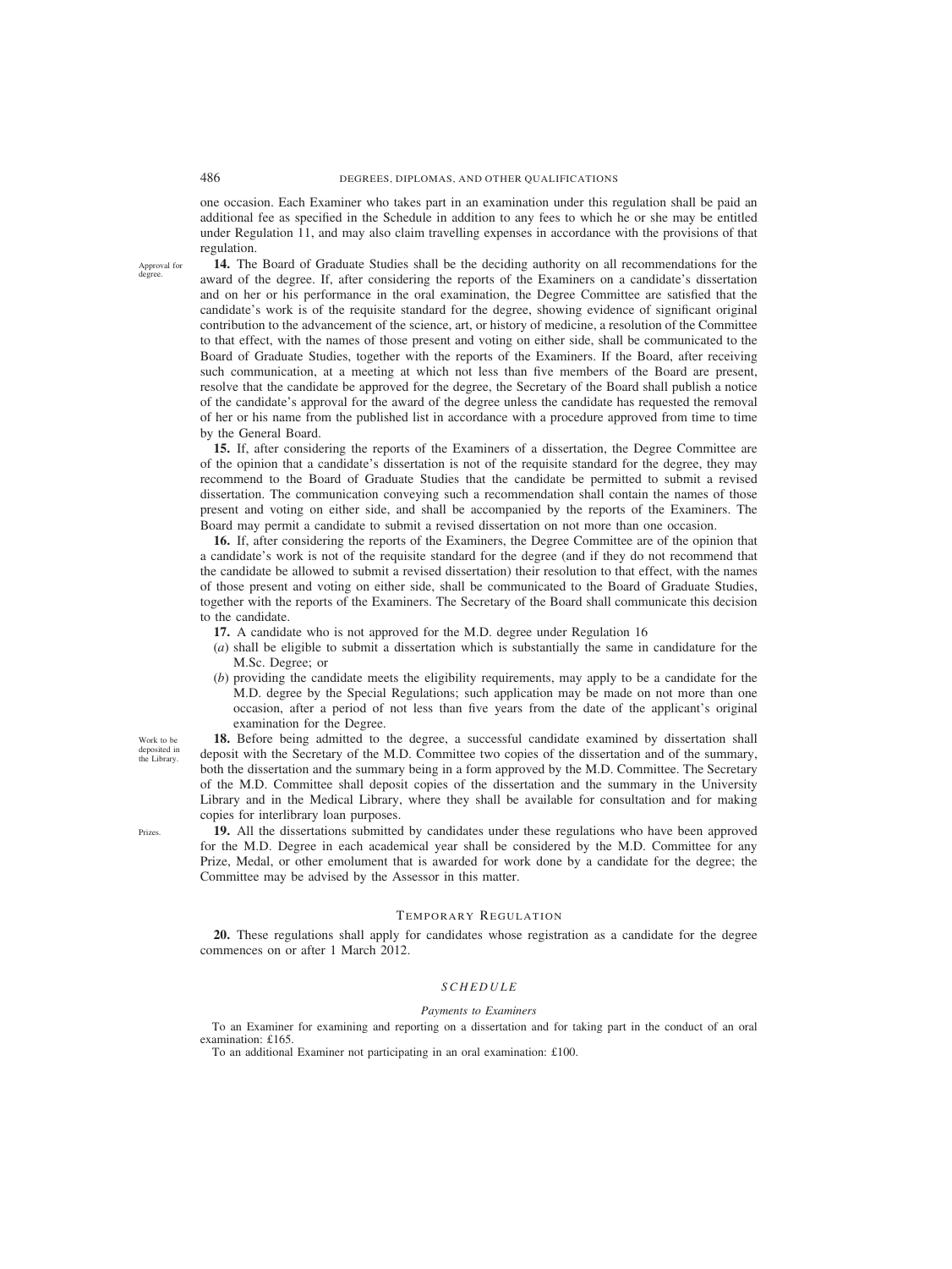one occasion. Each Examiner who takes part in an examination under this regulation shall be paid an additional fee as specified in the Schedule in addition to any fees to which he or she may be entitled under Regulation 11, and may also claim travelling expenses in accordance with the provisions of that regulation.

Approval for degree.

**14.** The Board of Graduate Studies shall be the deciding authority on all recommendations for the award of the degree. If, after considering the reports of the Examiners on a candidate's dissertation and on her or his performance in the oral examination, the Degree Committee are satisfied that the candidate's work is of the requisite standard for the degree, showing evidence of significant original contribution to the advancement of the science, art, or history of medicine, a resolution of the Committee to that effect, with the names of those present and voting on either side, shall be communicated to the Board of Graduate Studies, together with the reports of the Examiners. If the Board, after receiving such communication, at a meeting at which not less than five members of the Board are present, resolve that the candidate be approved for the degree, the Secretary of the Board shall publish a notice of the candidate's approval for the award of the degree unless the candidate has requested the removal of her or his name from the published list in accordance with a procedure approved from time to time by the General Board.

**15.** If, after considering the reports of the Examiners of a dissertation, the Degree Committee are of the opinion that a candidate's dissertation is not of the requisite standard for the degree, they may recommend to the Board of Graduate Studies that the candidate be permitted to submit a revised dissertation. The communication conveying such a recommendation shall contain the names of those present and voting on either side, and shall be accompanied by the reports of the Examiners. The Board may permit a candidate to submit a revised dissertation on not more than one occasion.

**16.** If, after considering the reports of the Examiners, the Degree Committee are of the opinion that a candidate's work is not of the requisite standard for the degree (and if they do not recommend that the candidate be allowed to submit a revised dissertation) their resolution to that effect, with the names of those present and voting on either side, shall be communicated to the Board of Graduate Studies, together with the reports of the Examiners. The Secretary of the Board shall communicate this decision to the candidate.

**17.** A candidate who is not approved for the M.D. degree under Regulation 16

(*a*) shall be eligible to submit a dissertation which is substantially the same in candidature for the M.Sc. Degree; or

(*b*) providing the candidate meets the eligibility requirements, may apply to be a candidate for the M.D. degree by the Special Regulations; such application may be made on not more than one occasion, after a period of not less than five years from the date of the applicant's original examination for the Degree.

Work to be deposited in the Library.

**18.** Before being admitted to the degree, a successful candidate examined by dissertation shall deposit with the Secretary of the M.D. Committee two copies of the dissertation and of the summary, both the dissertation and the summary being in a form approved by the M.D. Committee. The Secretary of the M.D. Committee shall deposit copies of the dissertation and the summary in the University Library and in the Medical Library, where they shall be available for consultation and for making copies for interlibrary loan purposes.

Prizes.

**19.** All the dissertations submitted by candidates under these regulations who have been approved for the M.D. Degree in each academical year shall be considered by the M.D. Committee for any Prize, Medal, or other emolument that is awarded for work done by a candidate for the degree; the Committee may be advised by the Assessor in this matter.

## Temporary Regulation

**20.** These regulations shall apply for candidates whose registration as a candidate for the degree commences on or after 1 March 2012.

### *SCHEDULE*

*Payments to Examiners*

To an Examiner for examining and reporting on a dissertation and for taking part in the conduct of an oral examination: £165.

To an additional Examiner not participating in an oral examination: £100.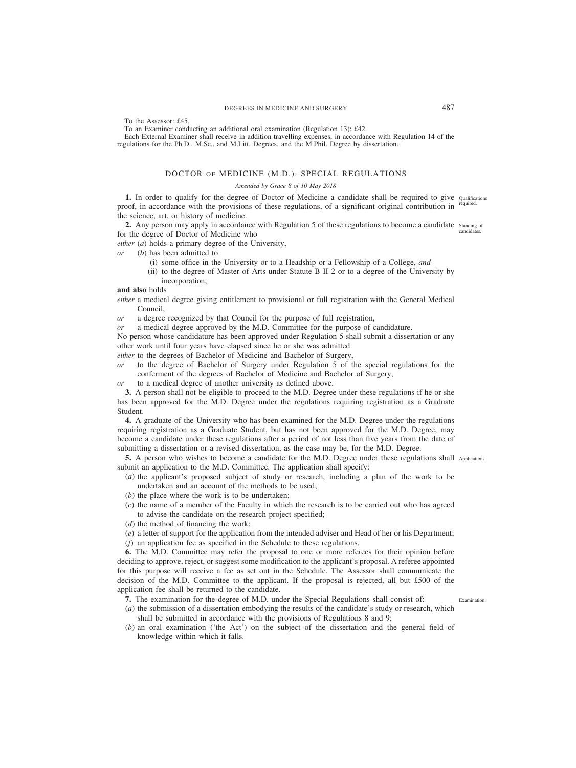To the Assessor: £45.

To an Examiner conducting an additional oral examination (Regulation 13): £42.

Each External Examiner shall receive in addition travelling expenses, in accordance with Regulation 14 of the regulations for the Ph.D., M.Sc., and M.Litt. Degrees, and the M.Phil. Degree by dissertation.

## DOCTOR OF MEDICINE (M.D.): SPECIAL REGULATIONS

*Amended by Grace 8 of 10 May 2018*

**1.** In order to qualify for the degree of Doctor of Medicine a candidate shall be required to give proof, in accordance with the provisions of these regulations, of a significant original contribution in the science, art, or history of medicine. *Qualifications required.*

**2.** Any person may apply in accordance with Regulation 5 of these regulations to become a candidate for the degree of Doctor of Medicine who *Standing of candidates.*

*either* (*a*) holds a primary degree of the University,

*or* (*b*) has been admitted to

(i) some office in the University or to a Headship or a Fellowship of a College, *and*

(ii) to the degree of Master of Arts under Statute B II 2 or to a degree of the University by incorporation,

**and also** holds

*either* a medical degree giving entitlement to provisional or full registration with the General Medical Council,

*or* a degree recognized by that Council for the purpose of full registration,

*or* a medical degree approved by the M.D. Committee for the purpose of candidature.

No person whose candidature has been approved under Regulation 5 shall submit a dissertation or any other work until four years have elapsed since he or she was admitted

*either* to the degrees of Bachelor of Medicine and Bachelor of Surgery,

*or* to the degree of Bachelor of Surgery under Regulation 5 of the special regulations for the conferment of the degrees of Bachelor of Medicine and Bachelor of Surgery,

*or* to a medical degree of another university as defined above.

**3.** A person shall not be eligible to proceed to the M.D. Degree under these regulations if he or she has been approved for the M.D. Degree under the regulations requiring registration as a Graduate Student.

**4.** A graduate of the University who has been examined for the M.D. Degree under the regulations requiring registration as a Graduate Student, but has not been approved for the M.D. Degree, may become a candidate under these regulations after a period of not less than five years from the date of submitting a dissertation or a revised dissertation, as the case may be, for the M.D. Degree.

**5.** A person who wishes to become a candidate for the M.D. Degree under these regulations shall submit an application to the M.D. Committee. The application shall specify: *Applications.*

(*a*) the applicant's proposed subject of study or research, including a plan of the work to be undertaken and an account of the methods to be used;

(*b*) the place where the work is to be undertaken;

(*c*) the name of a member of the Faculty in which the research is to be carried out who has agreed to advise the candidate on the research project specified;

(*d*) the method of financing the work;

(*e*) a letter of support for the application from the intended adviser and Head of her or his Department;

(*f*) an application fee as specified in the Schedule to these regulations.

**6.** The M.D. Committee may refer the proposal to one or more referees for their opinion before deciding to approve, reject, or suggest some modification to the applicant's proposal. A referee appointed for this purpose will receive a fee as set out in the Schedule. The Assessor shall communicate the decision of the M.D. Committee to the applicant. If the proposal is rejected, all but £500 of the application fee shall be returned to the candidate.

**7.** The examination for the degree of M.D. under the Special Regulations shall consist of: *Examination.*

(*a*) the submission of a dissertation embodying the results of the candidate's study or research, which shall be submitted in accordance with the provisions of Regulations 8 and 9;

(*b*) an oral examination ('the Act') on the subject of the dissertation and the general field of knowledge within which it falls.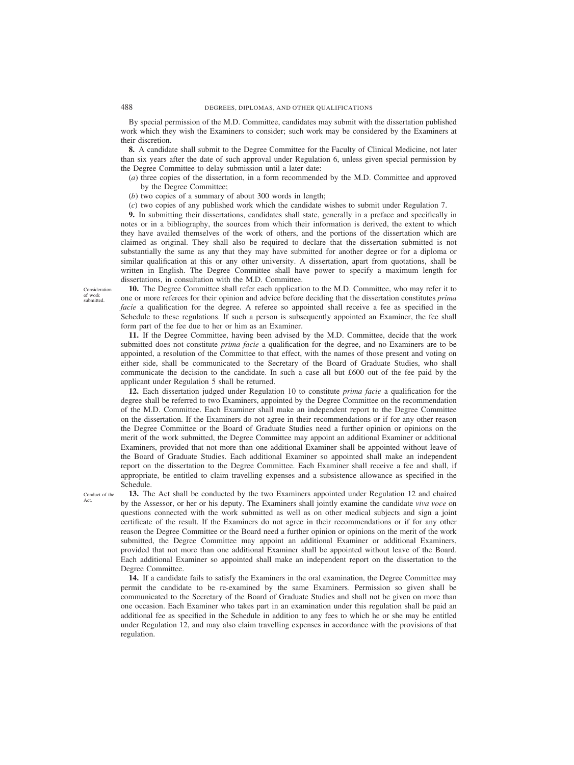By special permission of the M.D. Committee, candidates may submit with the dissertation published work which they wish the Examiners to consider; such work may be considered by the Examiners at their discretion.

**8.** A candidate shall submit to the Degree Committee for the Faculty of Clinical Medicine, not later than six years after the date of such approval under Regulation 6, unless given special permission by the Degree Committee to delay submission until a later date:

(*a*) three copies of the dissertation, in a form recommended by the M.D. Committee and approved by the Degree Committee;

(*b*) two copies of a summary of about 300 words in length;

(*c*) two copies of any published work which the candidate wishes to submit under Regulation 7.

**9.** In submitting their dissertations, candidates shall state, generally in a preface and specifically in notes or in a bibliography, the sources from which their information is derived, the extent to which they have availed themselves of the work of others, and the portions of the dissertation which are claimed as original. They shall also be required to declare that the dissertation submitted is not substantially the same as any that they may have submitted for another degree or for a diploma or similar qualification at this or any other university. A dissertation, apart from quotations, shall be written in English. The Degree Committee shall have power to specify a maximum length for dissertations, in consultation with the M.D. Committee.

Consideration of work submitted.

**10.** The Degree Committee shall refer each application to the M.D. Committee, who may refer it to one or more referees for their opinion and advice before deciding that the dissertation constitutes *prima facie* a qualification for the degree. A referee so appointed shall receive a fee as specified in the Schedule to these regulations. If such a person is subsequently appointed an Examiner, the fee shall form part of the fee due to her or him as an Examiner.

**11.** If the Degree Committee, having been advised by the M.D. Committee, decide that the work submitted does not constitute *prima facie* a qualification for the degree, and no Examiners are to be appointed, a resolution of the Committee to that effect, with the names of those present and voting on either side, shall be communicated to the Secretary of the Board of Graduate Studies, who shall communicate the decision to the candidate. In such a case all but £600 out of the fee paid by the applicant under Regulation 5 shall be returned.

**12.** Each dissertation judged under Regulation 10 to constitute *prima facie* a qualification for the degree shall be referred to two Examiners, appointed by the Degree Committee on the recommendation of the M.D. Committee. Each Examiner shall make an independent report to the Degree Committee on the dissertation. If the Examiners do not agree in their recommendations or if for any other reason the Degree Committee or the Board of Graduate Studies need a further opinion or opinions on the merit of the work submitted, the Degree Committee may appoint an additional Examiner or additional Examiners, provided that not more than one additional Examiner shall be appointed without leave of the Board of Graduate Studies. Each additional Examiner so appointed shall make an independent report on the dissertation to the Degree Committee. Each Examiner shall receive a fee and shall, if appropriate, be entitled to claim travelling expenses and a subsistence allowance as specified in the Schedule.

Conduct of the Act.

**13.** The Act shall be conducted by the two Examiners appointed under Regulation 12 and chaired by the Assessor, or her or his deputy. The Examiners shall jointly examine the candidate *viva voce* on questions connected with the work submitted as well as on other medical subjects and sign a joint certificate of the result. If the Examiners do not agree in their recommendations or if for any other reason the Degree Committee or the Board need a further opinion or opinions on the merit of the work submitted, the Degree Committee may appoint an additional Examiner or additional Examiners, provided that not more than one additional Examiner shall be appointed without leave of the Board. Each additional Examiner so appointed shall make an independent report on the dissertation to the Degree Committee.

**14.** If a candidate fails to satisfy the Examiners in the oral examination, the Degree Committee may permit the candidate to be re-examined by the same Examiners. Permission so given shall be communicated to the Secretary of the Board of Graduate Studies and shall not be given on more than one occasion. Each Examiner who takes part in an examination under this regulation shall be paid an additional fee as specified in the Schedule in addition to any fees to which he or she may be entitled under Regulation 12, and may also claim travelling expenses in accordance with the provisions of that regulation.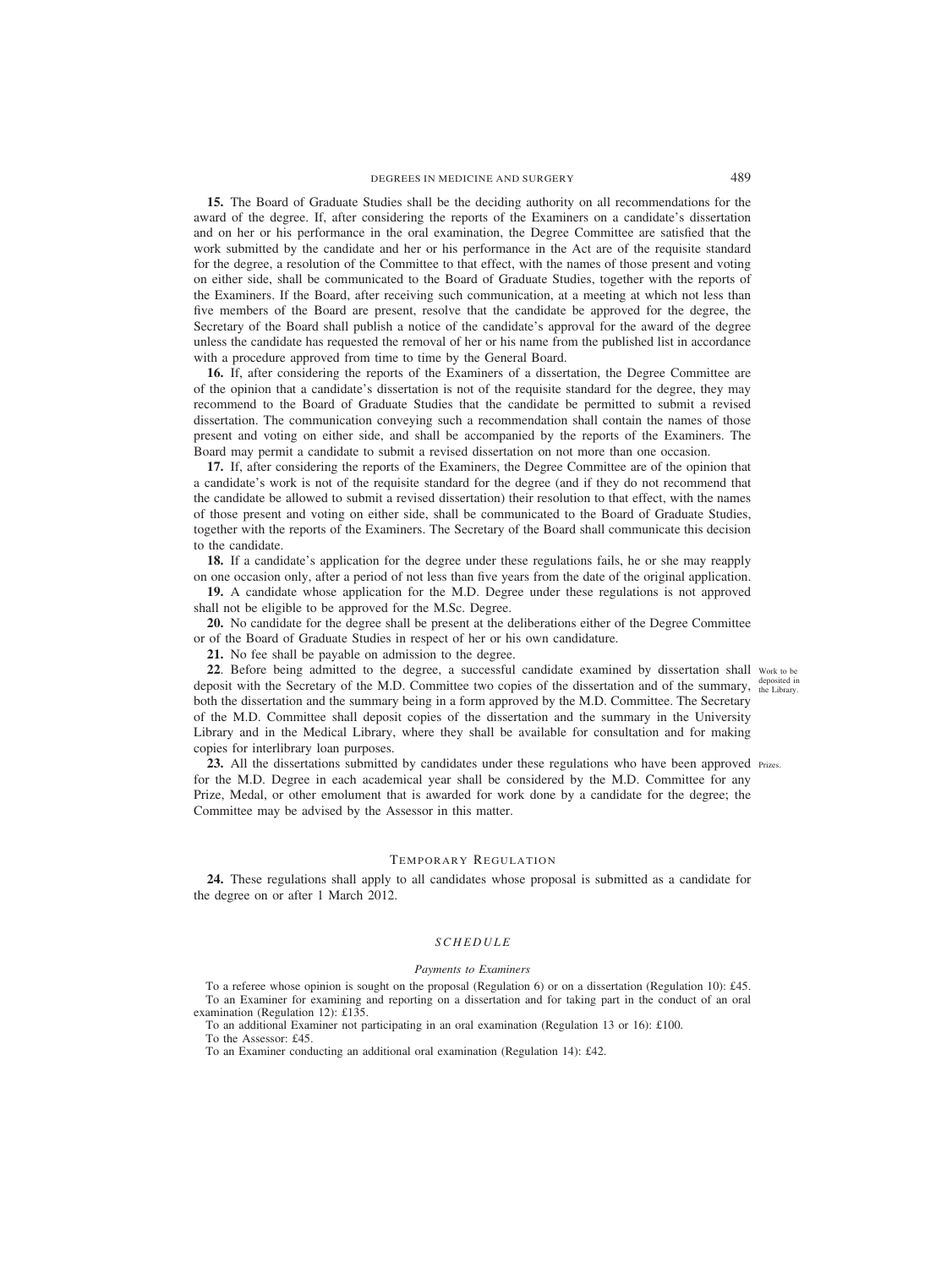**15.** The Board of Graduate Studies shall be the deciding authority on all recommendations for the award of the degree. If, after considering the reports of the Examiners on a candidate's dissertation and on her or his performance in the oral examination, the Degree Committee are satisfied that the work submitted by the candidate and her or his performance in the Act are of the requisite standard for the degree, a resolution of the Committee to that effect, with the names of those present and voting on either side, shall be communicated to the Board of Graduate Studies, together with the reports of the Examiners. If the Board, after receiving such communication, at a meeting at which not less than five members of the Board are present, resolve that the candidate be approved for the degree, the Secretary of the Board shall publish a notice of the candidate's approval for the award of the degree unless the candidate has requested the removal of her or his name from the published list in accordance with a procedure approved from time to time by the General Board.

**16.** If, after considering the reports of the Examiners of a dissertation, the Degree Committee are of the opinion that a candidate's dissertation is not of the requisite standard for the degree, they may recommend to the Board of Graduate Studies that the candidate be permitted to submit a revised dissertation. The communication conveying such a recommendation shall contain the names of those present and voting on either side, and shall be accompanied by the reports of the Examiners. The Board may permit a candidate to submit a revised dissertation on not more than one occasion.

**17.** If, after considering the reports of the Examiners, the Degree Committee are of the opinion that a candidate's work is not of the requisite standard for the degree (and if they do not recommend that the candidate be allowed to submit a revised dissertation) their resolution to that effect, with the names of those present and voting on either side, shall be communicated to the Board of Graduate Studies, together with the reports of the Examiners. The Secretary of the Board shall communicate this decision to the candidate.

**18.** If a candidate's application for the degree under these regulations fails, he or she may reapply on one occasion only, after a period of not less than five years from the date of the original application.

**19.** A candidate whose application for the M.D. Degree under these regulations is not approved shall not be eligible to be approved for the M.Sc. Degree.

**20.** No candidate for the degree shall be present at the deliberations either of the Degree Committee or of the Board of Graduate Studies in respect of her or his own candidature.

**21.** No fee shall be payable on admission to the degree.

*Work to be deposited in the Library.*

**22**. Before being admitted to the degree, a successful candidate examined by dissertation shall deposit with the Secretary of the M.D. Committee two copies of the dissertation and of the summary, both the dissertation and the summary being in a form approved by the M.D. Committee. The Secretary of the M.D. Committee shall deposit copies of the dissertation and the summary in the University Library and in the Medical Library, where they shall be available for consultation and for making copies for interlibrary loan purposes.

*Prizes.*

**23.** All the dissertations submitted by candidates under these regulations who have been approved for the M.D. Degree in each academical year shall be considered by the M.D. Committee for any Prize, Medal, or other emolument that is awarded for work done by a candidate for the degree; the Committee may be advised by the Assessor in this matter.

## Temporary Regulation

**24.** These regulations shall apply to all candidates whose proposal is submitted as a candidate for the degree on or after 1 March 2012.

## *SCHEDULE*

*Payments to Examiners*

To a referee whose opinion is sought on the proposal (Regulation 6) or on a dissertation (Regulation 10): £45.

To an Examiner for examining and reporting on a dissertation and for taking part in the conduct of an oral examination (Regulation 12): £135.

To an additional Examiner not participating in an oral examination (Regulation 13 or 16): £100.

To the Assessor: £45.

To an Examiner conducting an additional oral examination (Regulation 14): £42.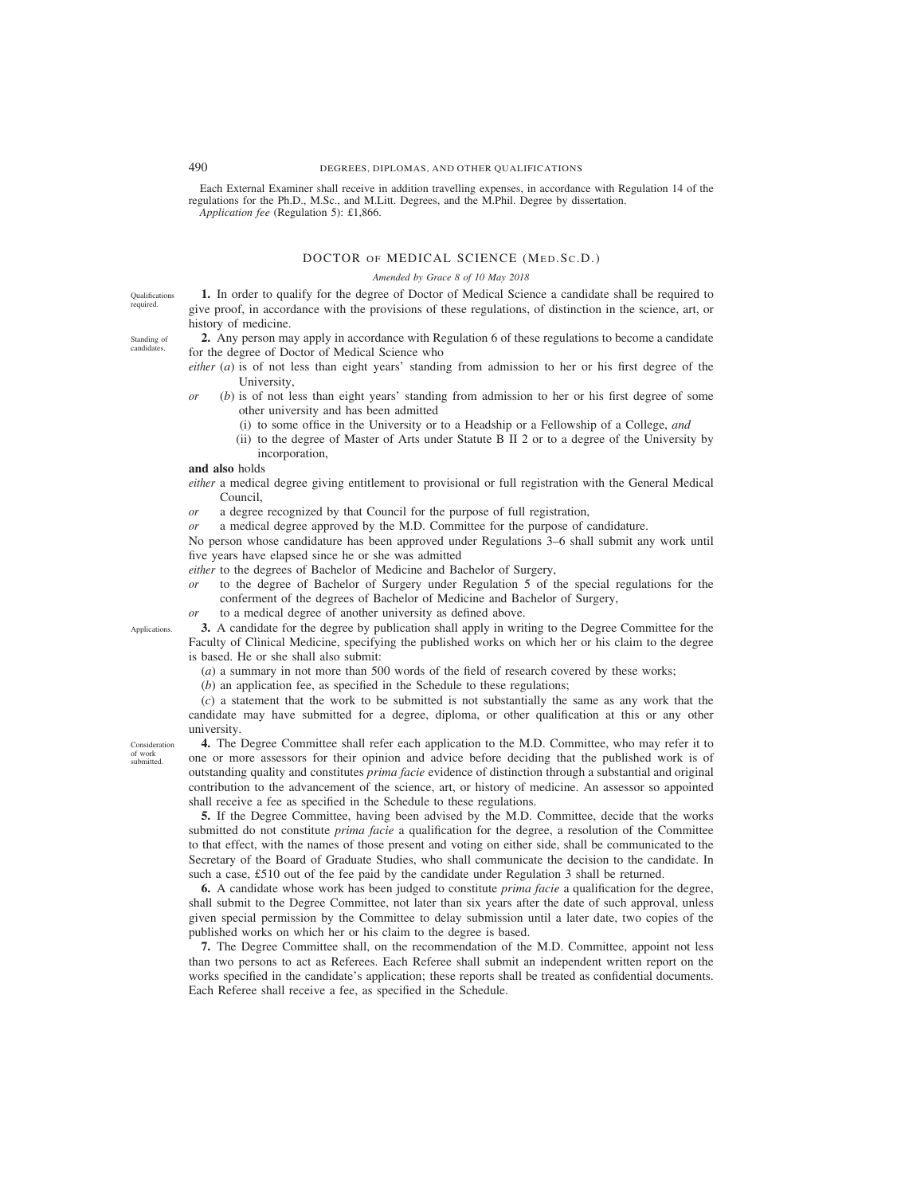Each External Examiner shall receive in addition travelling expenses, in accordance with Regulation 14 of the regulations for the Ph.D., M.Sc., and M.Litt. Degrees, and the M.Phil. Degree by dissertation.
*Application fee* (Regulation 5): £1,866.

## DOCTOR OF MEDICAL SCIENCE (MED.SC.D.)

*Amended by Grace 8 of 10 May 2018*

Qualifications required.

**1.** In order to qualify for the degree of Doctor of Medical Science a candidate shall be required to give proof, in accordance with the provisions of these regulations, of distinction in the science, art, or history of medicine.

Standing of candidates.

**2.** Any person may apply in accordance with Regulation 6 of these regulations to become a candidate for the degree of Doctor of Medical Science who

*either* (*a*) is of not less than eight years' standing from admission to her or his first degree of the University,

*or* (*b*) is of not less than eight years' standing from admission to her or his first degree of some other university and has been admitted

(i) to some office in the University or to a Headship or a Fellowship of a College, *and*

(ii) to the degree of Master of Arts under Statute B II 2 or to a degree of the University by incorporation,

**and also** holds

*either* a medical degree giving entitlement to provisional or full registration with the General Medical Council,

*or* a degree recognized by that Council for the purpose of full registration,

*or* a medical degree approved by the M.D. Committee for the purpose of candidature.

No person whose candidature has been approved under Regulations 3–6 shall submit any work until five years have elapsed since he or she was admitted

*either* to the degrees of Bachelor of Medicine and Bachelor of Surgery,

*or* to the degree of Bachelor of Surgery under Regulation 5 of the special regulations for the conferment of the degrees of Bachelor of Medicine and Bachelor of Surgery,

*or* to a medical degree of another university as defined above.

Applications.

**3.** A candidate for the degree by publication shall apply in writing to the Degree Committee for the Faculty of Clinical Medicine, specifying the published works on which her or his claim to the degree is based. He or she shall also submit:

(*a*) a summary in not more than 500 words of the field of research covered by these works;

(*b*) an application fee, as specified in the Schedule to these regulations;

(*c*) a statement that the work to be submitted is not substantially the same as any work that the candidate may have submitted for a degree, diploma, or other qualification at this or any other university.

Consideration of work submitted.

**4.** The Degree Committee shall refer each application to the M.D. Committee, who may refer it to one or more assessors for their opinion and advice before deciding that the published work is of outstanding quality and constitutes *prima facie* evidence of distinction through a substantial and original contribution to the advancement of the science, art, or history of medicine. An assessor so appointed shall receive a fee as specified in the Schedule to these regulations.

**5.** If the Degree Committee, having been advised by the M.D. Committee, decide that the works submitted do not constitute *prima facie* a qualification for the degree, a resolution of the Committee to that effect, with the names of those present and voting on either side, shall be communicated to the Secretary of the Board of Graduate Studies, who shall communicate the decision to the candidate. In such a case, £510 out of the fee paid by the candidate under Regulation 3 shall be returned.

**6.** A candidate whose work has been judged to constitute *prima facie* a qualification for the degree, shall submit to the Degree Committee, not later than six years after the date of such approval, unless given special permission by the Committee to delay submission until a later date, two copies of the published works on which her or his claim to the degree is based.

**7.** The Degree Committee shall, on the recommendation of the M.D. Committee, appoint not less than two persons to act as Referees. Each Referee shall submit an independent written report on the works specified in the candidate's application; these reports shall be treated as confidential documents. Each Referee shall receive a fee, as specified in the Schedule.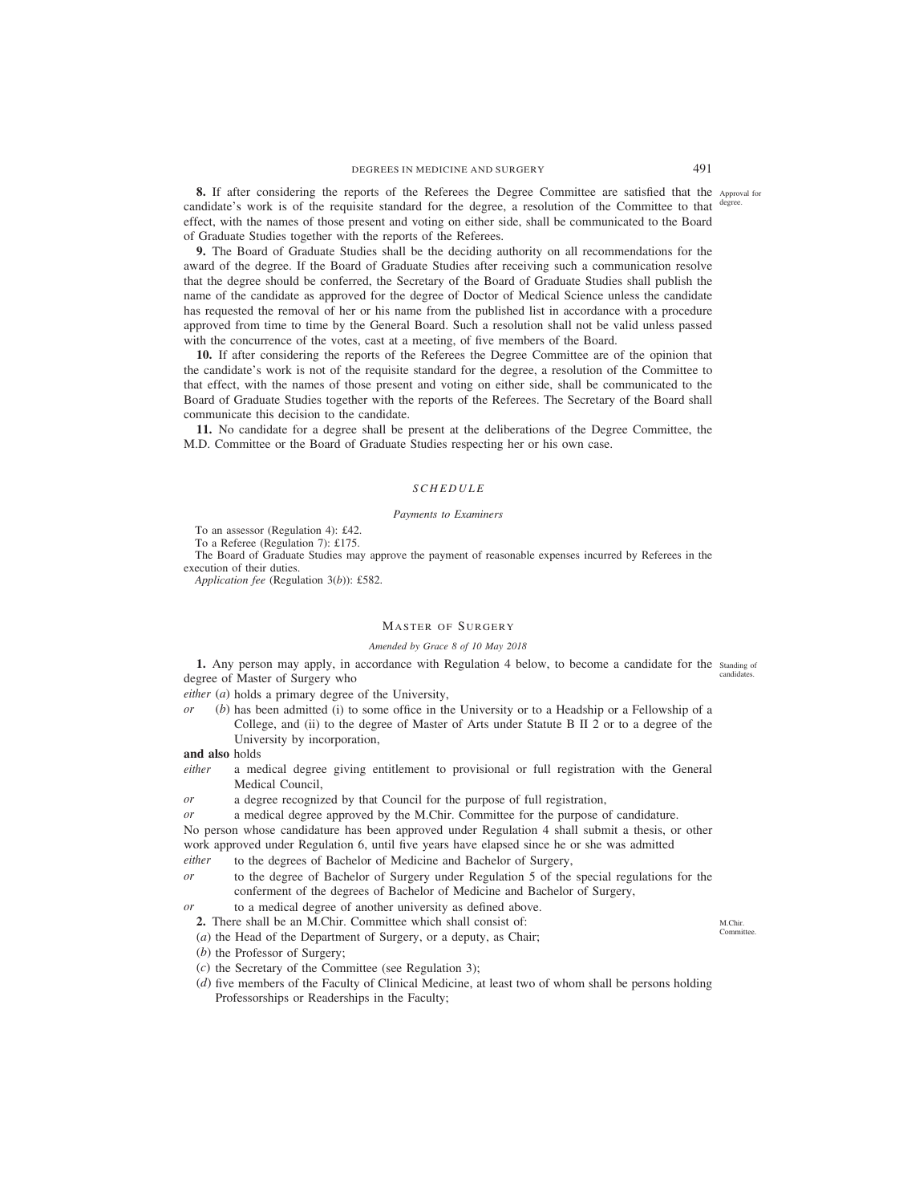**8.** If after considering the reports of the Referees the Degree Committee are satisfied that the candidate's work is of the requisite standard for the degree, a resolution of the Committee to that effect, with the names of those present and voting on either side, shall be communicated to the Board of Graduate Studies together with the reports of the Referees.

Approval for degree.

**9.** The Board of Graduate Studies shall be the deciding authority on all recommendations for the award of the degree. If the Board of Graduate Studies after receiving such a communication resolve that the degree should be conferred, the Secretary of the Board of Graduate Studies shall publish the name of the candidate as approved for the degree of Doctor of Medical Science unless the candidate has requested the removal of her or his name from the published list in accordance with a procedure approved from time to time by the General Board. Such a resolution shall not be valid unless passed with the concurrence of the votes, cast at a meeting, of five members of the Board.

**10.** If after considering the reports of the Referees the Degree Committee are of the opinion that the candidate's work is not of the requisite standard for the degree, a resolution of the Committee to that effect, with the names of those present and voting on either side, shall be communicated to the Board of Graduate Studies together with the reports of the Referees. The Secretary of the Board shall communicate this decision to the candidate.

**11.** No candidate for a degree shall be present at the deliberations of the Degree Committee, the M.D. Committee or the Board of Graduate Studies respecting her or his own case.

### *SCHEDULE*

*Payments to Examiners*

To an assessor (Regulation 4): £42.

To a Referee (Regulation 7): £175.

The Board of Graduate Studies may approve the payment of reasonable expenses incurred by Referees in the execution of their duties.

*Application fee* (Regulation 3(*b*)): £582.

## MASTER OF SURGERY

*Amended by Grace 8 of 10 May 2018*

Standing of candidates.

**1.** Any person may apply, in accordance with Regulation 4 below, to become a candidate for the degree of Master of Surgery who

*either* (*a*) holds a primary degree of the University,

*or* (*b*) has been admitted (i) to some office in the University or to a Headship or a Fellowship of a College, and (ii) to the degree of Master of Arts under Statute B II 2 or to a degree of the University by incorporation,

**and also** holds

*either* a medical degree giving entitlement to provisional or full registration with the General Medical Council,

*or* a degree recognized by that Council for the purpose of full registration,

*or* a medical degree approved by the M.Chir. Committee for the purpose of candidature.

No person whose candidature has been approved under Regulation 4 shall submit a thesis, or other work approved under Regulation 6, until five years have elapsed since he or she was admitted

*either* to the degrees of Bachelor of Medicine and Bachelor of Surgery,

*or* to the degree of Bachelor of Surgery under Regulation 5 of the special regulations for the conferment of the degrees of Bachelor of Medicine and Bachelor of Surgery,

*or* to a medical degree of another university as defined above.

M.Chir. Committee.

**2.** There shall be an M.Chir. Committee which shall consist of:

(*a*) the Head of the Department of Surgery, or a deputy, as Chair;

(*b*) the Professor of Surgery;

(*c*) the Secretary of the Committee (see Regulation 3);

(*d*) five members of the Faculty of Clinical Medicine, at least two of whom shall be persons holding Professorships or Readerships in the Faculty;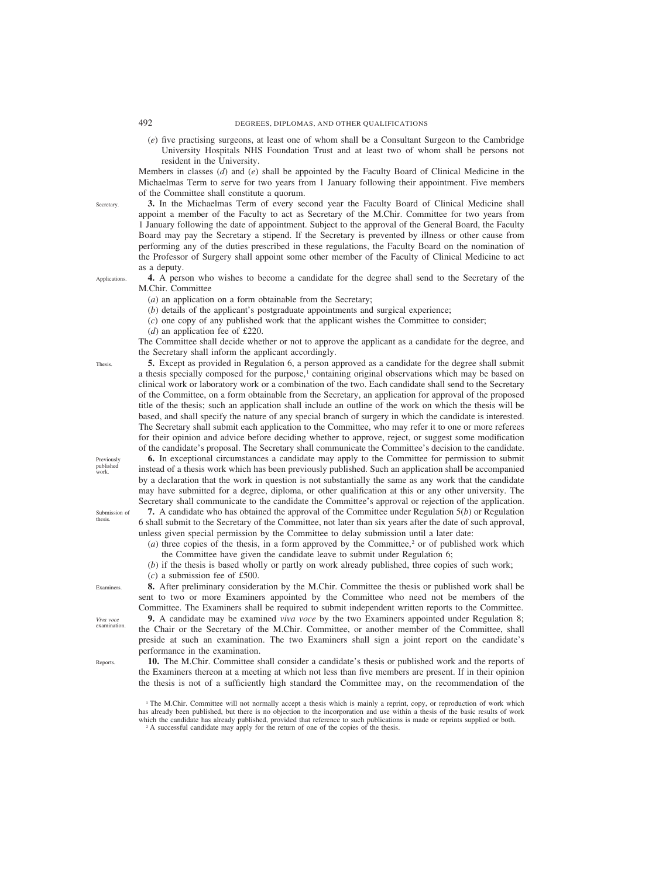(*e*) five practising surgeons, at least one of whom shall be a Consultant Surgeon to the Cambridge University Hospitals NHS Foundation Trust and at least two of whom shall be persons not resident in the University.

Members in classes (*d*) and (*e*) shall be appointed by the Faculty Board of Clinical Medicine in the Michaelmas Term to serve for two years from 1 January following their appointment. Five members of the Committee shall constitute a quorum.

Secretary.

**3.** In the Michaelmas Term of every second year the Faculty Board of Clinical Medicine shall appoint a member of the Faculty to act as Secretary of the M.Chir. Committee for two years from 1 January following the date of appointment. Subject to the approval of the General Board, the Faculty Board may pay the Secretary a stipend. If the Secretary is prevented by illness or other cause from performing any of the duties prescribed in these regulations, the Faculty Board on the nomination of the Professor of Surgery shall appoint some other member of the Faculty of Clinical Medicine to act as a deputy.

Applications.

**4.** A person who wishes to become a candidate for the degree shall send to the Secretary of the M.Chir. Committee

(*a*) an application on a form obtainable from the Secretary;

(*b*) details of the applicant's postgraduate appointments and surgical experience;

(*c*) one copy of any published work that the applicant wishes the Committee to consider;

(*d*) an application fee of £220.

The Committee shall decide whether or not to approve the applicant as a candidate for the degree, and the Secretary shall inform the applicant accordingly.

Thesis.

**5.** Except as provided in Regulation 6, a person approved as a candidate for the degree shall submit a thesis specially composed for the purpose,[1] containing original observations which may be based on clinical work or laboratory work or a combination of the two. Each candidate shall send to the Secretary of the Committee, on a form obtainable from the Secretary, an application for approval of the proposed title of the thesis; such an application shall include an outline of the work on which the thesis will be based, and shall specify the nature of any special branch of surgery in which the candidate is interested. The Secretary shall submit each application to the Committee, who may refer it to one or more referees for their opinion and advice before deciding whether to approve, reject, or suggest some modification of the candidate's proposal. The Secretary shall communicate the Committee's decision to the candidate.

Previously published work.

**6.** In exceptional circumstances a candidate may apply to the Committee for permission to submit instead of a thesis work which has been previously published. Such an application shall be accompanied by a declaration that the work in question is not substantially the same as any work that the candidate may have submitted for a degree, diploma, or other qualification at this or any other university. The Secretary shall communicate to the candidate the Committee's approval or rejection of the application.

Submission of thesis.

**7.** A candidate who has obtained the approval of the Committee under Regulation 5(*b*) or Regulation 6 shall submit to the Secretary of the Committee, not later than six years after the date of such approval, unless given special permission by the Committee to delay submission until a later date:

(*a*) three copies of the thesis, in a form approved by the Committee,[2] or of published work which the Committee have given the candidate leave to submit under Regulation 6;

(*b*) if the thesis is based wholly or partly on work already published, three copies of such work;

(*c*) a submission fee of £500.

Examiners.

**8.** After preliminary consideration by the M.Chir. Committee the thesis or published work shall be sent to two or more Examiners appointed by the Committee who need not be members of the Committee. The Examiners shall be required to submit independent written reports to the Committee.

*Viva voce* examination.

**9.** A candidate may be examined *viva voce* by the two Examiners appointed under Regulation 8; the Chair or the Secretary of the M.Chir. Committee, or another member of the Committee, shall preside at such an examination. The two Examiners shall sign a joint report on the candidate's performance in the examination.

Reports.

**10.** The M.Chir. Committee shall consider a candidate's thesis or published work and the reports of the Examiners thereon at a meeting at which not less than five members are present. If in their opinion the thesis is not of a sufficiently high standard the Committee may, on the recommendation of the

[1] The M.Chir. Committee will not normally accept a thesis which is mainly a reprint, copy, or reproduction of work which has already been published, but there is no objection to the incorporation and use within a thesis of the basic results of work which the candidate has already published, provided that reference to such publications is made or reprints supplied or both.

[2] A successful candidate may apply for the return of one of the copies of the thesis.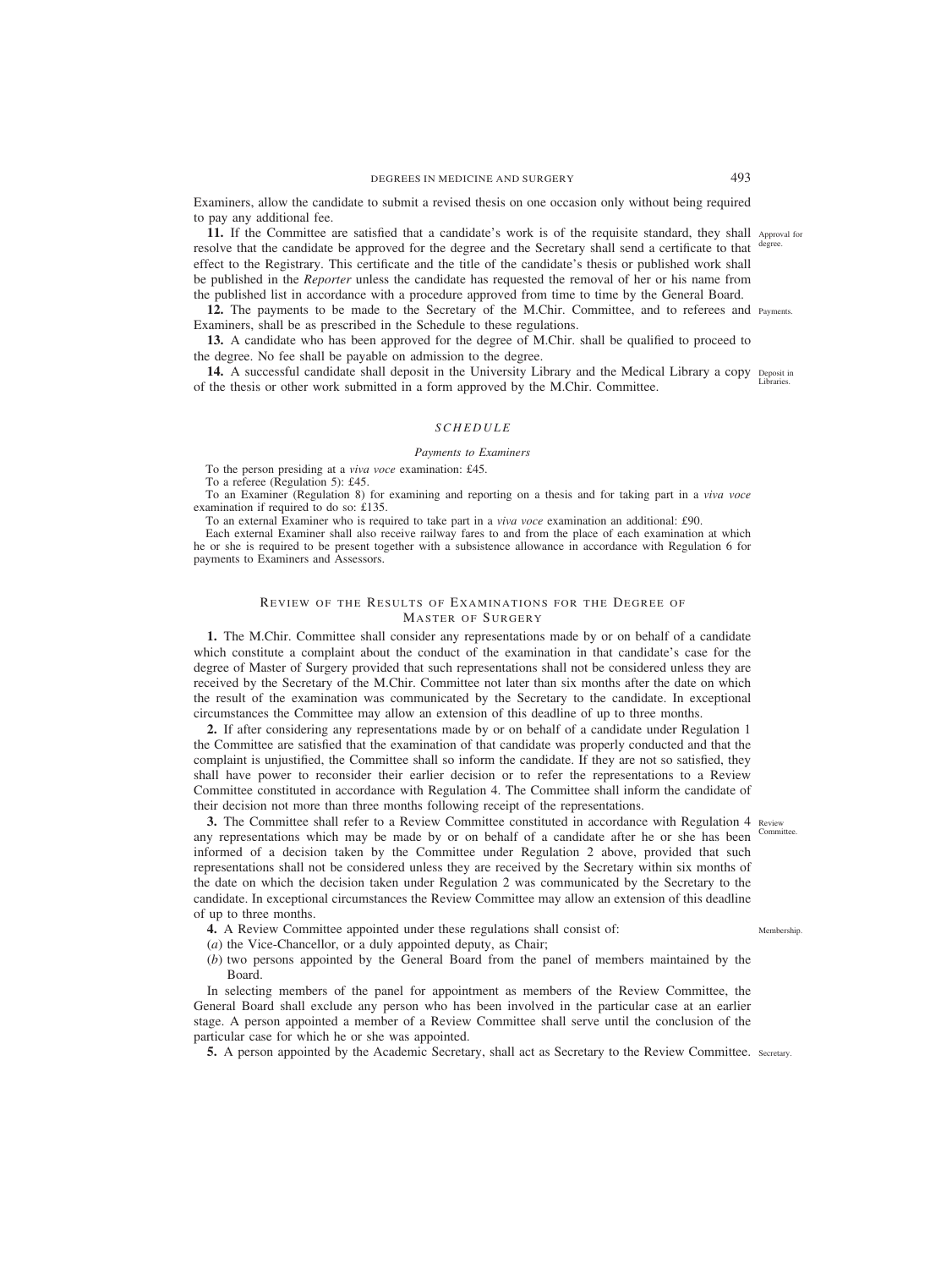Examiners, allow the candidate to submit a revised thesis on one occasion only without being required to pay any additional fee.

**11.** If the Committee are satisfied that a candidate's work is of the requisite standard, they shall resolve that the candidate be approved for the degree and the Secretary shall send a certificate to that effect to the Registrary. This certificate and the title of the candidate's thesis or published work shall be published in the *Reporter* unless the candidate has requested the removal of her or his name from the published list in accordance with a procedure approved from time to time by the General Board. Approval for degree.

**12.** The payments to be made to the Secretary of the M.Chir. Committee, and to referees and Examiners, shall be as prescribed in the Schedule to these regulations. Payments.

**13.** A candidate who has been approved for the degree of M.Chir. shall be qualified to proceed to the degree. No fee shall be payable on admission to the degree.

**14.** A successful candidate shall deposit in the University Library and the Medical Library a copy of the thesis or other work submitted in a form approved by the M.Chir. Committee. Deposit in Libraries.

## *SCHEDULE*

*Payments to Examiners*

To the person presiding at a *viva voce* examination: £45.

To a referee (Regulation 5): £45.

To an Examiner (Regulation 8) for examining and reporting on a thesis and for taking part in a *viva voce* examination if required to do so: £135.

To an external Examiner who is required to take part in a *viva voce* examination an additional: £90.

Each external Examiner shall also receive railway fares to and from the place of each examination at which he or she is required to be present together with a subsistence allowance in accordance with Regulation 6 for payments to Examiners and Assessors.

## Review of the Results of Examinations for the Degree of Master of Surgery

**1.** The M.Chir. Committee shall consider any representations made by or on behalf of a candidate which constitute a complaint about the conduct of the examination in that candidate's case for the degree of Master of Surgery provided that such representations shall not be considered unless they are received by the Secretary of the M.Chir. Committee not later than six months after the date on which the result of the examination was communicated by the Secretary to the candidate. In exceptional circumstances the Committee may allow an extension of this deadline of up to three months.

**2.** If after considering any representations made by or on behalf of a candidate under Regulation 1 the Committee are satisfied that the examination of that candidate was properly conducted and that the complaint is unjustified, the Committee shall so inform the candidate. If they are not so satisfied, they shall have power to reconsider their earlier decision or to refer the representations to a Review Committee constituted in accordance with Regulation 4. The Committee shall inform the candidate of their decision not more than three months following receipt of the representations.

**3.** The Committee shall refer to a Review Committee constituted in accordance with Regulation 4 any representations which may be made by or on behalf of a candidate after he or she has been informed of a decision taken by the Committee under Regulation 2 above, provided that such representations shall not be considered unless they are received by the Secretary within six months of the date on which the decision taken under Regulation 2 was communicated by the Secretary to the candidate. In exceptional circumstances the Review Committee may allow an extension of this deadline of up to three months. Review Committee.

**4.** A Review Committee appointed under these regulations shall consist of: Membership.

(*a*) the Vice-Chancellor, or a duly appointed deputy, as Chair;

(*b*) two persons appointed by the General Board from the panel of members maintained by the Board.

In selecting members of the panel for appointment as members of the Review Committee, the General Board shall exclude any person who has been involved in the particular case at an earlier stage. A person appointed a member of a Review Committee shall serve until the conclusion of the particular case for which he or she was appointed.

**5.** A person appointed by the Academic Secretary, shall act as Secretary to the Review Committee. Secretary.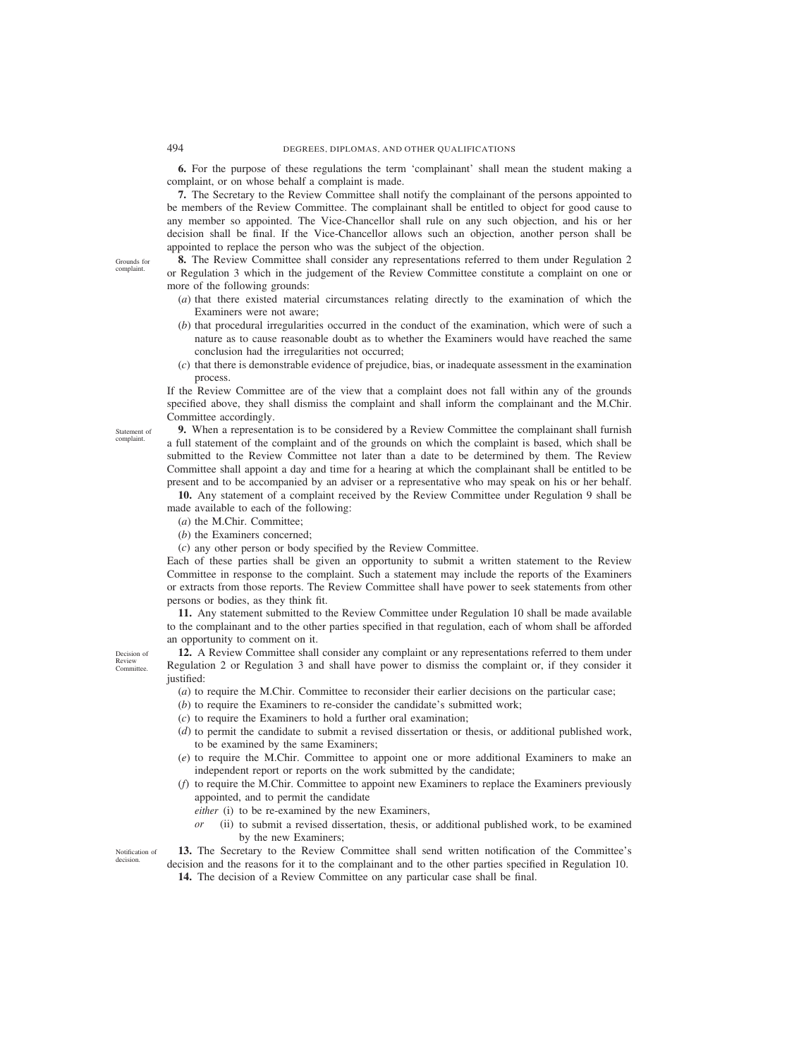**6.** For the purpose of these regulations the term 'complainant' shall mean the student making a complaint, or on whose behalf a complaint is made.

**7.** The Secretary to the Review Committee shall notify the complainant of the persons appointed to be members of the Review Committee. The complainant shall be entitled to object for good cause to any member so appointed. The Vice-Chancellor shall rule on any such objection, and his or her decision shall be final. If the Vice-Chancellor allows such an objection, another person shall be appointed to replace the person who was the subject of the objection.

Grounds for complaint.

**8.** The Review Committee shall consider any representations referred to them under Regulation 2 or Regulation 3 which in the judgement of the Review Committee constitute a complaint on one or more of the following grounds:

(*a*) that there existed material circumstances relating directly to the examination of which the Examiners were not aware;

(*b*) that procedural irregularities occurred in the conduct of the examination, which were of such a nature as to cause reasonable doubt as to whether the Examiners would have reached the same conclusion had the irregularities not occurred;

(*c*) that there is demonstrable evidence of prejudice, bias, or inadequate assessment in the examination process.

If the Review Committee are of the view that a complaint does not fall within any of the grounds specified above, they shall dismiss the complaint and shall inform the complainant and the M.Chir. Committee accordingly.

Statement of complaint.

**9.** When a representation is to be considered by a Review Committee the complainant shall furnish a full statement of the complaint and of the grounds on which the complaint is based, which shall be submitted to the Review Committee not later than a date to be determined by them. The Review Committee shall appoint a day and time for a hearing at which the complainant shall be entitled to be present and to be accompanied by an adviser or a representative who may speak on his or her behalf.

**10.** Any statement of a complaint received by the Review Committee under Regulation 9 shall be made available to each of the following:

(*a*) the M.Chir. Committee;

(*b*) the Examiners concerned;

(*c*) any other person or body specified by the Review Committee.

Each of these parties shall be given an opportunity to submit a written statement to the Review Committee in response to the complaint. Such a statement may include the reports of the Examiners or extracts from those reports. The Review Committee shall have power to seek statements from other persons or bodies, as they think fit.

**11.** Any statement submitted to the Review Committee under Regulation 10 shall be made available to the complainant and to the other parties specified in that regulation, each of whom shall be afforded an opportunity to comment on it.

Decision of Review Committee.

**12.** A Review Committee shall consider any complaint or any representations referred to them under Regulation 2 or Regulation 3 and shall have power to dismiss the complaint or, if they consider it justified:

(*a*) to require the M.Chir. Committee to reconsider their earlier decisions on the particular case;

(*b*) to require the Examiners to re-consider the candidate's submitted work;

(*c*) to require the Examiners to hold a further oral examination;

(*d*) to permit the candidate to submit a revised dissertation or thesis, or additional published work, to be examined by the same Examiners;

(*e*) to require the M.Chir. Committee to appoint one or more additional Examiners to make an independent report or reports on the work submitted by the candidate;

(*f*) to require the M.Chir. Committee to appoint new Examiners to replace the Examiners previously appointed, and to permit the candidate

*either* (i) to be re-examined by the new Examiners,

*or* (ii) to submit a revised dissertation, thesis, or additional published work, to be examined by the new Examiners;

Notification of decision.

**13.** The Secretary to the Review Committee shall send written notification of the Committee's decision and the reasons for it to the complainant and to the other parties specified in Regulation 10.

**14.** The decision of a Review Committee on any particular case shall be final.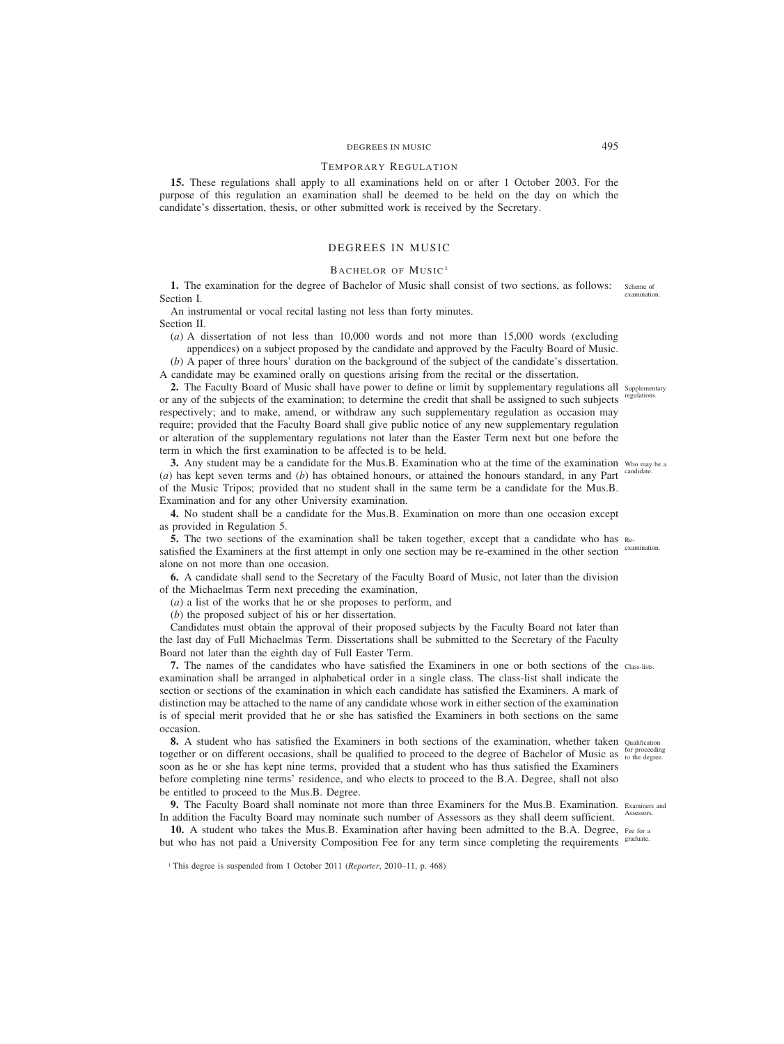### Temporary Regulation

**15.** These regulations shall apply to all examinations held on or after 1 October 2003. For the purpose of this regulation an examination shall be deemed to be held on the day on which the candidate's dissertation, thesis, or other submitted work is received by the Secretary.

## DEGREES IN MUSIC

### Bachelor of Music[1]

**1.** The examination for the degree of Bachelor of Music shall consist of two sections, as follows: Section I.

*Scheme of examination.*

An instrumental or vocal recital lasting not less than forty minutes.

Section II.

(*a*) A dissertation of not less than 10,000 words and not more than 15,000 words (excluding appendices) on a subject proposed by the candidate and approved by the Faculty Board of Music.

(*b*) A paper of three hours' duration on the background of the subject of the candidate's dissertation.

A candidate may be examined orally on questions arising from the recital or the dissertation.

**2.** The Faculty Board of Music shall have power to define or limit by supplementary regulations all or any of the subjects of the examination; to determine the credit that shall be assigned to such subjects respectively; and to make, amend, or withdraw any such supplementary regulation as occasion may require; provided that the Faculty Board shall give public notice of any new supplementary regulation or alteration of the supplementary regulations not later than the Easter Term next but one before the term in which the first examination to be affected is to be held.

*Supplementary regulations.*

**3.** Any student may be a candidate for the Mus.B. Examination who at the time of the examination (*a*) has kept seven terms and (*b*) has obtained honours, or attained the honours standard, in any Part of the Music Tripos; provided that no student shall in the same term be a candidate for the Mus.B. Examination and for any other University examination.

*Who may be a candidate.*

**4.** No student shall be a candidate for the Mus.B. Examination on more than one occasion except as provided in Regulation 5.

**5.** The two sections of the examination shall be taken together, except that a candidate who has satisfied the Examiners at the first attempt in only one section may be re-examined in the other section alone on not more than one occasion.

*Re-examination.*

**6.** A candidate shall send to the Secretary of the Faculty Board of Music, not later than the division of the Michaelmas Term next preceding the examination,

(*a*) a list of the works that he or she proposes to perform, and

(*b*) the proposed subject of his or her dissertation.

Candidates must obtain the approval of their proposed subjects by the Faculty Board not later than the last day of Full Michaelmas Term. Dissertations shall be submitted to the Secretary of the Faculty Board not later than the eighth day of Full Easter Term.

**7.** The names of the candidates who have satisfied the Examiners in one or both sections of the examination shall be arranged in alphabetical order in a single class. The class-list shall indicate the section or sections of the examination in which each candidate has satisfied the Examiners. A mark of distinction may be attached to the name of any candidate whose work in either section of the examination is of special merit provided that he or she has satisfied the Examiners in both sections on the same occasion.

*Class-lists.*

**8.** A student who has satisfied the Examiners in both sections of the examination, whether taken together or on different occasions, shall be qualified to proceed to the degree of Bachelor of Music as soon as he or she has kept nine terms, provided that a student who has thus satisfied the Examiners before completing nine terms' residence, and who elects to proceed to the B.A. Degree, shall not also be entitled to proceed to the Mus.B. Degree.

*Qualification for proceeding to the degree.*

**9.** The Faculty Board shall nominate not more than three Examiners for the Mus.B. Examination. In addition the Faculty Board may nominate such number of Assessors as they shall deem sufficient.

*Examiners and Assessors.*

**10.** A student who takes the Mus.B. Examination after having been admitted to the B.A. Degree, but who has not paid a University Composition Fee for any term since completing the requirements

*Fee for a graduate.*

[1] This degree is suspended from 1 October 2011 (*Reporter*, 2010–11, p. 468)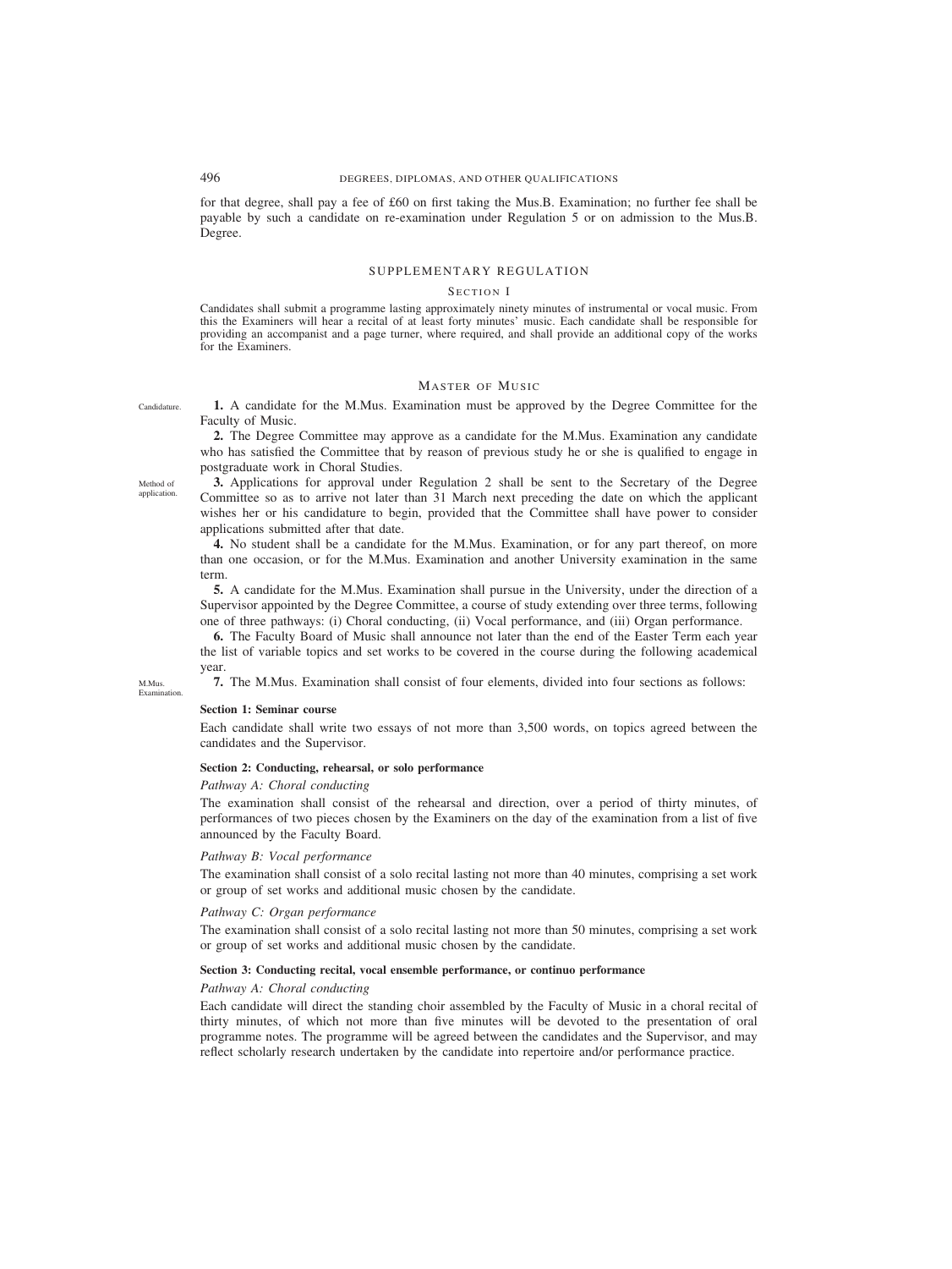for that degree, shall pay a fee of £60 on first taking the Mus.B. Examination; no further fee shall be payable by such a candidate on re-examination under Regulation 5 or on admission to the Mus.B. Degree.

## SUPPLEMENTARY REGULATION

### Section I

Candidates shall submit a programme lasting approximately ninety minutes of instrumental or vocal music. From this the Examiners will hear a recital of at least forty minutes' music. Each candidate shall be responsible for providing an accompanist and a page turner, where required, and shall provide an additional copy of the works for the Examiners.

## Master of Music

Candidature.

**1.** A candidate for the M.Mus. Examination must be approved by the Degree Committee for the Faculty of Music.

**2.** The Degree Committee may approve as a candidate for the M.Mus. Examination any candidate who has satisfied the Committee that by reason of previous study he or she is qualified to engage in postgraduate work in Choral Studies.

Method of application.

**3.** Applications for approval under Regulation 2 shall be sent to the Secretary of the Degree Committee so as to arrive not later than 31 March next preceding the date on which the applicant wishes her or his candidature to begin, provided that the Committee shall have power to consider applications submitted after that date.

**4.** No student shall be a candidate for the M.Mus. Examination, or for any part thereof, on more than one occasion, or for the M.Mus. Examination and another University examination in the same term.

**5.** A candidate for the M.Mus. Examination shall pursue in the University, under the direction of a Supervisor appointed by the Degree Committee, a course of study extending over three terms, following one of three pathways: (i) Choral conducting, (ii) Vocal performance, and (iii) Organ performance.

**6.** The Faculty Board of Music shall announce not later than the end of the Easter Term each year the list of variable topics and set works to be covered in the course during the following academical year.

M.Mus. Examination.

**7.** The M.Mus. Examination shall consist of four elements, divided into four sections as follows:

**Section 1: Seminar course**

Each candidate shall write two essays of not more than 3,500 words, on topics agreed between the candidates and the Supervisor.

**Section 2: Conducting, rehearsal, or solo performance**

*Pathway A: Choral conducting*

The examination shall consist of the rehearsal and direction, over a period of thirty minutes, of performances of two pieces chosen by the Examiners on the day of the examination from a list of five announced by the Faculty Board.

*Pathway B: Vocal performance*

The examination shall consist of a solo recital lasting not more than 40 minutes, comprising a set work or group of set works and additional music chosen by the candidate.

*Pathway C: Organ performance*

The examination shall consist of a solo recital lasting not more than 50 minutes, comprising a set work or group of set works and additional music chosen by the candidate.

**Section 3: Conducting recital, vocal ensemble performance, or continuo performance**

*Pathway A: Choral conducting*

Each candidate will direct the standing choir assembled by the Faculty of Music in a choral recital of thirty minutes, of which not more than five minutes will be devoted to the presentation of oral programme notes. The programme will be agreed between the candidates and the Supervisor, and may reflect scholarly research undertaken by the candidate into repertoire and/or performance practice.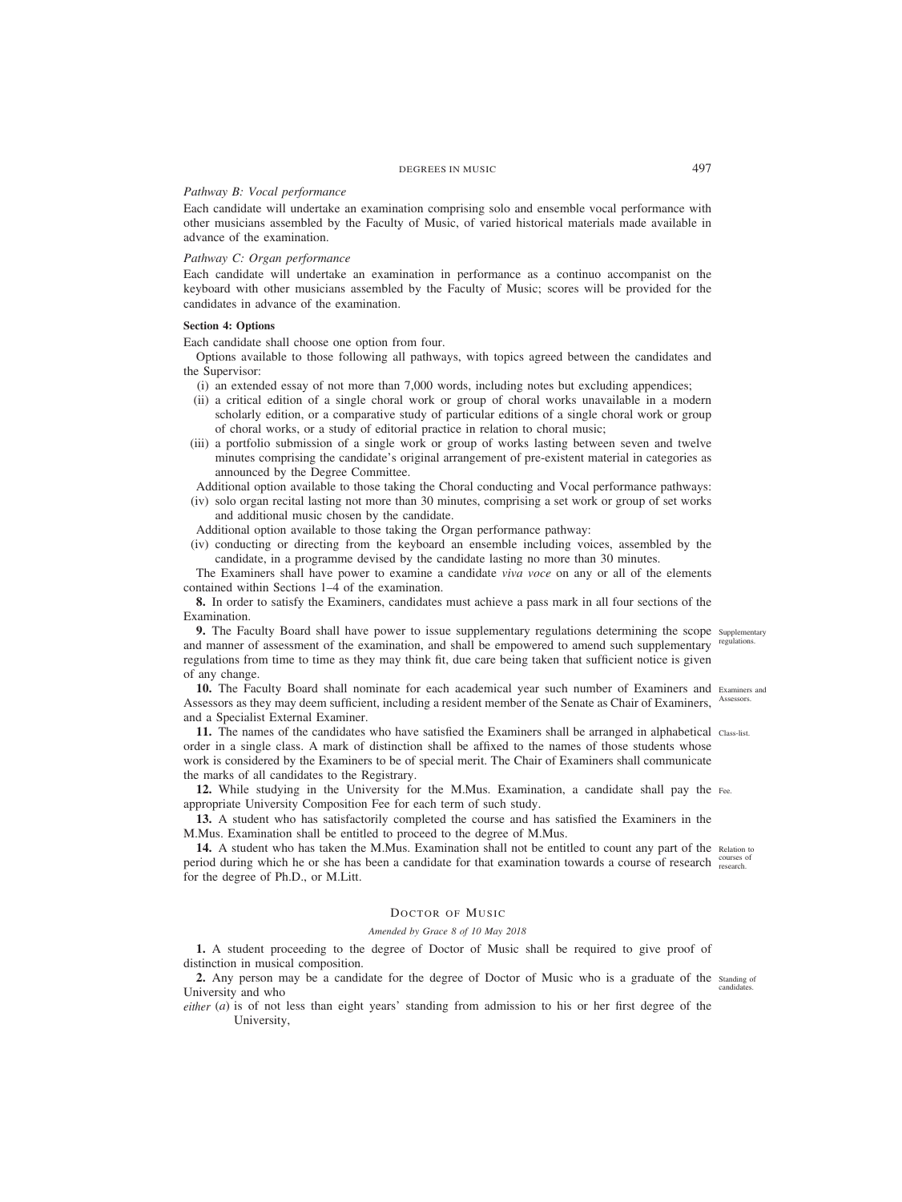*Pathway B: Vocal performance*

Each candidate will undertake an examination comprising solo and ensemble vocal performance with other musicians assembled by the Faculty of Music, of varied historical materials made available in advance of the examination.

*Pathway C: Organ performance*

Each candidate will undertake an examination in performance as a continuo accompanist on the keyboard with other musicians assembled by the Faculty of Music; scores will be provided for the candidates in advance of the examination.

**Section 4: Options**

Each candidate shall choose one option from four.

Options available to those following all pathways, with topics agreed between the candidates and the Supervisor:

(i) an extended essay of not more than 7,000 words, including notes but excluding appendices;

(ii) a critical edition of a single choral work or group of choral works unavailable in a modern scholarly edition, or a comparative study of particular editions of a single choral work or group of choral works, or a study of editorial practice in relation to choral music;

(iii) a portfolio submission of a single work or group of works lasting between seven and twelve minutes comprising the candidate's original arrangement of pre-existent material in categories as announced by the Degree Committee.

Additional option available to those taking the Choral conducting and Vocal performance pathways:

(iv) solo organ recital lasting not more than 30 minutes, comprising a set work or group of set works and additional music chosen by the candidate.

Additional option available to those taking the Organ performance pathway:

(iv) conducting or directing from the keyboard an ensemble including voices, assembled by the candidate, in a programme devised by the candidate lasting no more than 30 minutes.

The Examiners shall have power to examine a candidate *viva voce* on any or all of the elements contained within Sections 1–4 of the examination.

**8.** In order to satisfy the Examiners, candidates must achieve a pass mark in all four sections of the Examination.

**9.** *Supplementary regulations.* The Faculty Board shall have power to issue supplementary regulations determining the scope and manner of assessment of the examination, and shall be empowered to amend such supplementary regulations from time to time as they may think fit, due care being taken that sufficient notice is given of any change.

**10.** *Examiners and Assessors.* The Faculty Board shall nominate for each academical year such number of Examiners and Assessors as they may deem sufficient, including a resident member of the Senate as Chair of Examiners, and a Specialist External Examiner.

**11.** *Class-list.* The names of the candidates who have satisfied the Examiners shall be arranged in alphabetical order in a single class. A mark of distinction shall be affixed to the names of those students whose work is considered by the Examiners to be of special merit. The Chair of Examiners shall communicate the marks of all candidates to the Registrary.

**12.** *Fee.* While studying in the University for the M.Mus. Examination, a candidate shall pay the appropriate University Composition Fee for each term of such study.

**13.** A student who has satisfactorily completed the course and has satisfied the Examiners in the M.Mus. Examination shall be entitled to proceed to the degree of M.Mus.

**14.** *Relation to courses of research.* A student who has taken the M.Mus. Examination shall not be entitled to count any part of the period during which he or she has been a candidate for that examination towards a course of research for the degree of Ph.D., or M.Litt.

## DOCTOR OF MUSIC

*Amended by Grace 8 of 10 May 2018*

**1.** A student proceeding to the degree of Doctor of Music shall be required to give proof of distinction in musical composition.

**2.** *Standing of candidates.* Any person may be a candidate for the degree of Doctor of Music who is a graduate of the University and who

*either* (*a*) is of not less than eight years' standing from admission to his or her first degree of the University,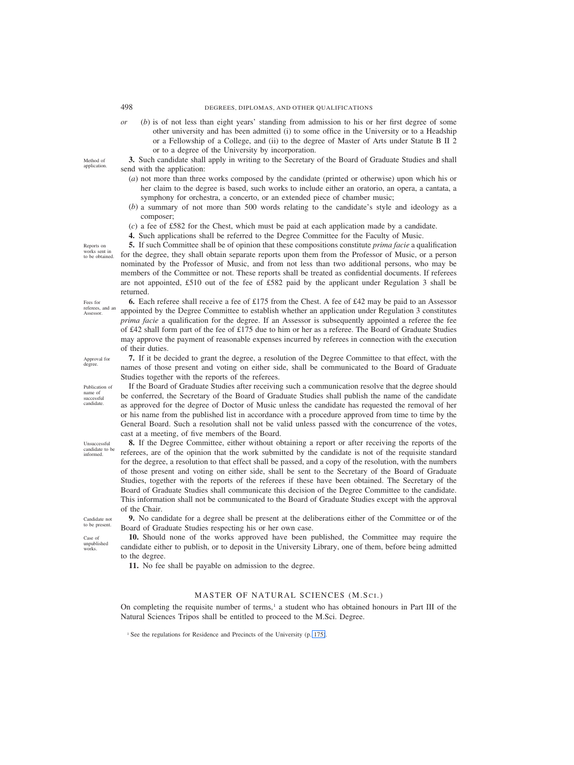*or* (*b*) is of not less than eight years' standing from admission to his or her first degree of some other university and has been admitted (i) to some office in the University or to a Headship or a Fellowship of a College, and (ii) to the degree of Master of Arts under Statute B II 2 or to a degree of the University by incorporation.

Method of application.

**3.** Such candidate shall apply in writing to the Secretary of the Board of Graduate Studies and shall send with the application:

(*a*) not more than three works composed by the candidate (printed or otherwise) upon which his or her claim to the degree is based, such works to include either an oratorio, an opera, a cantata, a symphony for orchestra, a concerto, or an extended piece of chamber music;

(*b*) a summary of not more than 500 words relating to the candidate's style and ideology as a composer;

(*c*) a fee of £582 for the Chest, which must be paid at each application made by a candidate.

**4.** Such applications shall be referred to the Degree Committee for the Faculty of Music.

Reports on works sent in to be obtained.

**5.** If such Committee shall be of opinion that these compositions constitute *prima facie* a qualification for the degree, they shall obtain separate reports upon them from the Professor of Music, or a person nominated by the Professor of Music, and from not less than two additional persons, who may be members of the Committee or not. These reports shall be treated as confidential documents. If referees are not appointed, £510 out of the fee of £582 paid by the applicant under Regulation 3 shall be returned.

Fees for referees, and an Assessor.

**6.** Each referee shall receive a fee of £175 from the Chest. A fee of £42 may be paid to an Assessor appointed by the Degree Committee to establish whether an application under Regulation 3 constitutes *prima facie* a qualification for the degree. If an Assessor is subsequently appointed a referee the fee of £42 shall form part of the fee of £175 due to him or her as a referee. The Board of Graduate Studies may approve the payment of reasonable expenses incurred by referees in connection with the execution of their duties.

Approval for degree.

**7.** If it be decided to grant the degree, a resolution of the Degree Committee to that effect, with the names of those present and voting on either side, shall be communicated to the Board of Graduate Studies together with the reports of the referees.

Publication of name of successful candidate.

If the Board of Graduate Studies after receiving such a communication resolve that the degree should be conferred, the Secretary of the Board of Graduate Studies shall publish the name of the candidate as approved for the degree of Doctor of Music unless the candidate has requested the removal of her or his name from the published list in accordance with a procedure approved from time to time by the General Board. Such a resolution shall not be valid unless passed with the concurrence of the votes, cast at a meeting, of five members of the Board.

Unsuccessful candidate to be informed.

**8.** If the Degree Committee, either without obtaining a report or after receiving the reports of the referees, are of the opinion that the work submitted by the candidate is not of the requisite standard for the degree, a resolution to that effect shall be passed, and a copy of the resolution, with the numbers of those present and voting on either side, shall be sent to the Secretary of the Board of Graduate Studies, together with the reports of the referees if these have been obtained. The Secretary of the Board of Graduate Studies shall communicate this decision of the Degree Committee to the candidate. This information shall not be communicated to the Board of Graduate Studies except with the approval of the Chair.

Candidate not to be present.

**9.** No candidate for a degree shall be present at the deliberations either of the Committee or of the Board of Graduate Studies respecting his or her own case.

Case of unpublished works.

**10.** Should none of the works approved have been published, the Committee may require the candidate either to publish, or to deposit in the University Library, one of them, before being admitted to the degree.

**11.** No fee shall be payable on admission to the degree.

## MASTER OF NATURAL SCIENCES (M.Sci.)

On completing the requisite number of terms,[1] a student who has obtained honours in Part III of the Natural Sciences Tripos shall be entitled to proceed to the M.Sci. Degree.

[1] See the regulations for Residence and Precincts of the University (p. 175).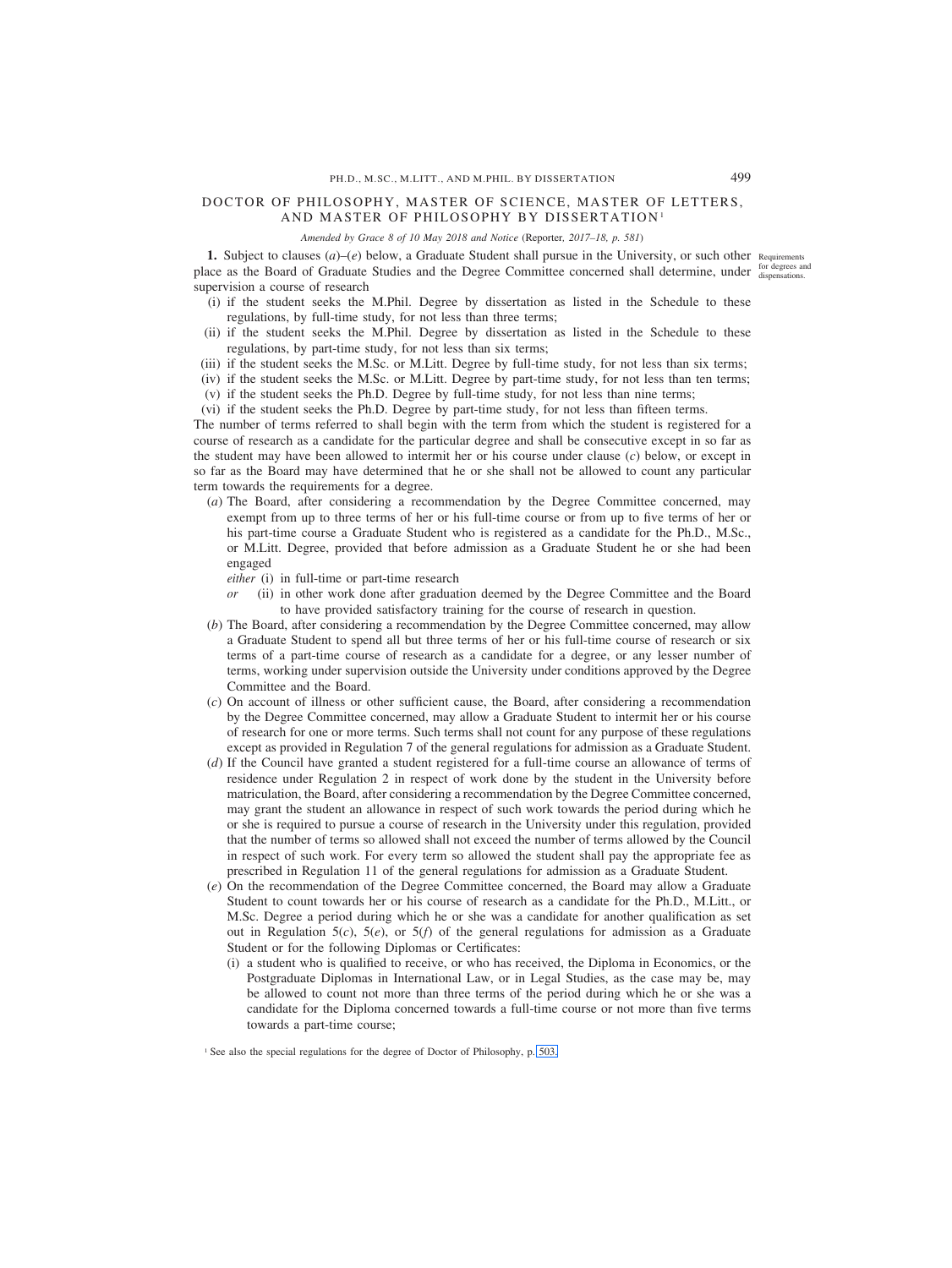## DOCTOR OF PHILOSOPHY, MASTER OF SCIENCE, MASTER OF LETTERS, AND MASTER OF PHILOSOPHY BY DISSERTATION[1]

*Amended by Grace 8 of 10 May 2018 and Notice* (Reporter*, 2017–18, p. 581*)

Requirements for degrees and dispensations.

**1.** Subject to clauses (*a*)–(*e*) below, a Graduate Student shall pursue in the University, or such other place as the Board of Graduate Studies and the Degree Committee concerned shall determine, under supervision a course of research

(i) if the student seeks the M.Phil. Degree by dissertation as listed in the Schedule to these regulations, by full-time study, for not less than three terms;

(ii) if the student seeks the M.Phil. Degree by dissertation as listed in the Schedule to these regulations, by part-time study, for not less than six terms;

(iii) if the student seeks the M.Sc. or M.Litt. Degree by full-time study, for not less than six terms;

(iv) if the student seeks the M.Sc. or M.Litt. Degree by part-time study, for not less than ten terms;

(v) if the student seeks the Ph.D. Degree by full-time study, for not less than nine terms;

(vi) if the student seeks the Ph.D. Degree by part-time study, for not less than fifteen terms.

The number of terms referred to shall begin with the term from which the student is registered for a course of research as a candidate for the particular degree and shall be consecutive except in so far as the student may have been allowed to intermit her or his course under clause (*c*) below, or except in so far as the Board may have determined that he or she shall not be allowed to count any particular term towards the requirements for a degree.

(*a*) The Board, after considering a recommendation by the Degree Committee concerned, may exempt from up to three terms of her or his full-time course or from up to five terms of her or his part-time course a Graduate Student who is registered as a candidate for the Ph.D., M.Sc., or M.Litt. Degree, provided that before admission as a Graduate Student he or she had been engaged

*either* (i) in full-time or part-time research

*or* (ii) in other work done after graduation deemed by the Degree Committee and the Board to have provided satisfactory training for the course of research in question.

(*b*) The Board, after considering a recommendation by the Degree Committee concerned, may allow a Graduate Student to spend all but three terms of her or his full-time course of research or six terms of a part-time course of research as a candidate for a degree, or any lesser number of terms, working under supervision outside the University under conditions approved by the Degree Committee and the Board.

(*c*) On account of illness or other sufficient cause, the Board, after considering a recommendation by the Degree Committee concerned, may allow a Graduate Student to intermit her or his course of research for one or more terms. Such terms shall not count for any purpose of these regulations except as provided in Regulation 7 of the general regulations for admission as a Graduate Student.

(*d*) If the Council have granted a student registered for a full-time course an allowance of terms of residence under Regulation 2 in respect of work done by the student in the University before matriculation, the Board, after considering a recommendation by the Degree Committee concerned, may grant the student an allowance in respect of such work towards the period during which he or she is required to pursue a course of research in the University under this regulation, provided that the number of terms so allowed shall not exceed the number of terms allowed by the Council in respect of such work. For every term so allowed the student shall pay the appropriate fee as prescribed in Regulation 11 of the general regulations for admission as a Graduate Student.

(*e*) On the recommendation of the Degree Committee concerned, the Board may allow a Graduate Student to count towards her or his course of research as a candidate for the Ph.D., M.Litt., or M.Sc. Degree a period during which he or she was a candidate for another qualification as set out in Regulation 5(*c*), 5(*e*), or 5(*f*) of the general regulations for admission as a Graduate Student or for the following Diplomas or Certificates:

(i) a student who is qualified to receive, or who has received, the Diploma in Economics, or the Postgraduate Diplomas in International Law, or in Legal Studies, as the case may be, may be allowed to count not more than three terms of the period during which he or she was a candidate for the Diploma concerned towards a full-time course or not more than five terms towards a part-time course;

[1] See also the special regulations for the degree of Doctor of Philosophy, p. 503.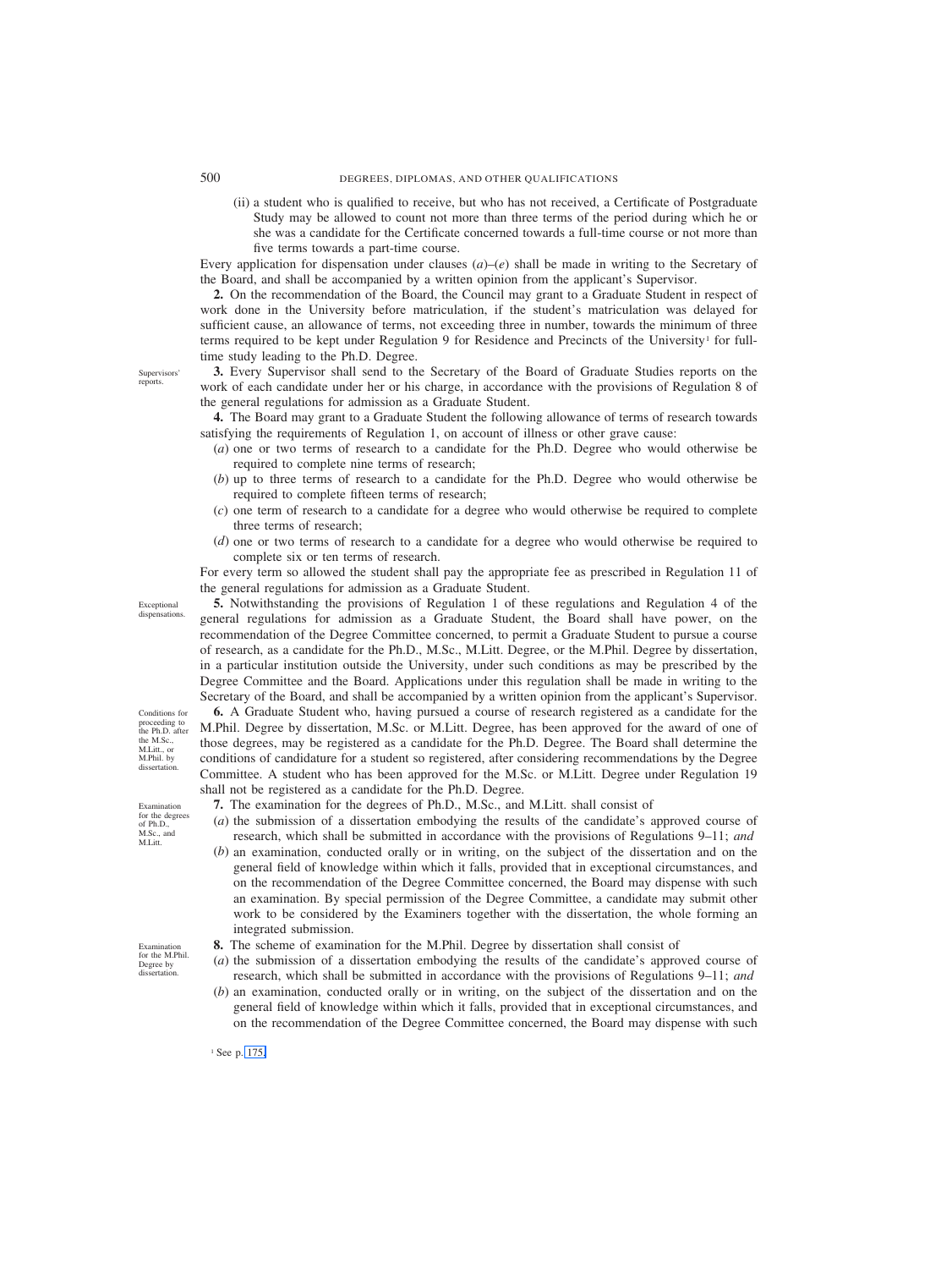(ii) a student who is qualified to receive, but who has not received, a Certificate of Postgraduate Study may be allowed to count not more than three terms of the period during which he or she was a candidate for the Certificate concerned towards a full-time course or not more than five terms towards a part-time course.

Every application for dispensation under clauses (*a*)–(*e*) shall be made in writing to the Secretary of the Board, and shall be accompanied by a written opinion from the applicant's Supervisor.

**2.** On the recommendation of the Board, the Council may grant to a Graduate Student in respect of work done in the University before matriculation, if the student's matriculation was delayed for sufficient cause, an allowance of terms, not exceeding three in number, towards the minimum of three terms required to be kept under Regulation 9 for Residence and Precincts of the University[1] for full-time study leading to the Ph.D. Degree.

*Supervisors' reports.*

**3.** Every Supervisor shall send to the Secretary of the Board of Graduate Studies reports on the work of each candidate under her or his charge, in accordance with the provisions of Regulation 8 of the general regulations for admission as a Graduate Student.

**4.** The Board may grant to a Graduate Student the following allowance of terms of research towards satisfying the requirements of Regulation 1, on account of illness or other grave cause:

(*a*) one or two terms of research to a candidate for the Ph.D. Degree who would otherwise be required to complete nine terms of research;

(*b*) up to three terms of research to a candidate for the Ph.D. Degree who would otherwise be required to complete fifteen terms of research;

(*c*) one term of research to a candidate for a degree who would otherwise be required to complete three terms of research;

(*d*) one or two terms of research to a candidate for a degree who would otherwise be required to complete six or ten terms of research.

For every term so allowed the student shall pay the appropriate fee as prescribed in Regulation 11 of the general regulations for admission as a Graduate Student.

*Exceptional dispensations.*

**5.** Notwithstanding the provisions of Regulation 1 of these regulations and Regulation 4 of the general regulations for admission as a Graduate Student, the Board shall have power, on the recommendation of the Degree Committee concerned, to permit a Graduate Student to pursue a course of research, as a candidate for the Ph.D., M.Sc., M.Litt. Degree, or the M.Phil. Degree by dissertation, in a particular institution outside the University, under such conditions as may be prescribed by the Degree Committee and the Board. Applications under this regulation shall be made in writing to the Secretary of the Board, and shall be accompanied by a written opinion from the applicant's Supervisor.

*Conditions for proceeding to the Ph.D. after the M.Sc., M.Litt., or M.Phil. by dissertation.*

**6.** A Graduate Student who, having pursued a course of research registered as a candidate for the M.Phil. Degree by dissertation, M.Sc. or M.Litt. Degree, has been approved for the award of one of those degrees, may be registered as a candidate for the Ph.D. Degree. The Board shall determine the conditions of candidature for a student so registered, after considering recommendations by the Degree Committee. A student who has been approved for the M.Sc. or M.Litt. Degree under Regulation 19 shall not be registered as a candidate for the Ph.D. Degree.

*Examination for the degrees of Ph.D., M.Sc., and M.Litt.*

**7.** The examination for the degrees of Ph.D., M.Sc., and M.Litt. shall consist of

(*a*) the submission of a dissertation embodying the results of the candidate's approved course of research, which shall be submitted in accordance with the provisions of Regulations 9–11; *and*

(*b*) an examination, conducted orally or in writing, on the subject of the dissertation and on the general field of knowledge within which it falls, provided that in exceptional circumstances, and on the recommendation of the Degree Committee concerned, the Board may dispense with such an examination. By special permission of the Degree Committee, a candidate may submit other work to be considered by the Examiners together with the dissertation, the whole forming an integrated submission.

*Examination for the M.Phil. Degree by dissertation.*

**8.** The scheme of examination for the M.Phil. Degree by dissertation shall consist of

(*a*) the submission of a dissertation embodying the results of the candidate's approved course of research, which shall be submitted in accordance with the provisions of Regulations 9–11; *and*

(*b*) an examination, conducted orally or in writing, on the subject of the dissertation and on the general field of knowledge within which it falls, provided that in exceptional circumstances, and on the recommendation of the Degree Committee concerned, the Board may dispense with such

[1] See p. 175.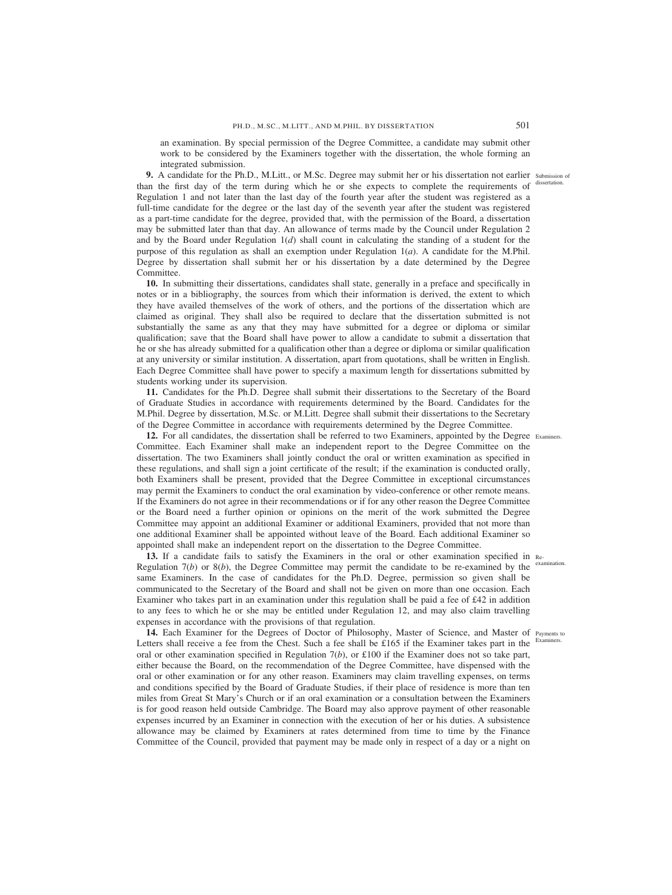an examination. By special permission of the Degree Committee, a candidate may submit other work to be considered by the Examiners together with the dissertation, the whole forming an integrated submission.

**9.** A candidate for the Ph.D., M.Litt., or M.Sc. Degree may submit her or his dissertation not earlier than the first day of the term during which he or she expects to complete the requirements of Regulation 1 and not later than the last day of the fourth year after the student was registered as a full-time candidate for the degree or the last day of the seventh year after the student was registered as a part-time candidate for the degree, provided that, with the permission of the Board, a dissertation may be submitted later than that day. An allowance of terms made by the Council under Regulation 2 and by the Board under Regulation 1(*d*) shall count in calculating the standing of a student for the purpose of this regulation as shall an exemption under Regulation 1(*a*). A candidate for the M.Phil. Degree by dissertation shall submit her or his dissertation by a date determined by the Degree Committee.

Submission of dissertation.

**10.** In submitting their dissertations, candidates shall state, generally in a preface and specifically in notes or in a bibliography, the sources from which their information is derived, the extent to which they have availed themselves of the work of others, and the portions of the dissertation which are claimed as original. They shall also be required to declare that the dissertation submitted is not substantially the same as any that they may have submitted for a degree or diploma or similar qualification; save that the Board shall have power to allow a candidate to submit a dissertation that he or she has already submitted for a qualification other than a degree or diploma or similar qualification at any university or similar institution. A dissertation, apart from quotations, shall be written in English. Each Degree Committee shall have power to specify a maximum length for dissertations submitted by students working under its supervision.

**11.** Candidates for the Ph.D. Degree shall submit their dissertations to the Secretary of the Board of Graduate Studies in accordance with requirements determined by the Board. Candidates for the M.Phil. Degree by dissertation, M.Sc. or M.Litt. Degree shall submit their dissertations to the Secretary of the Degree Committee in accordance with requirements determined by the Degree Committee.

**12.** For all candidates, the dissertation shall be referred to two Examiners, appointed by the Degree Committee. Each Examiner shall make an independent report to the Degree Committee on the dissertation. The two Examiners shall jointly conduct the oral or written examination as specified in these regulations, and shall sign a joint certificate of the result; if the examination is conducted orally, both Examiners shall be present, provided that the Degree Committee in exceptional circumstances may permit the Examiners to conduct the oral examination by video-conference or other remote means. If the Examiners do not agree in their recommendations or if for any other reason the Degree Committee or the Board need a further opinion or opinions on the merit of the work submitted the Degree Committee may appoint an additional Examiner or additional Examiners, provided that not more than one additional Examiner shall be appointed without leave of the Board. Each additional Examiner so appointed shall make an independent report on the dissertation to the Degree Committee.

Examiners.

**13.** If a candidate fails to satisfy the Examiners in the oral or other examination specified in Regulation 7(*b*) or 8(*b*), the Degree Committee may permit the candidate to be re-examined by the same Examiners. In the case of candidates for the Ph.D. Degree, permission so given shall be communicated to the Secretary of the Board and shall not be given on more than one occasion. Each Examiner who takes part in an examination under this regulation shall be paid a fee of £42 in addition to any fees to which he or she may be entitled under Regulation 12, and may also claim travelling expenses in accordance with the provisions of that regulation.

Re-examination.

**14.** Each Examiner for the Degrees of Doctor of Philosophy, Master of Science, and Master of Letters shall receive a fee from the Chest. Such a fee shall be £165 if the Examiner takes part in the oral or other examination specified in Regulation 7(*b*), or £100 if the Examiner does not so take part, either because the Board, on the recommendation of the Degree Committee, have dispensed with the oral or other examination or for any other reason. Examiners may claim travelling expenses, on terms and conditions specified by the Board of Graduate Studies, if their place of residence is more than ten miles from Great St Mary's Church or if an oral examination or a consultation between the Examiners is for good reason held outside Cambridge. The Board may also approve payment of other reasonable expenses incurred by an Examiner in connection with the execution of her or his duties. A subsistence allowance may be claimed by Examiners at rates determined from time to time by the Finance Committee of the Council, provided that payment may be made only in respect of a day or a night on

Payments to Examiners.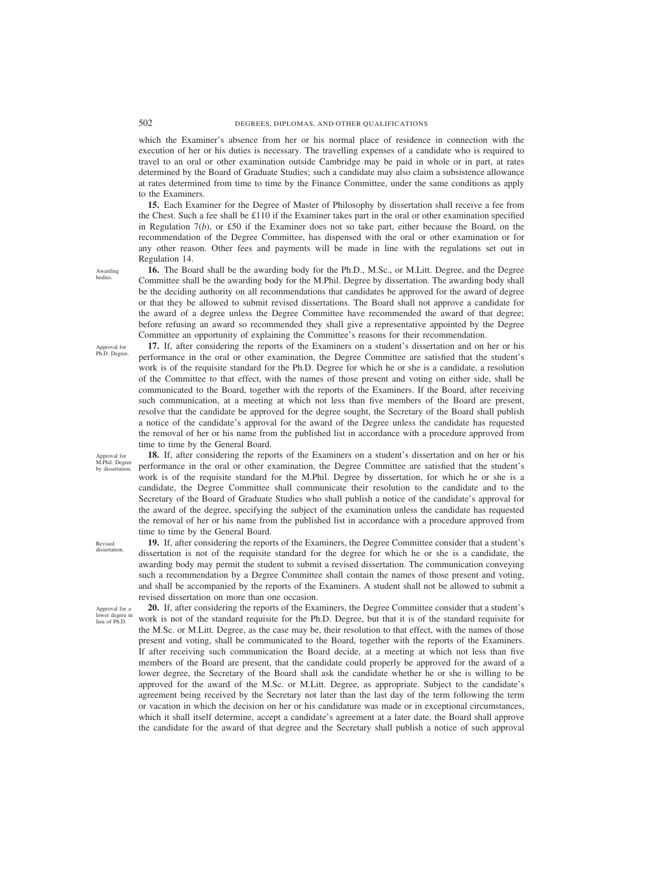which the Examiner's absence from her or his normal place of residence in connection with the execution of her or his duties is necessary. The travelling expenses of a candidate who is required to travel to an oral or other examination outside Cambridge may be paid in whole or in part, at rates determined by the Board of Graduate Studies; such a candidate may also claim a subsistence allowance at rates determined from time to time by the Finance Committee, under the same conditions as apply to the Examiners.

**15.** Each Examiner for the Degree of Master of Philosophy by dissertation shall receive a fee from the Chest. Such a fee shall be £110 if the Examiner takes part in the oral or other examination specified in Regulation 7(*b*), or £50 if the Examiner does not so take part, either because the Board, on the recommendation of the Degree Committee, has dispensed with the oral or other examination or for any other reason. Other fees and payments will be made in line with the regulations set out in Regulation 14.

*Awarding bodies.*

**16.** The Board shall be the awarding body for the Ph.D., M.Sc., or M.Litt. Degree, and the Degree Committee shall be the awarding body for the M.Phil. Degree by dissertation. The awarding body shall be the deciding authority on all recommendations that candidates be approved for the award of degree or that they be allowed to submit revised dissertations. The Board shall not approve a candidate for the award of a degree unless the Degree Committee have recommended the award of that degree; before refusing an award so recommended they shall give a representative appointed by the Degree Committee an opportunity of explaining the Committee's reasons for their recommendation.

*Approval for Ph.D. Degree.*

**17.** If, after considering the reports of the Examiners on a student's dissertation and on her or his performance in the oral or other examination, the Degree Committee are satisfied that the student's work is of the requisite standard for the Ph.D. Degree for which he or she is a candidate, a resolution of the Committee to that effect, with the names of those present and voting on either side, shall be communicated to the Board, together with the reports of the Examiners. If the Board, after receiving such communication, at a meeting at which not less than five members of the Board are present, resolve that the candidate be approved for the degree sought, the Secretary of the Board shall publish a notice of the candidate's approval for the award of the Degree unless the candidate has requested the removal of her or his name from the published list in accordance with a procedure approved from time to time by the General Board.

*Approval for M.Phil. Degree by dissertation.*

**18.** If, after considering the reports of the Examiners on a student's dissertation and on her or his performance in the oral or other examination, the Degree Committee are satisfied that the student's work is of the requisite standard for the M.Phil. Degree by dissertation, for which he or she is a candidate, the Degree Committee shall communicate their resolution to the candidate and to the Secretary of the Board of Graduate Studies who shall publish a notice of the candidate's approval for the award of the degree, specifying the subject of the examination unless the candidate has requested the removal of her or his name from the published list in accordance with a procedure approved from time to time by the General Board.

*Revised dissertation.*

**19.** If, after considering the reports of the Examiners, the Degree Committee consider that a student's dissertation is not of the requisite standard for the degree for which he or she is a candidate, the awarding body may permit the student to submit a revised dissertation. The communication conveying such a recommendation by a Degree Committee shall contain the names of those present and voting, and shall be accompanied by the reports of the Examiners. A student shall not be allowed to submit a revised dissertation on more than one occasion.

*Approval for a lower degree in lieu of Ph.D.*

**20.** If, after considering the reports of the Examiners, the Degree Committee consider that a student's work is not of the standard requisite for the Ph.D. Degree, but that it is of the standard requisite for the M.Sc. or M.Litt. Degree, as the case may be, their resolution to that effect, with the names of those present and voting, shall be communicated to the Board, together with the reports of the Examiners. If after receiving such communication the Board decide, at a meeting at which not less than five members of the Board are present, that the candidate could properly be approved for the award of a lower degree, the Secretary of the Board shall ask the candidate whether he or she is willing to be approved for the award of the M.Sc. or M.Litt. Degree, as appropriate. Subject to the candidate's agreement being received by the Secretary not later than the last day of the term following the term or vacation in which the decision on her or his candidature was made or in exceptional circumstances, which it shall itself determine, accept a candidate's agreement at a later date, the Board shall approve the candidate for the award of that degree and the Secretary shall publish a notice of such approval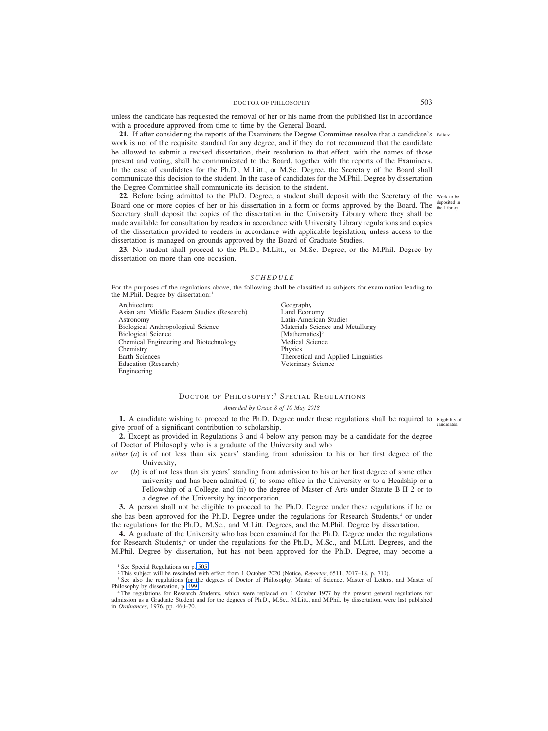unless the candidate has requested the removal of her or his name from the published list in accordance with a procedure approved from time to time by the General Board.

**21.** If after considering the reports of the Examiners the Degree Committee resolve that a candidate's work is not of the requisite standard for any degree, and if they do not recommend that the candidate be allowed to submit a revised dissertation, their resolution to that effect, with the names of those present and voting, shall be communicated to the Board, together with the reports of the Examiners. In the case of candidates for the Ph.D., M.Litt., or M.Sc. Degree, the Secretary of the Board shall communicate this decision to the student. In the case of candidates for the M.Phil. Degree by dissertation the Degree Committee shall communicate its decision to the student.

Failure.

**22.** Before being admitted to the Ph.D. Degree, a student shall deposit with the Secretary of the Board one or more copies of her or his dissertation in a form or forms approved by the Board. The Secretary shall deposit the copies of the dissertation in the University Library where they shall be made available for consultation by readers in accordance with University Library regulations and copies of the dissertation provided to readers in accordance with applicable legislation, unless access to the dissertation is managed on grounds approved by the Board of Graduate Studies.

Work to be deposited in the Library.

**23.** No student shall proceed to the Ph.D., M.Litt., or M.Sc. Degree, or the M.Phil. Degree by dissertation on more than one occasion.

## *SCHEDULE*

For the purposes of the regulations above, the following shall be classified as subjects for examination leading to the M.Phil. Degree by dissertation:[1]

- Architecture
- Asian and Middle Eastern Studies (Research)
- Astronomy
- Biological Anthropological Science
- Biological Science
- Chemical Engineering and Biotechnology
- Chemistry
- Earth Sciences
- Education (Research)
- Engineering
- Geography
- Land Economy
- Latin-American Studies
- Materials Science and Metallurgy
- [Mathematics][2]
- Medical Science
- Physics
- Theoretical and Applied Linguistics
- Veterinary Science

## DOCTOR OF PHILOSOPHY:[3] SPECIAL REGULATIONS

*Amended by Grace 8 of 10 May 2018*

**1.** A candidate wishing to proceed to the Ph.D. Degree under these regulations shall be required to give proof of a significant contribution to scholarship.

Eligibility of candidates.

**2.** Except as provided in Regulations 3 and 4 below any person may be a candidate for the degree of Doctor of Philosophy who is a graduate of the University and who

*either* (*a*) is of not less than six years' standing from admission to his or her first degree of the University,

*or* (*b*) is of not less than six years' standing from admission to his or her first degree of some other university and has been admitted (i) to some office in the University or to a Headship or a Fellowship of a College, and (ii) to the degree of Master of Arts under Statute B II 2 or to a degree of the University by incorporation.

**3.** A person shall not be eligible to proceed to the Ph.D. Degree under these regulations if he or she has been approved for the Ph.D. Degree under the regulations for Research Students,[4] or under the regulations for the Ph.D., M.Sc., and M.Litt. Degrees, and the M.Phil. Degree by dissertation.

**4.** A graduate of the University who has been examined for the Ph.D. Degree under the regulations for Research Students,[4] or under the regulations for the Ph.D., M.Sc., and M.Litt. Degrees, and the M.Phil. Degree by dissertation, but has not been approved for the Ph.D. Degree, may become a

[1] See Special Regulations on p. 505.

[2] This subject will be rescinded with effect from 1 October 2020 (Notice, *Reporter*, 6511, 2017–18, p. 710).

[3] See also the regulations for the degrees of Doctor of Philosophy, Master of Science, Master of Letters, and Master of Philosophy by dissertation, p. 499.

[4] The regulations for Research Students, which were replaced on 1 October 1977 by the present general regulations for admission as a Graduate Student and for the degrees of Ph.D., M.Sc., M.Litt., and M.Phil. by dissertation, were last published in *Ordinances*, 1976, pp. 460–70.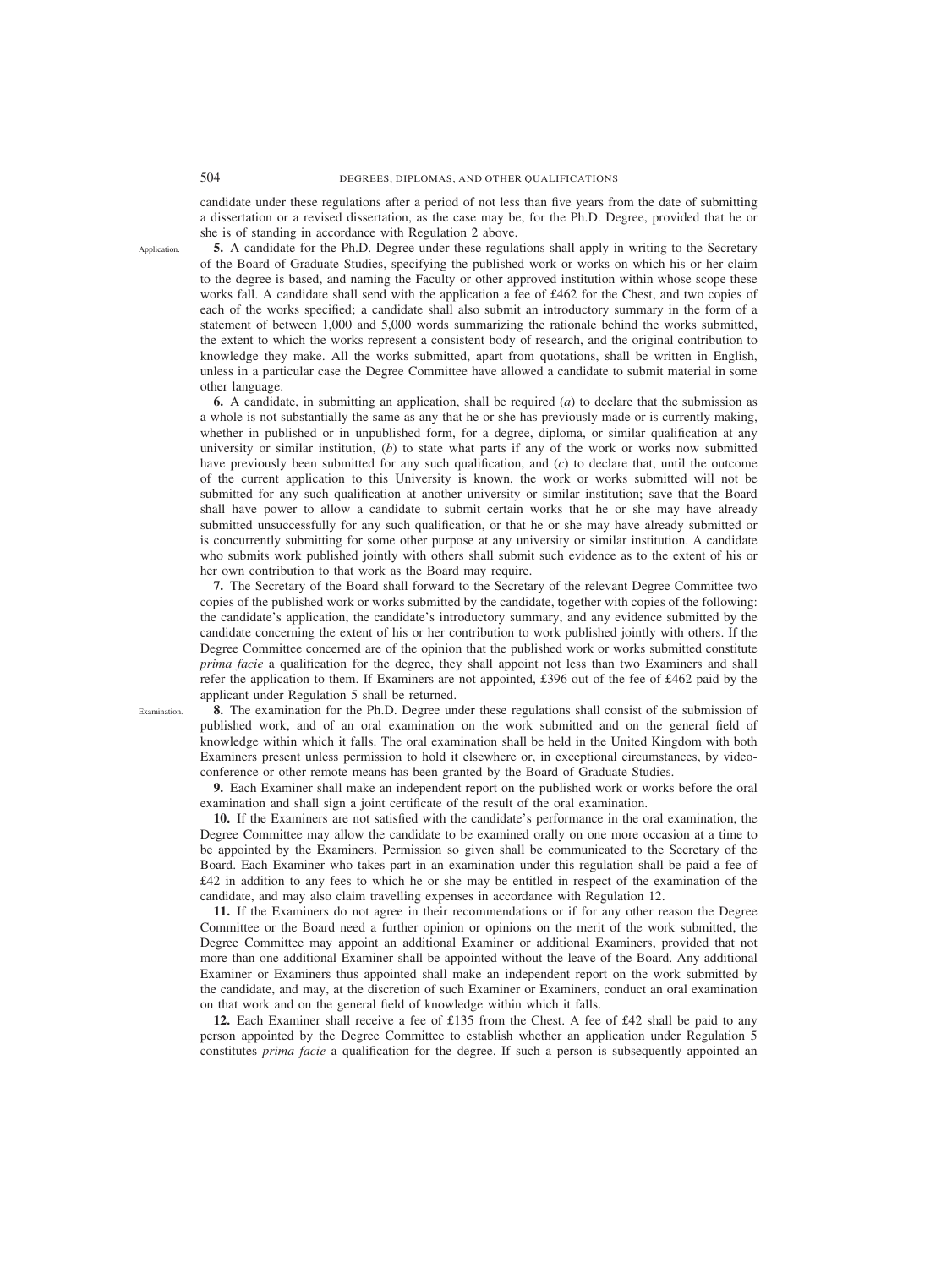candidate under these regulations after a period of not less than five years from the date of submitting a dissertation or a revised dissertation, as the case may be, for the Ph.D. Degree, provided that he or she is of standing in accordance with Regulation 2 above.

Application.

**5.** A candidate for the Ph.D. Degree under these regulations shall apply in writing to the Secretary of the Board of Graduate Studies, specifying the published work or works on which his or her claim to the degree is based, and naming the Faculty or other approved institution within whose scope these works fall. A candidate shall send with the application a fee of £462 for the Chest, and two copies of each of the works specified; a candidate shall also submit an introductory summary in the form of a statement of between 1,000 and 5,000 words summarizing the rationale behind the works submitted, the extent to which the works represent a consistent body of research, and the original contribution to knowledge they make. All the works submitted, apart from quotations, shall be written in English, unless in a particular case the Degree Committee have allowed a candidate to submit material in some other language.

**6.** A candidate, in submitting an application, shall be required (*a*) to declare that the submission as a whole is not substantially the same as any that he or she has previously made or is currently making, whether in published or in unpublished form, for a degree, diploma, or similar qualification at any university or similar institution, (*b*) to state what parts if any of the work or works now submitted have previously been submitted for any such qualification, and (*c*) to declare that, until the outcome of the current application to this University is known, the work or works submitted will not be submitted for any such qualification at another university or similar institution; save that the Board shall have power to allow a candidate to submit certain works that he or she may have already submitted unsuccessfully for any such qualification, or that he or she may have already submitted or is concurrently submitting for some other purpose at any university or similar institution. A candidate who submits work published jointly with others shall submit such evidence as to the extent of his or her own contribution to that work as the Board may require.

**7.** The Secretary of the Board shall forward to the Secretary of the relevant Degree Committee two copies of the published work or works submitted by the candidate, together with copies of the following: the candidate's application, the candidate's introductory summary, and any evidence submitted by the candidate concerning the extent of his or her contribution to work published jointly with others. If the Degree Committee concerned are of the opinion that the published work or works submitted constitute *prima facie* a qualification for the degree, they shall appoint not less than two Examiners and shall refer the application to them. If Examiners are not appointed, £396 out of the fee of £462 paid by the applicant under Regulation 5 shall be returned.

Examination.

**8.** The examination for the Ph.D. Degree under these regulations shall consist of the submission of published work, and of an oral examination on the work submitted and on the general field of knowledge within which it falls. The oral examination shall be held in the United Kingdom with both Examiners present unless permission to hold it elsewhere or, in exceptional circumstances, by video-conference or other remote means has been granted by the Board of Graduate Studies.

**9.** Each Examiner shall make an independent report on the published work or works before the oral examination and shall sign a joint certificate of the result of the oral examination.

**10.** If the Examiners are not satisfied with the candidate's performance in the oral examination, the Degree Committee may allow the candidate to be examined orally on one more occasion at a time to be appointed by the Examiners. Permission so given shall be communicated to the Secretary of the Board. Each Examiner who takes part in an examination under this regulation shall be paid a fee of £42 in addition to any fees to which he or she may be entitled in respect of the examination of the candidate, and may also claim travelling expenses in accordance with Regulation 12.

**11.** If the Examiners do not agree in their recommendations or if for any other reason the Degree Committee or the Board need a further opinion or opinions on the merit of the work submitted, the Degree Committee may appoint an additional Examiner or additional Examiners, provided that not more than one additional Examiner shall be appointed without the leave of the Board. Any additional Examiner or Examiners thus appointed shall make an independent report on the work submitted by the candidate, and may, at the discretion of such Examiner or Examiners, conduct an oral examination on that work and on the general field of knowledge within which it falls.

**12.** Each Examiner shall receive a fee of £135 from the Chest. A fee of £42 shall be paid to any person appointed by the Degree Committee to establish whether an application under Regulation 5 constitutes *prima facie* a qualification for the degree. If such a person is subsequently appointed an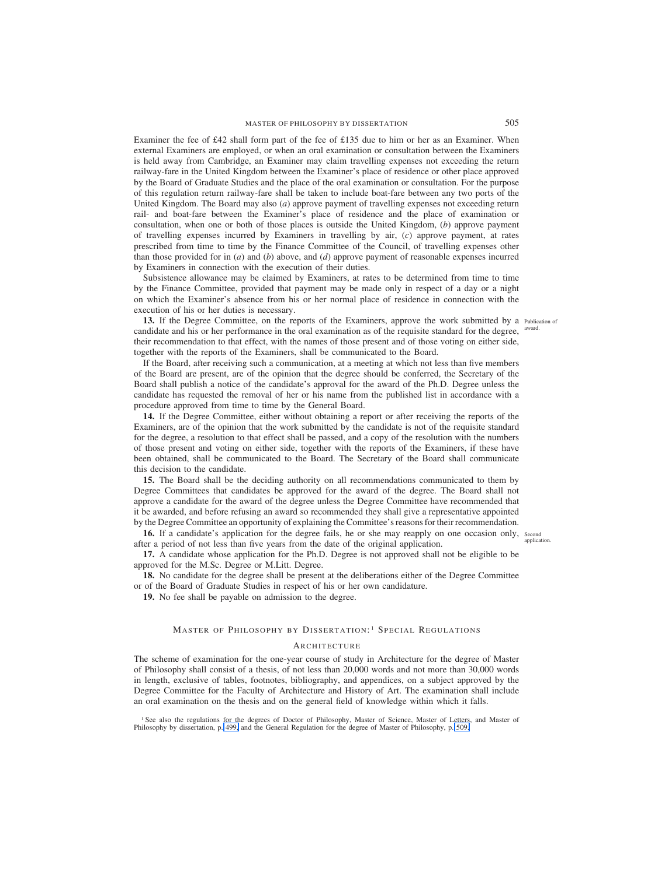Examiner the fee of £42 shall form part of the fee of £135 due to him or her as an Examiner. When external Examiners are employed, or when an oral examination or consultation between the Examiners is held away from Cambridge, an Examiner may claim travelling expenses not exceeding the return railway-fare in the United Kingdom between the Examiner's place of residence or other place approved by the Board of Graduate Studies and the place of the oral examination or consultation. For the purpose of this regulation return railway-fare shall be taken to include boat-fare between any two ports of the United Kingdom. The Board may also (*a*) approve payment of travelling expenses not exceeding return rail- and boat-fare between the Examiner's place of residence and the place of examination or consultation, when one or both of those places is outside the United Kingdom, (*b*) approve payment of travelling expenses incurred by Examiners in travelling by air, (*c*) approve payment, at rates prescribed from time to time by the Finance Committee of the Council, of travelling expenses other than those provided for in (*a*) and (*b*) above, and (*d*) approve payment of reasonable expenses incurred by Examiners in connection with the execution of their duties.

Subsistence allowance may be claimed by Examiners, at rates to be determined from time to time by the Finance Committee, provided that payment may be made only in respect of a day or a night on which the Examiner's absence from his or her normal place of residence in connection with the execution of his or her duties is necessary.

*Publication of award.*

**13.** If the Degree Committee, on the reports of the Examiners, approve the work submitted by a candidate and his or her performance in the oral examination as of the requisite standard for the degree, their recommendation to that effect, with the names of those present and of those voting on either side, together with the reports of the Examiners, shall be communicated to the Board.

If the Board, after receiving such a communication, at a meeting at which not less than five members of the Board are present, are of the opinion that the degree should be conferred, the Secretary of the Board shall publish a notice of the candidate's approval for the award of the Ph.D. Degree unless the candidate has requested the removal of her or his name from the published list in accordance with a procedure approved from time to time by the General Board.

**14.** If the Degree Committee, either without obtaining a report or after receiving the reports of the Examiners, are of the opinion that the work submitted by the candidate is not of the requisite standard for the degree, a resolution to that effect shall be passed, and a copy of the resolution with the numbers of those present and voting on either side, together with the reports of the Examiners, if these have been obtained, shall be communicated to the Board. The Secretary of the Board shall communicate this decision to the candidate.

**15.** The Board shall be the deciding authority on all recommendations communicated to them by Degree Committees that candidates be approved for the award of the degree. The Board shall not approve a candidate for the award of the degree unless the Degree Committee have recommended that it be awarded, and before refusing an award so recommended they shall give a representative appointed by the Degree Committee an opportunity of explaining the Committee's reasons for their recommendation.

*Second application.*

**16.** If a candidate's application for the degree fails, he or she may reapply on one occasion only, after a period of not less than five years from the date of the original application.

**17.** A candidate whose application for the Ph.D. Degree is not approved shall not be eligible to be approved for the M.Sc. Degree or M.Litt. Degree.

**18.** No candidate for the degree shall be present at the deliberations either of the Degree Committee or of the Board of Graduate Studies in respect of his or her own candidature.

**19.** No fee shall be payable on admission to the degree.

## MASTER OF PHILOSOPHY BY DISSERTATION:[1] SPECIAL REGULATIONS

### ARCHITECTURE

The scheme of examination for the one-year course of study in Architecture for the degree of Master of Philosophy shall consist of a thesis, of not less than 20,000 words and not more than 30,000 words in length, exclusive of tables, footnotes, bibliography, and appendices, on a subject approved by the Degree Committee for the Faculty of Architecture and History of Art. The examination shall include an oral examination on the thesis and on the general field of knowledge within which it falls.

[1] See also the regulations for the degrees of Doctor of Philosophy, Master of Science, Master of Letters, and Master of Philosophy by dissertation, p. 499, and the General Regulation for the degree of Master of Philosophy, p. 509.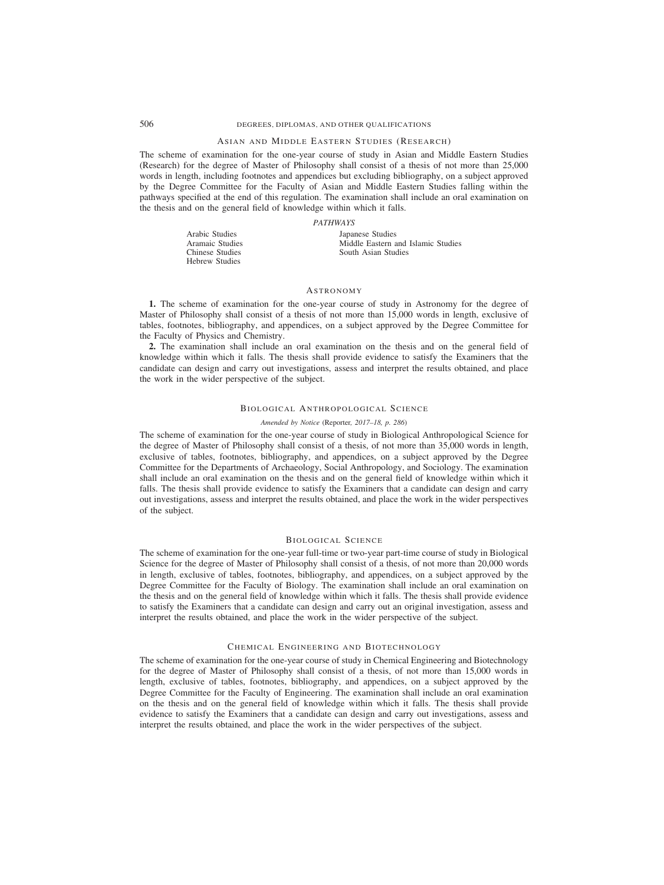## Asian and Middle Eastern Studies (Research)

The scheme of examination for the one-year course of study in Asian and Middle Eastern Studies (Research) for the degree of Master of Philosophy shall consist of a thesis of not more than 25,000 words in length, including footnotes and appendices but excluding bibliography, on a subject approved by the Degree Committee for the Faculty of Asian and Middle Eastern Studies falling within the pathways specified at the end of this regulation. The examination shall include an oral examination on the thesis and on the general field of knowledge within which it falls.

*PATHWAYS*

- Arabic Studies
- Aramaic Studies
- Chinese Studies
- Hebrew Studies
- Japanese Studies
- Middle Eastern and Islamic Studies
- South Asian Studies

## Astronomy

**1.** The scheme of examination for the one-year course of study in Astronomy for the degree of Master of Philosophy shall consist of a thesis of not more than 15,000 words in length, exclusive of tables, footnotes, bibliography, and appendices, on a subject approved by the Degree Committee for the Faculty of Physics and Chemistry.

**2.** The examination shall include an oral examination on the thesis and on the general field of knowledge within which it falls. The thesis shall provide evidence to satisfy the Examiners that the candidate can design and carry out investigations, assess and interpret the results obtained, and place the work in the wider perspective of the subject.

## Biological Anthropological Science

*Amended by Notice* (Reporter*, 2017–18, p. 286*)

The scheme of examination for the one-year course of study in Biological Anthropological Science for the degree of Master of Philosophy shall consist of a thesis, of not more than 35,000 words in length, exclusive of tables, footnotes, bibliography, and appendices, on a subject approved by the Degree Committee for the Departments of Archaeology, Social Anthropology, and Sociology. The examination shall include an oral examination on the thesis and on the general field of knowledge within which it falls. The thesis shall provide evidence to satisfy the Examiners that a candidate can design and carry out investigations, assess and interpret the results obtained, and place the work in the wider perspectives of the subject.

## Biological Science

The scheme of examination for the one-year full-time or two-year part-time course of study in Biological Science for the degree of Master of Philosophy shall consist of a thesis, of not more than 20,000 words in length, exclusive of tables, footnotes, bibliography, and appendices, on a subject approved by the Degree Committee for the Faculty of Biology. The examination shall include an oral examination on the thesis and on the general field of knowledge within which it falls. The thesis shall provide evidence to satisfy the Examiners that a candidate can design and carry out an original investigation, assess and interpret the results obtained, and place the work in the wider perspective of the subject.

## Chemical Engineering and Biotechnology

The scheme of examination for the one-year course of study in Chemical Engineering and Biotechnology for the degree of Master of Philosophy shall consist of a thesis, of not more than 15,000 words in length, exclusive of tables, footnotes, bibliography, and appendices, on a subject approved by the Degree Committee for the Faculty of Engineering. The examination shall include an oral examination on the thesis and on the general field of knowledge within which it falls. The thesis shall provide evidence to satisfy the Examiners that a candidate can design and carry out investigations, assess and interpret the results obtained, and place the work in the wider perspectives of the subject.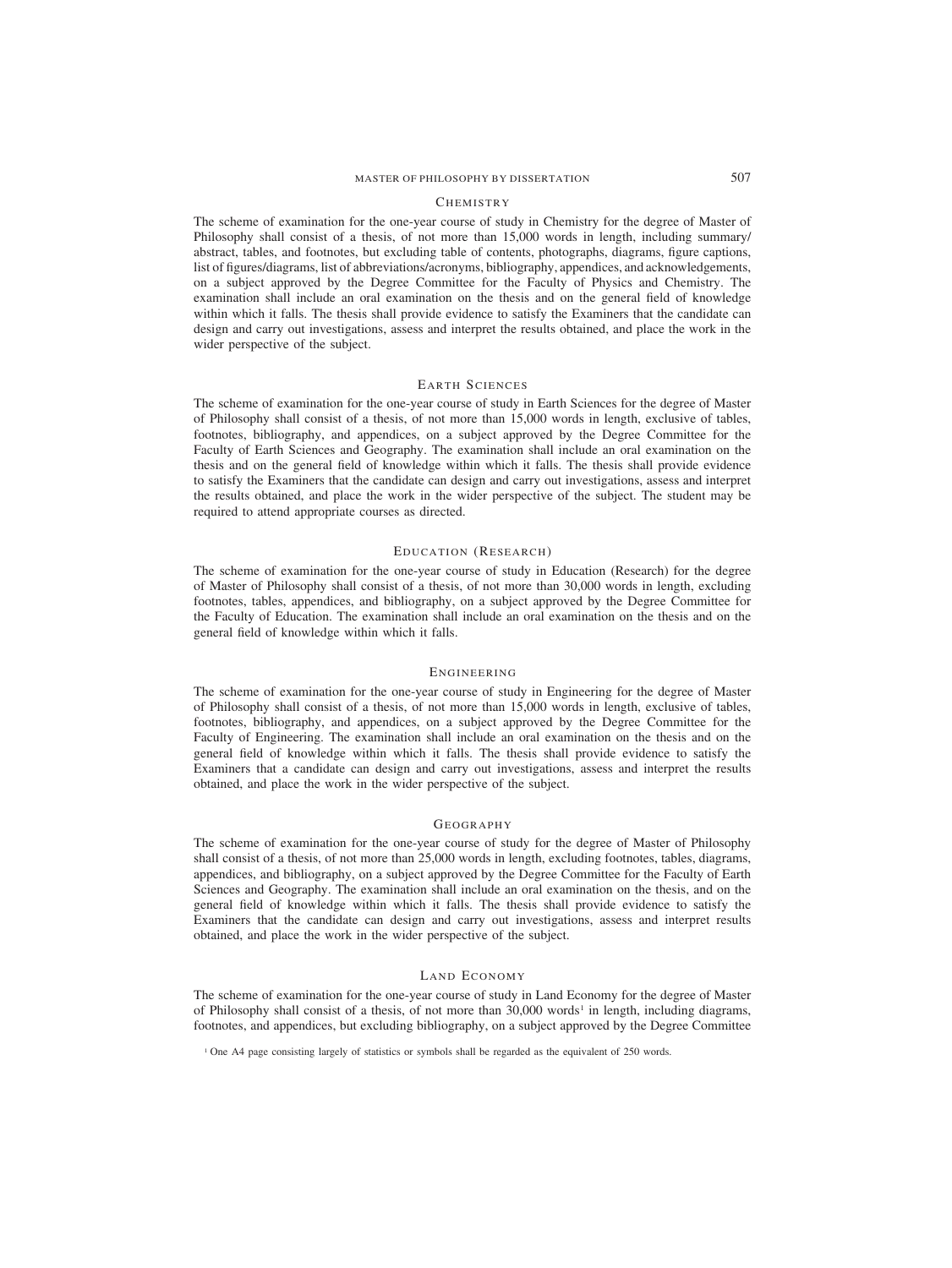## Chemistry

The scheme of examination for the one-year course of study in Chemistry for the degree of Master of Philosophy shall consist of a thesis, of not more than 15,000 words in length, including summary/abstract, tables, and footnotes, but excluding table of contents, photographs, diagrams, figure captions, list of figures/diagrams, list of abbreviations/acronyms, bibliography, appendices, and acknowledgements, on a subject approved by the Degree Committee for the Faculty of Physics and Chemistry. The examination shall include an oral examination on the thesis and on the general field of knowledge within which it falls. The thesis shall provide evidence to satisfy the Examiners that the candidate can design and carry out investigations, assess and interpret the results obtained, and place the work in the wider perspective of the subject.

## Earth Sciences

The scheme of examination for the one-year course of study in Earth Sciences for the degree of Master of Philosophy shall consist of a thesis, of not more than 15,000 words in length, exclusive of tables, footnotes, bibliography, and appendices, on a subject approved by the Degree Committee for the Faculty of Earth Sciences and Geography. The examination shall include an oral examination on the thesis and on the general field of knowledge within which it falls. The thesis shall provide evidence to satisfy the Examiners that the candidate can design and carry out investigations, assess and interpret the results obtained, and place the work in the wider perspective of the subject. The student may be required to attend appropriate courses as directed.

## Education (Research)

The scheme of examination for the one-year course of study in Education (Research) for the degree of Master of Philosophy shall consist of a thesis, of not more than 30,000 words in length, excluding footnotes, tables, appendices, and bibliography, on a subject approved by the Degree Committee for the Faculty of Education. The examination shall include an oral examination on the thesis and on the general field of knowledge within which it falls.

## Engineering

The scheme of examination for the one-year course of study in Engineering for the degree of Master of Philosophy shall consist of a thesis, of not more than 15,000 words in length, exclusive of tables, footnotes, bibliography, and appendices, on a subject approved by the Degree Committee for the Faculty of Engineering. The examination shall include an oral examination on the thesis and on the general field of knowledge within which it falls. The thesis shall provide evidence to satisfy the Examiners that a candidate can design and carry out investigations, assess and interpret the results obtained, and place the work in the wider perspective of the subject.

## Geography

The scheme of examination for the one-year course of study for the degree of Master of Philosophy shall consist of a thesis, of not more than 25,000 words in length, excluding footnotes, tables, diagrams, appendices, and bibliography, on a subject approved by the Degree Committee for the Faculty of Earth Sciences and Geography. The examination shall include an oral examination on the thesis, and on the general field of knowledge within which it falls. The thesis shall provide evidence to satisfy the Examiners that the candidate can design and carry out investigations, assess and interpret results obtained, and place the work in the wider perspective of the subject.

## Land Economy

The scheme of examination for the one-year course of study in Land Economy for the degree of Master of Philosophy shall consist of a thesis, of not more than 30,000 words[1] in length, including diagrams, footnotes, and appendices, but excluding bibliography, on a subject approved by the Degree Committee

[1] One A4 page consisting largely of statistics or symbols shall be regarded as the equivalent of 250 words.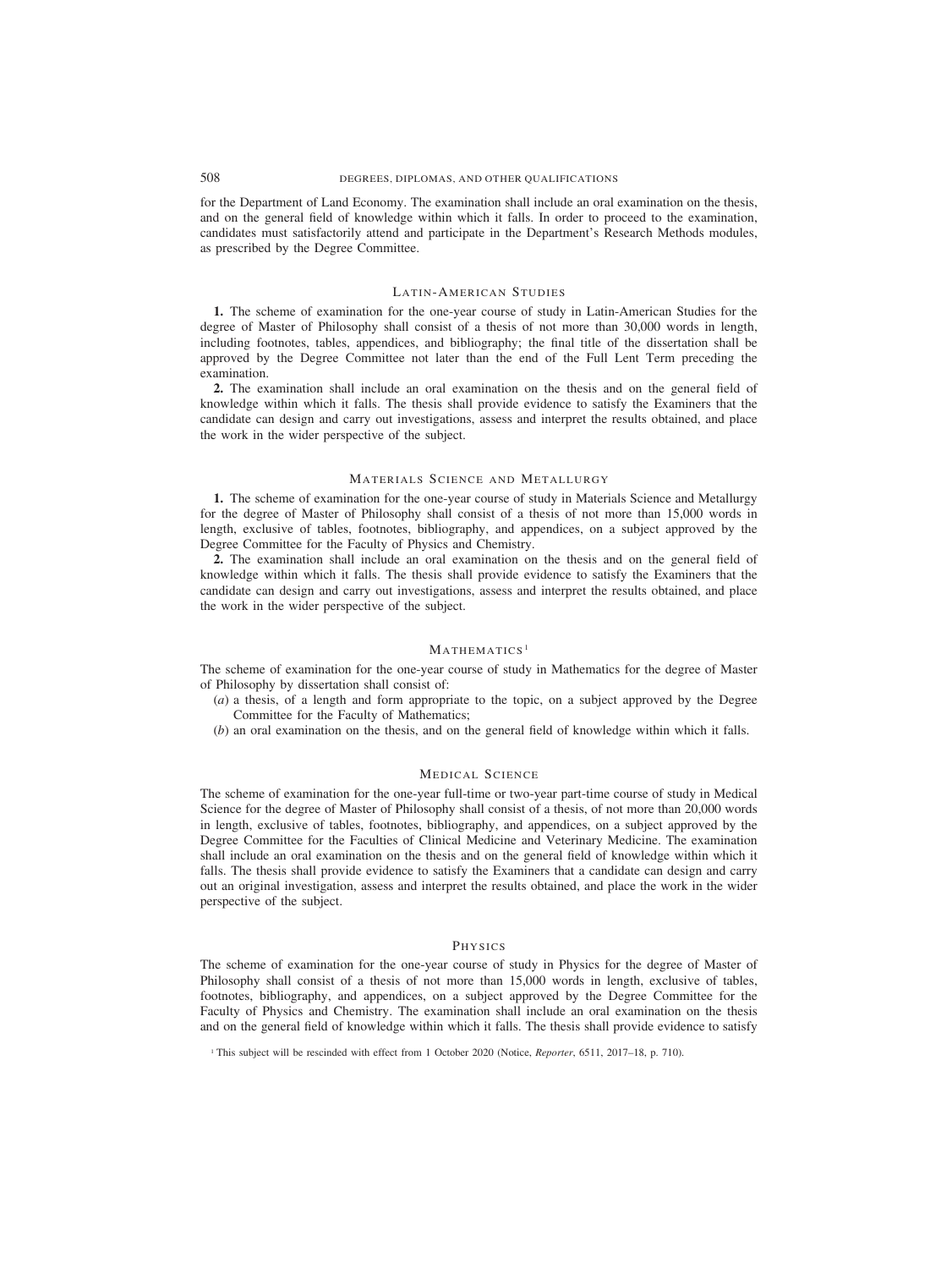for the Department of Land Economy. The examination shall include an oral examination on the thesis, and on the general field of knowledge within which it falls. In order to proceed to the examination, candidates must satisfactorily attend and participate in the Department's Research Methods modules, as prescribed by the Degree Committee.

## Latin-American Studies

**1.** The scheme of examination for the one-year course of study in Latin-American Studies for the degree of Master of Philosophy shall consist of a thesis of not more than 30,000 words in length, including footnotes, tables, appendices, and bibliography; the final title of the dissertation shall be approved by the Degree Committee not later than the end of the Full Lent Term preceding the examination.

**2.** The examination shall include an oral examination on the thesis and on the general field of knowledge within which it falls. The thesis shall provide evidence to satisfy the Examiners that the candidate can design and carry out investigations, assess and interpret the results obtained, and place the work in the wider perspective of the subject.

## Materials Science and Metallurgy

**1.** The scheme of examination for the one-year course of study in Materials Science and Metallurgy for the degree of Master of Philosophy shall consist of a thesis of not more than 15,000 words in length, exclusive of tables, footnotes, bibliography, and appendices, on a subject approved by the Degree Committee for the Faculty of Physics and Chemistry.

**2.** The examination shall include an oral examination on the thesis and on the general field of knowledge within which it falls. The thesis shall provide evidence to satisfy the Examiners that the candidate can design and carry out investigations, assess and interpret the results obtained, and place the work in the wider perspective of the subject.

## Mathematics[1]

The scheme of examination for the one-year course of study in Mathematics for the degree of Master of Philosophy by dissertation shall consist of:

(*a*) a thesis, of a length and form appropriate to the topic, on a subject approved by the Degree Committee for the Faculty of Mathematics;

(*b*) an oral examination on the thesis, and on the general field of knowledge within which it falls.

## Medical Science

The scheme of examination for the one-year full-time or two-year part-time course of study in Medical Science for the degree of Master of Philosophy shall consist of a thesis, of not more than 20,000 words in length, exclusive of tables, footnotes, bibliography, and appendices, on a subject approved by the Degree Committee for the Faculties of Clinical Medicine and Veterinary Medicine. The examination shall include an oral examination on the thesis and on the general field of knowledge within which it falls. The thesis shall provide evidence to satisfy the Examiners that a candidate can design and carry out an original investigation, assess and interpret the results obtained, and place the work in the wider perspective of the subject.

## Physics

The scheme of examination for the one-year course of study in Physics for the degree of Master of Philosophy shall consist of a thesis of not more than 15,000 words in length, exclusive of tables, footnotes, bibliography, and appendices, on a subject approved by the Degree Committee for the Faculty of Physics and Chemistry. The examination shall include an oral examination on the thesis and on the general field of knowledge within which it falls. The thesis shall provide evidence to satisfy

[1] This subject will be rescinded with effect from 1 October 2020 (Notice, *Reporter*, 6511, 2017–18, p. 710).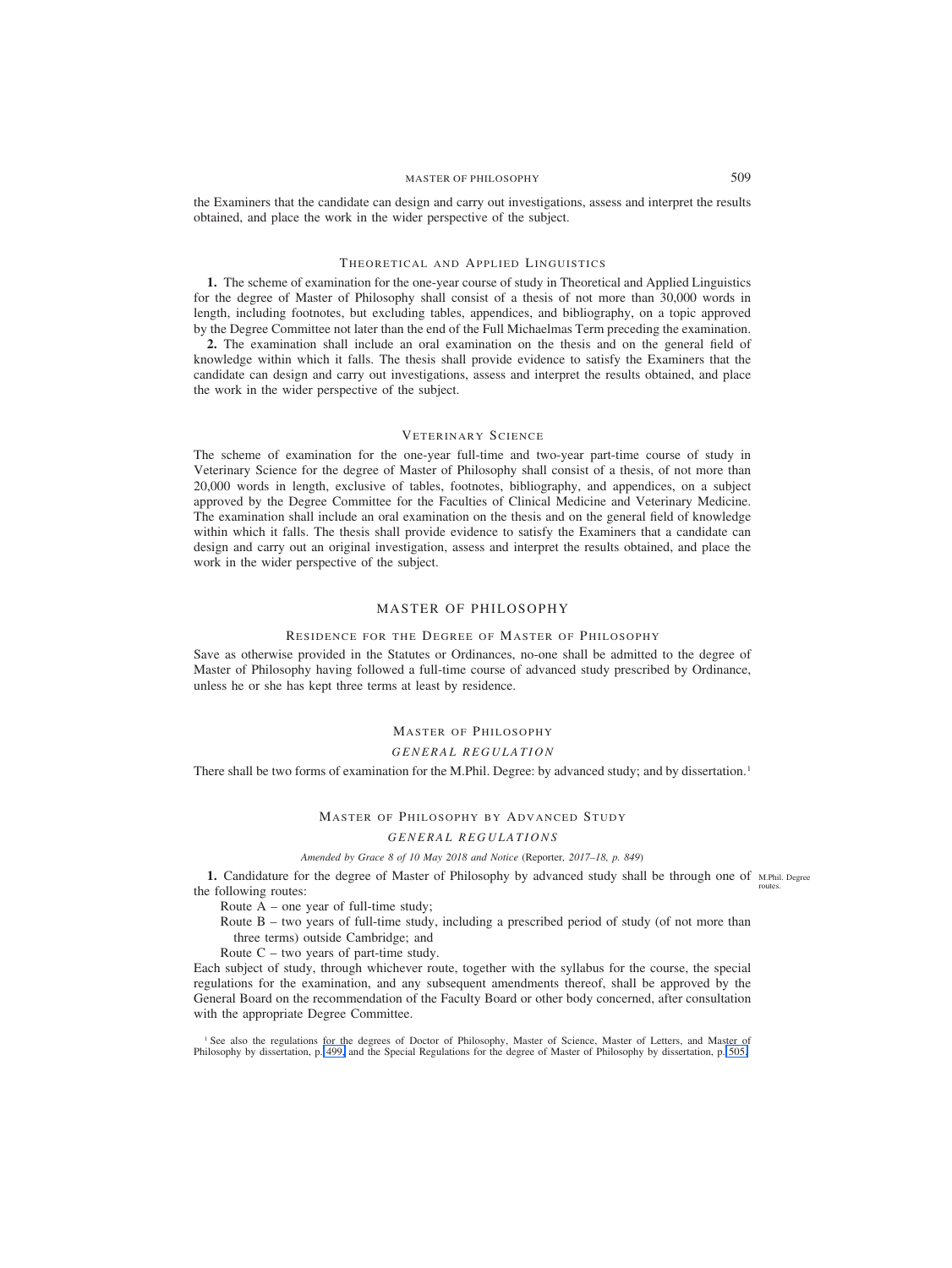the Examiners that the candidate can design and carry out investigations, assess and interpret the results obtained, and place the work in the wider perspective of the subject.

### Theoretical and Applied Linguistics

**1.** The scheme of examination for the one-year course of study in Theoretical and Applied Linguistics for the degree of Master of Philosophy shall consist of a thesis of not more than 30,000 words in length, including footnotes, but excluding tables, appendices, and bibliography, on a topic approved by the Degree Committee not later than the end of the Full Michaelmas Term preceding the examination.

**2.** The examination shall include an oral examination on the thesis and on the general field of knowledge within which it falls. The thesis shall provide evidence to satisfy the Examiners that the candidate can design and carry out investigations, assess and interpret the results obtained, and place the work in the wider perspective of the subject.

### Veterinary Science

The scheme of examination for the one-year full-time and two-year part-time course of study in Veterinary Science for the degree of Master of Philosophy shall consist of a thesis, of not more than 20,000 words in length, exclusive of tables, footnotes, bibliography, and appendices, on a subject approved by the Degree Committee for the Faculties of Clinical Medicine and Veterinary Medicine. The examination shall include an oral examination on the thesis and on the general field of knowledge within which it falls. The thesis shall provide evidence to satisfy the Examiners that a candidate can design and carry out an original investigation, assess and interpret the results obtained, and place the work in the wider perspective of the subject.

## MASTER OF PHILOSOPHY

### Residence for the Degree of Master of Philosophy

Save as otherwise provided in the Statutes or Ordinances, no-one shall be admitted to the degree of Master of Philosophy having followed a full-time course of advanced study prescribed by Ordinance, unless he or she has kept three terms at least by residence.

### Master of Philosophy

*GENERAL REGULATION*

There shall be two forms of examination for the M.Phil. Degree: by advanced study; and by dissertation.[1]

### Master of Philosophy by Advanced Study

*GENERAL REGULATIONS*

*Amended by Grace 8 of 10 May 2018 and Notice* (Reporter, *2017–18, p. 849*)

**1.** Candidature for the degree of Master of Philosophy by advanced study shall be through one of the following routes: *(M.Phil. Degree routes.)*

Route A – one year of full-time study;

Route B – two years of full-time study, including a prescribed period of study (of not more than three terms) outside Cambridge; and

Route C – two years of part-time study.

Each subject of study, through whichever route, together with the syllabus for the course, the special regulations for the examination, and any subsequent amendments thereof, shall be approved by the General Board on the recommendation of the Faculty Board or other body concerned, after consultation with the appropriate Degree Committee.

[1] See also the regulations for the degrees of Doctor of Philosophy, Master of Science, Master of Letters, and Master of Philosophy by dissertation, p. 499, and the Special Regulations for the degree of Master of Philosophy by dissertation, p. 505.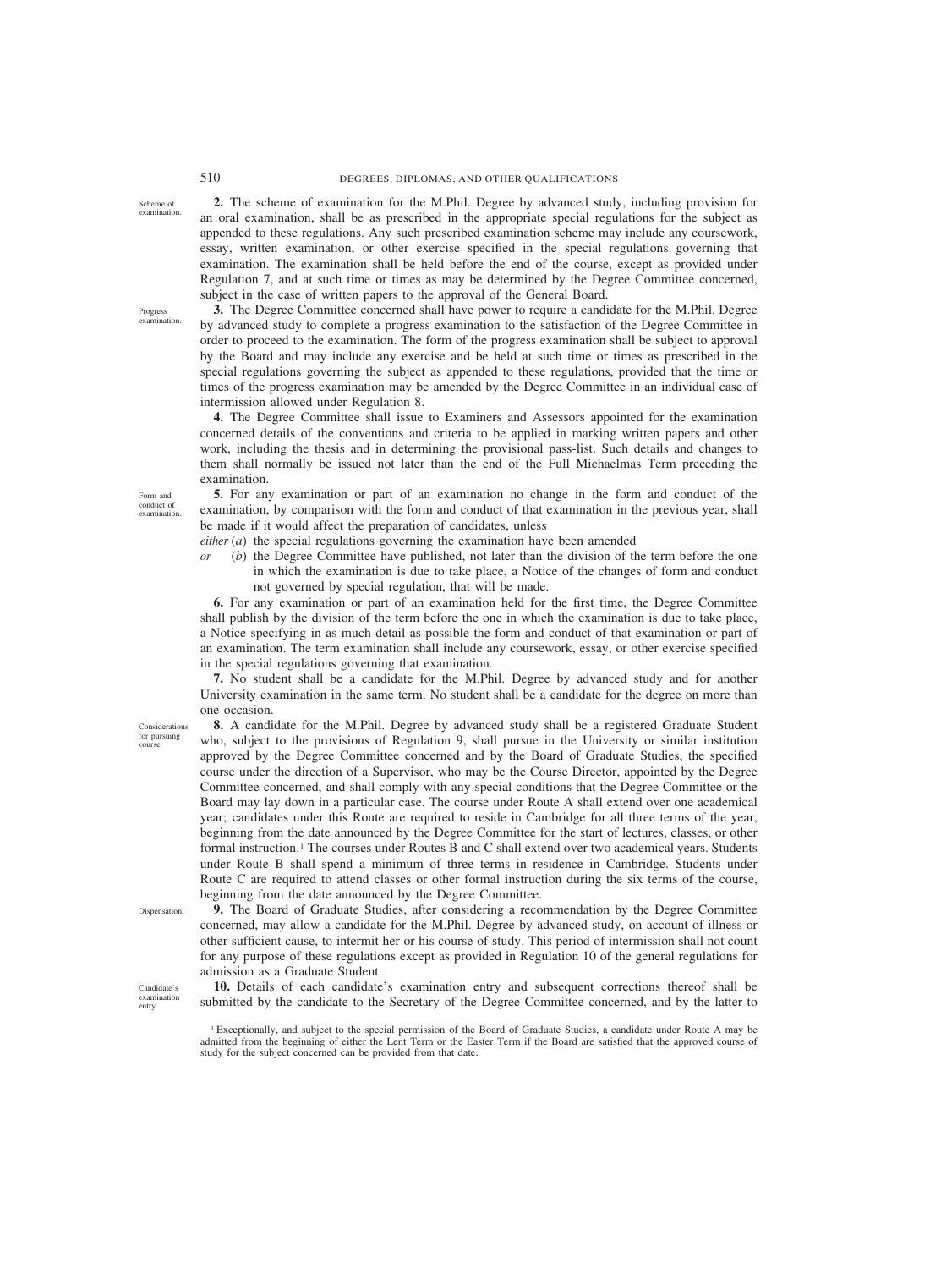*Scheme of examination.*

**2.** The scheme of examination for the M.Phil. Degree by advanced study, including provision for an oral examination, shall be as prescribed in the appropriate special regulations for the subject as appended to these regulations. Any such prescribed examination scheme may include any coursework, essay, written examination, or other exercise specified in the special regulations governing that examination. The examination shall be held before the end of the course, except as provided under Regulation 7, and at such time or times as may be determined by the Degree Committee concerned, subject in the case of written papers to the approval of the General Board.

*Progress examination.*

**3.** The Degree Committee concerned shall have power to require a candidate for the M.Phil. Degree by advanced study to complete a progress examination to the satisfaction of the Degree Committee in order to proceed to the examination. The form of the progress examination shall be subject to approval by the Board and may include any exercise and be held at such time or times as prescribed in the special regulations governing the subject as appended to these regulations, provided that the time or times of the progress examination may be amended by the Degree Committee in an individual case of intermission allowed under Regulation 8.

**4.** The Degree Committee shall issue to Examiners and Assessors appointed for the examination concerned details of the conventions and criteria to be applied in marking written papers and other work, including the thesis and in determining the provisional pass-list. Such details and changes to them shall normally be issued not later than the end of the Full Michaelmas Term preceding the examination.

*Form and conduct of examination.*

**5.** For any examination or part of an examination no change in the form and conduct of the examination, by comparison with the form and conduct of that examination in the previous year, shall be made if it would affect the preparation of candidates, unless

*either* (*a*) the special regulations governing the examination have been amended

*or* (*b*) the Degree Committee have published, not later than the division of the term before the one in which the examination is due to take place, a Notice of the changes of form and conduct not governed by special regulation, that will be made.

**6.** For any examination or part of an examination held for the first time, the Degree Committee shall publish by the division of the term before the one in which the examination is due to take place, a Notice specifying in as much detail as possible the form and conduct of that examination or part of an examination. The term examination shall include any coursework, essay, or other exercise specified in the special regulations governing that examination.

**7.** No student shall be a candidate for the M.Phil. Degree by advanced study and for another University examination in the same term. No student shall be a candidate for the degree on more than one occasion.

*Considerations for pursuing course.*

**8.** A candidate for the M.Phil. Degree by advanced study shall be a registered Graduate Student who, subject to the provisions of Regulation 9, shall pursue in the University or similar institution approved by the Degree Committee concerned and by the Board of Graduate Studies, the specified course under the direction of a Supervisor, who may be the Course Director, appointed by the Degree Committee concerned, and shall comply with any special conditions that the Degree Committee or the Board may lay down in a particular case. The course under Route A shall extend over one academical year; candidates under this Route are required to reside in Cambridge for all three terms of the year, beginning from the date announced by the Degree Committee for the start of lectures, classes, or other formal instruction.[1] The courses under Routes B and C shall extend over two academical years. Students under Route B shall spend a minimum of three terms in residence in Cambridge. Students under Route C are required to attend classes or other formal instruction during the six terms of the course, beginning from the date announced by the Degree Committee.

*Dispensation.*

**9.** The Board of Graduate Studies, after considering a recommendation by the Degree Committee concerned, may allow a candidate for the M.Phil. Degree by advanced study, on account of illness or other sufficient cause, to intermit her or his course of study. This period of intermission shall not count for any purpose of these regulations except as provided in Regulation 10 of the general regulations for admission as a Graduate Student.

*Candidate's examination entry.*

**10.** Details of each candidate's examination entry and subsequent corrections thereof shall be submitted by the candidate to the Secretary of the Degree Committee concerned, and by the latter to

[1] Exceptionally, and subject to the special permission of the Board of Graduate Studies, a candidate under Route A may be admitted from the beginning of either the Lent Term or the Easter Term if the Board are satisfied that the approved course of study for the subject concerned can be provided from that date.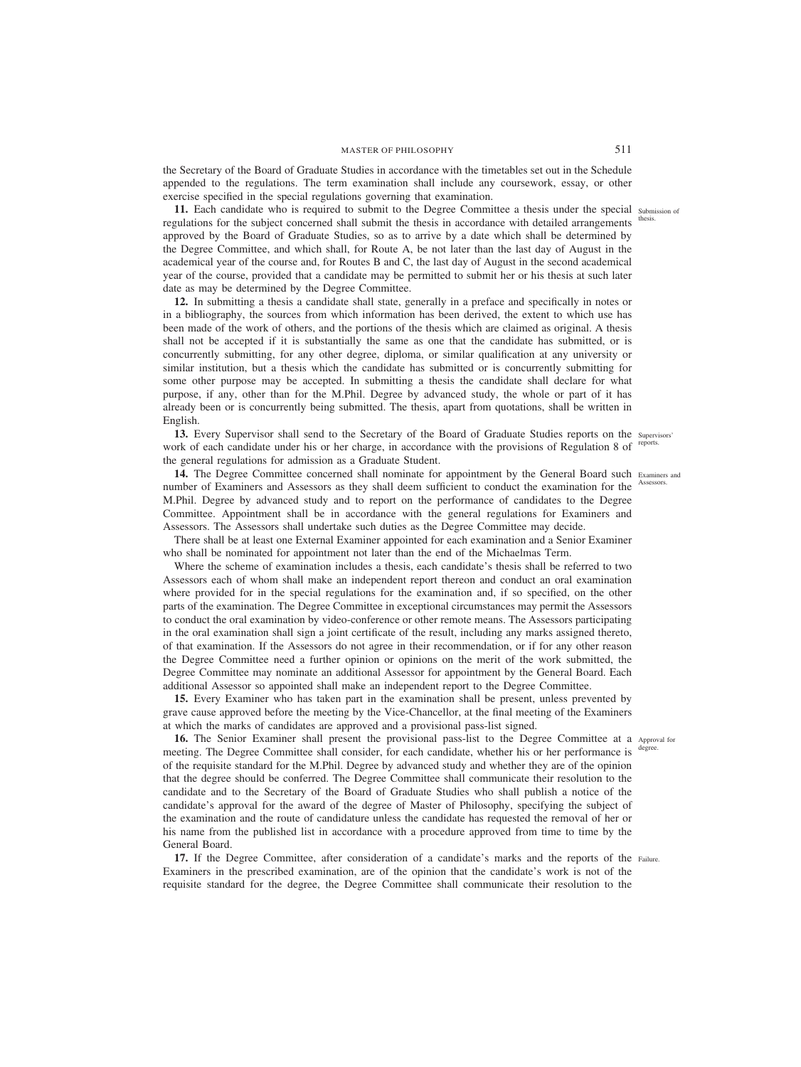the Secretary of the Board of Graduate Studies in accordance with the timetables set out in the Schedule appended to the regulations. The term examination shall include any coursework, essay, or other exercise specified in the special regulations governing that examination.

**11.** Each candidate who is required to submit to the Degree Committee a thesis under the special regulations for the subject concerned shall submit the thesis in accordance with detailed arrangements approved by the Board of Graduate Studies, so as to arrive by a date which shall be determined by the Degree Committee, and which shall, for Route A, be not later than the last day of August in the academical year of the course and, for Routes B and C, the last day of August in the second academical year of the course, provided that a candidate may be permitted to submit her or his thesis at such later date as may be determined by the Degree Committee. *Submission of thesis.*

**12.** In submitting a thesis a candidate shall state, generally in a preface and specifically in notes or in a bibliography, the sources from which information has been derived, the extent to which use has been made of the work of others, and the portions of the thesis which are claimed as original. A thesis shall not be accepted if it is substantially the same as one that the candidate has submitted, or is concurrently submitting, for any other degree, diploma, or similar qualification at any university or similar institution, but a thesis which the candidate has submitted or is concurrently submitting for some other purpose may be accepted. In submitting a thesis the candidate shall declare for what purpose, if any, other than for the M.Phil. Degree by advanced study, the whole or part of it has already been or is concurrently being submitted. The thesis, apart from quotations, shall be written in English.

**13.** Every Supervisor shall send to the Secretary of the Board of Graduate Studies reports on the work of each candidate under his or her charge, in accordance with the provisions of Regulation 8 of the general regulations for admission as a Graduate Student. *Supervisors' reports.*

**14.** The Degree Committee concerned shall nominate for appointment by the General Board such number of Examiners and Assessors as they shall deem sufficient to conduct the examination for the M.Phil. Degree by advanced study and to report on the performance of candidates to the Degree Committee. Appointment shall be in accordance with the general regulations for Examiners and Assessors. The Assessors shall undertake such duties as the Degree Committee may decide. *Examiners and Assessors.*

There shall be at least one External Examiner appointed for each examination and a Senior Examiner who shall be nominated for appointment not later than the end of the Michaelmas Term.

Where the scheme of examination includes a thesis, each candidate's thesis shall be referred to two Assessors each of whom shall make an independent report thereon and conduct an oral examination where provided for in the special regulations for the examination and, if so specified, on the other parts of the examination. The Degree Committee in exceptional circumstances may permit the Assessors to conduct the oral examination by video-conference or other remote means. The Assessors participating in the oral examination shall sign a joint certificate of the result, including any marks assigned thereto, of that examination. If the Assessors do not agree in their recommendation, or if for any other reason the Degree Committee need a further opinion or opinions on the merit of the work submitted, the Degree Committee may nominate an additional Assessor for appointment by the General Board. Each additional Assessor so appointed shall make an independent report to the Degree Committee.

**15.** Every Examiner who has taken part in the examination shall be present, unless prevented by grave cause approved before the meeting by the Vice-Chancellor, at the final meeting of the Examiners at which the marks of candidates are approved and a provisional pass-list signed.

**16.** The Senior Examiner shall present the provisional pass-list to the Degree Committee at a meeting. The Degree Committee shall consider, for each candidate, whether his or her performance is of the requisite standard for the M.Phil. Degree by advanced study and whether they are of the opinion that the degree should be conferred. The Degree Committee shall communicate their resolution to the candidate and to the Secretary of the Board of Graduate Studies who shall publish a notice of the candidate's approval for the award of the degree of Master of Philosophy, specifying the subject of the examination and the route of candidature unless the candidate has requested the removal of her or his name from the published list in accordance with a procedure approved from time to time by the General Board. *Approval for degree.*

**17.** If the Degree Committee, after consideration of a candidate's marks and the reports of the Examiners in the prescribed examination, are of the opinion that the candidate's work is not of the requisite standard for the degree, the Degree Committee shall communicate their resolution to the *Failure.*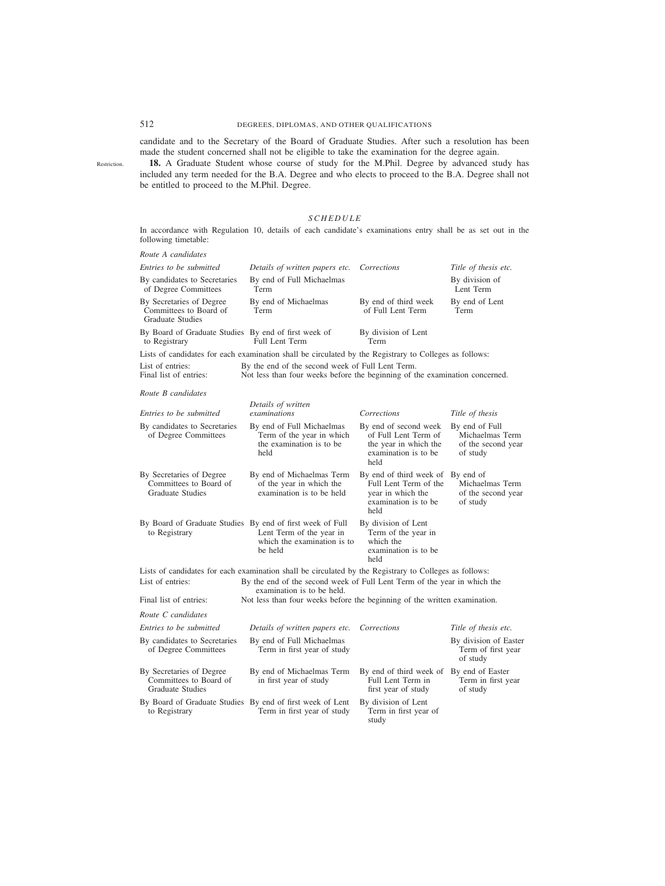candidate and to the Secretary of the Board of Graduate Studies. After such a resolution has been made the student concerned shall not be eligible to take the examination for the degree again.

Restriction.

**18.** A Graduate Student whose course of study for the M.Phil. Degree by advanced study has included any term needed for the B.A. Degree and who elects to proceed to the B.A. Degree shall not be entitled to proceed to the M.Phil. Degree.

## *SCHEDULE*

In accordance with Regulation 10, details of each candidate's examinations entry shall be as set out in the following timetable:

*Route A candidates*

| *Entries to be submitted* | *Details of written papers etc.* | *Corrections* | *Title of thesis etc.* |
|---|---|---|---|
| By candidates to Secretaries of Degree Committees | By end of Full Michaelmas Term | | By division of Lent Term |
| By Secretaries of Degree Committees to Board of Graduate Studies | By end of Michaelmas Term | By end of third week of Full Lent Term | By end of Lent Term |
| By Board of Graduate Studies to Registrary | By end of first week of Full Lent Term | By division of Lent Term | |

Lists of candidates for each examination shall be circulated by the Registrary to Colleges as follows:

List of entries: By the end of the second week of Full Lent Term.
Final list of entries: Not less than four weeks before the beginning of the examination concerned.

*Route B candidates*

| *Entries to be submitted* | *Details of written examinations* | *Corrections* | *Title of thesis* |
|---|---|---|---|
| By candidates to Secretaries of Degree Committees | By end of Full Michaelmas Term of the year in which the examination is to be held | By end of second week of Full Lent Term of the year in which the examination is to be held | By end of Full Michaelmas Term of the second year of study |
| By Secretaries of Degree Committees to Board of Graduate Studies | By end of Michaelmas Term of the year in which the examination is to be held | By end of third week of Full Lent Term of the year in which the examination is to be held | By end of Michaelmas Term of the second year of study |
| By Board of Graduate Studies to Registrary | By end of first week of Full Lent Term of the year in which the examination is to be held | By division of Lent Term of the year in which the examination is to be held | |

Lists of candidates for each examination shall be circulated by the Registrary to Colleges as follows:

List of entries: By the end of the second week of Full Lent Term of the year in which the examination is to be held.
Final list of entries: Not less than four weeks before the beginning of the written examination.

*Route C candidates*

| *Entries to be submitted* | *Details of written papers etc.* | *Corrections* | *Title of thesis etc.* |
|---|---|---|---|
| By candidates to Secretaries of Degree Committees | By end of Full Michaelmas Term in first year of study | | By division of Easter Term of first year of study |
| By Secretaries of Degree Committees to Board of Graduate Studies | By end of Michaelmas Term in first year of study | By end of third week of Full Lent Term in first year of study | By end of Easter Term in first year of study |
| By Board of Graduate Studies to Registrary | By end of first week of Lent Term in first year of study | By division of Lent Term in first year of study | |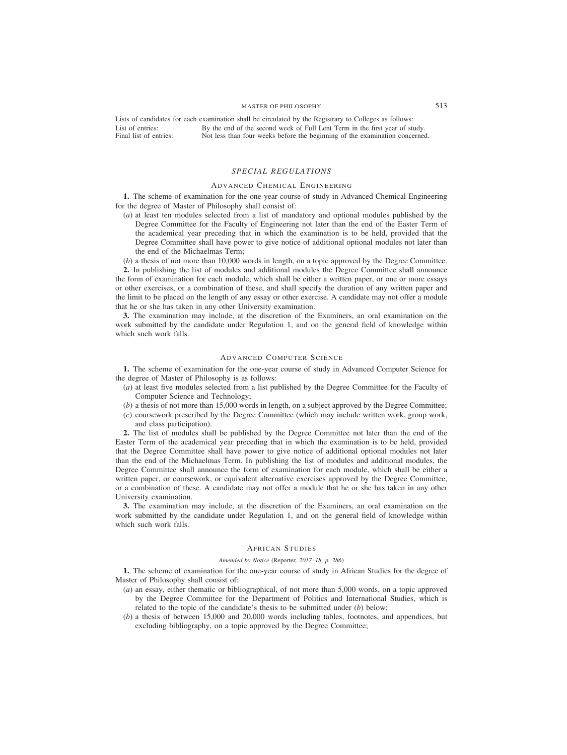Lists of candidates for each examination shall be circulated by the Registrary to Colleges as follows:

| | |
|---|---|
| List of entries: | By the end of the second week of Full Lent Term in the first year of study. |
| Final list of entries: | Not less than four weeks before the beginning of the examination concerned. |

## *SPECIAL REGULATIONS*

### ADVANCED CHEMICAL ENGINEERING

**1.** The scheme of examination for the one-year course of study in Advanced Chemical Engineering for the degree of Master of Philosophy shall consist of:

(*a*) at least ten modules selected from a list of mandatory and optional modules published by the Degree Committee for the Faculty of Engineering not later than the end of the Easter Term of the academical year preceding that in which the examination is to be held, provided that the Degree Committee shall have power to give notice of additional optional modules not later than the end of the Michaelmas Term;

(*b*) a thesis of not more than 10,000 words in length, on a topic approved by the Degree Committee.

**2.** In publishing the list of modules and additional modules the Degree Committee shall announce the form of examination for each module, which shall be either a written paper, or one or more essays or other exercises, or a combination of these, and shall specify the duration of any written paper and the limit to be placed on the length of any essay or other exercise. A candidate may not offer a module that he or she has taken in any other University examination.

**3.** The examination may include, at the discretion of the Examiners, an oral examination on the work submitted by the candidate under Regulation 1, and on the general field of knowledge within which such work falls.

### ADVANCED COMPUTER SCIENCE

**1.** The scheme of examination for the one-year course of study in Advanced Computer Science for the degree of Master of Philosophy is as follows:

(*a*) at least five modules selected from a list published by the Degree Committee for the Faculty of Computer Science and Technology;

(*b*) a thesis of not more than 15,000 words in length, on a subject approved by the Degree Committee;

(*c*) coursework prescribed by the Degree Committee (which may include written work, group work, and class participation).

**2.** The list of modules shall be published by the Degree Committee not later than the end of the Easter Term of the academical year preceding that in which the examination is to be held, provided that the Degree Committee shall have power to give notice of additional optional modules not later than the end of the Michaelmas Term. In publishing the list of modules and additional modules, the Degree Committee shall announce the form of examination for each module, which shall be either a written paper, or coursework, or equivalent alternative exercises approved by the Degree Committee, or a combination of these. A candidate may not offer a module that he or she has taken in any other University examination.

**3.** The examination may include, at the discretion of the Examiners, an oral examination on the work submitted by the candidate under Regulation 1, and on the general field of knowledge within which such work falls.

### AFRICAN STUDIES

*Amended by Notice* (Reporter*, 2017–18, p. 286*)

**1.** The scheme of examination for the one-year course of study in African Studies for the degree of Master of Philosophy shall consist of:

(*a*) an essay, either thematic or bibliographical, of not more than 5,000 words, on a topic approved by the Degree Committee for the Department of Politics and International Studies, which is related to the topic of the candidate's thesis to be submitted under (*b*) below;

(*b*) a thesis of between 15,000 and 20,000 words including tables, footnotes, and appendices, but excluding bibliography, on a topic approved by the Degree Committee;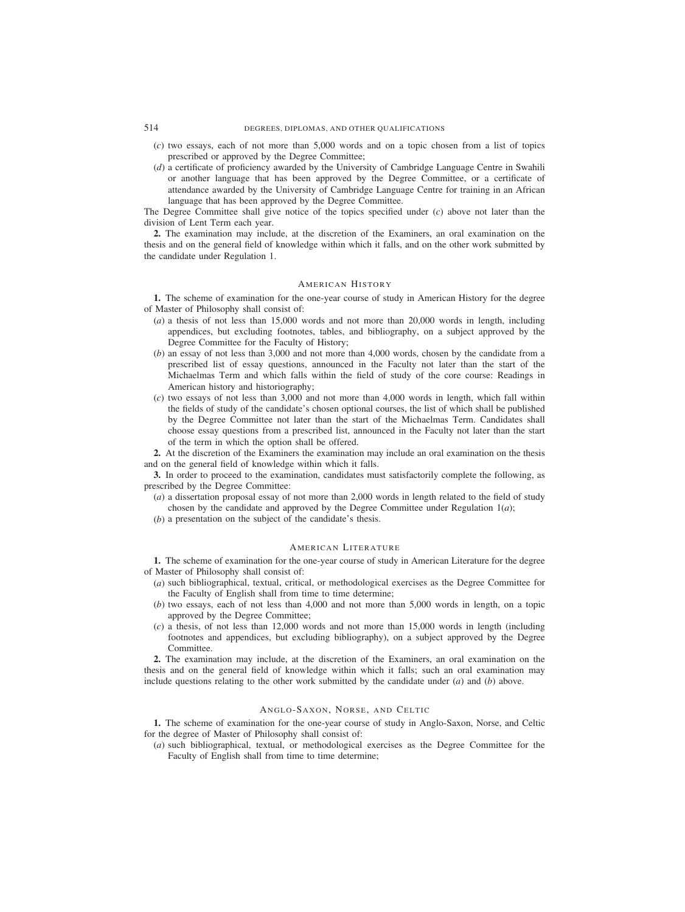(*c*) two essays, each of not more than 5,000 words and on a topic chosen from a list of topics prescribed or approved by the Degree Committee;

(*d*) a certificate of proficiency awarded by the University of Cambridge Language Centre in Swahili or another language that has been approved by the Degree Committee, or a certificate of attendance awarded by the University of Cambridge Language Centre for training in an African language that has been approved by the Degree Committee.

The Degree Committee shall give notice of the topics specified under (*c*) above not later than the division of Lent Term each year.

**2.** The examination may include, at the discretion of the Examiners, an oral examination on the thesis and on the general field of knowledge within which it falls, and on the other work submitted by the candidate under Regulation 1.

## American History

**1.** The scheme of examination for the one-year course of study in American History for the degree of Master of Philosophy shall consist of:

(*a*) a thesis of not less than 15,000 words and not more than 20,000 words in length, including appendices, but excluding footnotes, tables, and bibliography, on a subject approved by the Degree Committee for the Faculty of History;

(*b*) an essay of not less than 3,000 and not more than 4,000 words, chosen by the candidate from a prescribed list of essay questions, announced in the Faculty not later than the start of the Michaelmas Term and which falls within the field of study of the core course: Readings in American history and historiography;

(*c*) two essays of not less than 3,000 and not more than 4,000 words in length, which fall within the fields of study of the candidate's chosen optional courses, the list of which shall be published by the Degree Committee not later than the start of the Michaelmas Term. Candidates shall choose essay questions from a prescribed list, announced in the Faculty not later than the start of the term in which the option shall be offered.

**2.** At the discretion of the Examiners the examination may include an oral examination on the thesis and on the general field of knowledge within which it falls.

**3.** In order to proceed to the examination, candidates must satisfactorily complete the following, as prescribed by the Degree Committee:

(*a*) a dissertation proposal essay of not more than 2,000 words in length related to the field of study chosen by the candidate and approved by the Degree Committee under Regulation 1(*a*);

(*b*) a presentation on the subject of the candidate's thesis.

## American Literature

**1.** The scheme of examination for the one-year course of study in American Literature for the degree of Master of Philosophy shall consist of:

(*a*) such bibliographical, textual, critical, or methodological exercises as the Degree Committee for the Faculty of English shall from time to time determine;

(*b*) two essays, each of not less than 4,000 and not more than 5,000 words in length, on a topic approved by the Degree Committee;

(*c*) a thesis, of not less than 12,000 words and not more than 15,000 words in length (including footnotes and appendices, but excluding bibliography), on a subject approved by the Degree Committee.

**2.** The examination may include, at the discretion of the Examiners, an oral examination on the thesis and on the general field of knowledge within which it falls; such an oral examination may include questions relating to the other work submitted by the candidate under (*a*) and (*b*) above.

## Anglo-Saxon, Norse, and Celtic

**1.** The scheme of examination for the one-year course of study in Anglo-Saxon, Norse, and Celtic for the degree of Master of Philosophy shall consist of:

(*a*) such bibliographical, textual, or methodological exercises as the Degree Committee for the Faculty of English shall from time to time determine;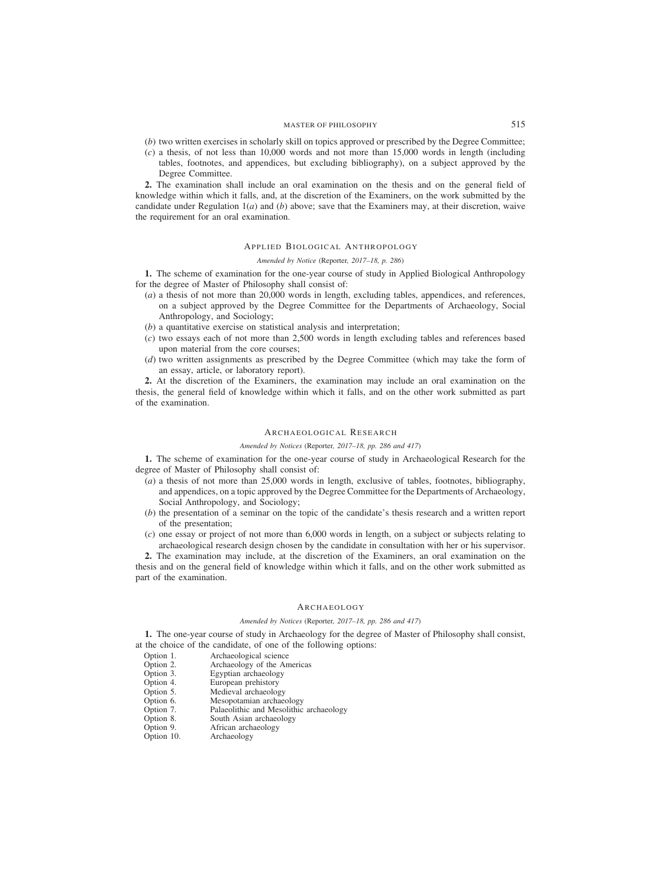(*b*) two written exercises in scholarly skill on topics approved or prescribed by the Degree Committee;

(*c*) a thesis, of not less than 10,000 words and not more than 15,000 words in length (including tables, footnotes, and appendices, but excluding bibliography), on a subject approved by the Degree Committee.

**2.** The examination shall include an oral examination on the thesis and on the general field of knowledge within which it falls, and, at the discretion of the Examiners, on the work submitted by the candidate under Regulation 1(*a*) and (*b*) above; save that the Examiners may, at their discretion, waive the requirement for an oral examination.

## Applied Biological Anthropology

*Amended by Notice* (Reporter, *2017–18, p. 286*)

**1.** The scheme of examination for the one-year course of study in Applied Biological Anthropology for the degree of Master of Philosophy shall consist of:

(*a*) a thesis of not more than 20,000 words in length, excluding tables, appendices, and references, on a subject approved by the Degree Committee for the Departments of Archaeology, Social Anthropology, and Sociology;

(*b*) a quantitative exercise on statistical analysis and interpretation;

(*c*) two essays each of not more than 2,500 words in length excluding tables and references based upon material from the core courses;

(*d*) two written assignments as prescribed by the Degree Committee (which may take the form of an essay, article, or laboratory report).

**2.** At the discretion of the Examiners, the examination may include an oral examination on the thesis, the general field of knowledge within which it falls, and on the other work submitted as part of the examination.

## Archaeological Research

*Amended by Notices* (Reporter, *2017–18, pp. 286 and 417*)

**1.** The scheme of examination for the one-year course of study in Archaeological Research for the degree of Master of Philosophy shall consist of:

(*a*) a thesis of not more than 25,000 words in length, exclusive of tables, footnotes, bibliography, and appendices, on a topic approved by the Degree Committee for the Departments of Archaeology, Social Anthropology, and Sociology;

(*b*) the presentation of a seminar on the topic of the candidate's thesis research and a written report of the presentation;

(*c*) one essay or project of not more than 6,000 words in length, on a subject or subjects relating to archaeological research design chosen by the candidate in consultation with her or his supervisor.

**2.** The examination may include, at the discretion of the Examiners, an oral examination on the thesis and on the general field of knowledge within which it falls, and on the other work submitted as part of the examination.

## Archaeology

*Amended by Notices* (Reporter, *2017–18, pp. 286 and 417*)

**1.** The one-year course of study in Archaeology for the degree of Master of Philosophy shall consist, at the choice of the candidate, of one of the following options:

| | |
|---|---|
| Option 1. | Archaeological science |
| Option 2. | Archaeology of the Americas |
| Option 3. | Egyptian archaeology |
| Option 4. | European prehistory |
| Option 5. | Medieval archaeology |
| Option 6. | Mesopotamian archaeology |
| Option 7. | Palaeolithic and Mesolithic archaeology |
| Option 8. | South Asian archaeology |
| Option 9. | African archaeology |
| Option 10. | Archaeology |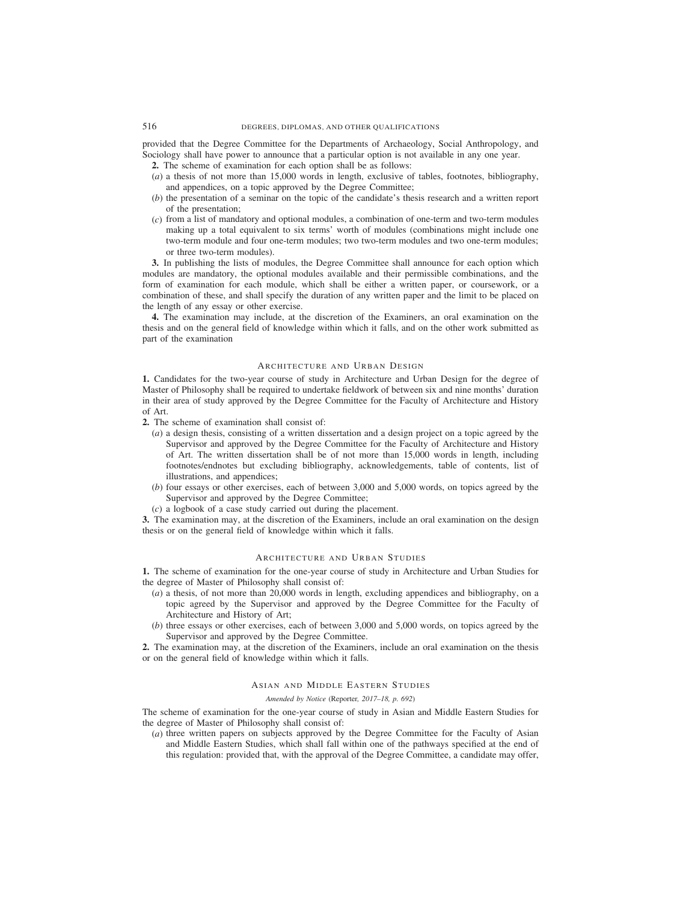provided that the Degree Committee for the Departments of Archaeology, Social Anthropology, and Sociology shall have power to announce that a particular option is not available in any one year.

**2.** The scheme of examination for each option shall be as follows:

(*a*) a thesis of not more than 15,000 words in length, exclusive of tables, footnotes, bibliography, and appendices, on a topic approved by the Degree Committee;

(*b*) the presentation of a seminar on the topic of the candidate's thesis research and a written report of the presentation;

(*c*) from a list of mandatory and optional modules, a combination of one-term and two-term modules making up a total equivalent to six terms' worth of modules (combinations might include one two-term module and four one-term modules; two two-term modules and two one-term modules; or three two-term modules).

**3.** In publishing the lists of modules, the Degree Committee shall announce for each option which modules are mandatory, the optional modules available and their permissible combinations, and the form of examination for each module, which shall be either a written paper, or coursework, or a combination of these, and shall specify the duration of any written paper and the limit to be placed on the length of any essay or other exercise.

**4.** The examination may include, at the discretion of the Examiners, an oral examination on the thesis and on the general field of knowledge within which it falls, and on the other work submitted as part of the examination

## Architecture and Urban Design

**1.** Candidates for the two-year course of study in Architecture and Urban Design for the degree of Master of Philosophy shall be required to undertake fieldwork of between six and nine months' duration in their area of study approved by the Degree Committee for the Faculty of Architecture and History of Art.

**2.** The scheme of examination shall consist of:

(*a*) a design thesis, consisting of a written dissertation and a design project on a topic agreed by the Supervisor and approved by the Degree Committee for the Faculty of Architecture and History of Art. The written dissertation shall be of not more than 15,000 words in length, including footnotes/endnotes but excluding bibliography, acknowledgements, table of contents, list of illustrations, and appendices;

(*b*) four essays or other exercises, each of between 3,000 and 5,000 words, on topics agreed by the Supervisor and approved by the Degree Committee;

(*c*) a logbook of a case study carried out during the placement.

**3.** The examination may, at the discretion of the Examiners, include an oral examination on the design thesis or on the general field of knowledge within which it falls.

## Architecture and Urban Studies

**1.** The scheme of examination for the one-year course of study in Architecture and Urban Studies for the degree of Master of Philosophy shall consist of:

(*a*) a thesis, of not more than 20,000 words in length, excluding appendices and bibliography, on a topic agreed by the Supervisor and approved by the Degree Committee for the Faculty of Architecture and History of Art;

(*b*) three essays or other exercises, each of between 3,000 and 5,000 words, on topics agreed by the Supervisor and approved by the Degree Committee.

**2.** The examination may, at the discretion of the Examiners, include an oral examination on the thesis or on the general field of knowledge within which it falls.

## Asian and Middle Eastern Studies

*Amended by Notice* (Reporter*, 2017–18, p. 692*)

The scheme of examination for the one-year course of study in Asian and Middle Eastern Studies for the degree of Master of Philosophy shall consist of:

(*a*) three written papers on subjects approved by the Degree Committee for the Faculty of Asian and Middle Eastern Studies, which shall fall within one of the pathways specified at the end of this regulation: provided that, with the approval of the Degree Committee, a candidate may offer,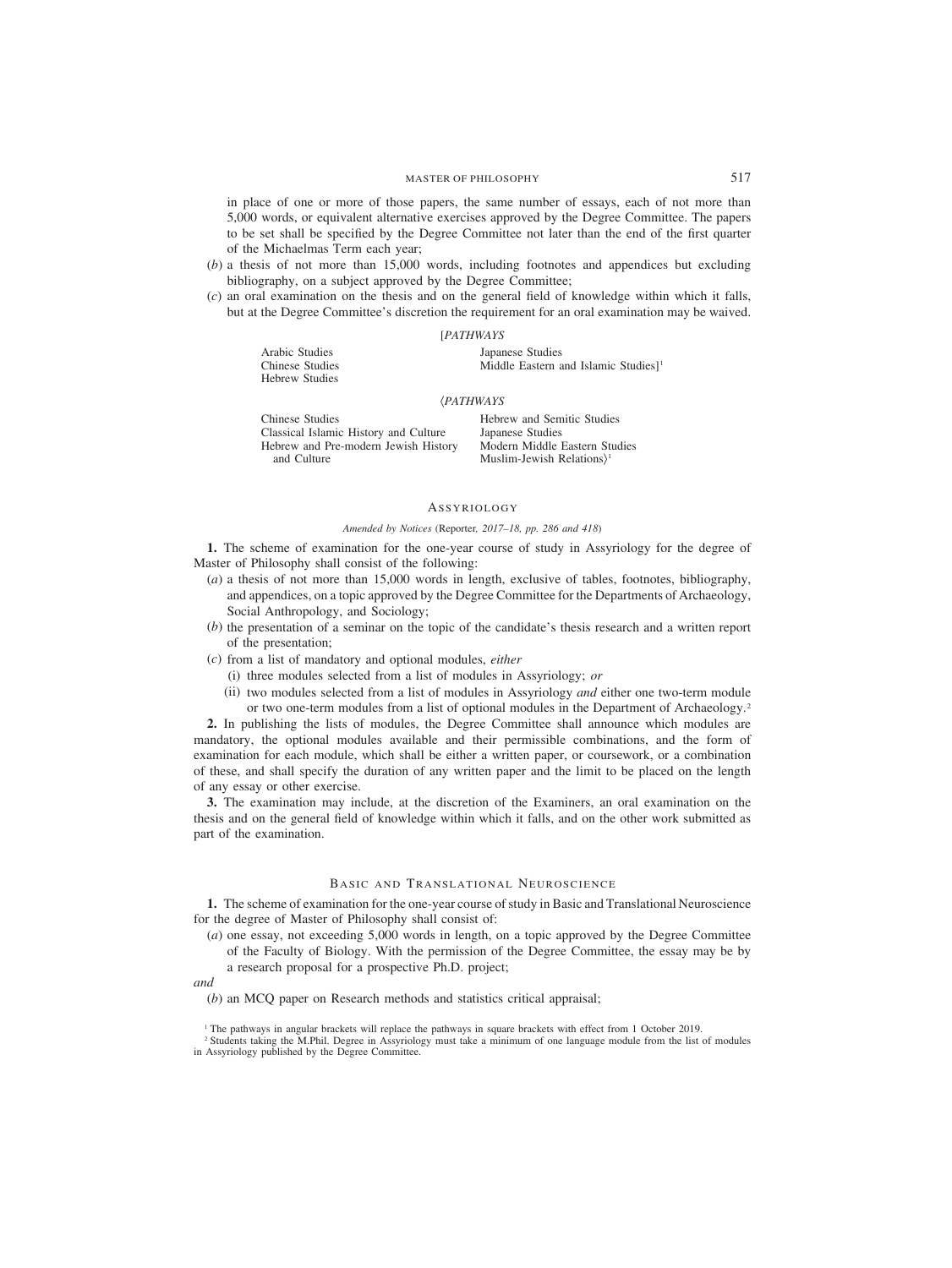in place of one or more of those papers, the same number of essays, each of not more than 5,000 words, or equivalent alternative exercises approved by the Degree Committee. The papers to be set shall be specified by the Degree Committee not later than the end of the first quarter of the Michaelmas Term each year;

(*b*) a thesis of not more than 15,000 words, including footnotes and appendices but excluding bibliography, on a subject approved by the Degree Committee;

(*c*) an oral examination on the thesis and on the general field of knowledge within which it falls, but at the Degree Committee's discretion the requirement for an oral examination may be waived.

[*PATHWAYS*

Arabic Studies
Chinese Studies
Hebrew Studies
Japanese Studies
Middle Eastern and Islamic Studies][1]

⟨*PATHWAYS*

Chinese Studies
Classical Islamic History and Culture
Hebrew and Pre-modern Jewish History and Culture
Hebrew and Semitic Studies
Japanese Studies
Modern Middle Eastern Studies
Muslim-Jewish Relations⟩[1]

## Assyriology

*Amended by Notices* (Reporter, *2017–18, pp. 286 and 418*)

**1.** The scheme of examination for the one-year course of study in Assyriology for the degree of Master of Philosophy shall consist of the following:

(*a*) a thesis of not more than 15,000 words in length, exclusive of tables, footnotes, bibliography, and appendices, on a topic approved by the Degree Committee for the Departments of Archaeology, Social Anthropology, and Sociology;

(*b*) the presentation of a seminar on the topic of the candidate's thesis research and a written report of the presentation;

(*c*) from a list of mandatory and optional modules, *either*

(i) three modules selected from a list of modules in Assyriology; *or*

(ii) two modules selected from a list of modules in Assyriology *and* either one two-term module or two one-term modules from a list of optional modules in the Department of Archaeology.[2]

**2.** In publishing the lists of modules, the Degree Committee shall announce which modules are mandatory, the optional modules available and their permissible combinations, and the form of examination for each module, which shall be either a written paper, or coursework, or a combination of these, and shall specify the duration of any written paper and the limit to be placed on the length of any essay or other exercise.

**3.** The examination may include, at the discretion of the Examiners, an oral examination on the thesis and on the general field of knowledge within which it falls, and on the other work submitted as part of the examination.

## Basic and Translational Neuroscience

**1.** The scheme of examination for the one-year course of study in Basic and Translational Neuroscience for the degree of Master of Philosophy shall consist of:

(*a*) one essay, not exceeding 5,000 words in length, on a topic approved by the Degree Committee of the Faculty of Biology. With the permission of the Degree Committee, the essay may be by a research proposal for a prospective Ph.D. project;

*and*

(*b*) an MCQ paper on Research methods and statistics critical appraisal;

[1] The pathways in angular brackets will replace the pathways in square brackets with effect from 1 October 2019.

[2] Students taking the M.Phil. Degree in Assyriology must take a minimum of one language module from the list of modules in Assyriology published by the Degree Committee.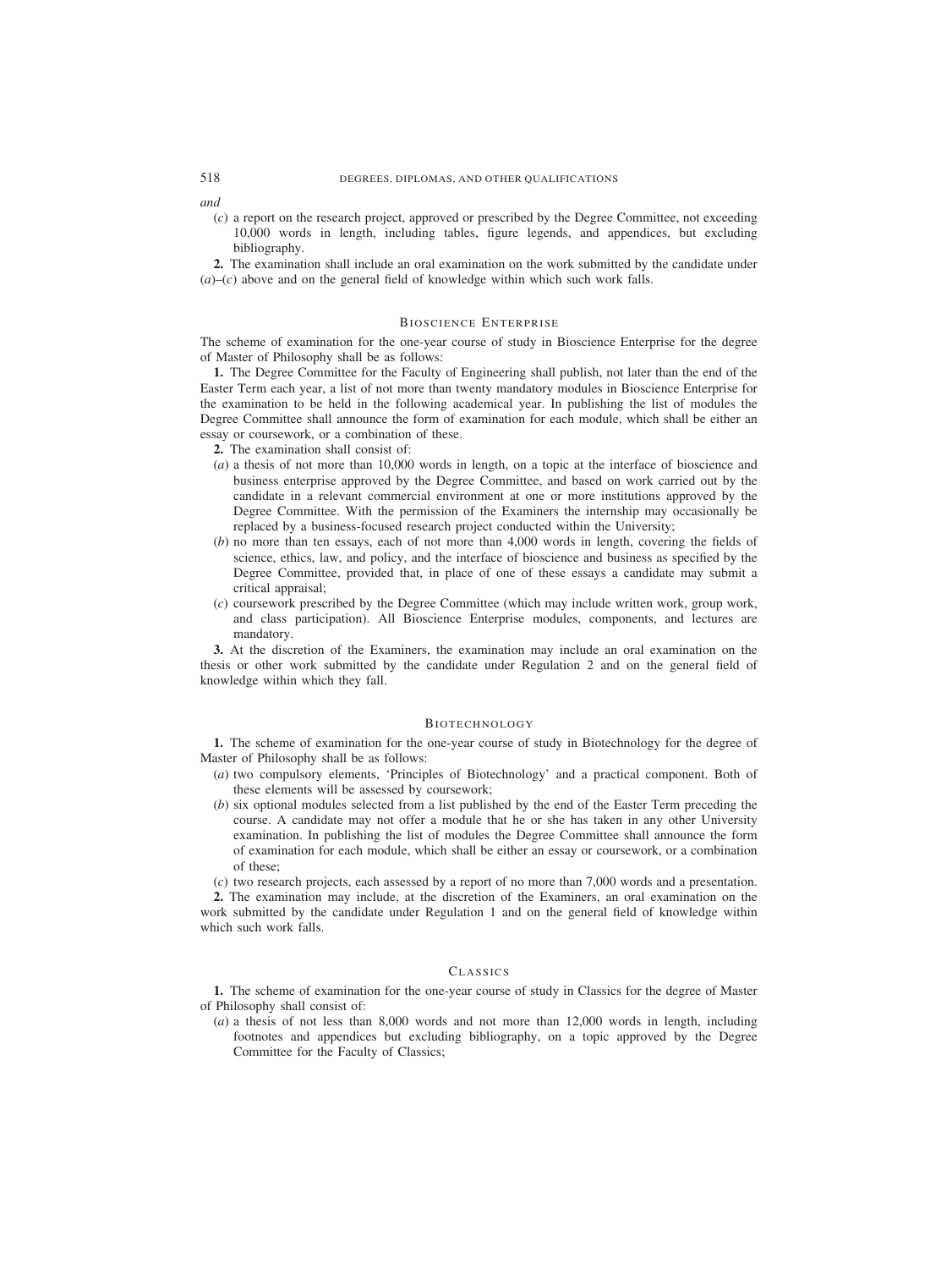*and*

(*c*) a report on the research project, approved or prescribed by the Degree Committee, not exceeding 10,000 words in length, including tables, figure legends, and appendices, but excluding bibliography.

**2.** The examination shall include an oral examination on the work submitted by the candidate under (*a*)–(*c*) above and on the general field of knowledge within which such work falls.

## Bioscience Enterprise

The scheme of examination for the one-year course of study in Bioscience Enterprise for the degree of Master of Philosophy shall be as follows:

**1.** The Degree Committee for the Faculty of Engineering shall publish, not later than the end of the Easter Term each year, a list of not more than twenty mandatory modules in Bioscience Enterprise for the examination to be held in the following academical year. In publishing the list of modules the Degree Committee shall announce the form of examination for each module, which shall be either an essay or coursework, or a combination of these.

**2.** The examination shall consist of:

(*a*) a thesis of not more than 10,000 words in length, on a topic at the interface of bioscience and business enterprise approved by the Degree Committee, and based on work carried out by the candidate in a relevant commercial environment at one or more institutions approved by the Degree Committee. With the permission of the Examiners the internship may occasionally be replaced by a business-focused research project conducted within the University;

(*b*) no more than ten essays, each of not more than 4,000 words in length, covering the fields of science, ethics, law, and policy, and the interface of bioscience and business as specified by the Degree Committee, provided that, in place of one of these essays a candidate may submit a critical appraisal;

(*c*) coursework prescribed by the Degree Committee (which may include written work, group work, and class participation). All Bioscience Enterprise modules, components, and lectures are mandatory.

**3.** At the discretion of the Examiners, the examination may include an oral examination on the thesis or other work submitted by the candidate under Regulation 2 and on the general field of knowledge within which they fall.

## Biotechnology

**1.** The scheme of examination for the one-year course of study in Biotechnology for the degree of Master of Philosophy shall be as follows:

(*a*) two compulsory elements, 'Principles of Biotechnology' and a practical component. Both of these elements will be assessed by coursework;

(*b*) six optional modules selected from a list published by the end of the Easter Term preceding the course. A candidate may not offer a module that he or she has taken in any other University examination. In publishing the list of modules the Degree Committee shall announce the form of examination for each module, which shall be either an essay or coursework, or a combination of these;

(*c*) two research projects, each assessed by a report of no more than 7,000 words and a presentation.

**2.** The examination may include, at the discretion of the Examiners, an oral examination on the work submitted by the candidate under Regulation 1 and on the general field of knowledge within which such work falls.

## Classics

**1.** The scheme of examination for the one-year course of study in Classics for the degree of Master of Philosophy shall consist of:

(*a*) a thesis of not less than 8,000 words and not more than 12,000 words in length, including footnotes and appendices but excluding bibliography, on a topic approved by the Degree Committee for the Faculty of Classics;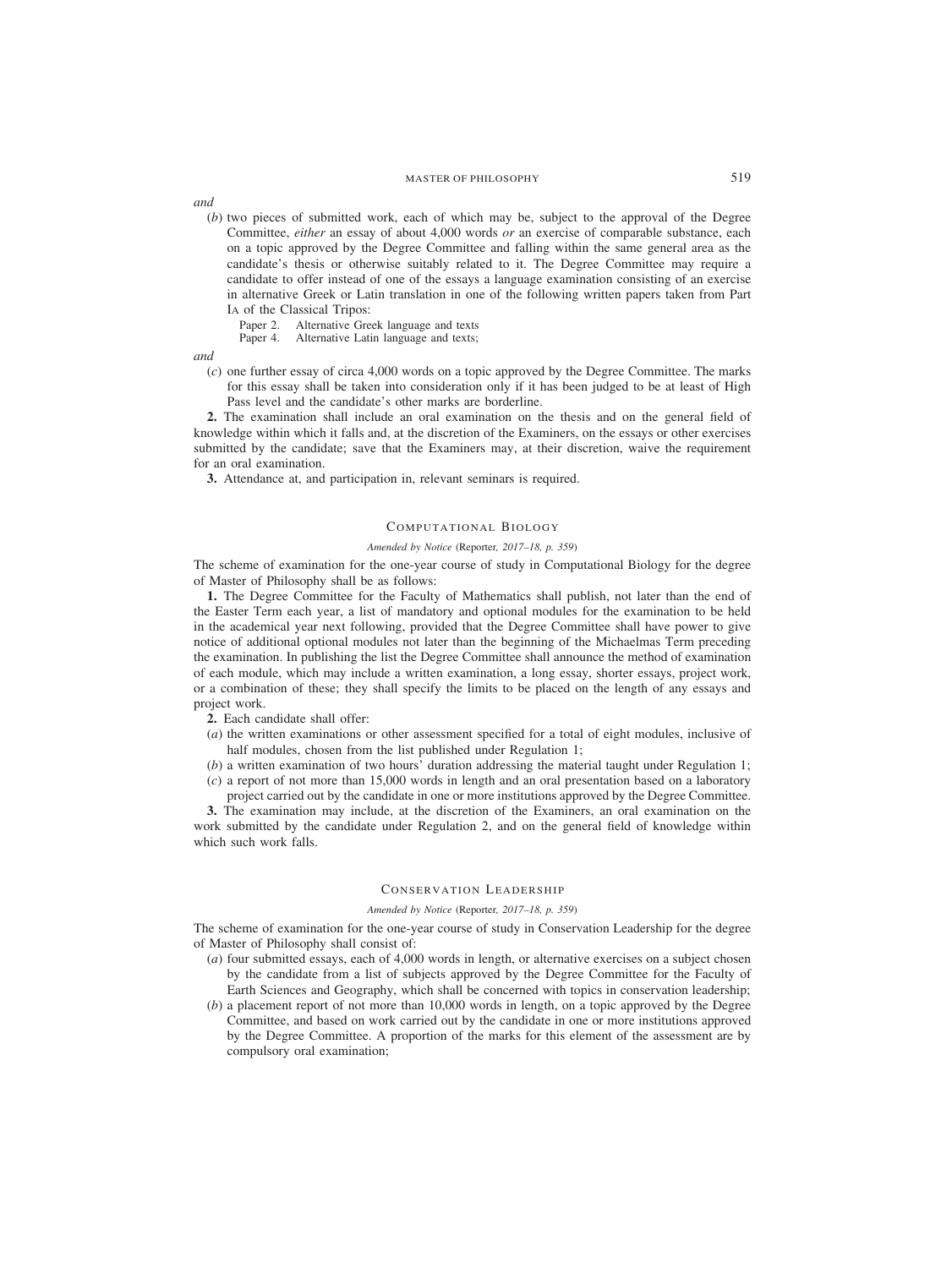*and*

(*b*) two pieces of submitted work, each of which may be, subject to the approval of the Degree Committee, *either* an essay of about 4,000 words *or* an exercise of comparable substance, each on a topic approved by the Degree Committee and falling within the same general area as the candidate's thesis or otherwise suitably related to it. The Degree Committee may require a candidate to offer instead of one of the essays a language examination consisting of an exercise in alternative Greek or Latin translation in one of the following written papers taken from Part IA of the Classical Tripos:

Paper 2. Alternative Greek language and texts
Paper 4. Alternative Latin language and texts;

*and*

(*c*) one further essay of circa 4,000 words on a topic approved by the Degree Committee. The marks for this essay shall be taken into consideration only if it has been judged to be at least of High Pass level and the candidate's other marks are borderline.

**2.** The examination shall include an oral examination on the thesis and on the general field of knowledge within which it falls and, at the discretion of the Examiners, on the essays or other exercises submitted by the candidate; save that the Examiners may, at their discretion, waive the requirement for an oral examination.

**3.** Attendance at, and participation in, relevant seminars is required.

## Computational Biology

*Amended by Notice* (Reporter, *2017–18, p. 359*)

The scheme of examination for the one-year course of study in Computational Biology for the degree of Master of Philosophy shall be as follows:

**1.** The Degree Committee for the Faculty of Mathematics shall publish, not later than the end of the Easter Term each year, a list of mandatory and optional modules for the examination to be held in the academical year next following, provided that the Degree Committee shall have power to give notice of additional optional modules not later than the beginning of the Michaelmas Term preceding the examination. In publishing the list the Degree Committee shall announce the method of examination of each module, which may include a written examination, a long essay, shorter essays, project work, or a combination of these; they shall specify the limits to be placed on the length of any essays and project work.

**2.** Each candidate shall offer:

(*a*) the written examinations or other assessment specified for a total of eight modules, inclusive of half modules, chosen from the list published under Regulation 1;

(*b*) a written examination of two hours' duration addressing the material taught under Regulation 1;

(*c*) a report of not more than 15,000 words in length and an oral presentation based on a laboratory project carried out by the candidate in one or more institutions approved by the Degree Committee.

**3.** The examination may include, at the discretion of the Examiners, an oral examination on the work submitted by the candidate under Regulation 2, and on the general field of knowledge within which such work falls.

## Conservation Leadership

*Amended by Notice* (Reporter, *2017–18, p. 359*)

The scheme of examination for the one-year course of study in Conservation Leadership for the degree of Master of Philosophy shall consist of:

(*a*) four submitted essays, each of 4,000 words in length, or alternative exercises on a subject chosen by the candidate from a list of subjects approved by the Degree Committee for the Faculty of Earth Sciences and Geography, which shall be concerned with topics in conservation leadership;

(*b*) a placement report of not more than 10,000 words in length, on a topic approved by the Degree Committee, and based on work carried out by the candidate in one or more institutions approved by the Degree Committee. A proportion of the marks for this element of the assessment are by compulsory oral examination;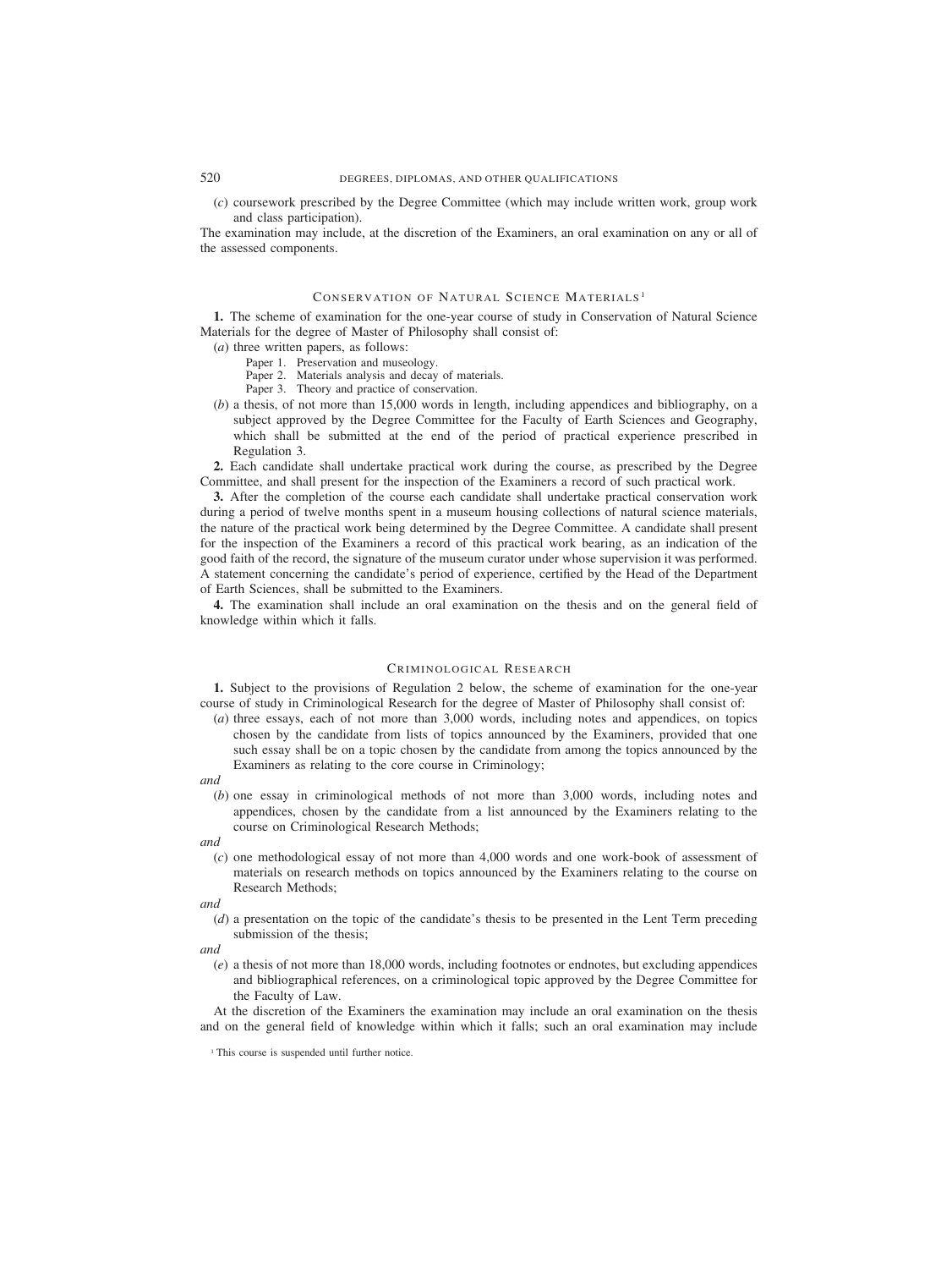(*c*) coursework prescribed by the Degree Committee (which may include written work, group work and class participation).

The examination may include, at the discretion of the Examiners, an oral examination on any or all of the assessed components.

## CONSERVATION OF NATURAL SCIENCE MATERIALS[1]

**1.** The scheme of examination for the one-year course of study in Conservation of Natural Science Materials for the degree of Master of Philosophy shall consist of:

(*a*) three written papers, as follows:

Paper 1. Preservation and museology.
Paper 2. Materials analysis and decay of materials.
Paper 3. Theory and practice of conservation.

(*b*) a thesis, of not more than 15,000 words in length, including appendices and bibliography, on a subject approved by the Degree Committee for the Faculty of Earth Sciences and Geography, which shall be submitted at the end of the period of practical experience prescribed in Regulation 3.

**2.** Each candidate shall undertake practical work during the course, as prescribed by the Degree Committee, and shall present for the inspection of the Examiners a record of such practical work.

**3.** After the completion of the course each candidate shall undertake practical conservation work during a period of twelve months spent in a museum housing collections of natural science materials, the nature of the practical work being determined by the Degree Committee. A candidate shall present for the inspection of the Examiners a record of this practical work bearing, as an indication of the good faith of the record, the signature of the museum curator under whose supervision it was performed. A statement concerning the candidate's period of experience, certified by the Head of the Department of Earth Sciences, shall be submitted to the Examiners.

**4.** The examination shall include an oral examination on the thesis and on the general field of knowledge within which it falls.

## CRIMINOLOGICAL RESEARCH

**1.** Subject to the provisions of Regulation 2 below, the scheme of examination for the one-year course of study in Criminological Research for the degree of Master of Philosophy shall consist of:

(*a*) three essays, each of not more than 3,000 words, including notes and appendices, on topics chosen by the candidate from lists of topics announced by the Examiners, provided that one such essay shall be on a topic chosen by the candidate from among the topics announced by the Examiners as relating to the core course in Criminology;

*and*

(*b*) one essay in criminological methods of not more than 3,000 words, including notes and appendices, chosen by the candidate from a list announced by the Examiners relating to the course on Criminological Research Methods;

*and*

(*c*) one methodological essay of not more than 4,000 words and one work-book of assessment of materials on research methods on topics announced by the Examiners relating to the course on Research Methods;

*and*

(*d*) a presentation on the topic of the candidate's thesis to be presented in the Lent Term preceding submission of the thesis;

*and*

(*e*) a thesis of not more than 18,000 words, including footnotes or endnotes, but excluding appendices and bibliographical references, on a criminological topic approved by the Degree Committee for the Faculty of Law.

At the discretion of the Examiners the examination may include an oral examination on the thesis and on the general field of knowledge within which it falls; such an oral examination may include

[1] This course is suspended until further notice.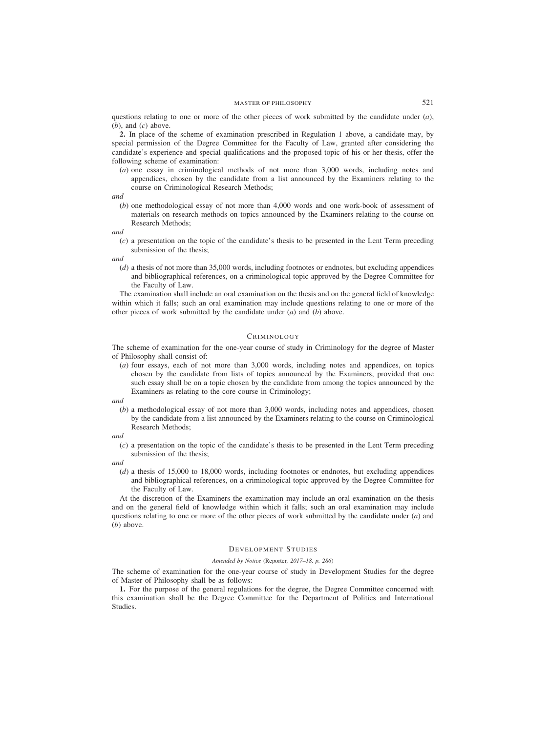questions relating to one or more of the other pieces of work submitted by the candidate under (*a*), (*b*), and (*c*) above.

**2.** In place of the scheme of examination prescribed in Regulation 1 above, a candidate may, by special permission of the Degree Committee for the Faculty of Law, granted after considering the candidate's experience and special qualifications and the proposed topic of his or her thesis, offer the following scheme of examination:

(*a*) one essay in criminological methods of not more than 3,000 words, including notes and appendices, chosen by the candidate from a list announced by the Examiners relating to the course on Criminological Research Methods;

*and*

(*b*) one methodological essay of not more than 4,000 words and one work-book of assessment of materials on research methods on topics announced by the Examiners relating to the course on Research Methods;

*and*

(*c*) a presentation on the topic of the candidate's thesis to be presented in the Lent Term preceding submission of the thesis;

*and*

(*d*) a thesis of not more than 35,000 words, including footnotes or endnotes, but excluding appendices and bibliographical references, on a criminological topic approved by the Degree Committee for the Faculty of Law.

The examination shall include an oral examination on the thesis and on the general field of knowledge within which it falls; such an oral examination may include questions relating to one or more of the other pieces of work submitted by the candidate under (*a*) and (*b*) above.

## Criminology

The scheme of examination for the one-year course of study in Criminology for the degree of Master of Philosophy shall consist of:

(*a*) four essays, each of not more than 3,000 words, including notes and appendices, on topics chosen by the candidate from lists of topics announced by the Examiners, provided that one such essay shall be on a topic chosen by the candidate from among the topics announced by the Examiners as relating to the core course in Criminology;

*and*

(*b*) a methodological essay of not more than 3,000 words, including notes and appendices, chosen by the candidate from a list announced by the Examiners relating to the course on Criminological Research Methods;

*and*

(*c*) a presentation on the topic of the candidate's thesis to be presented in the Lent Term preceding submission of the thesis;

*and*

(*d*) a thesis of 15,000 to 18,000 words, including footnotes or endnotes, but excluding appendices and bibliographical references, on a criminological topic approved by the Degree Committee for the Faculty of Law.

At the discretion of the Examiners the examination may include an oral examination on the thesis and on the general field of knowledge within which it falls; such an oral examination may include questions relating to one or more of the other pieces of work submitted by the candidate under (*a*) and (*b*) above.

## Development Studies

*Amended by Notice* (Reporter, *2017–18, p. 286*)

The scheme of examination for the one-year course of study in Development Studies for the degree of Master of Philosophy shall be as follows:

**1.** For the purpose of the general regulations for the degree, the Degree Committee concerned with this examination shall be the Degree Committee for the Department of Politics and International Studies.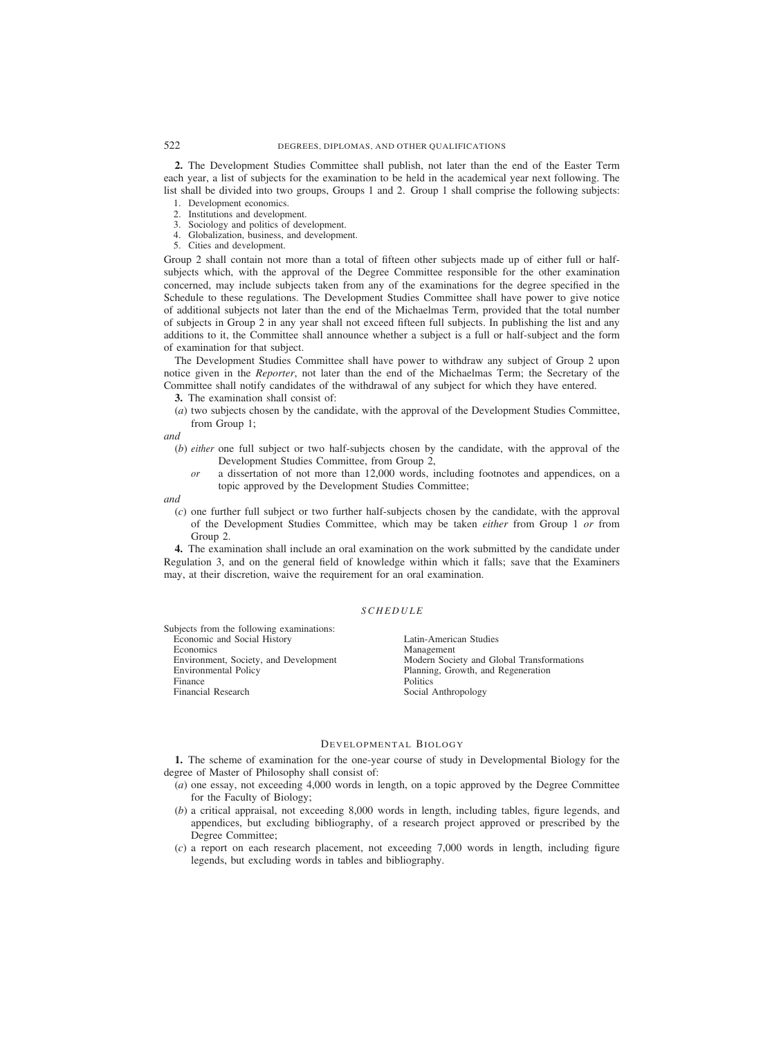**2.** The Development Studies Committee shall publish, not later than the end of the Easter Term each year, a list of subjects for the examination to be held in the academical year next following. The list shall be divided into two groups, Groups 1 and 2. Group 1 shall comprise the following subjects:

1. Development economics.
2. Institutions and development.
3. Sociology and politics of development.
4. Globalization, business, and development.
5. Cities and development.

Group 2 shall contain not more than a total of fifteen other subjects made up of either full or half-subjects which, with the approval of the Degree Committee responsible for the other examination concerned, may include subjects taken from any of the examinations for the degree specified in the Schedule to these regulations. The Development Studies Committee shall have power to give notice of additional subjects not later than the end of the Michaelmas Term, provided that the total number of subjects in Group 2 in any year shall not exceed fifteen full subjects. In publishing the list and any additions to it, the Committee shall announce whether a subject is a full or half-subject and the form of examination for that subject.

The Development Studies Committee shall have power to withdraw any subject of Group 2 upon notice given in the *Reporter*, not later than the end of the Michaelmas Term; the Secretary of the Committee shall notify candidates of the withdrawal of any subject for which they have entered.

**3.** The examination shall consist of:

(*a*) two subjects chosen by the candidate, with the approval of the Development Studies Committee, from Group 1;

*and*

(*b*) *either* one full subject or two half-subjects chosen by the candidate, with the approval of the Development Studies Committee, from Group 2,

*or* a dissertation of not more than 12,000 words, including footnotes and appendices, on a topic approved by the Development Studies Committee;

*and*

(*c*) one further full subject or two further half-subjects chosen by the candidate, with the approval of the Development Studies Committee, which may be taken *either* from Group 1 *or* from Group 2.

**4.** The examination shall include an oral examination on the work submitted by the candidate under Regulation 3, and on the general field of knowledge within which it falls; save that the Examiners may, at their discretion, waive the requirement for an oral examination.

### *SCHEDULE*

Subjects from the following examinations:

- Economic and Social History
- Economics
- Environment, Society, and Development
- Environmental Policy
- Finance
- Financial Research
- Latin-American Studies
- Management
- Modern Society and Global Transformations
- Planning, Growth, and Regeneration
- Politics
- Social Anthropology

## Developmental Biology

**1.** The scheme of examination for the one-year course of study in Developmental Biology for the degree of Master of Philosophy shall consist of:

(*a*) one essay, not exceeding 4,000 words in length, on a topic approved by the Degree Committee for the Faculty of Biology;

(*b*) a critical appraisal, not exceeding 8,000 words in length, including tables, figure legends, and appendices, but excluding bibliography, of a research project approved or prescribed by the Degree Committee;

(*c*) a report on each research placement, not exceeding 7,000 words in length, including figure legends, but excluding words in tables and bibliography.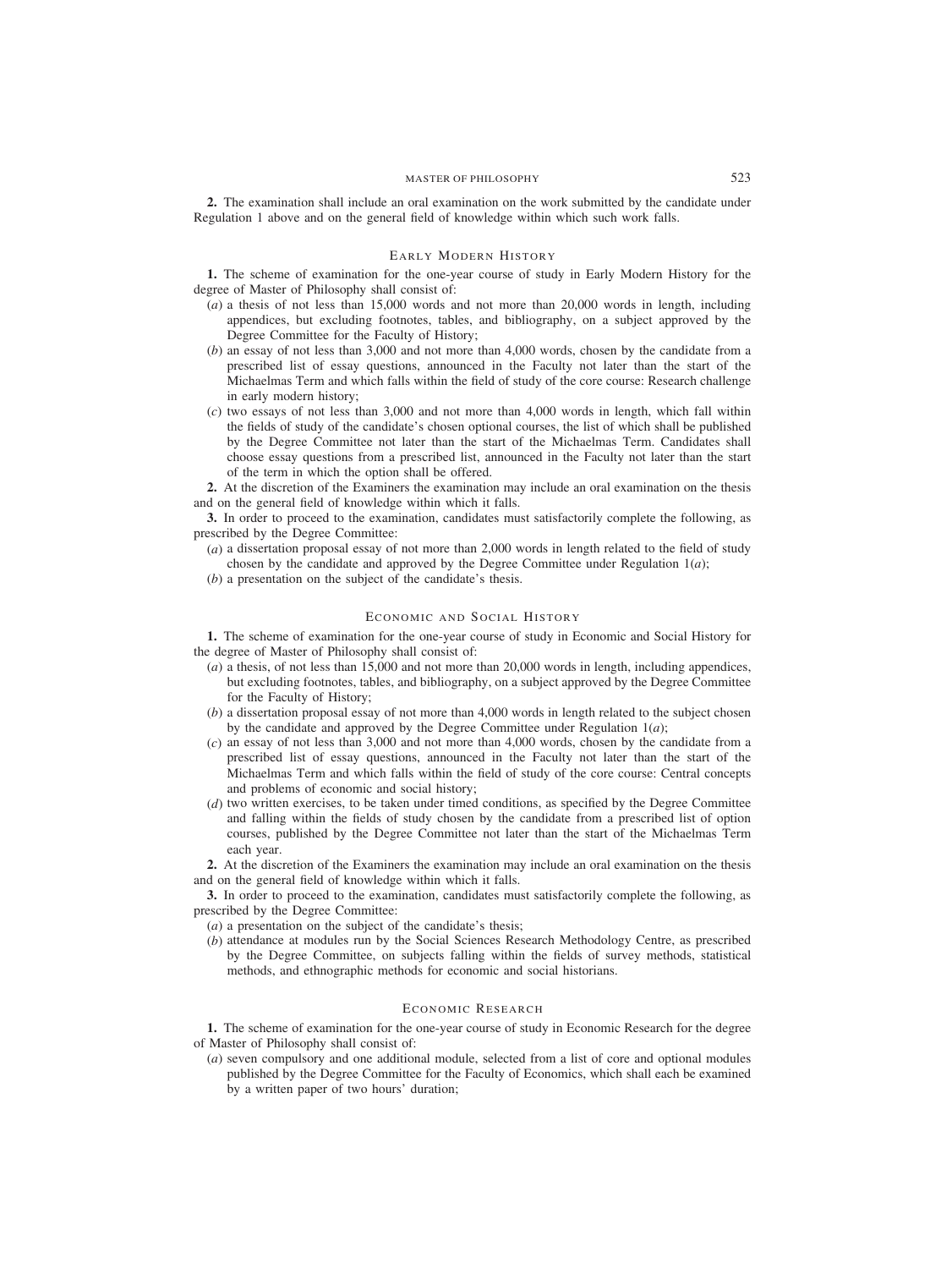**2.** The examination shall include an oral examination on the work submitted by the candidate under Regulation 1 above and on the general field of knowledge within which such work falls.

## Early Modern History

**1.** The scheme of examination for the one-year course of study in Early Modern History for the degree of Master of Philosophy shall consist of:

(*a*) a thesis of not less than 15,000 words and not more than 20,000 words in length, including appendices, but excluding footnotes, tables, and bibliography, on a subject approved by the Degree Committee for the Faculty of History;

(*b*) an essay of not less than 3,000 and not more than 4,000 words, chosen by the candidate from a prescribed list of essay questions, announced in the Faculty not later than the start of the Michaelmas Term and which falls within the field of study of the core course: Research challenge in early modern history;

(*c*) two essays of not less than 3,000 and not more than 4,000 words in length, which fall within the fields of study of the candidate's chosen optional courses, the list of which shall be published by the Degree Committee not later than the start of the Michaelmas Term. Candidates shall choose essay questions from a prescribed list, announced in the Faculty not later than the start of the term in which the option shall be offered.

**2.** At the discretion of the Examiners the examination may include an oral examination on the thesis and on the general field of knowledge within which it falls.

**3.** In order to proceed to the examination, candidates must satisfactorily complete the following, as prescribed by the Degree Committee:

(*a*) a dissertation proposal essay of not more than 2,000 words in length related to the field of study chosen by the candidate and approved by the Degree Committee under Regulation 1(*a*);

(*b*) a presentation on the subject of the candidate's thesis.

## Economic and Social History

**1.** The scheme of examination for the one-year course of study in Economic and Social History for the degree of Master of Philosophy shall consist of:

(*a*) a thesis, of not less than 15,000 and not more than 20,000 words in length, including appendices, but excluding footnotes, tables, and bibliography, on a subject approved by the Degree Committee for the Faculty of History;

(*b*) a dissertation proposal essay of not more than 4,000 words in length related to the subject chosen by the candidate and approved by the Degree Committee under Regulation 1(*a*);

(*c*) an essay of not less than 3,000 and not more than 4,000 words, chosen by the candidate from a prescribed list of essay questions, announced in the Faculty not later than the start of the Michaelmas Term and which falls within the field of study of the core course: Central concepts and problems of economic and social history;

(*d*) two written exercises, to be taken under timed conditions, as specified by the Degree Committee and falling within the fields of study chosen by the candidate from a prescribed list of option courses, published by the Degree Committee not later than the start of the Michaelmas Term each year.

**2.** At the discretion of the Examiners the examination may include an oral examination on the thesis and on the general field of knowledge within which it falls.

**3.** In order to proceed to the examination, candidates must satisfactorily complete the following, as prescribed by the Degree Committee:

(*a*) a presentation on the subject of the candidate's thesis;

(*b*) attendance at modules run by the Social Sciences Research Methodology Centre, as prescribed by the Degree Committee, on subjects falling within the fields of survey methods, statistical methods, and ethnographic methods for economic and social historians.

## Economic Research

**1.** The scheme of examination for the one-year course of study in Economic Research for the degree of Master of Philosophy shall consist of:

(*a*) seven compulsory and one additional module, selected from a list of core and optional modules published by the Degree Committee for the Faculty of Economics, which shall each be examined by a written paper of two hours' duration;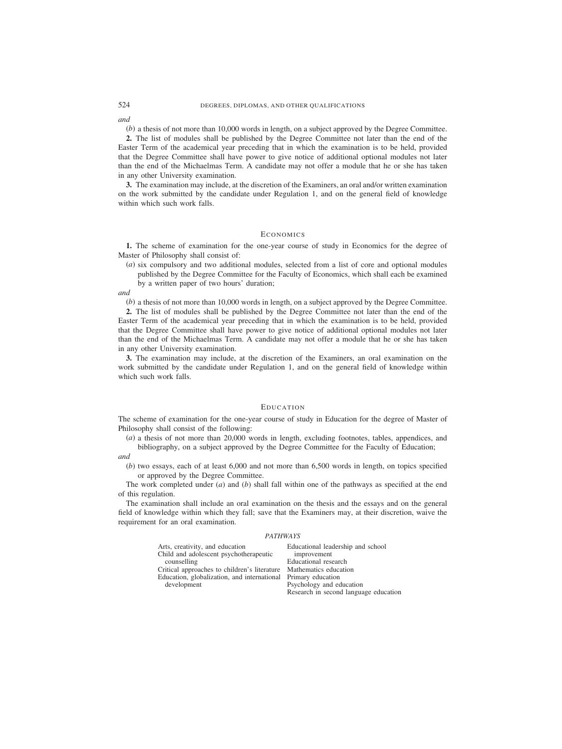*and*

(*b*) a thesis of not more than 10,000 words in length, on a subject approved by the Degree Committee.

**2.** The list of modules shall be published by the Degree Committee not later than the end of the Easter Term of the academical year preceding that in which the examination is to be held, provided that the Degree Committee shall have power to give notice of additional optional modules not later than the end of the Michaelmas Term. A candidate may not offer a module that he or she has taken in any other University examination.

**3.** The examination may include, at the discretion of the Examiners, an oral and/or written examination on the work submitted by the candidate under Regulation 1, and on the general field of knowledge within which such work falls.

## ECONOMICS

**1.** The scheme of examination for the one-year course of study in Economics for the degree of Master of Philosophy shall consist of:

(*a*) six compulsory and two additional modules, selected from a list of core and optional modules published by the Degree Committee for the Faculty of Economics, which shall each be examined by a written paper of two hours' duration;

*and*

(*b*) a thesis of not more than 10,000 words in length, on a subject approved by the Degree Committee.

**2.** The list of modules shall be published by the Degree Committee not later than the end of the Easter Term of the academical year preceding that in which the examination is to be held, provided that the Degree Committee shall have power to give notice of additional optional modules not later than the end of the Michaelmas Term. A candidate may not offer a module that he or she has taken in any other University examination.

**3.** The examination may include, at the discretion of the Examiners, an oral examination on the work submitted by the candidate under Regulation 1, and on the general field of knowledge within which such work falls.

## EDUCATION

The scheme of examination for the one-year course of study in Education for the degree of Master of Philosophy shall consist of the following:

(*a*) a thesis of not more than 20,000 words in length, excluding footnotes, tables, appendices, and bibliography, on a subject approved by the Degree Committee for the Faculty of Education;

*and*

(*b*) two essays, each of at least 6,000 and not more than 6,500 words in length, on topics specified or approved by the Degree Committee.

The work completed under (*a*) and (*b*) shall fall within one of the pathways as specified at the end of this regulation.

The examination shall include an oral examination on the thesis and the essays and on the general field of knowledge within which they fall; save that the Examiners may, at their discretion, waive the requirement for an oral examination.

*PATHWAYS*

- Arts, creativity, and education
- Child and adolescent psychotherapeutic counselling
- Critical approaches to children's literature
- Education, globalization, and international development
- Educational leadership and school improvement
- Educational research
- Mathematics education
- Primary education
- Psychology and education
- Research in second language education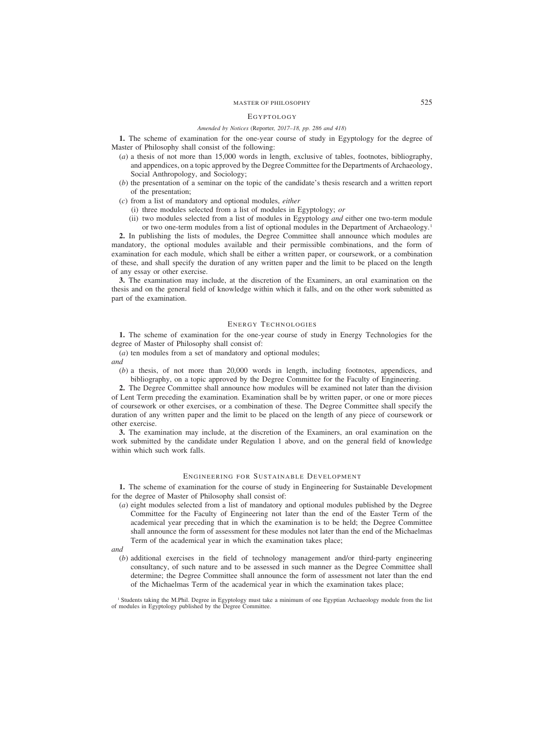## EGYPTOLOGY

*Amended by Notices* (Reporter, *2017–18, pp. 286 and 418*)

**1.** The scheme of examination for the one-year course of study in Egyptology for the degree of Master of Philosophy shall consist of the following:

(*a*) a thesis of not more than 15,000 words in length, exclusive of tables, footnotes, bibliography, and appendices, on a topic approved by the Degree Committee for the Departments of Archaeology, Social Anthropology, and Sociology;

(*b*) the presentation of a seminar on the topic of the candidate's thesis research and a written report of the presentation;

(*c*) from a list of mandatory and optional modules, *either*

(i) three modules selected from a list of modules in Egyptology; *or*

(ii) two modules selected from a list of modules in Egyptology *and* either one two-term module or two one-term modules from a list of optional modules in the Department of Archaeology.[1]

**2.** In publishing the lists of modules, the Degree Committee shall announce which modules are mandatory, the optional modules available and their permissible combinations, and the form of examination for each module, which shall be either a written paper, or coursework, or a combination of these, and shall specify the duration of any written paper and the limit to be placed on the length of any essay or other exercise.

**3.** The examination may include, at the discretion of the Examiners, an oral examination on the thesis and on the general field of knowledge within which it falls, and on the other work submitted as part of the examination.

## ENERGY TECHNOLOGIES

**1.** The scheme of examination for the one-year course of study in Energy Technologies for the degree of Master of Philosophy shall consist of:

(*a*) ten modules from a set of mandatory and optional modules;

*and*

(*b*) a thesis, of not more than 20,000 words in length, including footnotes, appendices, and bibliography, on a topic approved by the Degree Committee for the Faculty of Engineering.

**2.** The Degree Committee shall announce how modules will be examined not later than the division of Lent Term preceding the examination. Examination shall be by written paper, or one or more pieces of coursework or other exercises, or a combination of these. The Degree Committee shall specify the duration of any written paper and the limit to be placed on the length of any piece of coursework or other exercise.

**3.** The examination may include, at the discretion of the Examiners, an oral examination on the work submitted by the candidate under Regulation 1 above, and on the general field of knowledge within which such work falls.

## ENGINEERING FOR SUSTAINABLE DEVELOPMENT

**1.** The scheme of examination for the course of study in Engineering for Sustainable Development for the degree of Master of Philosophy shall consist of:

(*a*) eight modules selected from a list of mandatory and optional modules published by the Degree Committee for the Faculty of Engineering not later than the end of the Easter Term of the academical year preceding that in which the examination is to be held; the Degree Committee shall announce the form of assessment for these modules not later than the end of the Michaelmas Term of the academical year in which the examination takes place;

*and*

(*b*) additional exercises in the field of technology management and/or third-party engineering consultancy, of such nature and to be assessed in such manner as the Degree Committee shall determine; the Degree Committee shall announce the form of assessment not later than the end of the Michaelmas Term of the academical year in which the examination takes place;

[1] Students taking the M.Phil. Degree in Egyptology must take a minimum of one Egyptian Archaeology module from the list of modules in Egyptology published by the Degree Committee.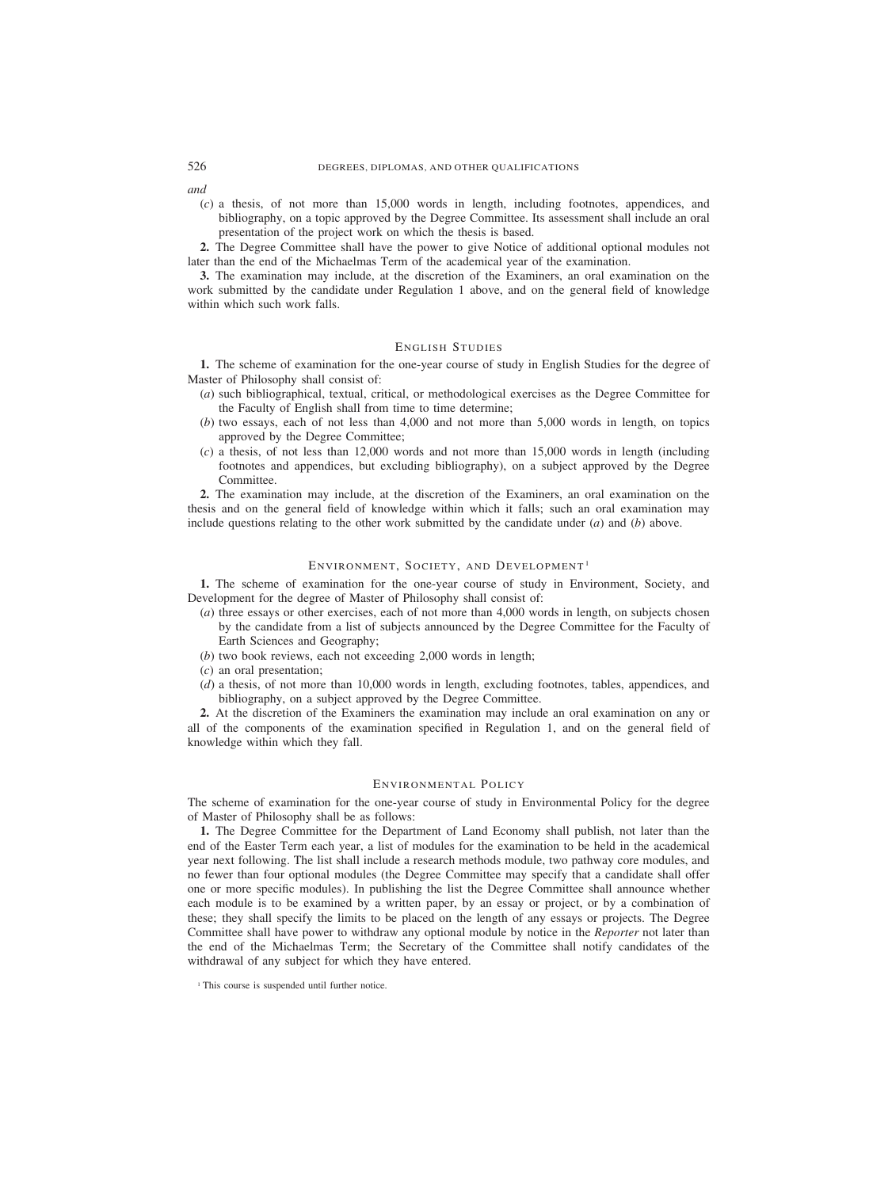*and*

(*c*) a thesis, of not more than 15,000 words in length, including footnotes, appendices, and bibliography, on a topic approved by the Degree Committee. Its assessment shall include an oral presentation of the project work on which the thesis is based.

**2.** The Degree Committee shall have the power to give Notice of additional optional modules not later than the end of the Michaelmas Term of the academical year of the examination.

**3.** The examination may include, at the discretion of the Examiners, an oral examination on the work submitted by the candidate under Regulation 1 above, and on the general field of knowledge within which such work falls.

## English Studies

**1.** The scheme of examination for the one-year course of study in English Studies for the degree of Master of Philosophy shall consist of:

(*a*) such bibliographical, textual, critical, or methodological exercises as the Degree Committee for the Faculty of English shall from time to time determine;

(*b*) two essays, each of not less than 4,000 and not more than 5,000 words in length, on topics approved by the Degree Committee;

(*c*) a thesis, of not less than 12,000 words and not more than 15,000 words in length (including footnotes and appendices, but excluding bibliography), on a subject approved by the Degree Committee.

**2.** The examination may include, at the discretion of the Examiners, an oral examination on the thesis and on the general field of knowledge within which it falls; such an oral examination may include questions relating to the other work submitted by the candidate under (*a*) and (*b*) above.

## Environment, Society, and Development[1]

**1.** The scheme of examination for the one-year course of study in Environment, Society, and Development for the degree of Master of Philosophy shall consist of:

(*a*) three essays or other exercises, each of not more than 4,000 words in length, on subjects chosen by the candidate from a list of subjects announced by the Degree Committee for the Faculty of Earth Sciences and Geography;

(*b*) two book reviews, each not exceeding 2,000 words in length;

(*c*) an oral presentation;

(*d*) a thesis, of not more than 10,000 words in length, excluding footnotes, tables, appendices, and bibliography, on a subject approved by the Degree Committee.

**2.** At the discretion of the Examiners the examination may include an oral examination on any or all of the components of the examination specified in Regulation 1, and on the general field of knowledge within which they fall.

## Environmental Policy

The scheme of examination for the one-year course of study in Environmental Policy for the degree of Master of Philosophy shall be as follows:

**1.** The Degree Committee for the Department of Land Economy shall publish, not later than the end of the Easter Term each year, a list of modules for the examination to be held in the academical year next following. The list shall include a research methods module, two pathway core modules, and no fewer than four optional modules (the Degree Committee may specify that a candidate shall offer one or more specific modules). In publishing the list the Degree Committee shall announce whether each module is to be examined by a written paper, by an essay or project, or by a combination of these; they shall specify the limits to be placed on the length of any essays or projects. The Degree Committee shall have power to withdraw any optional module by notice in the *Reporter* not later than the end of the Michaelmas Term; the Secretary of the Committee shall notify candidates of the withdrawal of any subject for which they have entered.

[1] This course is suspended until further notice.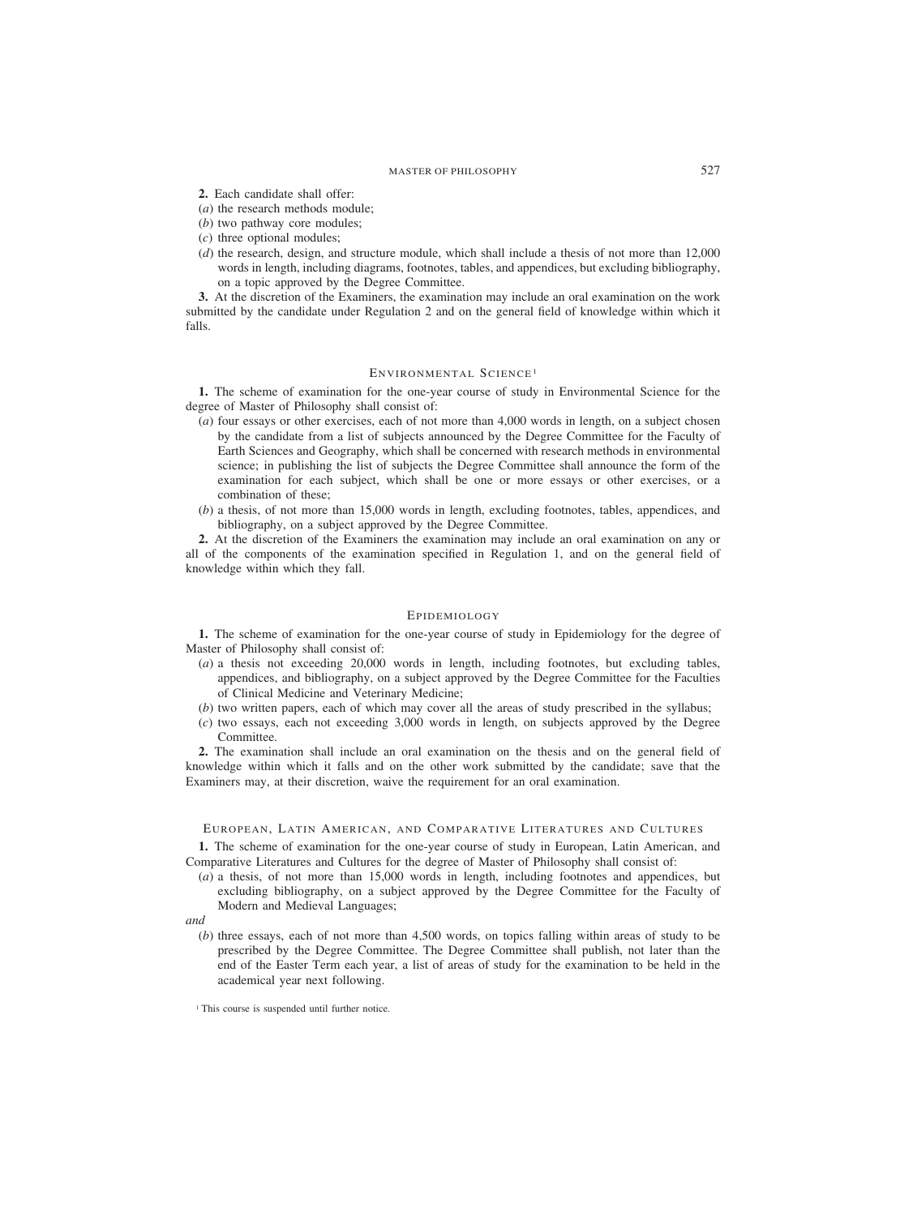**2.** Each candidate shall offer:

(*a*) the research methods module;

(*b*) two pathway core modules;

(*c*) three optional modules;

(*d*) the research, design, and structure module, which shall include a thesis of not more than 12,000 words in length, including diagrams, footnotes, tables, and appendices, but excluding bibliography, on a topic approved by the Degree Committee.

**3.** At the discretion of the Examiners, the examination may include an oral examination on the work submitted by the candidate under Regulation 2 and on the general field of knowledge within which it falls.

## Environmental Science[1]

**1.** The scheme of examination for the one-year course of study in Environmental Science for the degree of Master of Philosophy shall consist of:

(*a*) four essays or other exercises, each of not more than 4,000 words in length, on a subject chosen by the candidate from a list of subjects announced by the Degree Committee for the Faculty of Earth Sciences and Geography, which shall be concerned with research methods in environmental science; in publishing the list of subjects the Degree Committee shall announce the form of the examination for each subject, which shall be one or more essays or other exercises, or a combination of these;

(*b*) a thesis, of not more than 15,000 words in length, excluding footnotes, tables, appendices, and bibliography, on a subject approved by the Degree Committee.

**2.** At the discretion of the Examiners the examination may include an oral examination on any or all of the components of the examination specified in Regulation 1, and on the general field of knowledge within which they fall.

## Epidemiology

**1.** The scheme of examination for the one-year course of study in Epidemiology for the degree of Master of Philosophy shall consist of:

(*a*) a thesis not exceeding 20,000 words in length, including footnotes, but excluding tables, appendices, and bibliography, on a subject approved by the Degree Committee for the Faculties of Clinical Medicine and Veterinary Medicine;

(*b*) two written papers, each of which may cover all the areas of study prescribed in the syllabus;

(*c*) two essays, each not exceeding 3,000 words in length, on subjects approved by the Degree Committee.

**2.** The examination shall include an oral examination on the thesis and on the general field of knowledge within which it falls and on the other work submitted by the candidate; save that the Examiners may, at their discretion, waive the requirement for an oral examination.

## European, Latin American, and Comparative Literatures and Cultures

**1.** The scheme of examination for the one-year course of study in European, Latin American, and Comparative Literatures and Cultures for the degree of Master of Philosophy shall consist of:

(*a*) a thesis, of not more than 15,000 words in length, including footnotes and appendices, but excluding bibliography, on a subject approved by the Degree Committee for the Faculty of Modern and Medieval Languages;

*and*

(*b*) three essays, each of not more than 4,500 words, on topics falling within areas of study to be prescribed by the Degree Committee. The Degree Committee shall publish, not later than the end of the Easter Term each year, a list of areas of study for the examination to be held in the academical year next following.

[1] This course is suspended until further notice.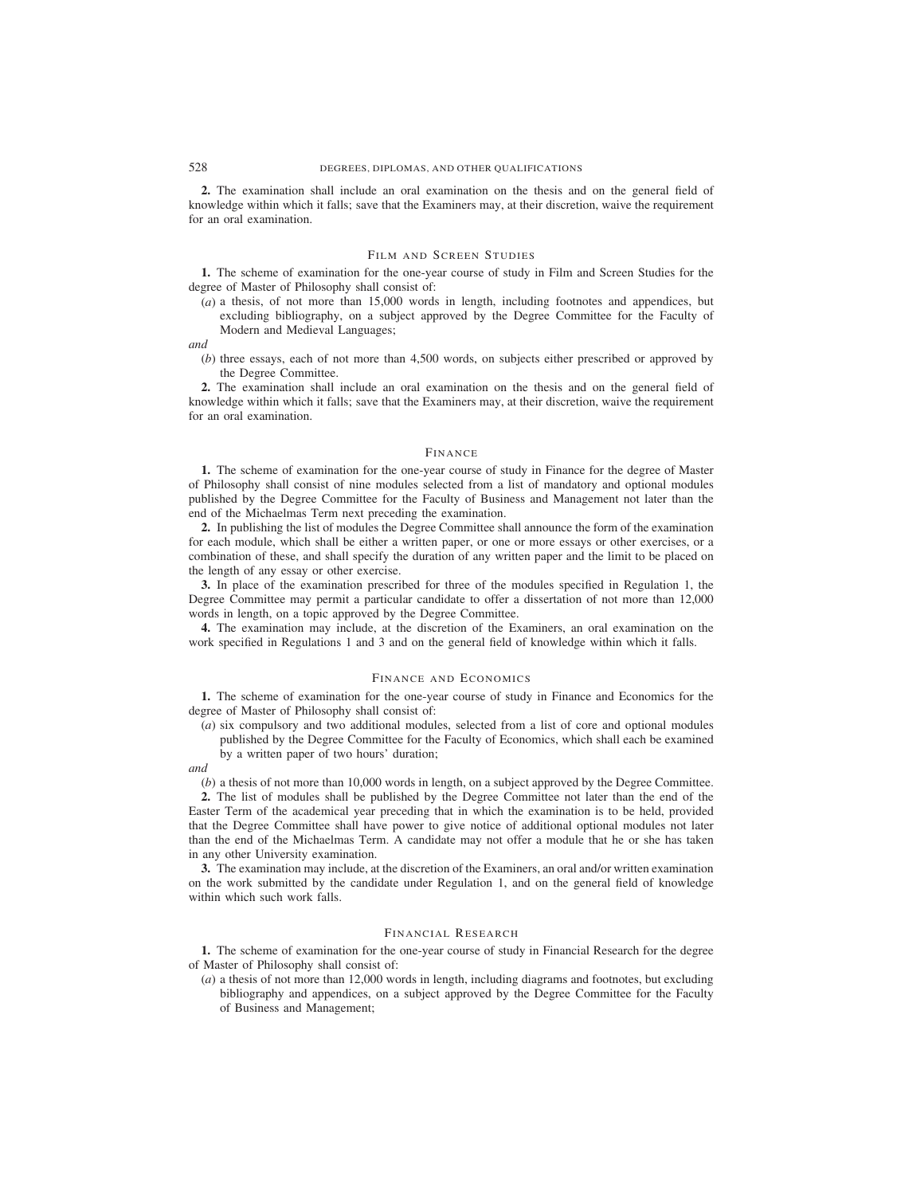**2.** The examination shall include an oral examination on the thesis and on the general field of knowledge within which it falls; save that the Examiners may, at their discretion, waive the requirement for an oral examination.

## Film and Screen Studies

**1.** The scheme of examination for the one-year course of study in Film and Screen Studies for the degree of Master of Philosophy shall consist of:

(*a*) a thesis, of not more than 15,000 words in length, including footnotes and appendices, but excluding bibliography, on a subject approved by the Degree Committee for the Faculty of Modern and Medieval Languages;

*and*

(*b*) three essays, each of not more than 4,500 words, on subjects either prescribed or approved by the Degree Committee.

**2.** The examination shall include an oral examination on the thesis and on the general field of knowledge within which it falls; save that the Examiners may, at their discretion, waive the requirement for an oral examination.

## Finance

**1.** The scheme of examination for the one-year course of study in Finance for the degree of Master of Philosophy shall consist of nine modules selected from a list of mandatory and optional modules published by the Degree Committee for the Faculty of Business and Management not later than the end of the Michaelmas Term next preceding the examination.

**2.** In publishing the list of modules the Degree Committee shall announce the form of the examination for each module, which shall be either a written paper, or one or more essays or other exercises, or a combination of these, and shall specify the duration of any written paper and the limit to be placed on the length of any essay or other exercise.

**3.** In place of the examination prescribed for three of the modules specified in Regulation 1, the Degree Committee may permit a particular candidate to offer a dissertation of not more than 12,000 words in length, on a topic approved by the Degree Committee.

**4.** The examination may include, at the discretion of the Examiners, an oral examination on the work specified in Regulations 1 and 3 and on the general field of knowledge within which it falls.

## Finance and Economics

**1.** The scheme of examination for the one-year course of study in Finance and Economics for the degree of Master of Philosophy shall consist of:

(*a*) six compulsory and two additional modules, selected from a list of core and optional modules published by the Degree Committee for the Faculty of Economics, which shall each be examined by a written paper of two hours' duration;

*and*

(*b*) a thesis of not more than 10,000 words in length, on a subject approved by the Degree Committee.

**2.** The list of modules shall be published by the Degree Committee not later than the end of the Easter Term of the academical year preceding that in which the examination is to be held, provided that the Degree Committee shall have power to give notice of additional optional modules not later than the end of the Michaelmas Term. A candidate may not offer a module that he or she has taken in any other University examination.

**3.** The examination may include, at the discretion of the Examiners, an oral and/or written examination on the work submitted by the candidate under Regulation 1, and on the general field of knowledge within which such work falls.

## Financial Research

**1.** The scheme of examination for the one-year course of study in Financial Research for the degree of Master of Philosophy shall consist of:

(*a*) a thesis of not more than 12,000 words in length, including diagrams and footnotes, but excluding bibliography and appendices, on a subject approved by the Degree Committee for the Faculty of Business and Management;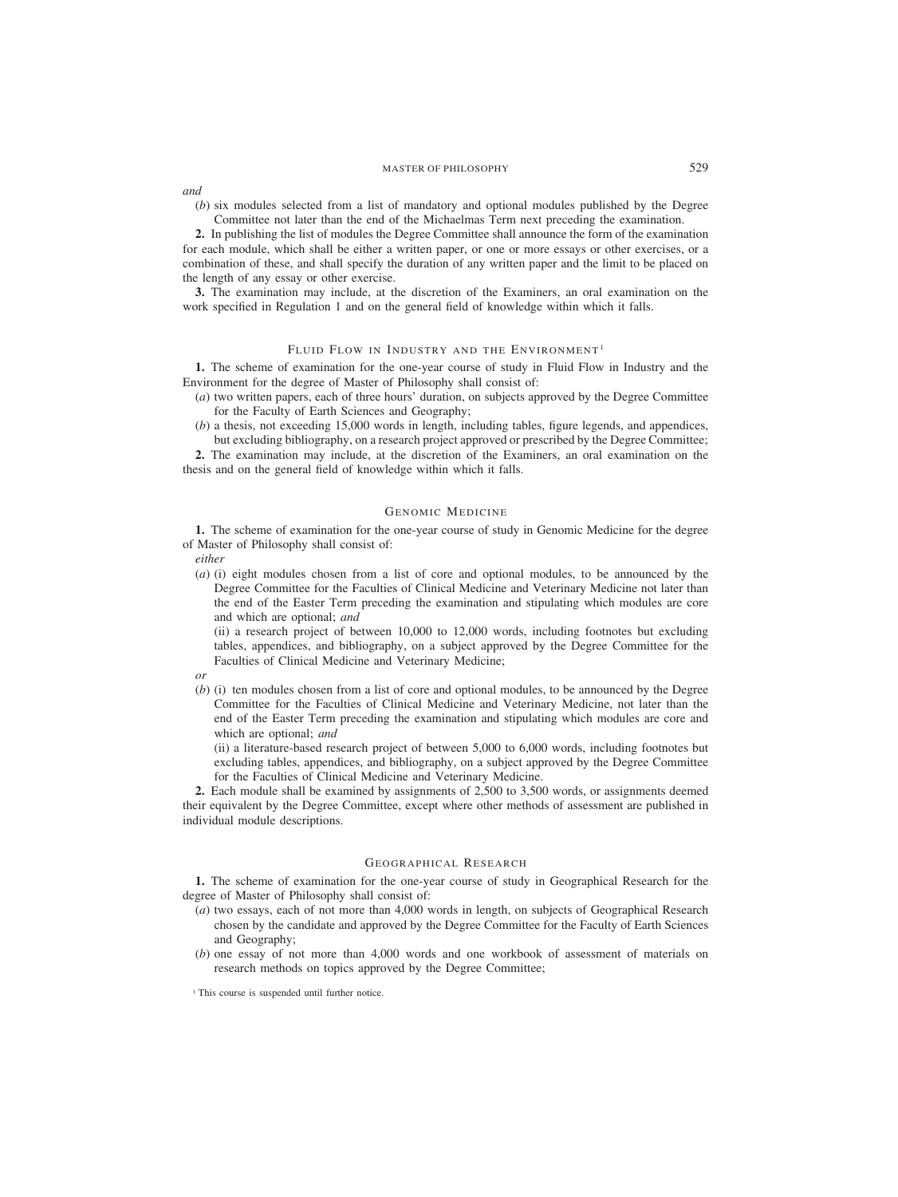*and*

(*b*) six modules selected from a list of mandatory and optional modules published by the Degree Committee not later than the end of the Michaelmas Term next preceding the examination.

**2.** In publishing the list of modules the Degree Committee shall announce the form of the examination for each module, which shall be either a written paper, or one or more essays or other exercises, or a combination of these, and shall specify the duration of any written paper and the limit to be placed on the length of any essay or other exercise.

**3.** The examination may include, at the discretion of the Examiners, an oral examination on the work specified in Regulation 1 and on the general field of knowledge within which it falls.

## Fluid Flow in Industry and the Environment[1]

**1.** The scheme of examination for the one-year course of study in Fluid Flow in Industry and the Environment for the degree of Master of Philosophy shall consist of:

(*a*) two written papers, each of three hours' duration, on subjects approved by the Degree Committee for the Faculty of Earth Sciences and Geography;

(*b*) a thesis, not exceeding 15,000 words in length, including tables, figure legends, and appendices, but excluding bibliography, on a research project approved or prescribed by the Degree Committee;

**2.** The examination may include, at the discretion of the Examiners, an oral examination on the thesis and on the general field of knowledge within which it falls.

## Genomic Medicine

**1.** The scheme of examination for the one-year course of study in Genomic Medicine for the degree of Master of Philosophy shall consist of:

*either*

(*a*) (i) eight modules chosen from a list of core and optional modules, to be announced by the Degree Committee for the Faculties of Clinical Medicine and Veterinary Medicine not later than the end of the Easter Term preceding the examination and stipulating which modules are core and which are optional; *and*

(ii) a research project of between 10,000 to 12,000 words, including footnotes but excluding tables, appendices, and bibliography, on a subject approved by the Degree Committee for the Faculties of Clinical Medicine and Veterinary Medicine;

*or*

(*b*) (i) ten modules chosen from a list of core and optional modules, to be announced by the Degree Committee for the Faculties of Clinical Medicine and Veterinary Medicine, not later than the end of the Easter Term preceding the examination and stipulating which modules are core and which are optional; *and*

(ii) a literature-based research project of between 5,000 to 6,000 words, including footnotes but excluding tables, appendices, and bibliography, on a subject approved by the Degree Committee for the Faculties of Clinical Medicine and Veterinary Medicine.

**2.** Each module shall be examined by assignments of 2,500 to 3,500 words, or assignments deemed their equivalent by the Degree Committee, except where other methods of assessment are published in individual module descriptions.

## Geographical Research

**1.** The scheme of examination for the one-year course of study in Geographical Research for the degree of Master of Philosophy shall consist of:

(*a*) two essays, each of not more than 4,000 words in length, on subjects of Geographical Research chosen by the candidate and approved by the Degree Committee for the Faculty of Earth Sciences and Geography;

(*b*) one essay of not more than 4,000 words and one workbook of assessment of materials on research methods on topics approved by the Degree Committee;

[1] This course is suspended until further notice.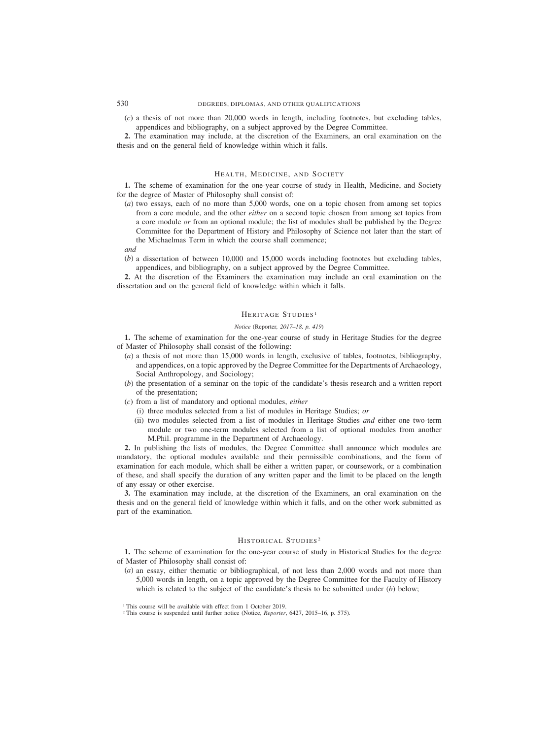(*c*) a thesis of not more than 20,000 words in length, including footnotes, but excluding tables, appendices and bibliography, on a subject approved by the Degree Committee.

**2.** The examination may include, at the discretion of the Examiners, an oral examination on the thesis and on the general field of knowledge within which it falls.

## HEALTH, MEDICINE, AND SOCIETY

**1.** The scheme of examination for the one-year course of study in Health, Medicine, and Society for the degree of Master of Philosophy shall consist of:

(*a*) two essays, each of no more than 5,000 words, one on a topic chosen from among set topics from a core module, and the other *either* on a second topic chosen from among set topics from a core module *or* from an optional module; the list of modules shall be published by the Degree Committee for the Department of History and Philosophy of Science not later than the start of the Michaelmas Term in which the course shall commence;

*and*

(*b*) a dissertation of between 10,000 and 15,000 words including footnotes but excluding tables, appendices, and bibliography, on a subject approved by the Degree Committee.

**2.** At the discretion of the Examiners the examination may include an oral examination on the dissertation and on the general field of knowledge within which it falls.

## HERITAGE STUDIES[1]

*Notice* (Reporter, *2017–18, p. 419*)

**1.** The scheme of examination for the one-year course of study in Heritage Studies for the degree of Master of Philosophy shall consist of the following:

(*a*) a thesis of not more than 15,000 words in length, exclusive of tables, footnotes, bibliography, and appendices, on a topic approved by the Degree Committee for the Departments of Archaeology, Social Anthropology, and Sociology;

(*b*) the presentation of a seminar on the topic of the candidate's thesis research and a written report of the presentation;

(*c*) from a list of mandatory and optional modules, *either*

(i) three modules selected from a list of modules in Heritage Studies; *or*

(ii) two modules selected from a list of modules in Heritage Studies *and* either one two-term module or two one-term modules selected from a list of optional modules from another M.Phil. programme in the Department of Archaeology.

**2.** In publishing the lists of modules, the Degree Committee shall announce which modules are mandatory, the optional modules available and their permissible combinations, and the form of examination for each module, which shall be either a written paper, or coursework, or a combination of these, and shall specify the duration of any written paper and the limit to be placed on the length of any essay or other exercise.

**3.** The examination may include, at the discretion of the Examiners, an oral examination on the thesis and on the general field of knowledge within which it falls, and on the other work submitted as part of the examination.

## HISTORICAL STUDIES[2]

**1.** The scheme of examination for the one-year course of study in Historical Studies for the degree of Master of Philosophy shall consist of:

(*a*) an essay, either thematic or bibliographical, of not less than 2,000 words and not more than 5,000 words in length, on a topic approved by the Degree Committee for the Faculty of History which is related to the subject of the candidate's thesis to be submitted under (*b*) below;

---

[1] This course will be available with effect from 1 October 2019.

[2] This course is suspended until further notice (Notice, *Reporter*, 6427, 2015–16, p. 575).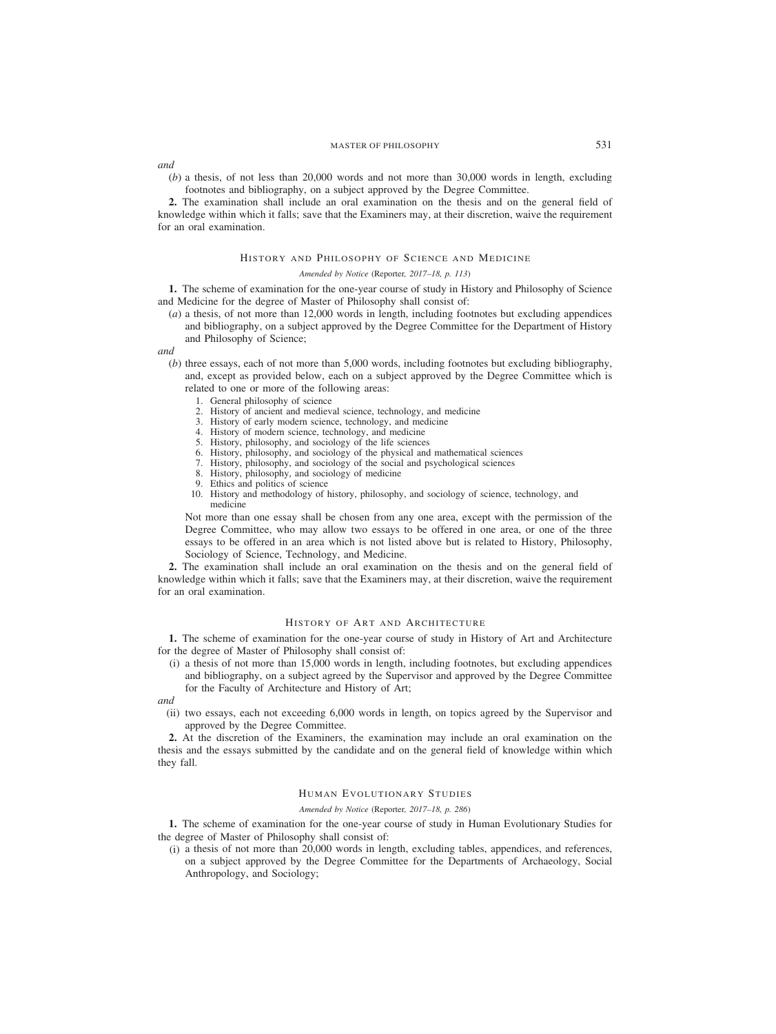*and*

(*b*) a thesis, of not less than 20,000 words and not more than 30,000 words in length, excluding footnotes and bibliography, on a subject approved by the Degree Committee.

**2.** The examination shall include an oral examination on the thesis and on the general field of knowledge within which it falls; save that the Examiners may, at their discretion, waive the requirement for an oral examination.

## History and Philosophy of Science and Medicine

*Amended by Notice* (Reporter*, 2017–18, p. 113*)

**1.** The scheme of examination for the one-year course of study in History and Philosophy of Science and Medicine for the degree of Master of Philosophy shall consist of:

(*a*) a thesis, of not more than 12,000 words in length, including footnotes but excluding appendices and bibliography, on a subject approved by the Degree Committee for the Department of History and Philosophy of Science;

*and*

(*b*) three essays, each of not more than 5,000 words, including footnotes but excluding bibliography, and, except as provided below, each on a subject approved by the Degree Committee which is related to one or more of the following areas:

1. General philosophy of science
2. History of ancient and medieval science, technology, and medicine
3. History of early modern science, technology, and medicine
4. History of modern science, technology, and medicine
5. History, philosophy, and sociology of the life sciences
6. History, philosophy, and sociology of the physical and mathematical sciences
7. History, philosophy, and sociology of the social and psychological sciences
8. History, philosophy, and sociology of medicine
9. Ethics and politics of science
10. History and methodology of history, philosophy, and sociology of science, technology, and medicine

Not more than one essay shall be chosen from any one area, except with the permission of the Degree Committee, who may allow two essays to be offered in one area, or one of the three essays to be offered in an area which is not listed above but is related to History, Philosophy, Sociology of Science, Technology, and Medicine.

**2.** The examination shall include an oral examination on the thesis and on the general field of knowledge within which it falls; save that the Examiners may, at their discretion, waive the requirement for an oral examination.

## History of Art and Architecture

**1.** The scheme of examination for the one-year course of study in History of Art and Architecture for the degree of Master of Philosophy shall consist of:

(i) a thesis of not more than 15,000 words in length, including footnotes, but excluding appendices and bibliography, on a subject agreed by the Supervisor and approved by the Degree Committee for the Faculty of Architecture and History of Art;

*and*

(ii) two essays, each not exceeding 6,000 words in length, on topics agreed by the Supervisor and approved by the Degree Committee.

**2.** At the discretion of the Examiners, the examination may include an oral examination on the thesis and the essays submitted by the candidate and on the general field of knowledge within which they fall.

## Human Evolutionary Studies

*Amended by Notice* (Reporter*, 2017–18, p. 286*)

**1.** The scheme of examination for the one-year course of study in Human Evolutionary Studies for the degree of Master of Philosophy shall consist of:

(i) a thesis of not more than 20,000 words in length, excluding tables, appendices, and references, on a subject approved by the Degree Committee for the Departments of Archaeology, Social Anthropology, and Sociology;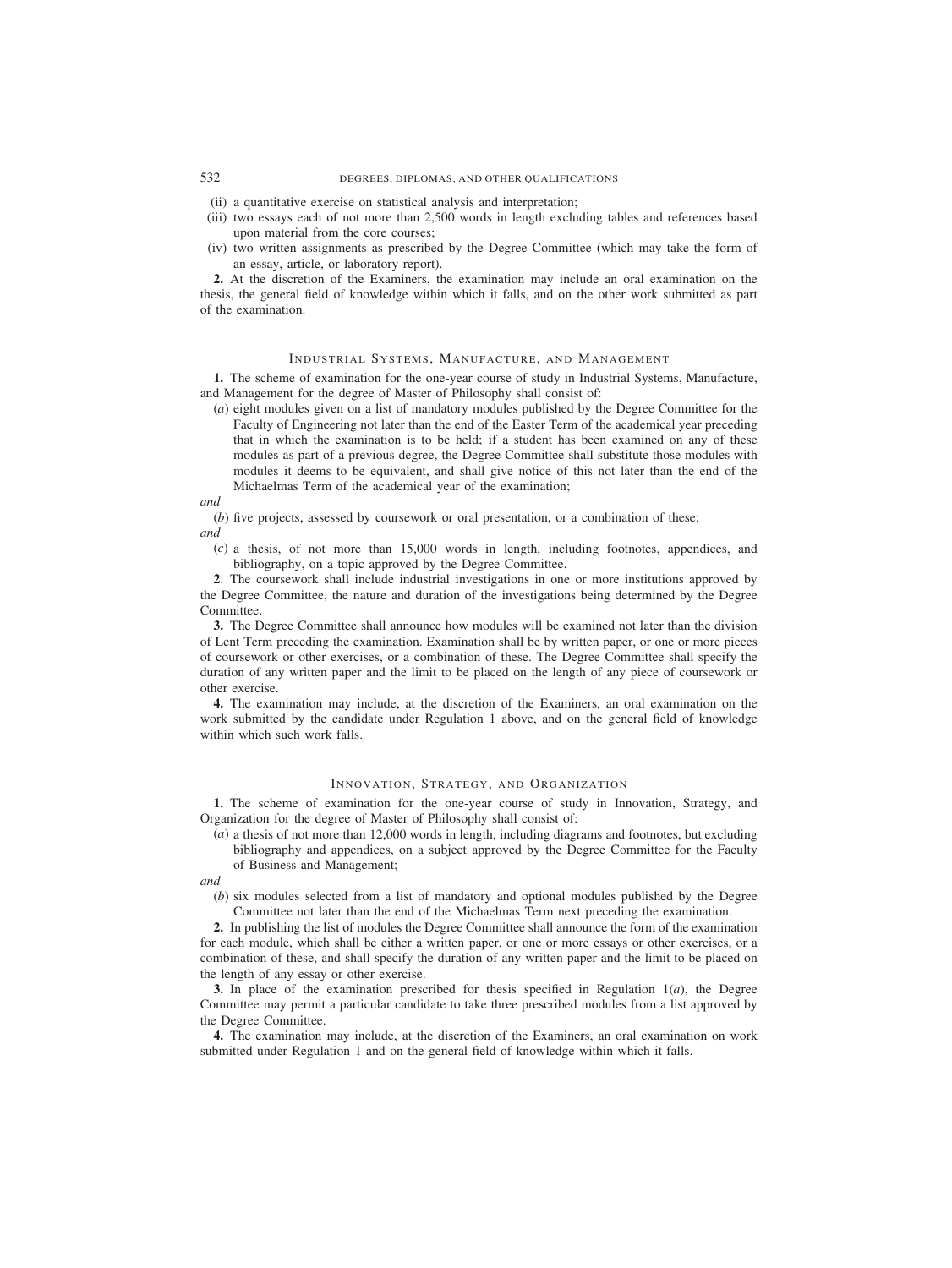(ii) a quantitative exercise on statistical analysis and interpretation;

(iii) two essays each of not more than 2,500 words in length excluding tables and references based upon material from the core courses;

(iv) two written assignments as prescribed by the Degree Committee (which may take the form of an essay, article, or laboratory report).

**2.** At the discretion of the Examiners, the examination may include an oral examination on the thesis, the general field of knowledge within which it falls, and on the other work submitted as part of the examination.

## Industrial Systems, Manufacture, and Management

**1.** The scheme of examination for the one-year course of study in Industrial Systems, Manufacture, and Management for the degree of Master of Philosophy shall consist of:

(*a*) eight modules given on a list of mandatory modules published by the Degree Committee for the Faculty of Engineering not later than the end of the Easter Term of the academical year preceding that in which the examination is to be held; if a student has been examined on any of these modules as part of a previous degree, the Degree Committee shall substitute those modules with modules it deems to be equivalent, and shall give notice of this not later than the end of the Michaelmas Term of the academical year of the examination;

*and*

(*b*) five projects, assessed by coursework or oral presentation, or a combination of these;

*and*

(*c*) a thesis, of not more than 15,000 words in length, including footnotes, appendices, and bibliography, on a topic approved by the Degree Committee.

**2**. The coursework shall include industrial investigations in one or more institutions approved by the Degree Committee, the nature and duration of the investigations being determined by the Degree Committee.

**3.** The Degree Committee shall announce how modules will be examined not later than the division of Lent Term preceding the examination. Examination shall be by written paper, or one or more pieces of coursework or other exercises, or a combination of these. The Degree Committee shall specify the duration of any written paper and the limit to be placed on the length of any piece of coursework or other exercise.

**4.** The examination may include, at the discretion of the Examiners, an oral examination on the work submitted by the candidate under Regulation 1 above, and on the general field of knowledge within which such work falls.

## Innovation, Strategy, and Organization

**1.** The scheme of examination for the one-year course of study in Innovation, Strategy, and Organization for the degree of Master of Philosophy shall consist of:

(*a*) a thesis of not more than 12,000 words in length, including diagrams and footnotes, but excluding bibliography and appendices, on a subject approved by the Degree Committee for the Faculty of Business and Management;

*and*

(*b*) six modules selected from a list of mandatory and optional modules published by the Degree Committee not later than the end of the Michaelmas Term next preceding the examination.

**2.** In publishing the list of modules the Degree Committee shall announce the form of the examination for each module, which shall be either a written paper, or one or more essays or other exercises, or a combination of these, and shall specify the duration of any written paper and the limit to be placed on the length of any essay or other exercise.

**3.** In place of the examination prescribed for thesis specified in Regulation 1(*a*), the Degree Committee may permit a particular candidate to take three prescribed modules from a list approved by the Degree Committee.

**4.** The examination may include, at the discretion of the Examiners, an oral examination on work submitted under Regulation 1 and on the general field of knowledge within which it falls.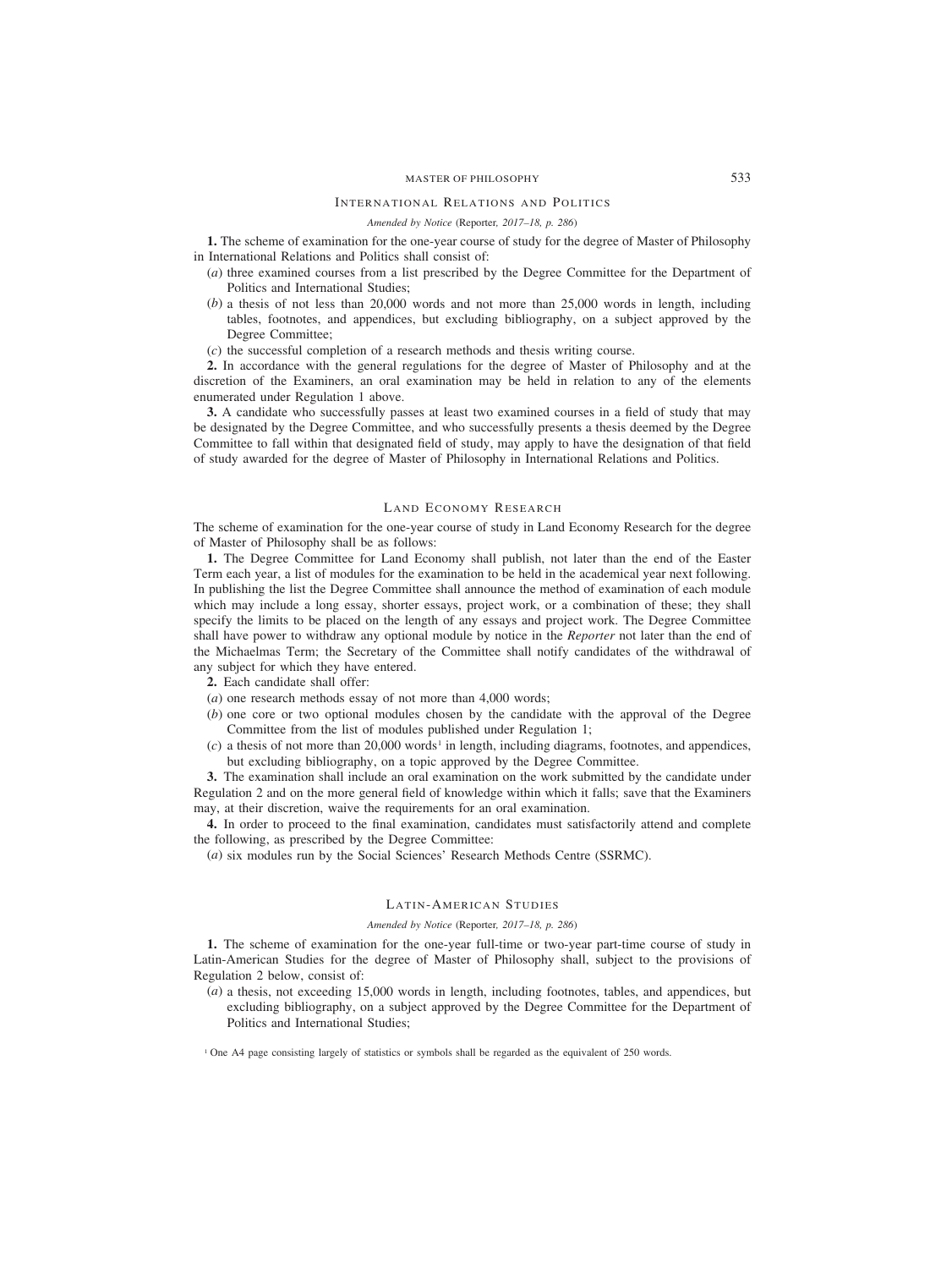## International Relations and Politics

*Amended by Notice (Reporter, 2017–18, p. 286)*

**1.** The scheme of examination for the one-year course of study for the degree of Master of Philosophy in International Relations and Politics shall consist of:

(*a*) three examined courses from a list prescribed by the Degree Committee for the Department of Politics and International Studies;

(*b*) a thesis of not less than 20,000 words and not more than 25,000 words in length, including tables, footnotes, and appendices, but excluding bibliography, on a subject approved by the Degree Committee;

(*c*) the successful completion of a research methods and thesis writing course.

**2.** In accordance with the general regulations for the degree of Master of Philosophy and at the discretion of the Examiners, an oral examination may be held in relation to any of the elements enumerated under Regulation 1 above.

**3.** A candidate who successfully passes at least two examined courses in a field of study that may be designated by the Degree Committee, and who successfully presents a thesis deemed by the Degree Committee to fall within that designated field of study, may apply to have the designation of that field of study awarded for the degree of Master of Philosophy in International Relations and Politics.

## Land Economy Research

The scheme of examination for the one-year course of study in Land Economy Research for the degree of Master of Philosophy shall be as follows:

**1.** The Degree Committee for Land Economy shall publish, not later than the end of the Easter Term each year, a list of modules for the examination to be held in the academical year next following. In publishing the list the Degree Committee shall announce the method of examination of each module which may include a long essay, shorter essays, project work, or a combination of these; they shall specify the limits to be placed on the length of any essays and project work. The Degree Committee shall have power to withdraw any optional module by notice in the *Reporter* not later than the end of the Michaelmas Term; the Secretary of the Committee shall notify candidates of the withdrawal of any subject for which they have entered.

**2.** Each candidate shall offer:

(*a*) one research methods essay of not more than 4,000 words;

(*b*) one core or two optional modules chosen by the candidate with the approval of the Degree Committee from the list of modules published under Regulation 1;

(*c*) a thesis of not more than 20,000 words[1] in length, including diagrams, footnotes, and appendices, but excluding bibliography, on a topic approved by the Degree Committee.

**3.** The examination shall include an oral examination on the work submitted by the candidate under Regulation 2 and on the more general field of knowledge within which it falls; save that the Examiners may, at their discretion, waive the requirements for an oral examination.

**4.** In order to proceed to the final examination, candidates must satisfactorily attend and complete the following, as prescribed by the Degree Committee:

(*a*) six modules run by the Social Sciences' Research Methods Centre (SSRMC).

## Latin-American Studies

*Amended by Notice (Reporter, 2017–18, p. 286)*

**1.** The scheme of examination for the one-year full-time or two-year part-time course of study in Latin-American Studies for the degree of Master of Philosophy shall, subject to the provisions of Regulation 2 below, consist of:

(*a*) a thesis, not exceeding 15,000 words in length, including footnotes, tables, and appendices, but excluding bibliography, on a subject approved by the Degree Committee for the Department of Politics and International Studies;

[1] One A4 page consisting largely of statistics or symbols shall be regarded as the equivalent of 250 words.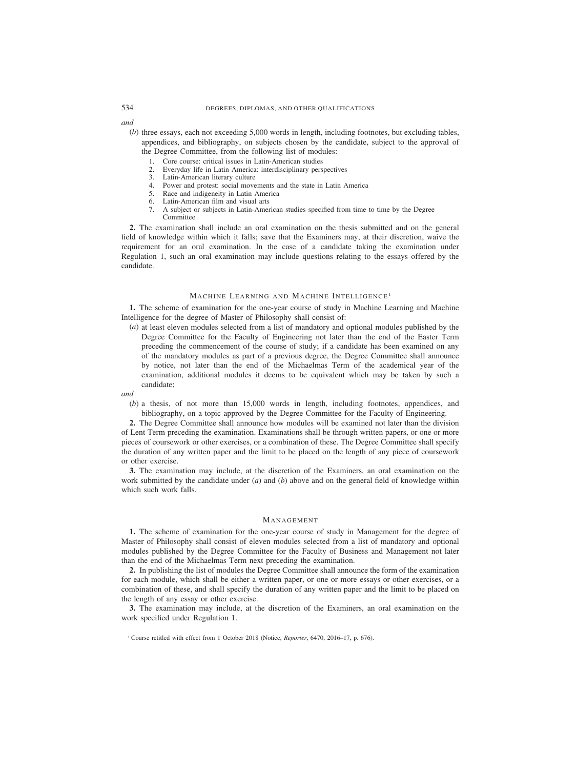*and*

(*b*) three essays, each not exceeding 5,000 words in length, including footnotes, but excluding tables, appendices, and bibliography, on subjects chosen by the candidate, subject to the approval of the Degree Committee, from the following list of modules:

1. Core course: critical issues in Latin-American studies
2. Everyday life in Latin America: interdisciplinary perspectives
3. Latin-American literary culture
4. Power and protest: social movements and the state in Latin America
5. Race and indigeneity in Latin America
6. Latin-American film and visual arts
7. A subject or subjects in Latin-American studies specified from time to time by the Degree Committee

**2.** The examination shall include an oral examination on the thesis submitted and on the general field of knowledge within which it falls; save that the Examiners may, at their discretion, waive the requirement for an oral examination. In the case of a candidate taking the examination under Regulation 1, such an oral examination may include questions relating to the essays offered by the candidate.

## Machine Learning and Machine Intelligence[1]

**1.** The scheme of examination for the one-year course of study in Machine Learning and Machine Intelligence for the degree of Master of Philosophy shall consist of:

(*a*) at least eleven modules selected from a list of mandatory and optional modules published by the Degree Committee for the Faculty of Engineering not later than the end of the Easter Term preceding the commencement of the course of study; if a candidate has been examined on any of the mandatory modules as part of a previous degree, the Degree Committee shall announce by notice, not later than the end of the Michaelmas Term of the academical year of the examination, additional modules it deems to be equivalent which may be taken by such a candidate;

*and*

(*b*) a thesis, of not more than 15,000 words in length, including footnotes, appendices, and bibliography, on a topic approved by the Degree Committee for the Faculty of Engineering.

**2.** The Degree Committee shall announce how modules will be examined not later than the division of Lent Term preceding the examination. Examinations shall be through written papers, or one or more pieces of coursework or other exercises, or a combination of these. The Degree Committee shall specify the duration of any written paper and the limit to be placed on the length of any piece of coursework or other exercise.

**3.** The examination may include, at the discretion of the Examiners, an oral examination on the work submitted by the candidate under (*a*) and (*b*) above and on the general field of knowledge within which such work falls.

## Management

**1.** The scheme of examination for the one-year course of study in Management for the degree of Master of Philosophy shall consist of eleven modules selected from a list of mandatory and optional modules published by the Degree Committee for the Faculty of Business and Management not later than the end of the Michaelmas Term next preceding the examination.

**2.** In publishing the list of modules the Degree Committee shall announce the form of the examination for each module, which shall be either a written paper, or one or more essays or other exercises, or a combination of these, and shall specify the duration of any written paper and the limit to be placed on the length of any essay or other exercise.

**3.** The examination may include, at the discretion of the Examiners, an oral examination on the work specified under Regulation 1.

[1] Course retitled with effect from 1 October 2018 (Notice, *Reporter*, 6470, 2016–17, p. 676).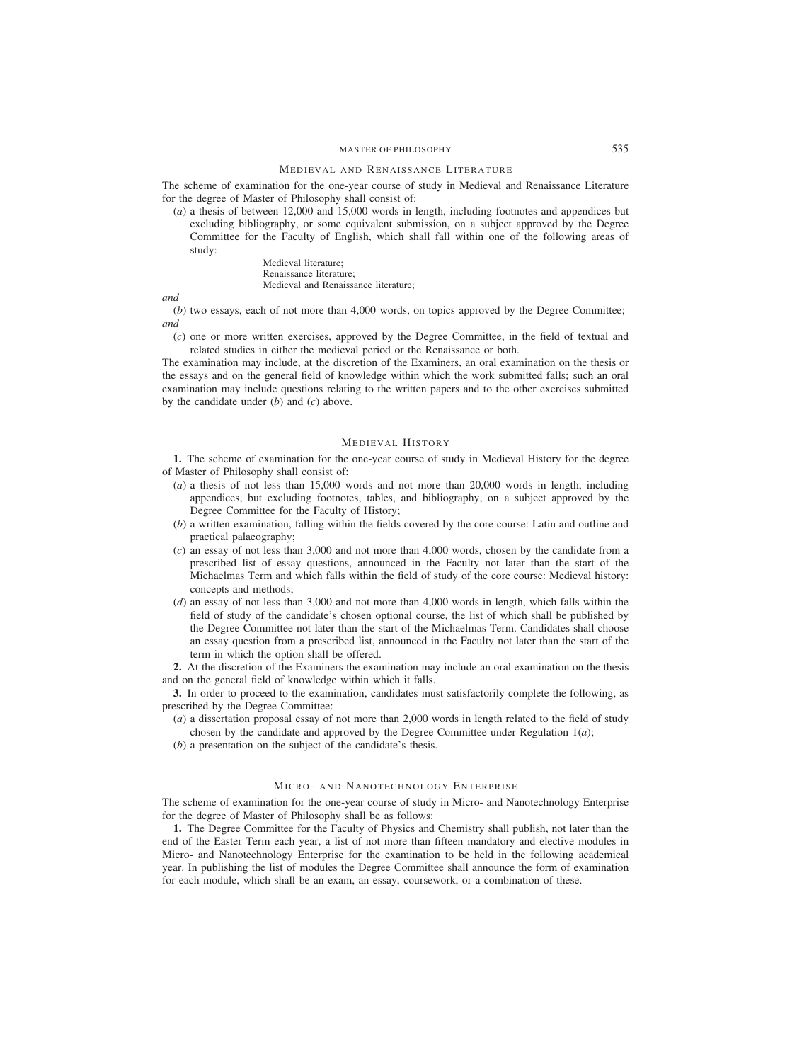## Medieval and Renaissance Literature

The scheme of examination for the one-year course of study in Medieval and Renaissance Literature for the degree of Master of Philosophy shall consist of:

(*a*) a thesis of between 12,000 and 15,000 words in length, including footnotes and appendices but excluding bibliography, or some equivalent submission, on a subject approved by the Degree Committee for the Faculty of English, which shall fall within one of the following areas of study:

> Medieval literature;
> Renaissance literature;
> Medieval and Renaissance literature;

*and*

(*b*) two essays, each of not more than 4,000 words, on topics approved by the Degree Committee;

*and*

(*c*) one or more written exercises, approved by the Degree Committee, in the field of textual and related studies in either the medieval period or the Renaissance or both.

The examination may include, at the discretion of the Examiners, an oral examination on the thesis or the essays and on the general field of knowledge within which the work submitted falls; such an oral examination may include questions relating to the written papers and to the other exercises submitted by the candidate under (*b*) and (*c*) above.

## Medieval History

**1.** The scheme of examination for the one-year course of study in Medieval History for the degree of Master of Philosophy shall consist of:

(*a*) a thesis of not less than 15,000 words and not more than 20,000 words in length, including appendices, but excluding footnotes, tables, and bibliography, on a subject approved by the Degree Committee for the Faculty of History;

(*b*) a written examination, falling within the fields covered by the core course: Latin and outline and practical palaeography;

(*c*) an essay of not less than 3,000 and not more than 4,000 words, chosen by the candidate from a prescribed list of essay questions, announced in the Faculty not later than the start of the Michaelmas Term and which falls within the field of study of the core course: Medieval history: concepts and methods;

(*d*) an essay of not less than 3,000 and not more than 4,000 words in length, which falls within the field of study of the candidate's chosen optional course, the list of which shall be published by the Degree Committee not later than the start of the Michaelmas Term. Candidates shall choose an essay question from a prescribed list, announced in the Faculty not later than the start of the term in which the option shall be offered.

**2.** At the discretion of the Examiners the examination may include an oral examination on the thesis and on the general field of knowledge within which it falls.

**3.** In order to proceed to the examination, candidates must satisfactorily complete the following, as prescribed by the Degree Committee:

(*a*) a dissertation proposal essay of not more than 2,000 words in length related to the field of study chosen by the candidate and approved by the Degree Committee under Regulation 1(*a*);

(*b*) a presentation on the subject of the candidate's thesis.

## Micro- and Nanotechnology Enterprise

The scheme of examination for the one-year course of study in Micro- and Nanotechnology Enterprise for the degree of Master of Philosophy shall be as follows:

**1.** The Degree Committee for the Faculty of Physics and Chemistry shall publish, not later than the end of the Easter Term each year, a list of not more than fifteen mandatory and elective modules in Micro- and Nanotechnology Enterprise for the examination to be held in the following academical year. In publishing the list of modules the Degree Committee shall announce the form of examination for each module, which shall be an exam, an essay, coursework, or a combination of these.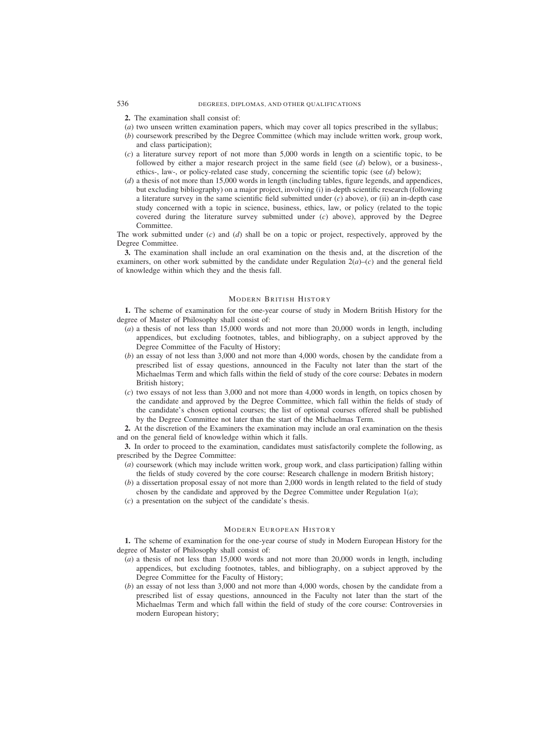**2.** The examination shall consist of:

(*a*) two unseen written examination papers, which may cover all topics prescribed in the syllabus;

(*b*) coursework prescribed by the Degree Committee (which may include written work, group work, and class participation);

(*c*) a literature survey report of not more than 5,000 words in length on a scientific topic, to be followed by either a major research project in the same field (see (*d*) below), or a business-, ethics-, law-, or policy-related case study, concerning the scientific topic (see (*d*) below);

(*d*) a thesis of not more than 15,000 words in length (including tables, figure legends, and appendices, but excluding bibliography) on a major project, involving (i) in-depth scientific research (following a literature survey in the same scientific field submitted under (*c*) above), or (ii) an in-depth case study concerned with a topic in science, business, ethics, law, or policy (related to the topic covered during the literature survey submitted under (*c*) above), approved by the Degree Committee.

The work submitted under (*c*) and (*d*) shall be on a topic or project, respectively, approved by the Degree Committee.

**3.** The examination shall include an oral examination on the thesis and, at the discretion of the examiners, on other work submitted by the candidate under Regulation 2(*a*)–(*c*) and the general field of knowledge within which they and the thesis fall.

## Modern British History

**1.** The scheme of examination for the one-year course of study in Modern British History for the degree of Master of Philosophy shall consist of:

(*a*) a thesis of not less than 15,000 words and not more than 20,000 words in length, including appendices, but excluding footnotes, tables, and bibliography, on a subject approved by the Degree Committee of the Faculty of History;

(*b*) an essay of not less than 3,000 and not more than 4,000 words, chosen by the candidate from a prescribed list of essay questions, announced in the Faculty not later than the start of the Michaelmas Term and which falls within the field of study of the core course: Debates in modern British history;

(*c*) two essays of not less than 3,000 and not more than 4,000 words in length, on topics chosen by the candidate and approved by the Degree Committee, which fall within the fields of study of the candidate's chosen optional courses; the list of optional courses offered shall be published by the Degree Committee not later than the start of the Michaelmas Term.

**2.** At the discretion of the Examiners the examination may include an oral examination on the thesis and on the general field of knowledge within which it falls.

**3.** In order to proceed to the examination, candidates must satisfactorily complete the following, as prescribed by the Degree Committee:

(*a*) coursework (which may include written work, group work, and class participation) falling within the fields of study covered by the core course: Research challenge in modern British history;

(*b*) a dissertation proposal essay of not more than 2,000 words in length related to the field of study chosen by the candidate and approved by the Degree Committee under Regulation 1(*a*);

(*c*) a presentation on the subject of the candidate's thesis.

## Modern European History

**1.** The scheme of examination for the one-year course of study in Modern European History for the degree of Master of Philosophy shall consist of:

(*a*) a thesis of not less than 15,000 words and not more than 20,000 words in length, including appendices, but excluding footnotes, tables, and bibliography, on a subject approved by the Degree Committee for the Faculty of History;

(*b*) an essay of not less than 3,000 and not more than 4,000 words, chosen by the candidate from a prescribed list of essay questions, announced in the Faculty not later than the start of the Michaelmas Term and which fall within the field of study of the core course: Controversies in modern European history;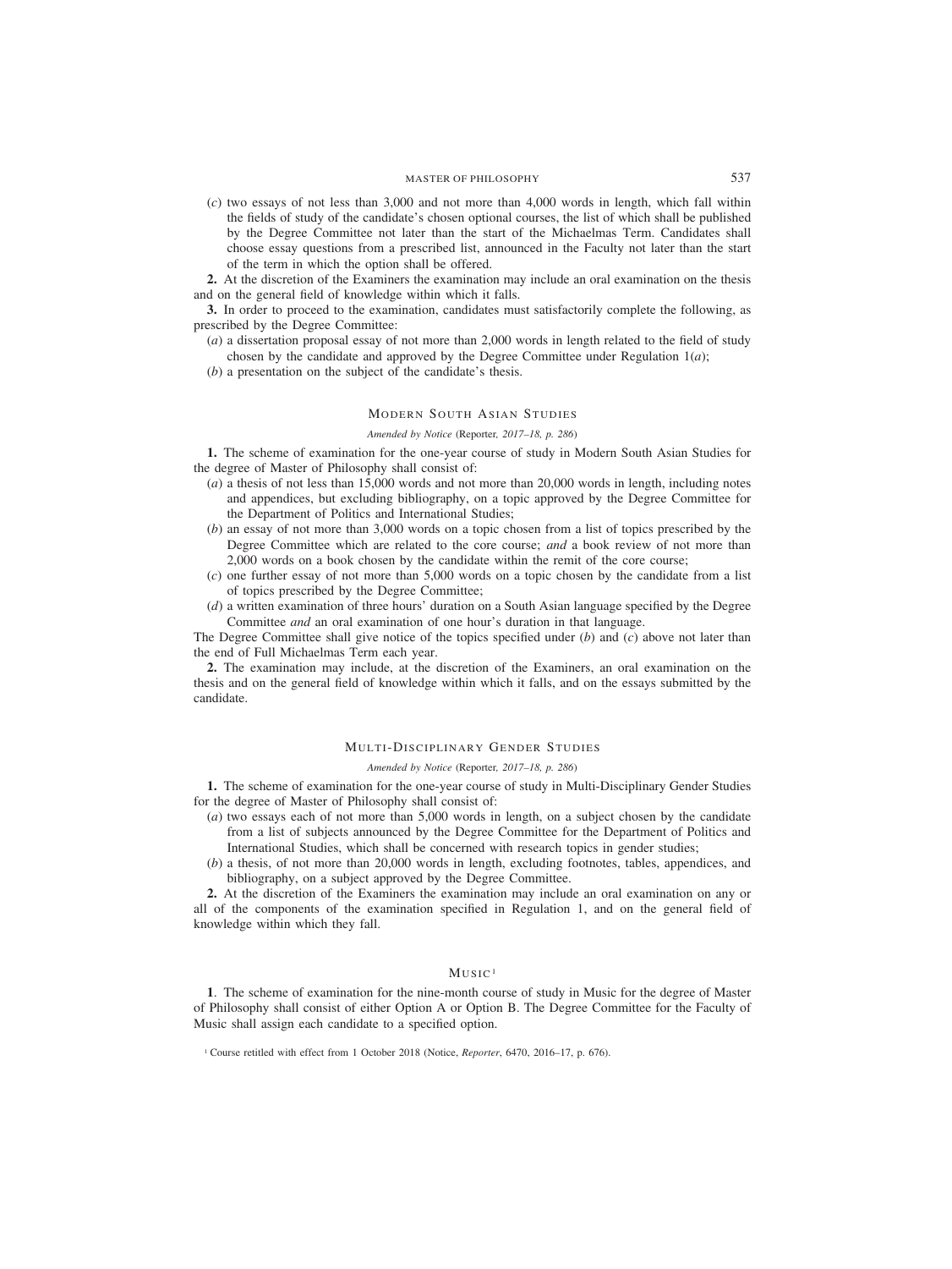(*c*) two essays of not less than 3,000 and not more than 4,000 words in length, which fall within the fields of study of the candidate's chosen optional courses, the list of which shall be published by the Degree Committee not later than the start of the Michaelmas Term. Candidates shall choose essay questions from a prescribed list, announced in the Faculty not later than the start of the term in which the option shall be offered.

**2.** At the discretion of the Examiners the examination may include an oral examination on the thesis and on the general field of knowledge within which it falls.

**3.** In order to proceed to the examination, candidates must satisfactorily complete the following, as prescribed by the Degree Committee:

(*a*) a dissertation proposal essay of not more than 2,000 words in length related to the field of study chosen by the candidate and approved by the Degree Committee under Regulation 1(*a*);

(*b*) a presentation on the subject of the candidate's thesis.

## Modern South Asian Studies

*Amended by Notice* (Reporter*, 2017–18, p. 286*)

**1.** The scheme of examination for the one-year course of study in Modern South Asian Studies for the degree of Master of Philosophy shall consist of:

(*a*) a thesis of not less than 15,000 words and not more than 20,000 words in length, including notes and appendices, but excluding bibliography, on a topic approved by the Degree Committee for the Department of Politics and International Studies;

(*b*) an essay of not more than 3,000 words on a topic chosen from a list of topics prescribed by the Degree Committee which are related to the core course; *and* a book review of not more than 2,000 words on a book chosen by the candidate within the remit of the core course;

(*c*) one further essay of not more than 5,000 words on a topic chosen by the candidate from a list of topics prescribed by the Degree Committee;

(*d*) a written examination of three hours' duration on a South Asian language specified by the Degree Committee *and* an oral examination of one hour's duration in that language.

The Degree Committee shall give notice of the topics specified under (*b*) and (*c*) above not later than the end of Full Michaelmas Term each year.

**2.** The examination may include, at the discretion of the Examiners, an oral examination on the thesis and on the general field of knowledge within which it falls, and on the essays submitted by the candidate.

## Multi-Disciplinary Gender Studies

*Amended by Notice* (Reporter*, 2017–18, p. 286*)

**1.** The scheme of examination for the one-year course of study in Multi-Disciplinary Gender Studies for the degree of Master of Philosophy shall consist of:

(*a*) two essays each of not more than 5,000 words in length, on a subject chosen by the candidate from a list of subjects announced by the Degree Committee for the Department of Politics and International Studies, which shall be concerned with research topics in gender studies;

(*b*) a thesis, of not more than 20,000 words in length, excluding footnotes, tables, appendices, and bibliography, on a subject approved by the Degree Committee.

**2.** At the discretion of the Examiners the examination may include an oral examination on any or all of the components of the examination specified in Regulation 1, and on the general field of knowledge within which they fall.

## Music[1]

**1**. The scheme of examination for the nine-month course of study in Music for the degree of Master of Philosophy shall consist of either Option A or Option B. The Degree Committee for the Faculty of Music shall assign each candidate to a specified option.

[1] Course retitled with effect from 1 October 2018 (Notice, *Reporter*, 6470, 2016–17, p. 676).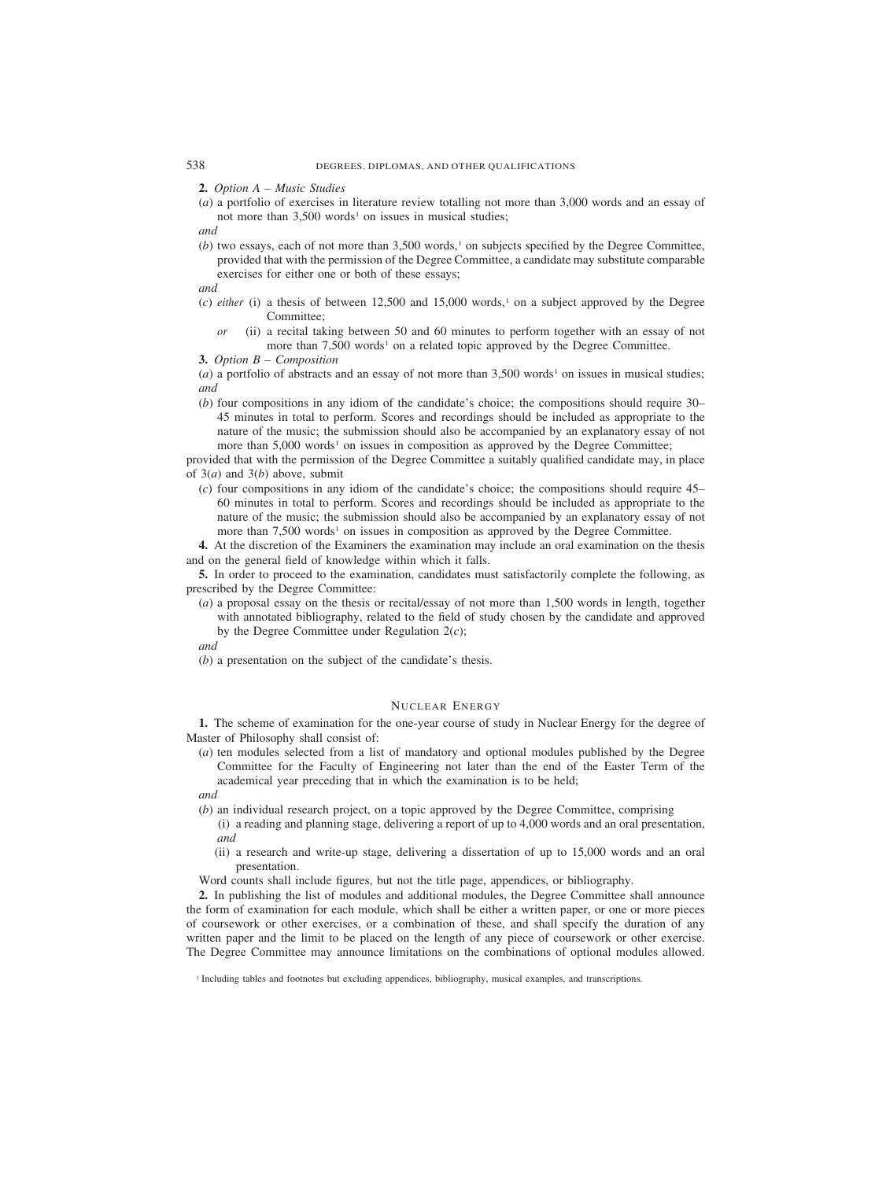**2.** *Option A – Music Studies*

(*a*) a portfolio of exercises in literature review totalling not more than 3,000 words and an essay of not more than 3,500 words[1] on issues in musical studies;

*and*

(*b*) two essays, each of not more than 3,500 words,[1] on subjects specified by the Degree Committee, provided that with the permission of the Degree Committee, a candidate may substitute comparable exercises for either one or both of these essays;

*and*

(*c*) *either* (i) a thesis of between 12,500 and 15,000 words,[1] on a subject approved by the Degree Committee;

*or* (ii) a recital taking between 50 and 60 minutes to perform together with an essay of not more than 7,500 words[1] on a related topic approved by the Degree Committee.

**3.** *Option B – Composition*

(*a*) a portfolio of abstracts and an essay of not more than 3,500 words[1] on issues in musical studies; *and*

(*b*) four compositions in any idiom of the candidate's choice; the compositions should require 30–45 minutes in total to perform. Scores and recordings should be included as appropriate to the nature of the music; the submission should also be accompanied by an explanatory essay of not more than 5,000 words[1] on issues in composition as approved by the Degree Committee;

provided that with the permission of the Degree Committee a suitably qualified candidate may, in place of 3(*a*) and 3(*b*) above, submit

(*c*) four compositions in any idiom of the candidate's choice; the compositions should require 45–60 minutes in total to perform. Scores and recordings should be included as appropriate to the nature of the music; the submission should also be accompanied by an explanatory essay of not more than 7,500 words[1] on issues in composition as approved by the Degree Committee.

**4.** At the discretion of the Examiners the examination may include an oral examination on the thesis and on the general field of knowledge within which it falls.

**5.** In order to proceed to the examination, candidates must satisfactorily complete the following, as prescribed by the Degree Committee:

(*a*) a proposal essay on the thesis or recital/essay of not more than 1,500 words in length, together with annotated bibliography, related to the field of study chosen by the candidate and approved by the Degree Committee under Regulation 2(*c*);

*and*

(*b*) a presentation on the subject of the candidate's thesis.

## Nuclear Energy

**1.** The scheme of examination for the one-year course of study in Nuclear Energy for the degree of Master of Philosophy shall consist of:

(*a*) ten modules selected from a list of mandatory and optional modules published by the Degree Committee for the Faculty of Engineering not later than the end of the Easter Term of the academical year preceding that in which the examination is to be held;

*and*

(*b*) an individual research project, on a topic approved by the Degree Committee, comprising

(i) a reading and planning stage, delivering a report of up to 4,000 words and an oral presentation, *and*

(ii) a research and write-up stage, delivering a dissertation of up to 15,000 words and an oral presentation.

Word counts shall include figures, but not the title page, appendices, or bibliography.

**2.** In publishing the list of modules and additional modules, the Degree Committee shall announce the form of examination for each module, which shall be either a written paper, or one or more pieces of coursework or other exercises, or a combination of these, and shall specify the duration of any written paper and the limit to be placed on the length of any piece of coursework or other exercise. The Degree Committee may announce limitations on the combinations of optional modules allowed.

[1] Including tables and footnotes but excluding appendices, bibliography, musical examples, and transcriptions.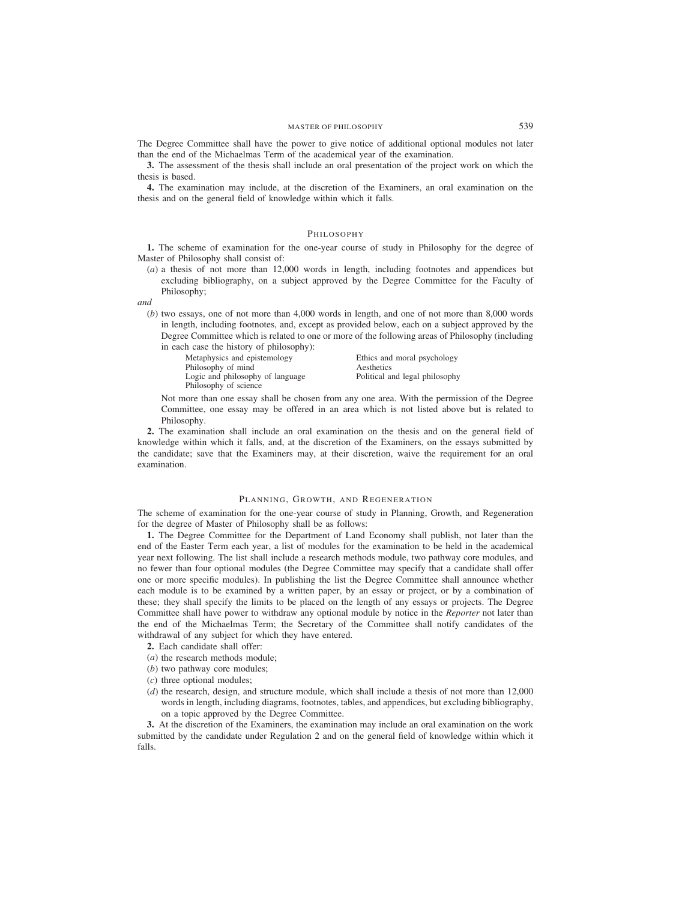The Degree Committee shall have the power to give notice of additional optional modules not later than the end of the Michaelmas Term of the academical year of the examination.

**3.** The assessment of the thesis shall include an oral presentation of the project work on which the thesis is based.

**4.** The examination may include, at the discretion of the Examiners, an oral examination on the thesis and on the general field of knowledge within which it falls.

## Philosophy

**1.** The scheme of examination for the one-year course of study in Philosophy for the degree of Master of Philosophy shall consist of:

(*a*) a thesis of not more than 12,000 words in length, including footnotes and appendices but excluding bibliography, on a subject approved by the Degree Committee for the Faculty of Philosophy;

*and*

(*b*) two essays, one of not more than 4,000 words in length, and one of not more than 8,000 words in length, including footnotes, and, except as provided below, each on a subject approved by the Degree Committee which is related to one or more of the following areas of Philosophy (including in each case the history of philosophy):

Metaphysics and epistemology
Philosophy of mind
Logic and philosophy of language
Philosophy of science
Ethics and moral psychology
Aesthetics
Political and legal philosophy

Not more than one essay shall be chosen from any one area. With the permission of the Degree Committee, one essay may be offered in an area which is not listed above but is related to Philosophy.

**2.** The examination shall include an oral examination on the thesis and on the general field of knowledge within which it falls, and, at the discretion of the Examiners, on the essays submitted by the candidate; save that the Examiners may, at their discretion, waive the requirement for an oral examination.

## Planning, Growth, and Regeneration

The scheme of examination for the one-year course of study in Planning, Growth, and Regeneration for the degree of Master of Philosophy shall be as follows:

**1.** The Degree Committee for the Department of Land Economy shall publish, not later than the end of the Easter Term each year, a list of modules for the examination to be held in the academical year next following. The list shall include a research methods module, two pathway core modules, and no fewer than four optional modules (the Degree Committee may specify that a candidate shall offer one or more specific modules). In publishing the list the Degree Committee shall announce whether each module is to be examined by a written paper, by an essay or project, or by a combination of these; they shall specify the limits to be placed on the length of any essays or projects. The Degree Committee shall have power to withdraw any optional module by notice in the *Reporter* not later than the end of the Michaelmas Term; the Secretary of the Committee shall notify candidates of the withdrawal of any subject for which they have entered.

**2.** Each candidate shall offer:

(*a*) the research methods module;

(*b*) two pathway core modules;

(*c*) three optional modules;

(*d*) the research, design, and structure module, which shall include a thesis of not more than 12,000 words in length, including diagrams, footnotes, tables, and appendices, but excluding bibliography, on a topic approved by the Degree Committee.

**3.** At the discretion of the Examiners, the examination may include an oral examination on the work submitted by the candidate under Regulation 2 and on the general field of knowledge within which it falls.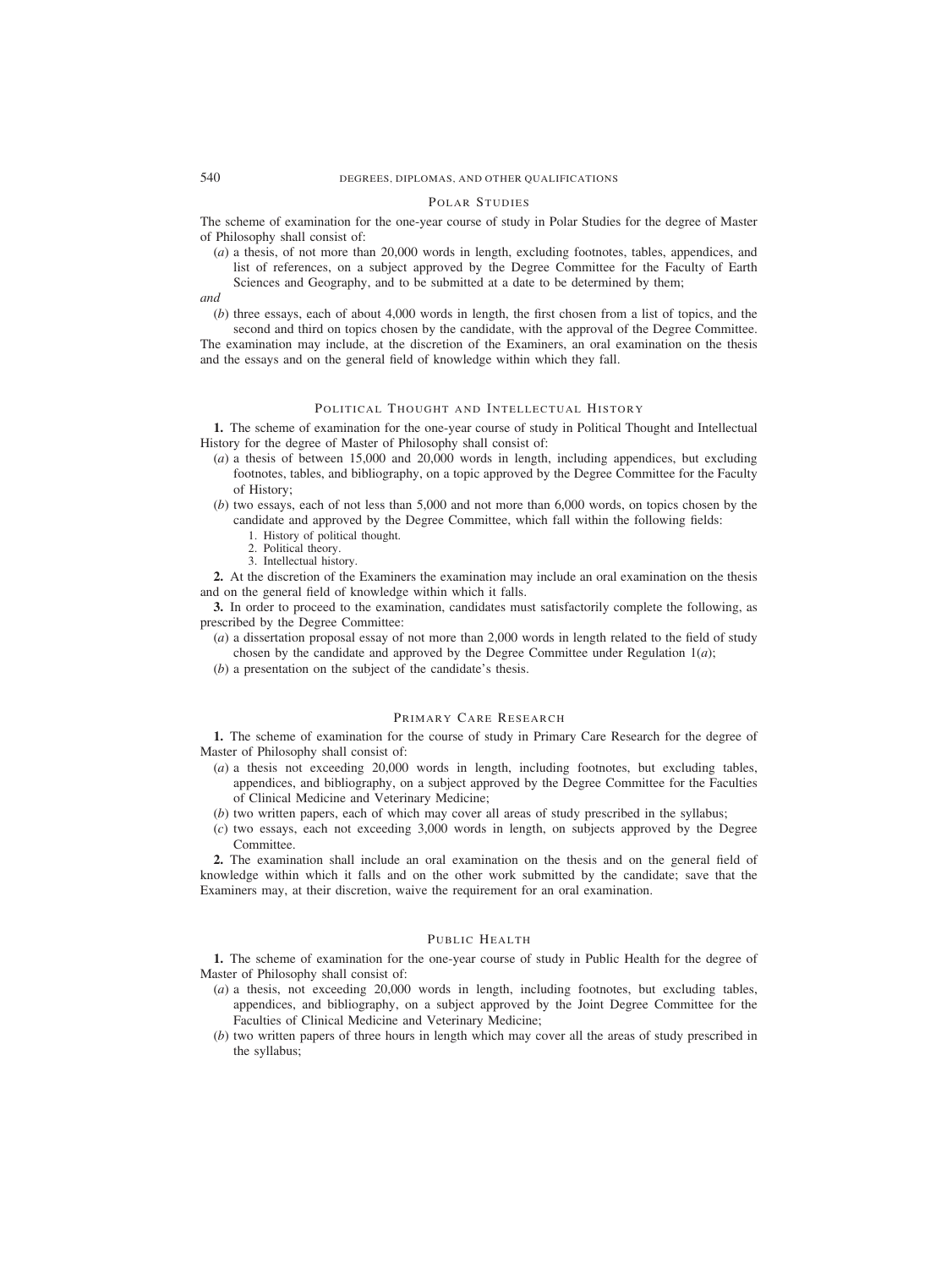## Polar Studies

The scheme of examination for the one-year course of study in Polar Studies for the degree of Master of Philosophy shall consist of:

(*a*) a thesis, of not more than 20,000 words in length, excluding footnotes, tables, appendices, and list of references, on a subject approved by the Degree Committee for the Faculty of Earth Sciences and Geography, and to be submitted at a date to be determined by them;

*and*

(*b*) three essays, each of about 4,000 words in length, the first chosen from a list of topics, and the second and third on topics chosen by the candidate, with the approval of the Degree Committee.

The examination may include, at the discretion of the Examiners, an oral examination on the thesis and the essays and on the general field of knowledge within which they fall.

## Political Thought and Intellectual History

**1.** The scheme of examination for the one-year course of study in Political Thought and Intellectual History for the degree of Master of Philosophy shall consist of:

(*a*) a thesis of between 15,000 and 20,000 words in length, including appendices, but excluding footnotes, tables, and bibliography, on a topic approved by the Degree Committee for the Faculty of History;

(*b*) two essays, each of not less than 5,000 and not more than 6,000 words, on topics chosen by the candidate and approved by the Degree Committee, which fall within the following fields:

1. History of political thought.
2. Political theory.
3. Intellectual history.

**2.** At the discretion of the Examiners the examination may include an oral examination on the thesis and on the general field of knowledge within which it falls.

**3.** In order to proceed to the examination, candidates must satisfactorily complete the following, as prescribed by the Degree Committee:

(*a*) a dissertation proposal essay of not more than 2,000 words in length related to the field of study chosen by the candidate and approved by the Degree Committee under Regulation 1(*a*);

(*b*) a presentation on the subject of the candidate's thesis.

## Primary Care Research

**1.** The scheme of examination for the course of study in Primary Care Research for the degree of Master of Philosophy shall consist of:

(*a*) a thesis not exceeding 20,000 words in length, including footnotes, but excluding tables, appendices, and bibliography, on a subject approved by the Degree Committee for the Faculties of Clinical Medicine and Veterinary Medicine;

(*b*) two written papers, each of which may cover all areas of study prescribed in the syllabus;

(*c*) two essays, each not exceeding 3,000 words in length, on subjects approved by the Degree Committee.

**2.** The examination shall include an oral examination on the thesis and on the general field of knowledge within which it falls and on the other work submitted by the candidate; save that the Examiners may, at their discretion, waive the requirement for an oral examination.

## Public Health

**1.** The scheme of examination for the one-year course of study in Public Health for the degree of Master of Philosophy shall consist of:

(*a*) a thesis, not exceeding 20,000 words in length, including footnotes, but excluding tables, appendices, and bibliography, on a subject approved by the Joint Degree Committee for the Faculties of Clinical Medicine and Veterinary Medicine;

(*b*) two written papers of three hours in length which may cover all the areas of study prescribed in the syllabus;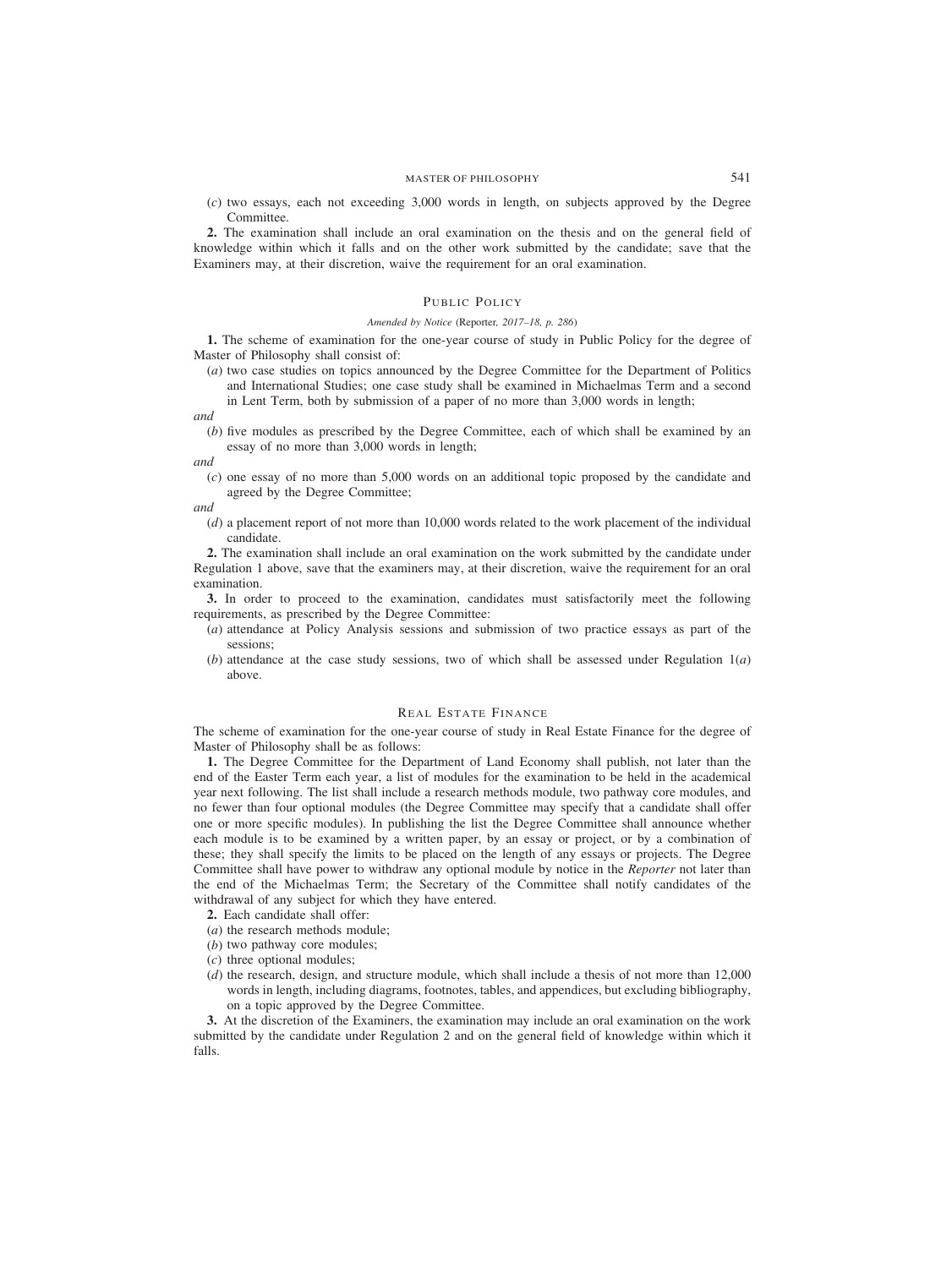(*c*) two essays, each not exceeding 3,000 words in length, on subjects approved by the Degree Committee.

**2.** The examination shall include an oral examination on the thesis and on the general field of knowledge within which it falls and on the other work submitted by the candidate; save that the Examiners may, at their discretion, waive the requirement for an oral examination.

## PUBLIC POLICY

*Amended by Notice* (Reporter, *2017–18, p. 286*)

**1.** The scheme of examination for the one-year course of study in Public Policy for the degree of Master of Philosophy shall consist of:

(*a*) two case studies on topics announced by the Degree Committee for the Department of Politics and International Studies; one case study shall be examined in Michaelmas Term and a second in Lent Term, both by submission of a paper of no more than 3,000 words in length;

*and*

(*b*) five modules as prescribed by the Degree Committee, each of which shall be examined by an essay of no more than 3,000 words in length;

*and*

(*c*) one essay of no more than 5,000 words on an additional topic proposed by the candidate and agreed by the Degree Committee;

*and*

(*d*) a placement report of not more than 10,000 words related to the work placement of the individual candidate.

**2.** The examination shall include an oral examination on the work submitted by the candidate under Regulation 1 above, save that the examiners may, at their discretion, waive the requirement for an oral examination.

**3.** In order to proceed to the examination, candidates must satisfactorily meet the following requirements, as prescribed by the Degree Committee:

(*a*) attendance at Policy Analysis sessions and submission of two practice essays as part of the sessions;

(*b*) attendance at the case study sessions, two of which shall be assessed under Regulation 1(*a*) above.

## REAL ESTATE FINANCE

The scheme of examination for the one-year course of study in Real Estate Finance for the degree of Master of Philosophy shall be as follows:

**1.** The Degree Committee for the Department of Land Economy shall publish, not later than the end of the Easter Term each year, a list of modules for the examination to be held in the academical year next following. The list shall include a research methods module, two pathway core modules, and no fewer than four optional modules (the Degree Committee may specify that a candidate shall offer one or more specific modules). In publishing the list the Degree Committee shall announce whether each module is to be examined by a written paper, by an essay or project, or by a combination of these; they shall specify the limits to be placed on the length of any essays or projects. The Degree Committee shall have power to withdraw any optional module by notice in the *Reporter* not later than the end of the Michaelmas Term; the Secretary of the Committee shall notify candidates of the withdrawal of any subject for which they have entered.

**2.** Each candidate shall offer:

(*a*) the research methods module;

(*b*) two pathway core modules;

(*c*) three optional modules;

(*d*) the research, design, and structure module, which shall include a thesis of not more than 12,000 words in length, including diagrams, footnotes, tables, and appendices, but excluding bibliography, on a topic approved by the Degree Committee.

**3.** At the discretion of the Examiners, the examination may include an oral examination on the work submitted by the candidate under Regulation 2 and on the general field of knowledge within which it falls.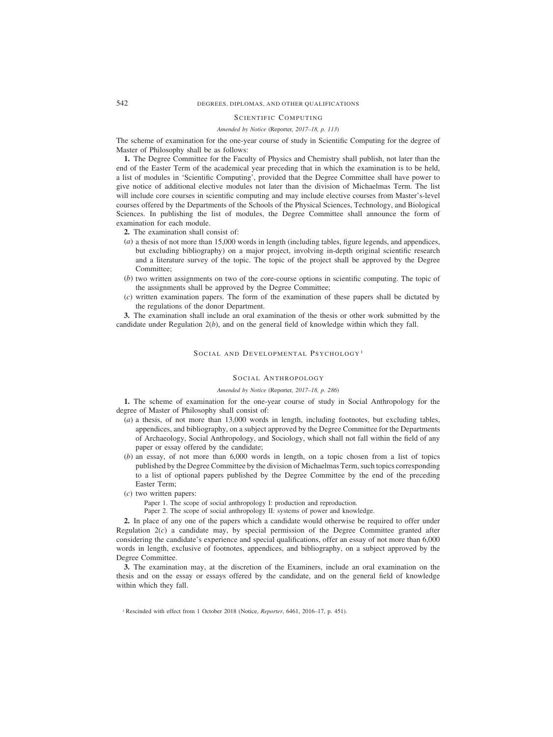## Scientific Computing

*Amended by Notice* (Reporter, *2017–18, p. 113*)

The scheme of examination for the one-year course of study in Scientific Computing for the degree of Master of Philosophy shall be as follows:

**1.** The Degree Committee for the Faculty of Physics and Chemistry shall publish, not later than the end of the Easter Term of the academical year preceding that in which the examination is to be held, a list of modules in 'Scientific Computing', provided that the Degree Committee shall have power to give notice of additional elective modules not later than the division of Michaelmas Term. The list will include core courses in scientific computing and may include elective courses from Master's-level courses offered by the Departments of the Schools of the Physical Sciences, Technology, and Biological Sciences. In publishing the list of modules, the Degree Committee shall announce the form of examination for each module.

**2.** The examination shall consist of:

(*a*) a thesis of not more than 15,000 words in length (including tables, figure legends, and appendices, but excluding bibliography) on a major project, involving in-depth original scientific research and a literature survey of the topic. The topic of the project shall be approved by the Degree Committee;

(*b*) two written assignments on two of the core-course options in scientific computing. The topic of the assignments shall be approved by the Degree Committee;

(*c*) written examination papers. The form of the examination of these papers shall be dictated by the regulations of the donor Department.

**3.** The examination shall include an oral examination of the thesis or other work submitted by the candidate under Regulation 2(*b*), and on the general field of knowledge within which they fall.

## Social and Developmental Psychology[1]

## Social Anthropology

*Amended by Notice* (Reporter, *2017–18, p. 286*)

**1.** The scheme of examination for the one-year course of study in Social Anthropology for the degree of Master of Philosophy shall consist of:

(*a*) a thesis, of not more than 13,000 words in length, including footnotes, but excluding tables, appendices, and bibliography, on a subject approved by the Degree Committee for the Departments of Archaeology, Social Anthropology, and Sociology, which shall not fall within the field of any paper or essay offered by the candidate;

(*b*) an essay, of not more than 6,000 words in length, on a topic chosen from a list of topics published by the Degree Committee by the division of Michaelmas Term, such topics corresponding to a list of optional papers published by the Degree Committee by the end of the preceding Easter Term;

(*c*) two written papers:

Paper 1. The scope of social anthropology I: production and reproduction.

Paper 2. The scope of social anthropology II: systems of power and knowledge.

**2.** In place of any one of the papers which a candidate would otherwise be required to offer under Regulation 2(*c*) a candidate may, by special permission of the Degree Committee granted after considering the candidate's experience and special qualifications, offer an essay of not more than 6,000 words in length, exclusive of footnotes, appendices, and bibliography, on a subject approved by the Degree Committee.

**3.** The examination may, at the discretion of the Examiners, include an oral examination on the thesis and on the essay or essays offered by the candidate, and on the general field of knowledge within which they fall.

[1] Rescinded with effect from 1 October 2018 (Notice, *Reporter*, 6461, 2016–17, p. 451).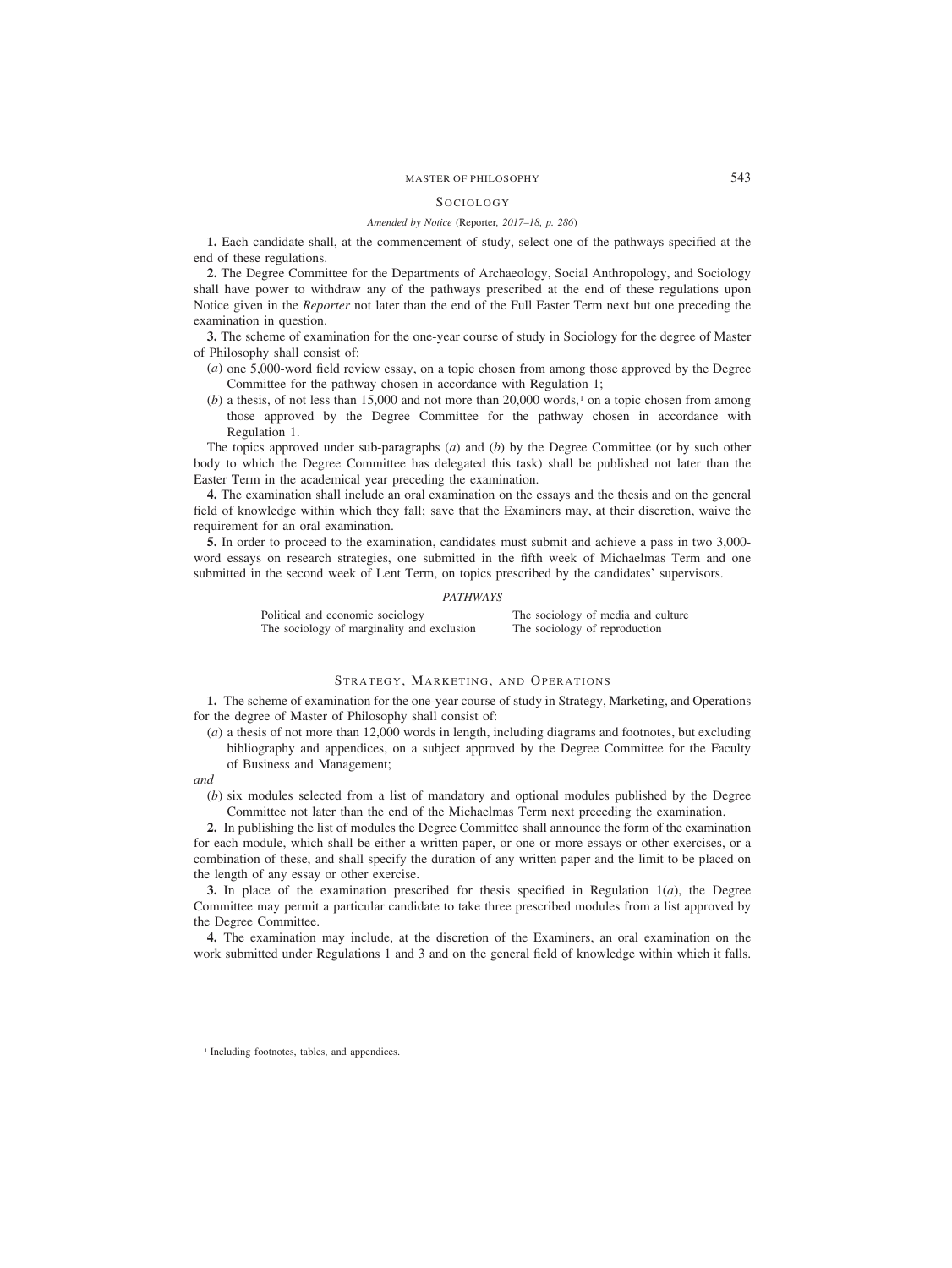## Sociology

*Amended by Notice* (Reporter, *2017–18, p. 286*)

**1.** Each candidate shall, at the commencement of study, select one of the pathways specified at the end of these regulations.

**2.** The Degree Committee for the Departments of Archaeology, Social Anthropology, and Sociology shall have power to withdraw any of the pathways prescribed at the end of these regulations upon Notice given in the *Reporter* not later than the end of the Full Easter Term next but one preceding the examination in question.

**3.** The scheme of examination for the one-year course of study in Sociology for the degree of Master of Philosophy shall consist of:

(*a*) one 5,000-word field review essay, on a topic chosen from among those approved by the Degree Committee for the pathway chosen in accordance with Regulation 1;

(*b*) a thesis, of not less than 15,000 and not more than 20,000 words,[1] on a topic chosen from among those approved by the Degree Committee for the pathway chosen in accordance with Regulation 1.

The topics approved under sub-paragraphs (*a*) and (*b*) by the Degree Committee (or by such other body to which the Degree Committee has delegated this task) shall be published not later than the Easter Term in the academical year preceding the examination.

**4.** The examination shall include an oral examination on the essays and the thesis and on the general field of knowledge within which they fall; save that the Examiners may, at their discretion, waive the requirement for an oral examination.

**5.** In order to proceed to the examination, candidates must submit and achieve a pass in two 3,000-word essays on research strategies, one submitted in the fifth week of Michaelmas Term and one submitted in the second week of Lent Term, on topics prescribed by the candidates' supervisors.

*PATHWAYS*

Political and economic sociology
The sociology of marginality and exclusion
The sociology of media and culture
The sociology of reproduction

## Strategy, Marketing, and Operations

**1.** The scheme of examination for the one-year course of study in Strategy, Marketing, and Operations for the degree of Master of Philosophy shall consist of:

(*a*) a thesis of not more than 12,000 words in length, including diagrams and footnotes, but excluding bibliography and appendices, on a subject approved by the Degree Committee for the Faculty of Business and Management;

*and*

(*b*) six modules selected from a list of mandatory and optional modules published by the Degree Committee not later than the end of the Michaelmas Term next preceding the examination.

**2.** In publishing the list of modules the Degree Committee shall announce the form of the examination for each module, which shall be either a written paper, or one or more essays or other exercises, or a combination of these, and shall specify the duration of any written paper and the limit to be placed on the length of any essay or other exercise.

**3.** In place of the examination prescribed for thesis specified in Regulation 1(*a*), the Degree Committee may permit a particular candidate to take three prescribed modules from a list approved by the Degree Committee.

**4.** The examination may include, at the discretion of the Examiners, an oral examination on the work submitted under Regulations 1 and 3 and on the general field of knowledge within which it falls.

[1] Including footnotes, tables, and appendices.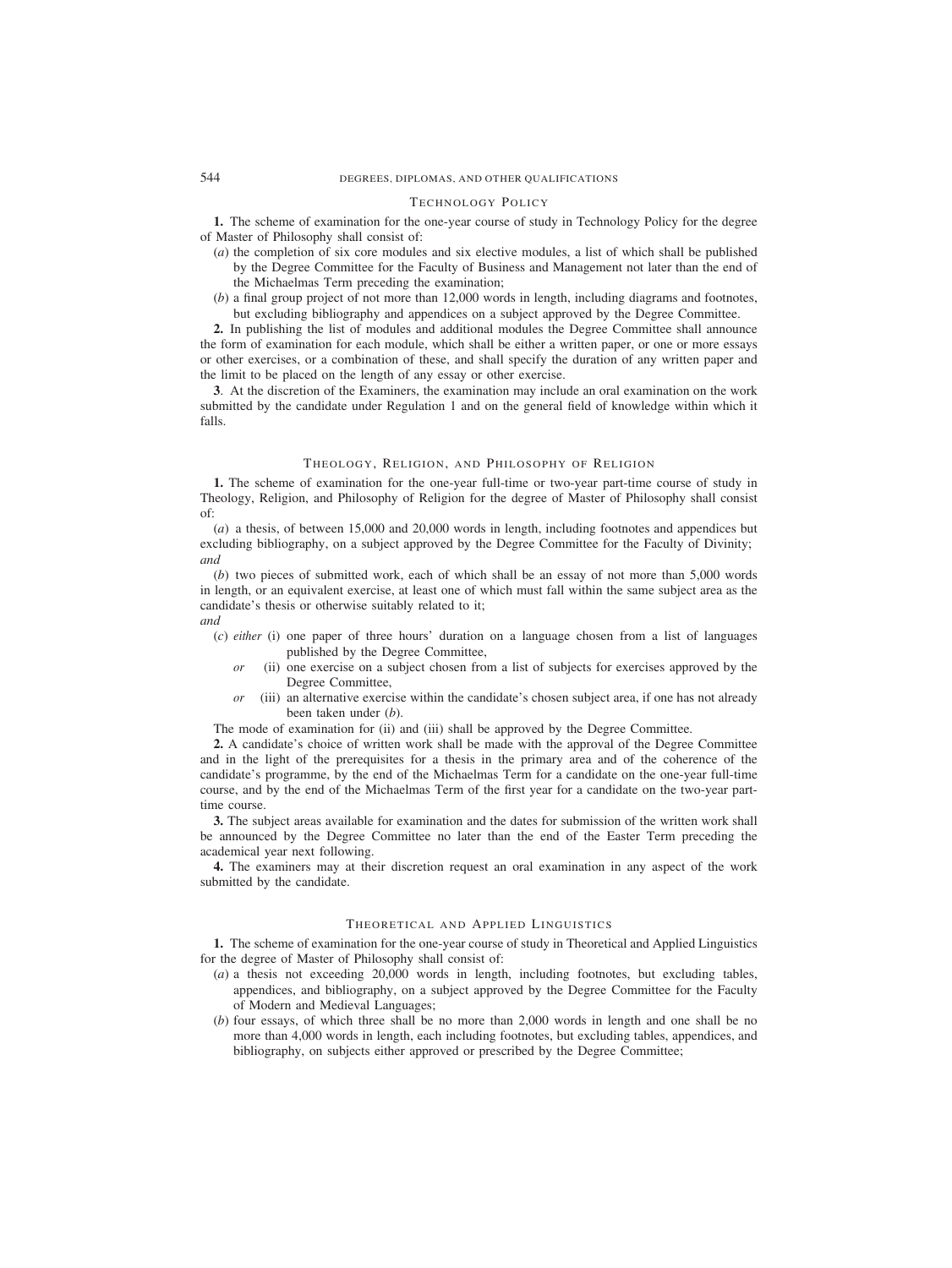## Technology Policy

**1.** The scheme of examination for the one-year course of study in Technology Policy for the degree of Master of Philosophy shall consist of:

(*a*) the completion of six core modules and six elective modules, a list of which shall be published by the Degree Committee for the Faculty of Business and Management not later than the end of the Michaelmas Term preceding the examination;

(*b*) a final group project of not more than 12,000 words in length, including diagrams and footnotes, but excluding bibliography and appendices on a subject approved by the Degree Committee.

**2.** In publishing the list of modules and additional modules the Degree Committee shall announce the form of examination for each module, which shall be either a written paper, or one or more essays or other exercises, or a combination of these, and shall specify the duration of any written paper and the limit to be placed on the length of any essay or other exercise.

**3**. At the discretion of the Examiners, the examination may include an oral examination on the work submitted by the candidate under Regulation 1 and on the general field of knowledge within which it falls.

## Theology, Religion, and Philosophy of Religion

**1.** The scheme of examination for the one-year full-time or two-year part-time course of study in Theology, Religion, and Philosophy of Religion for the degree of Master of Philosophy shall consist of:

(*a*) a thesis, of between 15,000 and 20,000 words in length, including footnotes and appendices but excluding bibliography, on a subject approved by the Degree Committee for the Faculty of Divinity; *and*

(*b*) two pieces of submitted work, each of which shall be an essay of not more than 5,000 words in length, or an equivalent exercise, at least one of which must fall within the same subject area as the candidate's thesis or otherwise suitably related to it;

*and*

(*c*) *either* (i) one paper of three hours' duration on a language chosen from a list of languages published by the Degree Committee,

*or* (ii) one exercise on a subject chosen from a list of subjects for exercises approved by the Degree Committee,

*or* (iii) an alternative exercise within the candidate's chosen subject area, if one has not already been taken under (*b*).

The mode of examination for (ii) and (iii) shall be approved by the Degree Committee.

**2.** A candidate's choice of written work shall be made with the approval of the Degree Committee and in the light of the prerequisites for a thesis in the primary area and of the coherence of the candidate's programme, by the end of the Michaelmas Term for a candidate on the one-year full-time course, and by the end of the Michaelmas Term of the first year for a candidate on the two-year part-time course.

**3.** The subject areas available for examination and the dates for submission of the written work shall be announced by the Degree Committee no later than the end of the Easter Term preceding the academical year next following.

**4.** The examiners may at their discretion request an oral examination in any aspect of the work submitted by the candidate.

## Theoretical and Applied Linguistics

**1.** The scheme of examination for the one-year course of study in Theoretical and Applied Linguistics for the degree of Master of Philosophy shall consist of:

(*a*) a thesis not exceeding 20,000 words in length, including footnotes, but excluding tables, appendices, and bibliography, on a subject approved by the Degree Committee for the Faculty of Modern and Medieval Languages;

(*b*) four essays, of which three shall be no more than 2,000 words in length and one shall be no more than 4,000 words in length, each including footnotes, but excluding tables, appendices, and bibliography, on subjects either approved or prescribed by the Degree Committee;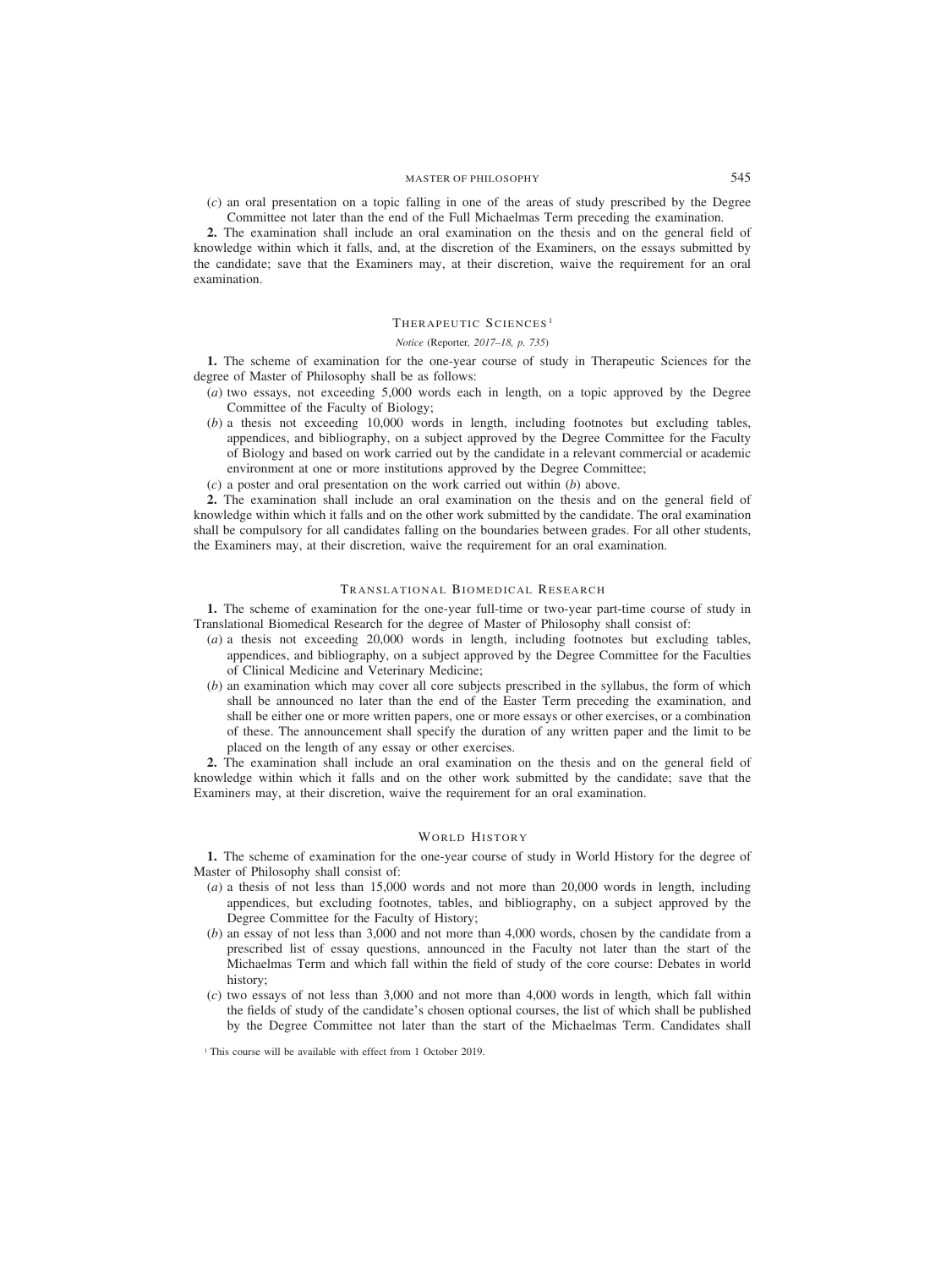(*c*) an oral presentation on a topic falling in one of the areas of study prescribed by the Degree Committee not later than the end of the Full Michaelmas Term preceding the examination.

**2.** The examination shall include an oral examination on the thesis and on the general field of knowledge within which it falls, and, at the discretion of the Examiners, on the essays submitted by the candidate; save that the Examiners may, at their discretion, waive the requirement for an oral examination.

## Therapeutic Sciences[1]

*Notice* (Reporter, *2017–18, p. 735*)

**1.** The scheme of examination for the one-year course of study in Therapeutic Sciences for the degree of Master of Philosophy shall be as follows:

(*a*) two essays, not exceeding 5,000 words each in length, on a topic approved by the Degree Committee of the Faculty of Biology;

(*b*) a thesis not exceeding 10,000 words in length, including footnotes but excluding tables, appendices, and bibliography, on a subject approved by the Degree Committee for the Faculty of Biology and based on work carried out by the candidate in a relevant commercial or academic environment at one or more institutions approved by the Degree Committee;

(*c*) a poster and oral presentation on the work carried out within (*b*) above.

**2.** The examination shall include an oral examination on the thesis and on the general field of knowledge within which it falls and on the other work submitted by the candidate. The oral examination shall be compulsory for all candidates falling on the boundaries between grades. For all other students, the Examiners may, at their discretion, waive the requirement for an oral examination.

## Translational Biomedical Research

**1.** The scheme of examination for the one-year full-time or two-year part-time course of study in Translational Biomedical Research for the degree of Master of Philosophy shall consist of:

(*a*) a thesis not exceeding 20,000 words in length, including footnotes but excluding tables, appendices, and bibliography, on a subject approved by the Degree Committee for the Faculties of Clinical Medicine and Veterinary Medicine;

(*b*) an examination which may cover all core subjects prescribed in the syllabus, the form of which shall be announced no later than the end of the Easter Term preceding the examination, and shall be either one or more written papers, one or more essays or other exercises, or a combination of these. The announcement shall specify the duration of any written paper and the limit to be placed on the length of any essay or other exercises.

**2.** The examination shall include an oral examination on the thesis and on the general field of knowledge within which it falls and on the other work submitted by the candidate; save that the Examiners may, at their discretion, waive the requirement for an oral examination.

## World History

**1.** The scheme of examination for the one-year course of study in World History for the degree of Master of Philosophy shall consist of:

(*a*) a thesis of not less than 15,000 words and not more than 20,000 words in length, including appendices, but excluding footnotes, tables, and bibliography, on a subject approved by the Degree Committee for the Faculty of History;

(*b*) an essay of not less than 3,000 and not more than 4,000 words, chosen by the candidate from a prescribed list of essay questions, announced in the Faculty not later than the start of the Michaelmas Term and which fall within the field of study of the core course: Debates in world history;

(*c*) two essays of not less than 3,000 and not more than 4,000 words in length, which fall within the fields of study of the candidate's chosen optional courses, the list of which shall be published by the Degree Committee not later than the start of the Michaelmas Term. Candidates shall

[1] This course will be available with effect from 1 October 2019.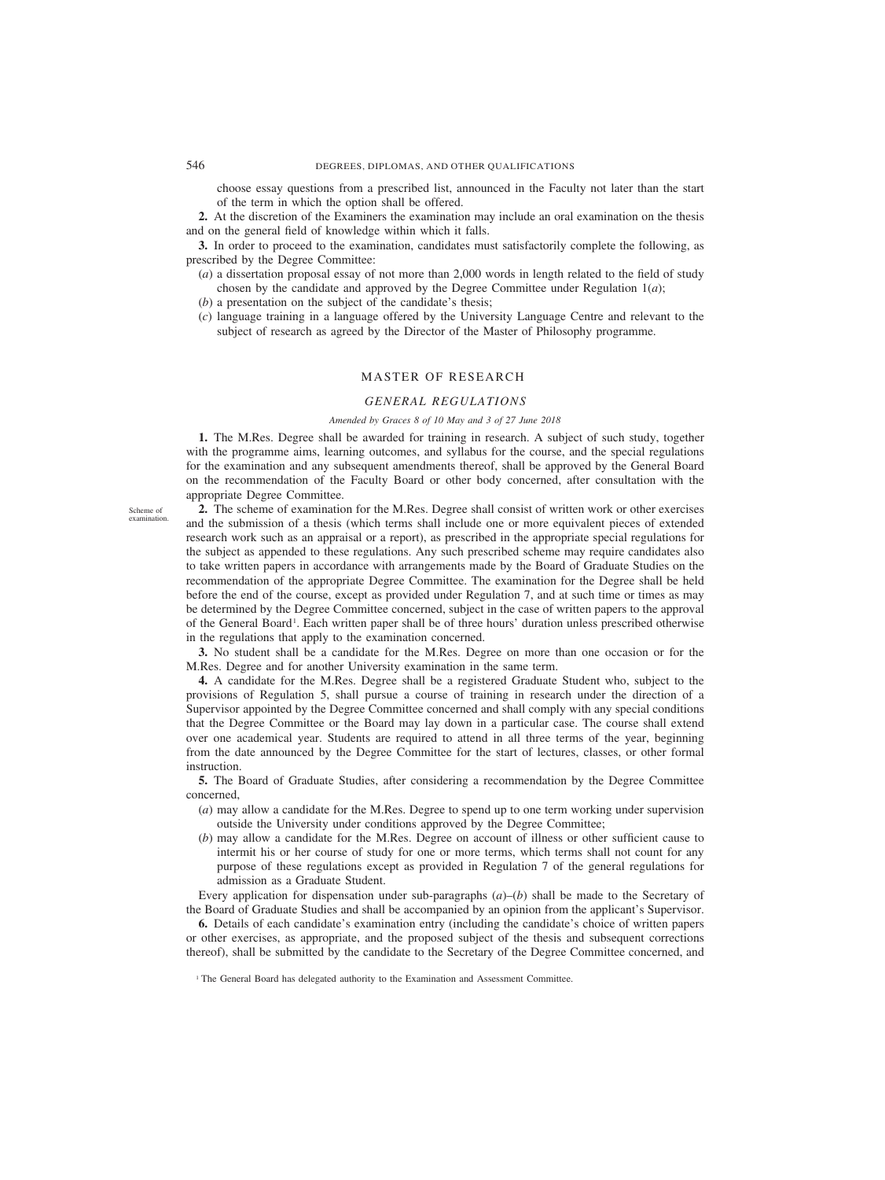choose essay questions from a prescribed list, announced in the Faculty not later than the start of the term in which the option shall be offered.

**2.** At the discretion of the Examiners the examination may include an oral examination on the thesis and on the general field of knowledge within which it falls.

**3.** In order to proceed to the examination, candidates must satisfactorily complete the following, as prescribed by the Degree Committee:

(*a*) a dissertation proposal essay of not more than 2,000 words in length related to the field of study chosen by the candidate and approved by the Degree Committee under Regulation 1(*a*);

(*b*) a presentation on the subject of the candidate's thesis;

(*c*) language training in a language offered by the University Language Centre and relevant to the subject of research as agreed by the Director of the Master of Philosophy programme.

## MASTER OF RESEARCH

### *GENERAL REGULATIONS*

*Amended by Graces 8 of 10 May and 3 of 27 June 2018*

**1.** The M.Res. Degree shall be awarded for training in research. A subject of such study, together with the programme aims, learning outcomes, and syllabus for the course, and the special regulations for the examination and any subsequent amendments thereof, shall be approved by the General Board on the recommendation of the Faculty Board or other body concerned, after consultation with the appropriate Degree Committee.

Scheme of examination.

**2.** The scheme of examination for the M.Res. Degree shall consist of written work or other exercises and the submission of a thesis (which terms shall include one or more equivalent pieces of extended research work such as an appraisal or a report), as prescribed in the appropriate special regulations for the subject as appended to these regulations. Any such prescribed scheme may require candidates also to take written papers in accordance with arrangements made by the Board of Graduate Studies on the recommendation of the appropriate Degree Committee. The examination for the Degree shall be held before the end of the course, except as provided under Regulation 7, and at such time or times as may be determined by the Degree Committee concerned, subject in the case of written papers to the approval of the General Board[1]. Each written paper shall be of three hours' duration unless prescribed otherwise in the regulations that apply to the examination concerned.

**3.** No student shall be a candidate for the M.Res. Degree on more than one occasion or for the M.Res. Degree and for another University examination in the same term.

**4.** A candidate for the M.Res. Degree shall be a registered Graduate Student who, subject to the provisions of Regulation 5, shall pursue a course of training in research under the direction of a Supervisor appointed by the Degree Committee concerned and shall comply with any special conditions that the Degree Committee or the Board may lay down in a particular case. The course shall extend over one academical year. Students are required to attend in all three terms of the year, beginning from the date announced by the Degree Committee for the start of lectures, classes, or other formal instruction.

**5.** The Board of Graduate Studies, after considering a recommendation by the Degree Committee concerned,

(*a*) may allow a candidate for the M.Res. Degree to spend up to one term working under supervision outside the University under conditions approved by the Degree Committee;

(*b*) may allow a candidate for the M.Res. Degree on account of illness or other sufficient cause to intermit his or her course of study for one or more terms, which terms shall not count for any purpose of these regulations except as provided in Regulation 7 of the general regulations for admission as a Graduate Student.

Every application for dispensation under sub-paragraphs (*a*)–(*b*) shall be made to the Secretary of the Board of Graduate Studies and shall be accompanied by an opinion from the applicant's Supervisor.

**6.** Details of each candidate's examination entry (including the candidate's choice of written papers or other exercises, as appropriate, and the proposed subject of the thesis and subsequent corrections thereof), shall be submitted by the candidate to the Secretary of the Degree Committee concerned, and

[1] The General Board has delegated authority to the Examination and Assessment Committee.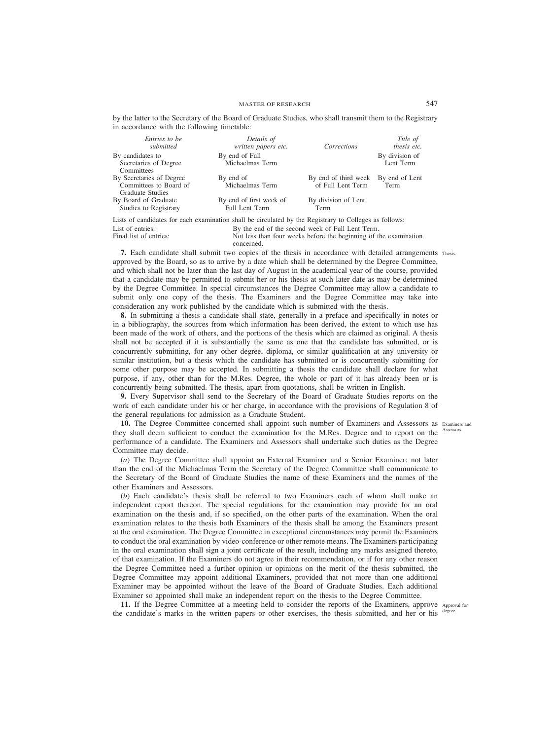by the latter to the Secretary of the Board of Graduate Studies, who shall transmit them to the Registrary in accordance with the following timetable:

| *Entries to be submitted* | *Details of written papers etc.* | *Corrections* | *Title of thesis etc.* |
|---|---|---|---|
| By candidates to Secretaries of Degree Committees | By end of Full Michaelmas Term | | By division of Lent Term |
| By Secretaries of Degree Committees to Board of Graduate Studies | By end of Michaelmas Term | By end of third week of Full Lent Term | By end of Lent Term |
| By Board of Graduate Studies to Registrary | By end of first week of Full Lent Term | By division of Lent Term | |

Lists of candidates for each examination shall be circulated by the Registrary to Colleges as follows:

| | |
|---|---|
| List of entries: | By the end of the second week of Full Lent Term. |
| Final list of entries: | Not less than four weeks before the beginning of the examination concerned. |

**7.** Each candidate shall submit two copies of the thesis in accordance with detailed arrangements approved by the Board, so as to arrive by a date which shall be determined by the Degree Committee, and which shall not be later than the last day of August in the academical year of the course, provided that a candidate may be permitted to submit her or his thesis at such later date as may be determined by the Degree Committee. In special circumstances the Degree Committee may allow a candidate to submit only one copy of the thesis. The Examiners and the Degree Committee may take into consideration any work published by the candidate which is submitted with the thesis.

Thesis.

**8.** In submitting a thesis a candidate shall state, generally in a preface and specifically in notes or in a bibliography, the sources from which information has been derived, the extent to which use has been made of the work of others, and the portions of the thesis which are claimed as original. A thesis shall not be accepted if it is substantially the same as one that the candidate has submitted, or is concurrently submitting, for any other degree, diploma, or similar qualification at any university or similar institution, but a thesis which the candidate has submitted or is concurrently submitting for some other purpose may be accepted. In submitting a thesis the candidate shall declare for what purpose, if any, other than for the M.Res. Degree, the whole or part of it has already been or is concurrently being submitted. The thesis, apart from quotations, shall be written in English.

**9.** Every Supervisor shall send to the Secretary of the Board of Graduate Studies reports on the work of each candidate under his or her charge, in accordance with the provisions of Regulation 8 of the general regulations for admission as a Graduate Student.

**10.** The Degree Committee concerned shall appoint such number of Examiners and Assessors as they shall deem sufficient to conduct the examination for the M.Res. Degree and to report on the performance of a candidate. The Examiners and Assessors shall undertake such duties as the Degree Committee may decide.

Examiners and Assessors.

(*a*) The Degree Committee shall appoint an External Examiner and a Senior Examiner; not later than the end of the Michaelmas Term the Secretary of the Degree Committee shall communicate to the Secretary of the Board of Graduate Studies the name of these Examiners and the names of the other Examiners and Assessors.

(*b*) Each candidate's thesis shall be referred to two Examiners each of whom shall make an independent report thereon. The special regulations for the examination may provide for an oral examination on the thesis and, if so specified, on the other parts of the examination. When the oral examination relates to the thesis both Examiners of the thesis shall be among the Examiners present at the oral examination. The Degree Committee in exceptional circumstances may permit the Examiners to conduct the oral examination by video-conference or other remote means. The Examiners participating in the oral examination shall sign a joint certificate of the result, including any marks assigned thereto, of that examination. If the Examiners do not agree in their recommendation, or if for any other reason the Degree Committee need a further opinion or opinions on the merit of the thesis submitted, the Degree Committee may appoint additional Examiners, provided that not more than one additional Examiner may be appointed without the leave of the Board of Graduate Studies. Each additional Examiner so appointed shall make an independent report on the thesis to the Degree Committee.

**11.** If the Degree Committee at a meeting held to consider the reports of the Examiners, approve the candidate's marks in the written papers or other exercises, the thesis submitted, and her or his

Approval for degree.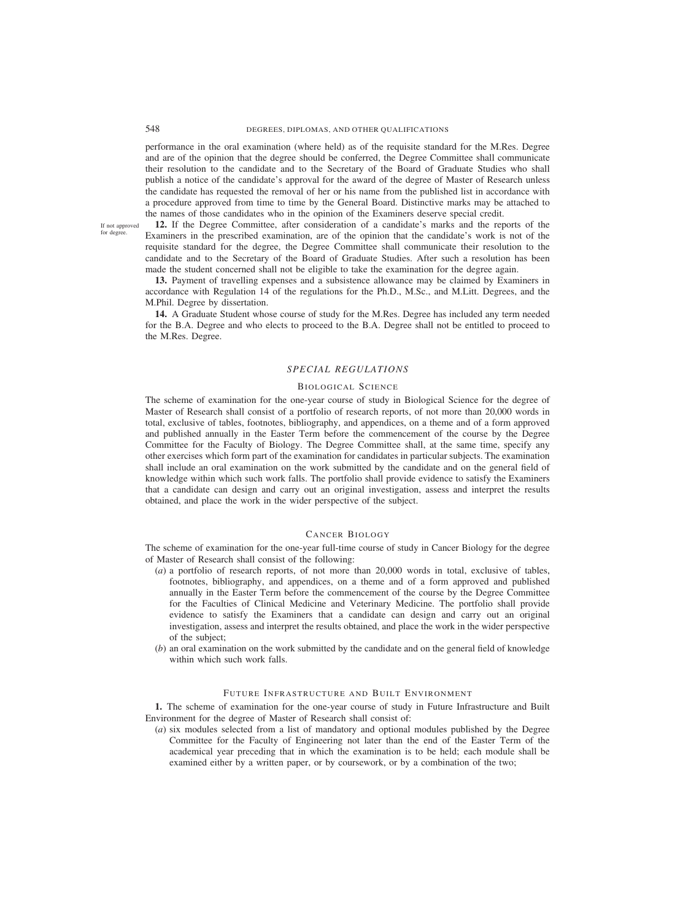performance in the oral examination (where held) as of the requisite standard for the M.Res. Degree and are of the opinion that the degree should be conferred, the Degree Committee shall communicate their resolution to the candidate and to the Secretary of the Board of Graduate Studies who shall publish a notice of the candidate's approval for the award of the degree of Master of Research unless the candidate has requested the removal of her or his name from the published list in accordance with a procedure approved from time to time by the General Board. Distinctive marks may be attached to the names of those candidates who in the opinion of the Examiners deserve special credit.

*If not approved for degree.*

**12.** If the Degree Committee, after consideration of a candidate's marks and the reports of the Examiners in the prescribed examination, are of the opinion that the candidate's work is not of the requisite standard for the degree, the Degree Committee shall communicate their resolution to the candidate and to the Secretary of the Board of Graduate Studies. After such a resolution has been made the student concerned shall not be eligible to take the examination for the degree again.

**13.** Payment of travelling expenses and a subsistence allowance may be claimed by Examiners in accordance with Regulation 14 of the regulations for the Ph.D., M.Sc., and M.Litt. Degrees, and the M.Phil. Degree by dissertation.

**14.** A Graduate Student whose course of study for the M.Res. Degree has included any term needed for the B.A. Degree and who elects to proceed to the B.A. Degree shall not be entitled to proceed to the M.Res. Degree.

## *SPECIAL REGULATIONS*

### Biological Science

The scheme of examination for the one-year course of study in Biological Science for the degree of Master of Research shall consist of a portfolio of research reports, of not more than 20,000 words in total, exclusive of tables, footnotes, bibliography, and appendices, on a theme and of a form approved and published annually in the Easter Term before the commencement of the course by the Degree Committee for the Faculty of Biology. The Degree Committee shall, at the same time, specify any other exercises which form part of the examination for candidates in particular subjects. The examination shall include an oral examination on the work submitted by the candidate and on the general field of knowledge within which such work falls. The portfolio shall provide evidence to satisfy the Examiners that a candidate can design and carry out an original investigation, assess and interpret the results obtained, and place the work in the wider perspective of the subject.

### Cancer Biology

The scheme of examination for the one-year full-time course of study in Cancer Biology for the degree of Master of Research shall consist of the following:

(*a*) a portfolio of research reports, of not more than 20,000 words in total, exclusive of tables, footnotes, bibliography, and appendices, on a theme and of a form approved and published annually in the Easter Term before the commencement of the course by the Degree Committee for the Faculties of Clinical Medicine and Veterinary Medicine. The portfolio shall provide evidence to satisfy the Examiners that a candidate can design and carry out an original investigation, assess and interpret the results obtained, and place the work in the wider perspective of the subject;

(*b*) an oral examination on the work submitted by the candidate and on the general field of knowledge within which such work falls.

### Future Infrastructure and Built Environment

**1.** The scheme of examination for the one-year course of study in Future Infrastructure and Built Environment for the degree of Master of Research shall consist of:

(*a*) six modules selected from a list of mandatory and optional modules published by the Degree Committee for the Faculty of Engineering not later than the end of the Easter Term of the academical year preceding that in which the examination is to be held; each module shall be examined either by a written paper, or by coursework, or by a combination of the two;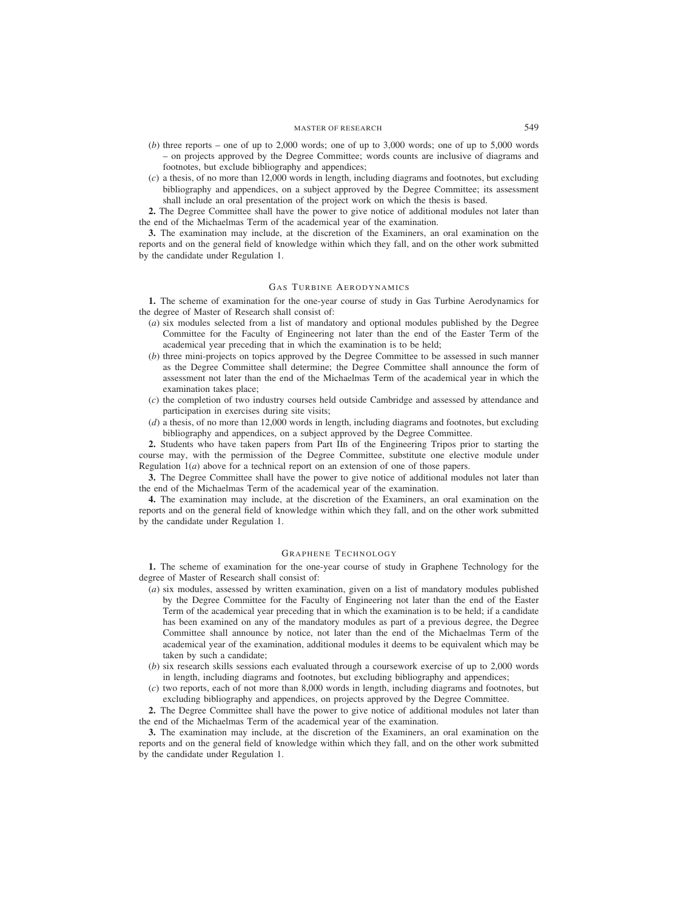(*b*) three reports – one of up to 2,000 words; one of up to 3,000 words; one of up to 5,000 words – on projects approved by the Degree Committee; words counts are inclusive of diagrams and footnotes, but exclude bibliography and appendices;

(*c*) a thesis, of no more than 12,000 words in length, including diagrams and footnotes, but excluding bibliography and appendices, on a subject approved by the Degree Committee; its assessment shall include an oral presentation of the project work on which the thesis is based.

**2.** The Degree Committee shall have the power to give notice of additional modules not later than the end of the Michaelmas Term of the academical year of the examination.

**3.** The examination may include, at the discretion of the Examiners, an oral examination on the reports and on the general field of knowledge within which they fall, and on the other work submitted by the candidate under Regulation 1.

## Gas Turbine Aerodynamics

**1.** The scheme of examination for the one-year course of study in Gas Turbine Aerodynamics for the degree of Master of Research shall consist of:

(*a*) six modules selected from a list of mandatory and optional modules published by the Degree Committee for the Faculty of Engineering not later than the end of the Easter Term of the academical year preceding that in which the examination is to be held;

(*b*) three mini-projects on topics approved by the Degree Committee to be assessed in such manner as the Degree Committee shall determine; the Degree Committee shall announce the form of assessment not later than the end of the Michaelmas Term of the academical year in which the examination takes place;

(*c*) the completion of two industry courses held outside Cambridge and assessed by attendance and participation in exercises during site visits;

(*d*) a thesis, of no more than 12,000 words in length, including diagrams and footnotes, but excluding bibliography and appendices, on a subject approved by the Degree Committee.

**2.** Students who have taken papers from Part IIB of the Engineering Tripos prior to starting the course may, with the permission of the Degree Committee, substitute one elective module under Regulation 1(*a*) above for a technical report on an extension of one of those papers.

**3.** The Degree Committee shall have the power to give notice of additional modules not later than the end of the Michaelmas Term of the academical year of the examination.

**4.** The examination may include, at the discretion of the Examiners, an oral examination on the reports and on the general field of knowledge within which they fall, and on the other work submitted by the candidate under Regulation 1.

## Graphene Technology

**1.** The scheme of examination for the one-year course of study in Graphene Technology for the degree of Master of Research shall consist of:

(*a*) six modules, assessed by written examination, given on a list of mandatory modules published by the Degree Committee for the Faculty of Engineering not later than the end of the Easter Term of the academical year preceding that in which the examination is to be held; if a candidate has been examined on any of the mandatory modules as part of a previous degree, the Degree Committee shall announce by notice, not later than the end of the Michaelmas Term of the academical year of the examination, additional modules it deems to be equivalent which may be taken by such a candidate;

(*b*) six research skills sessions each evaluated through a coursework exercise of up to 2,000 words in length, including diagrams and footnotes, but excluding bibliography and appendices;

(*c*) two reports, each of not more than 8,000 words in length, including diagrams and footnotes, but excluding bibliography and appendices, on projects approved by the Degree Committee.

**2.** The Degree Committee shall have the power to give notice of additional modules not later than the end of the Michaelmas Term of the academical year of the examination.

**3.** The examination may include, at the discretion of the Examiners, an oral examination on the reports and on the general field of knowledge within which they fall, and on the other work submitted by the candidate under Regulation 1.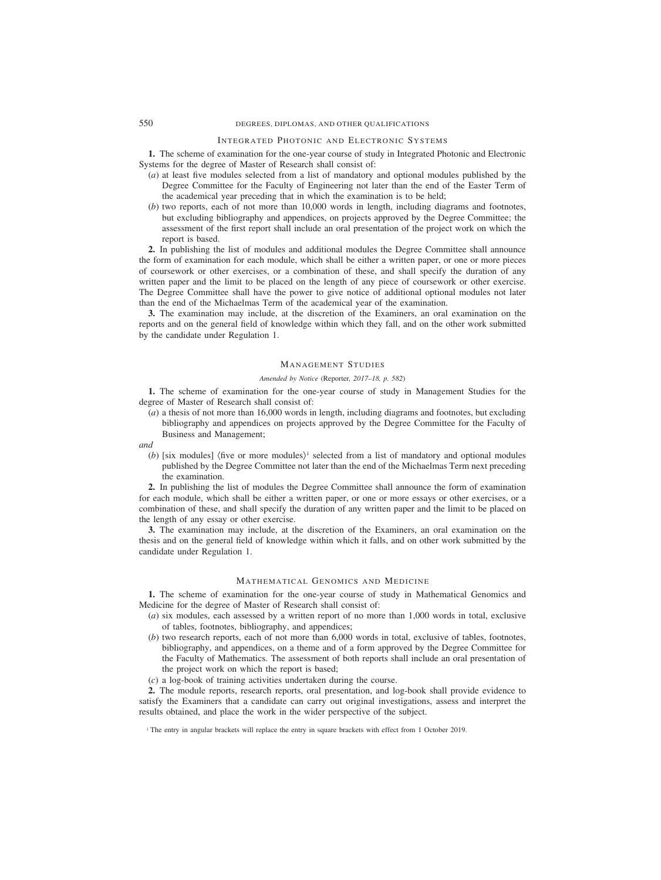## Integrated Photonic and Electronic Systems

**1.** The scheme of examination for the one-year course of study in Integrated Photonic and Electronic Systems for the degree of Master of Research shall consist of:

(*a*) at least five modules selected from a list of mandatory and optional modules published by the Degree Committee for the Faculty of Engineering not later than the end of the Easter Term of the academical year preceding that in which the examination is to be held;

(*b*) two reports, each of not more than 10,000 words in length, including diagrams and footnotes, but excluding bibliography and appendices, on projects approved by the Degree Committee; the assessment of the first report shall include an oral presentation of the project work on which the report is based.

**2.** In publishing the list of modules and additional modules the Degree Committee shall announce the form of examination for each module, which shall be either a written paper, or one or more pieces of coursework or other exercises, or a combination of these, and shall specify the duration of any written paper and the limit to be placed on the length of any piece of coursework or other exercise. The Degree Committee shall have the power to give notice of additional optional modules not later than the end of the Michaelmas Term of the academical year of the examination.

**3.** The examination may include, at the discretion of the Examiners, an oral examination on the reports and on the general field of knowledge within which they fall, and on the other work submitted by the candidate under Regulation 1.

## Management Studies

*Amended by Notice* (Reporter, *2017–18, p. 582*)

**1.** The scheme of examination for the one-year course of study in Management Studies for the degree of Master of Research shall consist of:

(*a*) a thesis of not more than 16,000 words in length, including diagrams and footnotes, but excluding bibliography and appendices on projects approved by the Degree Committee for the Faculty of Business and Management;

*and*

(*b*) [six modules] ⟨five or more modules⟩[1] selected from a list of mandatory and optional modules published by the Degree Committee not later than the end of the Michaelmas Term next preceding the examination.

**2.** In publishing the list of modules the Degree Committee shall announce the form of examination for each module, which shall be either a written paper, or one or more essays or other exercises, or a combination of these, and shall specify the duration of any written paper and the limit to be placed on the length of any essay or other exercise.

**3.** The examination may include, at the discretion of the Examiners, an oral examination on the thesis and on the general field of knowledge within which it falls, and on other work submitted by the candidate under Regulation 1.

## Mathematical Genomics and Medicine

**1.** The scheme of examination for the one-year course of study in Mathematical Genomics and Medicine for the degree of Master of Research shall consist of:

(*a*) six modules, each assessed by a written report of no more than 1,000 words in total, exclusive of tables, footnotes, bibliography, and appendices;

(*b*) two research reports, each of not more than 6,000 words in total, exclusive of tables, footnotes, bibliography, and appendices, on a theme and of a form approved by the Degree Committee for the Faculty of Mathematics. The assessment of both reports shall include an oral presentation of the project work on which the report is based;

(*c*) a log-book of training activities undertaken during the course.

**2.** The module reports, research reports, oral presentation, and log-book shall provide evidence to satisfy the Examiners that a candidate can carry out original investigations, assess and interpret the results obtained, and place the work in the wider perspective of the subject.

[1] The entry in angular brackets will replace the entry in square brackets with effect from 1 October 2019.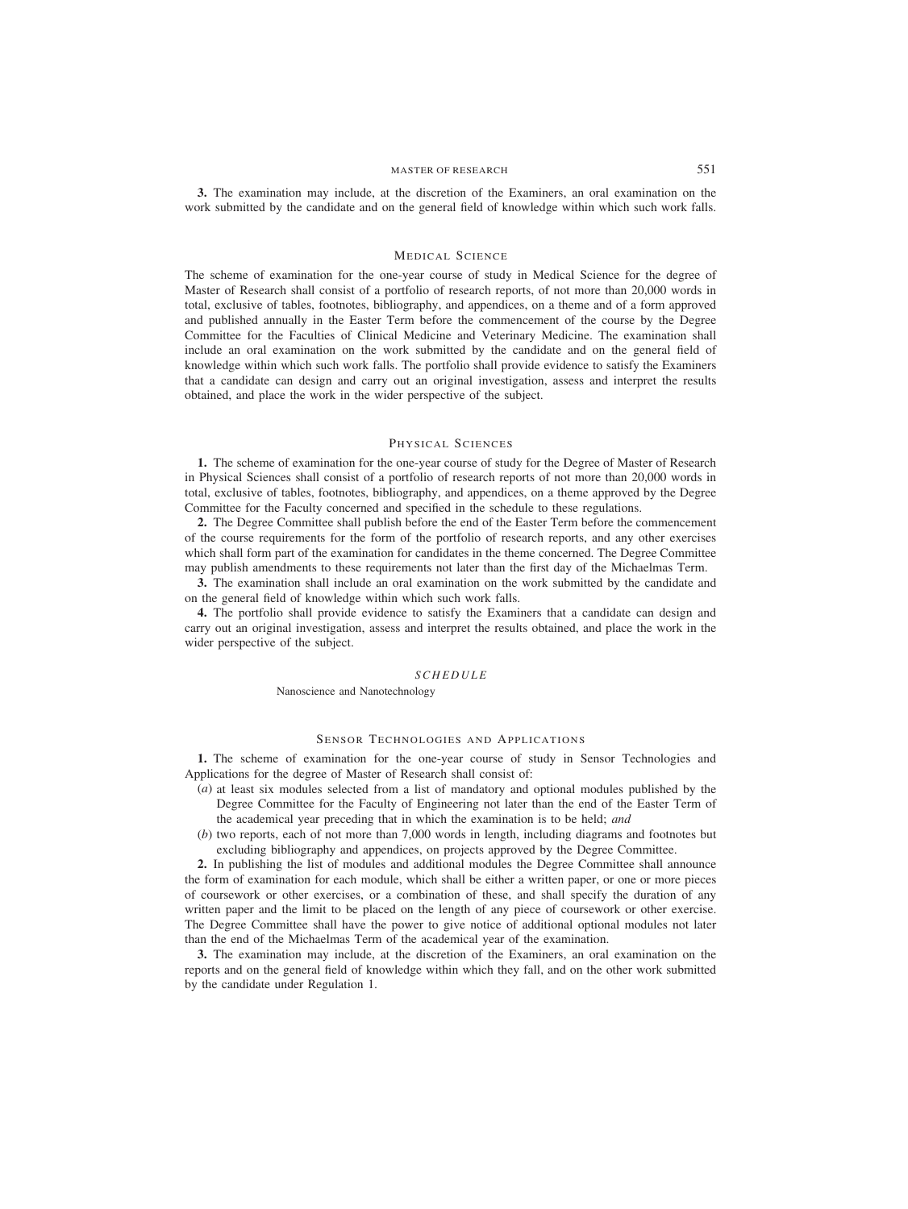**3.** The examination may include, at the discretion of the Examiners, an oral examination on the work submitted by the candidate and on the general field of knowledge within which such work falls.

## Medical Science

The scheme of examination for the one-year course of study in Medical Science for the degree of Master of Research shall consist of a portfolio of research reports, of not more than 20,000 words in total, exclusive of tables, footnotes, bibliography, and appendices, on a theme and of a form approved and published annually in the Easter Term before the commencement of the course by the Degree Committee for the Faculties of Clinical Medicine and Veterinary Medicine. The examination shall include an oral examination on the work submitted by the candidate and on the general field of knowledge within which such work falls. The portfolio shall provide evidence to satisfy the Examiners that a candidate can design and carry out an original investigation, assess and interpret the results obtained, and place the work in the wider perspective of the subject.

## Physical Sciences

**1.** The scheme of examination for the one-year course of study for the Degree of Master of Research in Physical Sciences shall consist of a portfolio of research reports of not more than 20,000 words in total, exclusive of tables, footnotes, bibliography, and appendices, on a theme approved by the Degree Committee for the Faculty concerned and specified in the schedule to these regulations.

**2.** The Degree Committee shall publish before the end of the Easter Term before the commencement of the course requirements for the form of the portfolio of research reports, and any other exercises which shall form part of the examination for candidates in the theme concerned. The Degree Committee may publish amendments to these requirements not later than the first day of the Michaelmas Term.

**3.** The examination shall include an oral examination on the work submitted by the candidate and on the general field of knowledge within which such work falls.

**4.** The portfolio shall provide evidence to satisfy the Examiners that a candidate can design and carry out an original investigation, assess and interpret the results obtained, and place the work in the wider perspective of the subject.

### *SCHEDULE*

Nanoscience and Nanotechnology

## Sensor Technologies and Applications

**1.** The scheme of examination for the one-year course of study in Sensor Technologies and Applications for the degree of Master of Research shall consist of:

(*a*) at least six modules selected from a list of mandatory and optional modules published by the Degree Committee for the Faculty of Engineering not later than the end of the Easter Term of the academical year preceding that in which the examination is to be held; *and*

(*b*) two reports, each of not more than 7,000 words in length, including diagrams and footnotes but excluding bibliography and appendices, on projects approved by the Degree Committee.

**2.** In publishing the list of modules and additional modules the Degree Committee shall announce the form of examination for each module, which shall be either a written paper, or one or more pieces of coursework or other exercises, or a combination of these, and shall specify the duration of any written paper and the limit to be placed on the length of any piece of coursework or other exercise. The Degree Committee shall have the power to give notice of additional optional modules not later than the end of the Michaelmas Term of the academical year of the examination.

**3.** The examination may include, at the discretion of the Examiners, an oral examination on the reports and on the general field of knowledge within which they fall, and on the other work submitted by the candidate under Regulation 1.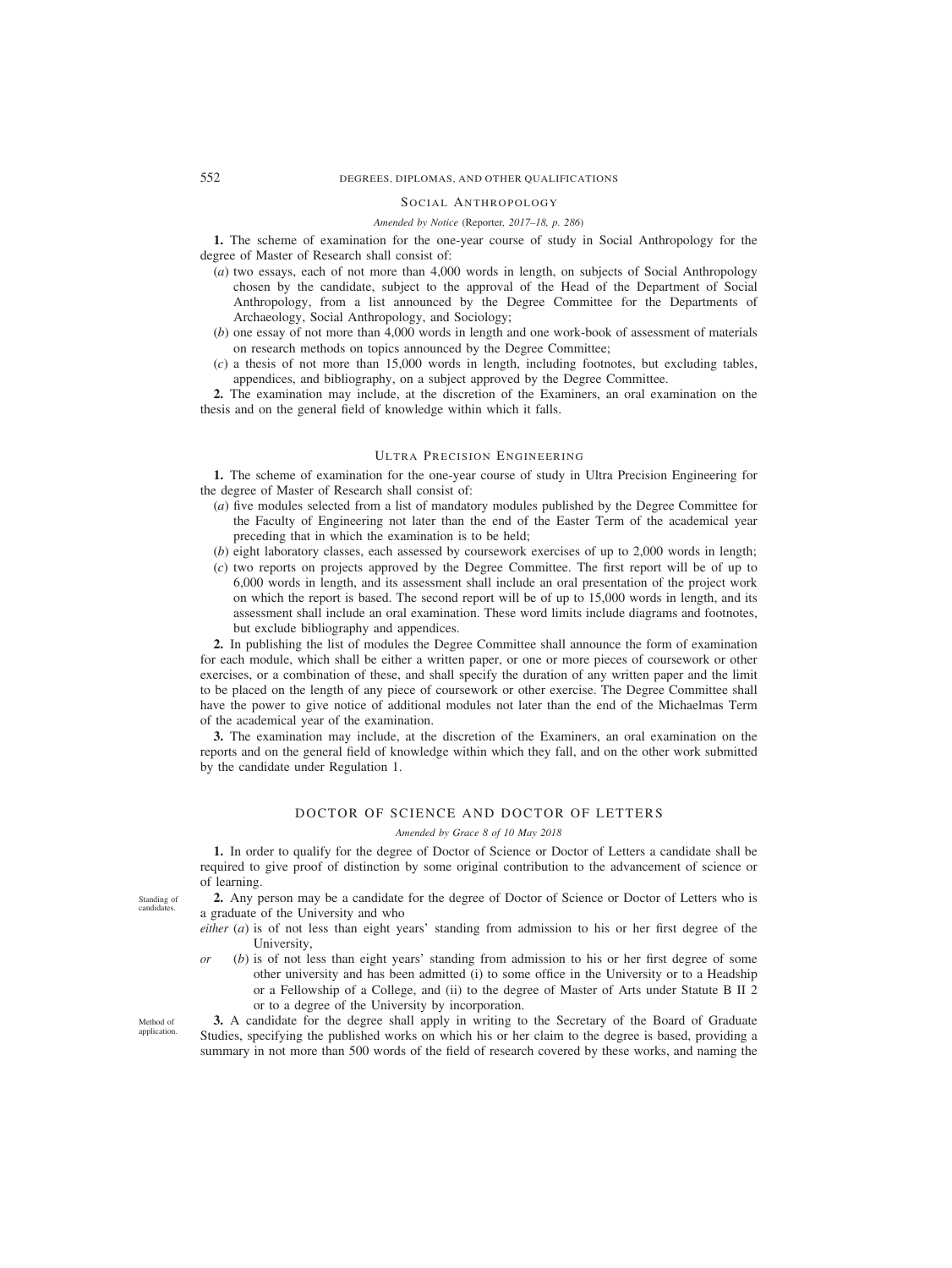## SOCIAL ANTHROPOLOGY

*Amended by Notice* (Reporter, *2017–18, p. 286*)

**1.** The scheme of examination for the one-year course of study in Social Anthropology for the degree of Master of Research shall consist of:

(*a*) two essays, each of not more than 4,000 words in length, on subjects of Social Anthropology chosen by the candidate, subject to the approval of the Head of the Department of Social Anthropology, from a list announced by the Degree Committee for the Departments of Archaeology, Social Anthropology, and Sociology;

(*b*) one essay of not more than 4,000 words in length and one work-book of assessment of materials on research methods on topics announced by the Degree Committee;

(*c*) a thesis of not more than 15,000 words in length, including footnotes, but excluding tables, appendices, and bibliography, on a subject approved by the Degree Committee.

**2.** The examination may include, at the discretion of the Examiners, an oral examination on the thesis and on the general field of knowledge within which it falls.

## ULTRA PRECISION ENGINEERING

**1.** The scheme of examination for the one-year course of study in Ultra Precision Engineering for the degree of Master of Research shall consist of:

(*a*) five modules selected from a list of mandatory modules published by the Degree Committee for the Faculty of Engineering not later than the end of the Easter Term of the academical year preceding that in which the examination is to be held;

(*b*) eight laboratory classes, each assessed by coursework exercises of up to 2,000 words in length;

(*c*) two reports on projects approved by the Degree Committee. The first report will be of up to 6,000 words in length, and its assessment shall include an oral presentation of the project work on which the report is based. The second report will be of up to 15,000 words in length, and its assessment shall include an oral examination. These word limits include diagrams and footnotes, but exclude bibliography and appendices.

**2.** In publishing the list of modules the Degree Committee shall announce the form of examination for each module, which shall be either a written paper, or one or more pieces of coursework or other exercises, or a combination of these, and shall specify the duration of any written paper and the limit to be placed on the length of any piece of coursework or other exercise. The Degree Committee shall have the power to give notice of additional modules not later than the end of the Michaelmas Term of the academical year of the examination.

**3.** The examination may include, at the discretion of the Examiners, an oral examination on the reports and on the general field of knowledge within which they fall, and on the other work submitted by the candidate under Regulation 1.

# DOCTOR OF SCIENCE AND DOCTOR OF LETTERS

*Amended by Grace 8 of 10 May 2018*

**1.** In order to qualify for the degree of Doctor of Science or Doctor of Letters a candidate shall be required to give proof of distinction by some original contribution to the advancement of science or of learning.

*Standing of candidates.*

**2.** Any person may be a candidate for the degree of Doctor of Science or Doctor of Letters who is a graduate of the University and who

*either* (*a*) is of not less than eight years' standing from admission to his or her first degree of the University,

*or* (*b*) is of not less than eight years' standing from admission to his or her first degree of some other university and has been admitted (i) to some office in the University or to a Headship or a Fellowship of a College, and (ii) to the degree of Master of Arts under Statute B II 2 or to a degree of the University by incorporation.

*Method of application.*

**3.** A candidate for the degree shall apply in writing to the Secretary of the Board of Graduate Studies, specifying the published works on which his or her claim to the degree is based, providing a summary in not more than 500 words of the field of research covered by these works, and naming the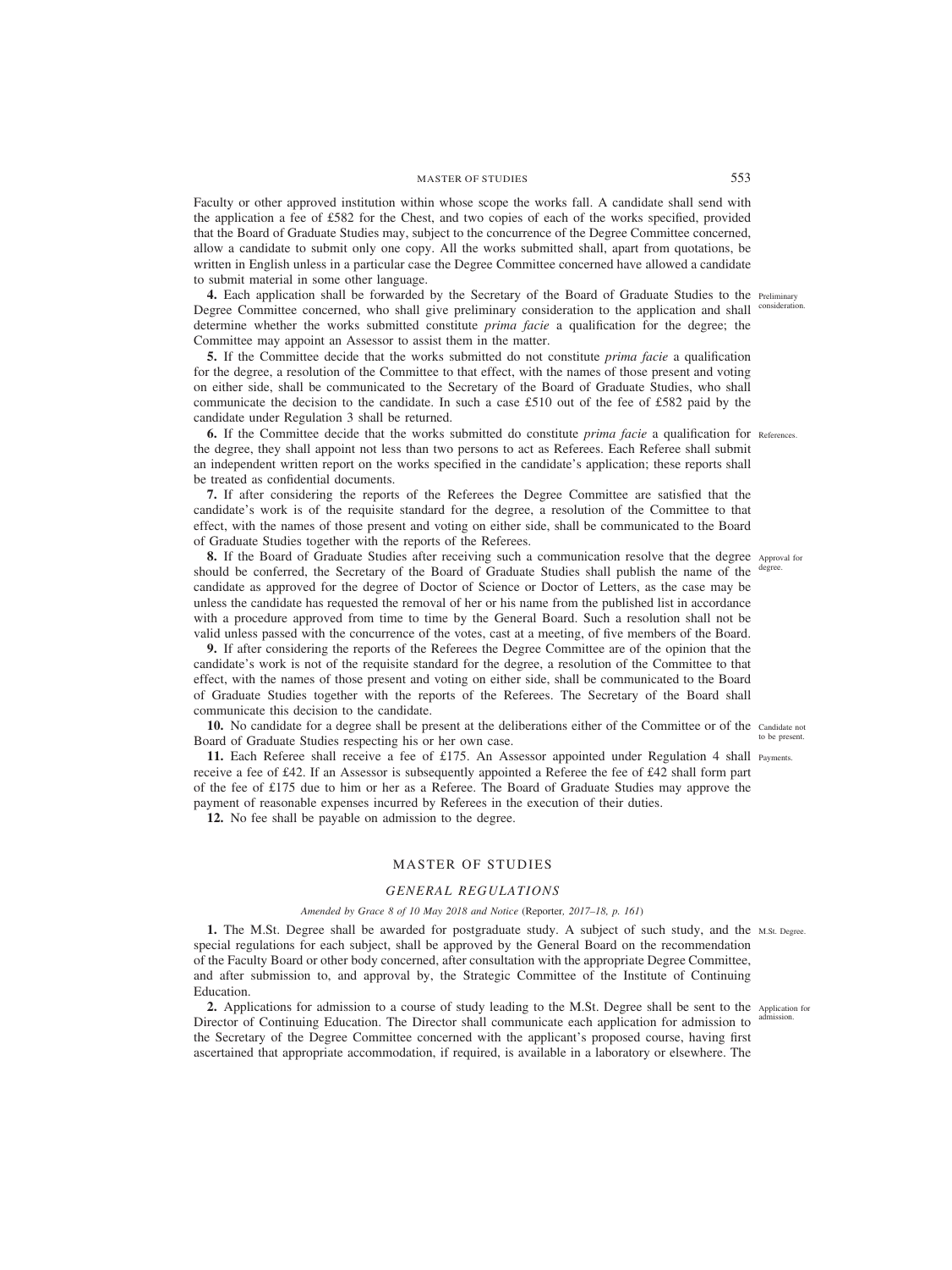Faculty or other approved institution within whose scope the works fall. A candidate shall send with the application a fee of £582 for the Chest, and two copies of each of the works specified, provided that the Board of Graduate Studies may, subject to the concurrence of the Degree Committee concerned, allow a candidate to submit only one copy. All the works submitted shall, apart from quotations, be written in English unless in a particular case the Degree Committee concerned have allowed a candidate to submit material in some other language.

**4.** Each application shall be forwarded by the Secretary of the Board of Graduate Studies to the Degree Committee concerned, who shall give preliminary consideration to the application and shall determine whether the works submitted constitute *prima facie* a qualification for the degree; the Committee may appoint an Assessor to assist them in the matter. *Preliminary consideration.*

**5.** If the Committee decide that the works submitted do not constitute *prima facie* a qualification for the degree, a resolution of the Committee to that effect, with the names of those present and voting on either side, shall be communicated to the Secretary of the Board of Graduate Studies, who shall communicate the decision to the candidate. In such a case £510 out of the fee of £582 paid by the candidate under Regulation 3 shall be returned.

**6.** If the Committee decide that the works submitted do constitute *prima facie* a qualification for the degree, they shall appoint not less than two persons to act as Referees. Each Referee shall submit an independent written report on the works specified in the candidate's application; these reports shall be treated as confidential documents. *References.*

**7.** If after considering the reports of the Referees the Degree Committee are satisfied that the candidate's work is of the requisite standard for the degree, a resolution of the Committee to that effect, with the names of those present and voting on either side, shall be communicated to the Board of Graduate Studies together with the reports of the Referees.

**8.** If the Board of Graduate Studies after receiving such a communication resolve that the degree should be conferred, the Secretary of the Board of Graduate Studies shall publish the name of the candidate as approved for the degree of Doctor of Science or Doctor of Letters, as the case may be unless the candidate has requested the removal of her or his name from the published list in accordance with a procedure approved from time to time by the General Board. Such a resolution shall not be valid unless passed with the concurrence of the votes, cast at a meeting, of five members of the Board. *Approval for degree.*

**9.** If after considering the reports of the Referees the Degree Committee are of the opinion that the candidate's work is not of the requisite standard for the degree, a resolution of the Committee to that effect, with the names of those present and voting on either side, shall be communicated to the Board of Graduate Studies together with the reports of the Referees. The Secretary of the Board shall communicate this decision to the candidate.

**10.** No candidate for a degree shall be present at the deliberations either of the Committee or of the Board of Graduate Studies respecting his or her own case. *Candidate not to be present.*

**11.** Each Referee shall receive a fee of £175. An Assessor appointed under Regulation 4 shall receive a fee of £42. If an Assessor is subsequently appointed a Referee the fee of £42 shall form part of the fee of £175 due to him or her as a Referee. The Board of Graduate Studies may approve the payment of reasonable expenses incurred by Referees in the execution of their duties. *Payments.*

**12.** No fee shall be payable on admission to the degree.

## MASTER OF STUDIES

### *GENERAL REGULATIONS*

*Amended by Grace 8 of 10 May 2018 and Notice (Reporter, 2017–18, p. 161)*

**1.** The M.St. Degree shall be awarded for postgraduate study. A subject of such study, and the special regulations for each subject, shall be approved by the General Board on the recommendation of the Faculty Board or other body concerned, after consultation with the appropriate Degree Committee, and after submission to, and approval by, the Strategic Committee of the Institute of Continuing Education. *M.St. Degree.*

**2.** Applications for admission to a course of study leading to the M.St. Degree shall be sent to the Director of Continuing Education. The Director shall communicate each application for admission to the Secretary of the Degree Committee concerned with the applicant's proposed course, having first ascertained that appropriate accommodation, if required, is available in a laboratory or elsewhere. The *Application for admission.*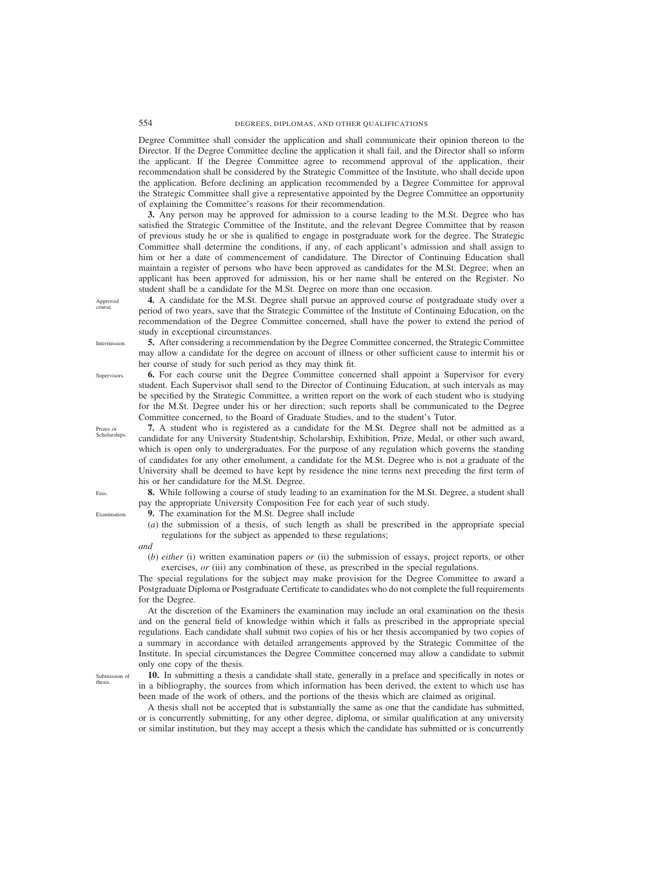Degree Committee shall consider the application and shall communicate their opinion thereon to the Director. If the Degree Committee decline the application it shall fail, and the Director shall so inform the applicant. If the Degree Committee agree to recommend approval of the application, their recommendation shall be considered by the Strategic Committee of the Institute, who shall decide upon the application. Before declining an application recommended by a Degree Committee for approval the Strategic Committee shall give a representative appointed by the Degree Committee an opportunity of explaining the Committee's reasons for their recommendation.

**3.** Any person may be approved for admission to a course leading to the M.St. Degree who has satisfied the Strategic Committee of the Institute, and the relevant Degree Committee that by reason of previous study he or she is qualified to engage in postgraduate work for the degree. The Strategic Committee shall determine the conditions, if any, of each applicant's admission and shall assign to him or her a date of commencement of candidature. The Director of Continuing Education shall maintain a register of persons who have been approved as candidates for the M.St. Degree; when an applicant has been approved for admission, his or her name shall be entered on the Register. No student shall be a candidate for the M.St. Degree on more than one occasion.

*Approved course.*

**4.** A candidate for the M.St. Degree shall pursue an approved course of postgraduate study over a period of two years, save that the Strategic Committee of the Institute of Continuing Education, on the recommendation of the Degree Committee concerned, shall have the power to extend the period of study in exceptional circumstances.

*Intermission.*

**5.** After considering a recommendation by the Degree Committee concerned, the Strategic Committee may allow a candidate for the degree on account of illness or other sufficient cause to intermit his or her course of study for such period as they may think fit.

*Supervisors.*

**6.** For each course unit the Degree Committee concerned shall appoint a Supervisor for every student. Each Supervisor shall send to the Director of Continuing Education, at such intervals as may be specified by the Strategic Committee, a written report on the work of each student who is studying for the M.St. Degree under his or her direction; such reports shall be communicated to the Degree Committee concerned, to the Board of Graduate Studies, and to the student's Tutor.

*Prizes or Scholarships.*

**7.** A student who is registered as a candidate for the M.St. Degree shall not be admitted as a candidate for any University Studentship, Scholarship, Exhibition, Prize, Medal, or other such award, which is open only to undergraduates. For the purpose of any regulation which governs the standing of candidates for any other emolument, a candidate for the M.St. Degree who is not a graduate of the University shall be deemed to have kept by residence the nine terms next preceding the first term of his or her candidature for the M.St. Degree.

*Fees.*

**8.** While following a course of study leading to an examination for the M.St. Degree, a student shall pay the appropriate University Composition Fee for each year of such study.

*Examination.*

**9.** The examination for the M.St. Degree shall include

(*a*) the submission of a thesis, of such length as shall be prescribed in the appropriate special regulations for the subject as appended to these regulations;

*and*

(*b*) *either* (i) written examination papers *or* (ii) the submission of essays, project reports, or other exercises, *or* (iii) any combination of these, as prescribed in the special regulations.

The special regulations for the subject may make provision for the Degree Committee to award a Postgraduate Diploma or Postgraduate Certificate to candidates who do not complete the full requirements for the Degree.

At the discretion of the Examiners the examination may include an oral examination on the thesis and on the general field of knowledge within which it falls as prescribed in the appropriate special regulations. Each candidate shall submit two copies of his or her thesis accompanied by two copies of a summary in accordance with detailed arrangements approved by the Strategic Committee of the Institute. In special circumstances the Degree Committee concerned may allow a candidate to submit only one copy of the thesis.

*Submission of thesis.*

**10.** In submitting a thesis a candidate shall state, generally in a preface and specifically in notes or in a bibliography, the sources from which information has been derived, the extent to which use has been made of the work of others, and the portions of the thesis which are claimed as original.

A thesis shall not be accepted that is substantially the same as one that the candidate has submitted, or is concurrently submitting, for any other degree, diploma, or similar qualification at any university or similar institution, but they may accept a thesis which the candidate has submitted or is concurrently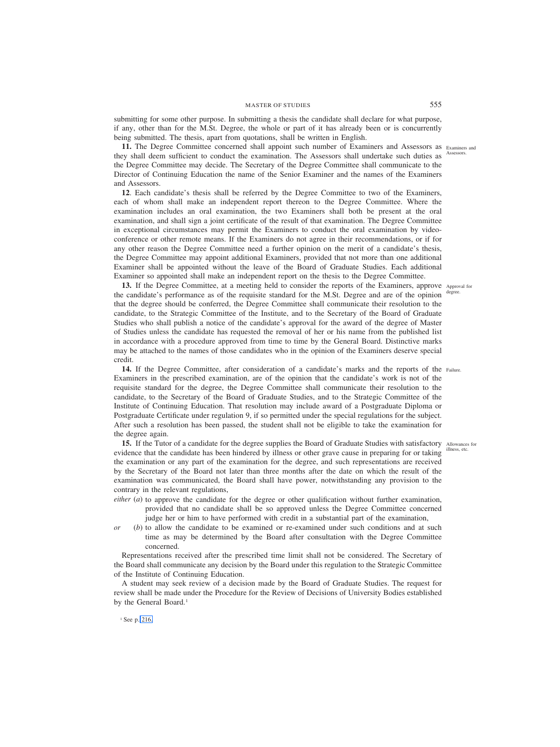submitting for some other purpose. In submitting a thesis the candidate shall declare for what purpose, if any, other than for the M.St. Degree, the whole or part of it has already been or is concurrently being submitted. The thesis, apart from quotations, shall be written in English.

*Examiners and Assessors.*

**11.** The Degree Committee concerned shall appoint such number of Examiners and Assessors as they shall deem sufficient to conduct the examination. The Assessors shall undertake such duties as the Degree Committee may decide. The Secretary of the Degree Committee shall communicate to the Director of Continuing Education the name of the Senior Examiner and the names of the Examiners and Assessors.

**12**. Each candidate's thesis shall be referred by the Degree Committee to two of the Examiners, each of whom shall make an independent report thereon to the Degree Committee. Where the examination includes an oral examination, the two Examiners shall both be present at the oral examination, and shall sign a joint certificate of the result of that examination. The Degree Committee in exceptional circumstances may permit the Examiners to conduct the oral examination by video-conference or other remote means. If the Examiners do not agree in their recommendations, or if for any other reason the Degree Committee need a further opinion on the merit of a candidate's thesis, the Degree Committee may appoint additional Examiners, provided that not more than one additional Examiner shall be appointed without the leave of the Board of Graduate Studies. Each additional Examiner so appointed shall make an independent report on the thesis to the Degree Committee.

*Approval for degree.*

**13.** If the Degree Committee, at a meeting held to consider the reports of the Examiners, approve the candidate's performance as of the requisite standard for the M.St. Degree and are of the opinion that the degree should be conferred, the Degree Committee shall communicate their resolution to the candidate, to the Strategic Committee of the Institute, and to the Secretary of the Board of Graduate Studies who shall publish a notice of the candidate's approval for the award of the degree of Master of Studies unless the candidate has requested the removal of her or his name from the published list in accordance with a procedure approved from time to time by the General Board. Distinctive marks may be attached to the names of those candidates who in the opinion of the Examiners deserve special credit.

*Failure.*

**14.** If the Degree Committee, after consideration of a candidate's marks and the reports of the Examiners in the prescribed examination, are of the opinion that the candidate's work is not of the requisite standard for the degree, the Degree Committee shall communicate their resolution to the candidate, to the Secretary of the Board of Graduate Studies, and to the Strategic Committee of the Institute of Continuing Education. That resolution may include award of a Postgraduate Diploma or Postgraduate Certificate under regulation 9, if so permitted under the special regulations for the subject. After such a resolution has been passed, the student shall not be eligible to take the examination for the degree again.

*Allowances for illness, etc.*

**15.** If the Tutor of a candidate for the degree supplies the Board of Graduate Studies with satisfactory evidence that the candidate has been hindered by illness or other grave cause in preparing for or taking the examination or any part of the examination for the degree, and such representations are received by the Secretary of the Board not later than three months after the date on which the result of the examination was communicated, the Board shall have power, notwithstanding any provision to the contrary in the relevant regulations,

*either* (*a*) to approve the candidate for the degree or other qualification without further examination, provided that no candidate shall be so approved unless the Degree Committee concerned judge her or him to have performed with credit in a substantial part of the examination,

*or* (*b*) to allow the candidate to be examined or re-examined under such conditions and at such time as may be determined by the Board after consultation with the Degree Committee concerned.

Representations received after the prescribed time limit shall not be considered. The Secretary of the Board shall communicate any decision by the Board under this regulation to the Strategic Committee of the Institute of Continuing Education.

A student may seek review of a decision made by the Board of Graduate Studies. The request for review shall be made under the Procedure for the Review of Decisions of University Bodies established by the General Board.[1]

[1] See p. 216.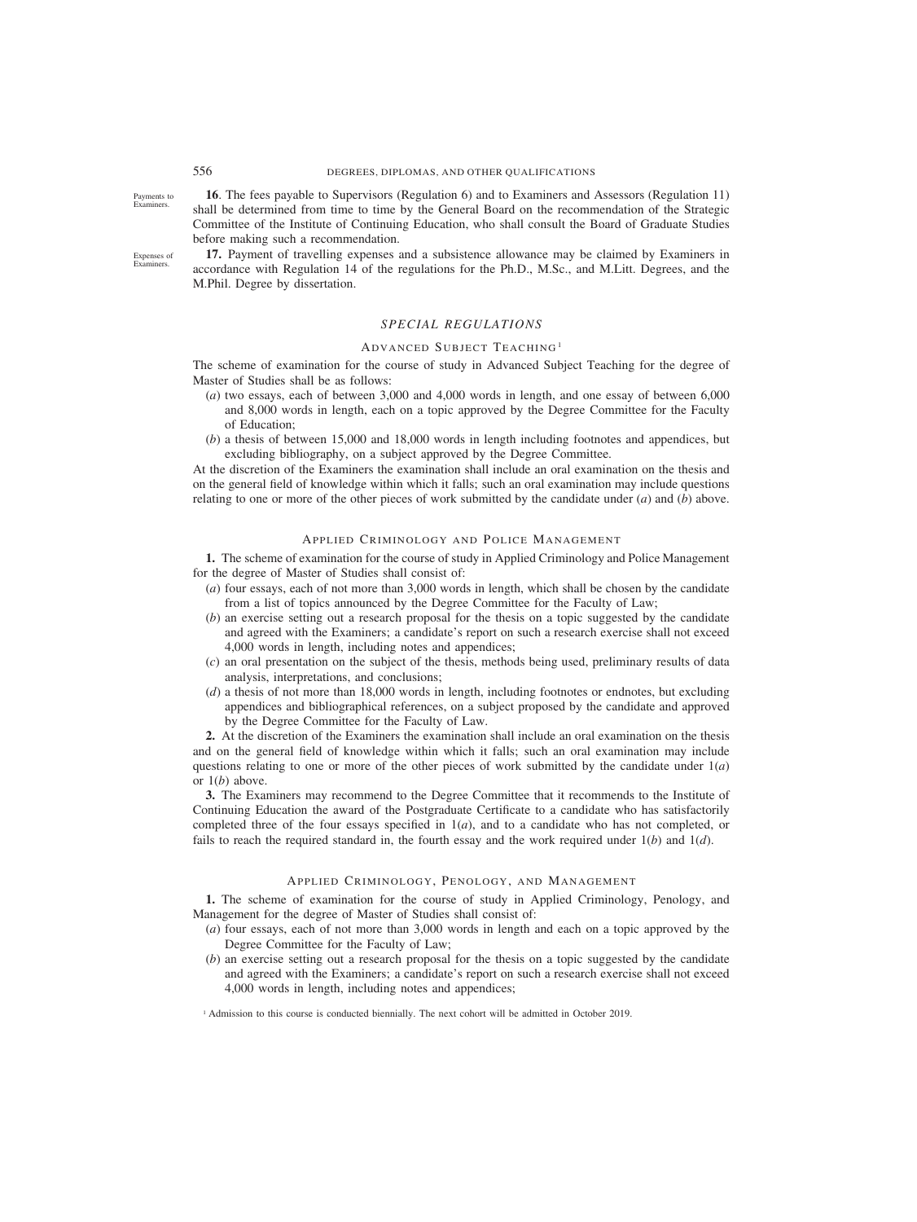Payments to Examiners.

**16**. The fees payable to Supervisors (Regulation 6) and to Examiners and Assessors (Regulation 11) shall be determined from time to time by the General Board on the recommendation of the Strategic Committee of the Institute of Continuing Education, who shall consult the Board of Graduate Studies before making such a recommendation.

Expenses of Examiners.

**17.** Payment of travelling expenses and a subsistence allowance may be claimed by Examiners in accordance with Regulation 14 of the regulations for the Ph.D., M.Sc., and M.Litt. Degrees, and the M.Phil. Degree by dissertation.

## *SPECIAL REGULATIONS*

### Advanced Subject Teaching[1]

The scheme of examination for the course of study in Advanced Subject Teaching for the degree of Master of Studies shall be as follows:

(*a*) two essays, each of between 3,000 and 4,000 words in length, and one essay of between 6,000 and 8,000 words in length, each on a topic approved by the Degree Committee for the Faculty of Education;

(*b*) a thesis of between 15,000 and 18,000 words in length including footnotes and appendices, but excluding bibliography, on a subject approved by the Degree Committee.

At the discretion of the Examiners the examination shall include an oral examination on the thesis and on the general field of knowledge within which it falls; such an oral examination may include questions relating to one or more of the other pieces of work submitted by the candidate under (*a*) and (*b*) above.

### Applied Criminology and Police Management

**1.** The scheme of examination for the course of study in Applied Criminology and Police Management for the degree of Master of Studies shall consist of:

(*a*) four essays, each of not more than 3,000 words in length, which shall be chosen by the candidate from a list of topics announced by the Degree Committee for the Faculty of Law;

(*b*) an exercise setting out a research proposal for the thesis on a topic suggested by the candidate and agreed with the Examiners; a candidate's report on such a research exercise shall not exceed 4,000 words in length, including notes and appendices;

(*c*) an oral presentation on the subject of the thesis, methods being used, preliminary results of data analysis, interpretations, and conclusions;

(*d*) a thesis of not more than 18,000 words in length, including footnotes or endnotes, but excluding appendices and bibliographical references, on a subject proposed by the candidate and approved by the Degree Committee for the Faculty of Law.

**2.** At the discretion of the Examiners the examination shall include an oral examination on the thesis and on the general field of knowledge within which it falls; such an oral examination may include questions relating to one or more of the other pieces of work submitted by the candidate under 1(*a*) or 1(*b*) above.

**3.** The Examiners may recommend to the Degree Committee that it recommends to the Institute of Continuing Education the award of the Postgraduate Certificate to a candidate who has satisfactorily completed three of the four essays specified in 1(*a*), and to a candidate who has not completed, or fails to reach the required standard in, the fourth essay and the work required under 1(*b*) and 1(*d*).

### Applied Criminology, Penology, and Management

**1.** The scheme of examination for the course of study in Applied Criminology, Penology, and Management for the degree of Master of Studies shall consist of:

(*a*) four essays, each of not more than 3,000 words in length and each on a topic approved by the Degree Committee for the Faculty of Law;

(*b*) an exercise setting out a research proposal for the thesis on a topic suggested by the candidate and agreed with the Examiners; a candidate's report on such a research exercise shall not exceed 4,000 words in length, including notes and appendices;

[1] Admission to this course is conducted biennially. The next cohort will be admitted in October 2019.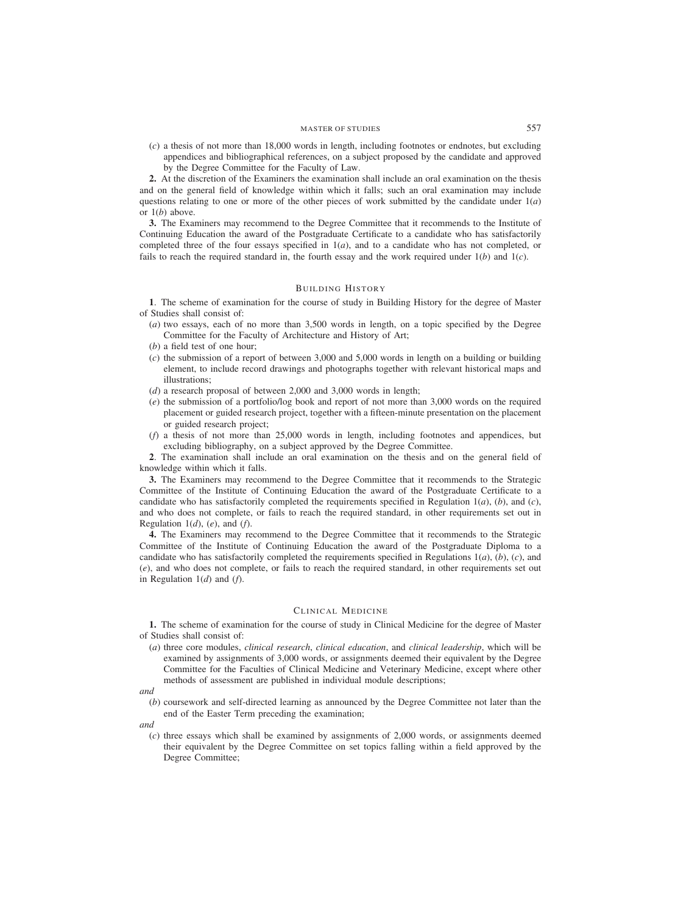(*c*) a thesis of not more than 18,000 words in length, including footnotes or endnotes, but excluding appendices and bibliographical references, on a subject proposed by the candidate and approved by the Degree Committee for the Faculty of Law.

**2.** At the discretion of the Examiners the examination shall include an oral examination on the thesis and on the general field of knowledge within which it falls; such an oral examination may include questions relating to one or more of the other pieces of work submitted by the candidate under 1(*a*) or 1(*b*) above.

**3.** The Examiners may recommend to the Degree Committee that it recommends to the Institute of Continuing Education the award of the Postgraduate Certificate to a candidate who has satisfactorily completed three of the four essays specified in 1(*a*), and to a candidate who has not completed, or fails to reach the required standard in, the fourth essay and the work required under 1(*b*) and 1(*c*).

## Building History

**1**. The scheme of examination for the course of study in Building History for the degree of Master of Studies shall consist of:

(*a*) two essays, each of no more than 3,500 words in length, on a topic specified by the Degree Committee for the Faculty of Architecture and History of Art;

(*b*) a field test of one hour;

(*c*) the submission of a report of between 3,000 and 5,000 words in length on a building or building element, to include record drawings and photographs together with relevant historical maps and illustrations;

(*d*) a research proposal of between 2,000 and 3,000 words in length;

(*e*) the submission of a portfolio/log book and report of not more than 3,000 words on the required placement or guided research project, together with a fifteen-minute presentation on the placement or guided research project;

(*f*) a thesis of not more than 25,000 words in length, including footnotes and appendices, but excluding bibliography, on a subject approved by the Degree Committee.

**2**. The examination shall include an oral examination on the thesis and on the general field of knowledge within which it falls.

**3.** The Examiners may recommend to the Degree Committee that it recommends to the Strategic Committee of the Institute of Continuing Education the award of the Postgraduate Certificate to a candidate who has satisfactorily completed the requirements specified in Regulation 1(*a*), (*b*), and (*c*), and who does not complete, or fails to reach the required standard, in other requirements set out in Regulation 1(*d*), (*e*), and (*f*).

**4.** The Examiners may recommend to the Degree Committee that it recommends to the Strategic Committee of the Institute of Continuing Education the award of the Postgraduate Diploma to a candidate who has satisfactorily completed the requirements specified in Regulations 1(*a*), (*b*), (*c*), and (*e*), and who does not complete, or fails to reach the required standard, in other requirements set out in Regulation 1(*d*) and (*f*).

## Clinical Medicine

**1.** The scheme of examination for the course of study in Clinical Medicine for the degree of Master of Studies shall consist of:

(*a*) three core modules, *clinical research*, *clinical education*, and *clinical leadership*, which will be examined by assignments of 3,000 words, or assignments deemed their equivalent by the Degree Committee for the Faculties of Clinical Medicine and Veterinary Medicine, except where other methods of assessment are published in individual module descriptions;

*and*

(*b*) coursework and self-directed learning as announced by the Degree Committee not later than the end of the Easter Term preceding the examination;

*and*

(*c*) three essays which shall be examined by assignments of 2,000 words, or assignments deemed their equivalent by the Degree Committee on set topics falling within a field approved by the Degree Committee;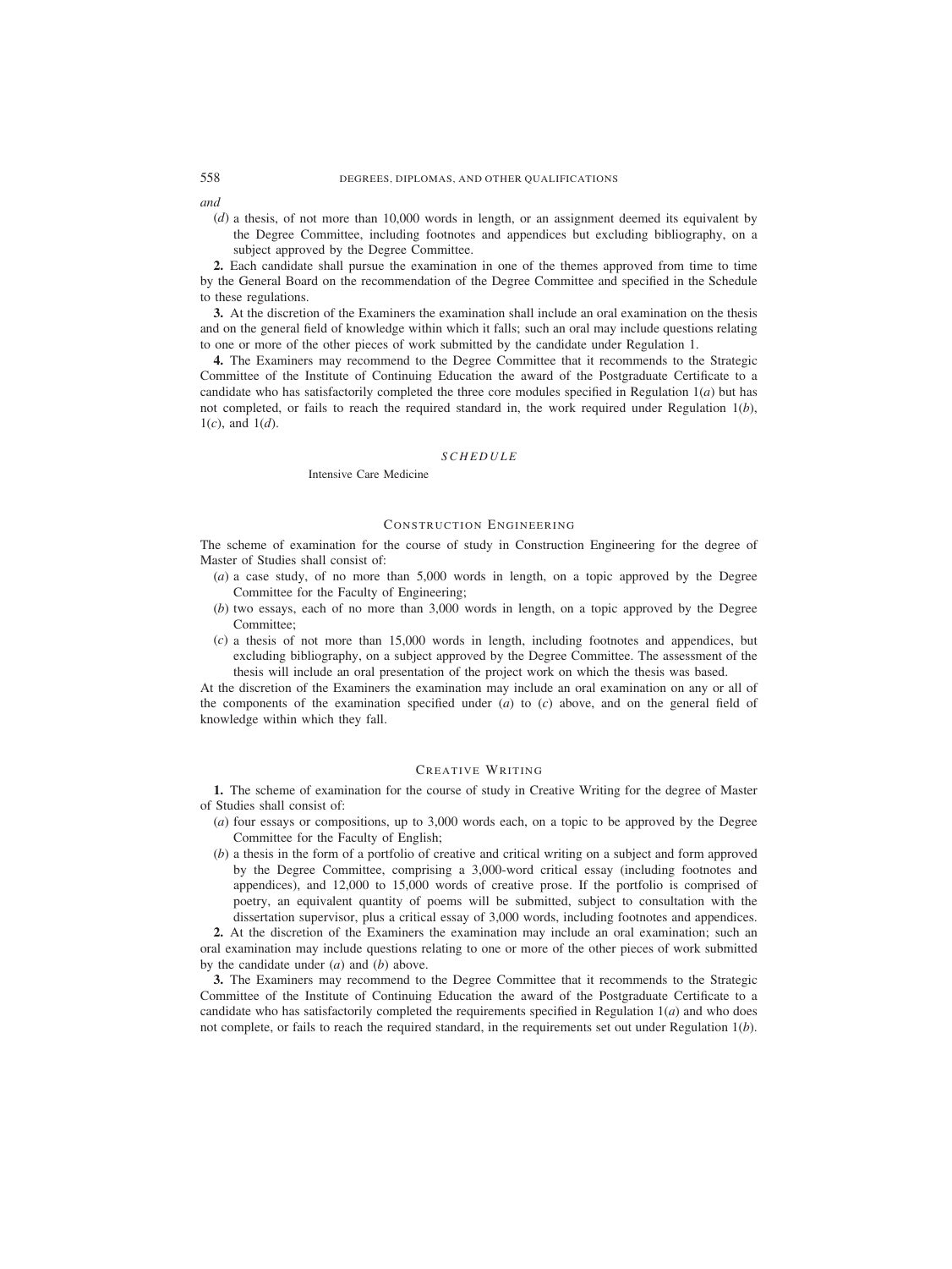*and*

(*d*) a thesis, of not more than 10,000 words in length, or an assignment deemed its equivalent by the Degree Committee, including footnotes and appendices but excluding bibliography, on a subject approved by the Degree Committee.

**2.** Each candidate shall pursue the examination in one of the themes approved from time to time by the General Board on the recommendation of the Degree Committee and specified in the Schedule to these regulations.

**3.** At the discretion of the Examiners the examination shall include an oral examination on the thesis and on the general field of knowledge within which it falls; such an oral may include questions relating to one or more of the other pieces of work submitted by the candidate under Regulation 1.

**4.** The Examiners may recommend to the Degree Committee that it recommends to the Strategic Committee of the Institute of Continuing Education the award of the Postgraduate Certificate to a candidate who has satisfactorily completed the three core modules specified in Regulation 1(*a*) but has not completed, or fails to reach the required standard in, the work required under Regulation 1(*b*), 1(*c*), and 1(*d*).

*SCHEDULE*

Intensive Care Medicine

## Construction Engineering

The scheme of examination for the course of study in Construction Engineering for the degree of Master of Studies shall consist of:

(*a*) a case study, of no more than 5,000 words in length, on a topic approved by the Degree Committee for the Faculty of Engineering;

(*b*) two essays, each of no more than 3,000 words in length, on a topic approved by the Degree Committee;

(*c*) a thesis of not more than 15,000 words in length, including footnotes and appendices, but excluding bibliography, on a subject approved by the Degree Committee. The assessment of the thesis will include an oral presentation of the project work on which the thesis was based.

At the discretion of the Examiners the examination may include an oral examination on any or all of the components of the examination specified under (*a*) to (*c*) above, and on the general field of knowledge within which they fall.

## Creative Writing

**1.** The scheme of examination for the course of study in Creative Writing for the degree of Master of Studies shall consist of:

(*a*) four essays or compositions, up to 3,000 words each, on a topic to be approved by the Degree Committee for the Faculty of English;

(*b*) a thesis in the form of a portfolio of creative and critical writing on a subject and form approved by the Degree Committee, comprising a 3,000-word critical essay (including footnotes and appendices), and 12,000 to 15,000 words of creative prose. If the portfolio is comprised of poetry, an equivalent quantity of poems will be submitted, subject to consultation with the dissertation supervisor, plus a critical essay of 3,000 words, including footnotes and appendices.

**2.** At the discretion of the Examiners the examination may include an oral examination; such an oral examination may include questions relating to one or more of the other pieces of work submitted by the candidate under (*a*) and (*b*) above.

**3.** The Examiners may recommend to the Degree Committee that it recommends to the Strategic Committee of the Institute of Continuing Education the award of the Postgraduate Certificate to a candidate who has satisfactorily completed the requirements specified in Regulation 1(*a*) and who does not complete, or fails to reach the required standard, in the requirements set out under Regulation 1(*b*).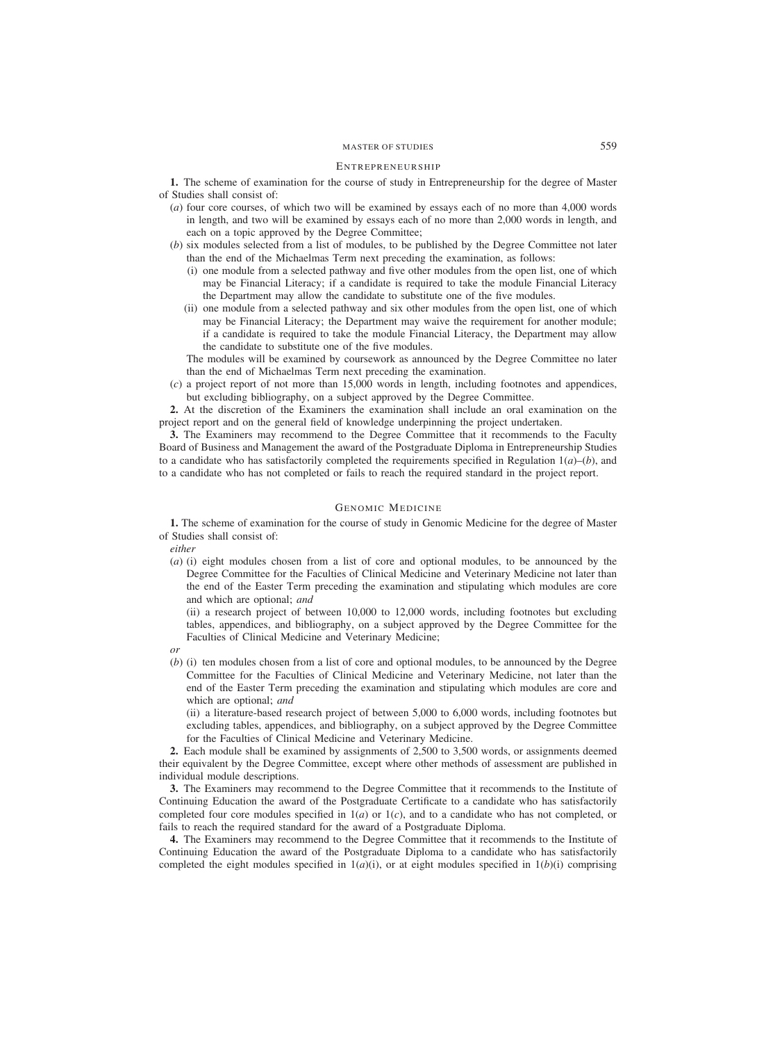## Entrepreneurship

**1.** The scheme of examination for the course of study in Entrepreneurship for the degree of Master of Studies shall consist of:

(*a*) four core courses, of which two will be examined by essays each of no more than 4,000 words in length, and two will be examined by essays each of no more than 2,000 words in length, and each on a topic approved by the Degree Committee;

(*b*) six modules selected from a list of modules, to be published by the Degree Committee not later than the end of the Michaelmas Term next preceding the examination, as follows:

(i) one module from a selected pathway and five other modules from the open list, one of which may be Financial Literacy; if a candidate is required to take the module Financial Literacy the Department may allow the candidate to substitute one of the five modules.

(ii) one module from a selected pathway and six other modules from the open list, one of which may be Financial Literacy; the Department may waive the requirement for another module; if a candidate is required to take the module Financial Literacy, the Department may allow the candidate to substitute one of the five modules.

The modules will be examined by coursework as announced by the Degree Committee no later than the end of Michaelmas Term next preceding the examination.

(*c*) a project report of not more than 15,000 words in length, including footnotes and appendices, but excluding bibliography, on a subject approved by the Degree Committee.

**2.** At the discretion of the Examiners the examination shall include an oral examination on the project report and on the general field of knowledge underpinning the project undertaken.

**3.** The Examiners may recommend to the Degree Committee that it recommends to the Faculty Board of Business and Management the award of the Postgraduate Diploma in Entrepreneurship Studies to a candidate who has satisfactorily completed the requirements specified in Regulation 1(*a*)–(*b*), and to a candidate who has not completed or fails to reach the required standard in the project report.

## Genomic Medicine

**1.** The scheme of examination for the course of study in Genomic Medicine for the degree of Master of Studies shall consist of:

*either*

(*a*) (i) eight modules chosen from a list of core and optional modules, to be announced by the Degree Committee for the Faculties of Clinical Medicine and Veterinary Medicine not later than the end of the Easter Term preceding the examination and stipulating which modules are core and which are optional; *and*

(ii) a research project of between 10,000 to 12,000 words, including footnotes but excluding tables, appendices, and bibliography, on a subject approved by the Degree Committee for the Faculties of Clinical Medicine and Veterinary Medicine;

*or*

(*b*) (i) ten modules chosen from a list of core and optional modules, to be announced by the Degree Committee for the Faculties of Clinical Medicine and Veterinary Medicine, not later than the end of the Easter Term preceding the examination and stipulating which modules are core and which are optional; *and*

(ii) a literature-based research project of between 5,000 to 6,000 words, including footnotes but excluding tables, appendices, and bibliography, on a subject approved by the Degree Committee for the Faculties of Clinical Medicine and Veterinary Medicine.

**2.** Each module shall be examined by assignments of 2,500 to 3,500 words, or assignments deemed their equivalent by the Degree Committee, except where other methods of assessment are published in individual module descriptions.

**3.** The Examiners may recommend to the Degree Committee that it recommends to the Institute of Continuing Education the award of the Postgraduate Certificate to a candidate who has satisfactorily completed four core modules specified in 1(*a*) or 1(*c*), and to a candidate who has not completed, or fails to reach the required standard for the award of a Postgraduate Diploma.

**4.** The Examiners may recommend to the Degree Committee that it recommends to the Institute of Continuing Education the award of the Postgraduate Diploma to a candidate who has satisfactorily completed the eight modules specified in 1(*a*)(i), or at eight modules specified in 1(*b*)(i) comprising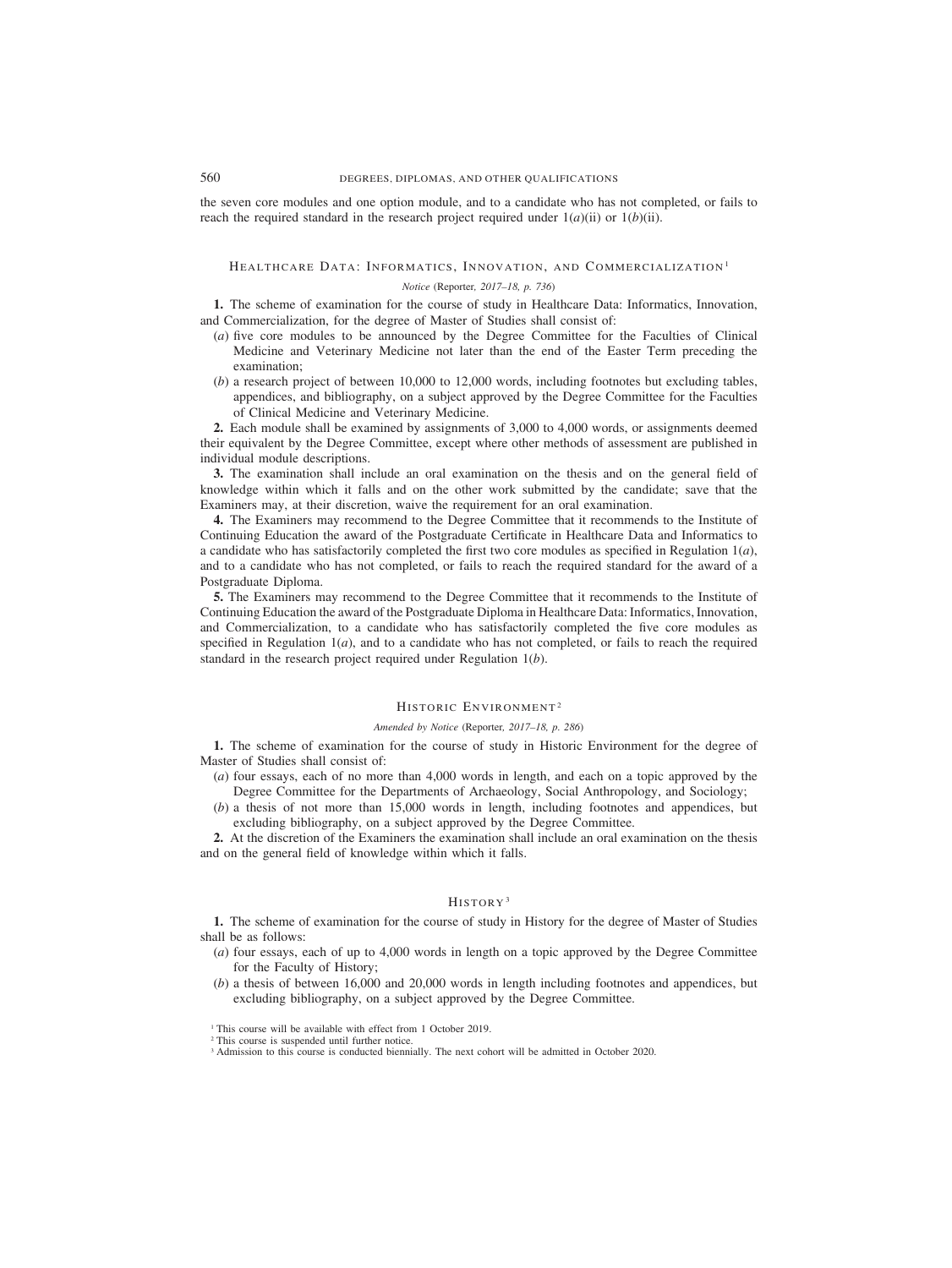the seven core modules and one option module, and to a candidate who has not completed, or fails to reach the required standard in the research project required under 1(*a*)(ii) or 1(*b*)(ii).

## Healthcare Data: Informatics, Innovation, and Commercialization[1]

*Notice* (Reporter, *2017–18, p. 736*)

**1.** The scheme of examination for the course of study in Healthcare Data: Informatics, Innovation, and Commercialization, for the degree of Master of Studies shall consist of:

(*a*) five core modules to be announced by the Degree Committee for the Faculties of Clinical Medicine and Veterinary Medicine not later than the end of the Easter Term preceding the examination;

(*b*) a research project of between 10,000 to 12,000 words, including footnotes but excluding tables, appendices, and bibliography, on a subject approved by the Degree Committee for the Faculties of Clinical Medicine and Veterinary Medicine.

**2.** Each module shall be examined by assignments of 3,000 to 4,000 words, or assignments deemed their equivalent by the Degree Committee, except where other methods of assessment are published in individual module descriptions.

**3.** The examination shall include an oral examination on the thesis and on the general field of knowledge within which it falls and on the other work submitted by the candidate; save that the Examiners may, at their discretion, waive the requirement for an oral examination.

**4.** The Examiners may recommend to the Degree Committee that it recommends to the Institute of Continuing Education the award of the Postgraduate Certificate in Healthcare Data and Informatics to a candidate who has satisfactorily completed the first two core modules as specified in Regulation 1(*a*), and to a candidate who has not completed, or fails to reach the required standard for the award of a Postgraduate Diploma.

**5.** The Examiners may recommend to the Degree Committee that it recommends to the Institute of Continuing Education the award of the Postgraduate Diploma in Healthcare Data: Informatics, Innovation, and Commercialization, to a candidate who has satisfactorily completed the five core modules as specified in Regulation 1(*a*), and to a candidate who has not completed, or fails to reach the required standard in the research project required under Regulation 1(*b*).

## Historic Environment[2]

*Amended by Notice* (Reporter, *2017–18, p. 286*)

**1.** The scheme of examination for the course of study in Historic Environment for the degree of Master of Studies shall consist of:

(*a*) four essays, each of no more than 4,000 words in length, and each on a topic approved by the Degree Committee for the Departments of Archaeology, Social Anthropology, and Sociology;

(*b*) a thesis of not more than 15,000 words in length, including footnotes and appendices, but excluding bibliography, on a subject approved by the Degree Committee.

**2.** At the discretion of the Examiners the examination shall include an oral examination on the thesis and on the general field of knowledge within which it falls.

## History[3]

**1.** The scheme of examination for the course of study in History for the degree of Master of Studies shall be as follows:

(*a*) four essays, each of up to 4,000 words in length on a topic approved by the Degree Committee for the Faculty of History;

(*b*) a thesis of between 16,000 and 20,000 words in length including footnotes and appendices, but excluding bibliography, on a subject approved by the Degree Committee.

[1] This course will be available with effect from 1 October 2019.
[2] This course is suspended until further notice.
[3] Admission to this course is conducted biennially. The next cohort will be admitted in October 2020.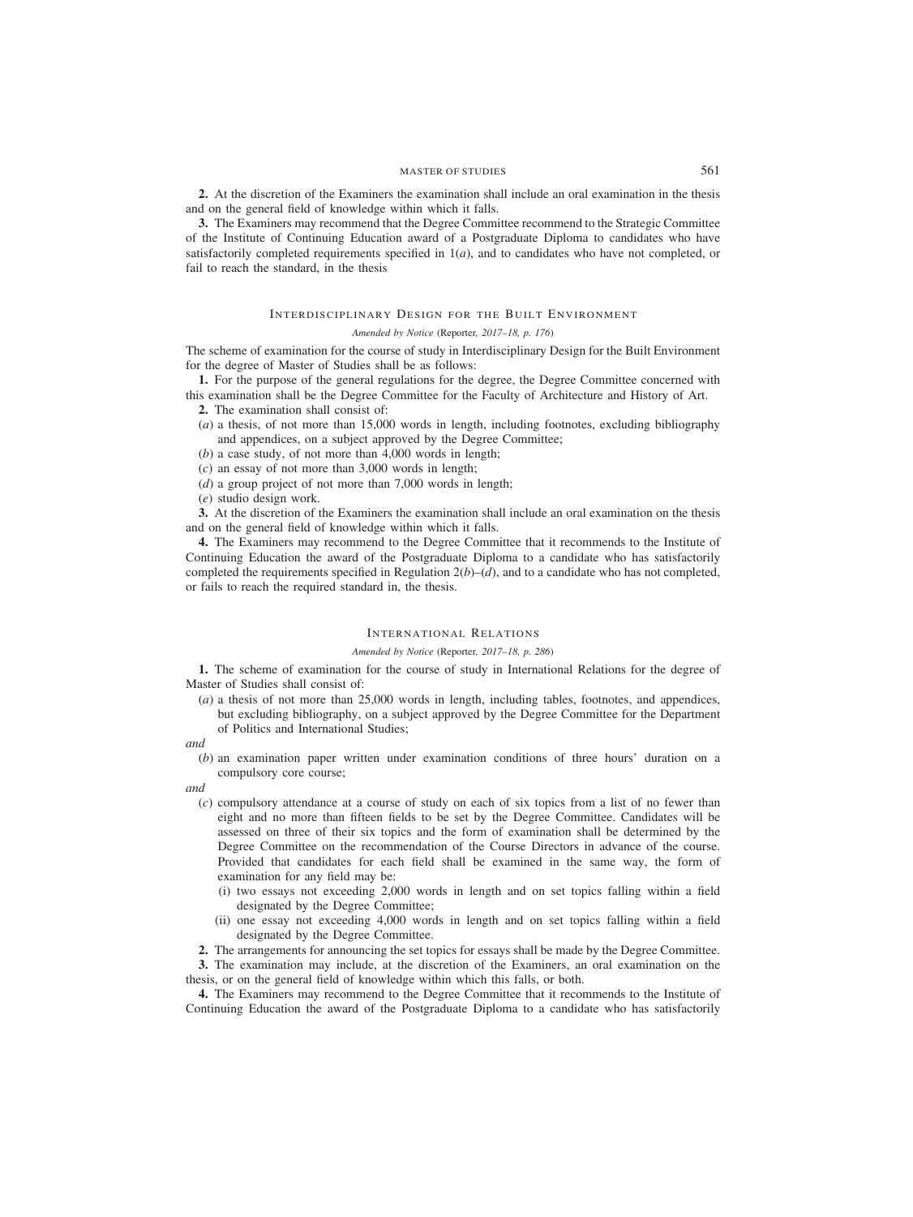**2.** At the discretion of the Examiners the examination shall include an oral examination in the thesis and on the general field of knowledge within which it falls.

**3.** The Examiners may recommend that the Degree Committee recommend to the Strategic Committee of the Institute of Continuing Education award of a Postgraduate Diploma to candidates who have satisfactorily completed requirements specified in 1(*a*), and to candidates who have not completed, or fail to reach the standard, in the thesis

## Interdisciplinary Design for the Built Environment

*Amended by Notice* (Reporter, *2017–18, p. 176*)

The scheme of examination for the course of study in Interdisciplinary Design for the Built Environment for the degree of Master of Studies shall be as follows:

**1.** For the purpose of the general regulations for the degree, the Degree Committee concerned with this examination shall be the Degree Committee for the Faculty of Architecture and History of Art.

**2.** The examination shall consist of:

(*a*) a thesis, of not more than 15,000 words in length, including footnotes, excluding bibliography and appendices, on a subject approved by the Degree Committee;

(*b*) a case study, of not more than 4,000 words in length;

(*c*) an essay of not more than 3,000 words in length;

(*d*) a group project of not more than 7,000 words in length;

(*e*) studio design work.

**3.** At the discretion of the Examiners the examination shall include an oral examination on the thesis and on the general field of knowledge within which it falls.

**4.** The Examiners may recommend to the Degree Committee that it recommends to the Institute of Continuing Education the award of the Postgraduate Diploma to a candidate who has satisfactorily completed the requirements specified in Regulation 2(*b*)–(*d*), and to a candidate who has not completed, or fails to reach the required standard in, the thesis.

## International Relations

*Amended by Notice* (Reporter, *2017–18, p. 286*)

**1.** The scheme of examination for the course of study in International Relations for the degree of Master of Studies shall consist of:

(*a*) a thesis of not more than 25,000 words in length, including tables, footnotes, and appendices, but excluding bibliography, on a subject approved by the Degree Committee for the Department of Politics and International Studies;

*and*

(*b*) an examination paper written under examination conditions of three hours' duration on a compulsory core course;

*and*

(*c*) compulsory attendance at a course of study on each of six topics from a list of no fewer than eight and no more than fifteen fields to be set by the Degree Committee. Candidates will be assessed on three of their six topics and the form of examination shall be determined by the Degree Committee on the recommendation of the Course Directors in advance of the course. Provided that candidates for each field shall be examined in the same way, the form of examination for any field may be:

(i) two essays not exceeding 2,000 words in length and on set topics falling within a field designated by the Degree Committee;

(ii) one essay not exceeding 4,000 words in length and on set topics falling within a field designated by the Degree Committee.

**2.** The arrangements for announcing the set topics for essays shall be made by the Degree Committee.

**3.** The examination may include, at the discretion of the Examiners, an oral examination on the thesis, or on the general field of knowledge within which this falls, or both.

**4.** The Examiners may recommend to the Degree Committee that it recommends to the Institute of Continuing Education the award of the Postgraduate Diploma to a candidate who has satisfactorily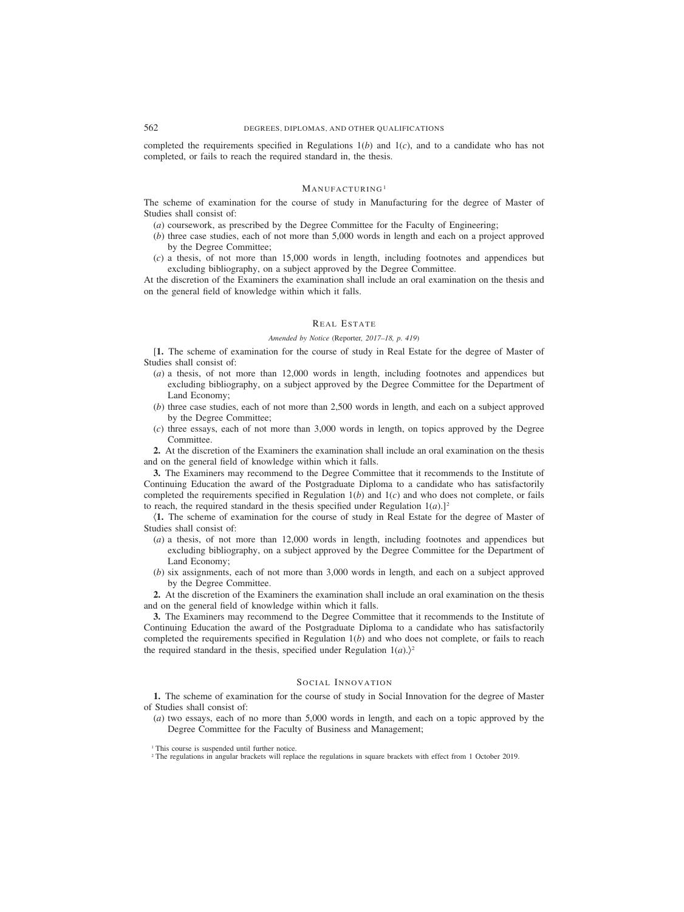completed the requirements specified in Regulations 1(*b*) and 1(*c*), and to a candidate who has not completed, or fails to reach the required standard in, the thesis.

## MANUFACTURING[1]

The scheme of examination for the course of study in Manufacturing for the degree of Master of Studies shall consist of:

(*a*) coursework, as prescribed by the Degree Committee for the Faculty of Engineering;

(*b*) three case studies, each of not more than 5,000 words in length and each on a project approved by the Degree Committee;

(*c*) a thesis, of not more than 15,000 words in length, including footnotes and appendices but excluding bibliography, on a subject approved by the Degree Committee.

At the discretion of the Examiners the examination shall include an oral examination on the thesis and on the general field of knowledge within which it falls.

## REAL ESTATE

*Amended by Notice* (Reporter, *2017–18, p. 419*)

[**1.** The scheme of examination for the course of study in Real Estate for the degree of Master of Studies shall consist of:

(*a*) a thesis, of not more than 12,000 words in length, including footnotes and appendices but excluding bibliography, on a subject approved by the Degree Committee for the Department of Land Economy;

(*b*) three case studies, each of not more than 2,500 words in length, and each on a subject approved by the Degree Committee;

(*c*) three essays, each of not more than 3,000 words in length, on topics approved by the Degree Committee.

**2.** At the discretion of the Examiners the examination shall include an oral examination on the thesis and on the general field of knowledge within which it falls.

**3.** The Examiners may recommend to the Degree Committee that it recommends to the Institute of Continuing Education the award of the Postgraduate Diploma to a candidate who has satisfactorily completed the requirements specified in Regulation 1(*b*) and 1(*c*) and who does not complete, or fails to reach, the required standard in the thesis specified under Regulation 1(*a*).][2]

⟨**1.** The scheme of examination for the course of study in Real Estate for the degree of Master of Studies shall consist of:

(*a*) a thesis, of not more than 12,000 words in length, including footnotes and appendices but excluding bibliography, on a subject approved by the Degree Committee for the Department of Land Economy;

(*b*) six assignments, each of not more than 3,000 words in length, and each on a subject approved by the Degree Committee.

**2.** At the discretion of the Examiners the examination shall include an oral examination on the thesis and on the general field of knowledge within which it falls.

**3.** The Examiners may recommend to the Degree Committee that it recommends to the Institute of Continuing Education the award of the Postgraduate Diploma to a candidate who has satisfactorily completed the requirements specified in Regulation 1(*b*) and who does not complete, or fails to reach the required standard in the thesis, specified under Regulation 1(*a*).⟩[2]

## SOCIAL INNOVATION

**1.** The scheme of examination for the course of study in Social Innovation for the degree of Master of Studies shall consist of:

(*a*) two essays, each of no more than 5,000 words in length, and each on a topic approved by the Degree Committee for the Faculty of Business and Management;

---

[1] This course is suspended until further notice.

[2] The regulations in angular brackets will replace the regulations in square brackets with effect from 1 October 2019.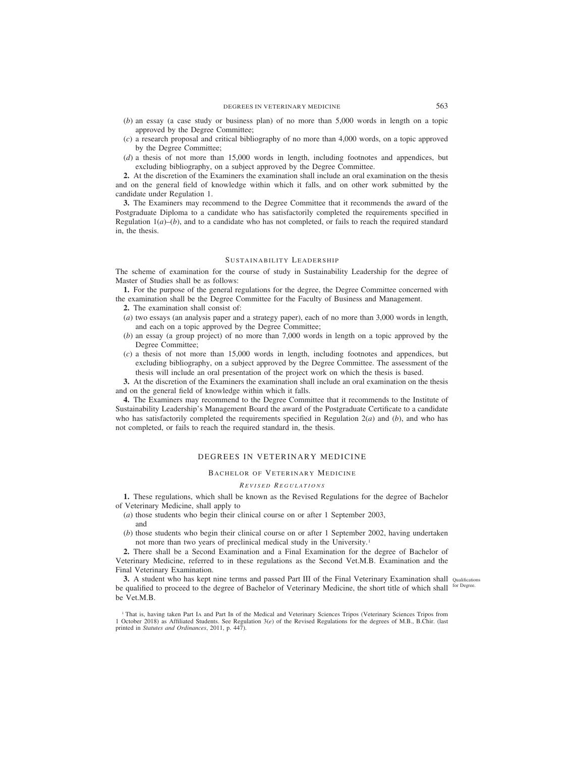(*b*) an essay (a case study or business plan) of no more than 5,000 words in length on a topic approved by the Degree Committee;

(*c*) a research proposal and critical bibliography of no more than 4,000 words, on a topic approved by the Degree Committee;

(*d*) a thesis of not more than 15,000 words in length, including footnotes and appendices, but excluding bibliography, on a subject approved by the Degree Committee.

**2.** At the discretion of the Examiners the examination shall include an oral examination on the thesis and on the general field of knowledge within which it falls, and on other work submitted by the candidate under Regulation 1.

**3.** The Examiners may recommend to the Degree Committee that it recommends the award of the Postgraduate Diploma to a candidate who has satisfactorily completed the requirements specified in Regulation 1(*a*)–(*b*), and to a candidate who has not completed, or fails to reach the required standard in, the thesis.

### Sustainability Leadership

The scheme of examination for the course of study in Sustainability Leadership for the degree of Master of Studies shall be as follows:

**1.** For the purpose of the general regulations for the degree, the Degree Committee concerned with the examination shall be the Degree Committee for the Faculty of Business and Management.

**2.** The examination shall consist of:

(*a*) two essays (an analysis paper and a strategy paper), each of no more than 3,000 words in length, and each on a topic approved by the Degree Committee;

(*b*) an essay (a group project) of no more than 7,000 words in length on a topic approved by the Degree Committee;

(*c*) a thesis of not more than 15,000 words in length, including footnotes and appendices, but excluding bibliography, on a subject approved by the Degree Committee. The assessment of the thesis will include an oral presentation of the project work on which the thesis is based.

**3.** At the discretion of the Examiners the examination shall include an oral examination on the thesis and on the general field of knowledge within which it falls.

**4.** The Examiners may recommend to the Degree Committee that it recommends to the Institute of Sustainability Leadership's Management Board the award of the Postgraduate Certificate to a candidate who has satisfactorily completed the requirements specified in Regulation 2(*a*) and (*b*), and who has not completed, or fails to reach the required standard in, the thesis.

# DEGREES IN VETERINARY MEDICINE

## Bachelor of Veterinary Medicine

### *Revised Regulations*

**1.** These regulations, which shall be known as the Revised Regulations for the degree of Bachelor of Veterinary Medicine, shall apply to

(*a*) those students who begin their clinical course on or after 1 September 2003,
and

(*b*) those students who begin their clinical course on or after 1 September 2002, having undertaken not more than two years of preclinical medical study in the University.[1]

**2.** There shall be a Second Examination and a Final Examination for the degree of Bachelor of Veterinary Medicine, referred to in these regulations as the Second Vet.M.B. Examination and the Final Veterinary Examination.

*Qualifications for Degree.*

**3.** A student who has kept nine terms and passed Part III of the Final Veterinary Examination shall be qualified to proceed to the degree of Bachelor of Veterinary Medicine, the short title of which shall be Vet.M.B.

[1] That is, having taken Part IA and Part IB of the Medical and Veterinary Sciences Tripos (Veterinary Sciences Tripos from 1 October 2018) as Affiliated Students. See Regulation 3(*e*) of the Revised Regulations for the degrees of M.B., B.Chir. (last printed in *Statutes and Ordinances*, 2011, p. 447).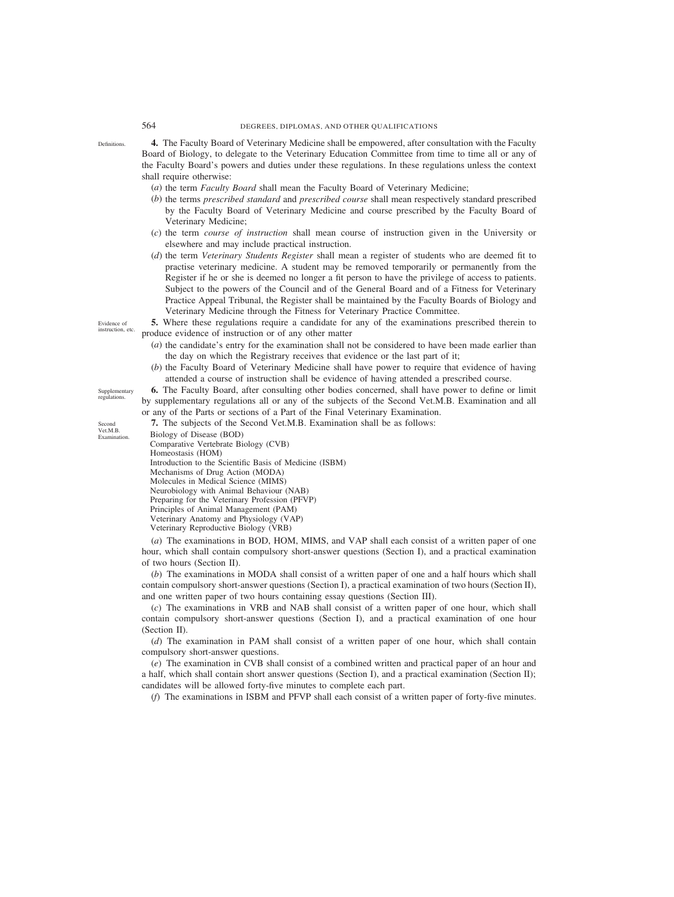Definitions.

**4.** The Faculty Board of Veterinary Medicine shall be empowered, after consultation with the Faculty Board of Biology, to delegate to the Veterinary Education Committee from time to time all or any of the Faculty Board's powers and duties under these regulations. In these regulations unless the context shall require otherwise:

(*a*) the term *Faculty Board* shall mean the Faculty Board of Veterinary Medicine;

(*b*) the terms *prescribed standard* and *prescribed course* shall mean respectively standard prescribed by the Faculty Board of Veterinary Medicine and course prescribed by the Faculty Board of Veterinary Medicine;

(*c*) the term *course of instruction* shall mean course of instruction given in the University or elsewhere and may include practical instruction.

(*d*) the term *Veterinary Students Register* shall mean a register of students who are deemed fit to practise veterinary medicine. A student may be removed temporarily or permanently from the Register if he or she is deemed no longer a fit person to have the privilege of access to patients. Subject to the powers of the Council and of the General Board and of a Fitness for Veterinary Practice Appeal Tribunal, the Register shall be maintained by the Faculty Boards of Biology and Veterinary Medicine through the Fitness for Veterinary Practice Committee.

Evidence of instruction, etc.

**5.** Where these regulations require a candidate for any of the examinations prescribed therein to produce evidence of instruction or of any other matter

(*a*) the candidate's entry for the examination shall not be considered to have been made earlier than the day on which the Registrary receives that evidence or the last part of it;

(*b*) the Faculty Board of Veterinary Medicine shall have power to require that evidence of having attended a course of instruction shall be evidence of having attended a prescribed course.

Supplementary regulations.

**6.** The Faculty Board, after consulting other bodies concerned, shall have power to define or limit by supplementary regulations all or any of the subjects of the Second Vet.M.B. Examination and all or any of the Parts or sections of a Part of the Final Veterinary Examination.

Second Vet.M.B. Examination.

**7.** The subjects of the Second Vet.M.B. Examination shall be as follows:

Biology of Disease (BOD)
Comparative Vertebrate Biology (CVB)
Homeostasis (HOM)
Introduction to the Scientific Basis of Medicine (ISBM)
Mechanisms of Drug Action (MODA)
Molecules in Medical Science (MIMS)
Neurobiology with Animal Behaviour (NAB)
Preparing for the Veterinary Profession (PFVP)
Principles of Animal Management (PAM)
Veterinary Anatomy and Physiology (VAP)
Veterinary Reproductive Biology (VRB)

(*a*) The examinations in BOD, HOM, MIMS, and VAP shall each consist of a written paper of one hour, which shall contain compulsory short-answer questions (Section I), and a practical examination of two hours (Section II).

(*b*) The examinations in MODA shall consist of a written paper of one and a half hours which shall contain compulsory short-answer questions (Section I), a practical examination of two hours (Section II), and one written paper of two hours containing essay questions (Section III).

(*c*) The examinations in VRB and NAB shall consist of a written paper of one hour, which shall contain compulsory short-answer questions (Section I), and a practical examination of one hour (Section II).

(*d*) The examination in PAM shall consist of a written paper of one hour, which shall contain compulsory short-answer questions.

(*e*) The examination in CVB shall consist of a combined written and practical paper of an hour and a half, which shall contain short answer questions (Section I), and a practical examination (Section II); candidates will be allowed forty-five minutes to complete each part.

(*f*) The examinations in ISBM and PFVP shall each consist of a written paper of forty-five minutes.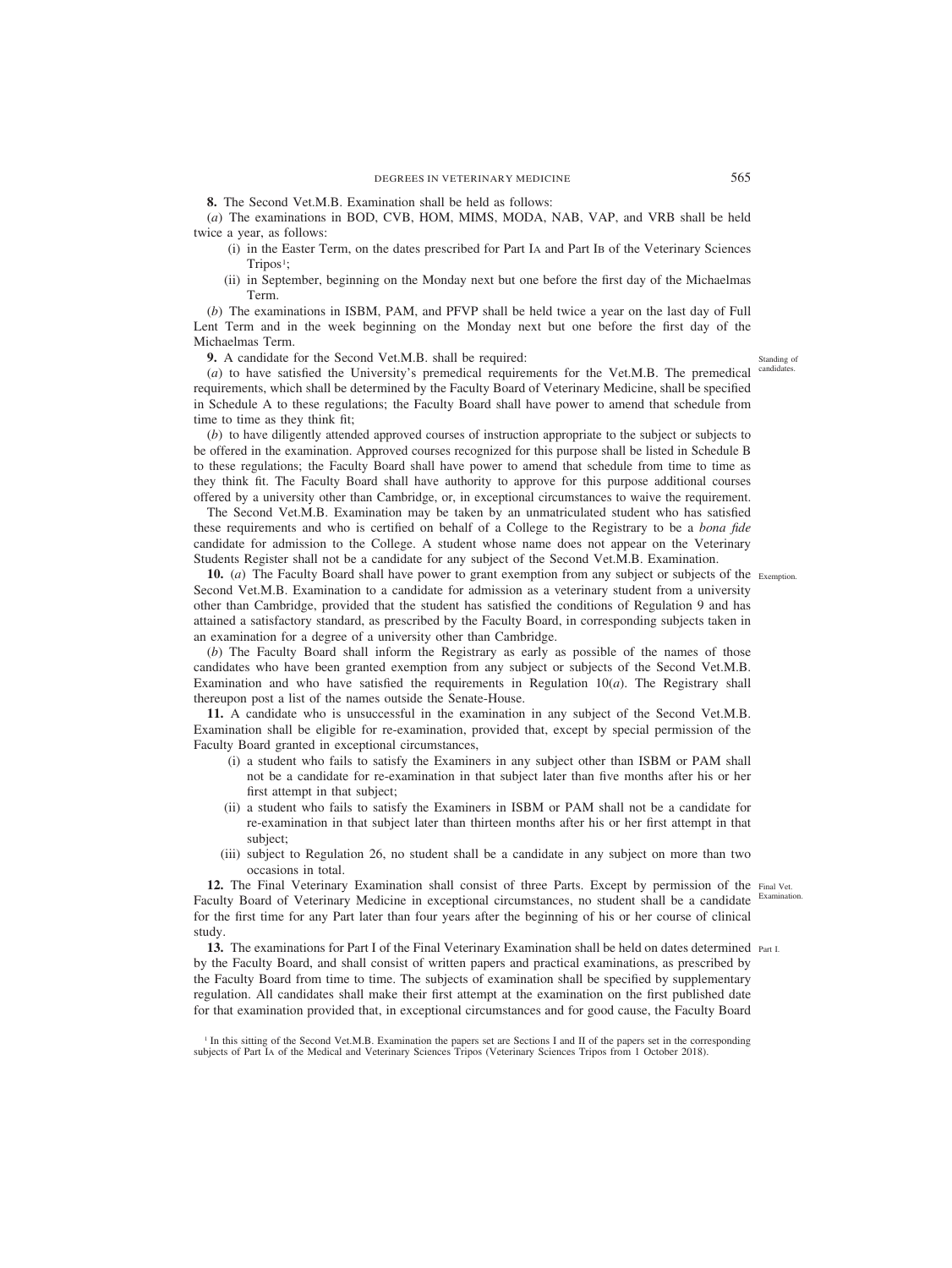**8.** The Second Vet.M.B. Examination shall be held as follows:

(*a*) The examinations in BOD, CVB, HOM, MIMS, MODA, NAB, VAP, and VRB shall be held twice a year, as follows:

- (i) in the Easter Term, on the dates prescribed for Part IA and Part IB of the Veterinary Sciences Tripos[1];
- (ii) in September, beginning on the Monday next but one before the first day of the Michaelmas Term.

(*b*) The examinations in ISBM, PAM, and PFVP shall be held twice a year on the last day of Full Lent Term and in the week beginning on the Monday next but one before the first day of the Michaelmas Term.

**9.** A candidate for the Second Vet.M.B. shall be required:

Standing of candidates.

(*a*) to have satisfied the University's premedical requirements for the Vet.M.B. The premedical requirements, which shall be determined by the Faculty Board of Veterinary Medicine, shall be specified in Schedule A to these regulations; the Faculty Board shall have power to amend that schedule from time to time as they think fit;

(*b*) to have diligently attended approved courses of instruction appropriate to the subject or subjects to be offered in the examination. Approved courses recognized for this purpose shall be listed in Schedule B to these regulations; the Faculty Board shall have power to amend that schedule from time to time as they think fit. The Faculty Board shall have authority to approve for this purpose additional courses offered by a university other than Cambridge, or, in exceptional circumstances to waive the requirement.

The Second Vet.M.B. Examination may be taken by an unmatriculated student who has satisfied these requirements and who is certified on behalf of a College to the Registrary to be a *bona fide* candidate for admission to the College. A student whose name does not appear on the Veterinary Students Register shall not be a candidate for any subject of the Second Vet.M.B. Examination.

Exemption.

**10.** (*a*) The Faculty Board shall have power to grant exemption from any subject or subjects of the Second Vet.M.B. Examination to a candidate for admission as a veterinary student from a university other than Cambridge, provided that the student has satisfied the conditions of Regulation 9 and has attained a satisfactory standard, as prescribed by the Faculty Board, in corresponding subjects taken in an examination for a degree of a university other than Cambridge.

(*b*) The Faculty Board shall inform the Registrary as early as possible of the names of those candidates who have been granted exemption from any subject or subjects of the Second Vet.M.B. Examination and who have satisfied the requirements in Regulation 10(*a*). The Registrary shall thereupon post a list of the names outside the Senate-House.

**11.** A candidate who is unsuccessful in the examination in any subject of the Second Vet.M.B. Examination shall be eligible for re-examination, provided that, except by special permission of the Faculty Board granted in exceptional circumstances,

- (i) a student who fails to satisfy the Examiners in any subject other than ISBM or PAM shall not be a candidate for re-examination in that subject later than five months after his or her first attempt in that subject;
- (ii) a student who fails to satisfy the Examiners in ISBM or PAM shall not be a candidate for re-examination in that subject later than thirteen months after his or her first attempt in that subject;
- (iii) subject to Regulation 26, no student shall be a candidate in any subject on more than two occasions in total.

Final Vet. Examination.

**12.** The Final Veterinary Examination shall consist of three Parts. Except by permission of the Faculty Board of Veterinary Medicine in exceptional circumstances, no student shall be a candidate for the first time for any Part later than four years after the beginning of his or her course of clinical study.

Part I.

**13.** The examinations for Part I of the Final Veterinary Examination shall be held on dates determined by the Faculty Board, and shall consist of written papers and practical examinations, as prescribed by the Faculty Board from time to time. The subjects of examination shall be specified by supplementary regulation. All candidates shall make their first attempt at the examination on the first published date for that examination provided that, in exceptional circumstances and for good cause, the Faculty Board

[1] In this sitting of the Second Vet.M.B. Examination the papers set are Sections I and II of the papers set in the corresponding subjects of Part IA of the Medical and Veterinary Sciences Tripos (Veterinary Sciences Tripos from 1 October 2018).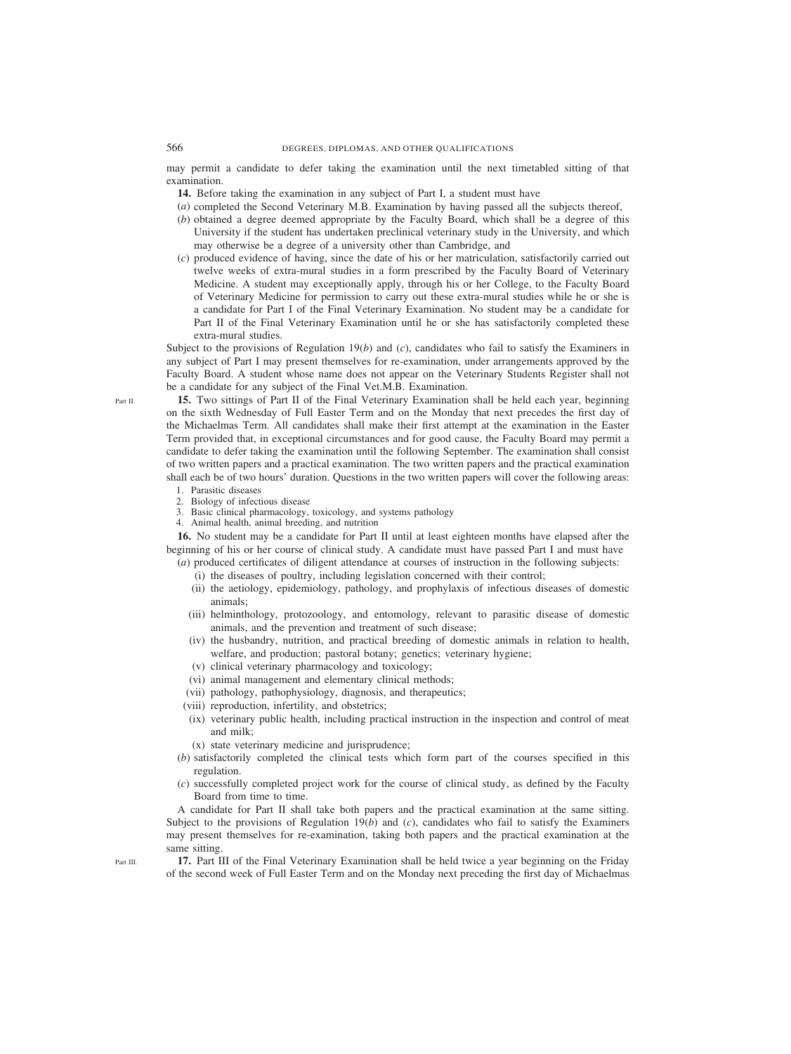may permit a candidate to defer taking the examination until the next timetabled sitting of that examination.

**14.** Before taking the examination in any subject of Part I, a student must have

(*a*) completed the Second Veterinary M.B. Examination by having passed all the subjects thereof,

(*b*) obtained a degree deemed appropriate by the Faculty Board, which shall be a degree of this University if the student has undertaken preclinical veterinary study in the University, and which may otherwise be a degree of a university other than Cambridge, and

(*c*) produced evidence of having, since the date of his or her matriculation, satisfactorily carried out twelve weeks of extra-mural studies in a form prescribed by the Faculty Board of Veterinary Medicine. A student may exceptionally apply, through his or her College, to the Faculty Board of Veterinary Medicine for permission to carry out these extra-mural studies while he or she is a candidate for Part I of the Final Veterinary Examination. No student may be a candidate for Part II of the Final Veterinary Examination until he or she has satisfactorily completed these extra-mural studies.

Subject to the provisions of Regulation 19(*b*) and (*c*), candidates who fail to satisfy the Examiners in any subject of Part I may present themselves for re-examination, under arrangements approved by the Faculty Board. A student whose name does not appear on the Veterinary Students Register shall not be a candidate for any subject of the Final Vet.M.B. Examination.

Part II.

**15.** Two sittings of Part II of the Final Veterinary Examination shall be held each year, beginning on the sixth Wednesday of Full Easter Term and on the Monday that next precedes the first day of the Michaelmas Term. All candidates shall make their first attempt at the examination in the Easter Term provided that, in exceptional circumstances and for good cause, the Faculty Board may permit a candidate to defer taking the examination until the following September. The examination shall consist of two written papers and a practical examination. The two written papers and the practical examination shall each be of two hours' duration. Questions in the two written papers will cover the following areas:

1. Parasitic diseases
2. Biology of infectious disease
3. Basic clinical pharmacology, toxicology, and systems pathology
4. Animal health, animal breeding, and nutrition

**16.** No student may be a candidate for Part II until at least eighteen months have elapsed after the beginning of his or her course of clinical study. A candidate must have passed Part I and must have

(*a*) produced certificates of diligent attendance at courses of instruction in the following subjects:

(i) the diseases of poultry, including legislation concerned with their control;

(ii) the aetiology, epidemiology, pathology, and prophylaxis of infectious diseases of domestic animals;

(iii) helminthology, protozoology, and entomology, relevant to parasitic disease of domestic animals, and the prevention and treatment of such disease;

(iv) the husbandry, nutrition, and practical breeding of domestic animals in relation to health, welfare, and production; pastoral botany; genetics; veterinary hygiene;

(v) clinical veterinary pharmacology and toxicology;

(vi) animal management and elementary clinical methods;

(vii) pathology, pathophysiology, diagnosis, and therapeutics;

(viii) reproduction, infertility, and obstetrics;

(ix) veterinary public health, including practical instruction in the inspection and control of meat and milk;

(x) state veterinary medicine and jurisprudence;

(*b*) satisfactorily completed the clinical tests which form part of the courses specified in this regulation.

(*c*) successfully completed project work for the course of clinical study, as defined by the Faculty Board from time to time.

A candidate for Part II shall take both papers and the practical examination at the same sitting. Subject to the provisions of Regulation 19(*b*) and (*c*), candidates who fail to satisfy the Examiners may present themselves for re-examination, taking both papers and the practical examination at the same sitting.

Part III.

**17.** Part III of the Final Veterinary Examination shall be held twice a year beginning on the Friday of the second week of Full Easter Term and on the Monday next preceding the first day of Michaelmas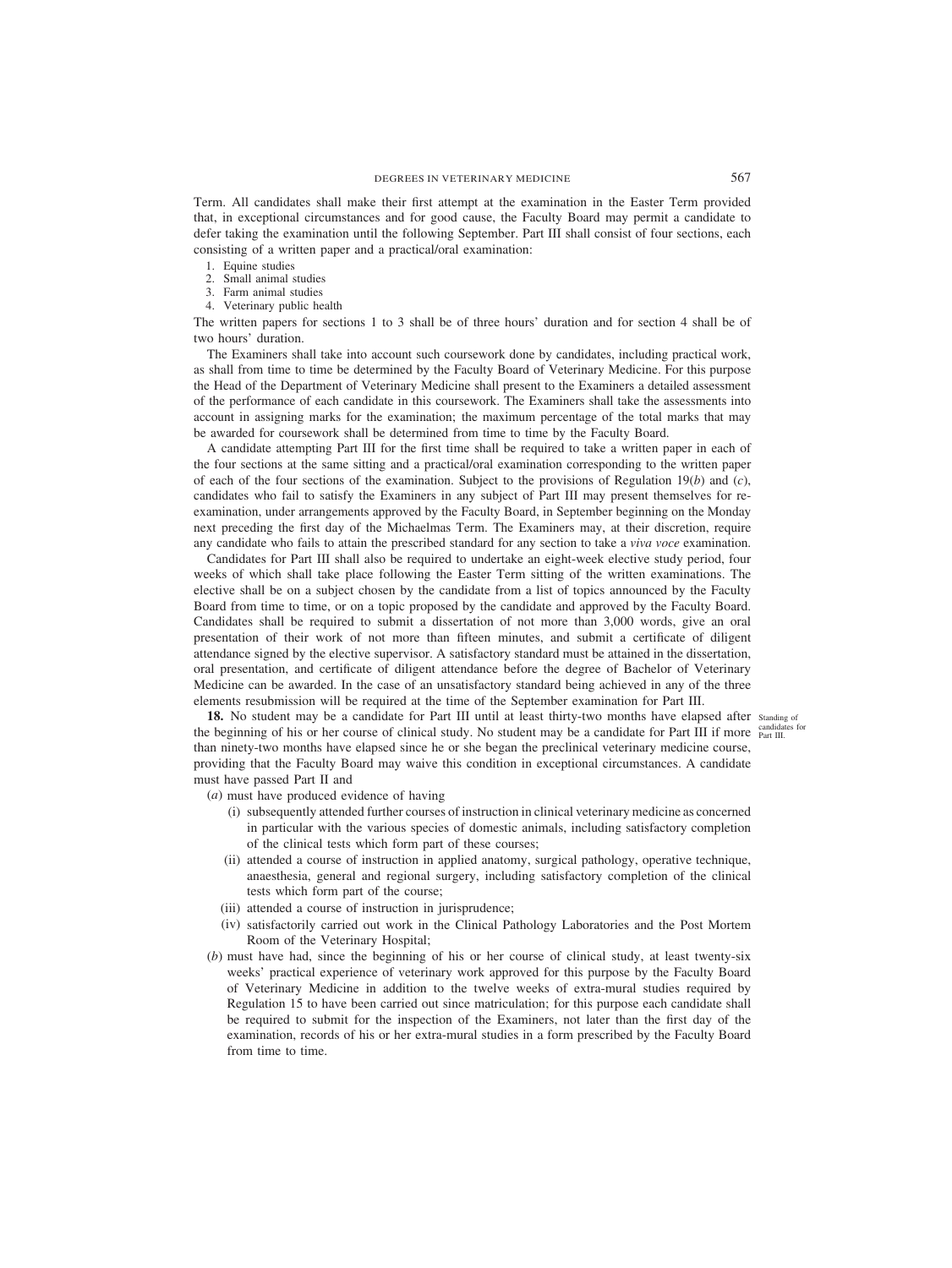Term. All candidates shall make their first attempt at the examination in the Easter Term provided that, in exceptional circumstances and for good cause, the Faculty Board may permit a candidate to defer taking the examination until the following September. Part III shall consist of four sections, each consisting of a written paper and a practical/oral examination:

1. Equine studies
2. Small animal studies
3. Farm animal studies
4. Veterinary public health

The written papers for sections 1 to 3 shall be of three hours' duration and for section 4 shall be of two hours' duration.

The Examiners shall take into account such coursework done by candidates, including practical work, as shall from time to time be determined by the Faculty Board of Veterinary Medicine. For this purpose the Head of the Department of Veterinary Medicine shall present to the Examiners a detailed assessment of the performance of each candidate in this coursework. The Examiners shall take the assessments into account in assigning marks for the examination; the maximum percentage of the total marks that may be awarded for coursework shall be determined from time to time by the Faculty Board.

A candidate attempting Part III for the first time shall be required to take a written paper in each of the four sections at the same sitting and a practical/oral examination corresponding to the written paper of each of the four sections of the examination. Subject to the provisions of Regulation 19(*b*) and (*c*), candidates who fail to satisfy the Examiners in any subject of Part III may present themselves for re-examination, under arrangements approved by the Faculty Board, in September beginning on the Monday next preceding the first day of the Michaelmas Term. The Examiners may, at their discretion, require any candidate who fails to attain the prescribed standard for any section to take a *viva voce* examination.

Candidates for Part III shall also be required to undertake an eight-week elective study period, four weeks of which shall take place following the Easter Term sitting of the written examinations. The elective shall be on a subject chosen by the candidate from a list of topics announced by the Faculty Board from time to time, or on a topic proposed by the candidate and approved by the Faculty Board. Candidates shall be required to submit a dissertation of not more than 3,000 words, give an oral presentation of their work of not more than fifteen minutes, and submit a certificate of diligent attendance signed by the elective supervisor. A satisfactory standard must be attained in the dissertation, oral presentation, and certificate of diligent attendance before the degree of Bachelor of Veterinary Medicine can be awarded. In the case of an unsatisfactory standard being achieved in any of the three elements resubmission will be required at the time of the September examination for Part III.

*Standing of candidates for Part III.*

**18.** No student may be a candidate for Part III until at least thirty-two months have elapsed after the beginning of his or her course of clinical study. No student may be a candidate for Part III if more than ninety-two months have elapsed since he or she began the preclinical veterinary medicine course, providing that the Faculty Board may waive this condition in exceptional circumstances. A candidate must have passed Part II and

(*a*) must have produced evidence of having

  (i) subsequently attended further courses of instruction in clinical veterinary medicine as concerned in particular with the various species of domestic animals, including satisfactory completion of the clinical tests which form part of these courses;

  (ii) attended a course of instruction in applied anatomy, surgical pathology, operative technique, anaesthesia, general and regional surgery, including satisfactory completion of the clinical tests which form part of the course;

  (iii) attended a course of instruction in jurisprudence;

  (iv) satisfactorily carried out work in the Clinical Pathology Laboratories and the Post Mortem Room of the Veterinary Hospital;

(*b*) must have had, since the beginning of his or her course of clinical study, at least twenty-six weeks' practical experience of veterinary work approved for this purpose by the Faculty Board of Veterinary Medicine in addition to the twelve weeks of extra-mural studies required by Regulation 15 to have been carried out since matriculation; for this purpose each candidate shall be required to submit for the inspection of the Examiners, not later than the first day of the examination, records of his or her extra-mural studies in a form prescribed by the Faculty Board from time to time.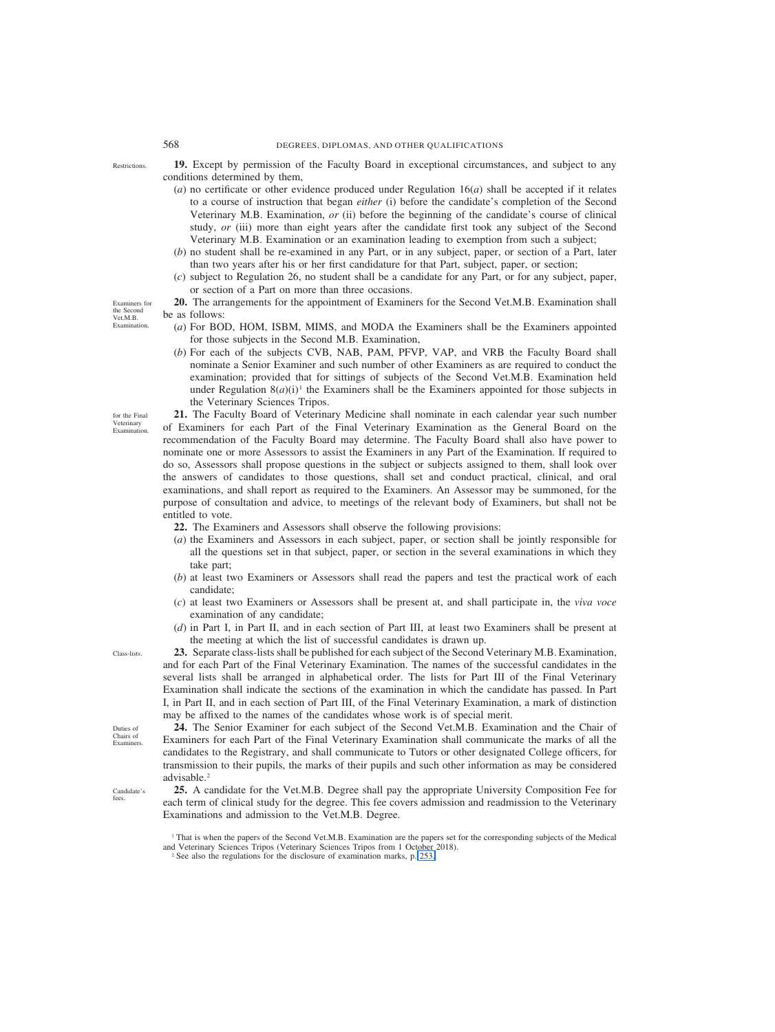Restrictions.

**19.** Except by permission of the Faculty Board in exceptional circumstances, and subject to any conditions determined by them,

(*a*) no certificate or other evidence produced under Regulation 16(*a*) shall be accepted if it relates to a course of instruction that began *either* (i) before the candidate's completion of the Second Veterinary M.B. Examination, *or* (ii) before the beginning of the candidate's course of clinical study, *or* (iii) more than eight years after the candidate first took any subject of the Second Veterinary M.B. Examination or an examination leading to exemption from such a subject;

(*b*) no student shall be re-examined in any Part, or in any subject, paper, or section of a Part, later than two years after his or her first candidature for that Part, subject, paper, or section;

(*c*) subject to Regulation 26, no student shall be a candidate for any Part, or for any subject, paper, or section of a Part on more than three occasions.

Examiners for the Second Vet.M.B. Examination,

**20.** The arrangements for the appointment of Examiners for the Second Vet.M.B. Examination shall be as follows:

(*a*) For BOD, HOM, ISBM, MIMS, and MODA the Examiners shall be the Examiners appointed for those subjects in the Second M.B. Examination,

(*b*) For each of the subjects CVB, NAB, PAM, PFVP, VAP, and VRB the Faculty Board shall nominate a Senior Examiner and such number of other Examiners as are required to conduct the examination; provided that for sittings of subjects of the Second Vet.M.B. Examination held under Regulation 8(*a*)(i)[1] the Examiners shall be the Examiners appointed for those subjects in the Veterinary Sciences Tripos.

for the Final Veterinary Examination.

**21.** The Faculty Board of Veterinary Medicine shall nominate in each calendar year such number of Examiners for each Part of the Final Veterinary Examination as the General Board on the recommendation of the Faculty Board may determine. The Faculty Board shall also have power to nominate one or more Assessors to assist the Examiners in any Part of the Examination. If required to do so, Assessors shall propose questions in the subject or subjects assigned to them, shall look over the answers of candidates to those questions, shall set and conduct practical, clinical, and oral examinations, and shall report as required to the Examiners. An Assessor may be summoned, for the purpose of consultation and advice, to meetings of the relevant body of Examiners, but shall not be entitled to vote.

**22.** The Examiners and Assessors shall observe the following provisions:

(*a*) the Examiners and Assessors in each subject, paper, or section shall be jointly responsible for all the questions set in that subject, paper, or section in the several examinations in which they take part;

(*b*) at least two Examiners or Assessors shall read the papers and test the practical work of each candidate;

(*c*) at least two Examiners or Assessors shall be present at, and shall participate in, the *viva voce* examination of any candidate;

(*d*) in Part I, in Part II, and in each section of Part III, at least two Examiners shall be present at the meeting at which the list of successful candidates is drawn up.

Class-lists.

**23.** Separate class-lists shall be published for each subject of the Second Veterinary M.B. Examination, and for each Part of the Final Veterinary Examination. The names of the successful candidates in the several lists shall be arranged in alphabetical order. The lists for Part III of the Final Veterinary Examination shall indicate the sections of the examination in which the candidate has passed. In Part I, in Part II, and in each section of Part III, of the Final Veterinary Examination, a mark of distinction may be affixed to the names of the candidates whose work is of special merit.

Duties of Chairs of Examiners.

**24.** The Senior Examiner for each subject of the Second Vet.M.B. Examination and the Chair of Examiners for each Part of the Final Veterinary Examination shall communicate the marks of all the candidates to the Registrary, and shall communicate to Tutors or other designated College officers, for transmission to their pupils, the marks of their pupils and such other information as may be considered advisable.[2]

Candidate's fees.

**25.** A candidate for the Vet.M.B. Degree shall pay the appropriate University Composition Fee for each term of clinical study for the degree. This fee covers admission and readmission to the Veterinary Examinations and admission to the Vet.M.B. Degree.

[1] That is when the papers of the Second Vet.M.B. Examination are the papers set for the corresponding subjects of the Medical and Veterinary Sciences Tripos (Veterinary Sciences Tripos from 1 October 2018).

[2] See also the regulations for the disclosure of examination marks, p. 253.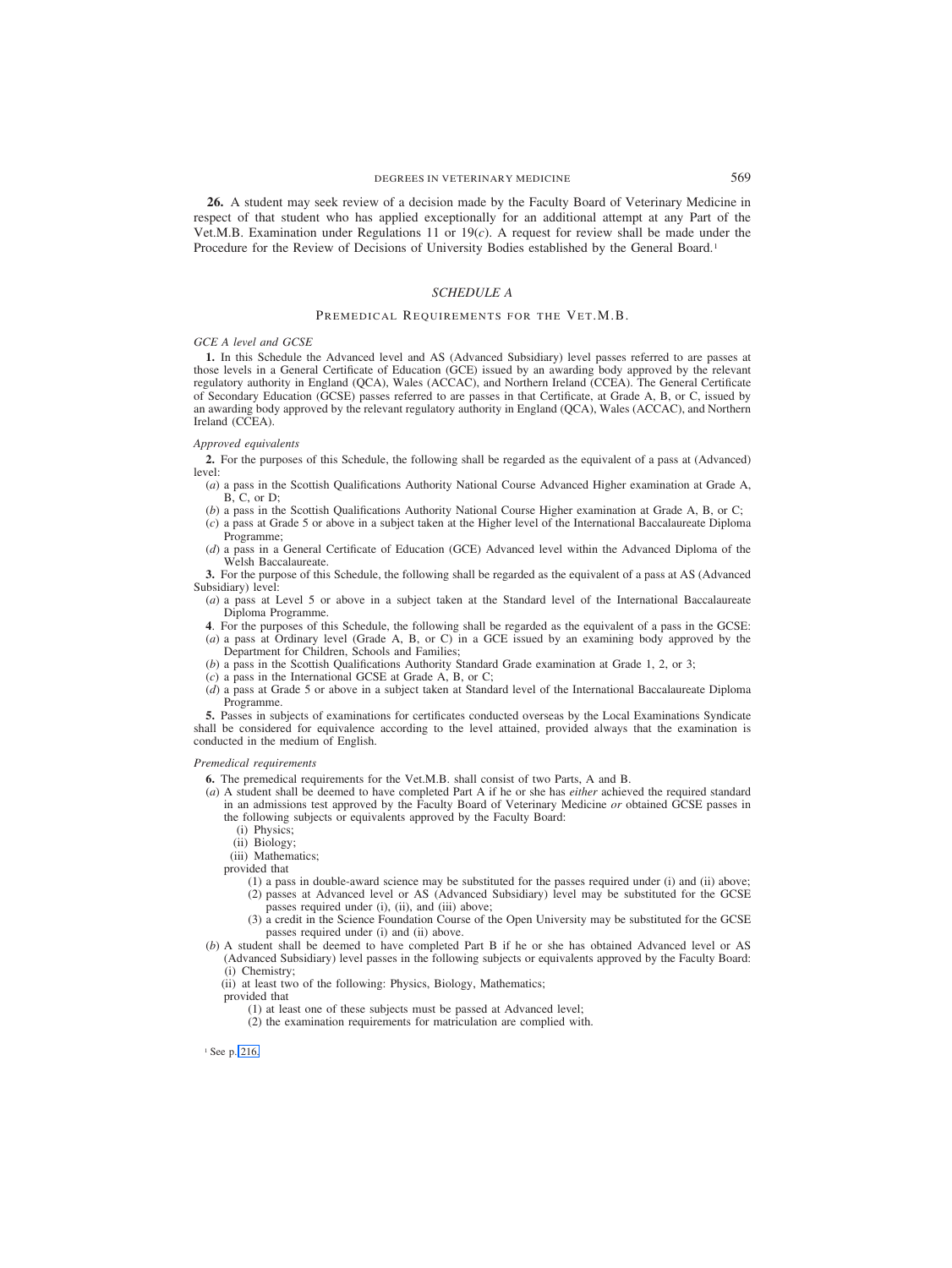**26.** A student may seek review of a decision made by the Faculty Board of Veterinary Medicine in respect of that student who has applied exceptionally for an additional attempt at any Part of the Vet.M.B. Examination under Regulations 11 or 19(*c*). A request for review shall be made under the Procedure for the Review of Decisions of University Bodies established by the General Board.[1]

## *SCHEDULE A*

### Premedical Requirements for the Vet.M.B.

*GCE A level and GCSE*

**1.** In this Schedule the Advanced level and AS (Advanced Subsidiary) level passes referred to are passes at those levels in a General Certificate of Education (GCE) issued by an awarding body approved by the relevant regulatory authority in England (QCA), Wales (ACCAC), and Northern Ireland (CCEA). The General Certificate of Secondary Education (GCSE) passes referred to are passes in that Certificate, at Grade A, B, or C, issued by an awarding body approved by the relevant regulatory authority in England (QCA), Wales (ACCAC), and Northern Ireland (CCEA).

*Approved equivalents*

**2.** For the purposes of this Schedule, the following shall be regarded as the equivalent of a pass at (Advanced) level:

(*a*) a pass in the Scottish Qualifications Authority National Course Advanced Higher examination at Grade A, B, C, or D;

(*b*) a pass in the Scottish Qualifications Authority National Course Higher examination at Grade A, B, or C;

(*c*) a pass at Grade 5 or above in a subject taken at the Higher level of the International Baccalaureate Diploma Programme;

(*d*) a pass in a General Certificate of Education (GCE) Advanced level within the Advanced Diploma of the Welsh Baccalaureate.

**3.** For the purpose of this Schedule, the following shall be regarded as the equivalent of a pass at AS (Advanced Subsidiary) level:

(*a*) a pass at Level 5 or above in a subject taken at the Standard level of the International Baccalaureate Diploma Programme.

**4**. For the purposes of this Schedule, the following shall be regarded as the equivalent of a pass in the GCSE:

(*a*) a pass at Ordinary level (Grade A, B, or C) in a GCE issued by an examining body approved by the Department for Children, Schools and Families;

(*b*) a pass in the Scottish Qualifications Authority Standard Grade examination at Grade 1, 2, or 3;

(*c*) a pass in the International GCSE at Grade A, B, or C;

(*d*) a pass at Grade 5 or above in a subject taken at Standard level of the International Baccalaureate Diploma Programme.

**5.** Passes in subjects of examinations for certificates conducted overseas by the Local Examinations Syndicate shall be considered for equivalence according to the level attained, provided always that the examination is conducted in the medium of English.

*Premedical requirements*

**6.** The premedical requirements for the Vet.M.B. shall consist of two Parts, A and B.

(*a*) A student shall be deemed to have completed Part A if he or she has *either* achieved the required standard in an admissions test approved by the Faculty Board of Veterinary Medicine *or* obtained GCSE passes in the following subjects or equivalents approved by the Faculty Board:

(i) Physics;
(ii) Biology;
(iii) Mathematics;

provided that

(1) a pass in double-award science may be substituted for the passes required under (i) and (ii) above;
(2) passes at Advanced level or AS (Advanced Subsidiary) level may be substituted for the GCSE passes required under (i), (ii), and (iii) above;
(3) a credit in the Science Foundation Course of the Open University may be substituted for the GCSE passes required under (i) and (ii) above.

(*b*) A student shall be deemed to have completed Part B if he or she has obtained Advanced level or AS (Advanced Subsidiary) level passes in the following subjects or equivalents approved by the Faculty Board:

(i) Chemistry;
(ii) at least two of the following: Physics, Biology, Mathematics;

provided that

(1) at least one of these subjects must be passed at Advanced level;
(2) the examination requirements for matriculation are complied with.

[1] See p. 216.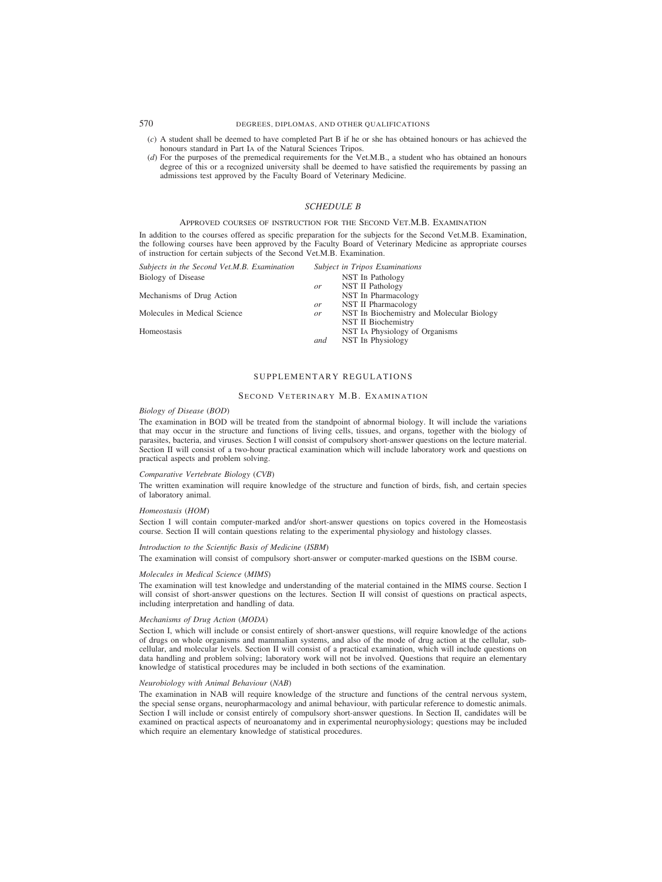(*c*) A student shall be deemed to have completed Part B if he or she has obtained honours or has achieved the honours standard in Part IA of the Natural Sciences Tripos.

(*d*) For the purposes of the premedical requirements for the Vet.M.B., a student who has obtained an honours degree of this or a recognized university shall be deemed to have satisfied the requirements by passing an admissions test approved by the Faculty Board of Veterinary Medicine.

## *SCHEDULE B*

### APPROVED COURSES OF INSTRUCTION FOR THE SECOND VET.M.B. EXAMINATION

In addition to the courses offered as specific preparation for the subjects for the Second Vet.M.B. Examination, the following courses have been approved by the Faculty Board of Veterinary Medicine as appropriate courses of instruction for certain subjects of the Second Vet.M.B. Examination.

| *Subjects in the Second Vet.M.B. Examination* | | *Subject in Tripos Examinations* |
|---|---|---|
| Biology of Disease | | NST IB Pathology |
| | *or* | NST II Pathology |
| Mechanisms of Drug Action | | NST IB Pharmacology |
| | *or* | NST II Pharmacology |
| Molecules in Medical Science | *or* | NST IB Biochemistry and Molecular Biology |
| | | NST II Biochemistry |
| Homeostasis | | NST IA Physiology of Organisms |
| | *and* | NST IB Physiology |

## SUPPLEMENTARY REGULATIONS

### SECOND VETERINARY M.B. EXAMINATION

*Biology of Disease* (*BOD*)

The examination in BOD will be treated from the standpoint of abnormal biology. It will include the variations that may occur in the structure and functions of living cells, tissues, and organs, together with the biology of parasites, bacteria, and viruses. Section I will consist of compulsory short-answer questions on the lecture material. Section II will consist of a two-hour practical examination which will include laboratory work and questions on practical aspects and problem solving.

*Comparative Vertebrate Biology* (*CVB*)

The written examination will require knowledge of the structure and function of birds, fish, and certain species of laboratory animal.

*Homeostasis* (*HOM*)

Section I will contain computer-marked and/or short-answer questions on topics covered in the Homeostasis course. Section II will contain questions relating to the experimental physiology and histology classes.

*Introduction to the Scientific Basis of Medicine* (*ISBM*)

The examination will consist of compulsory short-answer or computer-marked questions on the ISBM course.

*Molecules in Medical Science* (*MIMS*)

The examination will test knowledge and understanding of the material contained in the MIMS course. Section I will consist of short-answer questions on the lectures. Section II will consist of questions on practical aspects, including interpretation and handling of data.

*Mechanisms of Drug Action* (*MODA*)

Section I, which will include or consist entirely of short-answer questions, will require knowledge of the actions of drugs on whole organisms and mammalian systems, and also of the mode of drug action at the cellular, sub-cellular, and molecular levels. Section II will consist of a practical examination, which will include questions on data handling and problem solving; laboratory work will not be involved. Questions that require an elementary knowledge of statistical procedures may be included in both sections of the examination.

*Neurobiology with Animal Behaviour* (*NAB*)

The examination in NAB will require knowledge of the structure and functions of the central nervous system, the special sense organs, neuropharmacology and animal behaviour, with particular reference to domestic animals. Section I will include or consist entirely of compulsory short-answer questions. In Section II, candidates will be examined on practical aspects of neuroanatomy and in experimental neurophysiology; questions may be included which require an elementary knowledge of statistical procedures.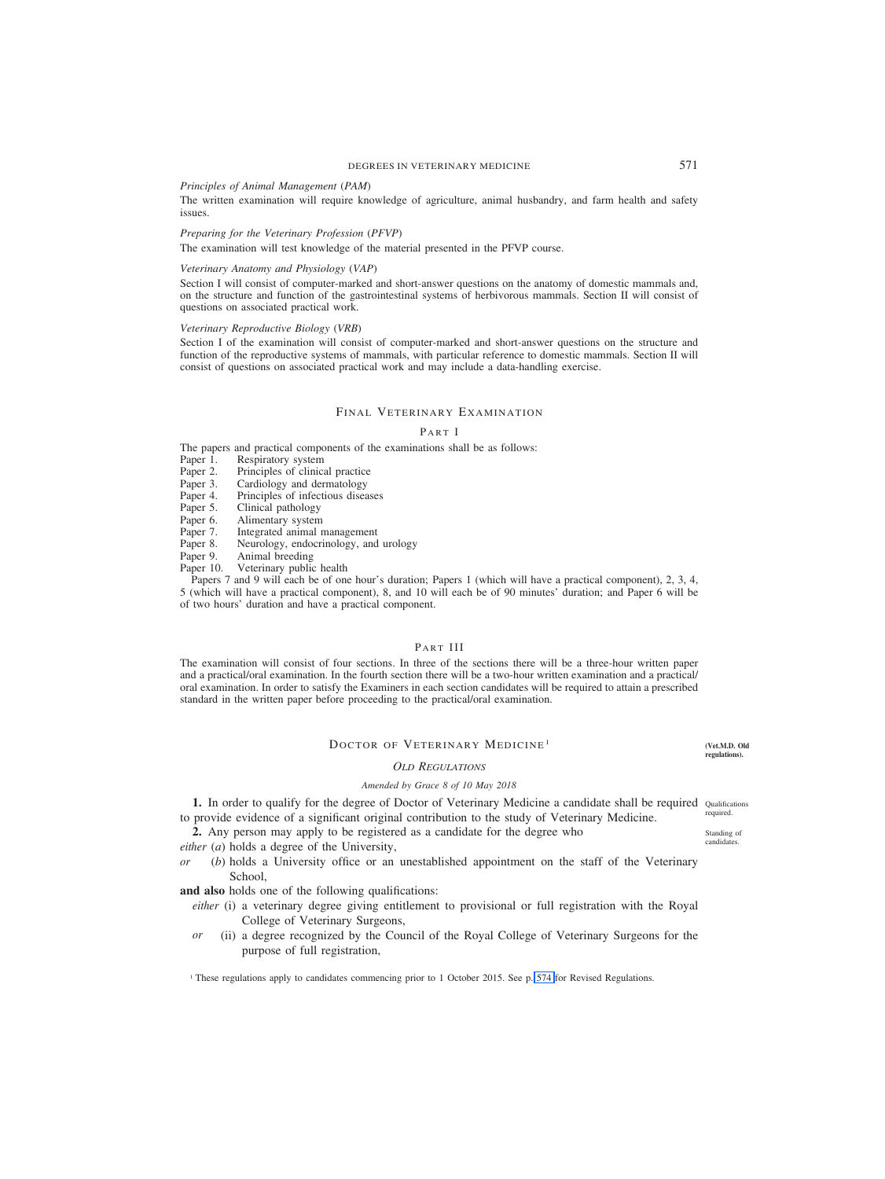*Principles of Animal Management (PAM)*

The written examination will require knowledge of agriculture, animal husbandry, and farm health and safety issues.

*Preparing for the Veterinary Profession (PFVP)*

The examination will test knowledge of the material presented in the PFVP course.

*Veterinary Anatomy and Physiology (VAP)*

Section I will consist of computer-marked and short-answer questions on the anatomy of domestic mammals and, on the structure and function of the gastrointestinal systems of herbivorous mammals. Section II will consist of questions on associated practical work.

*Veterinary Reproductive Biology (VRB)*

Section I of the examination will consist of computer-marked and short-answer questions on the structure and function of the reproductive systems of mammals, with particular reference to domestic mammals. Section II will consist of questions on associated practical work and may include a data-handling exercise.

## Final Veterinary Examination

### Part I

The papers and practical components of the examinations shall be as follows:

Paper 1. Respiratory system
Paper 2. Principles of clinical practice
Paper 3. Cardiology and dermatology
Paper 4. Principles of infectious diseases
Paper 5. Clinical pathology
Paper 6. Alimentary system
Paper 7. Integrated animal management
Paper 8. Neurology, endocrinology, and urology
Paper 9. Animal breeding
Paper 10. Veterinary public health

Papers 7 and 9 will each be of one hour's duration; Papers 1 (which will have a practical component), 2, 3, 4, 5 (which will have a practical component), 8, and 10 will each be of 90 minutes' duration; and Paper 6 will be of two hours' duration and have a practical component.

### Part III

The examination will consist of four sections. In three of the sections there will be a three-hour written paper and a practical/oral examination. In the fourth section there will be a two-hour written examination and a practical/oral examination. In order to satisfy the Examiners in each section candidates will be required to attain a prescribed standard in the written paper before proceeding to the practical/oral examination.

## Doctor of Veterinary Medicine[1]

**(Vet.M.D. Old regulations).**

*Old Regulations*

*Amended by Grace 8 of 10 May 2018*

**1.** In order to qualify for the degree of Doctor of Veterinary Medicine a candidate shall be required to provide evidence of a significant original contribution to the study of Veterinary Medicine. *Qualifications required.*

**2.** Any person may apply to be registered as a candidate for the degree who *Standing of candidates.*

*either* (*a*) holds a degree of the University,

*or* (*b*) holds a University office or an unestablished appointment on the staff of the Veterinary School,

**and also** holds one of the following qualifications:

*either* (i) a veterinary degree giving entitlement to provisional or full registration with the Royal College of Veterinary Surgeons,

*or* (ii) a degree recognized by the Council of the Royal College of Veterinary Surgeons for the purpose of full registration,

[1] These regulations apply to candidates commencing prior to 1 October 2015. See p. 574 for Revised Regulations.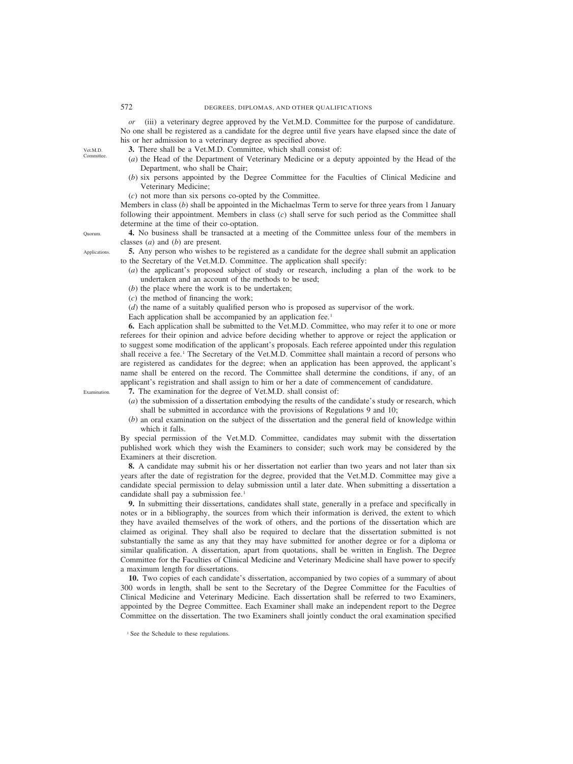*or* (iii) a veterinary degree approved by the Vet.M.D. Committee for the purpose of candidature. No one shall be registered as a candidate for the degree until five years have elapsed since the date of his or her admission to a veterinary degree as specified above.

Vet.M.D. Committee.

**3.** There shall be a Vet.M.D. Committee, which shall consist of:

(*a*) the Head of the Department of Veterinary Medicine or a deputy appointed by the Head of the Department, who shall be Chair;

(*b*) six persons appointed by the Degree Committee for the Faculties of Clinical Medicine and Veterinary Medicine;

(*c*) not more than six persons co-opted by the Committee.

Members in class (*b*) shall be appointed in the Michaelmas Term to serve for three years from 1 January following their appointment. Members in class (*c*) shall serve for such period as the Committee shall determine at the time of their co-optation.

Quorum.

**4.** No business shall be transacted at a meeting of the Committee unless four of the members in classes (*a*) and (*b*) are present.

Applications.

**5.** Any person who wishes to be registered as a candidate for the degree shall submit an application to the Secretary of the Vet.M.D. Committee. The application shall specify:

(*a*) the applicant's proposed subject of study or research, including a plan of the work to be undertaken and an account of the methods to be used;

(*b*) the place where the work is to be undertaken;

(*c*) the method of financing the work;

(*d*) the name of a suitably qualified person who is proposed as supervisor of the work.

Each application shall be accompanied by an application fee.[1]

**6.** Each application shall be submitted to the Vet.M.D. Committee, who may refer it to one or more referees for their opinion and advice before deciding whether to approve or reject the application or to suggest some modification of the applicant's proposals. Each referee appointed under this regulation shall receive a fee.[1] The Secretary of the Vet.M.D. Committee shall maintain a record of persons who are registered as candidates for the degree; when an application has been approved, the applicant's name shall be entered on the record. The Committee shall determine the conditions, if any, of an applicant's registration and shall assign to him or her a date of commencement of candidature.

Examination.

**7.** The examination for the degree of Vet.M.D. shall consist of:

(*a*) the submission of a dissertation embodying the results of the candidate's study or research, which shall be submitted in accordance with the provisions of Regulations 9 and 10;

(*b*) an oral examination on the subject of the dissertation and the general field of knowledge within which it falls.

By special permission of the Vet.M.D. Committee, candidates may submit with the dissertation published work which they wish the Examiners to consider; such work may be considered by the Examiners at their discretion.

**8.** A candidate may submit his or her dissertation not earlier than two years and not later than six years after the date of registration for the degree, provided that the Vet.M.D. Committee may give a candidate special permission to delay submission until a later date. When submitting a dissertation a candidate shall pay a submission fee.[1]

**9.** In submitting their dissertations, candidates shall state, generally in a preface and specifically in notes or in a bibliography, the sources from which their information is derived, the extent to which they have availed themselves of the work of others, and the portions of the dissertation which are claimed as original. They shall also be required to declare that the dissertation submitted is not substantially the same as any that they may have submitted for another degree or for a diploma or similar qualification. A dissertation, apart from quotations, shall be written in English. The Degree Committee for the Faculties of Clinical Medicine and Veterinary Medicine shall have power to specify a maximum length for dissertations.

**10.** Two copies of each candidate's dissertation, accompanied by two copies of a summary of about 300 words in length, shall be sent to the Secretary of the Degree Committee for the Faculties of Clinical Medicine and Veterinary Medicine. Each dissertation shall be referred to two Examiners, appointed by the Degree Committee. Each Examiner shall make an independent report to the Degree Committee on the dissertation. The two Examiners shall jointly conduct the oral examination specified

[1] See the Schedule to these regulations.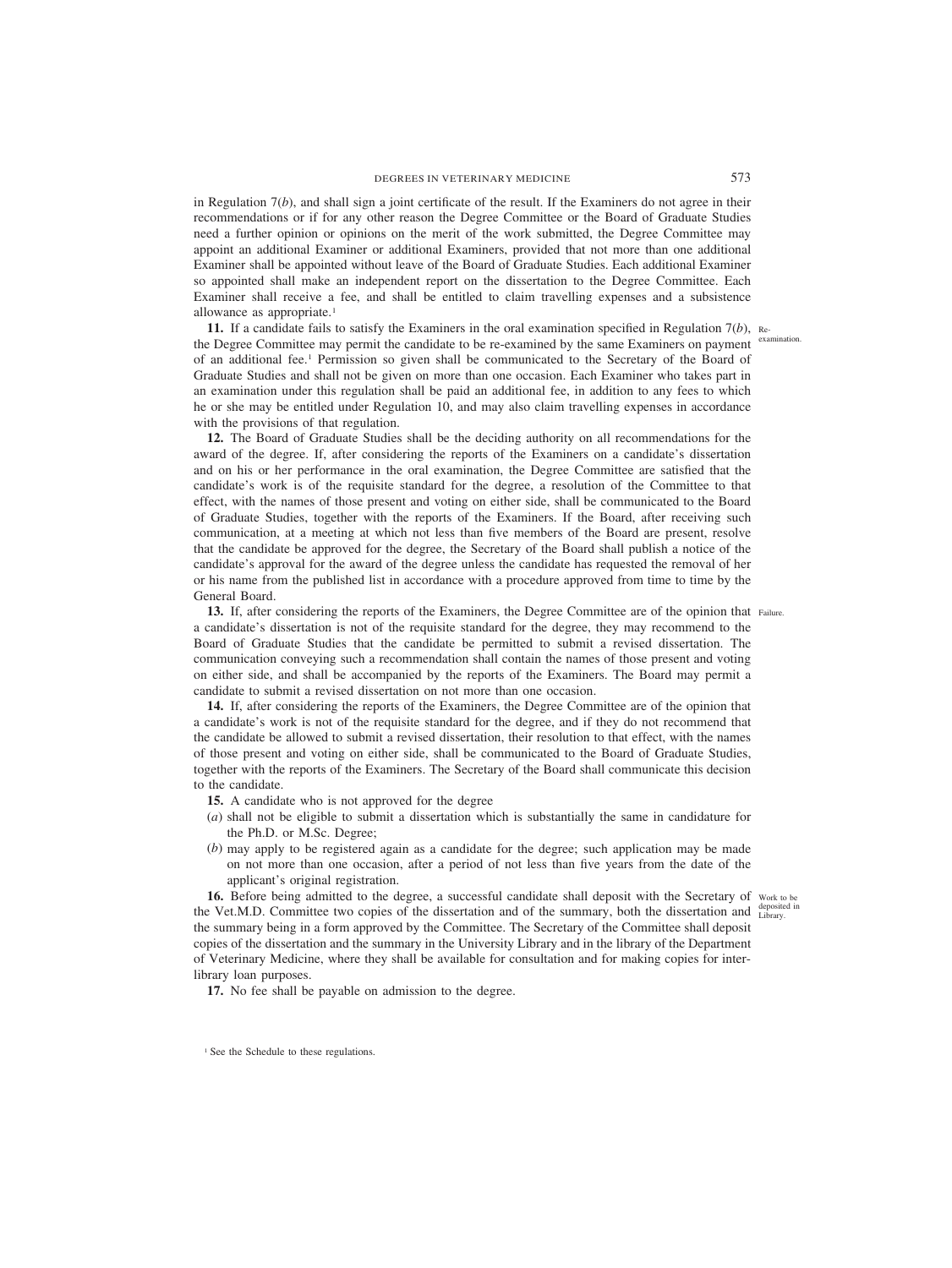in Regulation 7(*b*), and shall sign a joint certificate of the result. If the Examiners do not agree in their recommendations or if for any other reason the Degree Committee or the Board of Graduate Studies need a further opinion or opinions on the merit of the work submitted, the Degree Committee may appoint an additional Examiner or additional Examiners, provided that not more than one additional Examiner shall be appointed without leave of the Board of Graduate Studies. Each additional Examiner so appointed shall make an independent report on the dissertation to the Degree Committee. Each Examiner shall receive a fee, and shall be entitled to claim travelling expenses and a subsistence allowance as appropriate.[1]

Re-examination.

**11.** If a candidate fails to satisfy the Examiners in the oral examination specified in Regulation 7(*b*), the Degree Committee may permit the candidate to be re-examined by the same Examiners on payment of an additional fee.[1] Permission so given shall be communicated to the Secretary of the Board of Graduate Studies and shall not be given on more than one occasion. Each Examiner who takes part in an examination under this regulation shall be paid an additional fee, in addition to any fees to which he or she may be entitled under Regulation 10, and may also claim travelling expenses in accordance with the provisions of that regulation.

**12.** The Board of Graduate Studies shall be the deciding authority on all recommendations for the award of the degree. If, after considering the reports of the Examiners on a candidate's dissertation and on his or her performance in the oral examination, the Degree Committee are satisfied that the candidate's work is of the requisite standard for the degree, a resolution of the Committee to that effect, with the names of those present and voting on either side, shall be communicated to the Board of Graduate Studies, together with the reports of the Examiners. If the Board, after receiving such communication, at a meeting at which not less than five members of the Board are present, resolve that the candidate be approved for the degree, the Secretary of the Board shall publish a notice of the candidate's approval for the award of the degree unless the candidate has requested the removal of her or his name from the published list in accordance with a procedure approved from time to time by the General Board.

Failure.

**13.** If, after considering the reports of the Examiners, the Degree Committee are of the opinion that a candidate's dissertation is not of the requisite standard for the degree, they may recommend to the Board of Graduate Studies that the candidate be permitted to submit a revised dissertation. The communication conveying such a recommendation shall contain the names of those present and voting on either side, and shall be accompanied by the reports of the Examiners. The Board may permit a candidate to submit a revised dissertation on not more than one occasion.

**14.** If, after considering the reports of the Examiners, the Degree Committee are of the opinion that a candidate's work is not of the requisite standard for the degree, and if they do not recommend that the candidate be allowed to submit a revised dissertation, their resolution to that effect, with the names of those present and voting on either side, shall be communicated to the Board of Graduate Studies, together with the reports of the Examiners. The Secretary of the Board shall communicate this decision to the candidate.

**15.** A candidate who is not approved for the degree

(*a*) shall not be eligible to submit a dissertation which is substantially the same in candidature for the Ph.D. or M.Sc. Degree;

(*b*) may apply to be registered again as a candidate for the degree; such application may be made on not more than one occasion, after a period of not less than five years from the date of the applicant's original registration.

Work to be deposited in Library.

**16.** Before being admitted to the degree, a successful candidate shall deposit with the Secretary of the Vet.M.D. Committee two copies of the dissertation and of the summary, both the dissertation and the summary being in a form approved by the Committee. The Secretary of the Committee shall deposit copies of the dissertation and the summary in the University Library and in the library of the Department of Veterinary Medicine, where they shall be available for consultation and for making copies for inter-library loan purposes.

**17.** No fee shall be payable on admission to the degree.

[1] See the Schedule to these regulations.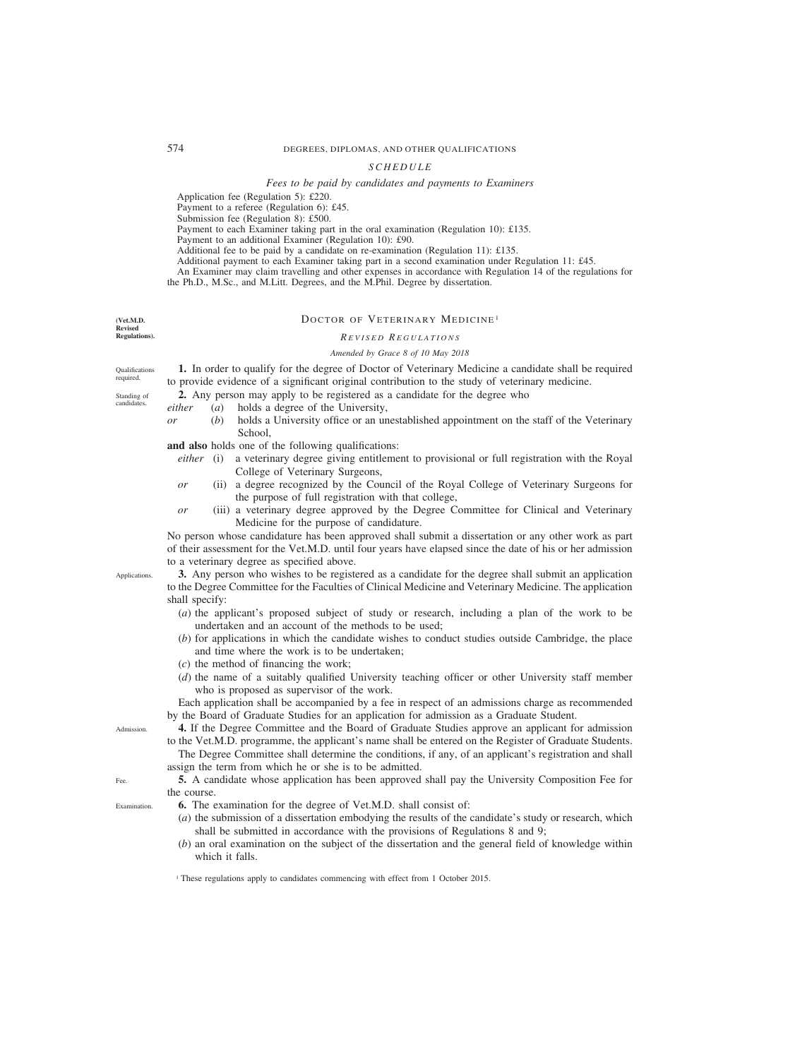*SCHEDULE*

*Fees to be paid by candidates and payments to Examiners*

Application fee (Regulation 5): £220.
Payment to a referee (Regulation 6): £45.
Submission fee (Regulation 8): £500.
Payment to each Examiner taking part in the oral examination (Regulation 10): £135.
Payment to an additional Examiner (Regulation 10): £90.
Additional fee to be paid by a candidate on re-examination (Regulation 11): £135.
Additional payment to each Examiner taking part in a second examination under Regulation 11: £45.
An Examiner may claim travelling and other expenses in accordance with Regulation 14 of the regulations for the Ph.D., M.Sc., and M.Litt. Degrees, and the M.Phil. Degree by dissertation.

## DOCTOR OF VETERINARY MEDICINE[1]

**(Vet.M.D. Revised Regulations).**

*REVISED REGULATIONS*

*Amended by Grace 8 of 10 May 2018*

Qualifications required.

**1.** In order to qualify for the degree of Doctor of Veterinary Medicine a candidate shall be required to provide evidence of a significant original contribution to the study of veterinary medicine.

Standing of candidates.

**2.** Any person may apply to be registered as a candidate for the degree who

*either* (*a*) holds a degree of the University,

*or* (*b*) holds a University office or an unestablished appointment on the staff of the Veterinary School,

**and also** holds one of the following qualifications:

*either* (i) a veterinary degree giving entitlement to provisional or full registration with the Royal College of Veterinary Surgeons,

*or* (ii) a degree recognized by the Council of the Royal College of Veterinary Surgeons for the purpose of full registration with that college,

*or* (iii) a veterinary degree approved by the Degree Committee for Clinical and Veterinary Medicine for the purpose of candidature.

No person whose candidature has been approved shall submit a dissertation or any other work as part of their assessment for the Vet.M.D. until four years have elapsed since the date of his or her admission to a veterinary degree as specified above.

Applications.

**3.** Any person who wishes to be registered as a candidate for the degree shall submit an application to the Degree Committee for the Faculties of Clinical Medicine and Veterinary Medicine. The application shall specify:

(*a*) the applicant's proposed subject of study or research, including a plan of the work to be undertaken and an account of the methods to be used;

(*b*) for applications in which the candidate wishes to conduct studies outside Cambridge, the place and time where the work is to be undertaken;

(*c*) the method of financing the work;

(*d*) the name of a suitably qualified University teaching officer or other University staff member who is proposed as supervisor of the work.

Each application shall be accompanied by a fee in respect of an admissions charge as recommended by the Board of Graduate Studies for an application for admission as a Graduate Student.

Admission.

**4.** If the Degree Committee and the Board of Graduate Studies approve an applicant for admission to the Vet.M.D. programme, the applicant's name shall be entered on the Register of Graduate Students.

The Degree Committee shall determine the conditions, if any, of an applicant's registration and shall assign the term from which he or she is to be admitted.

Fee.

**5.** A candidate whose application has been approved shall pay the University Composition Fee for the course.

Examination.

**6.** The examination for the degree of Vet.M.D. shall consist of:

(*a*) the submission of a dissertation embodying the results of the candidate's study or research, which shall be submitted in accordance with the provisions of Regulations 8 and 9;

(*b*) an oral examination on the subject of the dissertation and the general field of knowledge within which it falls.

[1] These regulations apply to candidates commencing with effect from 1 October 2015.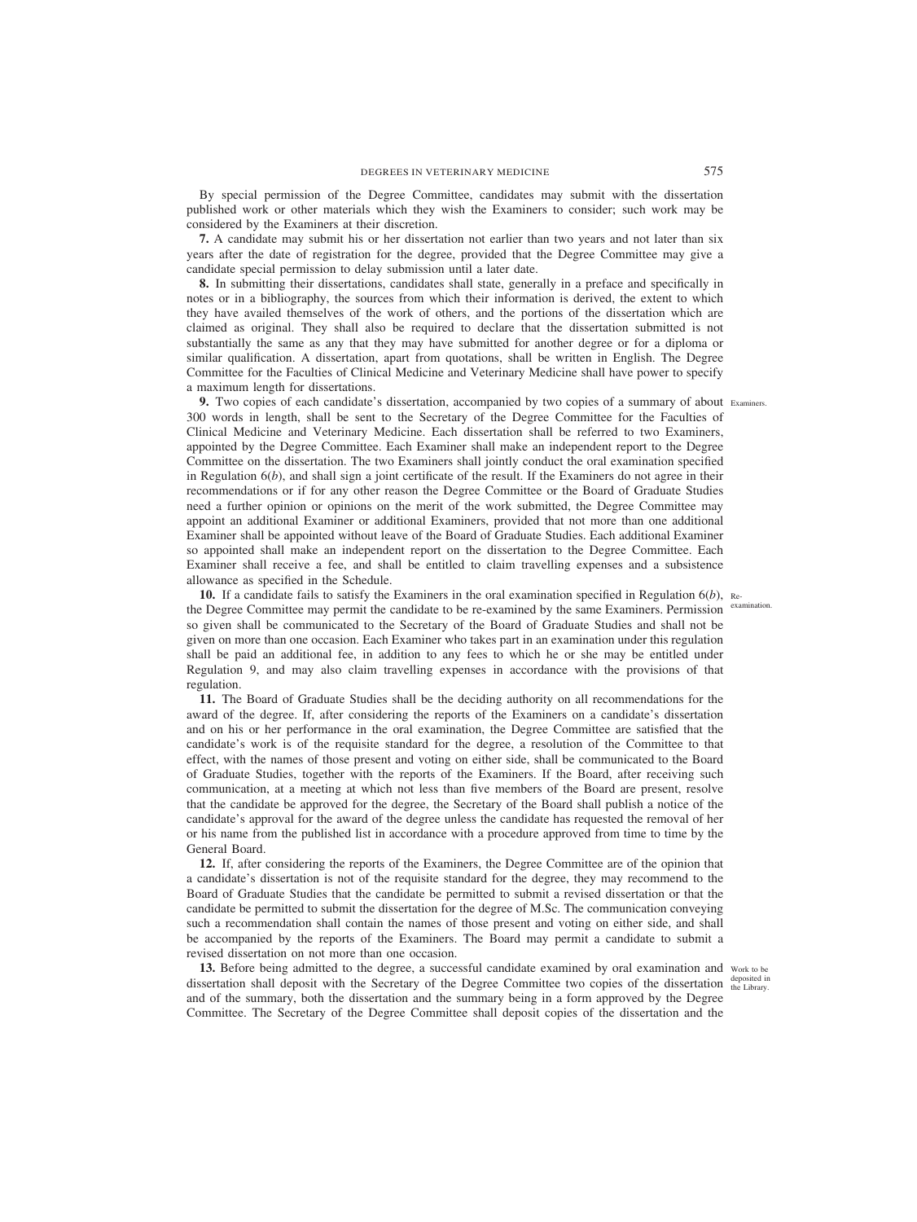By special permission of the Degree Committee, candidates may submit with the dissertation published work or other materials which they wish the Examiners to consider; such work may be considered by the Examiners at their discretion.

**7.** A candidate may submit his or her dissertation not earlier than two years and not later than six years after the date of registration for the degree, provided that the Degree Committee may give a candidate special permission to delay submission until a later date.

**8.** In submitting their dissertations, candidates shall state, generally in a preface and specifically in notes or in a bibliography, the sources from which their information is derived, the extent to which they have availed themselves of the work of others, and the portions of the dissertation which are claimed as original. They shall also be required to declare that the dissertation submitted is not substantially the same as any that they may have submitted for another degree or for a diploma or similar qualification. A dissertation, apart from quotations, shall be written in English. The Degree Committee for the Faculties of Clinical Medicine and Veterinary Medicine shall have power to specify a maximum length for dissertations.

Examiners.

**9.** Two copies of each candidate's dissertation, accompanied by two copies of a summary of about 300 words in length, shall be sent to the Secretary of the Degree Committee for the Faculties of Clinical Medicine and Veterinary Medicine. Each dissertation shall be referred to two Examiners, appointed by the Degree Committee. Each Examiner shall make an independent report to the Degree Committee on the dissertation. The two Examiners shall jointly conduct the oral examination specified in Regulation 6(*b*), and shall sign a joint certificate of the result. If the Examiners do not agree in their recommendations or if for any other reason the Degree Committee or the Board of Graduate Studies need a further opinion or opinions on the merit of the work submitted, the Degree Committee may appoint an additional Examiner or additional Examiners, provided that not more than one additional Examiner shall be appointed without leave of the Board of Graduate Studies. Each additional Examiner so appointed shall make an independent report on the dissertation to the Degree Committee. Each Examiner shall receive a fee, and shall be entitled to claim travelling expenses and a subsistence allowance as specified in the Schedule.

Re-examination.

**10.** If a candidate fails to satisfy the Examiners in the oral examination specified in Regulation 6(*b*), the Degree Committee may permit the candidate to be re-examined by the same Examiners. Permission so given shall be communicated to the Secretary of the Board of Graduate Studies and shall not be given on more than one occasion. Each Examiner who takes part in an examination under this regulation shall be paid an additional fee, in addition to any fees to which he or she may be entitled under Regulation 9, and may also claim travelling expenses in accordance with the provisions of that regulation.

**11.** The Board of Graduate Studies shall be the deciding authority on all recommendations for the award of the degree. If, after considering the reports of the Examiners on a candidate's dissertation and on his or her performance in the oral examination, the Degree Committee are satisfied that the candidate's work is of the requisite standard for the degree, a resolution of the Committee to that effect, with the names of those present and voting on either side, shall be communicated to the Board of Graduate Studies, together with the reports of the Examiners. If the Board, after receiving such communication, at a meeting at which not less than five members of the Board are present, resolve that the candidate be approved for the degree, the Secretary of the Board shall publish a notice of the candidate's approval for the award of the degree unless the candidate has requested the removal of her or his name from the published list in accordance with a procedure approved from time to time by the General Board.

**12.** If, after considering the reports of the Examiners, the Degree Committee are of the opinion that a candidate's dissertation is not of the requisite standard for the degree, they may recommend to the Board of Graduate Studies that the candidate be permitted to submit a revised dissertation or that the candidate be permitted to submit the dissertation for the degree of M.Sc. The communication conveying such a recommendation shall contain the names of those present and voting on either side, and shall be accompanied by the reports of the Examiners. The Board may permit a candidate to submit a revised dissertation on not more than one occasion.

Work to be deposited in the Library.

**13.** Before being admitted to the degree, a successful candidate examined by oral examination and dissertation shall deposit with the Secretary of the Degree Committee two copies of the dissertation and of the summary, both the dissertation and the summary being in a form approved by the Degree Committee. The Secretary of the Degree Committee shall deposit copies of the dissertation and the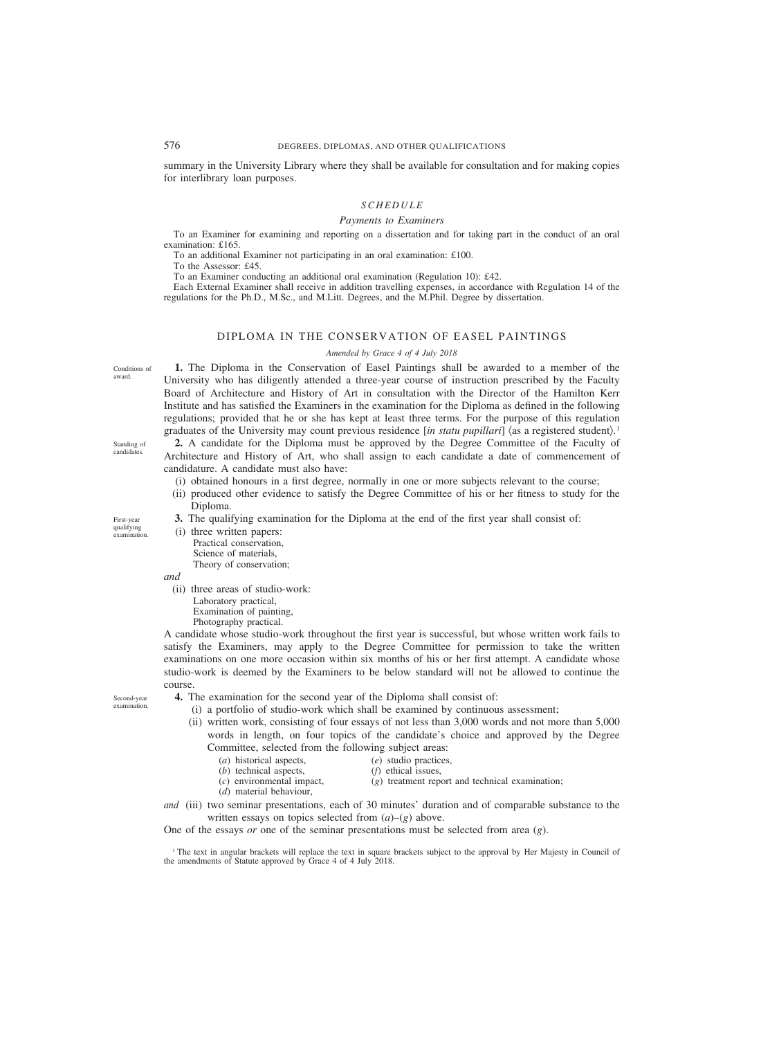summary in the University Library where they shall be available for consultation and for making copies for interlibrary loan purposes.

*SCHEDULE*

*Payments to Examiners*

To an Examiner for examining and reporting on a dissertation and for taking part in the conduct of an oral examination: £165.

To an additional Examiner not participating in an oral examination: £100.

To the Assessor: £45.

To an Examiner conducting an additional oral examination (Regulation 10): £42.

Each External Examiner shall receive in addition travelling expenses, in accordance with Regulation 14 of the regulations for the Ph.D., M.Sc., and M.Litt. Degrees, and the M.Phil. Degree by dissertation.

## DIPLOMA IN THE CONSERVATION OF EASEL PAINTINGS

*Amended by Grace 4 of 4 July 2018*

Conditions of award.

**1.** The Diploma in the Conservation of Easel Paintings shall be awarded to a member of the University who has diligently attended a three-year course of instruction prescribed by the Faculty Board of Architecture and History of Art in consultation with the Director of the Hamilton Kerr Institute and has satisfied the Examiners in the examination for the Diploma as defined in the following regulations; provided that he or she has kept at least three terms. For the purpose of this regulation graduates of the University may count previous residence [*in statu pupillari*] ⟨as a registered student⟩.[1]

Standing of candidates.

**2.** A candidate for the Diploma must be approved by the Degree Committee of the Faculty of Architecture and History of Art, who shall assign to each candidate a date of commencement of candidature. A candidate must also have:

(i) obtained honours in a first degree, normally in one or more subjects relevant to the course;

(ii) produced other evidence to satisfy the Degree Committee of his or her fitness to study for the Diploma.

First-year qualifying examination.

**3.** The qualifying examination for the Diploma at the end of the first year shall consist of:

(i) three written papers:
Practical conservation,
Science of materials,
Theory of conservation;

*and*

(ii) three areas of studio-work:
Laboratory practical,
Examination of painting,
Photography practical.

A candidate whose studio-work throughout the first year is successful, but whose written work fails to satisfy the Examiners, may apply to the Degree Committee for permission to take the written examinations on one more occasion within six months of his or her first attempt. A candidate whose studio-work is deemed by the Examiners to be below standard will not be allowed to continue the course.

Second-year examination.

**4.** The examination for the second year of the Diploma shall consist of:

(i) a portfolio of studio-work which shall be examined by continuous assessment;

(ii) written work, consisting of four essays of not less than 3,000 words and not more than 5,000 words in length, on four topics of the candidate's choice and approved by the Degree Committee, selected from the following subject areas:

(*a*) historical aspects,
(*b*) technical aspects,
(*c*) environmental impact,
(*d*) material behaviour,
(*e*) studio practices,
(*f*) ethical issues,
(*g*) treatment report and technical examination;

*and* (iii) two seminar presentations, each of 30 minutes' duration and of comparable substance to the written essays on topics selected from (*a*)–(*g*) above.

One of the essays *or* one of the seminar presentations must be selected from area (*g*).

[1] The text in angular brackets will replace the text in square brackets subject to the approval by Her Majesty in Council of the amendments of Statute approved by Grace 4 of 4 July 2018.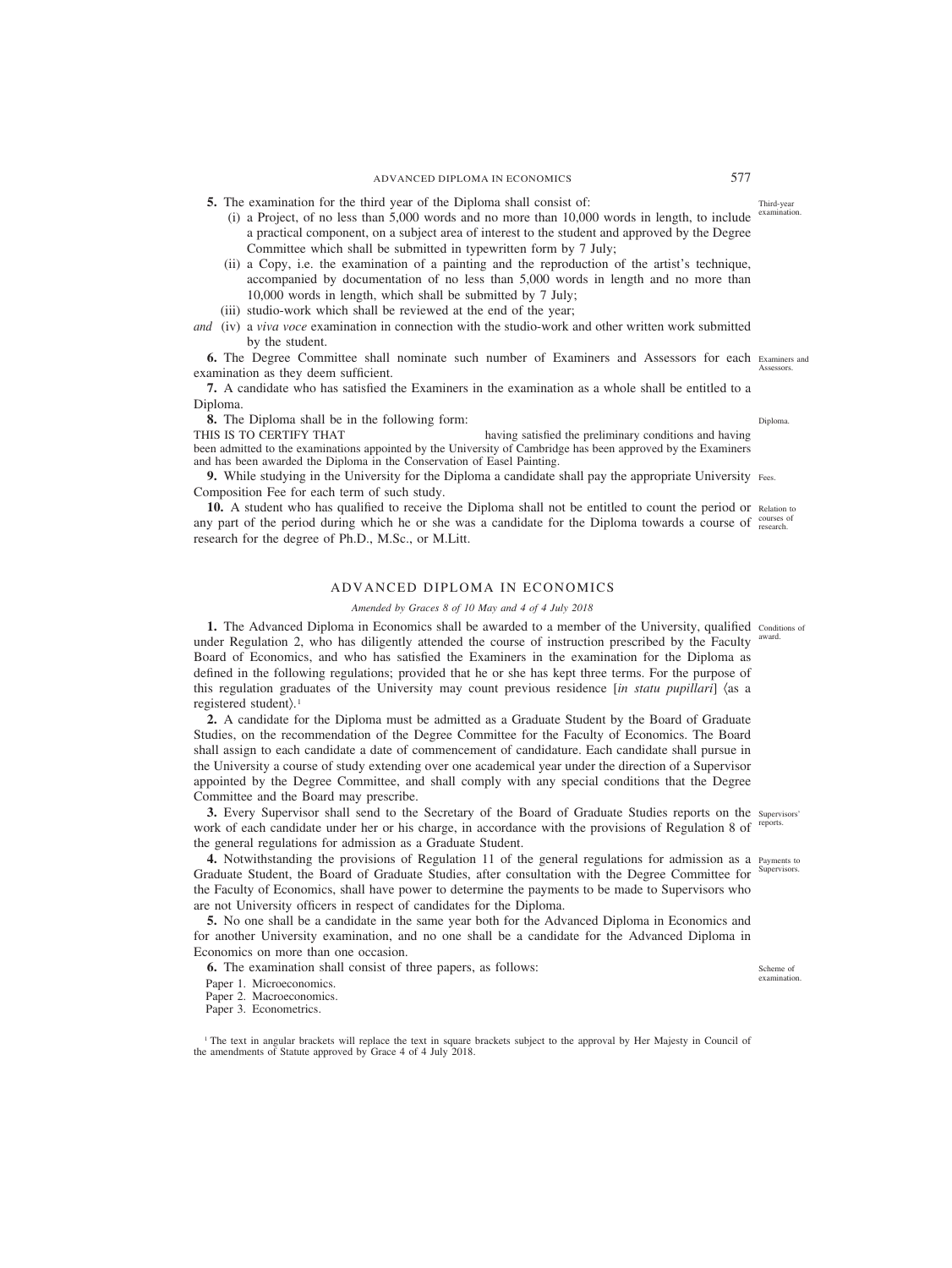**5.** The examination for the third year of the Diploma shall consist of:

Third-year examination.

(i) a Project, of no less than 5,000 words and no more than 10,000 words in length, to include a practical component, on a subject area of interest to the student and approved by the Degree Committee which shall be submitted in typewritten form by 7 July;

(ii) a Copy, i.e. the examination of a painting and the reproduction of the artist's technique, accompanied by documentation of no less than 5,000 words in length and no more than 10,000 words in length, which shall be submitted by 7 July;

(iii) studio-work which shall be reviewed at the end of the year;

*and* (iv) a *viva voce* examination in connection with the studio-work and other written work submitted by the student.

**6.** The Degree Committee shall nominate such number of Examiners and Assessors for each examination as they deem sufficient.

Examiners and Assessors.

**7.** A candidate who has satisfied the Examiners in the examination as a whole shall be entitled to a Diploma.

**8.** The Diploma shall be in the following form:

Diploma.

THIS IS TO CERTIFY THAT having satisfied the preliminary conditions and having been admitted to the examinations appointed by the University of Cambridge has been approved by the Examiners and has been awarded the Diploma in the Conservation of Easel Painting.

**9.** While studying in the University for the Diploma a candidate shall pay the appropriate University Composition Fee for each term of such study.

Fees.

**10.** A student who has qualified to receive the Diploma shall not be entitled to count the period or any part of the period during which he or she was a candidate for the Diploma towards a course of research for the degree of Ph.D., M.Sc., or M.Litt.

Relation to courses of research.

## ADVANCED DIPLOMA IN ECONOMICS

*Amended by Graces 8 of 10 May and 4 of 4 July 2018*

**1.** The Advanced Diploma in Economics shall be awarded to a member of the University, qualified under Regulation 2, who has diligently attended the course of instruction prescribed by the Faculty Board of Economics, and who has satisfied the Examiners in the examination for the Diploma as defined in the following regulations; provided that he or she has kept three terms. For the purpose of this regulation graduates of the University may count previous residence [*in statu pupillari*] ⟨as a registered student⟩.[1]

Conditions of award.

**2.** A candidate for the Diploma must be admitted as a Graduate Student by the Board of Graduate Studies, on the recommendation of the Degree Committee for the Faculty of Economics. The Board shall assign to each candidate a date of commencement of candidature. Each candidate shall pursue in the University a course of study extending over one academical year under the direction of a Supervisor appointed by the Degree Committee, and shall comply with any special conditions that the Degree Committee and the Board may prescribe.

**3.** Every Supervisor shall send to the Secretary of the Board of Graduate Studies reports on the work of each candidate under her or his charge, in accordance with the provisions of Regulation 8 of the general regulations for admission as a Graduate Student.

Supervisors' reports.

**4.** Notwithstanding the provisions of Regulation 11 of the general regulations for admission as a Graduate Student, the Board of Graduate Studies, after consultation with the Degree Committee for the Faculty of Economics, shall have power to determine the payments to be made to Supervisors who are not University officers in respect of candidates for the Diploma.

Payments to Supervisors.

**5.** No one shall be a candidate in the same year both for the Advanced Diploma in Economics and for another University examination, and no one shall be a candidate for the Advanced Diploma in Economics on more than one occasion.

**6.** The examination shall consist of three papers, as follows:

Scheme of examination.

Paper 1. Microeconomics.
Paper 2. Macroeconomics.
Paper 3. Econometrics.

[1] The text in angular brackets will replace the text in square brackets subject to the approval by Her Majesty in Council of the amendments of Statute approved by Grace 4 of 4 July 2018.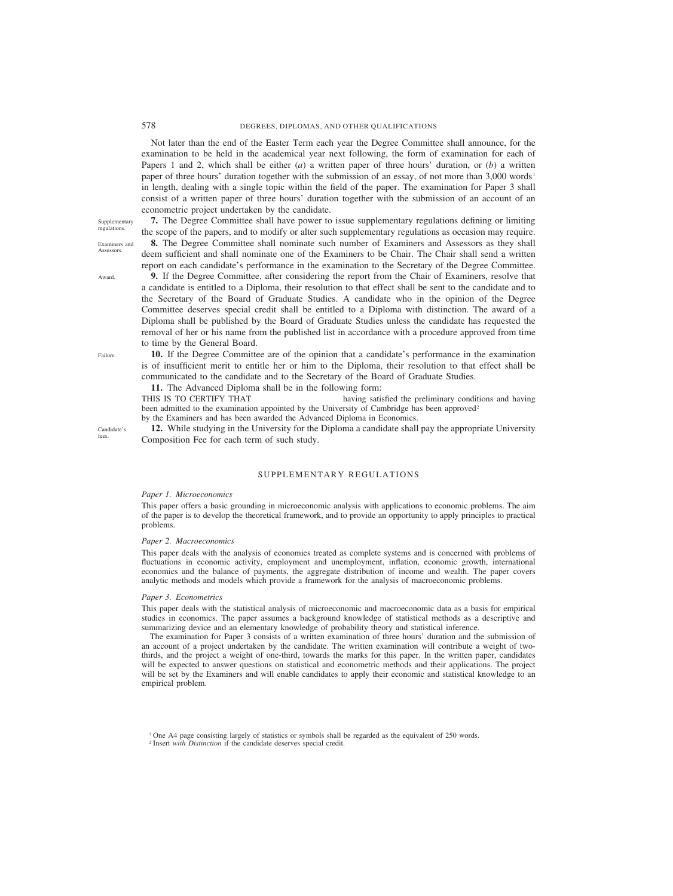Not later than the end of the Easter Term each year the Degree Committee shall announce, for the examination to be held in the academical year next following, the form of examination for each of Papers 1 and 2, which shall be either (*a*) a written paper of three hours' duration, or (*b*) a written paper of three hours' duration together with the submission of an essay, of not more than 3,000 words[1] in length, dealing with a single topic within the field of the paper. The examination for Paper 3 shall consist of a written paper of three hours' duration together with the submission of an account of an econometric project undertaken by the candidate.

Supplementary regulations.

**7.** The Degree Committee shall have power to issue supplementary regulations defining or limiting the scope of the papers, and to modify or alter such supplementary regulations as occasion may require.

Examiners and Assessors.

**8.** The Degree Committee shall nominate such number of Examiners and Assessors as they shall deem sufficient and shall nominate one of the Examiners to be Chair. The Chair shall send a written report on each candidate's performance in the examination to the Secretary of the Degree Committee.

Award.

**9.** If the Degree Committee, after considering the report from the Chair of Examiners, resolve that a candidate is entitled to a Diploma, their resolution to that effect shall be sent to the candidate and to the Secretary of the Board of Graduate Studies. A candidate who in the opinion of the Degree Committee deserves special credit shall be entitled to a Diploma with distinction. The award of a Diploma shall be published by the Board of Graduate Studies unless the candidate has requested the removal of her or his name from the published list in accordance with a procedure approved from time to time by the General Board.

Failure.

**10.** If the Degree Committee are of the opinion that a candidate's performance in the examination is of insufficient merit to entitle her or him to the Diploma, their resolution to that effect shall be communicated to the candidate and to the Secretary of the Board of Graduate Studies.

**11.** The Advanced Diploma shall be in the following form:

THIS IS TO CERTIFY THAT having satisfied the preliminary conditions and having been admitted to the examination appointed by the University of Cambridge has been approved[2] by the Examiners and has been awarded the Advanced Diploma in Economics.

Candidate's fees.

**12.** While studying in the University for the Diploma a candidate shall pay the appropriate University Composition Fee for each term of such study.

## SUPPLEMENTARY REGULATIONS

*Paper 1. Microeconomics*

This paper offers a basic grounding in microeconomic analysis with applications to economic problems. The aim of the paper is to develop the theoretical framework, and to provide an opportunity to apply principles to practical problems.

*Paper 2. Macroeconomics*

This paper deals with the analysis of economies treated as complete systems and is concerned with problems of fluctuations in economic activity, employment and unemployment, inflation, economic growth, international economics and the balance of payments, the aggregate distribution of income and wealth. The paper covers analytic methods and models which provide a framework for the analysis of macroeconomic problems.

*Paper 3. Econometrics*

This paper deals with the statistical analysis of microeconomic and macroeconomic data as a basis for empirical studies in economics. The paper assumes a background knowledge of statistical methods as a descriptive and summarizing device and an elementary knowledge of probability theory and statistical inference.

The examination for Paper 3 consists of a written examination of three hours' duration and the submission of an account of a project undertaken by the candidate. The written examination will contribute a weight of two-thirds, and the project a weight of one-third, towards the marks for this paper. In the written paper, candidates will be expected to answer questions on statistical and econometric methods and their applications. The project will be set by the Examiners and will enable candidates to apply their economic and statistical knowledge to an empirical problem.

[1] One A4 page consisting largely of statistics or symbols shall be regarded as the equivalent of 250 words.

[2] Insert *with Distinction* if the candidate deserves special credit.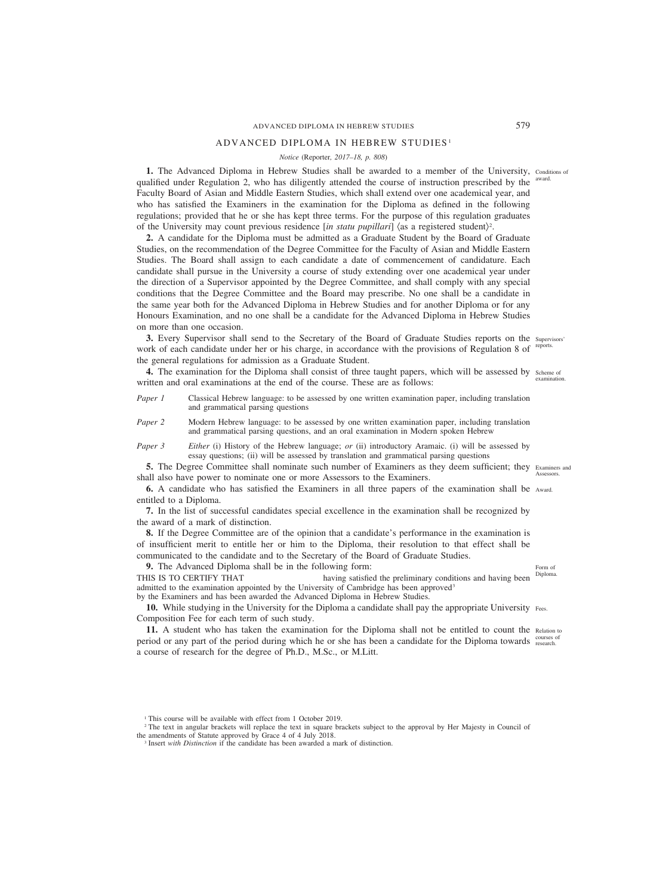# ADVANCED DIPLOMA IN HEBREW STUDIES[1]

*Notice* (Reporter, *2017–18, p. 808*)

**1.** The Advanced Diploma in Hebrew Studies shall be awarded to a member of the University, qualified under Regulation 2, who has diligently attended the course of instruction prescribed by the Faculty Board of Asian and Middle Eastern Studies, which shall extend over one academical year, and who has satisfied the Examiners in the examination for the Diploma as defined in the following regulations; provided that he or she has kept three terms. For the purpose of this regulation graduates of the University may count previous residence [*in statu pupillari*] ⟨as a registered student⟩[2].

Conditions of award.

**2.** A candidate for the Diploma must be admitted as a Graduate Student by the Board of Graduate Studies, on the recommendation of the Degree Committee for the Faculty of Asian and Middle Eastern Studies. The Board shall assign to each candidate a date of commencement of candidature. Each candidate shall pursue in the University a course of study extending over one academical year under the direction of a Supervisor appointed by the Degree Committee, and shall comply with any special conditions that the Degree Committee and the Board may prescribe. No one shall be a candidate in the same year both for the Advanced Diploma in Hebrew Studies and for another Diploma or for any Honours Examination, and no one shall be a candidate for the Advanced Diploma in Hebrew Studies on more than one occasion.

**3.** Every Supervisor shall send to the Secretary of the Board of Graduate Studies reports on the work of each candidate under her or his charge, in accordance with the provisions of Regulation 8 of the general regulations for admission as a Graduate Student.

Supervisors' reports.

**4.** The examination for the Diploma shall consist of three taught papers, which will be assessed by written and oral examinations at the end of the course. These are as follows:

Scheme of examination.

*Paper 1* Classical Hebrew language: to be assessed by one written examination paper, including translation and grammatical parsing questions

*Paper 2* Modern Hebrew language: to be assessed by one written examination paper, including translation and grammatical parsing questions, and an oral examination in Modern spoken Hebrew

*Paper 3* *Either* (i) History of the Hebrew language; *or* (ii) introductory Aramaic. (i) will be assessed by essay questions; (ii) will be assessed by translation and grammatical parsing questions

**5.** The Degree Committee shall nominate such number of Examiners as they deem sufficient; they shall also have power to nominate one or more Assessors to the Examiners.

Examiners and Assessors.

**6.** A candidate who has satisfied the Examiners in all three papers of the examination shall be entitled to a Diploma.

Award.

**7.** In the list of successful candidates special excellence in the examination shall be recognized by the award of a mark of distinction.

**8.** If the Degree Committee are of the opinion that a candidate's performance in the examination is of insufficient merit to entitle her or him to the Diploma, their resolution to that effect shall be communicated to the candidate and to the Secretary of the Board of Graduate Studies.

**9.** The Advanced Diploma shall be in the following form:

Form of Diploma.

THIS IS TO CERTIFY THAT having satisfied the preliminary conditions and having been admitted to the examination appointed by the University of Cambridge has been approved[3] by the Examiners and has been awarded the Advanced Diploma in Hebrew Studies.

**10.** While studying in the University for the Diploma a candidate shall pay the appropriate University Composition Fee for each term of such study.

Fees.

**11.** A student who has taken the examination for the Diploma shall not be entitled to count the period or any part of the period during which he or she has been a candidate for the Diploma towards a course of research for the degree of Ph.D., M.Sc., or M.Litt.

Relation to courses of research.

---

[1] This course will be available with effect from 1 October 2019.

[2] The text in angular brackets will replace the text in square brackets subject to the approval by Her Majesty in Council of the amendments of Statute approved by Grace 4 of 4 July 2018.

[3] Insert *with Distinction* if the candidate has been awarded a mark of distinction.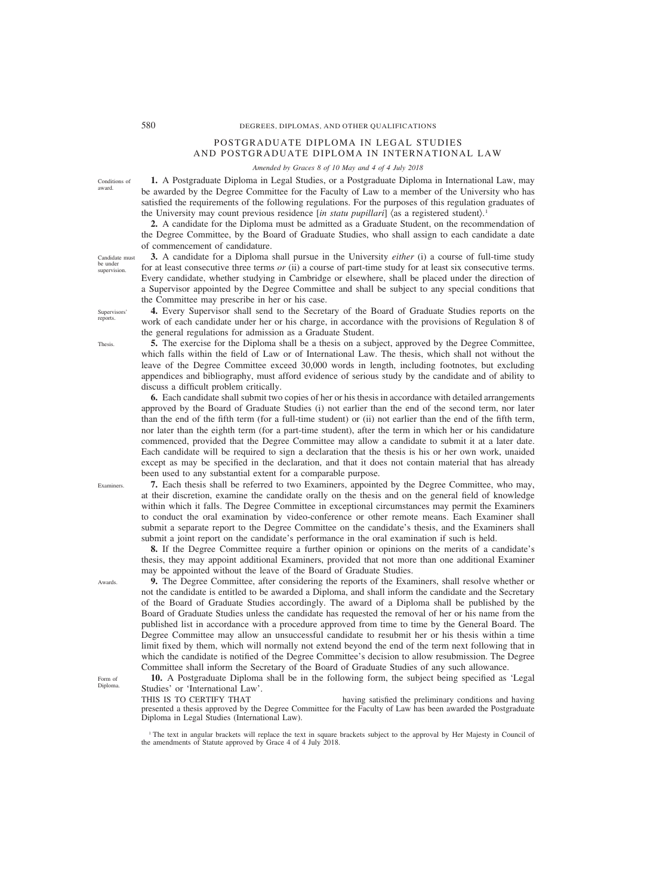## POSTGRADUATE DIPLOMA IN LEGAL STUDIES AND POSTGRADUATE DIPLOMA IN INTERNATIONAL LAW

*Amended by Graces 8 of 10 May and 4 of 4 July 2018*

Conditions of award.

**1.** A Postgraduate Diploma in Legal Studies, or a Postgraduate Diploma in International Law, may be awarded by the Degree Committee for the Faculty of Law to a member of the University who has satisfied the requirements of the following regulations. For the purposes of this regulation graduates of the University may count previous residence [*in statu pupillari*] ⟨as a registered student⟩.[1]

**2.** A candidate for the Diploma must be admitted as a Graduate Student, on the recommendation of the Degree Committee, by the Board of Graduate Studies, who shall assign to each candidate a date of commencement of candidature.

Candidate must be under supervision.

**3.** A candidate for a Diploma shall pursue in the University *either* (i) a course of full-time study for at least consecutive three terms *or* (ii) a course of part-time study for at least six consecutive terms. Every candidate, whether studying in Cambridge or elsewhere, shall be placed under the direction of a Supervisor appointed by the Degree Committee and shall be subject to any special conditions that the Committee may prescribe in her or his case.

Supervisors' reports.

**4.** Every Supervisor shall send to the Secretary of the Board of Graduate Studies reports on the work of each candidate under her or his charge, in accordance with the provisions of Regulation 8 of the general regulations for admission as a Graduate Student.

Thesis.

**5.** The exercise for the Diploma shall be a thesis on a subject, approved by the Degree Committee, which falls within the field of Law or of International Law. The thesis, which shall not without the leave of the Degree Committee exceed 30,000 words in length, including footnotes, but excluding appendices and bibliography, must afford evidence of serious study by the candidate and of ability to discuss a difficult problem critically.

**6.** Each candidate shall submit two copies of her or his thesis in accordance with detailed arrangements approved by the Board of Graduate Studies (i) not earlier than the end of the second term, nor later than the end of the fifth term (for a full-time student) or (ii) not earlier than the end of the fifth term, nor later than the eighth term (for a part-time student), after the term in which her or his candidature commenced, provided that the Degree Committee may allow a candidate to submit it at a later date. Each candidate will be required to sign a declaration that the thesis is his or her own work, unaided except as may be specified in the declaration, and that it does not contain material that has already been used to any substantial extent for a comparable purpose.

Examiners.

**7.** Each thesis shall be referred to two Examiners, appointed by the Degree Committee, who may, at their discretion, examine the candidate orally on the thesis and on the general field of knowledge within which it falls. The Degree Committee in exceptional circumstances may permit the Examiners to conduct the oral examination by video-conference or other remote means. Each Examiner shall submit a separate report to the Degree Committee on the candidate's thesis, and the Examiners shall submit a joint report on the candidate's performance in the oral examination if such is held.

**8.** If the Degree Committee require a further opinion or opinions on the merits of a candidate's thesis, they may appoint additional Examiners, provided that not more than one additional Examiner may be appointed without the leave of the Board of Graduate Studies.

Awards.

**9.** The Degree Committee, after considering the reports of the Examiners, shall resolve whether or not the candidate is entitled to be awarded a Diploma, and shall inform the candidate and the Secretary of the Board of Graduate Studies accordingly. The award of a Diploma shall be published by the Board of Graduate Studies unless the candidate has requested the removal of her or his name from the published list in accordance with a procedure approved from time to time by the General Board. The Degree Committee may allow an unsuccessful candidate to resubmit her or his thesis within a time limit fixed by them, which will normally not extend beyond the end of the term next following that in which the candidate is notified of the Degree Committee's decision to allow resubmission. The Degree Committee shall inform the Secretary of the Board of Graduate Studies of any such allowance.

Form of Diploma.

**10.** A Postgraduate Diploma shall be in the following form, the subject being specified as 'Legal Studies' or 'International Law'.

THIS IS TO CERTIFY THAT having satisfied the preliminary conditions and having presented a thesis approved by the Degree Committee for the Faculty of Law has been awarded the Postgraduate Diploma in Legal Studies (International Law).

[1] The text in angular brackets will replace the text in square brackets subject to the approval by Her Majesty in Council of the amendments of Statute approved by Grace 4 of 4 July 2018.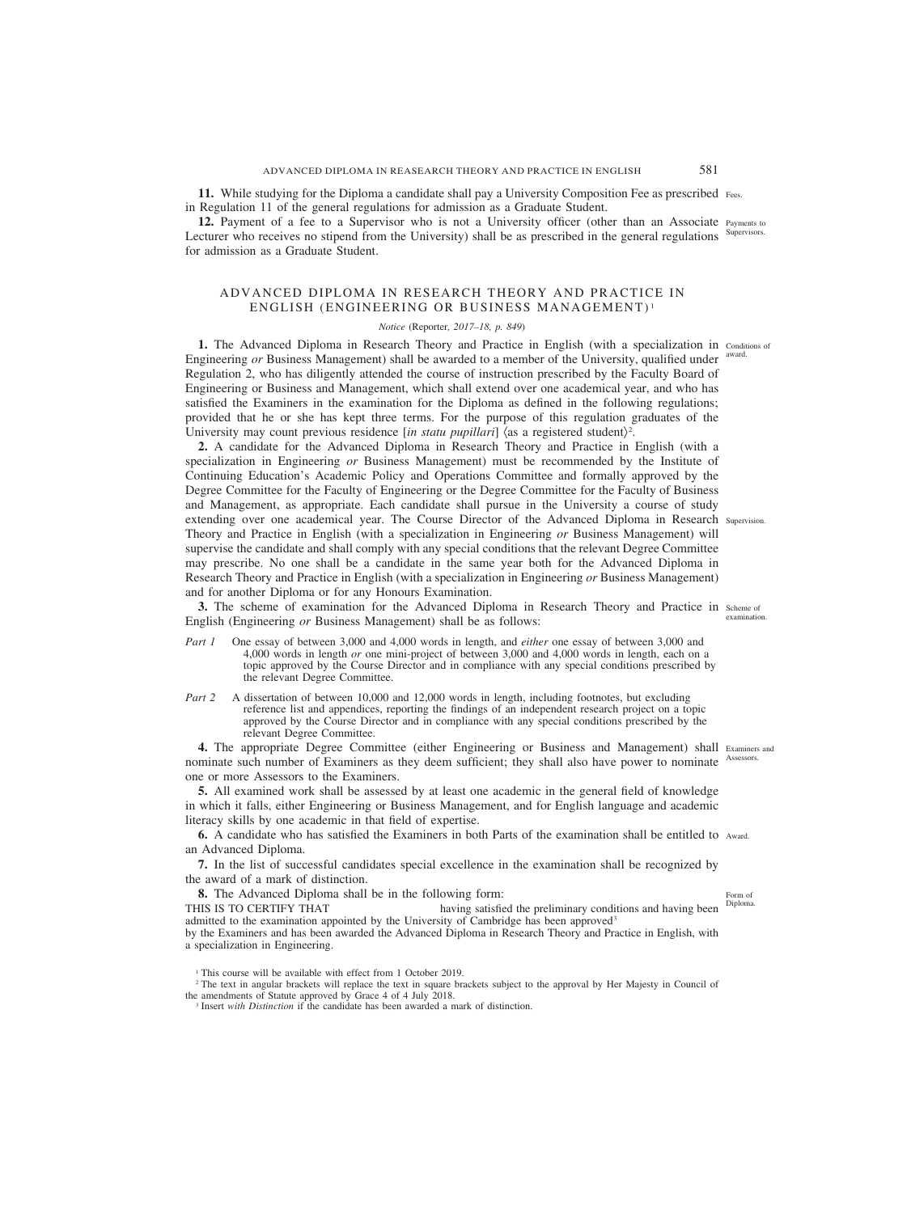**11.** While studying for the Diploma a candidate shall pay a University Composition Fee as prescribed in Regulation 11 of the general regulations for admission as a Graduate Student. Fees.

**12.** Payment of a fee to a Supervisor who is not a University officer (other than an Associate Lecturer who receives no stipend from the University) shall be as prescribed in the general regulations for admission as a Graduate Student. Payments to Supervisors.

## ADVANCED DIPLOMA IN RESEARCH THEORY AND PRACTICE IN ENGLISH (ENGINEERING OR BUSINESS MANAGEMENT)[1]

*Notice* (Reporter, *2017–18, p. 849*)

**1.** The Advanced Diploma in Research Theory and Practice in English (with a specialization in Engineering *or* Business Management) shall be awarded to a member of the University, qualified under Regulation 2, who has diligently attended the course of instruction prescribed by the Faculty Board of Engineering or Business and Management, which shall extend over one academical year, and who has satisfied the Examiners in the examination for the Diploma as defined in the following regulations; provided that he or she has kept three terms. For the purpose of this regulation graduates of the University may count previous residence [*in statu pupillari*] ⟨as a registered student⟩[2]. Conditions of award.

**2.** A candidate for the Advanced Diploma in Research Theory and Practice in English (with a specialization in Engineering *or* Business Management) must be recommended by the Institute of Continuing Education's Academic Policy and Operations Committee and formally approved by the Degree Committee for the Faculty of Engineering or the Degree Committee for the Faculty of Business and Management, as appropriate. Each candidate shall pursue in the University a course of study extending over one academical year. The Course Director of the Advanced Diploma in Research Theory and Practice in English (with a specialization in Engineering *or* Business Management) will supervise the candidate and shall comply with any special conditions that the relevant Degree Committee may prescribe. No one shall be a candidate in the same year both for the Advanced Diploma in Research Theory and Practice in English (with a specialization in Engineering *or* Business Management) and for another Diploma or for any Honours Examination. Supervision.

**3.** The scheme of examination for the Advanced Diploma in Research Theory and Practice in English (Engineering *or* Business Management) shall be as follows: Scheme of examination.

*Part 1* One essay of between 3,000 and 4,000 words in length, and *either* one essay of between 3,000 and 4,000 words in length *or* one mini-project of between 3,000 and 4,000 words in length, each on a topic approved by the Course Director and in compliance with any special conditions prescribed by the relevant Degree Committee.

*Part 2* A dissertation of between 10,000 and 12,000 words in length, including footnotes, but excluding reference list and appendices, reporting the findings of an independent research project on a topic approved by the Course Director and in compliance with any special conditions prescribed by the relevant Degree Committee.

**4.** The appropriate Degree Committee (either Engineering or Business and Management) shall nominate such number of Examiners as they deem sufficient; they shall also have power to nominate one or more Assessors to the Examiners. Examiners and Assessors.

**5.** All examined work shall be assessed by at least one academic in the general field of knowledge in which it falls, either Engineering or Business Management, and for English language and academic literacy skills by one academic in that field of expertise.

**6.** A candidate who has satisfied the Examiners in both Parts of the examination shall be entitled to an Advanced Diploma. Award.

**7.** In the list of successful candidates special excellence in the examination shall be recognized by the award of a mark of distinction.

**8.** The Advanced Diploma shall be in the following form: Form of Diploma.

THIS IS TO CERTIFY THAT having satisfied the preliminary conditions and having been admitted to the examination appointed by the University of Cambridge has been approved[3] by the Examiners and has been awarded the Advanced Diploma in Research Theory and Practice in English, with a specialization in Engineering.

---

[1] This course will be available with effect from 1 October 2019.

[2] The text in angular brackets will replace the text in square brackets subject to the approval by Her Majesty in Council of the amendments of Statute approved by Grace 4 of 4 July 2018.

[3] Insert *with Distinction* if the candidate has been awarded a mark of distinction.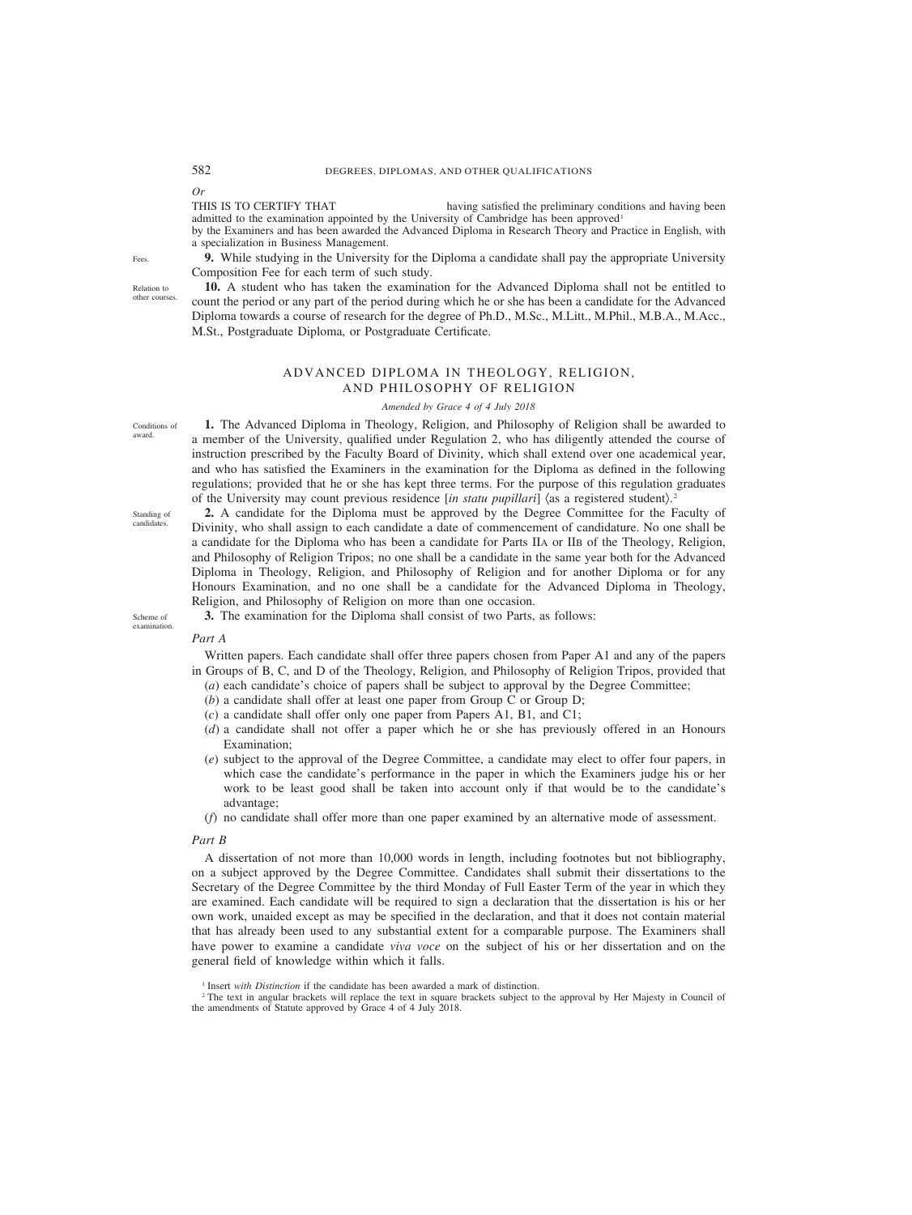*Or*

THIS IS TO CERTIFY THAT having satisfied the preliminary conditions and having been admitted to the examination appointed by the University of Cambridge has been approved[1] by the Examiners and has been awarded the Advanced Diploma in Research Theory and Practice in English, with a specialization in Business Management.

Fees.

**9.** While studying in the University for the Diploma a candidate shall pay the appropriate University Composition Fee for each term of such study.

Relation to other courses.

**10.** A student who has taken the examination for the Advanced Diploma shall not be entitled to count the period or any part of the period during which he or she has been a candidate for the Advanced Diploma towards a course of research for the degree of Ph.D., M.Sc., M.Litt., M.Phil., M.B.A., M.Acc., M.St., Postgraduate Diploma, or Postgraduate Certificate.

## ADVANCED DIPLOMA IN THEOLOGY, RELIGION, AND PHILOSOPHY OF RELIGION

*Amended by Grace 4 of 4 July 2018*

Conditions of award.

**1.** The Advanced Diploma in Theology, Religion, and Philosophy of Religion shall be awarded to a member of the University, qualified under Regulation 2, who has diligently attended the course of instruction prescribed by the Faculty Board of Divinity, which shall extend over one academical year, and who has satisfied the Examiners in the examination for the Diploma as defined in the following regulations; provided that he or she has kept three terms. For the purpose of this regulation graduates of the University may count previous residence [*in statu pupillari*] ⟨as a registered student⟩.[2]

Standing of candidates.

**2.** A candidate for the Diploma must be approved by the Degree Committee for the Faculty of Divinity, who shall assign to each candidate a date of commencement of candidature. No one shall be a candidate for the Diploma who has been a candidate for Parts IIA or IIB of the Theology, Religion, and Philosophy of Religion Tripos; no one shall be a candidate in the same year both for the Advanced Diploma in Theology, Religion, and Philosophy of Religion and for another Diploma or for any Honours Examination, and no one shall be a candidate for the Advanced Diploma in Theology, Religion, and Philosophy of Religion on more than one occasion.

Scheme of examination.

**3.** The examination for the Diploma shall consist of two Parts, as follows:

*Part A*

Written papers. Each candidate shall offer three papers chosen from Paper A1 and any of the papers in Groups of B, C, and D of the Theology, Religion, and Philosophy of Religion Tripos, provided that

(*a*) each candidate's choice of papers shall be subject to approval by the Degree Committee;

(*b*) a candidate shall offer at least one paper from Group C or Group D;

(*c*) a candidate shall offer only one paper from Papers A1, B1, and C1;

(*d*) a candidate shall not offer a paper which he or she has previously offered in an Honours Examination;

(*e*) subject to the approval of the Degree Committee, a candidate may elect to offer four papers, in which case the candidate's performance in the paper in which the Examiners judge his or her work to be least good shall be taken into account only if that would be to the candidate's advantage;

(*f*) no candidate shall offer more than one paper examined by an alternative mode of assessment.

*Part B*

A dissertation of not more than 10,000 words in length, including footnotes but not bibliography, on a subject approved by the Degree Committee. Candidates shall submit their dissertations to the Secretary of the Degree Committee by the third Monday of Full Easter Term of the year in which they are examined. Each candidate will be required to sign a declaration that the dissertation is his or her own work, unaided except as may be specified in the declaration, and that it does not contain material that has already been used to any substantial extent for a comparable purpose. The Examiners shall have power to examine a candidate *viva voce* on the subject of his or her dissertation and on the general field of knowledge within which it falls.

[1] Insert *with Distinction* if the candidate has been awarded a mark of distinction.

[2] The text in angular brackets will replace the text in square brackets subject to the approval by Her Majesty in Council of the amendments of Statute approved by Grace 4 of 4 July 2018.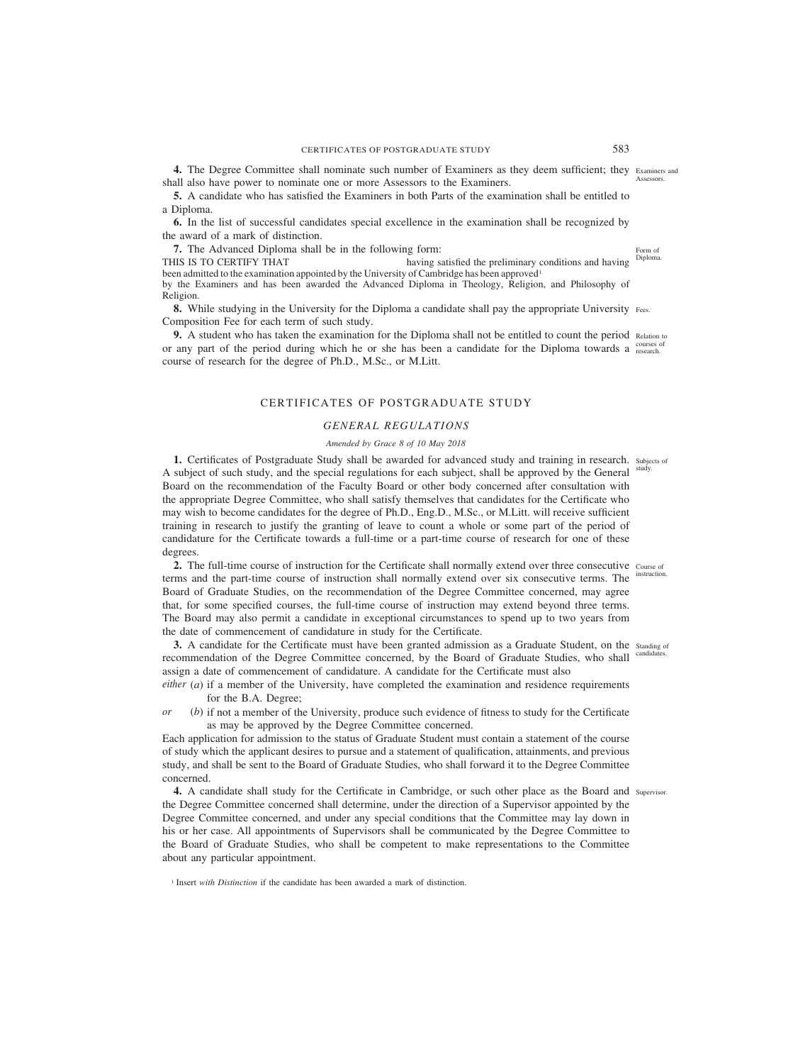**4.** The Degree Committee shall nominate such number of Examiners as they deem sufficient; they shall also have power to nominate one or more Assessors to the Examiners.

Examiners and Assessors.

**5.** A candidate who has satisfied the Examiners in both Parts of the examination shall be entitled to a Diploma.

**6.** In the list of successful candidates special excellence in the examination shall be recognized by the award of a mark of distinction.

**7.** The Advanced Diploma shall be in the following form:

Form of Diploma.

THIS IS TO CERTIFY THAT having satisfied the preliminary conditions and having been admitted to the examination appointed by the University of Cambridge has been approved[1] by the Examiners and has been awarded the Advanced Diploma in Theology, Religion, and Philosophy of Religion.

**8.** While studying in the University for the Diploma a candidate shall pay the appropriate University Composition Fee for each term of such study.

Fees.

**9.** A student who has taken the examination for the Diploma shall not be entitled to count the period or any part of the period during which he or she has been a candidate for the Diploma towards a course of research for the degree of Ph.D., M.Sc., or M.Litt.

Relation to courses of research.

## CERTIFICATES OF POSTGRADUATE STUDY

### *GENERAL REGULATIONS*

*Amended by Grace 8 of 10 May 2018*

**1.** Certificates of Postgraduate Study shall be awarded for advanced study and training in research. A subject of such study, and the special regulations for each subject, shall be approved by the General Board on the recommendation of the Faculty Board or other body concerned after consultation with the appropriate Degree Committee, who shall satisfy themselves that candidates for the Certificate who may wish to become candidates for the degree of Ph.D., Eng.D., M.Sc., or M.Litt. will receive sufficient training in research to justify the granting of leave to count a whole or some part of the period of candidature for the Certificate towards a full-time or a part-time course of research for one of these degrees.

Subjects of study.

**2.** The full-time course of instruction for the Certificate shall normally extend over three consecutive terms and the part-time course of instruction shall normally extend over six consecutive terms. The Board of Graduate Studies, on the recommendation of the Degree Committee concerned, may agree that, for some specified courses, the full-time course of instruction may extend beyond three terms. The Board may also permit a candidate in exceptional circumstances to spend up to two years from the date of commencement of candidature in study for the Certificate.

Course of instruction.

**3.** A candidate for the Certificate must have been granted admission as a Graduate Student, on the recommendation of the Degree Committee concerned, by the Board of Graduate Studies, who shall assign a date of commencement of candidature. A candidate for the Certificate must also

Standing of candidates.

*either* (*a*) if a member of the University, have completed the examination and residence requirements for the B.A. Degree;

*or* (*b*) if not a member of the University, produce such evidence of fitness to study for the Certificate as may be approved by the Degree Committee concerned.

Each application for admission to the status of Graduate Student must contain a statement of the course of study which the applicant desires to pursue and a statement of qualification, attainments, and previous study, and shall be sent to the Board of Graduate Studies, who shall forward it to the Degree Committee concerned.

**4.** A candidate shall study for the Certificate in Cambridge, or such other place as the Board and the Degree Committee concerned shall determine, under the direction of a Supervisor appointed by the Degree Committee concerned, and under any special conditions that the Committee may lay down in his or her case. All appointments of Supervisors shall be communicated by the Degree Committee to the Board of Graduate Studies, who shall be competent to make representations to the Committee about any particular appointment.

Supervisor.

[1] Insert *with Distinction* if the candidate has been awarded a mark of distinction.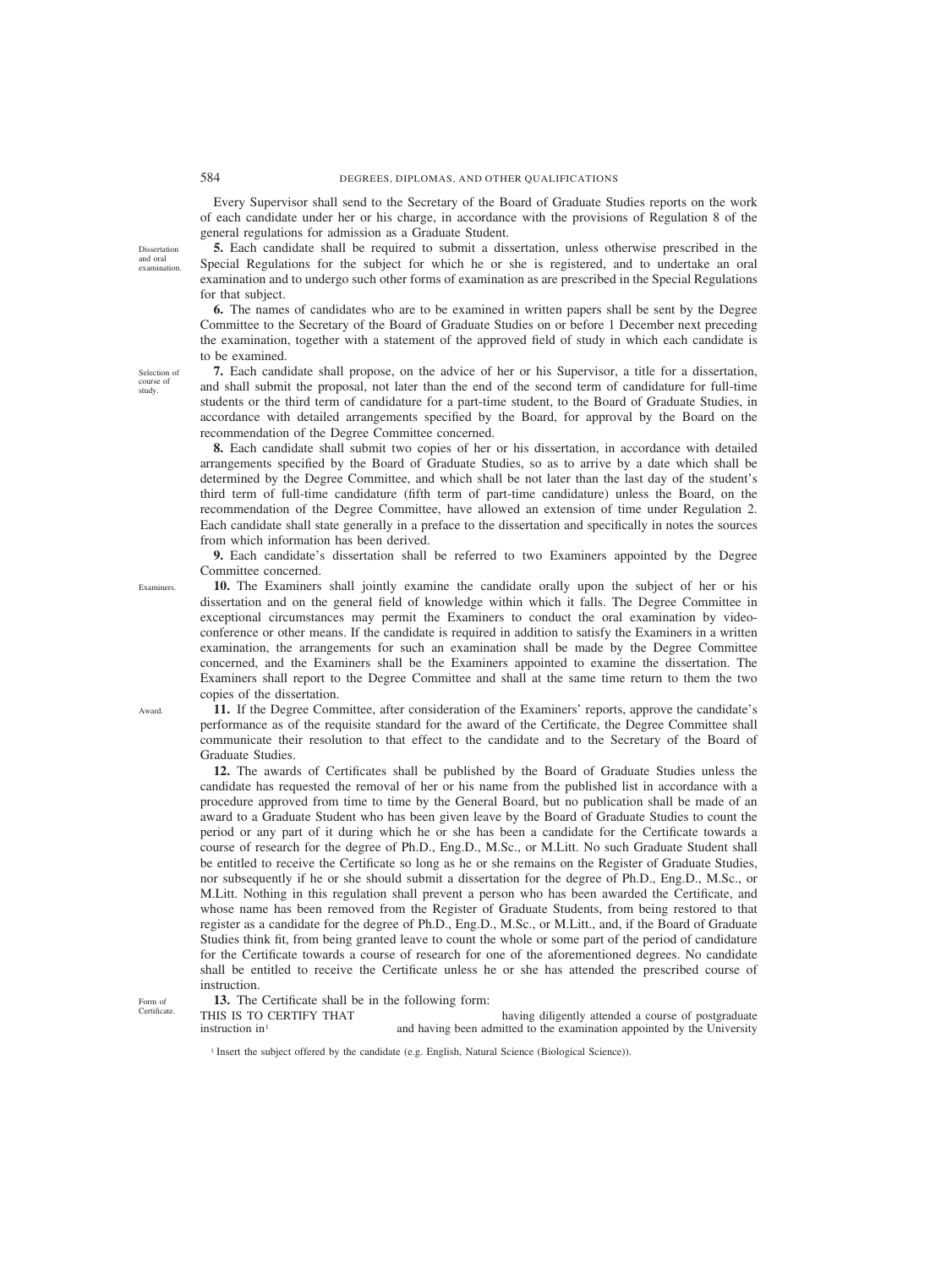Every Supervisor shall send to the Secretary of the Board of Graduate Studies reports on the work of each candidate under her or his charge, in accordance with the provisions of Regulation 8 of the general regulations for admission as a Graduate Student.

*Dissertation and oral examination.*

**5.** Each candidate shall be required to submit a dissertation, unless otherwise prescribed in the Special Regulations for the subject for which he or she is registered, and to undertake an oral examination and to undergo such other forms of examination as are prescribed in the Special Regulations for that subject.

**6.** The names of candidates who are to be examined in written papers shall be sent by the Degree Committee to the Secretary of the Board of Graduate Studies on or before 1 December next preceding the examination, together with a statement of the approved field of study in which each candidate is to be examined.

*Selection of course of study.*

**7.** Each candidate shall propose, on the advice of her or his Supervisor, a title for a dissertation, and shall submit the proposal, not later than the end of the second term of candidature for full-time students or the third term of candidature for a part-time student, to the Board of Graduate Studies, in accordance with detailed arrangements specified by the Board, for approval by the Board on the recommendation of the Degree Committee concerned.

**8.** Each candidate shall submit two copies of her or his dissertation, in accordance with detailed arrangements specified by the Board of Graduate Studies, so as to arrive by a date which shall be determined by the Degree Committee, and which shall be not later than the last day of the student's third term of full-time candidature (fifth term of part-time candidature) unless the Board, on the recommendation of the Degree Committee, have allowed an extension of time under Regulation 2. Each candidate shall state generally in a preface to the dissertation and specifically in notes the sources from which information has been derived.

**9.** Each candidate's dissertation shall be referred to two Examiners appointed by the Degree Committee concerned.

*Examiners.*

**10.** The Examiners shall jointly examine the candidate orally upon the subject of her or his dissertation and on the general field of knowledge within which it falls. The Degree Committee in exceptional circumstances may permit the Examiners to conduct the oral examination by video-conference or other means. If the candidate is required in addition to satisfy the Examiners in a written examination, the arrangements for such an examination shall be made by the Degree Committee concerned, and the Examiners shall be the Examiners appointed to examine the dissertation. The Examiners shall report to the Degree Committee and shall at the same time return to them the two copies of the dissertation.

*Award.*

**11.** If the Degree Committee, after consideration of the Examiners' reports, approve the candidate's performance as of the requisite standard for the award of the Certificate, the Degree Committee shall communicate their resolution to that effect to the candidate and to the Secretary of the Board of Graduate Studies.

**12.** The awards of Certificates shall be published by the Board of Graduate Studies unless the candidate has requested the removal of her or his name from the published list in accordance with a procedure approved from time to time by the General Board, but no publication shall be made of an award to a Graduate Student who has been given leave by the Board of Graduate Studies to count the period or any part of it during which he or she has been a candidate for the Certificate towards a course of research for the degree of Ph.D., Eng.D., M.Sc., or M.Litt. No such Graduate Student shall be entitled to receive the Certificate so long as he or she remains on the Register of Graduate Studies, nor subsequently if he or she should submit a dissertation for the degree of Ph.D., Eng.D., M.Sc., or M.Litt. Nothing in this regulation shall prevent a person who has been awarded the Certificate, and whose name has been removed from the Register of Graduate Students, from being restored to that register as a candidate for the degree of Ph.D., Eng.D., M.Sc., or M.Litt., and, if the Board of Graduate Studies think fit, from being granted leave to count the whole or some part of the period of candidature for the Certificate towards a course of research for one of the aforementioned degrees. No candidate shall be entitled to receive the Certificate unless he or she has attended the prescribed course of instruction.

*Form of Certificate.*

**13.** The Certificate shall be in the following form:

THIS IS TO CERTIFY THAT                having diligently attended a course of postgraduate instruction in[1]                and having been admitted to the examination appointed by the University

[1] Insert the subject offered by the candidate (e.g. English, Natural Science (Biological Science)).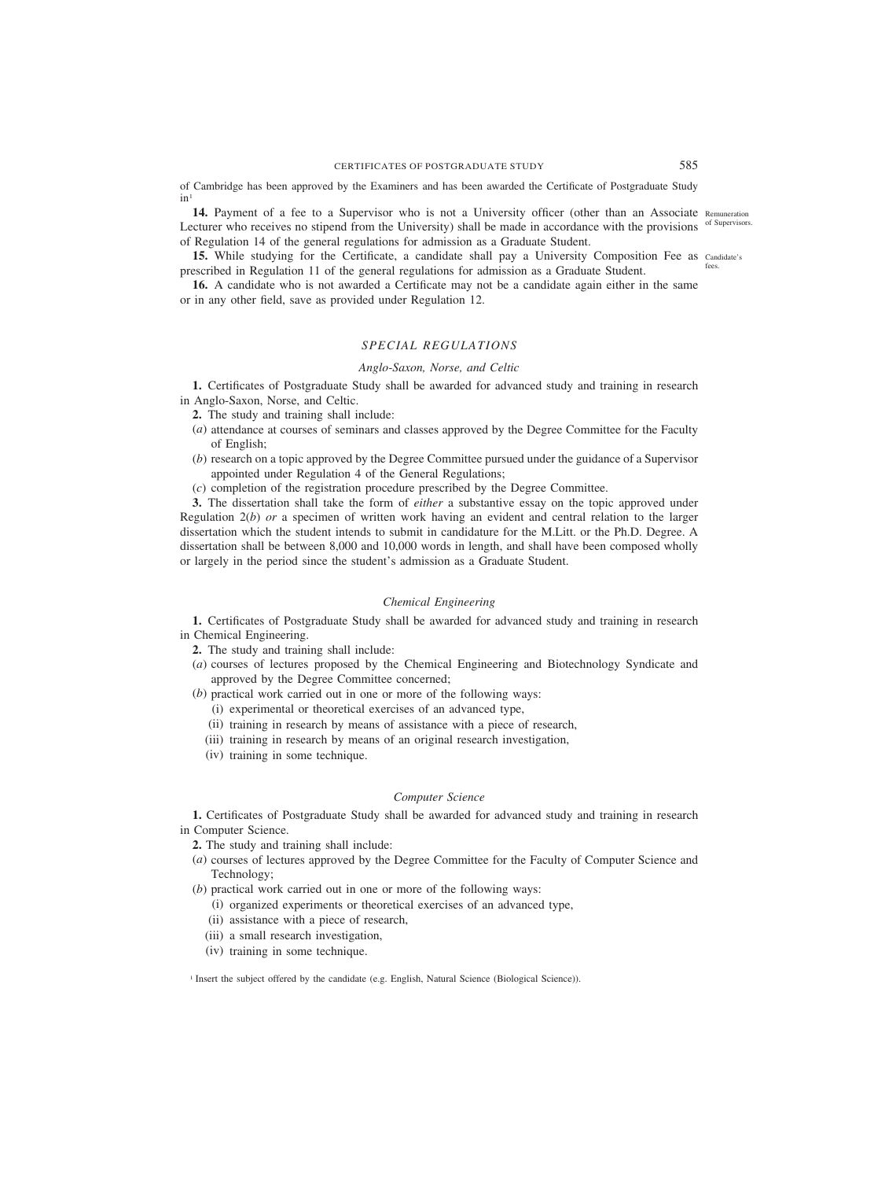of Cambridge has been approved by the Examiners and has been awarded the Certificate of Postgraduate Study in[1]

**14.** Payment of a fee to a Supervisor who is not a University officer (other than an Associate Lecturer who receives no stipend from the University) shall be made in accordance with the provisions of Regulation 14 of the general regulations for admission as a Graduate Student.

Remuneration of Supervisors.

**15.** While studying for the Certificate, a candidate shall pay a University Composition Fee as prescribed in Regulation 11 of the general regulations for admission as a Graduate Student.

Candidate's fees.

**16.** A candidate who is not awarded a Certificate may not be a candidate again either in the same or in any other field, save as provided under Regulation 12.

## *SPECIAL REGULATIONS*

### *Anglo-Saxon, Norse, and Celtic*

**1.** Certificates of Postgraduate Study shall be awarded for advanced study and training in research in Anglo-Saxon, Norse, and Celtic.

**2.** The study and training shall include:

(*a*) attendance at courses of seminars and classes approved by the Degree Committee for the Faculty of English;

(*b*) research on a topic approved by the Degree Committee pursued under the guidance of a Supervisor appointed under Regulation 4 of the General Regulations;

(*c*) completion of the registration procedure prescribed by the Degree Committee.

**3.** The dissertation shall take the form of *either* a substantive essay on the topic approved under Regulation 2(*b*) *or* a specimen of written work having an evident and central relation to the larger dissertation which the student intends to submit in candidature for the M.Litt. or the Ph.D. Degree. A dissertation shall be between 8,000 and 10,000 words in length, and shall have been composed wholly or largely in the period since the student's admission as a Graduate Student.

### *Chemical Engineering*

**1.** Certificates of Postgraduate Study shall be awarded for advanced study and training in research in Chemical Engineering.

**2.** The study and training shall include:

(*a*) courses of lectures proposed by the Chemical Engineering and Biotechnology Syndicate and approved by the Degree Committee concerned;

(*b*) practical work carried out in one or more of the following ways:

(i) experimental or theoretical exercises of an advanced type,

(ii) training in research by means of assistance with a piece of research,

(iii) training in research by means of an original research investigation,

(iv) training in some technique.

### *Computer Science*

**1.** Certificates of Postgraduate Study shall be awarded for advanced study and training in research in Computer Science.

**2.** The study and training shall include:

(*a*) courses of lectures approved by the Degree Committee for the Faculty of Computer Science and Technology;

(*b*) practical work carried out in one or more of the following ways:

(i) organized experiments or theoretical exercises of an advanced type,

(ii) assistance with a piece of research,

(iii) a small research investigation,

(iv) training in some technique.

[1] Insert the subject offered by the candidate (e.g. English, Natural Science (Biological Science)).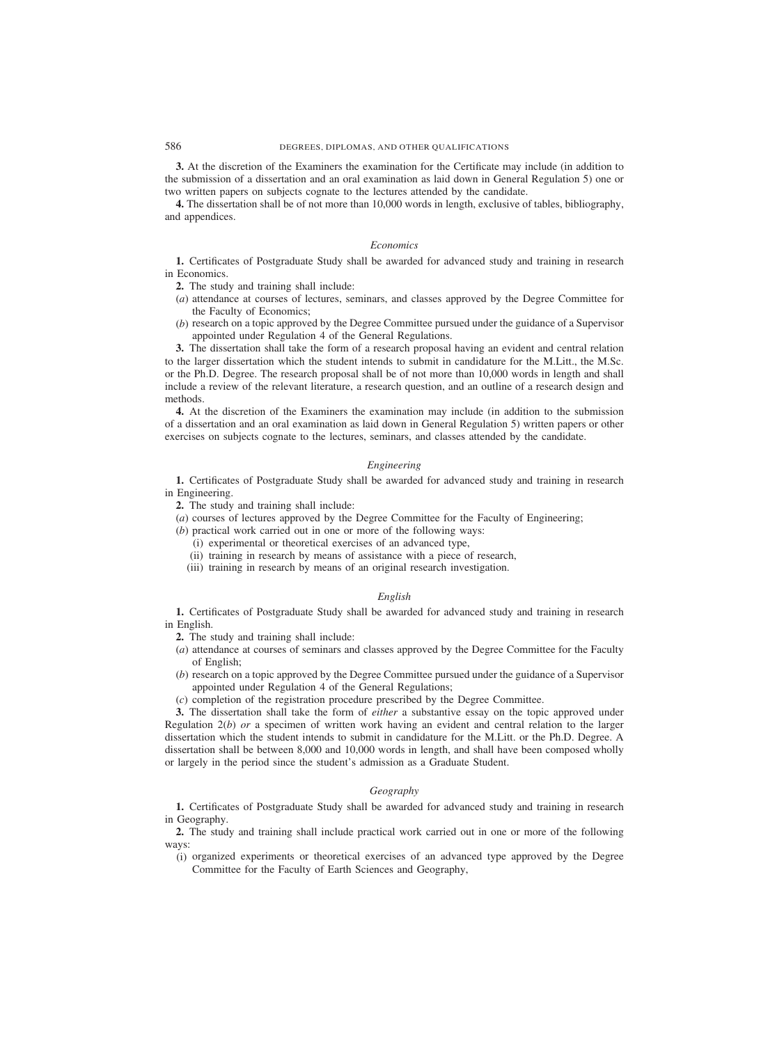**3.** At the discretion of the Examiners the examination for the Certificate may include (in addition to the submission of a dissertation and an oral examination as laid down in General Regulation 5) one or two written papers on subjects cognate to the lectures attended by the candidate.

**4.** The dissertation shall be of not more than 10,000 words in length, exclusive of tables, bibliography, and appendices.

### *Economics*

**1.** Certificates of Postgraduate Study shall be awarded for advanced study and training in research in Economics.

**2.** The study and training shall include:

(*a*) attendance at courses of lectures, seminars, and classes approved by the Degree Committee for the Faculty of Economics;

(*b*) research on a topic approved by the Degree Committee pursued under the guidance of a Supervisor appointed under Regulation 4 of the General Regulations.

**3.** The dissertation shall take the form of a research proposal having an evident and central relation to the larger dissertation which the student intends to submit in candidature for the M.Litt., the M.Sc. or the Ph.D. Degree. The research proposal shall be of not more than 10,000 words in length and shall include a review of the relevant literature, a research question, and an outline of a research design and methods.

**4.** At the discretion of the Examiners the examination may include (in addition to the submission of a dissertation and an oral examination as laid down in General Regulation 5) written papers or other exercises on subjects cognate to the lectures, seminars, and classes attended by the candidate.

### *Engineering*

**1.** Certificates of Postgraduate Study shall be awarded for advanced study and training in research in Engineering.

**2.** The study and training shall include:

(*a*) courses of lectures approved by the Degree Committee for the Faculty of Engineering;

(*b*) practical work carried out in one or more of the following ways:

(i) experimental or theoretical exercises of an advanced type,

(ii) training in research by means of assistance with a piece of research,

(iii) training in research by means of an original research investigation.

### *English*

**1.** Certificates of Postgraduate Study shall be awarded for advanced study and training in research in English.

**2.** The study and training shall include:

(*a*) attendance at courses of seminars and classes approved by the Degree Committee for the Faculty of English;

(*b*) research on a topic approved by the Degree Committee pursued under the guidance of a Supervisor appointed under Regulation 4 of the General Regulations;

(*c*) completion of the registration procedure prescribed by the Degree Committee.

**3.** The dissertation shall take the form of *either* a substantive essay on the topic approved under Regulation 2(*b*) *or* a specimen of written work having an evident and central relation to the larger dissertation which the student intends to submit in candidature for the M.Litt. or the Ph.D. Degree. A dissertation shall be between 8,000 and 10,000 words in length, and shall have been composed wholly or largely in the period since the student's admission as a Graduate Student.

### *Geography*

**1.** Certificates of Postgraduate Study shall be awarded for advanced study and training in research in Geography.

**2.** The study and training shall include practical work carried out in one or more of the following ways:

(i) organized experiments or theoretical exercises of an advanced type approved by the Degree Committee for the Faculty of Earth Sciences and Geography,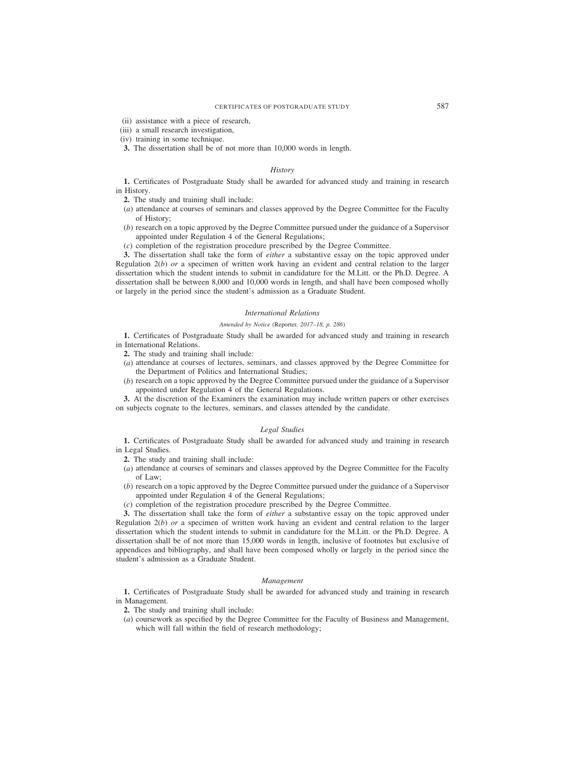(ii) assistance with a piece of research,

(iii) a small research investigation,

(iv) training in some technique.

**3.** The dissertation shall be of not more than 10,000 words in length.

### *History*

**1.** Certificates of Postgraduate Study shall be awarded for advanced study and training in research in History.

**2.** The study and training shall include:

(*a*) attendance at courses of seminars and classes approved by the Degree Committee for the Faculty of History;

(*b*) research on a topic approved by the Degree Committee pursued under the guidance of a Supervisor appointed under Regulation 4 of the General Regulations;

(*c*) completion of the registration procedure prescribed by the Degree Committee.

**3.** The dissertation shall take the form of *either* a substantive essay on the topic approved under Regulation 2(*b*) *or* a specimen of written work having an evident and central relation to the larger dissertation which the student intends to submit in candidature for the M.Litt. or the Ph.D. Degree. A dissertation shall be between 8,000 and 10,000 words in length, and shall have been composed wholly or largely in the period since the student's admission as a Graduate Student.

### *International Relations*

*Amended by Notice* (Reporter, *2017–18, p. 286*)

**1.** Certificates of Postgraduate Study shall be awarded for advanced study and training in research in International Relations.

**2.** The study and training shall include:

(*a*) attendance at courses of lectures, seminars, and classes approved by the Degree Committee for the Department of Politics and International Studies;

(*b*) research on a topic approved by the Degree Committee pursued under the guidance of a Supervisor appointed under Regulation 4 of the General Regulations.

**3.** At the discretion of the Examiners the examination may include written papers or other exercises on subjects cognate to the lectures, seminars, and classes attended by the candidate.

### *Legal Studies*

**1.** Certificates of Postgraduate Study shall be awarded for advanced study and training in research in Legal Studies.

**2.** The study and training shall include:

(*a*) attendance at courses of seminars and classes approved by the Degree Committee for the Faculty of Law;

(*b*) research on a topic approved by the Degree Committee pursued under the guidance of a Supervisor appointed under Regulation 4 of the General Regulations;

(*c*) completion of the registration procedure prescribed by the Degree Committee.

**3.** The dissertation shall take the form of *either* a substantive essay on the topic approved under Regulation 2(*b*) *or* a specimen of written work having an evident and central relation to the larger dissertation which the student intends to submit in candidature for the M.Litt. or the Ph.D. Degree. A dissertation shall be of not more than 15,000 words in length, inclusive of footnotes but exclusive of appendices and bibliography, and shall have been composed wholly or largely in the period since the student's admission as a Graduate Student.

### *Management*

**1.** Certificates of Postgraduate Study shall be awarded for advanced study and training in research in Management.

**2.** The study and training shall include:

(*a*) coursework as specified by the Degree Committee for the Faculty of Business and Management, which will fall within the field of research methodology;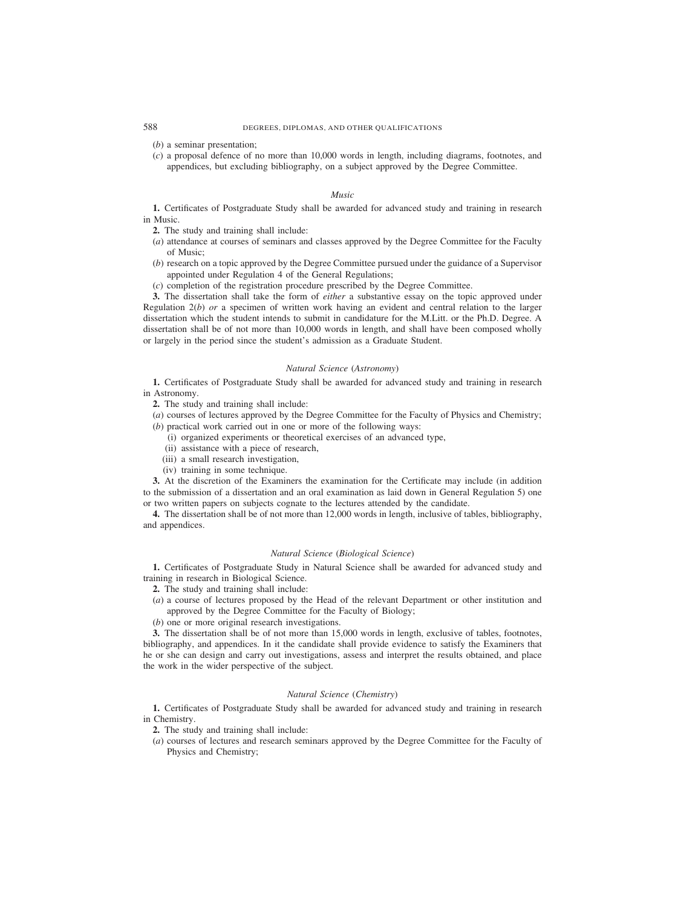(*b*) a seminar presentation;

(*c*) a proposal defence of no more than 10,000 words in length, including diagrams, footnotes, and appendices, but excluding bibliography, on a subject approved by the Degree Committee.

### *Music*

**1.** Certificates of Postgraduate Study shall be awarded for advanced study and training in research in Music.

**2.** The study and training shall include:

(*a*) attendance at courses of seminars and classes approved by the Degree Committee for the Faculty of Music;

(*b*) research on a topic approved by the Degree Committee pursued under the guidance of a Supervisor appointed under Regulation 4 of the General Regulations;

(*c*) completion of the registration procedure prescribed by the Degree Committee.

**3.** The dissertation shall take the form of *either* a substantive essay on the topic approved under Regulation 2(*b*) *or* a specimen of written work having an evident and central relation to the larger dissertation which the student intends to submit in candidature for the M.Litt. or the Ph.D. Degree. A dissertation shall be of not more than 10,000 words in length, and shall have been composed wholly or largely in the period since the student's admission as a Graduate Student.

### *Natural Science* (*Astronomy*)

**1.** Certificates of Postgraduate Study shall be awarded for advanced study and training in research in Astronomy.

**2.** The study and training shall include:

(*a*) courses of lectures approved by the Degree Committee for the Faculty of Physics and Chemistry;

(*b*) practical work carried out in one or more of the following ways:

(i) organized experiments or theoretical exercises of an advanced type,

(ii) assistance with a piece of research,

(iii) a small research investigation,

(iv) training in some technique.

**3.** At the discretion of the Examiners the examination for the Certificate may include (in addition to the submission of a dissertation and an oral examination as laid down in General Regulation 5) one or two written papers on subjects cognate to the lectures attended by the candidate.

**4.** The dissertation shall be of not more than 12,000 words in length, inclusive of tables, bibliography, and appendices.

### *Natural Science* (*Biological Science*)

**1.** Certificates of Postgraduate Study in Natural Science shall be awarded for advanced study and training in research in Biological Science.

**2.** The study and training shall include:

(*a*) a course of lectures proposed by the Head of the relevant Department or other institution and approved by the Degree Committee for the Faculty of Biology;

(*b*) one or more original research investigations.

**3.** The dissertation shall be of not more than 15,000 words in length, exclusive of tables, footnotes, bibliography, and appendices. In it the candidate shall provide evidence to satisfy the Examiners that he or she can design and carry out investigations, assess and interpret the results obtained, and place the work in the wider perspective of the subject.

### *Natural Science* (*Chemistry*)

**1.** Certificates of Postgraduate Study shall be awarded for advanced study and training in research in Chemistry.

**2.** The study and training shall include:

(*a*) courses of lectures and research seminars approved by the Degree Committee for the Faculty of Physics and Chemistry;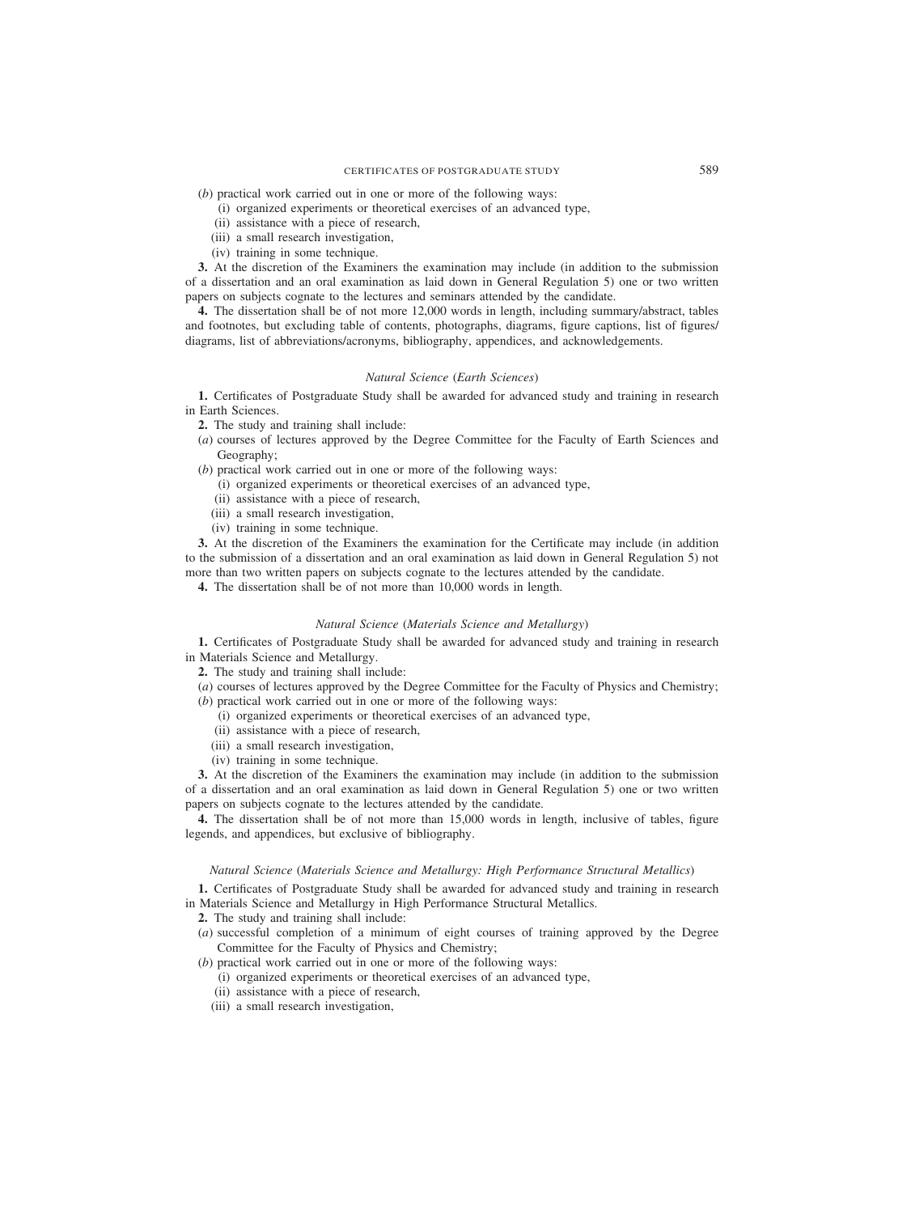(*b*) practical work carried out in one or more of the following ways:

(i) organized experiments or theoretical exercises of an advanced type,

(ii) assistance with a piece of research,

(iii) a small research investigation,

(iv) training in some technique.

**3.** At the discretion of the Examiners the examination may include (in addition to the submission of a dissertation and an oral examination as laid down in General Regulation 5) one or two written papers on subjects cognate to the lectures and seminars attended by the candidate.

**4.** The dissertation shall be of not more 12,000 words in length, including summary/abstract, tables and footnotes, but excluding table of contents, photographs, diagrams, figure captions, list of figures/diagrams, list of abbreviations/acronyms, bibliography, appendices, and acknowledgements.

### *Natural Science* (*Earth Sciences*)

**1.** Certificates of Postgraduate Study shall be awarded for advanced study and training in research in Earth Sciences.

**2.** The study and training shall include:

(*a*) courses of lectures approved by the Degree Committee for the Faculty of Earth Sciences and Geography;

(*b*) practical work carried out in one or more of the following ways:

(i) organized experiments or theoretical exercises of an advanced type,

(ii) assistance with a piece of research,

(iii) a small research investigation,

(iv) training in some technique.

**3.** At the discretion of the Examiners the examination for the Certificate may include (in addition to the submission of a dissertation and an oral examination as laid down in General Regulation 5) not more than two written papers on subjects cognate to the lectures attended by the candidate.

**4.** The dissertation shall be of not more than 10,000 words in length.

### *Natural Science* (*Materials Science and Metallurgy*)

**1.** Certificates of Postgraduate Study shall be awarded for advanced study and training in research in Materials Science and Metallurgy.

**2.** The study and training shall include:

(*a*) courses of lectures approved by the Degree Committee for the Faculty of Physics and Chemistry;

(*b*) practical work carried out in one or more of the following ways:

(i) organized experiments or theoretical exercises of an advanced type,

(ii) assistance with a piece of research,

(iii) a small research investigation,

(iv) training in some technique.

**3.** At the discretion of the Examiners the examination may include (in addition to the submission of a dissertation and an oral examination as laid down in General Regulation 5) one or two written papers on subjects cognate to the lectures attended by the candidate.

**4.** The dissertation shall be of not more than 15,000 words in length, inclusive of tables, figure legends, and appendices, but exclusive of bibliography.

### *Natural Science* (*Materials Science and Metallurgy: High Performance Structural Metallics*)

**1.** Certificates of Postgraduate Study shall be awarded for advanced study and training in research in Materials Science and Metallurgy in High Performance Structural Metallics.

**2.** The study and training shall include:

(*a*) successful completion of a minimum of eight courses of training approved by the Degree Committee for the Faculty of Physics and Chemistry;

(*b*) practical work carried out in one or more of the following ways:

(i) organized experiments or theoretical exercises of an advanced type,

(ii) assistance with a piece of research,

(iii) a small research investigation,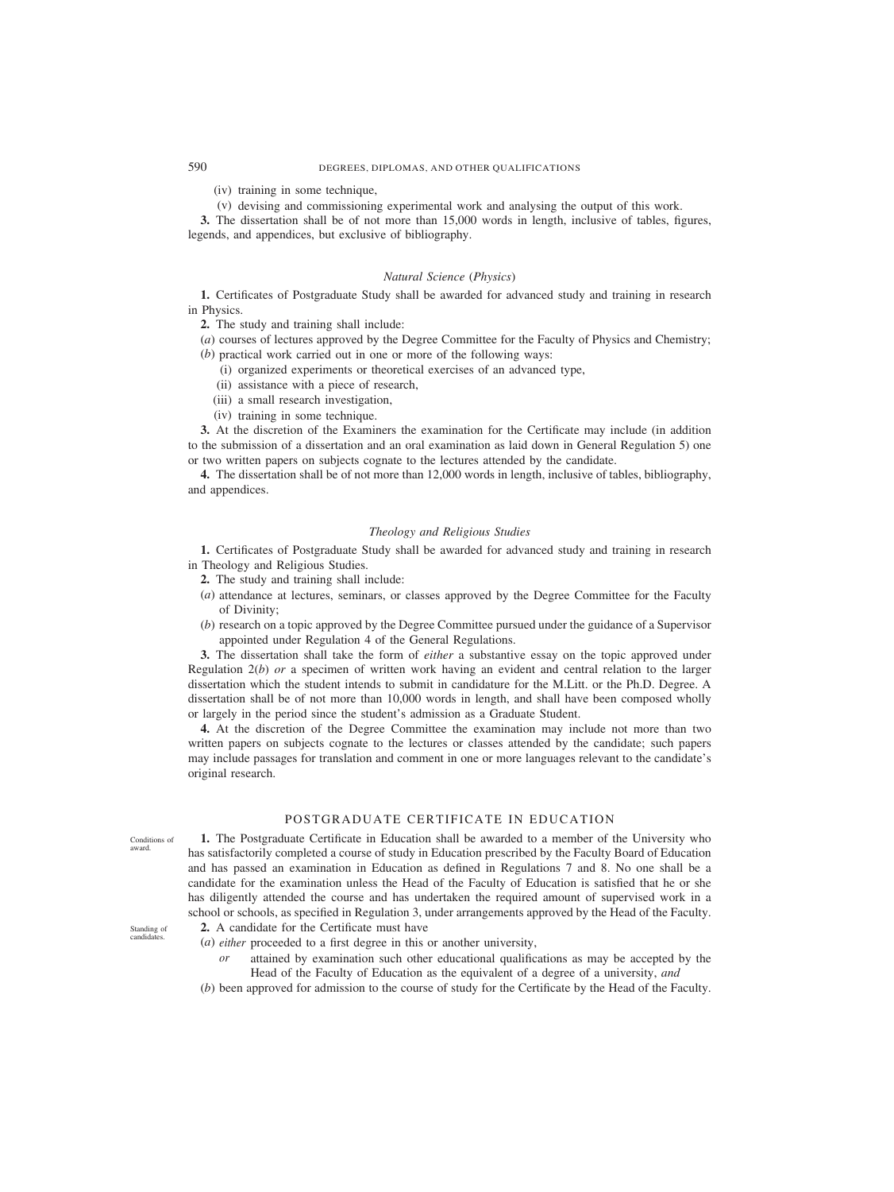(iv) training in some technique,

(v) devising and commissioning experimental work and analysing the output of this work.

**3.** The dissertation shall be of not more than 15,000 words in length, inclusive of tables, figures, legends, and appendices, but exclusive of bibliography.

### *Natural Science (Physics)*

**1.** Certificates of Postgraduate Study shall be awarded for advanced study and training in research in Physics.

**2.** The study and training shall include:

(*a*) courses of lectures approved by the Degree Committee for the Faculty of Physics and Chemistry;

(*b*) practical work carried out in one or more of the following ways:

(i) organized experiments or theoretical exercises of an advanced type,

(ii) assistance with a piece of research,

(iii) a small research investigation,

(iv) training in some technique.

**3.** At the discretion of the Examiners the examination for the Certificate may include (in addition to the submission of a dissertation and an oral examination as laid down in General Regulation 5) one or two written papers on subjects cognate to the lectures attended by the candidate.

**4.** The dissertation shall be of not more than 12,000 words in length, inclusive of tables, bibliography, and appendices.

### *Theology and Religious Studies*

**1.** Certificates of Postgraduate Study shall be awarded for advanced study and training in research in Theology and Religious Studies.

**2.** The study and training shall include:

(*a*) attendance at lectures, seminars, or classes approved by the Degree Committee for the Faculty of Divinity;

(*b*) research on a topic approved by the Degree Committee pursued under the guidance of a Supervisor appointed under Regulation 4 of the General Regulations.

**3.** The dissertation shall take the form of *either* a substantive essay on the topic approved under Regulation 2(*b*) *or* a specimen of written work having an evident and central relation to the larger dissertation which the student intends to submit in candidature for the M.Litt. or the Ph.D. Degree. A dissertation shall be of not more than 10,000 words in length, and shall have been composed wholly or largely in the period since the student's admission as a Graduate Student.

**4.** At the discretion of the Degree Committee the examination may include not more than two written papers on subjects cognate to the lectures or classes attended by the candidate; such papers may include passages for translation and comment in one or more languages relevant to the candidate's original research.

## POSTGRADUATE CERTIFICATE IN EDUCATION

Conditions of award.

**1.** The Postgraduate Certificate in Education shall be awarded to a member of the University who has satisfactorily completed a course of study in Education prescribed by the Faculty Board of Education and has passed an examination in Education as defined in Regulations 7 and 8. No one shall be a candidate for the examination unless the Head of the Faculty of Education is satisfied that he or she has diligently attended the course and has undertaken the required amount of supervised work in a school or schools, as specified in Regulation 3, under arrangements approved by the Head of the Faculty.

Standing of candidates.

**2.** A candidate for the Certificate must have

(*a*) *either* proceeded to a first degree in this or another university,

*or* attained by examination such other educational qualifications as may be accepted by the Head of the Faculty of Education as the equivalent of a degree of a university, *and*

(*b*) been approved for admission to the course of study for the Certificate by the Head of the Faculty.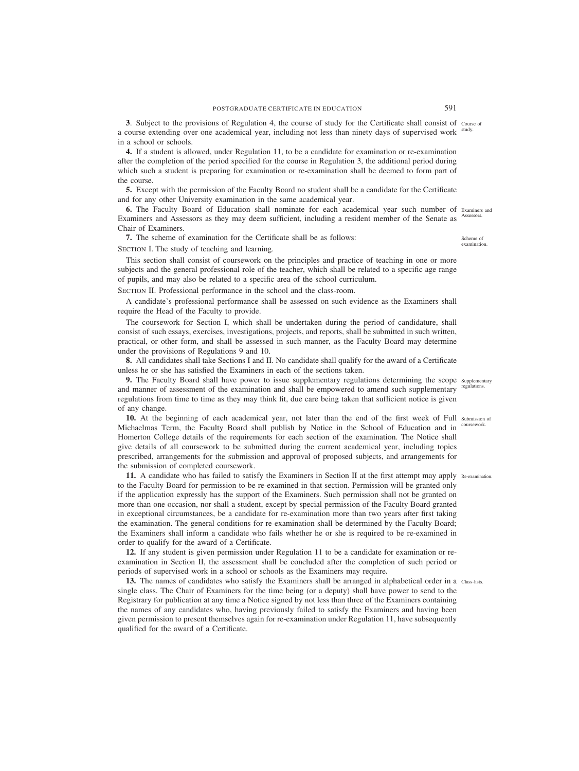**3**. Subject to the provisions of Regulation 4, the course of study for the Certificate shall consist of a course extending over one academical year, including not less than ninety days of supervised work in a school or schools.

Course of study.

**4.** If a student is allowed, under Regulation 11, to be a candidate for examination or re-examination after the completion of the period specified for the course in Regulation 3, the additional period during which such a student is preparing for examination or re-examination shall be deemed to form part of the course.

**5.** Except with the permission of the Faculty Board no student shall be a candidate for the Certificate and for any other University examination in the same academical year.

**6.** The Faculty Board of Education shall nominate for each academical year such number of Examiners and Assessors as they may deem sufficient, including a resident member of the Senate as Chair of Examiners.

Examiners and Assessors.

**7.** The scheme of examination for the Certificate shall be as follows:

Scheme of examination.

SECTION I. The study of teaching and learning.

This section shall consist of coursework on the principles and practice of teaching in one or more subjects and the general professional role of the teacher, which shall be related to a specific age range of pupils, and may also be related to a specific area of the school curriculum.

SECTION II. Professional performance in the school and the class-room.

A candidate's professional performance shall be assessed on such evidence as the Examiners shall require the Head of the Faculty to provide.

The coursework for Section I, which shall be undertaken during the period of candidature, shall consist of such essays, exercises, investigations, projects, and reports, shall be submitted in such written, practical, or other form, and shall be assessed in such manner, as the Faculty Board may determine under the provisions of Regulations 9 and 10.

**8.** All candidates shall take Sections I and II. No candidate shall qualify for the award of a Certificate unless he or she has satisfied the Examiners in each of the sections taken.

**9.** The Faculty Board shall have power to issue supplementary regulations determining the scope and manner of assessment of the examination and shall be empowered to amend such supplementary regulations from time to time as they may think fit, due care being taken that sufficient notice is given of any change.

Supplementary regulations.

**10.** At the beginning of each academical year, not later than the end of the first week of Full Michaelmas Term, the Faculty Board shall publish by Notice in the School of Education and in Homerton College details of the requirements for each section of the examination. The Notice shall give details of all coursework to be submitted during the current academical year, including topics prescribed, arrangements for the submission and approval of proposed subjects, and arrangements for the submission of completed coursework.

Submission of coursework.

**11.** A candidate who has failed to satisfy the Examiners in Section II at the first attempt may apply to the Faculty Board for permission to be re-examined in that section. Permission will be granted only if the application expressly has the support of the Examiners. Such permission shall not be granted on more than one occasion, nor shall a student, except by special permission of the Faculty Board granted in exceptional circumstances, be a candidate for re-examination more than two years after first taking the examination. The general conditions for re-examination shall be determined by the Faculty Board; the Examiners shall inform a candidate who fails whether he or she is required to be re-examined in order to qualify for the award of a Certificate.

Re-examination.

**12.** If any student is given permission under Regulation 11 to be a candidate for examination or re-examination in Section II, the assessment shall be concluded after the completion of such period or periods of supervised work in a school or schools as the Examiners may require.

**13.** The names of candidates who satisfy the Examiners shall be arranged in alphabetical order in a single class. The Chair of Examiners for the time being (or a deputy) shall have power to send to the Registrary for publication at any time a Notice signed by not less than three of the Examiners containing the names of any candidates who, having previously failed to satisfy the Examiners and having been given permission to present themselves again for re-examination under Regulation 11, have subsequently qualified for the award of a Certificate.

Class-lists.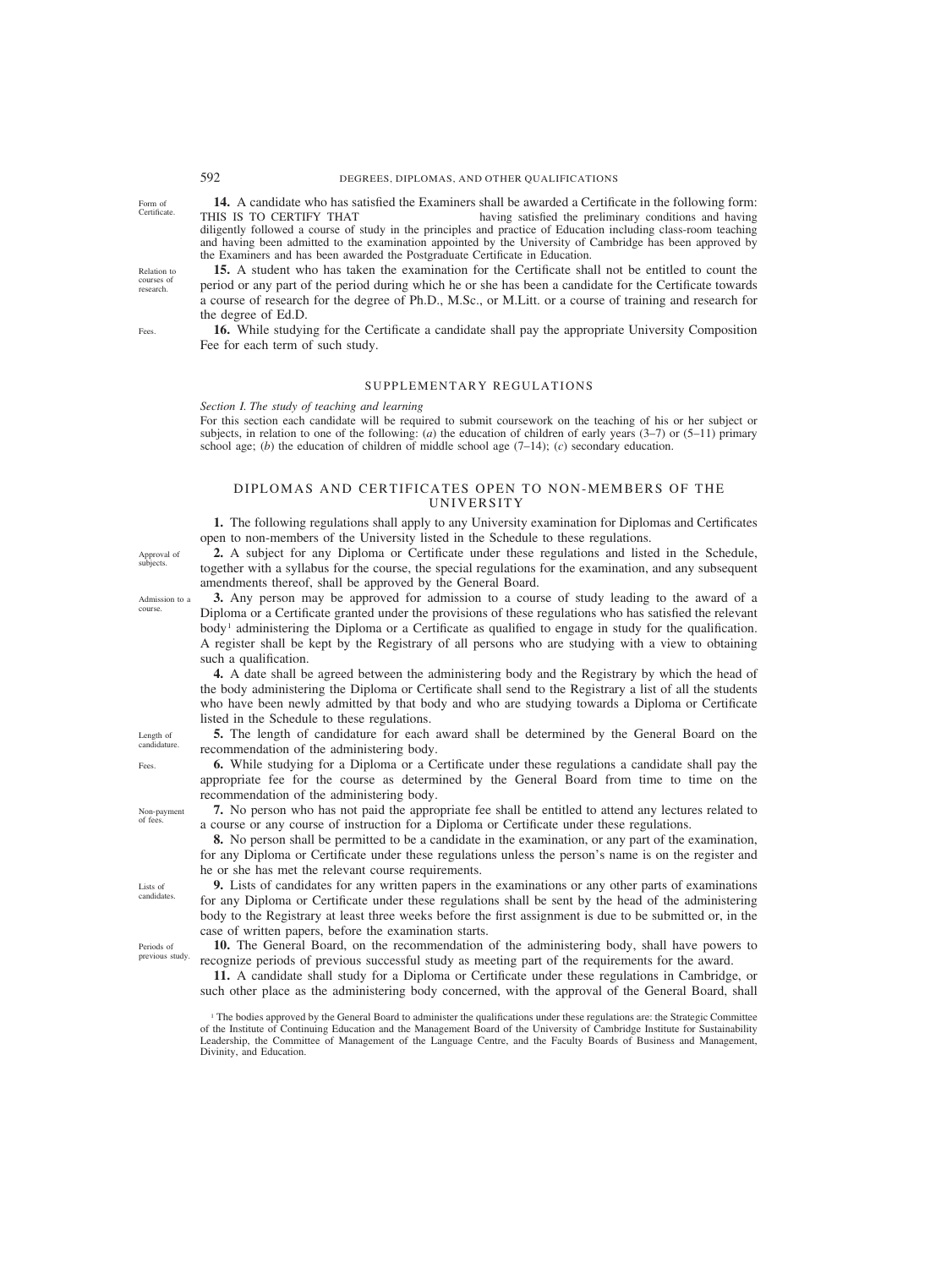**14.** A candidate who has satisfied the Examiners shall be awarded a Certificate in the following form: THIS IS TO CERTIFY THAT                         having satisfied the preliminary conditions and having diligently followed a course of study in the principles and practice of Education including class-room teaching and having been admitted to the examination appointed by the University of Cambridge has been approved by the Examiners and has been awarded the Postgraduate Certificate in Education.

*Form of Certificate.*

**15.** A student who has taken the examination for the Certificate shall not be entitled to count the period or any part of the period during which he or she has been a candidate for the Certificate towards a course of research for the degree of Ph.D., M.Sc., or M.Litt. or a course of training and research for the degree of Ed.D.

*Relation to courses of research.*

**16.** While studying for the Certificate a candidate shall pay the appropriate University Composition Fee for each term of such study.

*Fees.*

## SUPPLEMENTARY REGULATIONS

*Section I. The study of teaching and learning*

For this section each candidate will be required to submit coursework on the teaching of his or her subject or subjects, in relation to one of the following: (*a*) the education of children of early years (3–7) or (5–11) primary school age; (*b*) the education of children of middle school age (7–14); (*c*) secondary education.

## DIPLOMAS AND CERTIFICATES OPEN TO NON-MEMBERS OF THE UNIVERSITY

**1.** The following regulations shall apply to any University examination for Diplomas and Certificates open to non-members of the University listed in the Schedule to these regulations.

**2.** A subject for any Diploma or Certificate under these regulations and listed in the Schedule, together with a syllabus for the course, the special regulations for the examination, and any subsequent amendments thereof, shall be approved by the General Board.

*Approval of subjects.*

**3.** Any person may be approved for admission to a course of study leading to the award of a Diploma or a Certificate granted under the provisions of these regulations who has satisfied the relevant body[1] administering the Diploma or a Certificate as qualified to engage in study for the qualification. A register shall be kept by the Registrary of all persons who are studying with a view to obtaining such a qualification.

*Admission to a course.*

**4.** A date shall be agreed between the administering body and the Registrary by which the head of the body administering the Diploma or Certificate shall send to the Registrary a list of all the students who have been newly admitted by that body and who are studying towards a Diploma or Certificate listed in the Schedule to these regulations.

**5.** The length of candidature for each award shall be determined by the General Board on the recommendation of the administering body.

*Length of candidature.*

**6.** While studying for a Diploma or a Certificate under these regulations a candidate shall pay the appropriate fee for the course as determined by the General Board from time to time on the recommendation of the administering body.

*Fees.*

**7.** No person who has not paid the appropriate fee shall be entitled to attend any lectures related to a course or any course of instruction for a Diploma or Certificate under these regulations.

*Non-payment of fees.*

**8.** No person shall be permitted to be a candidate in the examination, or any part of the examination, for any Diploma or Certificate under these regulations unless the person's name is on the register and he or she has met the relevant course requirements.

**9.** Lists of candidates for any written papers in the examinations or any other parts of examinations for any Diploma or Certificate under these regulations shall be sent by the head of the administering body to the Registrary at least three weeks before the first assignment is due to be submitted or, in the case of written papers, before the examination starts.

*Lists of candidates.*

**10.** The General Board, on the recommendation of the administering body, shall have powers to recognize periods of previous successful study as meeting part of the requirements for the award.

*Periods of previous study.*

**11.** A candidate shall study for a Diploma or Certificate under these regulations in Cambridge, or such other place as the administering body concerned, with the approval of the General Board, shall

[1] The bodies approved by the General Board to administer the qualifications under these regulations are: the Strategic Committee of the Institute of Continuing Education and the Management Board of the University of Cambridge Institute for Sustainability Leadership, the Committee of Management of the Language Centre, and the Faculty Boards of Business and Management, Divinity, and Education.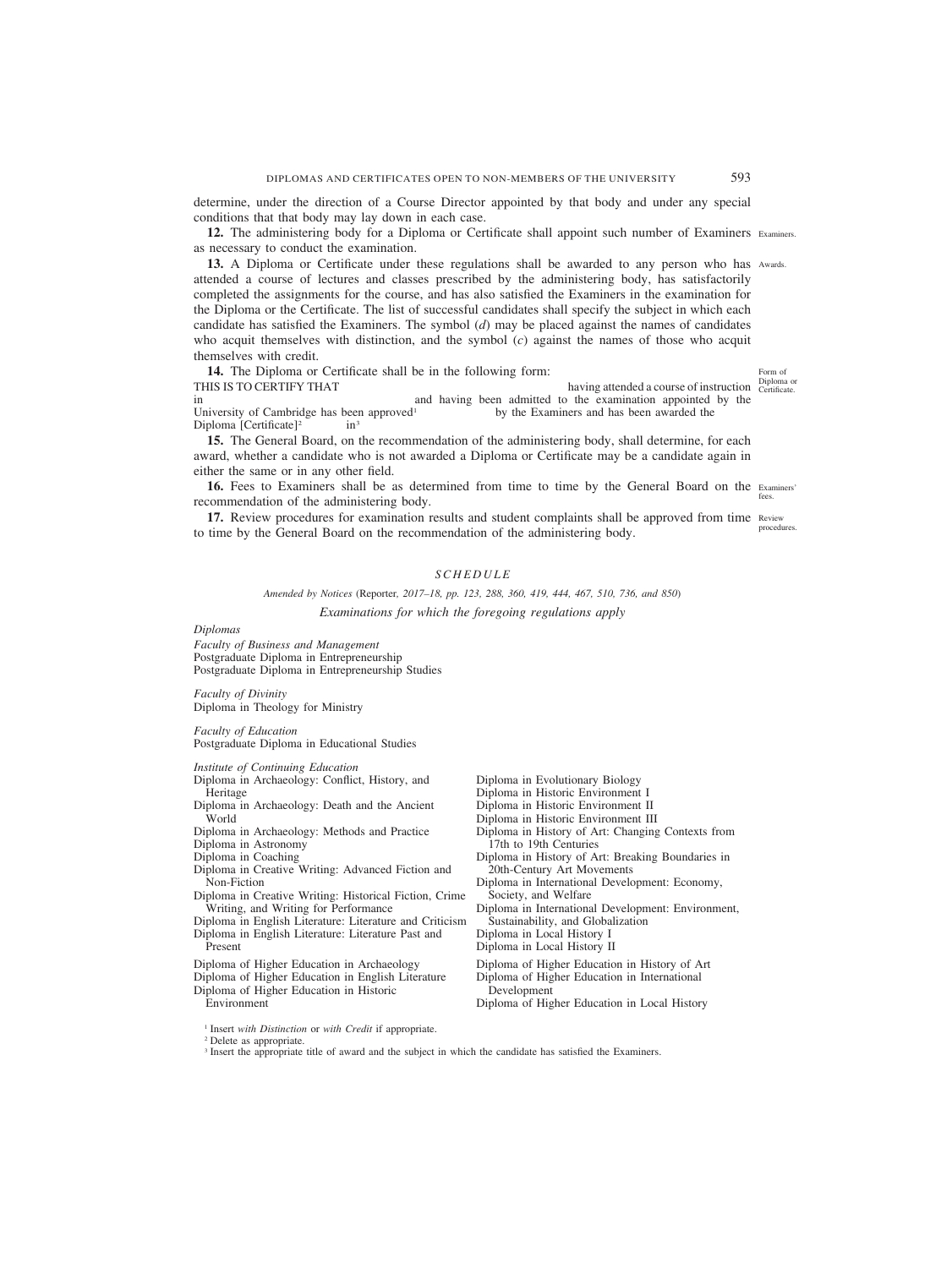determine, under the direction of a Course Director appointed by that body and under any special conditions that that body may lay down in each case.

**12.** The administering body for a Diploma or Certificate shall appoint such number of Examiners as necessary to conduct the examination.

Examiners.

**13.** A Diploma or Certificate under these regulations shall be awarded to any person who has attended a course of lectures and classes prescribed by the administering body, has satisfactorily completed the assignments for the course, and has also satisfied the Examiners in the examination for the Diploma or the Certificate. The list of successful candidates shall specify the subject in which each candidate has satisfied the Examiners. The symbol (*d*) may be placed against the names of candidates who acquit themselves with distinction, and the symbol (*c*) against the names of those who acquit themselves with credit.

Awards.

**14.** The Diploma or Certificate shall be in the following form:

Form of Diploma or Certificate.

THIS IS TO CERTIFY THAT having attended a course of instruction in and having been admitted to the examination appointed by the University of Cambridge has been approved[1] by the Examiners and has been awarded the Diploma [Certificate][2] in[3]

**15.** The General Board, on the recommendation of the administering body, shall determine, for each award, whether a candidate who is not awarded a Diploma or Certificate may be a candidate again in either the same or in any other field.

**16.** Fees to Examiners shall be as determined from time to time by the General Board on the recommendation of the administering body.

Examiners' fees.

**17.** Review procedures for examination results and student complaints shall be approved from time to time by the General Board on the recommendation of the administering body.

Review procedures.

## *SCHEDULE*

*Amended by Notices* (Reporter, *2017–18, pp. 123, 288, 360, 419, 444, 467, 510, 736, and 850*)

*Examinations for which the foregoing regulations apply*

*Diplomas*

*Faculty of Business and Management*
Postgraduate Diploma in Entrepreneurship
Postgraduate Diploma in Entrepreneurship Studies

*Faculty of Divinity*
Diploma in Theology for Ministry

*Faculty of Education*
Postgraduate Diploma in Educational Studies

*Institute of Continuing Education*
Diploma in Archaeology: Conflict, History, and Heritage
Diploma in Archaeology: Death and the Ancient World
Diploma in Archaeology: Methods and Practice
Diploma in Astronomy
Diploma in Coaching
Diploma in Creative Writing: Advanced Fiction and Non-Fiction
Diploma in Creative Writing: Historical Fiction, Crime Writing, and Writing for Performance
Diploma in English Literature: Literature and Criticism
Diploma in English Literature: Literature Past and Present
Diploma in Evolutionary Biology
Diploma in Historic Environment I
Diploma in Historic Environment II
Diploma in Historic Environment III
Diploma in History of Art: Changing Contexts from 17th to 19th Centuries
Diploma in History of Art: Breaking Boundaries in 20th-Century Art Movements
Diploma in International Development: Economy, Society, and Welfare
Diploma in International Development: Environment, Sustainability, and Globalization
Diploma in Local History I
Diploma in Local History II

Diploma of Higher Education in Archaeology
Diploma of Higher Education in English Literature
Diploma of Higher Education in Historic Environment
Diploma of Higher Education in History of Art
Diploma of Higher Education in International Development
Diploma of Higher Education in Local History

[1] Insert *with Distinction* or *with Credit* if appropriate.
[2] Delete as appropriate.
[3] Insert the appropriate title of award and the subject in which the candidate has satisfied the Examiners.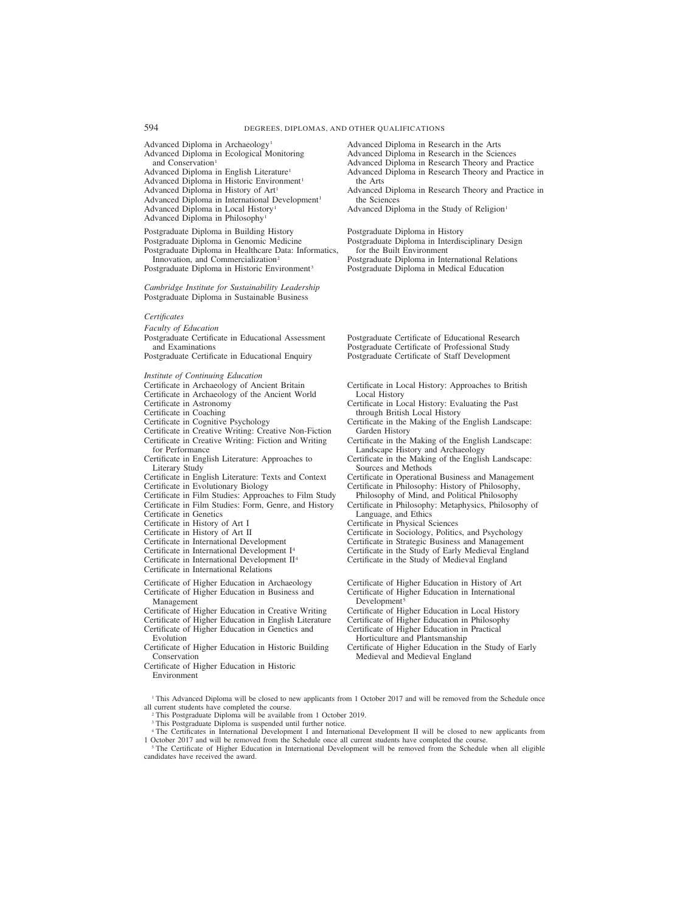Advanced Diploma in Archaeology[1]
Advanced Diploma in Ecological Monitoring and Conservation[1]
Advanced Diploma in English Literature[1]
Advanced Diploma in Historic Environment[1]
Advanced Diploma in History of Art[1]
Advanced Diploma in International Development[1]
Advanced Diploma in Local History[1]
Advanced Diploma in Philosophy[1]
Advanced Diploma in Research in the Arts
Advanced Diploma in Research in the Sciences
Advanced Diploma in Research Theory and Practice
Advanced Diploma in Research Theory and Practice in the Arts
Advanced Diploma in Research Theory and Practice in the Sciences
Advanced Diploma in the Study of Religion[1]

Postgraduate Diploma in Building History
Postgraduate Diploma in Genomic Medicine
Postgraduate Diploma in Healthcare Data: Informatics, Innovation, and Commercialization[2]
Postgraduate Diploma in Historic Environment[3]
Postgraduate Diploma in History
Postgraduate Diploma in Interdisciplinary Design for the Built Environment
Postgraduate Diploma in International Relations
Postgraduate Diploma in Medical Education

*Cambridge Institute for Sustainability Leadership*
Postgraduate Diploma in Sustainable Business

*Certificates*

*Faculty of Education*
Postgraduate Certificate in Educational Assessment and Examinations
Postgraduate Certificate in Educational Enquiry
Postgraduate Certificate of Educational Research
Postgraduate Certificate of Professional Study
Postgraduate Certificate of Staff Development

*Institute of Continuing Education*
Certificate in Archaeology of Ancient Britain
Certificate in Archaeology of the Ancient World
Certificate in Astronomy
Certificate in Coaching
Certificate in Cognitive Psychology
Certificate in Creative Writing: Creative Non-Fiction
Certificate in Creative Writing: Fiction and Writing for Performance
Certificate in English Literature: Approaches to Literary Study
Certificate in English Literature: Texts and Context
Certificate in Evolutionary Biology
Certificate in Film Studies: Approaches to Film Study
Certificate in Film Studies: Form, Genre, and History
Certificate in Genetics
Certificate in History of Art I
Certificate in History of Art II
Certificate in International Development
Certificate in International Development I[4]
Certificate in International Development II[4]
Certificate in International Relations
Certificate in Local History: Approaches to British Local History
Certificate in Local History: Evaluating the Past through British Local History
Certificate in the Making of the English Landscape: Garden History
Certificate in the Making of the English Landscape: Landscape History and Archaeology
Certificate in the Making of the English Landscape: Sources and Methods
Certificate in Operational Business and Management
Certificate in Philosophy: History of Philosophy, Philosophy of Mind, and Political Philosophy
Certificate in Philosophy: Metaphysics, Philosophy of Language, and Ethics
Certificate in Physical Sciences
Certificate in Sociology, Politics, and Psychology
Certificate in Strategic Business and Management
Certificate in the Study of Early Medieval England
Certificate in the Study of Medieval England

Certificate of Higher Education in Archaeology
Certificate of Higher Education in Business and Management
Certificate of Higher Education in Creative Writing
Certificate of Higher Education in English Literature
Certificate of Higher Education in Genetics and Evolution
Certificate of Higher Education in Historic Building Conservation
Certificate of Higher Education in Historic Environment
Certificate of Higher Education in History of Art
Certificate of Higher Education in International Development[5]
Certificate of Higher Education in Local History
Certificate of Higher Education in Philosophy
Certificate of Higher Education in Practical Horticulture and Plantsmanship
Certificate of Higher Education in the Study of Early Medieval and Medieval England

[1] This Advanced Diploma will be closed to new applicants from 1 October 2017 and will be removed from the Schedule once all current students have completed the course.

[2] This Postgraduate Diploma will be available from 1 October 2019.

[3] This Postgraduate Diploma is suspended until further notice.

[4] The Certificates in International Development I and International Development II will be closed to new applicants from 1 October 2017 and will be removed from the Schedule once all current students have completed the course.

[5] The Certificate of Higher Education in International Development will be removed from the Schedule when all eligible candidates have received the award.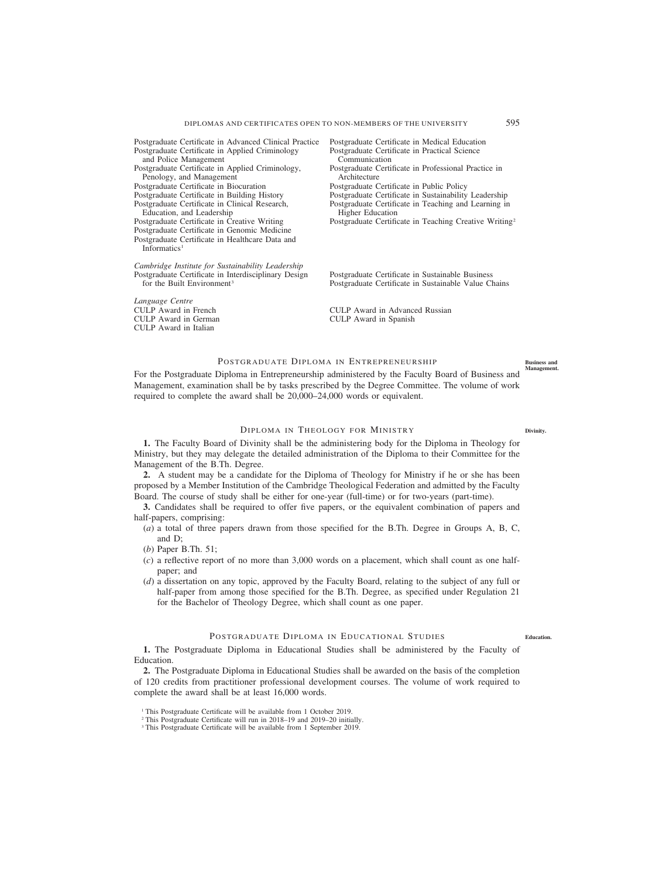Postgraduate Certificate in Advanced Clinical Practice
Postgraduate Certificate in Applied Criminology and Police Management
Postgraduate Certificate in Applied Criminology, Penology, and Management
Postgraduate Certificate in Biocuration
Postgraduate Certificate in Building History
Postgraduate Certificate in Clinical Research, Education, and Leadership
Postgraduate Certificate in Creative Writing
Postgraduate Certificate in Genomic Medicine
Postgraduate Certificate in Healthcare Data and Informatics[1]
Postgraduate Certificate in Medical Education
Postgraduate Certificate in Practical Science Communication
Postgraduate Certificate in Professional Practice in Architecture
Postgraduate Certificate in Public Policy
Postgraduate Certificate in Sustainability Leadership
Postgraduate Certificate in Teaching and Learning in Higher Education
Postgraduate Certificate in Teaching Creative Writing[2]

*Cambridge Institute for Sustainability Leadership*

Postgraduate Certificate in Interdisciplinary Design for the Built Environment[3]
Postgraduate Certificate in Sustainable Business
Postgraduate Certificate in Sustainable Value Chains

*Language Centre*

CULP Award in French
CULP Award in German
CULP Award in Italian
CULP Award in Advanced Russian
CULP Award in Spanish

## Postgraduate Diploma in Entrepreneurship

**Business and Management.**

For the Postgraduate Diploma in Entrepreneurship administered by the Faculty Board of Business and Management, examination shall be by tasks prescribed by the Degree Committee. The volume of work required to complete the award shall be 20,000–24,000 words or equivalent.

## Diploma in Theology for Ministry

**Divinity.**

**1.** The Faculty Board of Divinity shall be the administering body for the Diploma in Theology for Ministry, but they may delegate the detailed administration of the Diploma to their Committee for the Management of the B.Th. Degree.

**2.** A student may be a candidate for the Diploma of Theology for Ministry if he or she has been proposed by a Member Institution of the Cambridge Theological Federation and admitted by the Faculty Board. The course of study shall be either for one-year (full-time) or for two-years (part-time).

**3.** Candidates shall be required to offer five papers, or the equivalent combination of papers and half-papers, comprising:

(*a*) a total of three papers drawn from those specified for the B.Th. Degree in Groups A, B, C, and D;

(*b*) Paper B.Th. 51;

(*c*) a reflective report of no more than 3,000 words on a placement, which shall count as one half-paper; and

(*d*) a dissertation on any topic, approved by the Faculty Board, relating to the subject of any full or half-paper from among those specified for the B.Th. Degree, as specified under Regulation 21 for the Bachelor of Theology Degree, which shall count as one paper.

## Postgraduate Diploma in Educational Studies

**Education.**

**1.** The Postgraduate Diploma in Educational Studies shall be administered by the Faculty of Education.

**2.** The Postgraduate Diploma in Educational Studies shall be awarded on the basis of the completion of 120 credits from practitioner professional development courses. The volume of work required to complete the award shall be at least 16,000 words.

[1] This Postgraduate Certificate will be available from 1 October 2019.
[2] This Postgraduate Certificate will run in 2018–19 and 2019–20 initially.
[3] This Postgraduate Certificate will be available from 1 September 2019.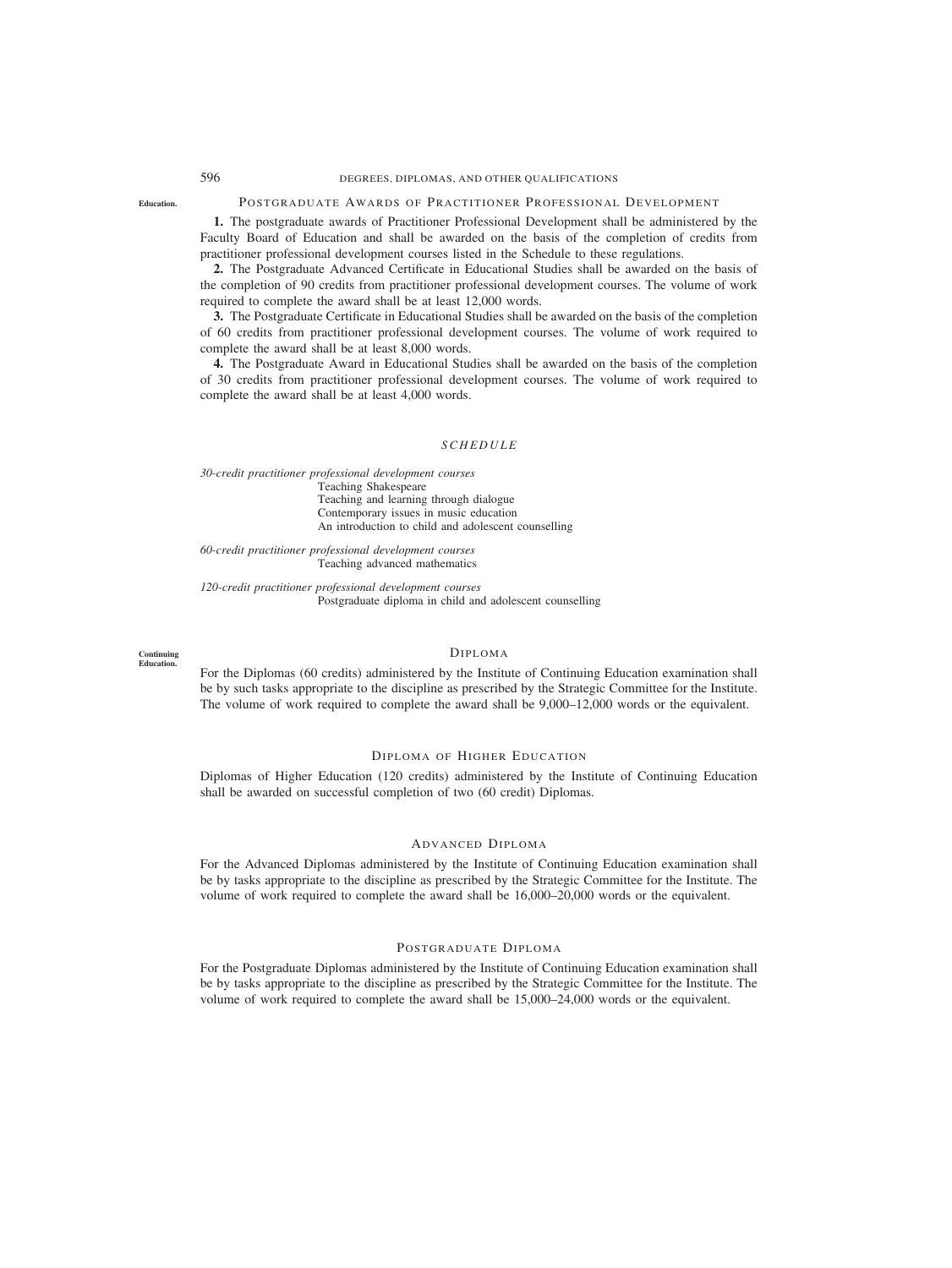*Education.*

## Postgraduate Awards of Practitioner Professional Development

**1.** The postgraduate awards of Practitioner Professional Development shall be administered by the Faculty Board of Education and shall be awarded on the basis of the completion of credits from practitioner professional development courses listed in the Schedule to these regulations.

**2.** The Postgraduate Advanced Certificate in Educational Studies shall be awarded on the basis of the completion of 90 credits from practitioner professional development courses. The volume of work required to complete the award shall be at least 12,000 words.

**3.** The Postgraduate Certificate in Educational Studies shall be awarded on the basis of the completion of 60 credits from practitioner professional development courses. The volume of work required to complete the award shall be at least 8,000 words.

**4.** The Postgraduate Award in Educational Studies shall be awarded on the basis of the completion of 30 credits from practitioner professional development courses. The volume of work required to complete the award shall be at least 4,000 words.

### *SCHEDULE*

*30-credit practitioner professional development courses*

- Teaching Shakespeare
- Teaching and learning through dialogue
- Contemporary issues in music education
- An introduction to child and adolescent counselling

*60-credit practitioner professional development courses*

- Teaching advanced mathematics

*120-credit practitioner professional development courses*

- Postgraduate diploma in child and adolescent counselling

*Continuing Education.*

## Diploma

For the Diplomas (60 credits) administered by the Institute of Continuing Education examination shall be by such tasks appropriate to the discipline as prescribed by the Strategic Committee for the Institute. The volume of work required to complete the award shall be 9,000–12,000 words or the equivalent.

## Diploma of Higher Education

Diplomas of Higher Education (120 credits) administered by the Institute of Continuing Education shall be awarded on successful completion of two (60 credit) Diplomas.

## Advanced Diploma

For the Advanced Diplomas administered by the Institute of Continuing Education examination shall be by tasks appropriate to the discipline as prescribed by the Strategic Committee for the Institute. The volume of work required to complete the award shall be 16,000–20,000 words or the equivalent.

## Postgraduate Diploma

For the Postgraduate Diplomas administered by the Institute of Continuing Education examination shall be by tasks appropriate to the discipline as prescribed by the Strategic Committee for the Institute. The volume of work required to complete the award shall be 15,000–24,000 words or the equivalent.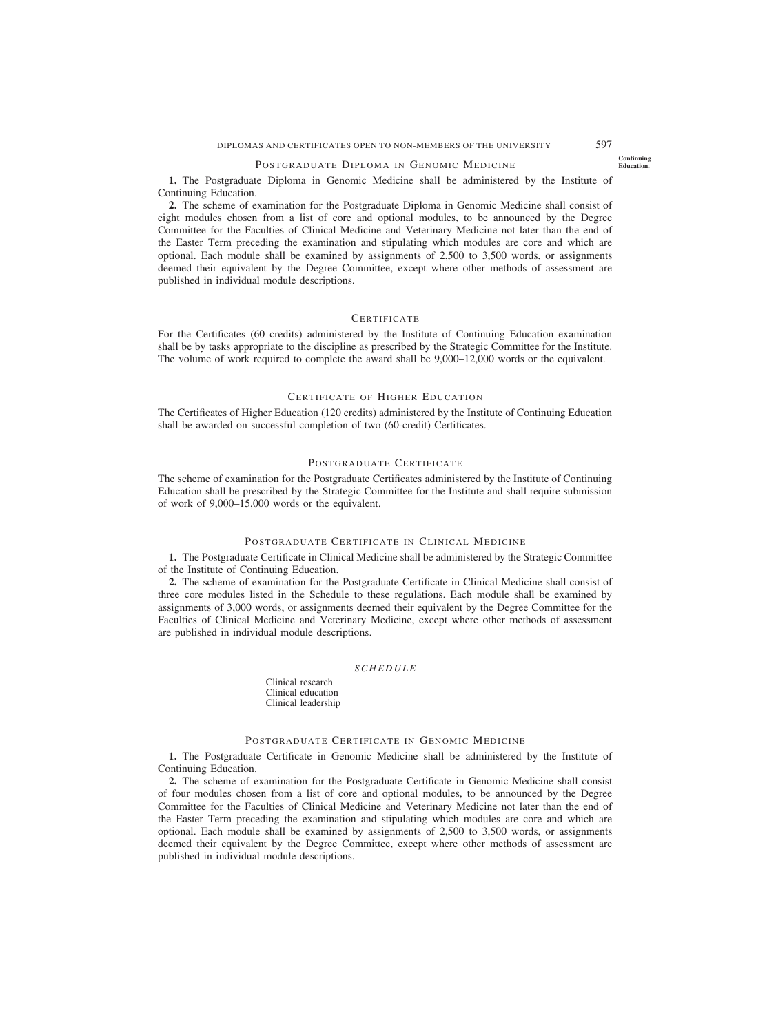## Postgraduate Diploma in Genomic Medicine

**1.** The Postgraduate Diploma in Genomic Medicine shall be administered by the Institute of Continuing Education.

**2.** The scheme of examination for the Postgraduate Diploma in Genomic Medicine shall consist of eight modules chosen from a list of core and optional modules, to be announced by the Degree Committee for the Faculties of Clinical Medicine and Veterinary Medicine not later than the end of the Easter Term preceding the examination and stipulating which modules are core and which are optional. Each module shall be examined by assignments of 2,500 to 3,500 words, or assignments deemed their equivalent by the Degree Committee, except where other methods of assessment are published in individual module descriptions.

## Certificate

For the Certificates (60 credits) administered by the Institute of Continuing Education examination shall be by tasks appropriate to the discipline as prescribed by the Strategic Committee for the Institute. The volume of work required to complete the award shall be 9,000–12,000 words or the equivalent.

## Certificate of Higher Education

The Certificates of Higher Education (120 credits) administered by the Institute of Continuing Education shall be awarded on successful completion of two (60-credit) Certificates.

## Postgraduate Certificate

The scheme of examination for the Postgraduate Certificates administered by the Institute of Continuing Education shall be prescribed by the Strategic Committee for the Institute and shall require submission of work of 9,000–15,000 words or the equivalent.

## Postgraduate Certificate in Clinical Medicine

**1.** The Postgraduate Certificate in Clinical Medicine shall be administered by the Strategic Committee of the Institute of Continuing Education.

**2.** The scheme of examination for the Postgraduate Certificate in Clinical Medicine shall consist of three core modules listed in the Schedule to these regulations. Each module shall be examined by assignments of 3,000 words, or assignments deemed their equivalent by the Degree Committee for the Faculties of Clinical Medicine and Veterinary Medicine, except where other methods of assessment are published in individual module descriptions.

### *SCHEDULE*

Clinical research
Clinical education
Clinical leadership

## Postgraduate Certificate in Genomic Medicine

**1.** The Postgraduate Certificate in Genomic Medicine shall be administered by the Institute of Continuing Education.

**2.** The scheme of examination for the Postgraduate Certificate in Genomic Medicine shall consist of four modules chosen from a list of core and optional modules, to be announced by the Degree Committee for the Faculties of Clinical Medicine and Veterinary Medicine not later than the end of the Easter Term preceding the examination and stipulating which modules are core and which are optional. Each module shall be examined by assignments of 2,500 to 3,500 words, or assignments deemed their equivalent by the Degree Committee, except where other methods of assessment are published in individual module descriptions.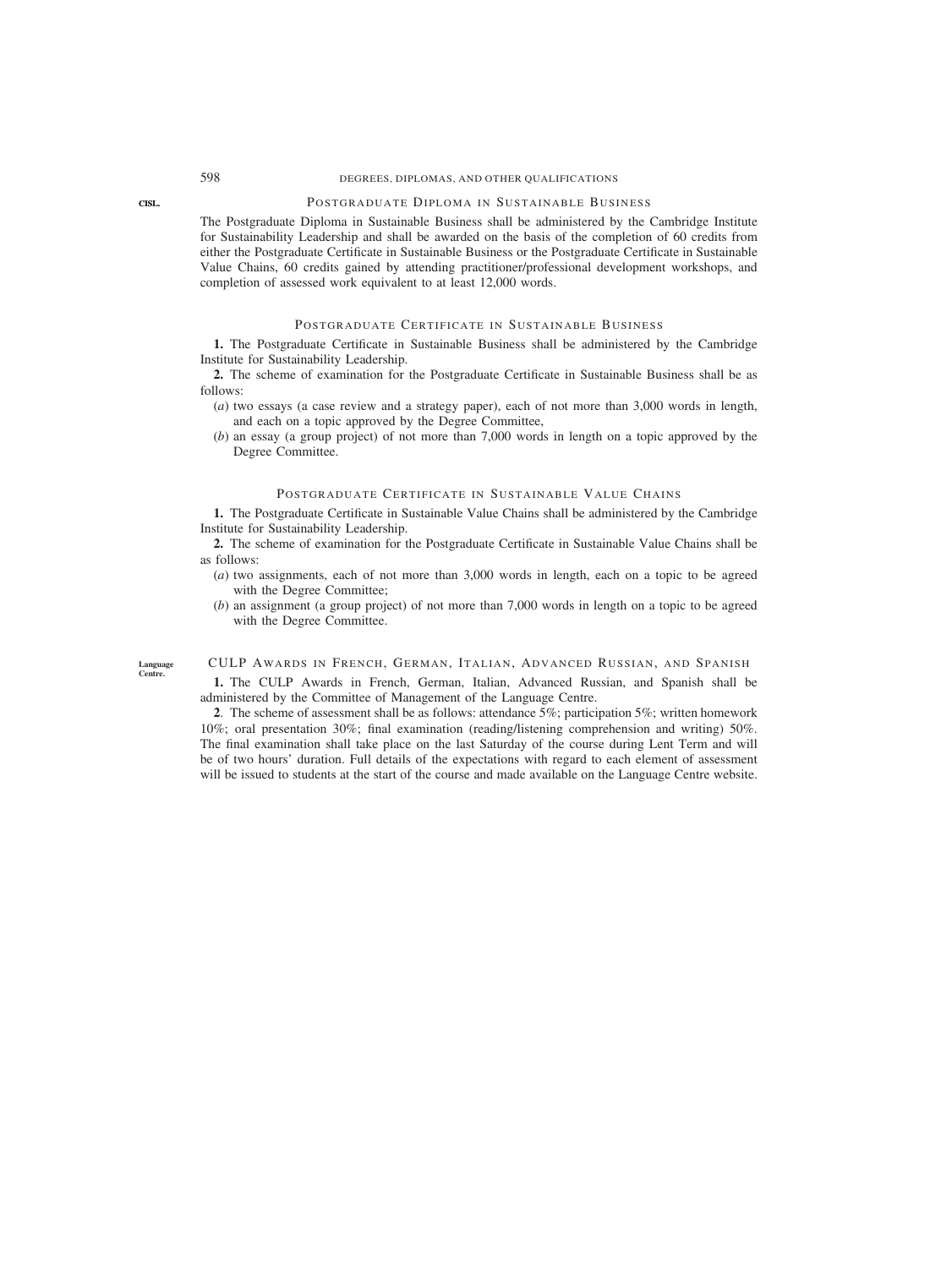## Postgraduate Diploma in Sustainable Business

CISL.

The Postgraduate Diploma in Sustainable Business shall be administered by the Cambridge Institute for Sustainability Leadership and shall be awarded on the basis of the completion of 60 credits from either the Postgraduate Certificate in Sustainable Business or the Postgraduate Certificate in Sustainable Value Chains, 60 credits gained by attending practitioner/professional development workshops, and completion of assessed work equivalent to at least 12,000 words.

## Postgraduate Certificate in Sustainable Business

**1.** The Postgraduate Certificate in Sustainable Business shall be administered by the Cambridge Institute for Sustainability Leadership.

**2.** The scheme of examination for the Postgraduate Certificate in Sustainable Business shall be as follows:

(*a*) two essays (a case review and a strategy paper), each of not more than 3,000 words in length, and each on a topic approved by the Degree Committee,

(*b*) an essay (a group project) of not more than 7,000 words in length on a topic approved by the Degree Committee.

## Postgraduate Certificate in Sustainable Value Chains

**1.** The Postgraduate Certificate in Sustainable Value Chains shall be administered by the Cambridge Institute for Sustainability Leadership.

**2.** The scheme of examination for the Postgraduate Certificate in Sustainable Value Chains shall be as follows:

(*a*) two assignments, each of not more than 3,000 words in length, each on a topic to be agreed with the Degree Committee;

(*b*) an assignment (a group project) of not more than 7,000 words in length on a topic to be agreed with the Degree Committee.

## CULP Awards in French, German, Italian, Advanced Russian, and Spanish

Language Centre.

**1.** The CULP Awards in French, German, Italian, Advanced Russian, and Spanish shall be administered by the Committee of Management of the Language Centre.

**2**. The scheme of assessment shall be as follows: attendance 5%; participation 5%; written homework 10%; oral presentation 30%; final examination (reading/listening comprehension and writing) 50%. The final examination shall take place on the last Saturday of the course during Lent Term and will be of two hours' duration. Full details of the expectations with regard to each element of assessment will be issued to students at the start of the course and made available on the Language Centre website.